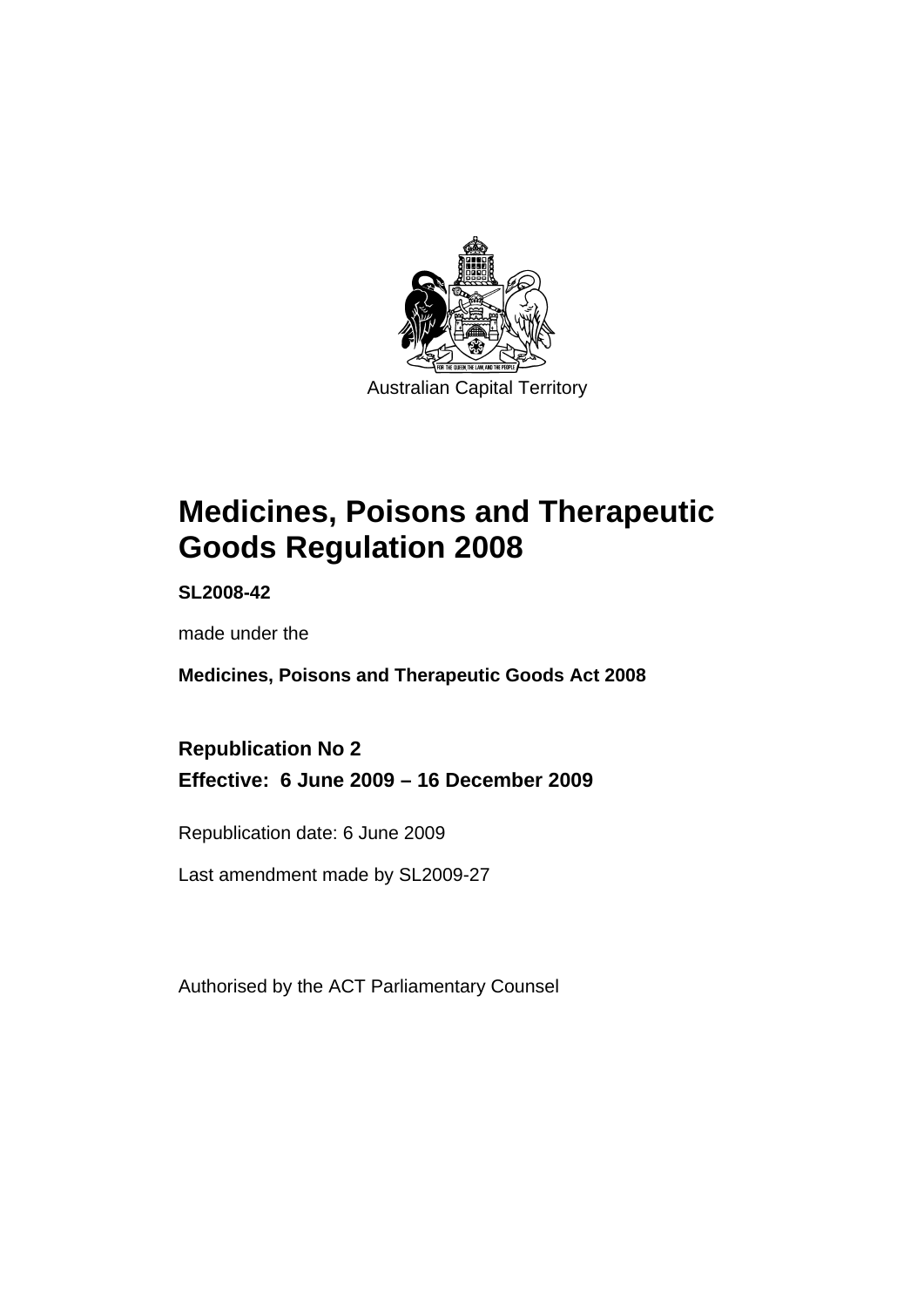Australian Capital Territory

# Medicines, Poisons and Therapeutic Goods Regulation 2008

**SL2008-42**

made under the

**Medicines, Poisons and Therapeutic Goods Act 2008**

## Republication No 2
## Effective: 6 June 2009 – 16 December 2009

Republication date: 6 June 2009

Last amendment made by SL2009-27

Authorised by the ACT Parliamentary Counsel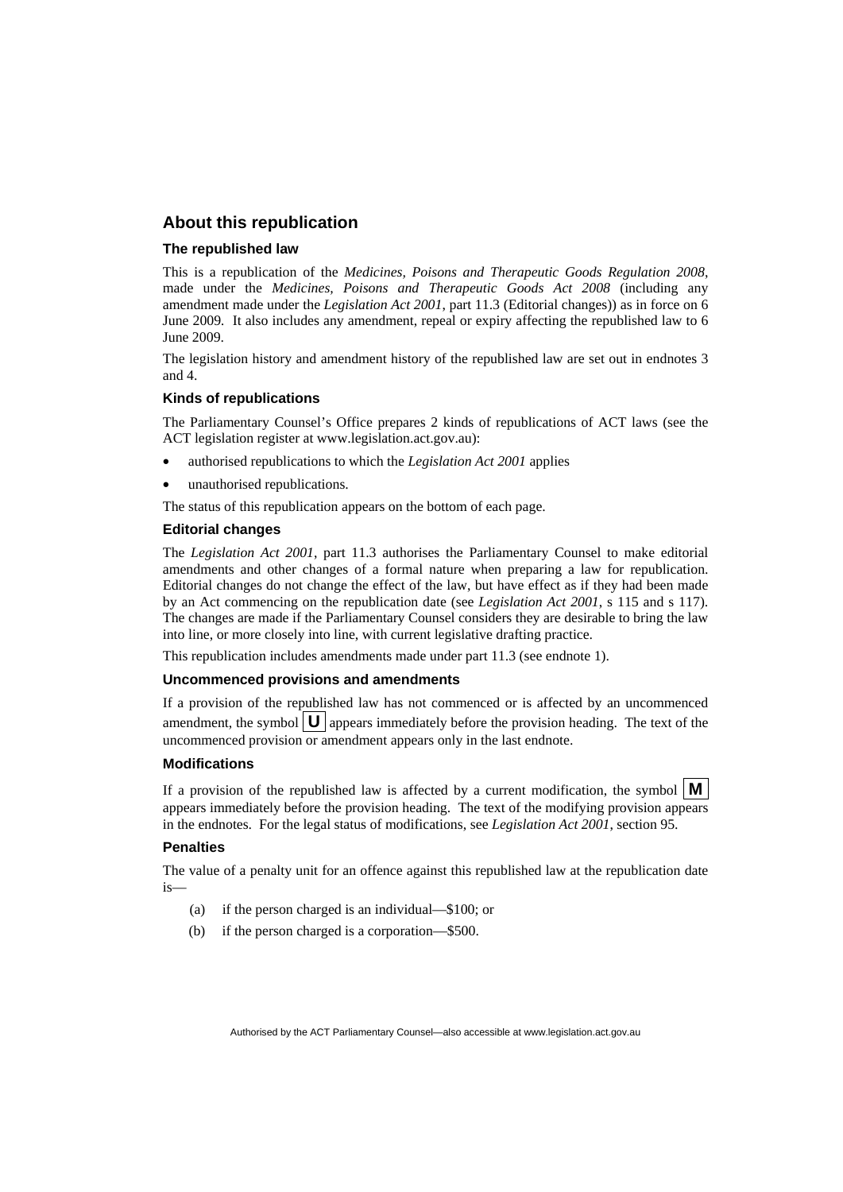## About this republication

### The republished law

This is a republication of the *Medicines, Poisons and Therapeutic Goods Regulation 2008*, made under the *Medicines, Poisons and Therapeutic Goods Act 2008* (including any amendment made under the *Legislation Act 2001*, part 11.3 (Editorial changes)) as in force on 6 June 2009. It also includes any amendment, repeal or expiry affecting the republished law to 6 June 2009.

The legislation history and amendment history of the republished law are set out in endnotes 3 and 4.

### Kinds of republications

The Parliamentary Counsel's Office prepares 2 kinds of republications of ACT laws (see the ACT legislation register at www.legislation.act.gov.au):

- authorised republications to which the *Legislation Act 2001* applies
- unauthorised republications.

The status of this republication appears on the bottom of each page.

### Editorial changes

The *Legislation Act 2001*, part 11.3 authorises the Parliamentary Counsel to make editorial amendments and other changes of a formal nature when preparing a law for republication. Editorial changes do not change the effect of the law, but have effect as if they had been made by an Act commencing on the republication date (see *Legislation Act 2001*, s 115 and s 117). The changes are made if the Parliamentary Counsel considers they are desirable to bring the law into line, or more closely into line, with current legislative drafting practice.

This republication includes amendments made under part 11.3 (see endnote 1).

### Uncommenced provisions and amendments

If a provision of the republished law has not commenced or is affected by an uncommenced amendment, the symbol **U** appears immediately before the provision heading. The text of the uncommenced provision or amendment appears only in the last endnote.

### Modifications

If a provision of the republished law is affected by a current modification, the symbol **M** appears immediately before the provision heading. The text of the modifying provision appears in the endnotes. For the legal status of modifications, see *Legislation Act 2001*, section 95.

### Penalties

The value of a penalty unit for an offence against this republished law at the republication date is—

(a) if the person charged is an individual—$100; or

(b) if the person charged is a corporation—$500.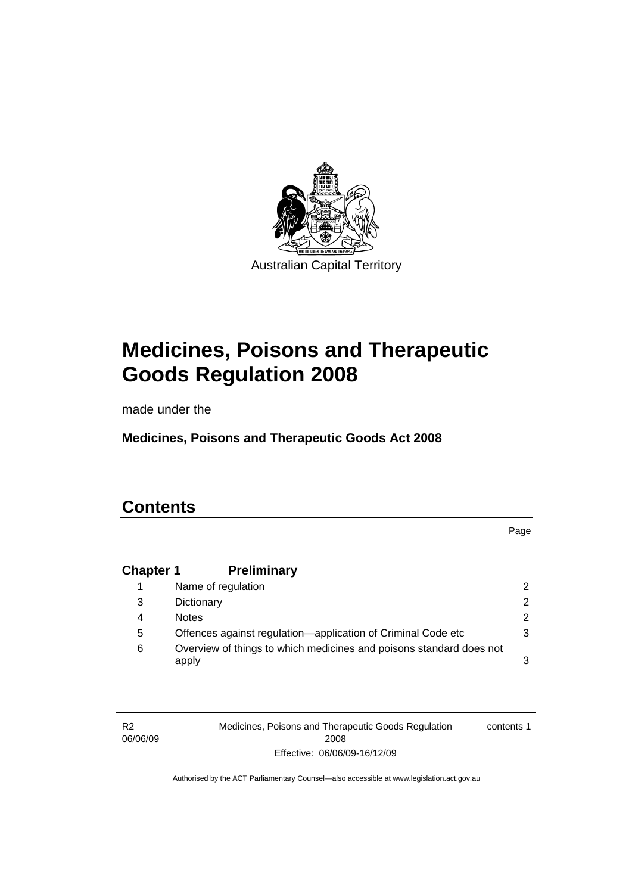Australian Capital Territory

# Medicines, Poisons and Therapeutic Goods Regulation 2008

made under the

**Medicines, Poisons and Therapeutic Goods Act 2008**

## Contents

Page

| | | |
|---|---|---|
| **Chapter 1** | **Preliminary** | |
| 1 | Name of regulation | 2 |
| 3 | Dictionary | 2 |
| 4 | Notes | 2 |
| 5 | Offences against regulation—application of Criminal Code etc | 3 |
| 6 | Overview of things to which medicines and poisons standard does not apply | 3 |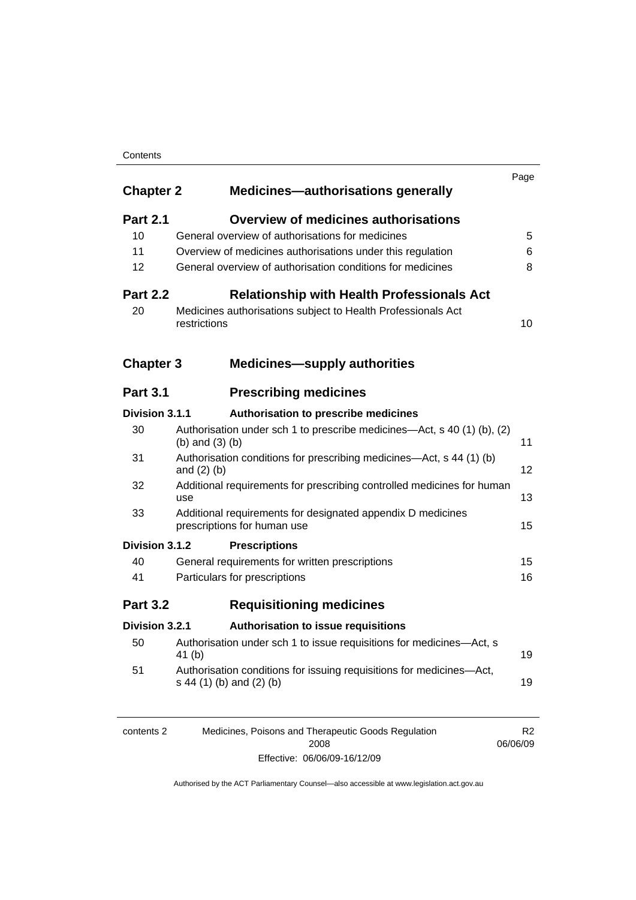| | | Page |
|---|---|---|
| **Chapter 2** | **Medicines—authorisations generally** | |
| **Part 2.1** | **Overview of medicines authorisations** | |
| 10 | General overview of authorisations for medicines | 5 |
| 11 | Overview of medicines authorisations under this regulation | 6 |
| 12 | General overview of authorisation conditions for medicines | 8 |
| **Part 2.2** | **Relationship with Health Professionals Act** | |
| 20 | Medicines authorisations subject to Health Professionals Act restrictions | 10 |
| **Chapter 3** | **Medicines—supply authorities** | |
| **Part 3.1** | **Prescribing medicines** | |
| **Division 3.1.1** | **Authorisation to prescribe medicines** | |
| 30 | Authorisation under sch 1 to prescribe medicines—Act, s 40 (1) (b), (2) (b) and (3) (b) | 11 |
| 31 | Authorisation conditions for prescribing medicines—Act, s 44 (1) (b) and (2) (b) | 12 |
| 32 | Additional requirements for prescribing controlled medicines for human use | 13 |
| 33 | Additional requirements for designated appendix D medicines prescriptions for human use | 15 |
| **Division 3.1.2** | **Prescriptions** | |
| 40 | General requirements for written prescriptions | 15 |
| 41 | Particulars for prescriptions | 16 |
| **Part 3.2** | **Requisitioning medicines** | |
| **Division 3.2.1** | **Authorisation to issue requisitions** | |
| 50 | Authorisation under sch 1 to issue requisitions for medicines—Act, s 41 (b) | 19 |
| 51 | Authorisation conditions for issuing requisitions for medicines—Act, s 44 (1) (b) and (2) (b) | 19 |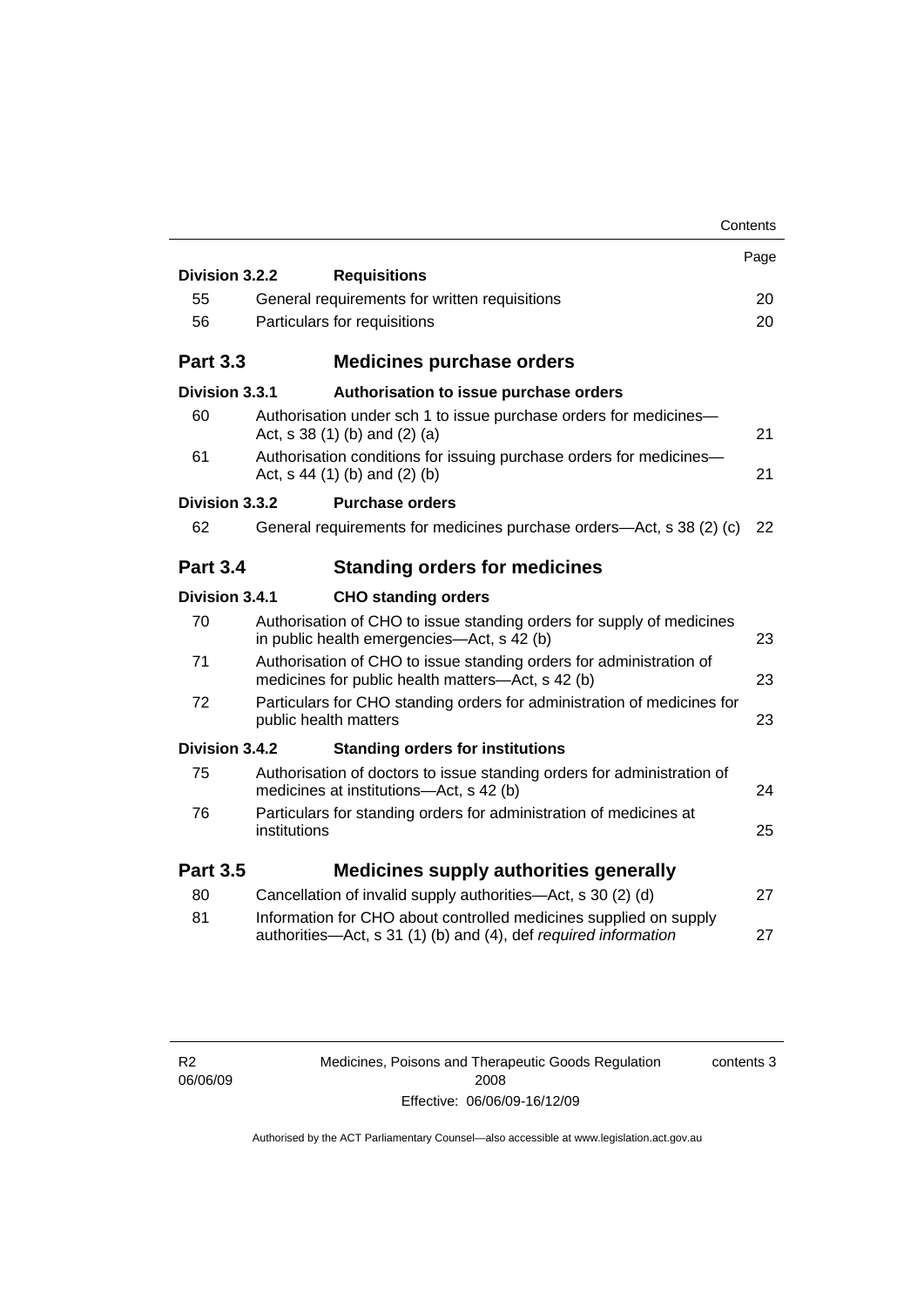| | | Page |
|---|---|---|
| **Division 3.2.2** | **Requisitions** | |
| 55 | General requirements for written requisitions | 20 |
| 56 | Particulars for requisitions | 20 |
| **Part 3.3** | **Medicines purchase orders** | |
| **Division 3.3.1** | **Authorisation to issue purchase orders** | |
| 60 | Authorisation under sch 1 to issue purchase orders for medicines—Act, s 38 (1) (b) and (2) (a) | 21 |
| 61 | Authorisation conditions for issuing purchase orders for medicines—Act, s 44 (1) (b) and (2) (b) | 21 |
| **Division 3.3.2** | **Purchase orders** | |
| 62 | General requirements for medicines purchase orders—Act, s 38 (2) (c) | 22 |
| **Part 3.4** | **Standing orders for medicines** | |
| **Division 3.4.1** | **CHO standing orders** | |
| 70 | Authorisation of CHO to issue standing orders for supply of medicines in public health emergencies—Act, s 42 (b) | 23 |
| 71 | Authorisation of CHO to issue standing orders for administration of medicines for public health matters—Act, s 42 (b) | 23 |
| 72 | Particulars for CHO standing orders for administration of medicines for public health matters | 23 |
| **Division 3.4.2** | **Standing orders for institutions** | |
| 75 | Authorisation of doctors to issue standing orders for administration of medicines at institutions—Act, s 42 (b) | 24 |
| 76 | Particulars for standing orders for administration of medicines at institutions | 25 |
| **Part 3.5** | **Medicines supply authorities generally** | |
| 80 | Cancellation of invalid supply authorities—Act, s 30 (2) (d) | 27 |
| 81 | Information for CHO about controlled medicines supplied on supply authorities—Act, s 31 (1) (b) and (4), def *required information* | 27 |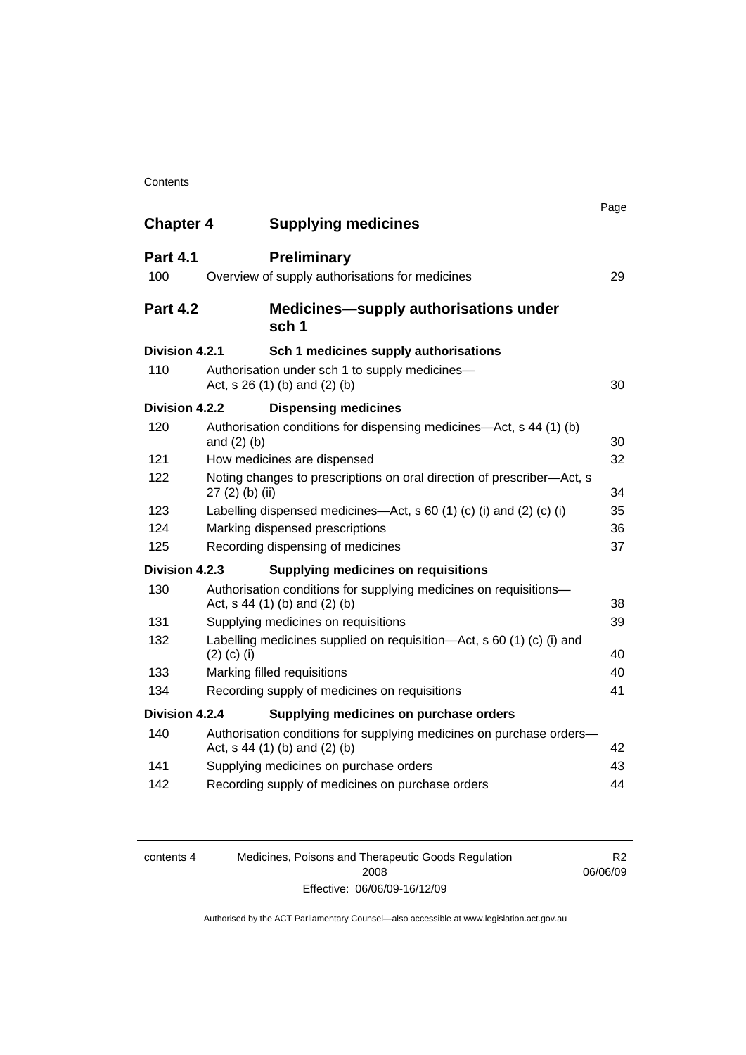| | | Page |
|---|---|---|
| **Chapter 4** | **Supplying medicines** | |
| **Part 4.1** | **Preliminary** | |
| 100 | Overview of supply authorisations for medicines | 29 |
| **Part 4.2** | **Medicines—supply authorisations under sch 1** | |
| **Division 4.2.1** | **Sch 1 medicines supply authorisations** | |
| 110 | Authorisation under sch 1 to supply medicines—Act, s 26 (1) (b) and (2) (b) | 30 |
| **Division 4.2.2** | **Dispensing medicines** | |
| 120 | Authorisation conditions for dispensing medicines—Act, s 44 (1) (b) and (2) (b) | 30 |
| 121 | How medicines are dispensed | 32 |
| 122 | Noting changes to prescriptions on oral direction of prescriber—Act, s 27 (2) (b) (ii) | 34 |
| 123 | Labelling dispensed medicines—Act, s 60 (1) (c) (i) and (2) (c) (i) | 35 |
| 124 | Marking dispensed prescriptions | 36 |
| 125 | Recording dispensing of medicines | 37 |
| **Division 4.2.3** | **Supplying medicines on requisitions** | |
| 130 | Authorisation conditions for supplying medicines on requisitions—Act, s 44 (1) (b) and (2) (b) | 38 |
| 131 | Supplying medicines on requisitions | 39 |
| 132 | Labelling medicines supplied on requisition—Act, s 60 (1) (c) (i) and (2) (c) (i) | 40 |
| 133 | Marking filled requisitions | 40 |
| 134 | Recording supply of medicines on requisitions | 41 |
| **Division 4.2.4** | **Supplying medicines on purchase orders** | |
| 140 | Authorisation conditions for supplying medicines on purchase orders—Act, s 44 (1) (b) and (2) (b) | 42 |
| 141 | Supplying medicines on purchase orders | 43 |
| 142 | Recording supply of medicines on purchase orders | 44 |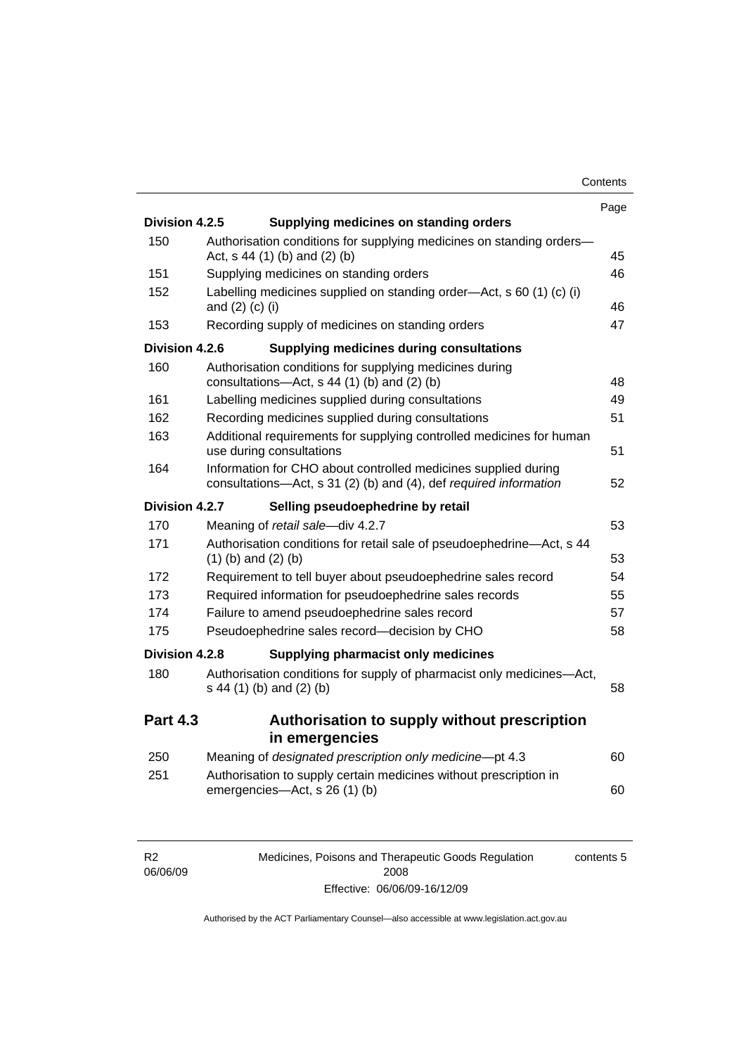| | | Page |
|---|---|---|
| **Division 4.2.5** | **Supplying medicines on standing orders** | |
| 150 | Authorisation conditions for supplying medicines on standing orders—Act, s 44 (1) (b) and (2) (b) | 45 |
| 151 | Supplying medicines on standing orders | 46 |
| 152 | Labelling medicines supplied on standing order—Act, s 60 (1) (c) (i) and (2) (c) (i) | 46 |
| 153 | Recording supply of medicines on standing orders | 47 |
| **Division 4.2.6** | **Supplying medicines during consultations** | |
| 160 | Authorisation conditions for supplying medicines during consultations—Act, s 44 (1) (b) and (2) (b) | 48 |
| 161 | Labelling medicines supplied during consultations | 49 |
| 162 | Recording medicines supplied during consultations | 51 |
| 163 | Additional requirements for supplying controlled medicines for human use during consultations | 51 |
| 164 | Information for CHO about controlled medicines supplied during consultations—Act, s 31 (2) (b) and (4), def *required information* | 52 |
| **Division 4.2.7** | **Selling pseudoephedrine by retail** | |
| 170 | Meaning of *retail sale*—div 4.2.7 | 53 |
| 171 | Authorisation conditions for retail sale of pseudoephedrine—Act, s 44 (1) (b) and (2) (b) | 53 |
| 172 | Requirement to tell buyer about pseudoephedrine sales record | 54 |
| 173 | Required information for pseudoephedrine sales records | 55 |
| 174 | Failure to amend pseudoephedrine sales record | 57 |
| 175 | Pseudoephedrine sales record—decision by CHO | 58 |
| **Division 4.2.8** | **Supplying pharmacist only medicines** | |
| 180 | Authorisation conditions for supply of pharmacist only medicines—Act, s 44 (1) (b) and (2) (b) | 58 |
| **Part 4.3** | **Authorisation to supply without prescription in emergencies** | |
| 250 | Meaning of *designated prescription only medicine*—pt 4.3 | 60 |
| 251 | Authorisation to supply certain medicines without prescription in emergencies—Act, s 26 (1) (b) | 60 |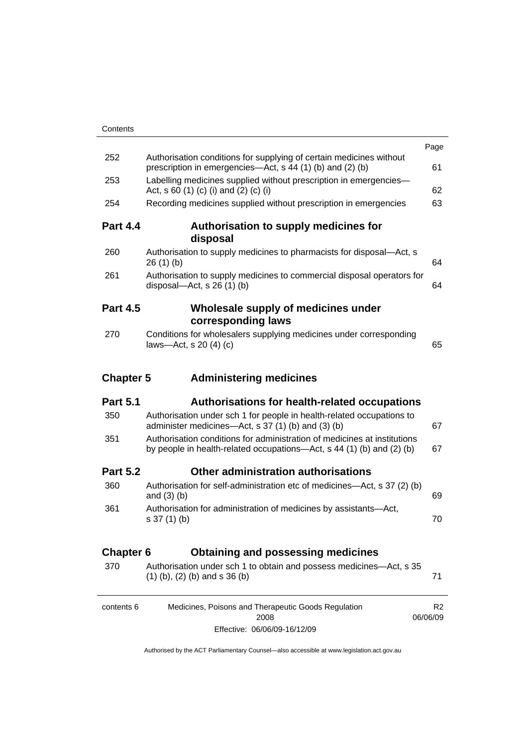| | | Page |
|---|---|---|
| 252 | Authorisation conditions for supplying of certain medicines without prescription in emergencies—Act, s 44 (1) (b) and (2) (b) | 61 |
| 253 | Labelling medicines supplied without prescription in emergencies—Act, s 60 (1) (c) (i) and (2) (c) (i) | 62 |
| 254 | Recording medicines supplied without prescription in emergencies | 63 |

**Part 4.4 Authorisation to supply medicines for disposal**

| | | |
|---|---|---|
| 260 | Authorisation to supply medicines to pharmacists for disposal—Act, s 26 (1) (b) | 64 |
| 261 | Authorisation to supply medicines to commercial disposal operators for disposal—Act, s 26 (1) (b) | 64 |

**Part 4.5 Wholesale supply of medicines under corresponding laws**

| | | |
|---|---|---|
| 270 | Conditions for wholesalers supplying medicines under corresponding laws—Act, s 20 (4) (c) | 65 |

## Chapter 5 Administering medicines

**Part 5.1 Authorisations for health-related occupations**

| | | |
|---|---|---|
| 350 | Authorisation under sch 1 for people in health-related occupations to administer medicines—Act, s 37 (1) (b) and (3) (b) | 67 |
| 351 | Authorisation conditions for administration of medicines at institutions by people in health-related occupations—Act, s 44 (1) (b) and (2) (b) | 67 |

**Part 5.2 Other administration authorisations**

| | | |
|---|---|---|
| 360 | Authorisation for self-administration etc of medicines—Act, s 37 (2) (b) and (3) (b) | 69 |
| 361 | Authorisation for administration of medicines by assistants—Act, s 37 (1) (b) | 70 |

## Chapter 6 Obtaining and possessing medicines

| | | |
|---|---|---|
| 370 | Authorisation under sch 1 to obtain and possess medicines—Act, s 35 (1) (b), (2) (b) and s 36 (b) | 71 |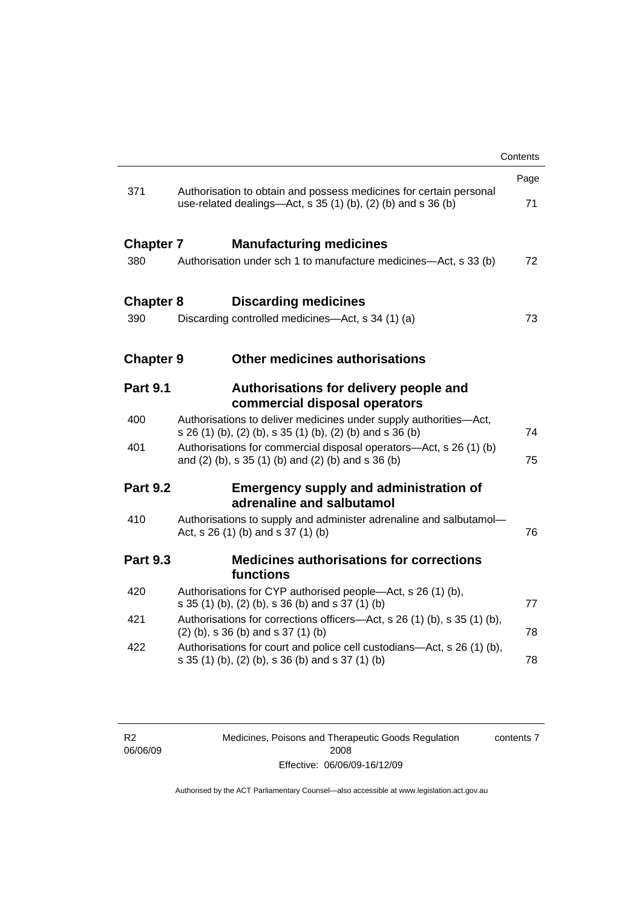| | | Page |
|---|---|---|
| 371 | Authorisation to obtain and possess medicines for certain personal use-related dealings—Act, s 35 (1) (b), (2) (b) and s 36 (b) | 71 |
| **Chapter 7** | **Manufacturing medicines** | |
| 380 | Authorisation under sch 1 to manufacture medicines—Act, s 33 (b) | 72 |
| **Chapter 8** | **Discarding medicines** | |
| 390 | Discarding controlled medicines—Act, s 34 (1) (a) | 73 |
| **Chapter 9** | **Other medicines authorisations** | |
| **Part 9.1** | **Authorisations for delivery people and commercial disposal operators** | |
| 400 | Authorisations to deliver medicines under supply authorities—Act, s 26 (1) (b), (2) (b), s 35 (1) (b), (2) (b) and s 36 (b) | 74 |
| 401 | Authorisations for commercial disposal operators—Act, s 26 (1) (b) and (2) (b), s 35 (1) (b) and (2) (b) and s 36 (b) | 75 |
| **Part 9.2** | **Emergency supply and administration of adrenaline and salbutamol** | |
| 410 | Authorisations to supply and administer adrenaline and salbutamol—Act, s 26 (1) (b) and s 37 (1) (b) | 76 |
| **Part 9.3** | **Medicines authorisations for corrections functions** | |
| 420 | Authorisations for CYP authorised people—Act, s 26 (1) (b), s 35 (1) (b), (2) (b), s 36 (b) and s 37 (1) (b) | 77 |
| 421 | Authorisations for corrections officers—Act, s 26 (1) (b), s 35 (1) (b), (2) (b), s 36 (b) and s 37 (1) (b) | 78 |
| 422 | Authorisations for court and police cell custodians—Act, s 26 (1) (b), s 35 (1) (b), (2) (b), s 36 (b) and s 37 (1) (b) | 78 |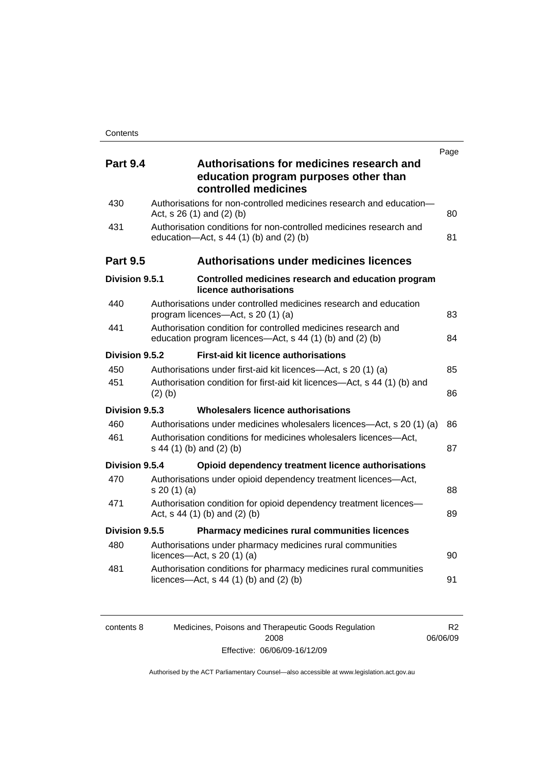| | | Page |
|---|---|---|
| **Part 9.4** | **Authorisations for medicines research and education program purposes other than controlled medicines** | |
| 430 | Authorisations for non-controlled medicines research and education—Act, s 26 (1) and (2) (b) | 80 |
| 431 | Authorisation conditions for non-controlled medicines research and education—Act, s 44 (1) (b) and (2) (b) | 81 |
| **Part 9.5** | **Authorisations under medicines licences** | |
| **Division 9.5.1** | **Controlled medicines research and education program licence authorisations** | |
| 440 | Authorisations under controlled medicines research and education program licences—Act, s 20 (1) (a) | 83 |
| 441 | Authorisation condition for controlled medicines research and education program licences—Act, s 44 (1) (b) and (2) (b) | 84 |
| **Division 9.5.2** | **First-aid kit licence authorisations** | |
| 450 | Authorisations under first-aid kit licences—Act, s 20 (1) (a) | 85 |
| 451 | Authorisation condition for first-aid kit licences—Act, s 44 (1) (b) and (2) (b) | 86 |
| **Division 9.5.3** | **Wholesalers licence authorisations** | |
| 460 | Authorisations under medicines wholesalers licences—Act, s 20 (1) (a) | 86 |
| 461 | Authorisation conditions for medicines wholesalers licences—Act, s 44 (1) (b) and (2) (b) | 87 |
| **Division 9.5.4** | **Opioid dependency treatment licence authorisations** | |
| 470 | Authorisations under opioid dependency treatment licences—Act, s 20 (1) (a) | 88 |
| 471 | Authorisation condition for opioid dependency treatment licences—Act, s 44 (1) (b) and (2) (b) | 89 |
| **Division 9.5.5** | **Pharmacy medicines rural communities licences** | |
| 480 | Authorisations under pharmacy medicines rural communities licences—Act, s 20 (1) (a) | 90 |
| 481 | Authorisation conditions for pharmacy medicines rural communities licences—Act, s 44 (1) (b) and (2) (b) | 91 |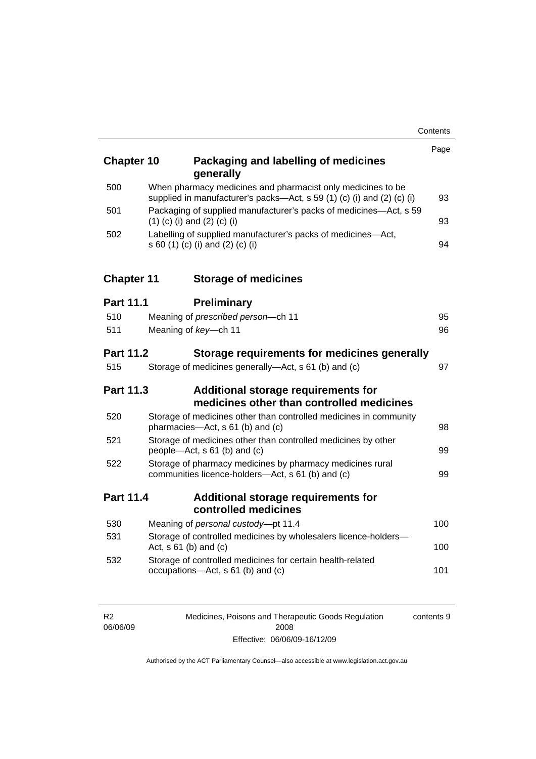| | | Page |
|---|---|---|
| **Chapter 10** | **Packaging and labelling of medicines generally** | |
| 500 | When pharmacy medicines and pharmacist only medicines to be supplied in manufacturer's packs—Act, s 59 (1) (c) (i) and (2) (c) (i) | 93 |
| 501 | Packaging of supplied manufacturer's packs of medicines—Act, s 59 (1) (c) (i) and (2) (c) (i) | 93 |
| 502 | Labelling of supplied manufacturer's packs of medicines—Act, s 60 (1) (c) (i) and (2) (c) (i) | 94 |
| **Chapter 11** | **Storage of medicines** | |
| **Part 11.1** | **Preliminary** | |
| 510 | Meaning of *prescribed person*—ch 11 | 95 |
| 511 | Meaning of *key*—ch 11 | 96 |
| **Part 11.2** | **Storage requirements for medicines generally** | |
| 515 | Storage of medicines generally—Act, s 61 (b) and (c) | 97 |
| **Part 11.3** | **Additional storage requirements for medicines other than controlled medicines** | |
| 520 | Storage of medicines other than controlled medicines in community pharmacies—Act, s 61 (b) and (c) | 98 |
| 521 | Storage of medicines other than controlled medicines by other people—Act, s 61 (b) and (c) | 99 |
| 522 | Storage of pharmacy medicines by pharmacy medicines rural communities licence-holders—Act, s 61 (b) and (c) | 99 |
| **Part 11.4** | **Additional storage requirements for controlled medicines** | |
| 530 | Meaning of *personal custody*—pt 11.4 | 100 |
| 531 | Storage of controlled medicines by wholesalers licence-holders—Act, s 61 (b) and (c) | 100 |
| 532 | Storage of controlled medicines for certain health-related occupations—Act, s 61 (b) and (c) | 101 |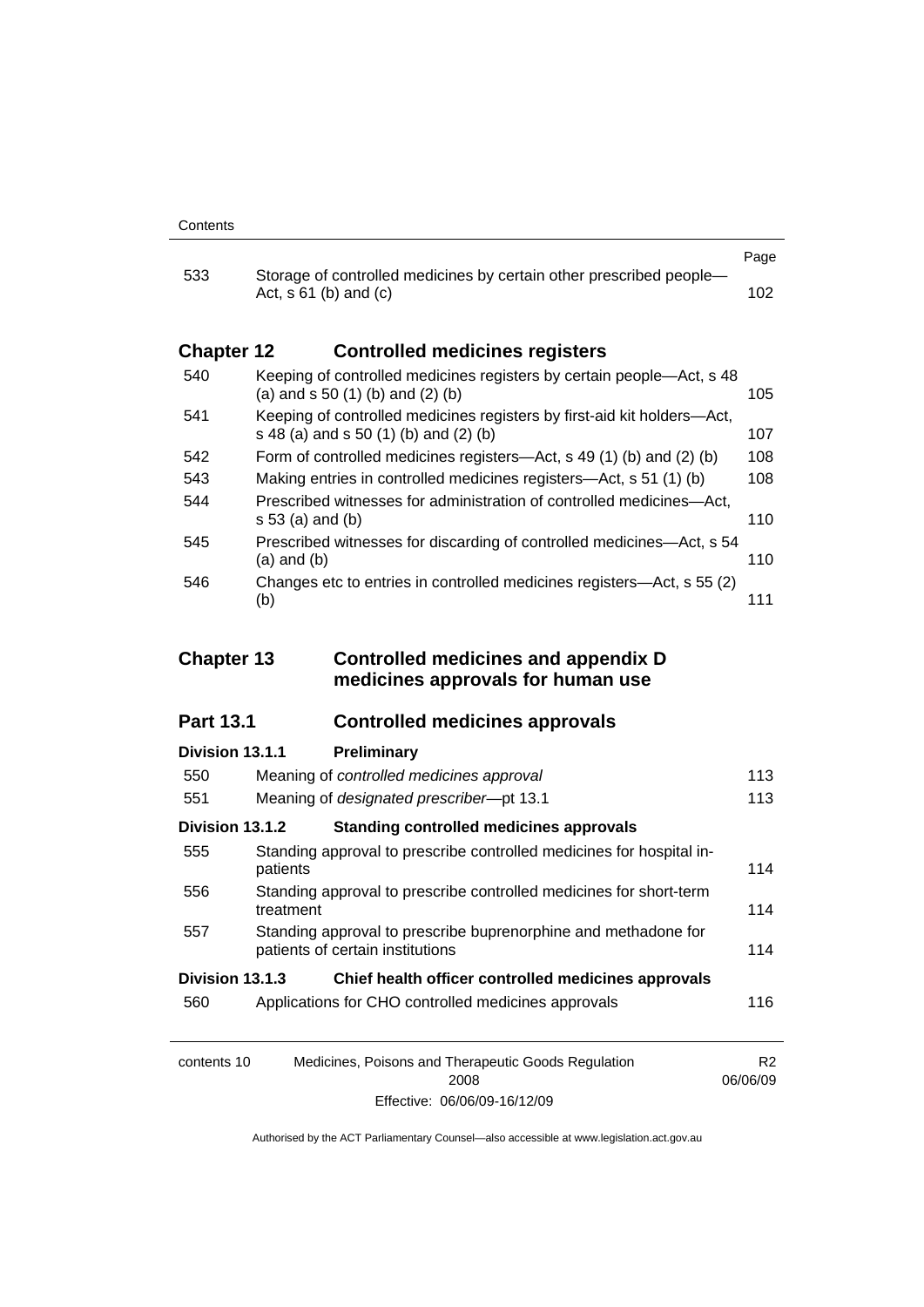| | | Page |
|---|---|---|
| 533 | Storage of controlled medicines by certain other prescribed people—Act, s 61 (b) and (c) | 102 |

## Chapter 12 Controlled medicines registers

| | | |
|---|---|---|
| 540 | Keeping of controlled medicines registers by certain people—Act, s 48 (a) and s 50 (1) (b) and (2) (b) | 105 |
| 541 | Keeping of controlled medicines registers by first-aid kit holders—Act, s 48 (a) and s 50 (1) (b) and (2) (b) | 107 |
| 542 | Form of controlled medicines registers—Act, s 49 (1) (b) and (2) (b) | 108 |
| 543 | Making entries in controlled medicines registers—Act, s 51 (1) (b) | 108 |
| 544 | Prescribed witnesses for administration of controlled medicines—Act, s 53 (a) and (b) | 110 |
| 545 | Prescribed witnesses for discarding of controlled medicines—Act, s 54 (a) and (b) | 110 |
| 546 | Changes etc to entries in controlled medicines registers—Act, s 55 (2) (b) | 111 |

## Chapter 13 Controlled medicines and appendix D medicines approvals for human use

### Part 13.1 Controlled medicines approvals

#### Division 13.1.1 Preliminary

| | | |
|---|---|---|
| 550 | Meaning of *controlled medicines approval* | 113 |
| 551 | Meaning of *designated prescriber*—pt 13.1 | 113 |

#### Division 13.1.2 Standing controlled medicines approvals

| | | |
|---|---|---|
| 555 | Standing approval to prescribe controlled medicines for hospital in-patients | 114 |
| 556 | Standing approval to prescribe controlled medicines for short-term treatment | 114 |
| 557 | Standing approval to prescribe buprenorphine and methadone for patients of certain institutions | 114 |

#### Division 13.1.3 Chief health officer controlled medicines approvals

| | | |
|---|---|---|
| 560 | Applications for CHO controlled medicines approvals | 116 |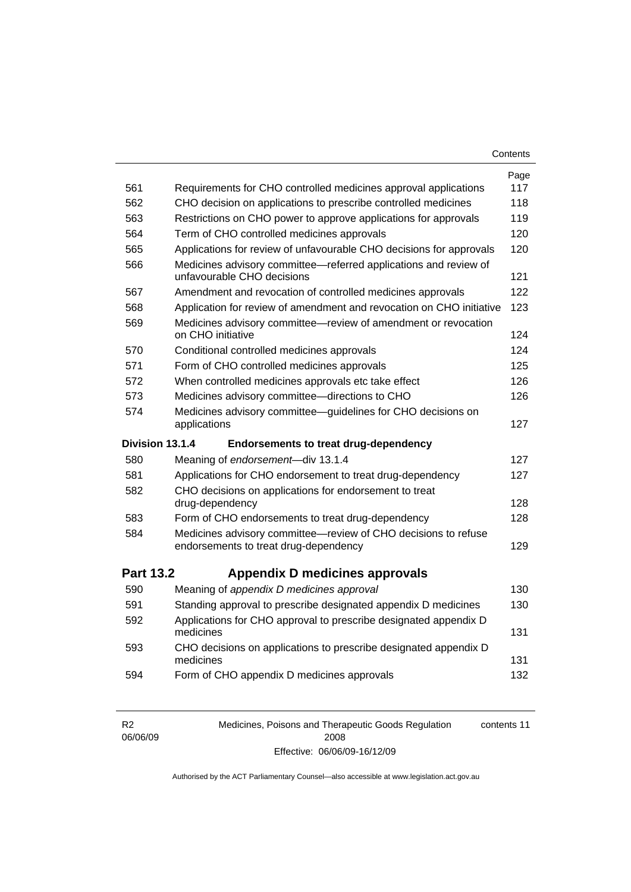| | | Page |
|---|---|---|
| 561 | Requirements for CHO controlled medicines approval applications | 117 |
| 562 | CHO decision on applications to prescribe controlled medicines | 118 |
| 563 | Restrictions on CHO power to approve applications for approvals | 119 |
| 564 | Term of CHO controlled medicines approvals | 120 |
| 565 | Applications for review of unfavourable CHO decisions for approvals | 120 |
| 566 | Medicines advisory committee—referred applications and review of unfavourable CHO decisions | 121 |
| 567 | Amendment and revocation of controlled medicines approvals | 122 |
| 568 | Application for review of amendment and revocation on CHO initiative | 123 |
| 569 | Medicines advisory committee—review of amendment or revocation on CHO initiative | 124 |
| 570 | Conditional controlled medicines approvals | 124 |
| 571 | Form of CHO controlled medicines approvals | 125 |
| 572 | When controlled medicines approvals etc take effect | 126 |
| 573 | Medicines advisory committee—directions to CHO | 126 |
| 574 | Medicines advisory committee—guidelines for CHO decisions on applications | 127 |
| **Division 13.1.4** | **Endorsements to treat drug-dependency** | |
| 580 | Meaning of *endorsement*—div 13.1.4 | 127 |
| 581 | Applications for CHO endorsement to treat drug-dependency | 127 |
| 582 | CHO decisions on applications for endorsement to treat drug-dependency | 128 |
| 583 | Form of CHO endorsements to treat drug-dependency | 128 |
| 584 | Medicines advisory committee—review of CHO decisions to refuse endorsements to treat drug-dependency | 129 |
| **Part 13.2** | **Appendix D medicines approvals** | |
| 590 | Meaning of *appendix D medicines approval* | 130 |
| 591 | Standing approval to prescribe designated appendix D medicines | 130 |
| 592 | Applications for CHO approval to prescribe designated appendix D medicines | 131 |
| 593 | CHO decisions on applications to prescribe designated appendix D medicines | 131 |
| 594 | Form of CHO appendix D medicines approvals | 132 |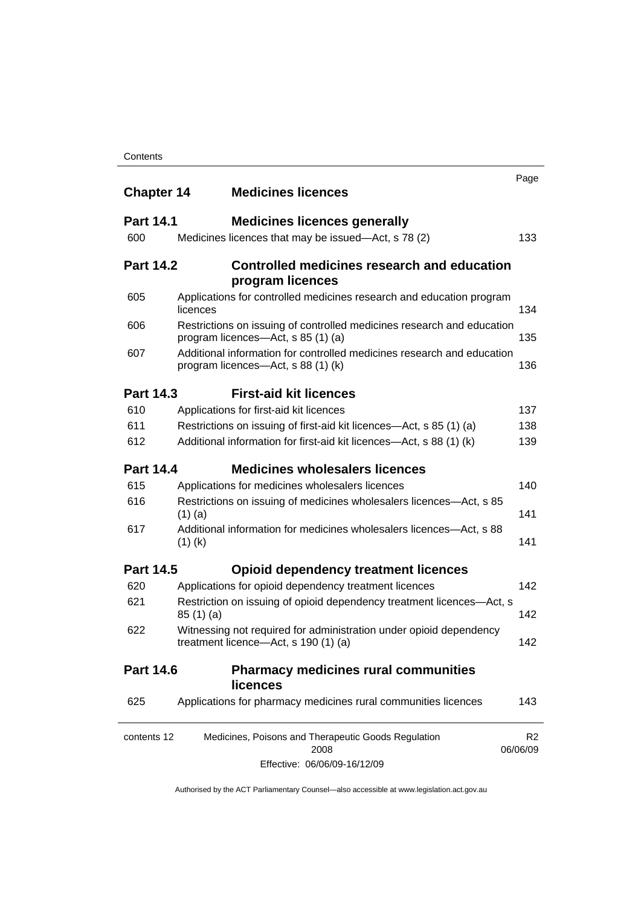| | | Page |
|---|---|---|
| **Chapter 14** | **Medicines licences** | |
| **Part 14.1** | **Medicines licences generally** | |
| 600 | Medicines licences that may be issued—Act, s 78 (2) | 133 |
| **Part 14.2** | **Controlled medicines research and education program licences** | |
| 605 | Applications for controlled medicines research and education program licences | 134 |
| 606 | Restrictions on issuing of controlled medicines research and education program licences—Act, s 85 (1) (a) | 135 |
| 607 | Additional information for controlled medicines research and education program licences—Act, s 88 (1) (k) | 136 |
| **Part 14.3** | **First-aid kit licences** | |
| 610 | Applications for first-aid kit licences | 137 |
| 611 | Restrictions on issuing of first-aid kit licences—Act, s 85 (1) (a) | 138 |
| 612 | Additional information for first-aid kit licences—Act, s 88 (1) (k) | 139 |
| **Part 14.4** | **Medicines wholesalers licences** | |
| 615 | Applications for medicines wholesalers licences | 140 |
| 616 | Restrictions on issuing of medicines wholesalers licences—Act, s 85 (1) (a) | 141 |
| 617 | Additional information for medicines wholesalers licences—Act, s 88 (1) (k) | 141 |
| **Part 14.5** | **Opioid dependency treatment licences** | |
| 620 | Applications for opioid dependency treatment licences | 142 |
| 621 | Restriction on issuing of opioid dependency treatment licences—Act, s 85 (1) (a) | 142 |
| 622 | Witnessing not required for administration under opioid dependency treatment licence—Act, s 190 (1) (a) | 142 |
| **Part 14.6** | **Pharmacy medicines rural communities licences** | |
| 625 | Applications for pharmacy medicines rural communities licences | 143 |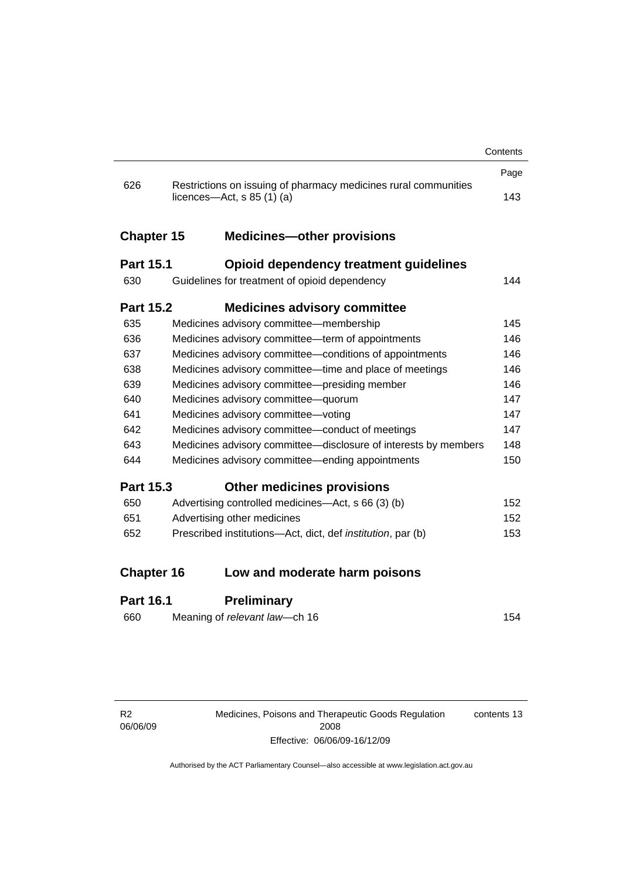| | | Page |
|---|---|---|
| 626 | Restrictions on issuing of pharmacy medicines rural communities licences—Act, s 85 (1) (a) | 143 |

## Chapter 15 Medicines—other provisions

### Part 15.1 Opioid dependency treatment guidelines

| | | |
|---|---|---|
| 630 | Guidelines for treatment of opioid dependency | 144 |

### Part 15.2 Medicines advisory committee

| | | |
|---|---|---|
| 635 | Medicines advisory committee—membership | 145 |
| 636 | Medicines advisory committee—term of appointments | 146 |
| 637 | Medicines advisory committee—conditions of appointments | 146 |
| 638 | Medicines advisory committee—time and place of meetings | 146 |
| 639 | Medicines advisory committee—presiding member | 146 |
| 640 | Medicines advisory committee—quorum | 147 |
| 641 | Medicines advisory committee—voting | 147 |
| 642 | Medicines advisory committee—conduct of meetings | 147 |
| 643 | Medicines advisory committee—disclosure of interests by members | 148 |
| 644 | Medicines advisory committee—ending appointments | 150 |

### Part 15.3 Other medicines provisions

| | | |
|---|---|---|
| 650 | Advertising controlled medicines—Act, s 66 (3) (b) | 152 |
| 651 | Advertising other medicines | 152 |
| 652 | Prescribed institutions—Act, dict, def *institution*, par (b) | 153 |

## Chapter 16 Low and moderate harm poisons

### Part 16.1 Preliminary

| | | |
|---|---|---|
| 660 | Meaning of *relevant law*—ch 16 | 154 |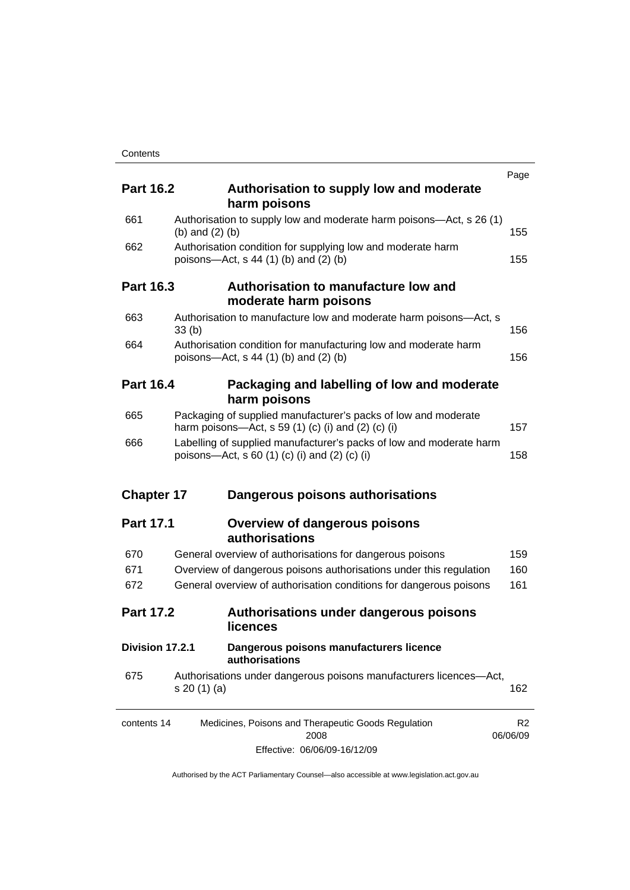| | | Page |
|---|---|---|
| **Part 16.2** | **Authorisation to supply low and moderate harm poisons** | |
| 661 | Authorisation to supply low and moderate harm poisons—Act, s 26 (1) (b) and (2) (b) | 155 |
| 662 | Authorisation condition for supplying low and moderate harm poisons—Act, s 44 (1) (b) and (2) (b) | 155 |
| **Part 16.3** | **Authorisation to manufacture low and moderate harm poisons** | |
| 663 | Authorisation to manufacture low and moderate harm poisons—Act, s 33 (b) | 156 |
| 664 | Authorisation condition for manufacturing low and moderate harm poisons—Act, s 44 (1) (b) and (2) (b) | 156 |
| **Part 16.4** | **Packaging and labelling of low and moderate harm poisons** | |
| 665 | Packaging of supplied manufacturer's packs of low and moderate harm poisons—Act, s 59 (1) (c) (i) and (2) (c) (i) | 157 |
| 666 | Labelling of supplied manufacturer's packs of low and moderate harm poisons—Act, s 60 (1) (c) (i) and (2) (c) (i) | 158 |
| **Chapter 17** | **Dangerous poisons authorisations** | |
| **Part 17.1** | **Overview of dangerous poisons authorisations** | |
| 670 | General overview of authorisations for dangerous poisons | 159 |
| 671 | Overview of dangerous poisons authorisations under this regulation | 160 |
| 672 | General overview of authorisation conditions for dangerous poisons | 161 |
| **Part 17.2** | **Authorisations under dangerous poisons licences** | |
| **Division 17.2.1** | **Dangerous poisons manufacturers licence authorisations** | |
| 675 | Authorisations under dangerous poisons manufacturers licences—Act, s 20 (1) (a) | 162 |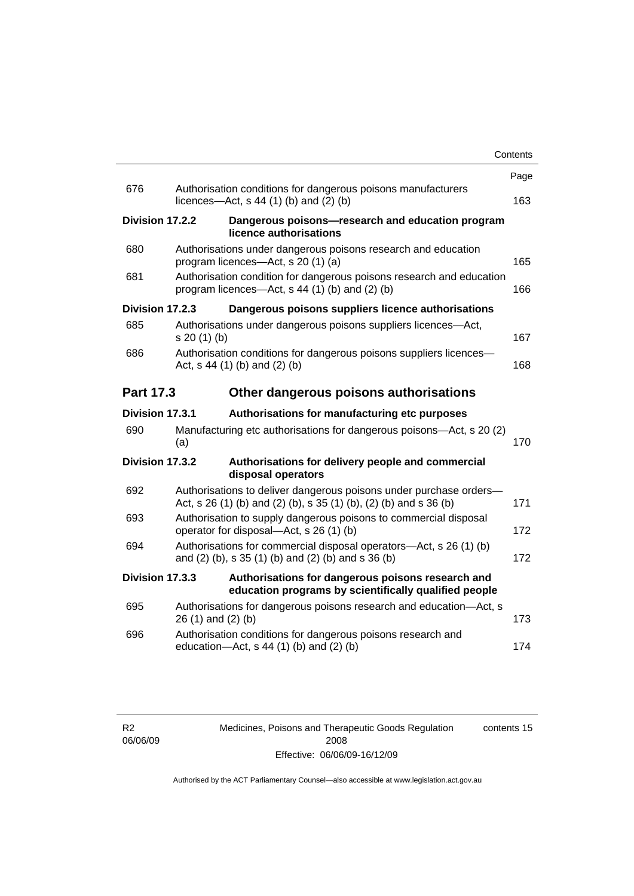| | | Page |
|---|---|---|
| 676 | Authorisation conditions for dangerous poisons manufacturers licences—Act, s 44 (1) (b) and (2) (b) | 163 |
| **Division 17.2.2** | **Dangerous poisons—research and education program licence authorisations** | |
| 680 | Authorisations under dangerous poisons research and education program licences—Act, s 20 (1) (a) | 165 |
| 681 | Authorisation condition for dangerous poisons research and education program licences—Act, s 44 (1) (b) and (2) (b) | 166 |
| **Division 17.2.3** | **Dangerous poisons suppliers licence authorisations** | |
| 685 | Authorisations under dangerous poisons suppliers licences—Act, s 20 (1) (b) | 167 |
| 686 | Authorisation conditions for dangerous poisons suppliers licences—Act, s 44 (1) (b) and (2) (b) | 168 |
| **Part 17.3** | **Other dangerous poisons authorisations** | |
| **Division 17.3.1** | **Authorisations for manufacturing etc purposes** | |
| 690 | Manufacturing etc authorisations for dangerous poisons—Act, s 20 (2) (a) | 170 |
| **Division 17.3.2** | **Authorisations for delivery people and commercial disposal operators** | |
| 692 | Authorisations to deliver dangerous poisons under purchase orders—Act, s 26 (1) (b) and (2) (b), s 35 (1) (b), (2) (b) and s 36 (b) | 171 |
| 693 | Authorisation to supply dangerous poisons to commercial disposal operator for disposal—Act, s 26 (1) (b) | 172 |
| 694 | Authorisations for commercial disposal operators—Act, s 26 (1) (b) and (2) (b), s 35 (1) (b) and (2) (b) and s 36 (b) | 172 |
| **Division 17.3.3** | **Authorisations for dangerous poisons research and education programs by scientifically qualified people** | |
| 695 | Authorisations for dangerous poisons research and education—Act, s 26 (1) and (2) (b) | 173 |
| 696 | Authorisation conditions for dangerous poisons research and education—Act, s 44 (1) (b) and (2) (b) | 174 |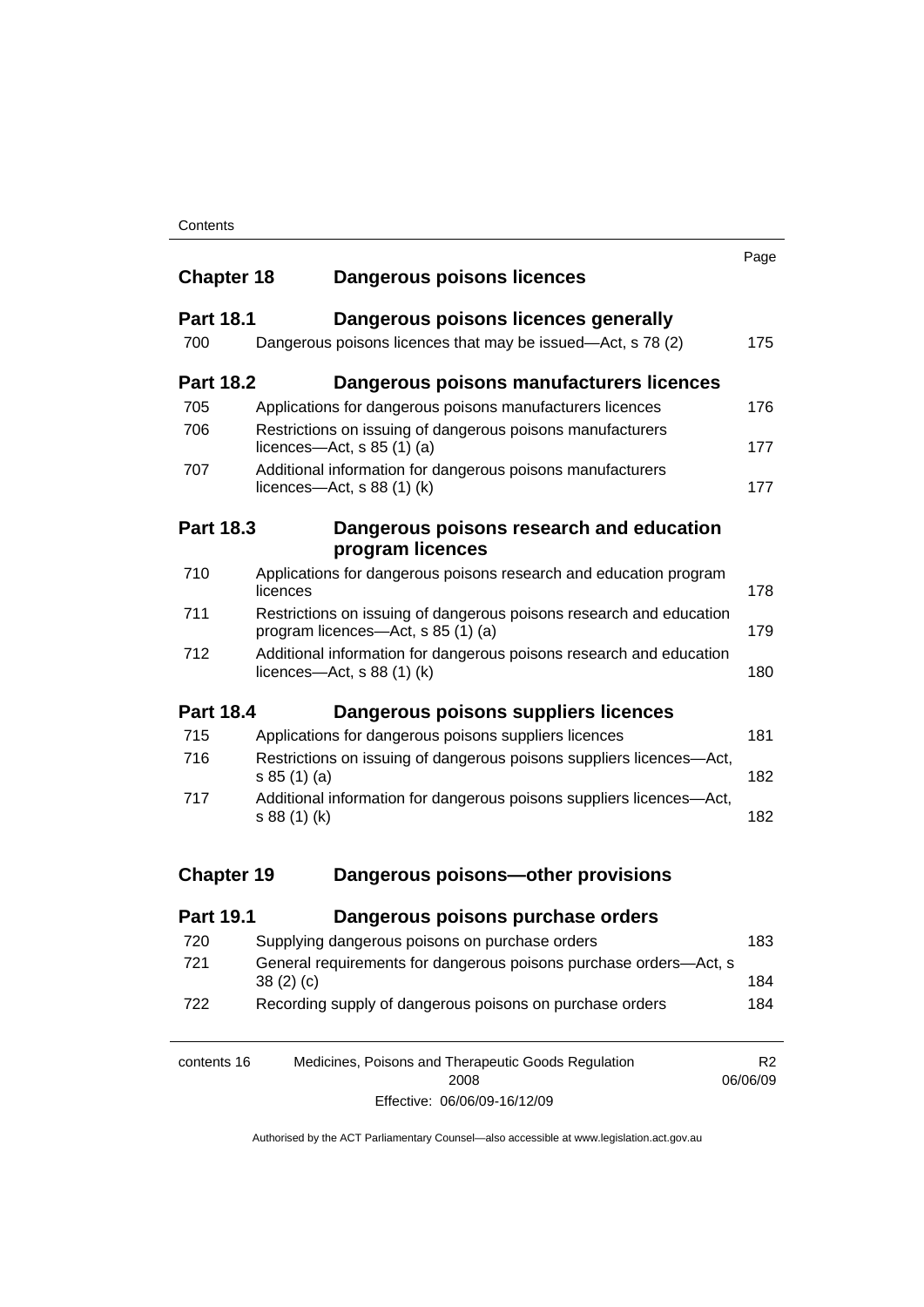| | | Page |
|---|---|---|
| **Chapter 18** | **Dangerous poisons licences** | |
| **Part 18.1** | **Dangerous poisons licences generally** | |
| 700 | Dangerous poisons licences that may be issued—Act, s 78 (2) | 175 |
| **Part 18.2** | **Dangerous poisons manufacturers licences** | |
| 705 | Applications for dangerous poisons manufacturers licences | 176 |
| 706 | Restrictions on issuing of dangerous poisons manufacturers licences—Act, s 85 (1) (a) | 177 |
| 707 | Additional information for dangerous poisons manufacturers licences—Act, s 88 (1) (k) | 177 |
| **Part 18.3** | **Dangerous poisons research and education program licences** | |
| 710 | Applications for dangerous poisons research and education program licences | 178 |
| 711 | Restrictions on issuing of dangerous poisons research and education program licences—Act, s 85 (1) (a) | 179 |
| 712 | Additional information for dangerous poisons research and education licences—Act, s 88 (1) (k) | 180 |
| **Part 18.4** | **Dangerous poisons suppliers licences** | |
| 715 | Applications for dangerous poisons suppliers licences | 181 |
| 716 | Restrictions on issuing of dangerous poisons suppliers licences—Act, s 85 (1) (a) | 182 |
| 717 | Additional information for dangerous poisons suppliers licences—Act, s 88 (1) (k) | 182 |
| **Chapter 19** | **Dangerous poisons—other provisions** | |
| **Part 19.1** | **Dangerous poisons purchase orders** | |
| 720 | Supplying dangerous poisons on purchase orders | 183 |
| 721 | General requirements for dangerous poisons purchase orders—Act, s 38 (2) (c) | 184 |
| 722 | Recording supply of dangerous poisons on purchase orders | 184 |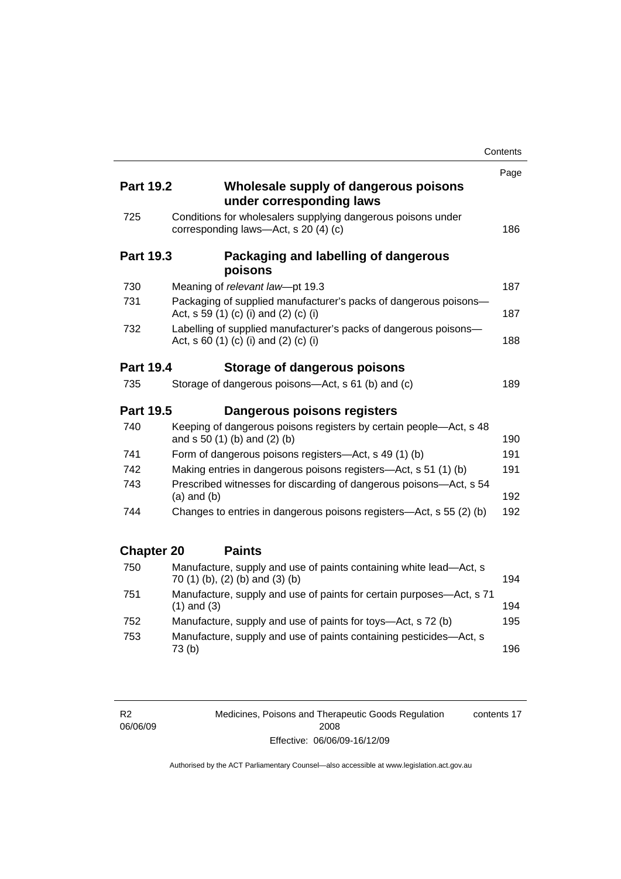| | | Page |
|---|---|---|
| **Part 19.2** | **Wholesale supply of dangerous poisons under corresponding laws** | |
| 725 | Conditions for wholesalers supplying dangerous poisons under corresponding laws—Act, s 20 (4) (c) | 186 |
| **Part 19.3** | **Packaging and labelling of dangerous poisons** | |
| 730 | Meaning of *relevant law*—pt 19.3 | 187 |
| 731 | Packaging of supplied manufacturer's packs of dangerous poisons—Act, s 59 (1) (c) (i) and (2) (c) (i) | 187 |
| 732 | Labelling of supplied manufacturer's packs of dangerous poisons—Act, s 60 (1) (c) (i) and (2) (c) (i) | 188 |
| **Part 19.4** | **Storage of dangerous poisons** | |
| 735 | Storage of dangerous poisons—Act, s 61 (b) and (c) | 189 |
| **Part 19.5** | **Dangerous poisons registers** | |
| 740 | Keeping of dangerous poisons registers by certain people—Act, s 48 and s 50 (1) (b) and (2) (b) | 190 |
| 741 | Form of dangerous poisons registers—Act, s 49 (1) (b) | 191 |
| 742 | Making entries in dangerous poisons registers—Act, s 51 (1) (b) | 191 |
| 743 | Prescribed witnesses for discarding of dangerous poisons—Act, s 54 (a) and (b) | 192 |
| 744 | Changes to entries in dangerous poisons registers—Act, s 55 (2) (b) | 192 |
| **Chapter 20** | **Paints** | |
| 750 | Manufacture, supply and use of paints containing white lead—Act, s 70 (1) (b), (2) (b) and (3) (b) | 194 |
| 751 | Manufacture, supply and use of paints for certain purposes—Act, s 71 (1) and (3) | 194 |
| 752 | Manufacture, supply and use of paints for toys—Act, s 72 (b) | 195 |
| 753 | Manufacture, supply and use of paints containing pesticides—Act, s 73 (b) | 196 |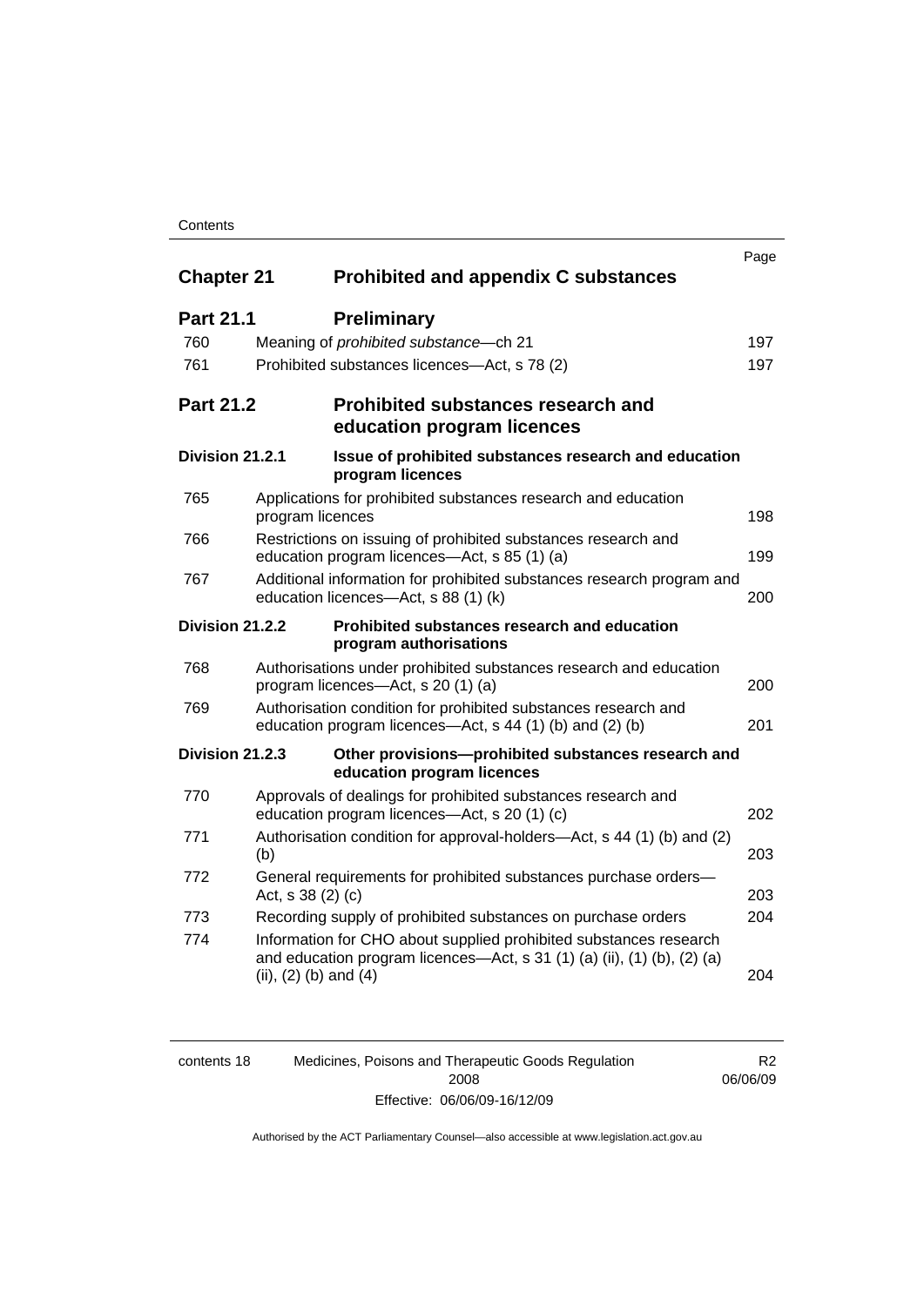| | | Page |
|---|---|---|
| **Chapter 21** | **Prohibited and appendix C substances** | |
| **Part 21.1** | **Preliminary** | |
| 760 | Meaning of *prohibited substance*—ch 21 | 197 |
| 761 | Prohibited substances licences—Act, s 78 (2) | 197 |
| **Part 21.2** | **Prohibited substances research and education program licences** | |
| **Division 21.2.1** | **Issue of prohibited substances research and education program licences** | |
| 765 | Applications for prohibited substances research and education program licences | 198 |
| 766 | Restrictions on issuing of prohibited substances research and education program licences—Act, s 85 (1) (a) | 199 |
| 767 | Additional information for prohibited substances research program and education licences—Act, s 88 (1) (k) | 200 |
| **Division 21.2.2** | **Prohibited substances research and education program authorisations** | |
| 768 | Authorisations under prohibited substances research and education program licences—Act, s 20 (1) (a) | 200 |
| 769 | Authorisation condition for prohibited substances research and education program licences—Act, s 44 (1) (b) and (2) (b) | 201 |
| **Division 21.2.3** | **Other provisions—prohibited substances research and education program licences** | |
| 770 | Approvals of dealings for prohibited substances research and education program licences—Act, s 20 (1) (c) | 202 |
| 771 | Authorisation condition for approval-holders—Act, s 44 (1) (b) and (2) (b) | 203 |
| 772 | General requirements for prohibited substances purchase orders—Act, s 38 (2) (c) | 203 |
| 773 | Recording supply of prohibited substances on purchase orders | 204 |
| 774 | Information for CHO about supplied prohibited substances research and education program licences—Act, s 31 (1) (a) (ii), (1) (b), (2) (a) (ii), (2) (b) and (4) | 204 |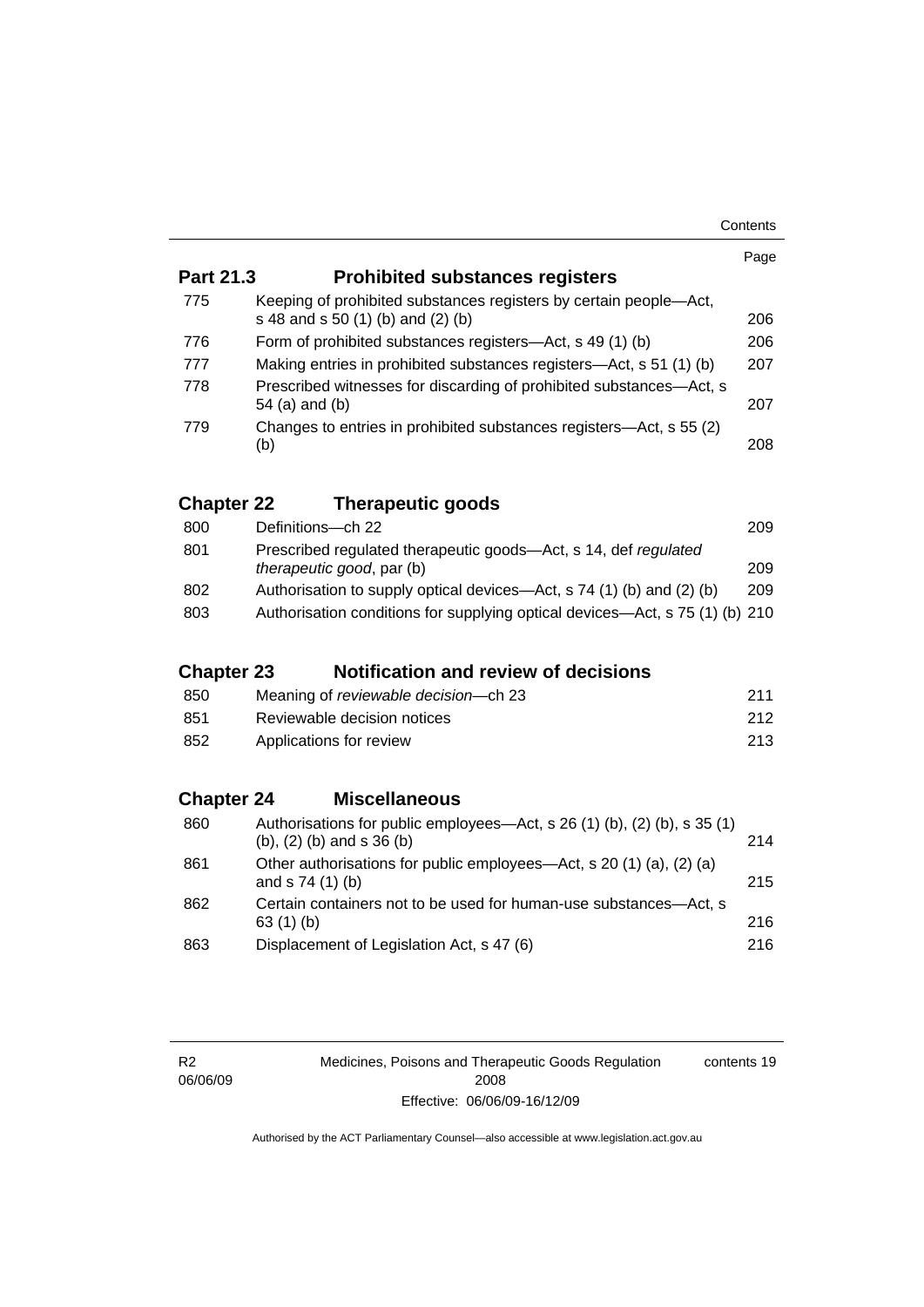| | | Page |
|---|---|---|
| **Part 21.3** | **Prohibited substances registers** | |
| 775 | Keeping of prohibited substances registers by certain people—Act, s 48 and s 50 (1) (b) and (2) (b) | 206 |
| 776 | Form of prohibited substances registers—Act, s 49 (1) (b) | 206 |
| 777 | Making entries in prohibited substances registers—Act, s 51 (1) (b) | 207 |
| 778 | Prescribed witnesses for discarding of prohibited substances—Act, s 54 (a) and (b) | 207 |
| 779 | Changes to entries in prohibited substances registers—Act, s 55 (2) (b) | 208 |
| **Chapter 22** | **Therapeutic goods** | |
| 800 | Definitions—ch 22 | 209 |
| 801 | Prescribed regulated therapeutic goods—Act, s 14, def *regulated therapeutic good*, par (b) | 209 |
| 802 | Authorisation to supply optical devices—Act, s 74 (1) (b) and (2) (b) | 209 |
| 803 | Authorisation conditions for supplying optical devices—Act, s 75 (1) (b) | 210 |
| **Chapter 23** | **Notification and review of decisions** | |
| 850 | Meaning of *reviewable decision*—ch 23 | 211 |
| 851 | Reviewable decision notices | 212 |
| 852 | Applications for review | 213 |
| **Chapter 24** | **Miscellaneous** | |
| 860 | Authorisations for public employees—Act, s 26 (1) (b), (2) (b), s 35 (1) (b), (2) (b) and s 36 (b) | 214 |
| 861 | Other authorisations for public employees—Act, s 20 (1) (a), (2) (a) and s 74 (1) (b) | 215 |
| 862 | Certain containers not to be used for human-use substances—Act, s 63 (1) (b) | 216 |
| 863 | Displacement of Legislation Act, s 47 (6) | 216 |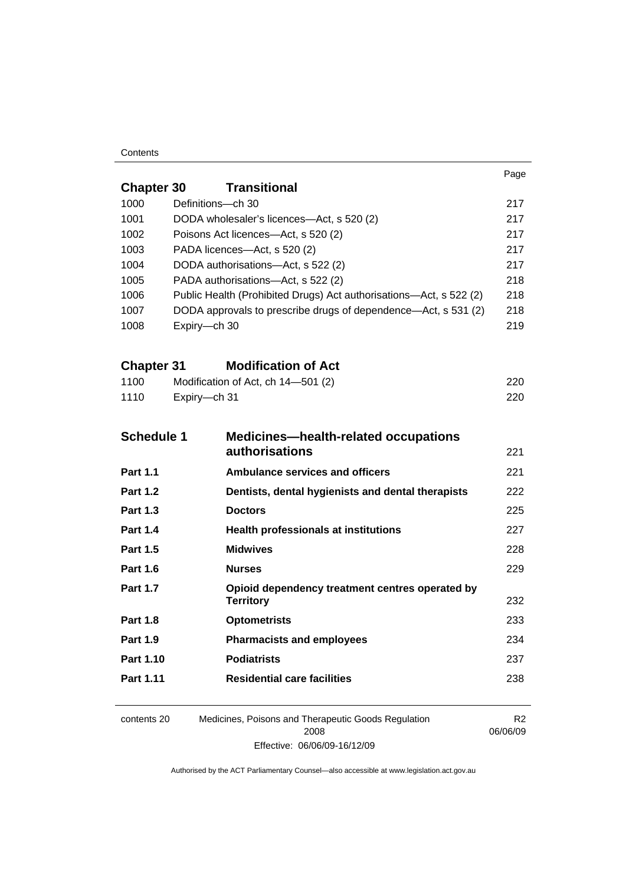| | | Page |
|---|---|---|
| **Chapter 30** | **Transitional** | |
| 1000 | Definitions—ch 30 | 217 |
| 1001 | DODA wholesaler's licences—Act, s 520 (2) | 217 |
| 1002 | Poisons Act licences—Act, s 520 (2) | 217 |
| 1003 | PADA licences—Act, s 520 (2) | 217 |
| 1004 | DODA authorisations—Act, s 522 (2) | 217 |
| 1005 | PADA authorisations—Act, s 522 (2) | 218 |
| 1006 | Public Health (Prohibited Drugs) Act authorisations—Act, s 522 (2) | 218 |
| 1007 | DODA approvals to prescribe drugs of dependence—Act, s 531 (2) | 218 |
| 1008 | Expiry—ch 30 | 219 |
| **Chapter 31** | **Modification of Act** | |
| 1100 | Modification of Act, ch 14—501 (2) | 220 |
| 1110 | Expiry—ch 31 | 220 |
| **Schedule 1** | **Medicines—health-related occupations authorisations** | 221 |
| **Part 1.1** | **Ambulance services and officers** | 221 |
| **Part 1.2** | **Dentists, dental hygienists and dental therapists** | 222 |
| **Part 1.3** | **Doctors** | 225 |
| **Part 1.4** | **Health professionals at institutions** | 227 |
| **Part 1.5** | **Midwives** | 228 |
| **Part 1.6** | **Nurses** | 229 |
| **Part 1.7** | **Opioid dependency treatment centres operated by Territory** | 232 |
| **Part 1.8** | **Optometrists** | 233 |
| **Part 1.9** | **Pharmacists and employees** | 234 |
| **Part 1.10** | **Podiatrists** | 237 |
| **Part 1.11** | **Residential care facilities** | 238 |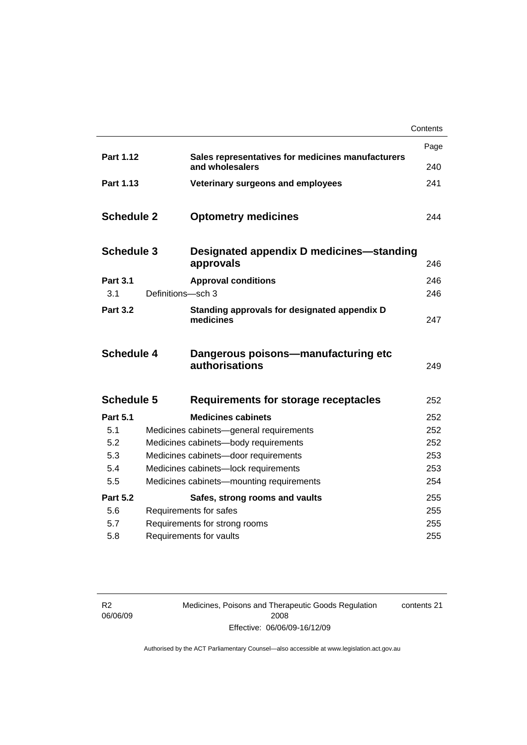| | | Page |
|---|---|---|
| **Part 1.12** | **Sales representatives for medicines manufacturers and wholesalers** | 240 |
| **Part 1.13** | **Veterinary surgeons and employees** | 241 |
| **Schedule 2** | **Optometry medicines** | 244 |
| **Schedule 3** | **Designated appendix D medicines—standing approvals** | 246 |
| **Part 3.1** | **Approval conditions** | 246 |
| 3.1 | Definitions—sch 3 | 246 |
| **Part 3.2** | **Standing approvals for designated appendix D medicines** | 247 |
| **Schedule 4** | **Dangerous poisons—manufacturing etc authorisations** | 249 |
| **Schedule 5** | **Requirements for storage receptacles** | 252 |
| **Part 5.1** | **Medicines cabinets** | 252 |
| 5.1 | Medicines cabinets—general requirements | 252 |
| 5.2 | Medicines cabinets—body requirements | 252 |
| 5.3 | Medicines cabinets—door requirements | 253 |
| 5.4 | Medicines cabinets—lock requirements | 253 |
| 5.5 | Medicines cabinets—mounting requirements | 254 |
| **Part 5.2** | **Safes, strong rooms and vaults** | 255 |
| 5.6 | Requirements for safes | 255 |
| 5.7 | Requirements for strong rooms | 255 |
| 5.8 | Requirements for vaults | 255 |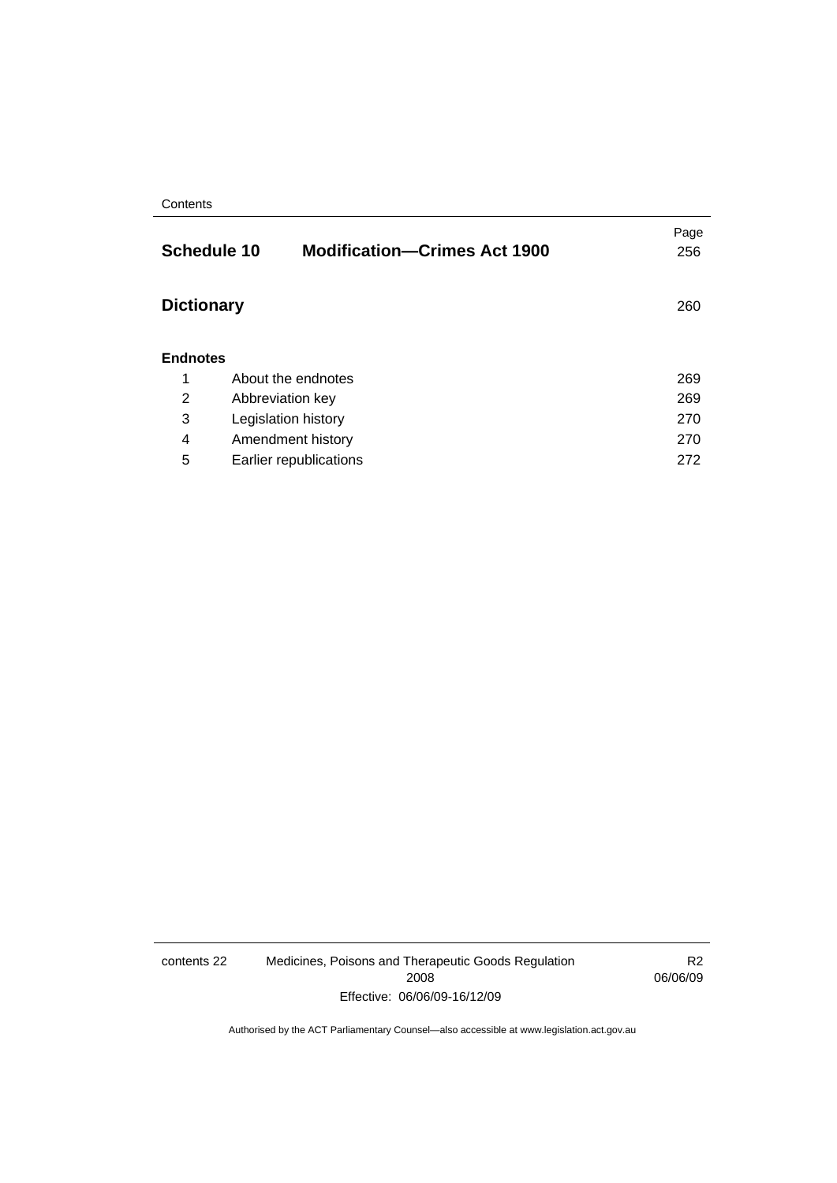| | | Page |
|---|---|---|
| **Schedule 10** | **Modification—Crimes Act 1900** | 256 |
| **Dictionary** | | 260 |
| **Endnotes** | | |
| 1 | About the endnotes | 269 |
| 2 | Abbreviation key | 269 |
| 3 | Legislation history | 270 |
| 4 | Amendment history | 270 |
| 5 | Earlier republications | 272 |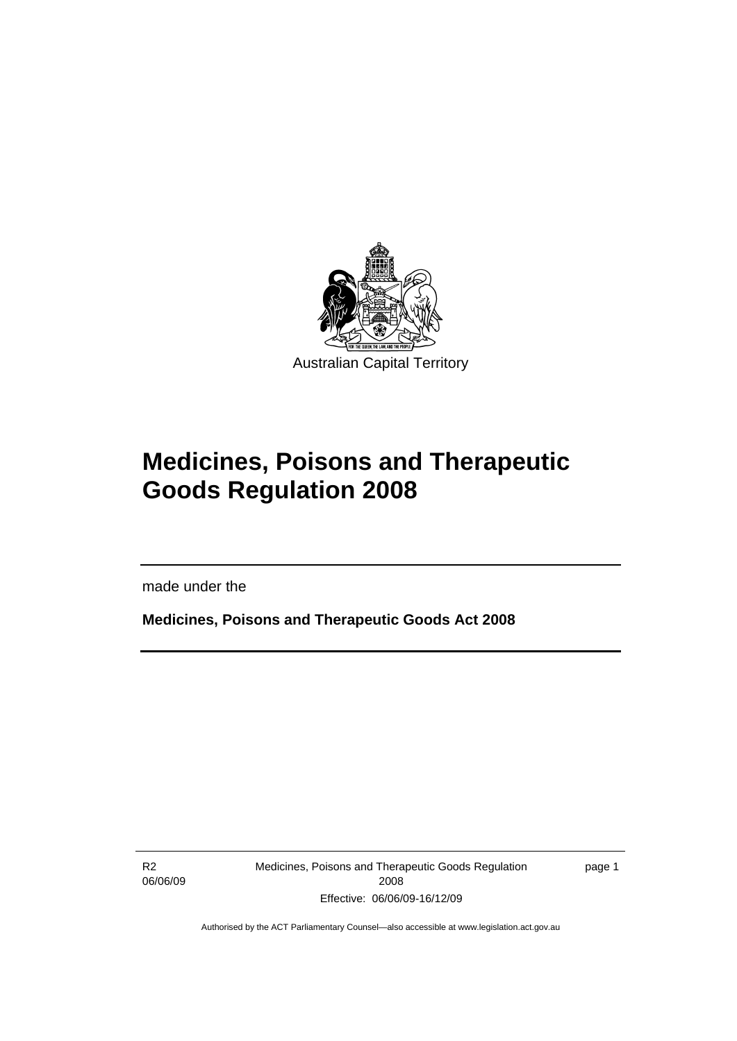Australian Capital Territory

# Medicines, Poisons and Therapeutic Goods Regulation 2008

made under the

**Medicines, Poisons and Therapeutic Goods Act 2008**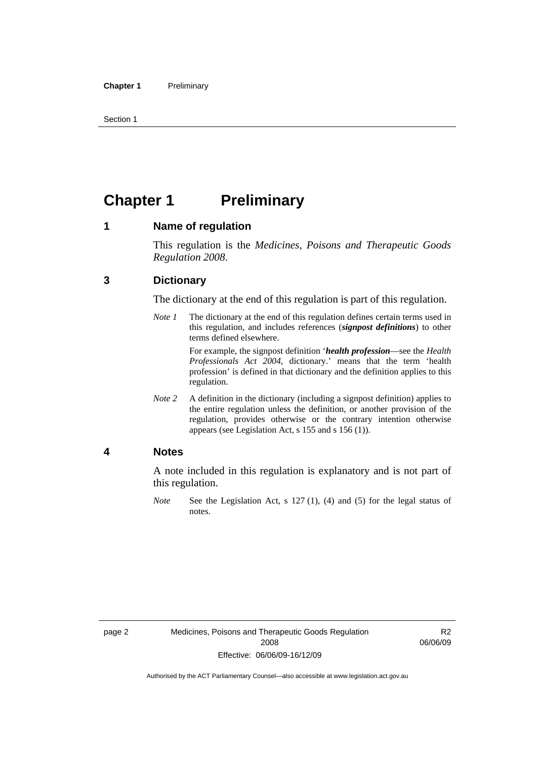# Chapter 1 Preliminary

## 1 Name of regulation

This regulation is the *Medicines, Poisons and Therapeutic Goods Regulation 2008*.

## 3 Dictionary

The dictionary at the end of this regulation is part of this regulation.

*Note 1* The dictionary at the end of this regulation defines certain terms used in this regulation, and includes references (***signpost definitions***) to other terms defined elsewhere.

For example, the signpost definition '***health profession***—see the *Health Professionals Act 2004*, dictionary.' means that the term 'health profession' is defined in that dictionary and the definition applies to this regulation.

*Note 2* A definition in the dictionary (including a signpost definition) applies to the entire regulation unless the definition, or another provision of the regulation, provides otherwise or the contrary intention otherwise appears (see Legislation Act, s 155 and s 156 (1)).

## 4 Notes

A note included in this regulation is explanatory and is not part of this regulation.

*Note* See the Legislation Act, s 127 (1), (4) and (5) for the legal status of notes.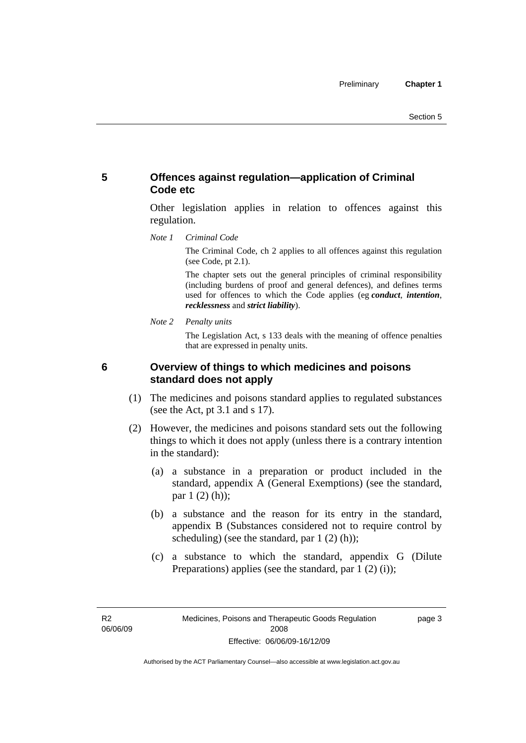## 5 Offences against regulation—application of Criminal Code etc

Other legislation applies in relation to offences against this regulation.

*Note 1 Criminal Code*

The Criminal Code, ch 2 applies to all offences against this regulation (see Code, pt 2.1).

The chapter sets out the general principles of criminal responsibility (including burdens of proof and general defences), and defines terms used for offences to which the Code applies (eg ***conduct***, ***intention***, ***recklessness*** and ***strict liability***).

*Note 2 Penalty units*

The Legislation Act, s 133 deals with the meaning of offence penalties that are expressed in penalty units.

## 6 Overview of things to which medicines and poisons standard does not apply

(1) The medicines and poisons standard applies to regulated substances (see the Act, pt 3.1 and s 17).

(2) However, the medicines and poisons standard sets out the following things to which it does not apply (unless there is a contrary intention in the standard):

(a) a substance in a preparation or product included in the standard, appendix A (General Exemptions) (see the standard, par 1 (2) (h));

(b) a substance and the reason for its entry in the standard, appendix B (Substances considered not to require control by scheduling) (see the standard, par 1 (2) (h));

(c) a substance to which the standard, appendix G (Dilute Preparations) applies (see the standard, par 1 (2) (i));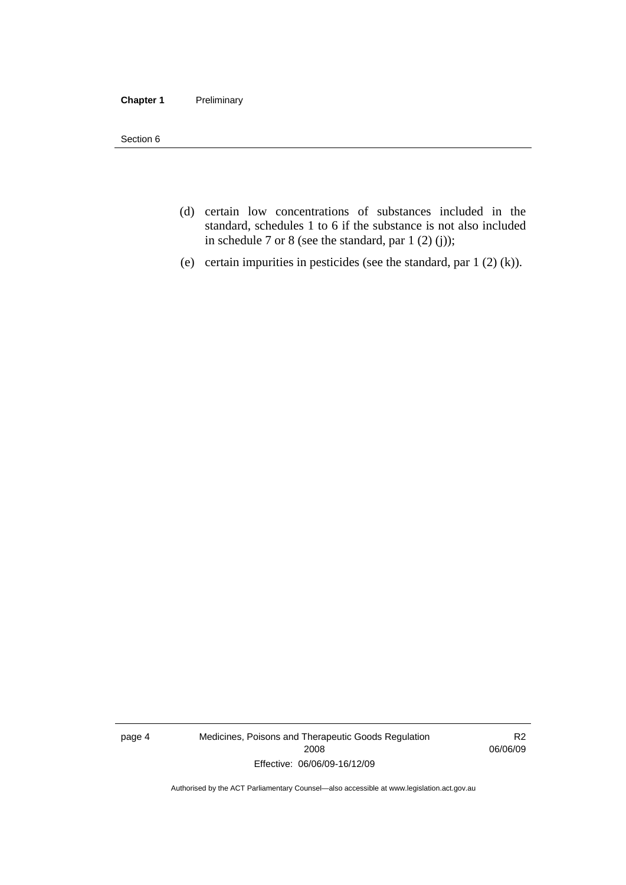(d) certain low concentrations of substances included in the standard, schedules 1 to 6 if the substance is not also included in schedule 7 or 8 (see the standard, par 1 (2) (j));

(e) certain impurities in pesticides (see the standard, par 1 (2) (k)).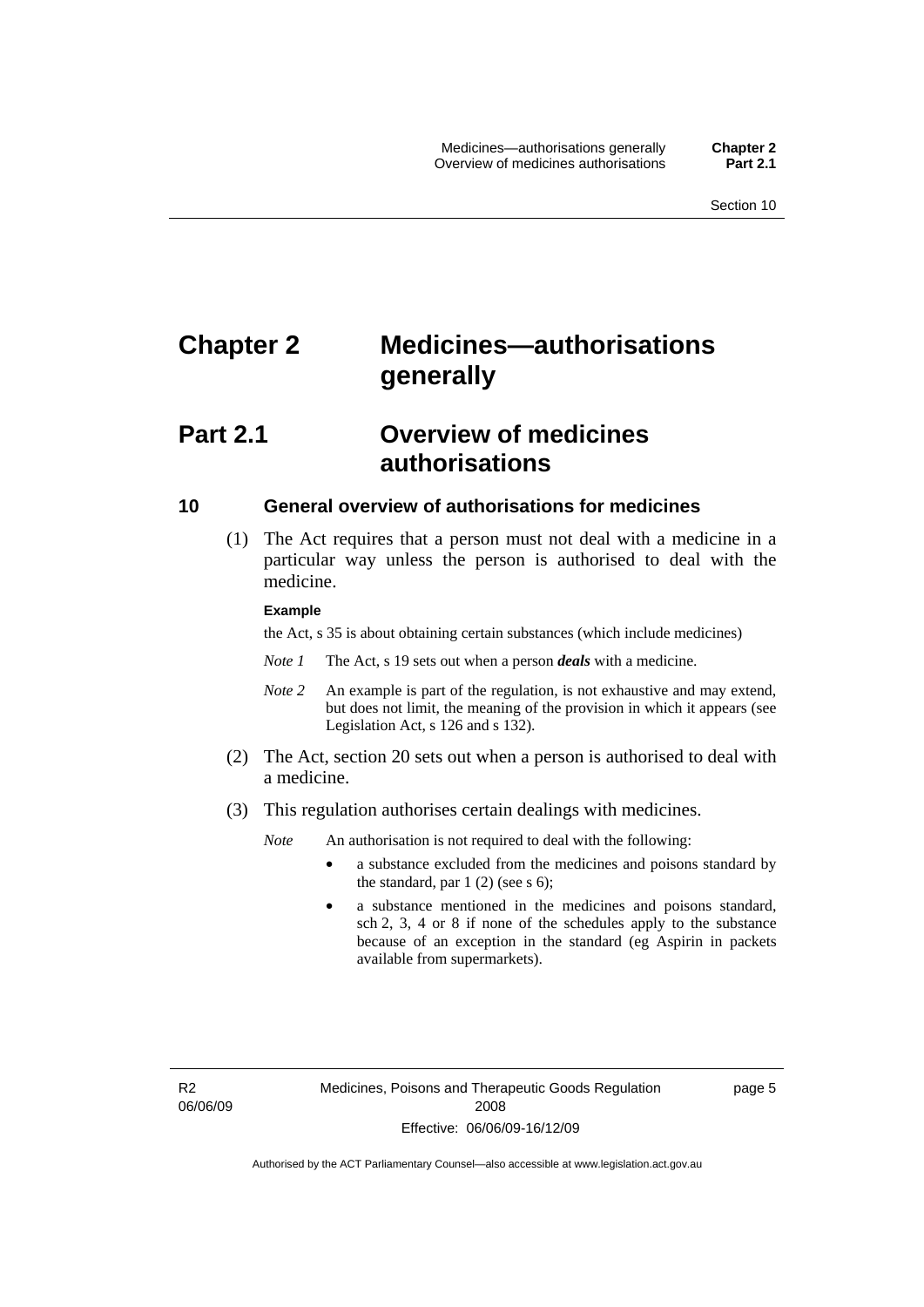# Chapter 2 Medicines—authorisations generally

## Part 2.1 Overview of medicines authorisations

### 10 General overview of authorisations for medicines

(1) The Act requires that a person must not deal with a medicine in a particular way unless the person is authorised to deal with the medicine.

**Example**

the Act, s 35 is about obtaining certain substances (which include medicines)

*Note 1* The Act, s 19 sets out when a person ***deals*** with a medicine.

*Note 2* An example is part of the regulation, is not exhaustive and may extend, but does not limit, the meaning of the provision in which it appears (see Legislation Act, s 126 and s 132).

(2) The Act, section 20 sets out when a person is authorised to deal with a medicine.

(3) This regulation authorises certain dealings with medicines.

*Note* An authorisation is not required to deal with the following:

- a substance excluded from the medicines and poisons standard by the standard, par 1 (2) (see s 6);
- a substance mentioned in the medicines and poisons standard, sch 2, 3, 4 or 8 if none of the schedules apply to the substance because of an exception in the standard (eg Aspirin in packets available from supermarkets).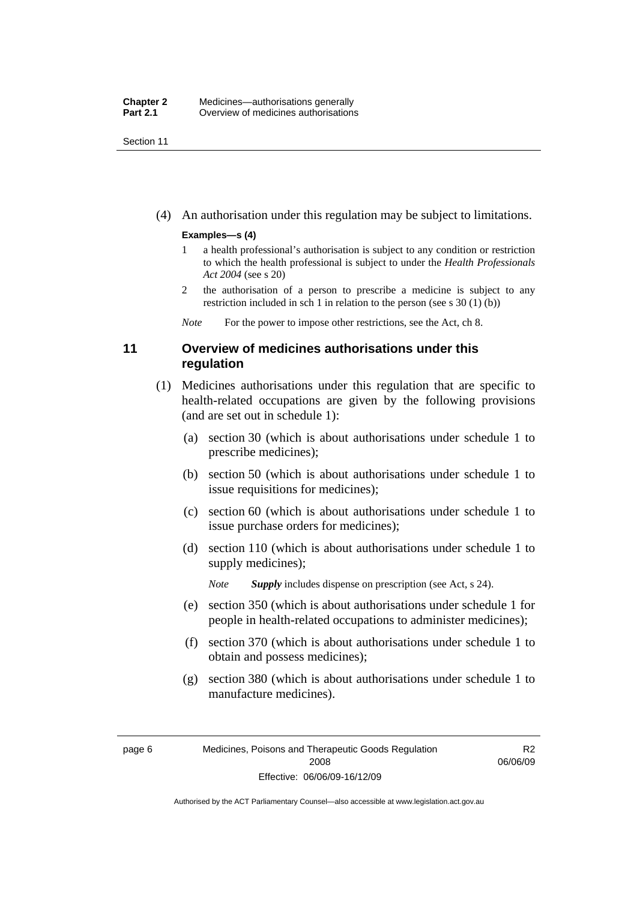(4) An authorisation under this regulation may be subject to limitations.

**Examples—s (4)**

1 a health professional's authorisation is subject to any condition or restriction to which the health professional is subject to under the *Health Professionals Act 2004* (see s 20)

2 the authorisation of a person to prescribe a medicine is subject to any restriction included in sch 1 in relation to the person (see s 30 (1) (b))

*Note* For the power to impose other restrictions, see the Act, ch 8.

## 11 Overview of medicines authorisations under this regulation

(1) Medicines authorisations under this regulation that are specific to health-related occupations are given by the following provisions (and are set out in schedule 1):

(a) section 30 (which is about authorisations under schedule 1 to prescribe medicines);

(b) section 50 (which is about authorisations under schedule 1 to issue requisitions for medicines);

(c) section 60 (which is about authorisations under schedule 1 to issue purchase orders for medicines);

(d) section 110 (which is about authorisations under schedule 1 to supply medicines);

*Note* ***Supply*** includes dispense on prescription (see Act, s 24).

(e) section 350 (which is about authorisations under schedule 1 for people in health-related occupations to administer medicines);

(f) section 370 (which is about authorisations under schedule 1 to obtain and possess medicines);

(g) section 380 (which is about authorisations under schedule 1 to manufacture medicines).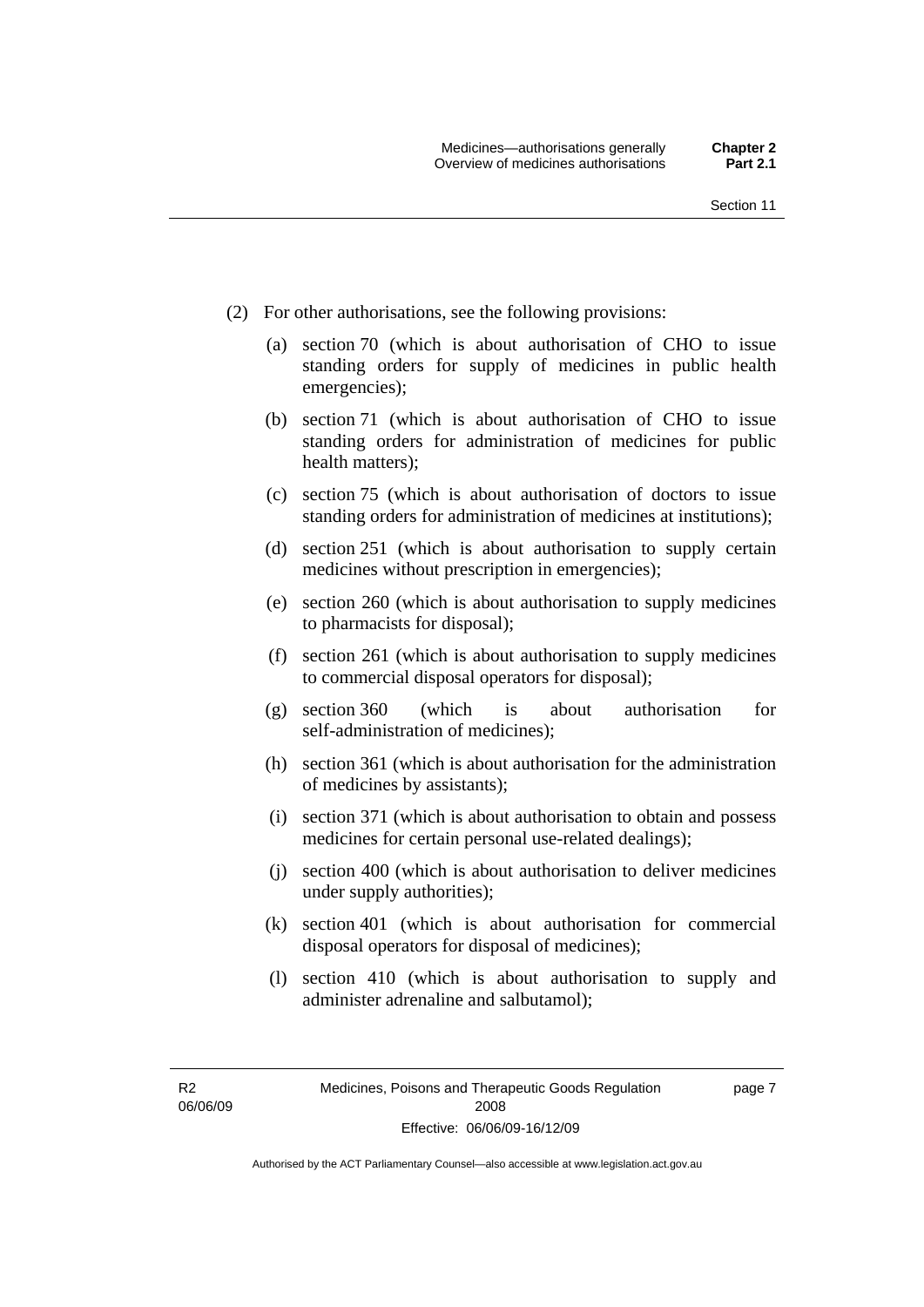(2) For other authorisations, see the following provisions:

(a) section 70 (which is about authorisation of CHO to issue standing orders for supply of medicines in public health emergencies);

(b) section 71 (which is about authorisation of CHO to issue standing orders for administration of medicines for public health matters);

(c) section 75 (which is about authorisation of doctors to issue standing orders for administration of medicines at institutions);

(d) section 251 (which is about authorisation to supply certain medicines without prescription in emergencies);

(e) section 260 (which is about authorisation to supply medicines to pharmacists for disposal);

(f) section 261 (which is about authorisation to supply medicines to commercial disposal operators for disposal);

(g) section 360 (which is about authorisation for self-administration of medicines);

(h) section 361 (which is about authorisation for the administration of medicines by assistants);

(i) section 371 (which is about authorisation to obtain and possess medicines for certain personal use-related dealings);

(j) section 400 (which is about authorisation to deliver medicines under supply authorities);

(k) section 401 (which is about authorisation for commercial disposal operators for disposal of medicines);

(l) section 410 (which is about authorisation to supply and administer adrenaline and salbutamol);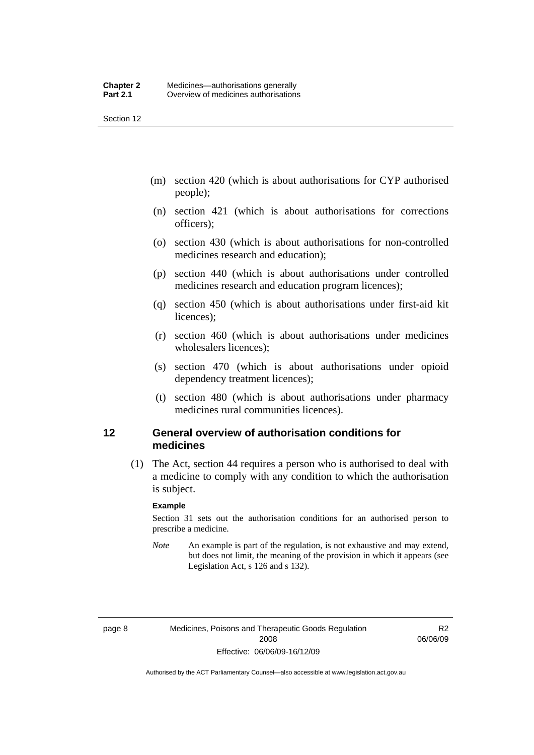(m) section 420 (which is about authorisations for CYP authorised people);

(n) section 421 (which is about authorisations for corrections officers);

(o) section 430 (which is about authorisations for non-controlled medicines research and education);

(p) section 440 (which is about authorisations under controlled medicines research and education program licences);

(q) section 450 (which is about authorisations under first-aid kit licences);

(r) section 460 (which is about authorisations under medicines wholesalers licences);

(s) section 470 (which is about authorisations under opioid dependency treatment licences);

(t) section 480 (which is about authorisations under pharmacy medicines rural communities licences).

## 12 General overview of authorisation conditions for medicines

(1) The Act, section 44 requires a person who is authorised to deal with a medicine to comply with any condition to which the authorisation is subject.

**Example**

Section 31 sets out the authorisation conditions for an authorised person to prescribe a medicine.

*Note* An example is part of the regulation, is not exhaustive and may extend, but does not limit, the meaning of the provision in which it appears (see Legislation Act, s 126 and s 132).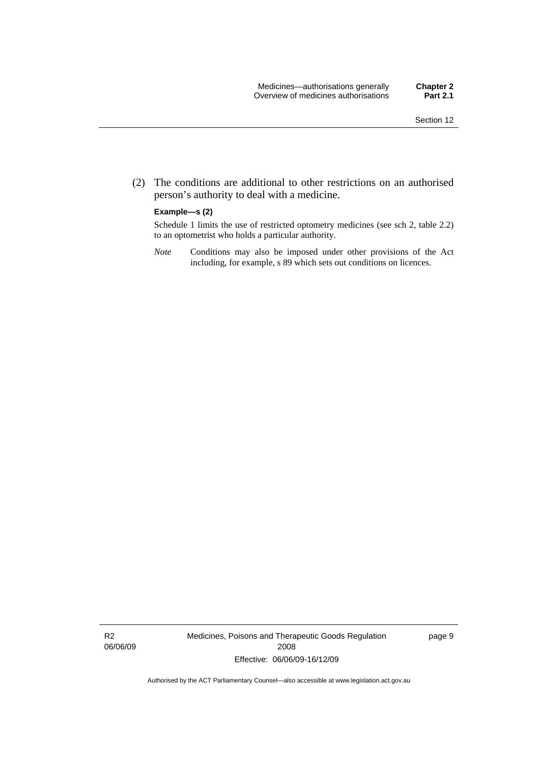(2) The conditions are additional to other restrictions on an authorised person's authority to deal with a medicine.

**Example—s (2)**

Schedule 1 limits the use of restricted optometry medicines (see sch 2, table 2.2) to an optometrist who holds a particular authority.

*Note* Conditions may also be imposed under other provisions of the Act including, for example, s 89 which sets out conditions on licences.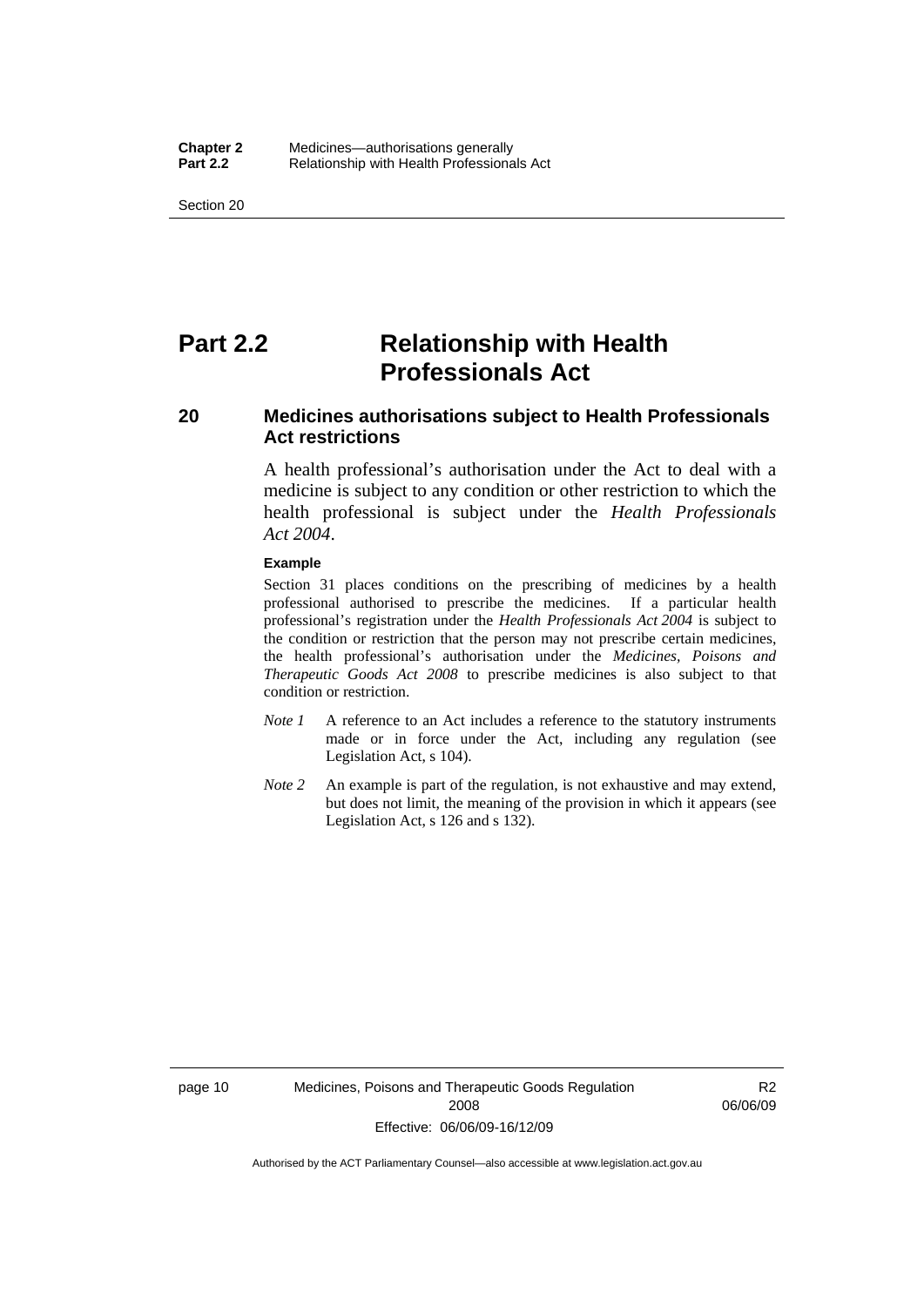# Part 2.2 Relationship with Health Professionals Act

## 20 Medicines authorisations subject to Health Professionals Act restrictions

A health professional's authorisation under the Act to deal with a medicine is subject to any condition or other restriction to which the health professional is subject under the *Health Professionals Act 2004*.

**Example**

Section 31 places conditions on the prescribing of medicines by a health professional authorised to prescribe the medicines. If a particular health professional's registration under the *Health Professionals Act 2004* is subject to the condition or restriction that the person may not prescribe certain medicines, the health professional's authorisation under the *Medicines, Poisons and Therapeutic Goods Act 2008* to prescribe medicines is also subject to that condition or restriction.

*Note 1* A reference to an Act includes a reference to the statutory instruments made or in force under the Act, including any regulation (see Legislation Act, s 104).

*Note 2* An example is part of the regulation, is not exhaustive and may extend, but does not limit, the meaning of the provision in which it appears (see Legislation Act, s 126 and s 132).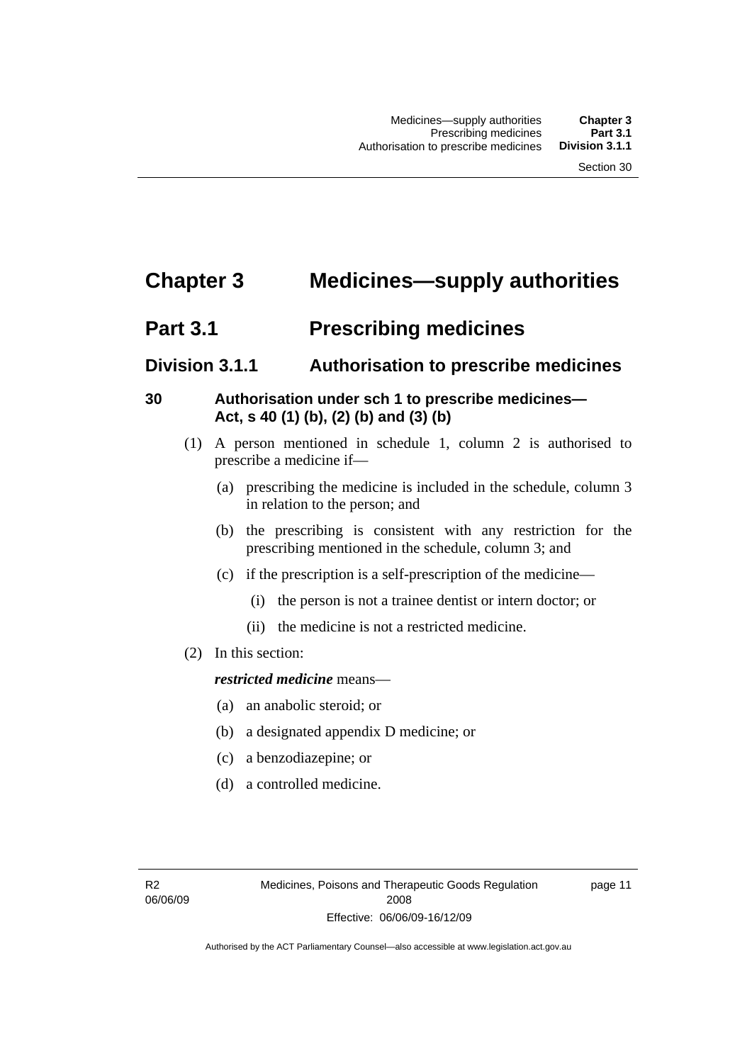# Chapter 3 Medicines—supply authorities

## Part 3.1 Prescribing medicines

### Division 3.1.1 Authorisation to prescribe medicines

#### 30 Authorisation under sch 1 to prescribe medicines—Act, s 40 (1) (b), (2) (b) and (3) (b)

(1) A person mentioned in schedule 1, column 2 is authorised to prescribe a medicine if—

- (a) prescribing the medicine is included in the schedule, column 3 in relation to the person; and
- (b) the prescribing is consistent with any restriction for the prescribing mentioned in the schedule, column 3; and
- (c) if the prescription is a self-prescription of the medicine—
  - (i) the person is not a trainee dentist or intern doctor; or
  - (ii) the medicine is not a restricted medicine.

(2) In this section:

***restricted medicine*** means—

- (a) an anabolic steroid; or
- (b) a designated appendix D medicine; or
- (c) a benzodiazepine; or
- (d) a controlled medicine.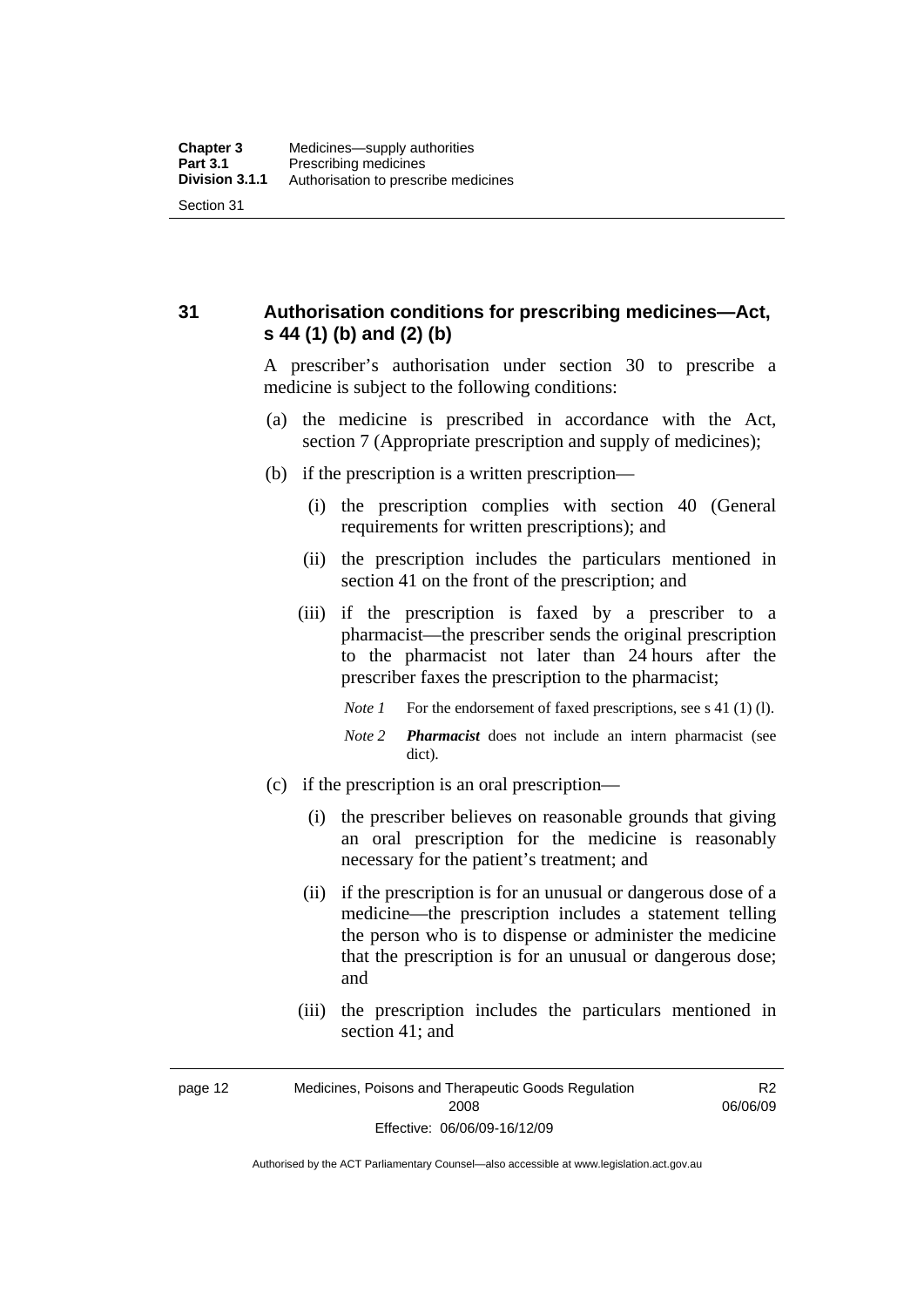## 31 Authorisation conditions for prescribing medicines—Act, s 44 (1) (b) and (2) (b)

A prescriber's authorisation under section 30 to prescribe a medicine is subject to the following conditions:

(a) the medicine is prescribed in accordance with the Act, section 7 (Appropriate prescription and supply of medicines);

(b) if the prescription is a written prescription—

(i) the prescription complies with section 40 (General requirements for written prescriptions); and

(ii) the prescription includes the particulars mentioned in section 41 on the front of the prescription; and

(iii) if the prescription is faxed by a prescriber to a pharmacist—the prescriber sends the original prescription to the pharmacist not later than 24 hours after the prescriber faxes the prescription to the pharmacist;

*Note 1* For the endorsement of faxed prescriptions, see s 41 (1) (l).

*Note 2* ***Pharmacist*** does not include an intern pharmacist (see dict).

(c) if the prescription is an oral prescription—

(i) the prescriber believes on reasonable grounds that giving an oral prescription for the medicine is reasonably necessary for the patient's treatment; and

(ii) if the prescription is for an unusual or dangerous dose of a medicine—the prescription includes a statement telling the person who is to dispense or administer the medicine that the prescription is for an unusual or dangerous dose; and

(iii) the prescription includes the particulars mentioned in section 41; and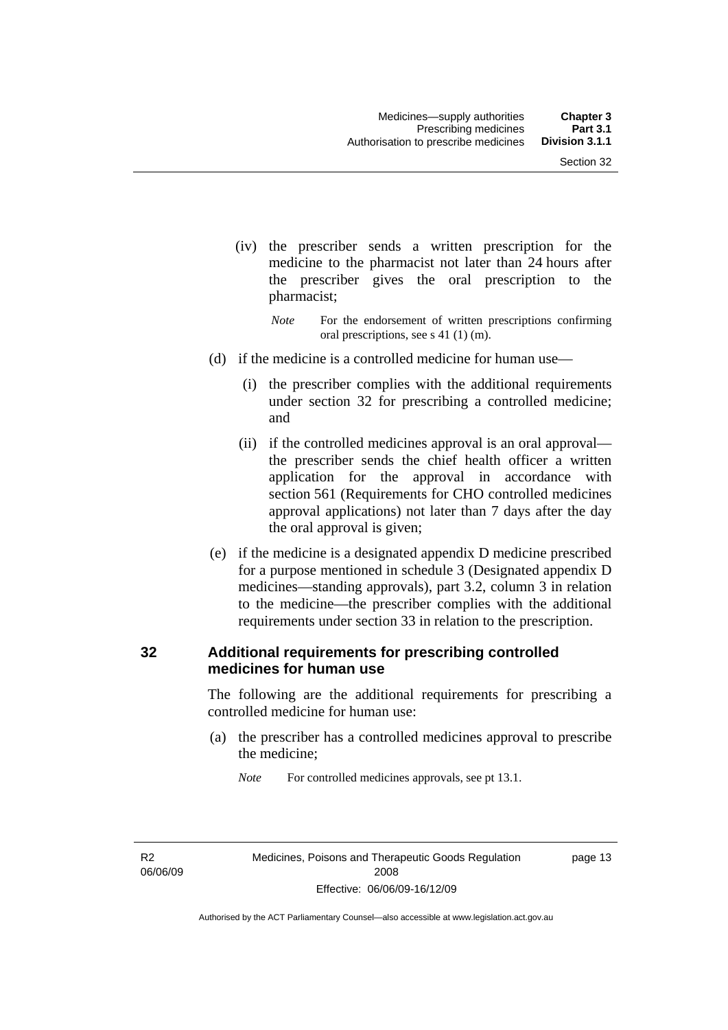(iv) the prescriber sends a written prescription for the medicine to the pharmacist not later than 24 hours after the prescriber gives the oral prescription to the pharmacist;

*Note* For the endorsement of written prescriptions confirming oral prescriptions, see s 41 (1) (m).

(d) if the medicine is a controlled medicine for human use—

(i) the prescriber complies with the additional requirements under section 32 for prescribing a controlled medicine; and

(ii) if the controlled medicines approval is an oral approval—the prescriber sends the chief health officer a written application for the approval in accordance with section 561 (Requirements for CHO controlled medicines approval applications) not later than 7 days after the day the oral approval is given;

(e) if the medicine is a designated appendix D medicine prescribed for a purpose mentioned in schedule 3 (Designated appendix D medicines—standing approvals), part 3.2, column 3 in relation to the medicine—the prescriber complies with the additional requirements under section 33 in relation to the prescription.

## 32 Additional requirements for prescribing controlled medicines for human use

The following are the additional requirements for prescribing a controlled medicine for human use:

(a) the prescriber has a controlled medicines approval to prescribe the medicine;

*Note* For controlled medicines approvals, see pt 13.1.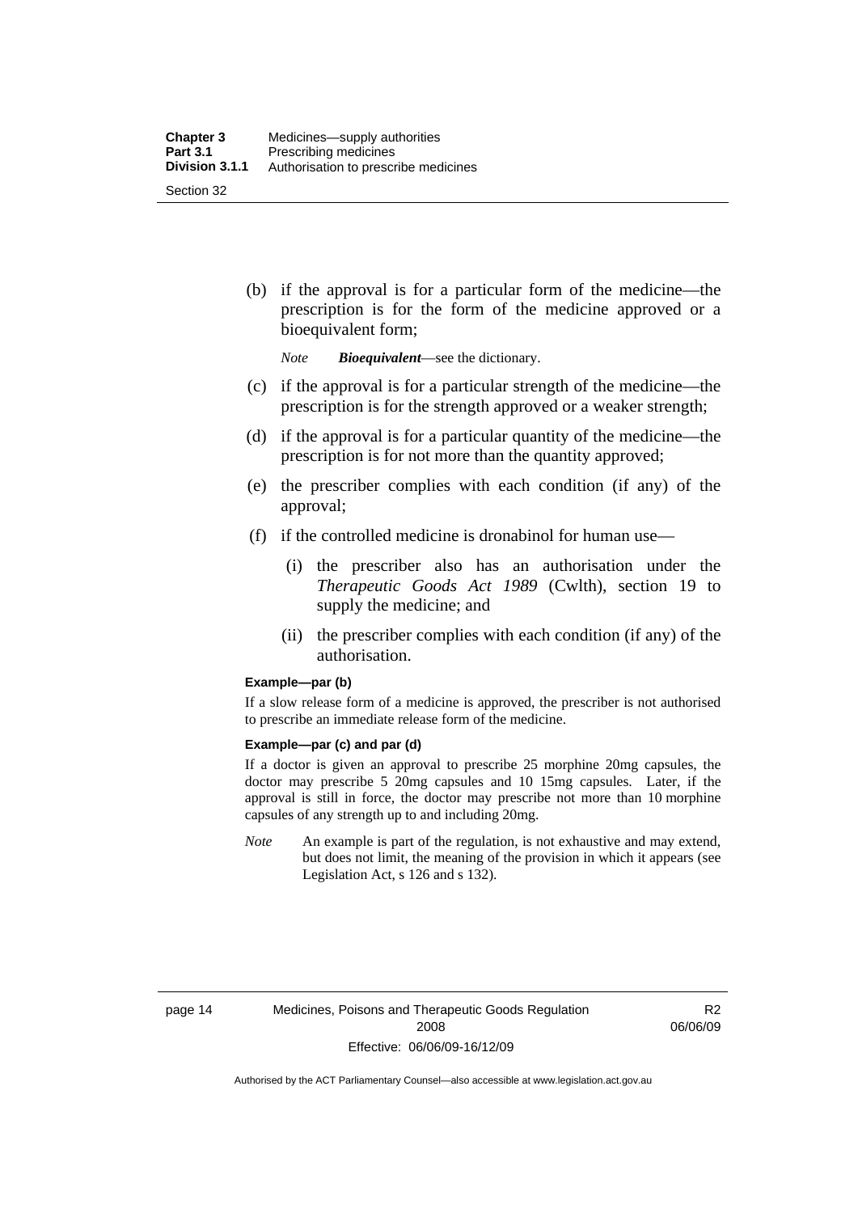(b) if the approval is for a particular form of the medicine—the prescription is for the form of the medicine approved or a bioequivalent form;

*Note* ***Bioequivalent***—see the dictionary.

(c) if the approval is for a particular strength of the medicine—the prescription is for the strength approved or a weaker strength;

(d) if the approval is for a particular quantity of the medicine—the prescription is for not more than the quantity approved;

(e) the prescriber complies with each condition (if any) of the approval;

(f) if the controlled medicine is dronabinol for human use—

(i) the prescriber also has an authorisation under the *Therapeutic Goods Act 1989* (Cwlth), section 19 to supply the medicine; and

(ii) the prescriber complies with each condition (if any) of the authorisation.

**Example—par (b)**

If a slow release form of a medicine is approved, the prescriber is not authorised to prescribe an immediate release form of the medicine.

**Example—par (c) and par (d)**

If a doctor is given an approval to prescribe 25 morphine 20mg capsules, the doctor may prescribe 5 20mg capsules and 10 15mg capsules. Later, if the approval is still in force, the doctor may prescribe not more than 10 morphine capsules of any strength up to and including 20mg.

*Note* An example is part of the regulation, is not exhaustive and may extend, but does not limit, the meaning of the provision in which it appears (see Legislation Act, s 126 and s 132).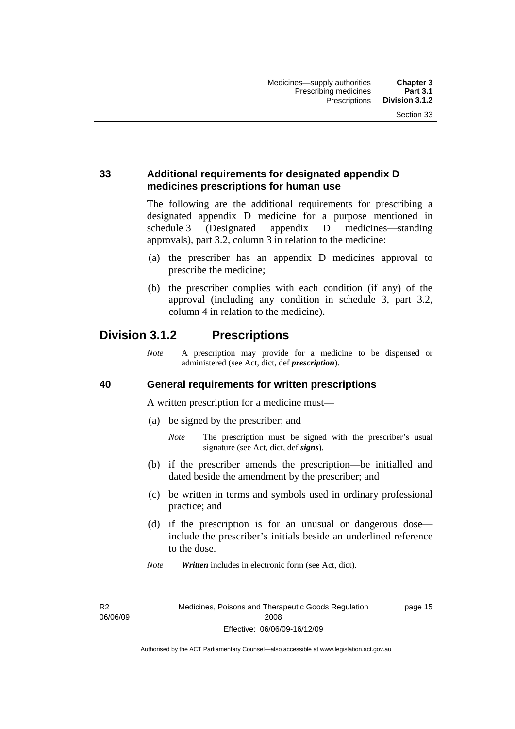### 33 Additional requirements for designated appendix D medicines prescriptions for human use

The following are the additional requirements for prescribing a designated appendix D medicine for a purpose mentioned in schedule 3 (Designated appendix D medicines—standing approvals), part 3.2, column 3 in relation to the medicine:

(a) the prescriber has an appendix D medicines approval to prescribe the medicine;

(b) the prescriber complies with each condition (if any) of the approval (including any condition in schedule 3, part 3.2, column 4 in relation to the medicine).

## Division 3.1.2 Prescriptions

*Note* A prescription may provide for a medicine to be dispensed or administered (see Act, dict, def ***prescription***).

### 40 General requirements for written prescriptions

A written prescription for a medicine must—

(a) be signed by the prescriber; and

*Note* The prescription must be signed with the prescriber's usual signature (see Act, dict, def ***signs***).

(b) if the prescriber amends the prescription—be initialled and dated beside the amendment by the prescriber; and

(c) be written in terms and symbols used in ordinary professional practice; and

(d) if the prescription is for an unusual or dangerous dose—include the prescriber's initials beside an underlined reference to the dose.

*Note* ***Written*** includes in electronic form (see Act, dict).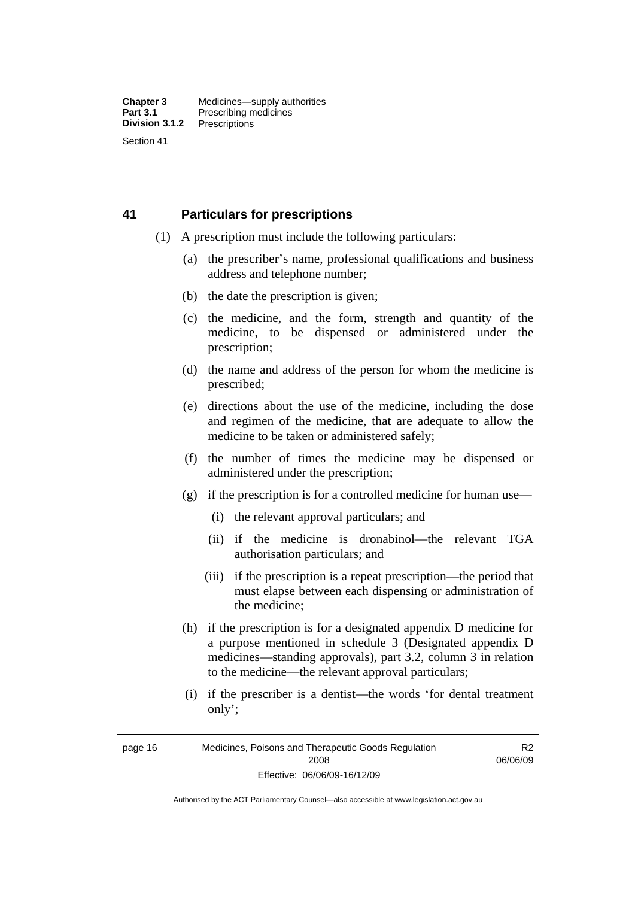## 41 Particulars for prescriptions

(1) A prescription must include the following particulars:

(a) the prescriber's name, professional qualifications and business address and telephone number;

(b) the date the prescription is given;

(c) the medicine, and the form, strength and quantity of the medicine, to be dispensed or administered under the prescription;

(d) the name and address of the person for whom the medicine is prescribed;

(e) directions about the use of the medicine, including the dose and regimen of the medicine, that are adequate to allow the medicine to be taken or administered safely;

(f) the number of times the medicine may be dispensed or administered under the prescription;

(g) if the prescription is for a controlled medicine for human use—

(i) the relevant approval particulars; and

(ii) if the medicine is dronabinol—the relevant TGA authorisation particulars; and

(iii) if the prescription is a repeat prescription—the period that must elapse between each dispensing or administration of the medicine;

(h) if the prescription is for a designated appendix D medicine for a purpose mentioned in schedule 3 (Designated appendix D medicines—standing approvals), part 3.2, column 3 in relation to the medicine—the relevant approval particulars;

(i) if the prescriber is a dentist—the words 'for dental treatment only';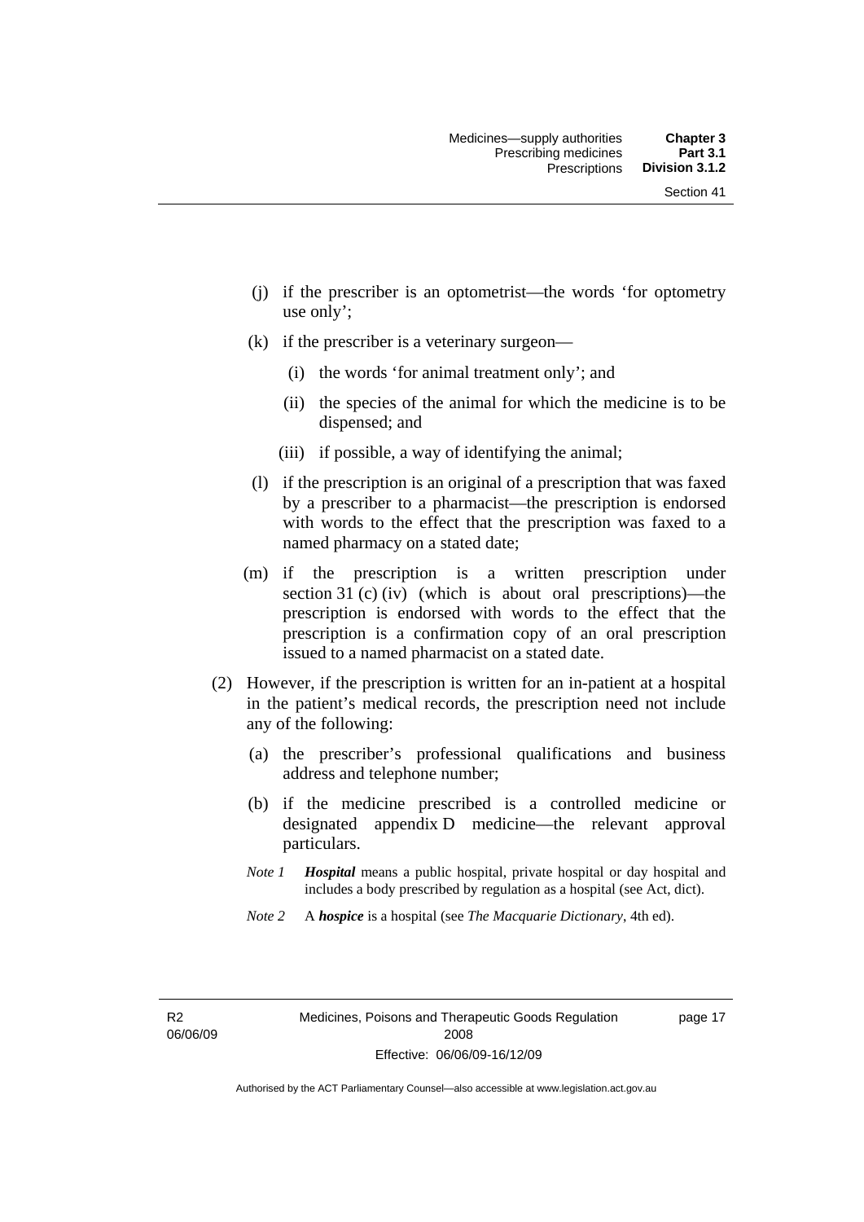(j) if the prescriber is an optometrist—the words 'for optometry use only';

(k) if the prescriber is a veterinary surgeon—

  (i) the words 'for animal treatment only'; and

  (ii) the species of the animal for which the medicine is to be dispensed; and

  (iii) if possible, a way of identifying the animal;

(l) if the prescription is an original of a prescription that was faxed by a prescriber to a pharmacist—the prescription is endorsed with words to the effect that the prescription was faxed to a named pharmacy on a stated date;

(m) if the prescription is a written prescription under section 31 (c) (iv) (which is about oral prescriptions)—the prescription is endorsed with words to the effect that the prescription is a confirmation copy of an oral prescription issued to a named pharmacist on a stated date.

(2) However, if the prescription is written for an in-patient at a hospital in the patient's medical records, the prescription need not include any of the following:

  (a) the prescriber's professional qualifications and business address and telephone number;

  (b) if the medicine prescribed is a controlled medicine or designated appendix D medicine—the relevant approval particulars.

*Note 1* ***Hospital*** means a public hospital, private hospital or day hospital and includes a body prescribed by regulation as a hospital (see Act, dict).

*Note 2* A ***hospice*** is a hospital (see *The Macquarie Dictionary*, 4th ed).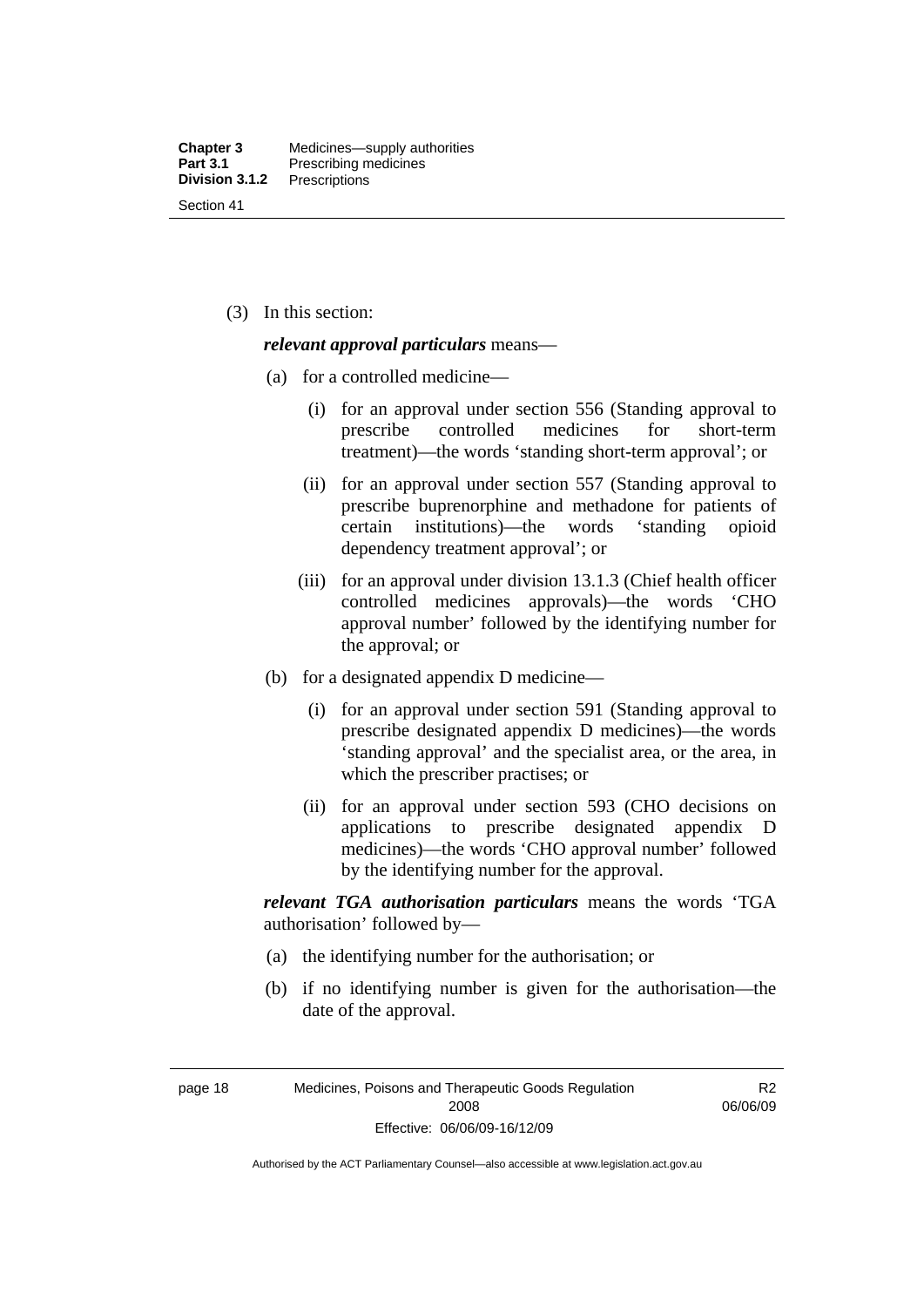(3) In this section:

***relevant approval particulars*** means—

(a) for a controlled medicine—

(i) for an approval under section 556 (Standing approval to prescribe controlled medicines for short-term treatment)—the words 'standing short-term approval'; or

(ii) for an approval under section 557 (Standing approval to prescribe buprenorphine and methadone for patients of certain institutions)—the words 'standing opioid dependency treatment approval'; or

(iii) for an approval under division 13.1.3 (Chief health officer controlled medicines approvals)—the words 'CHO approval number' followed by the identifying number for the approval; or

(b) for a designated appendix D medicine—

(i) for an approval under section 591 (Standing approval to prescribe designated appendix D medicines)—the words 'standing approval' and the specialist area, or the area, in which the prescriber practises; or

(ii) for an approval under section 593 (CHO decisions on applications to prescribe designated appendix D medicines)—the words 'CHO approval number' followed by the identifying number for the approval.

***relevant TGA authorisation particulars*** means the words 'TGA authorisation' followed by—

(a) the identifying number for the authorisation; or

(b) if no identifying number is given for the authorisation—the date of the approval.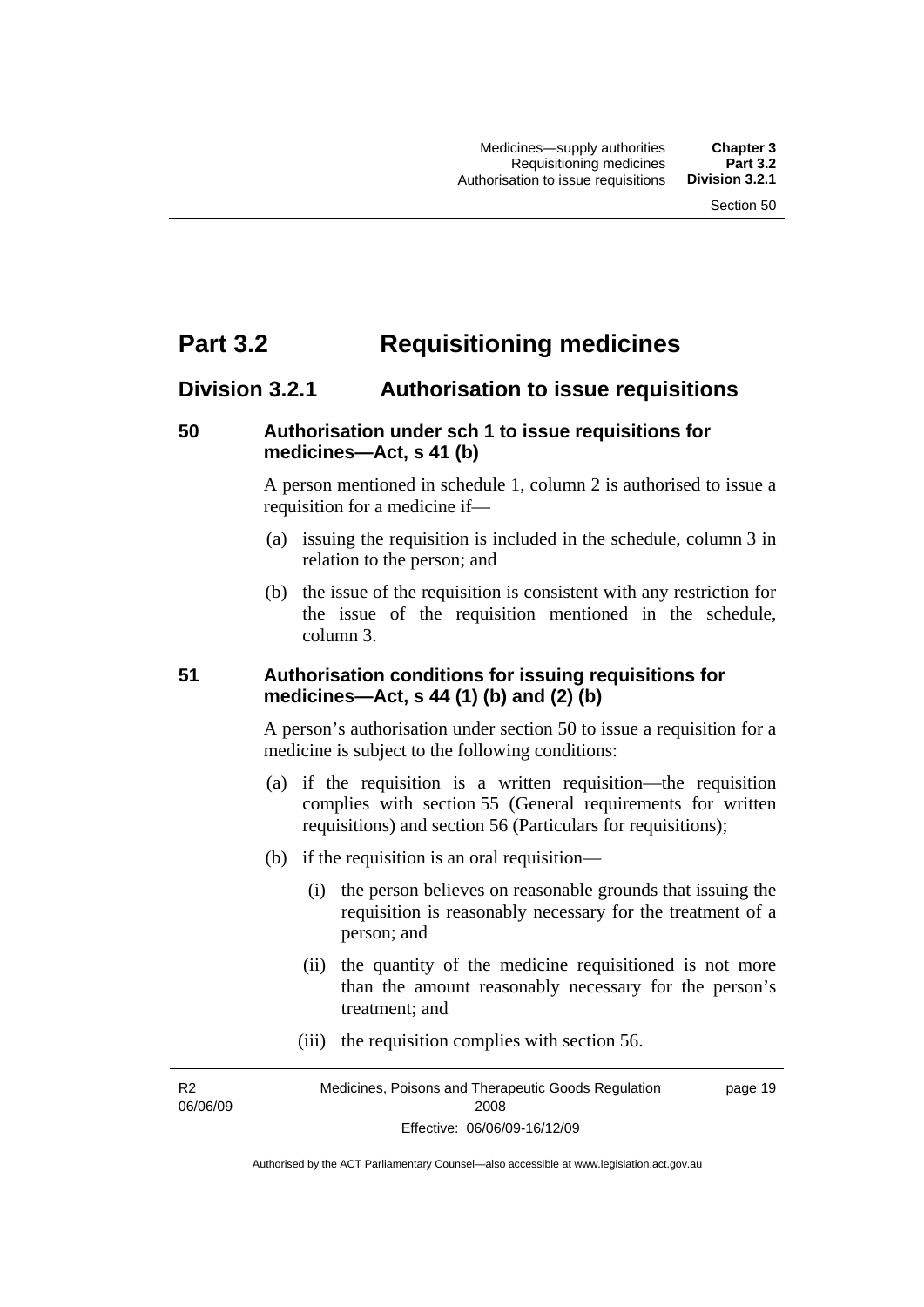# Part 3.2 Requisitioning medicines

## Division 3.2.1 Authorisation to issue requisitions

### 50 Authorisation under sch 1 to issue requisitions for medicines—Act, s 41 (b)

A person mentioned in schedule 1, column 2 is authorised to issue a requisition for a medicine if—

(a) issuing the requisition is included in the schedule, column 3 in relation to the person; and

(b) the issue of the requisition is consistent with any restriction for the issue of the requisition mentioned in the schedule, column 3.

### 51 Authorisation conditions for issuing requisitions for medicines—Act, s 44 (1) (b) and (2) (b)

A person's authorisation under section 50 to issue a requisition for a medicine is subject to the following conditions:

(a) if the requisition is a written requisition—the requisition complies with section 55 (General requirements for written requisitions) and section 56 (Particulars for requisitions);

(b) if the requisition is an oral requisition—

(i) the person believes on reasonable grounds that issuing the requisition is reasonably necessary for the treatment of a person; and

(ii) the quantity of the medicine requisitioned is not more than the amount reasonably necessary for the person's treatment; and

(iii) the requisition complies with section 56.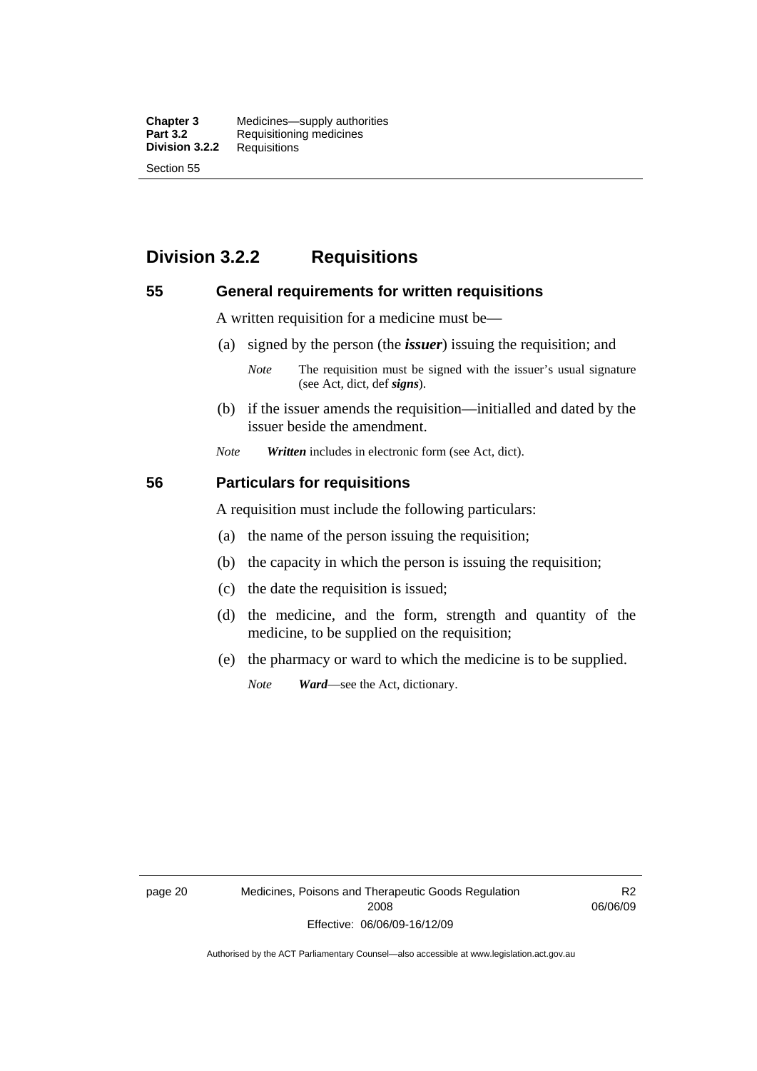## Division 3.2.2 Requisitions

### 55 General requirements for written requisitions

A written requisition for a medicine must be—

(a) signed by the person (the ***issuer***) issuing the requisition; and

*Note* The requisition must be signed with the issuer's usual signature (see Act, dict, def ***signs***).

(b) if the issuer amends the requisition—initialled and dated by the issuer beside the amendment.

*Note* ***Written*** includes in electronic form (see Act, dict).

### 56 Particulars for requisitions

A requisition must include the following particulars:

(a) the name of the person issuing the requisition;

(b) the capacity in which the person is issuing the requisition;

(c) the date the requisition is issued;

(d) the medicine, and the form, strength and quantity of the medicine, to be supplied on the requisition;

(e) the pharmacy or ward to which the medicine is to be supplied.

*Note* ***Ward***—see the Act, dictionary.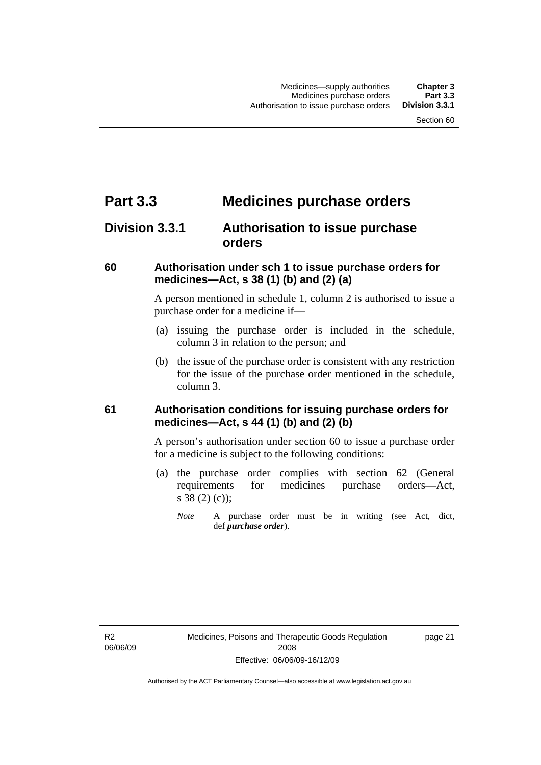# Part 3.3 Medicines purchase orders

## Division 3.3.1 Authorisation to issue purchase orders

### 60 Authorisation under sch 1 to issue purchase orders for medicines—Act, s 38 (1) (b) and (2) (a)

A person mentioned in schedule 1, column 2 is authorised to issue a purchase order for a medicine if—

(a) issuing the purchase order is included in the schedule, column 3 in relation to the person; and

(b) the issue of the purchase order is consistent with any restriction for the issue of the purchase order mentioned in the schedule, column 3.

### 61 Authorisation conditions for issuing purchase orders for medicines—Act, s 44 (1) (b) and (2) (b)

A person's authorisation under section 60 to issue a purchase order for a medicine is subject to the following conditions:

(a) the purchase order complies with section 62 (General requirements for medicines purchase orders—Act, s 38 (2) (c));

*Note* A purchase order must be in writing (see Act, dict, def ***purchase order***).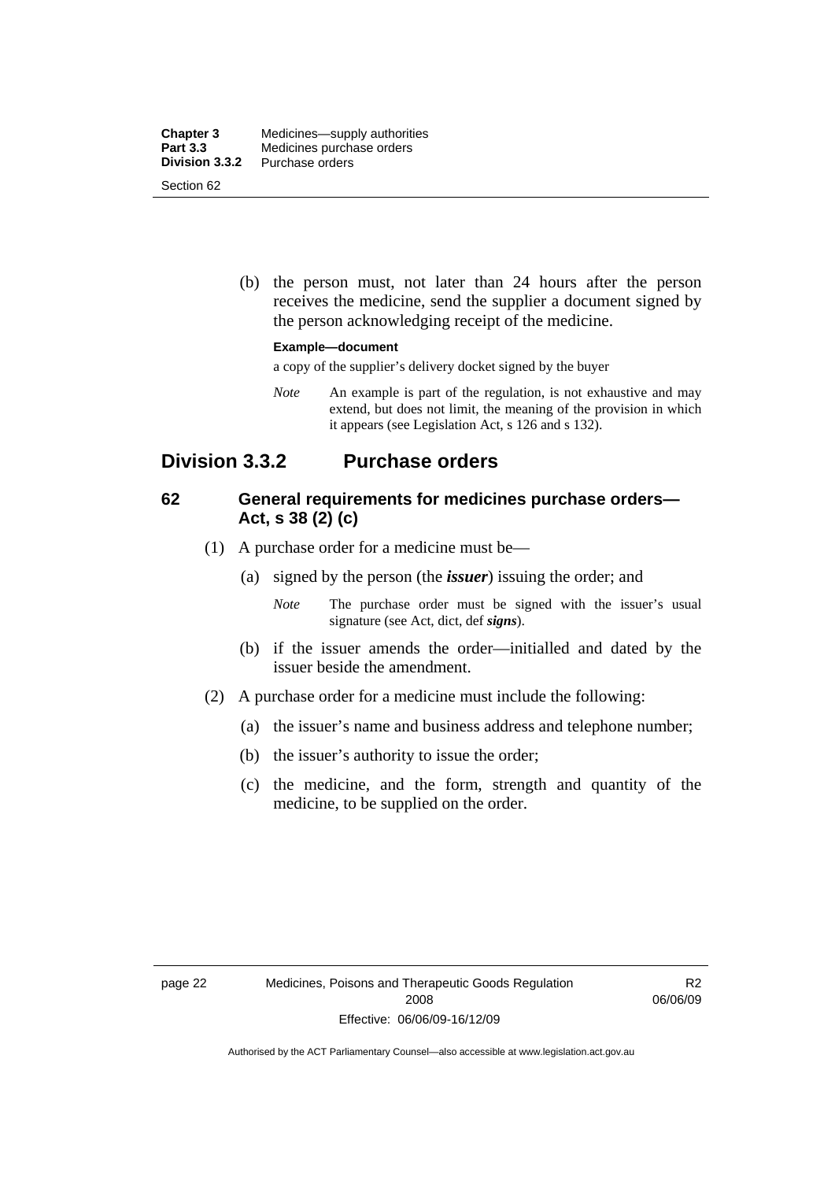(b) the person must, not later than 24 hours after the person receives the medicine, send the supplier a document signed by the person acknowledging receipt of the medicine.

**Example—document**

a copy of the supplier's delivery docket signed by the buyer

*Note* An example is part of the regulation, is not exhaustive and may extend, but does not limit, the meaning of the provision in which it appears (see Legislation Act, s 126 and s 132).

## Division 3.3.2 Purchase orders

### 62 General requirements for medicines purchase orders—Act, s 38 (2) (c)

(1) A purchase order for a medicine must be—

(a) signed by the person (the ***issuer***) issuing the order; and

*Note* The purchase order must be signed with the issuer's usual signature (see Act, dict, def ***signs***).

(b) if the issuer amends the order—initialled and dated by the issuer beside the amendment.

(2) A purchase order for a medicine must include the following:

(a) the issuer's name and business address and telephone number;

(b) the issuer's authority to issue the order;

(c) the medicine, and the form, strength and quantity of the medicine, to be supplied on the order.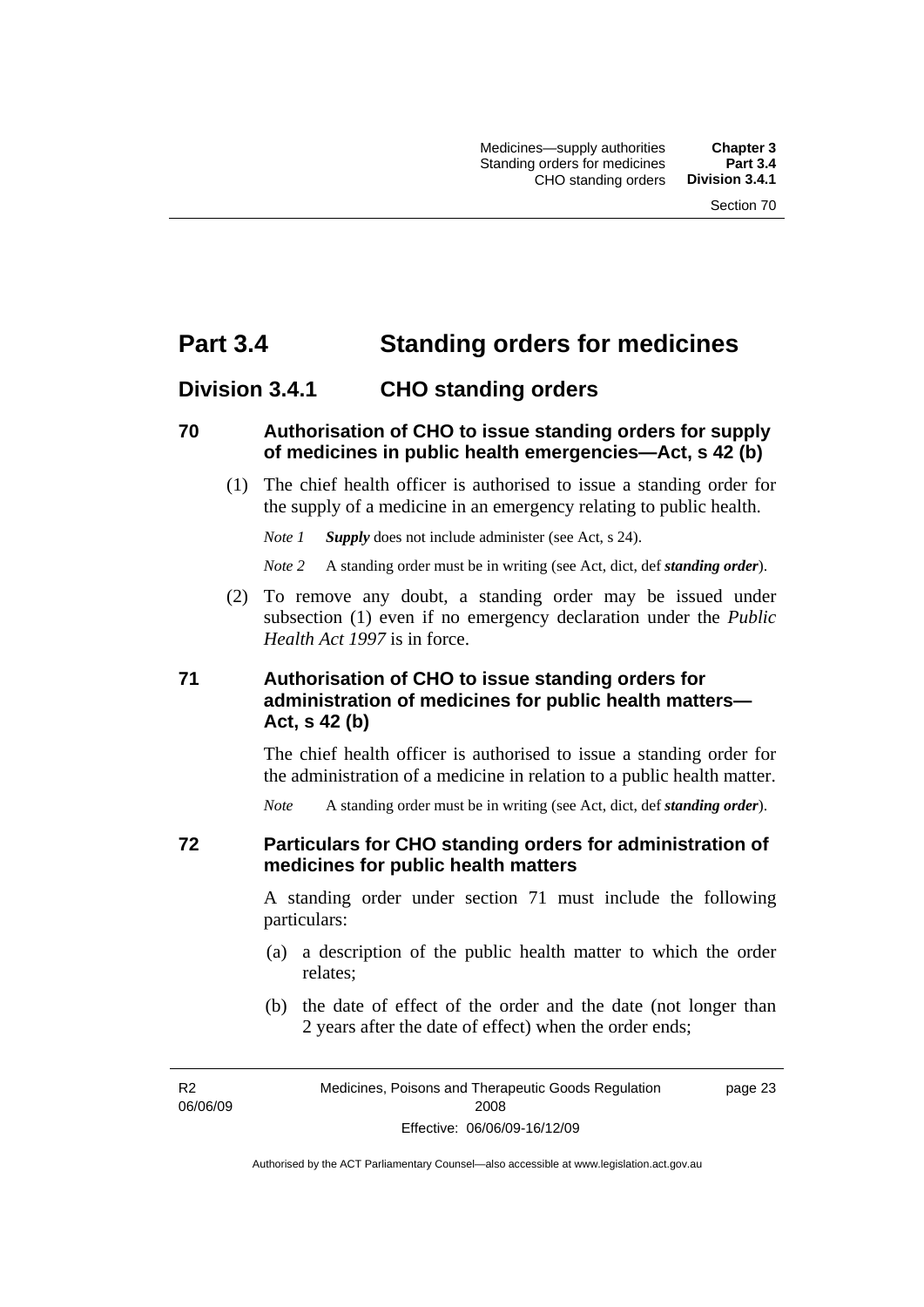# Part 3.4 Standing orders for medicines

## Division 3.4.1 CHO standing orders

### 70 Authorisation of CHO to issue standing orders for supply of medicines in public health emergencies—Act, s 42 (b)

(1) The chief health officer is authorised to issue a standing order for the supply of a medicine in an emergency relating to public health.

*Note 1* ***Supply*** does not include administer (see Act, s 24).

*Note 2* A standing order must be in writing (see Act, dict, def ***standing order***).

(2) To remove any doubt, a standing order may be issued under subsection (1) even if no emergency declaration under the *Public Health Act 1997* is in force.

### 71 Authorisation of CHO to issue standing orders for administration of medicines for public health matters—Act, s 42 (b)

The chief health officer is authorised to issue a standing order for the administration of a medicine in relation to a public health matter.

*Note* A standing order must be in writing (see Act, dict, def ***standing order***).

### 72 Particulars for CHO standing orders for administration of medicines for public health matters

A standing order under section 71 must include the following particulars:

(a) a description of the public health matter to which the order relates;

(b) the date of effect of the order and the date (not longer than 2 years after the date of effect) when the order ends;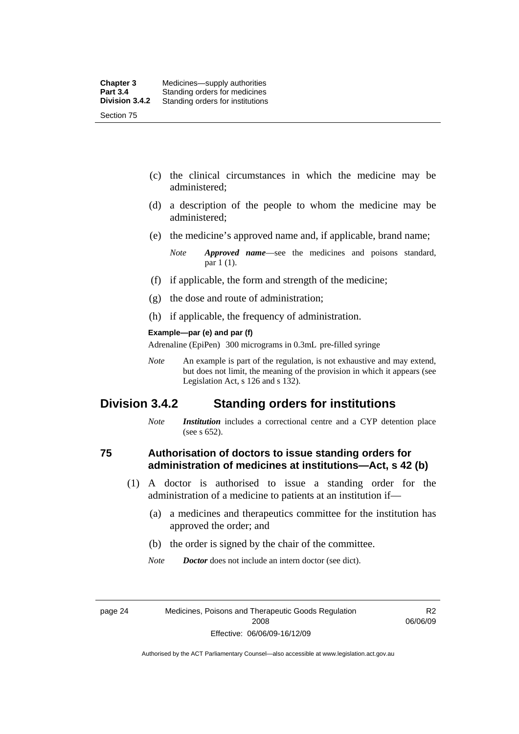(c) the clinical circumstances in which the medicine may be administered;

(d) a description of the people to whom the medicine may be administered;

(e) the medicine's approved name and, if applicable, brand name;

*Note* ***Approved name***—see the medicines and poisons standard, par 1 (1).

(f) if applicable, the form and strength of the medicine;

(g) the dose and route of administration;

(h) if applicable, the frequency of administration.

**Example—par (e) and par (f)**

Adrenaline (EpiPen) 300 micrograms in 0.3mL pre-filled syringe

*Note* An example is part of the regulation, is not exhaustive and may extend, but does not limit, the meaning of the provision in which it appears (see Legislation Act, s 126 and s 132).

## Division 3.4.2 Standing orders for institutions

*Note* ***Institution*** includes a correctional centre and a CYP detention place (see s 652).

### 75 Authorisation of doctors to issue standing orders for administration of medicines at institutions—Act, s 42 (b)

(1) A doctor is authorised to issue a standing order for the administration of a medicine to patients at an institution if—

(a) a medicines and therapeutics committee for the institution has approved the order; and

(b) the order is signed by the chair of the committee.

*Note* ***Doctor*** does not include an intern doctor (see dict).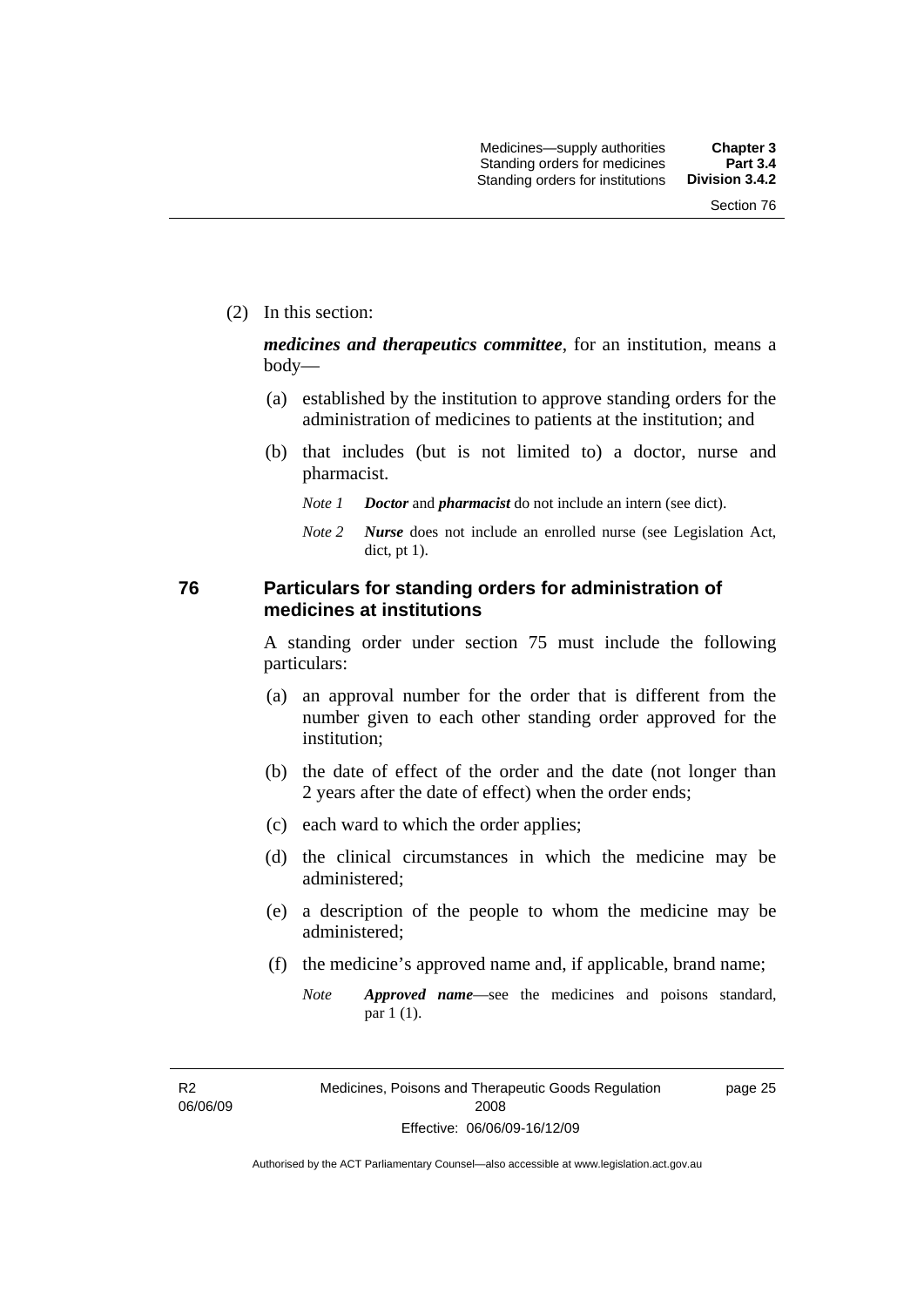(2) In this section:

***medicines and therapeutics committee***, for an institution, means a body—

(a) established by the institution to approve standing orders for the administration of medicines to patients at the institution; and

(b) that includes (but is not limited to) a doctor, nurse and pharmacist.

*Note 1* ***Doctor*** and ***pharmacist*** do not include an intern (see dict).

*Note 2* ***Nurse*** does not include an enrolled nurse (see Legislation Act, dict, pt 1).

## 76 Particulars for standing orders for administration of medicines at institutions

A standing order under section 75 must include the following particulars:

(a) an approval number for the order that is different from the number given to each other standing order approved for the institution;

(b) the date of effect of the order and the date (not longer than 2 years after the date of effect) when the order ends;

(c) each ward to which the order applies;

(d) the clinical circumstances in which the medicine may be administered;

(e) a description of the people to whom the medicine may be administered;

(f) the medicine's approved name and, if applicable, brand name;

*Note* ***Approved name***—see the medicines and poisons standard, par 1 (1).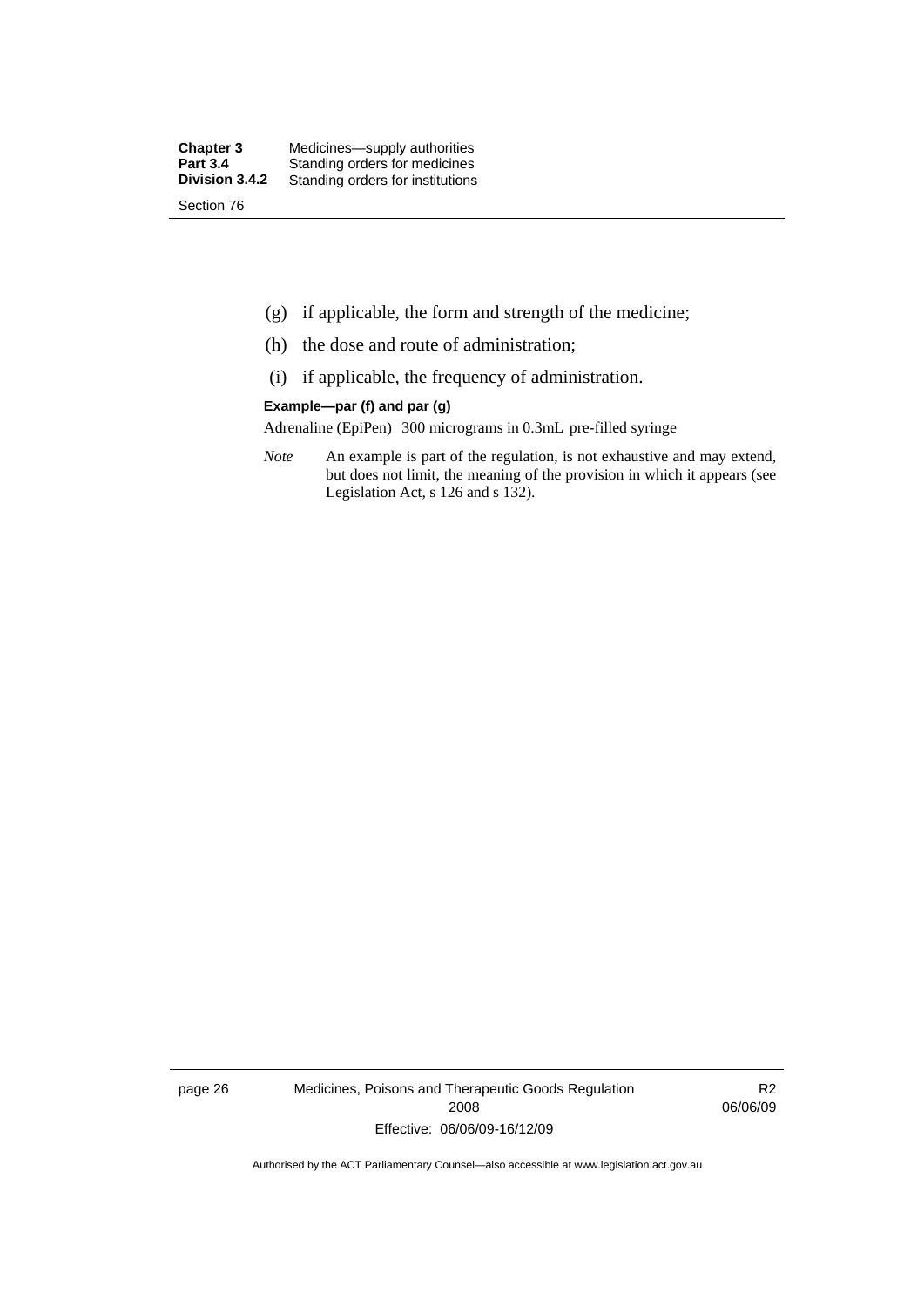(g) if applicable, the form and strength of the medicine;

(h) the dose and route of administration;

(i) if applicable, the frequency of administration.

**Example—par (f) and par (g)**

Adrenaline (EpiPen) 300 micrograms in 0.3mL pre-filled syringe

*Note* An example is part of the regulation, is not exhaustive and may extend, but does not limit, the meaning of the provision in which it appears (see Legislation Act, s 126 and s 132).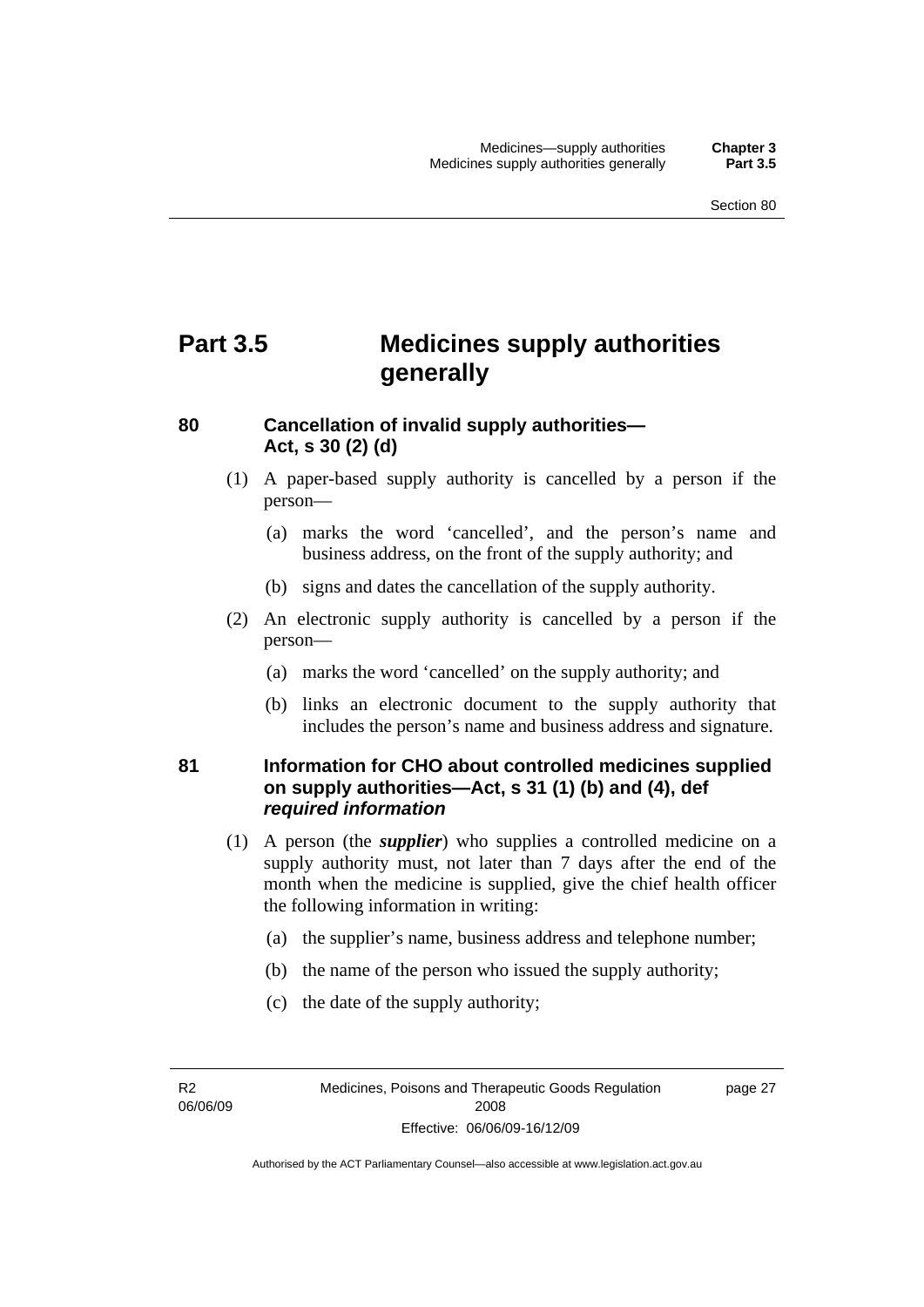# Part 3.5 Medicines supply authorities generally

## 80 Cancellation of invalid supply authorities—Act, s 30 (2) (d)

(1) A paper-based supply authority is cancelled by a person if the person—

(a) marks the word 'cancelled', and the person's name and business address, on the front of the supply authority; and

(b) signs and dates the cancellation of the supply authority.

(2) An electronic supply authority is cancelled by a person if the person—

(a) marks the word 'cancelled' on the supply authority; and

(b) links an electronic document to the supply authority that includes the person's name and business address and signature.

## 81 Information for CHO about controlled medicines supplied on supply authorities—Act, s 31 (1) (b) and (4), def *required information*

(1) A person (the ***supplier***) who supplies a controlled medicine on a supply authority must, not later than 7 days after the end of the month when the medicine is supplied, give the chief health officer the following information in writing:

(a) the supplier's name, business address and telephone number;

(b) the name of the person who issued the supply authority;

(c) the date of the supply authority;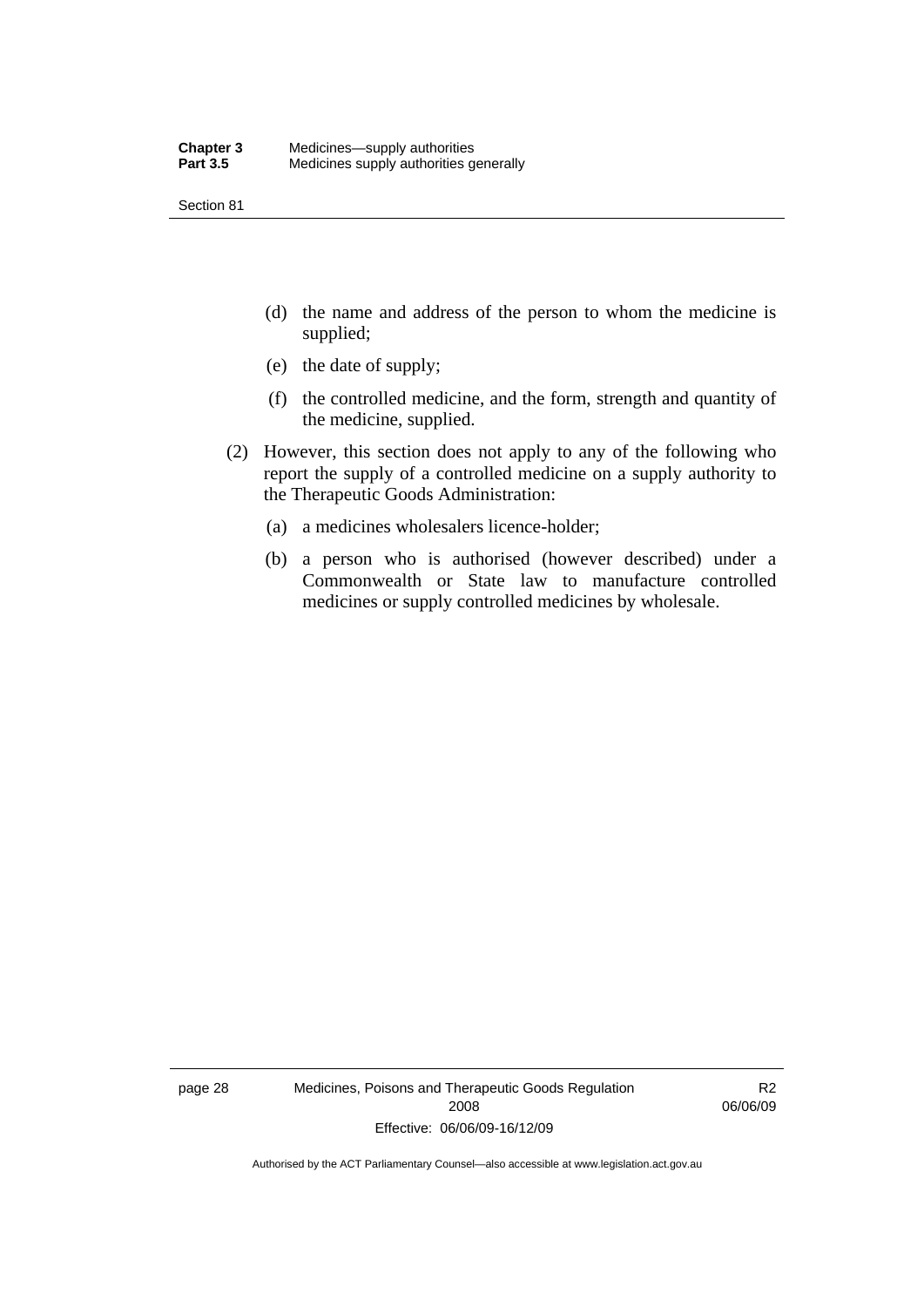(d) the name and address of the person to whom the medicine is supplied;

(e) the date of supply;

(f) the controlled medicine, and the form, strength and quantity of the medicine, supplied.

(2) However, this section does not apply to any of the following who report the supply of a controlled medicine on a supply authority to the Therapeutic Goods Administration:

(a) a medicines wholesalers licence-holder;

(b) a person who is authorised (however described) under a Commonwealth or State law to manufacture controlled medicines or supply controlled medicines by wholesale.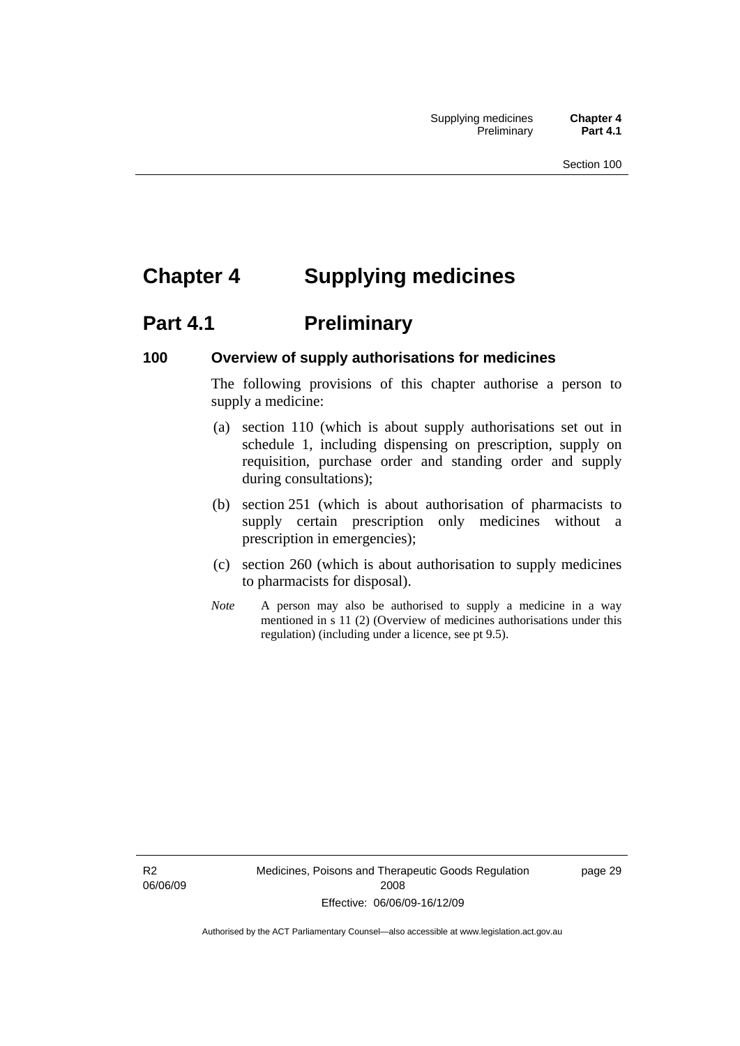# Chapter 4 Supplying medicines

## Part 4.1 Preliminary

### 100 Overview of supply authorisations for medicines

The following provisions of this chapter authorise a person to supply a medicine:

(a) section 110 (which is about supply authorisations set out in schedule 1, including dispensing on prescription, supply on requisition, purchase order and standing order and supply during consultations);

(b) section 251 (which is about authorisation of pharmacists to supply certain prescription only medicines without a prescription in emergencies);

(c) section 260 (which is about authorisation to supply medicines to pharmacists for disposal).

*Note* A person may also be authorised to supply a medicine in a way mentioned in s 11 (2) (Overview of medicines authorisations under this regulation) (including under a licence, see pt 9.5).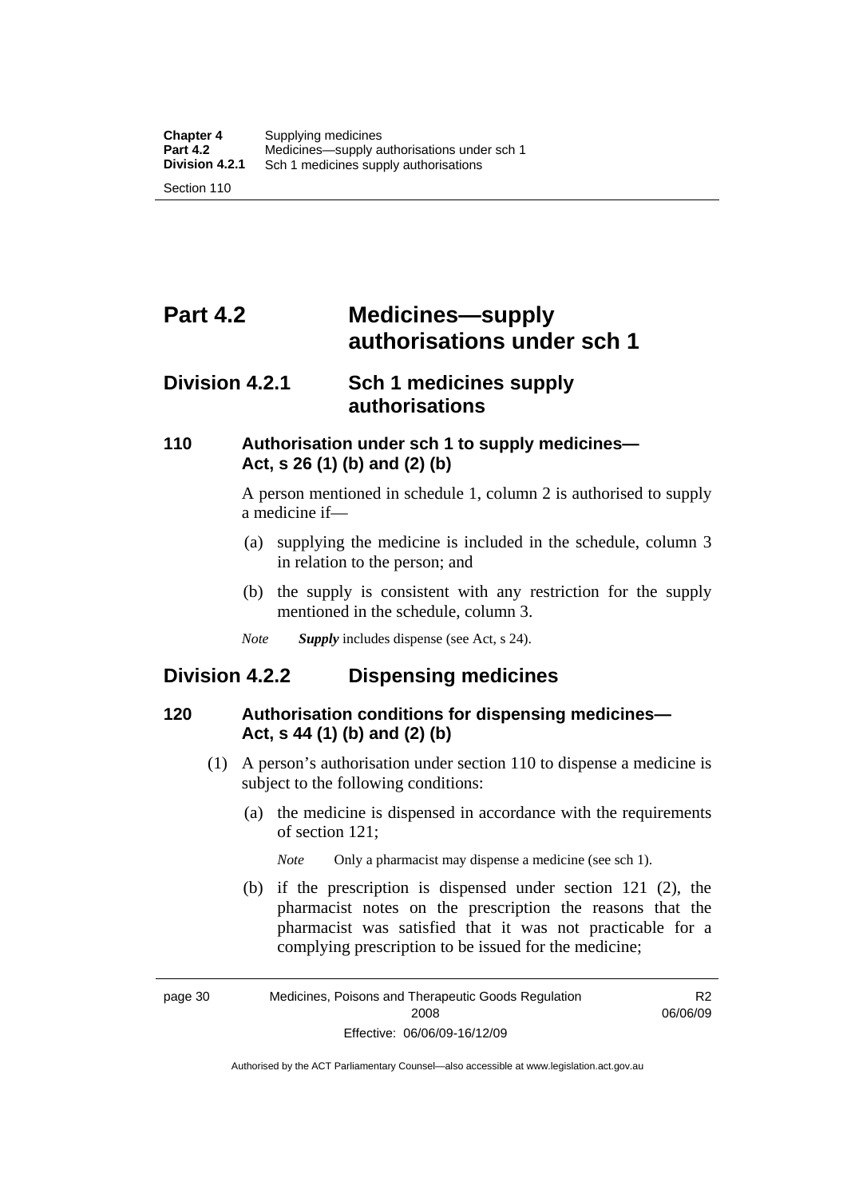# Part 4.2 Medicines—supply authorisations under sch 1

## Division 4.2.1 Sch 1 medicines supply authorisations

### 110 Authorisation under sch 1 to supply medicines—Act, s 26 (1) (b) and (2) (b)

A person mentioned in schedule 1, column 2 is authorised to supply a medicine if—

(a) supplying the medicine is included in the schedule, column 3 in relation to the person; and

(b) the supply is consistent with any restriction for the supply mentioned in the schedule, column 3.

*Note* ***Supply*** includes dispense (see Act, s 24).

## Division 4.2.2 Dispensing medicines

### 120 Authorisation conditions for dispensing medicines—Act, s 44 (1) (b) and (2) (b)

(1) A person's authorisation under section 110 to dispense a medicine is subject to the following conditions:

(a) the medicine is dispensed in accordance with the requirements of section 121;

*Note* Only a pharmacist may dispense a medicine (see sch 1).

(b) if the prescription is dispensed under section 121 (2), the pharmacist notes on the prescription the reasons that the pharmacist was satisfied that it was not practicable for a complying prescription to be issued for the medicine;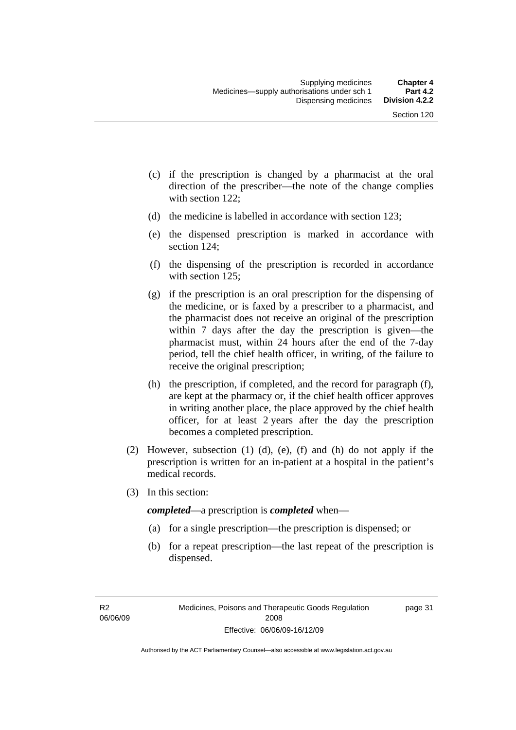(c) if the prescription is changed by a pharmacist at the oral direction of the prescriber—the note of the change complies with section 122;

(d) the medicine is labelled in accordance with section 123;

(e) the dispensed prescription is marked in accordance with section 124;

(f) the dispensing of the prescription is recorded in accordance with section 125;

(g) if the prescription is an oral prescription for the dispensing of the medicine, or is faxed by a prescriber to a pharmacist, and the pharmacist does not receive an original of the prescription within 7 days after the day the prescription is given—the pharmacist must, within 24 hours after the end of the 7-day period, tell the chief health officer, in writing, of the failure to receive the original prescription;

(h) the prescription, if completed, and the record for paragraph (f), are kept at the pharmacy or, if the chief health officer approves in writing another place, the place approved by the chief health officer, for at least 2 years after the day the prescription becomes a completed prescription.

(2) However, subsection (1) (d), (e), (f) and (h) do not apply if the prescription is written for an in-patient at a hospital in the patient's medical records.

(3) In this section:

***completed***—a prescription is ***completed*** when—

(a) for a single prescription—the prescription is dispensed; or

(b) for a repeat prescription—the last repeat of the prescription is dispensed.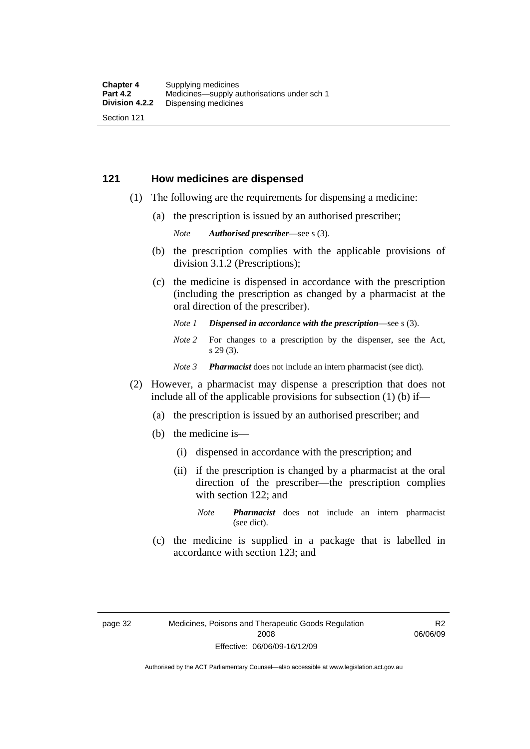## 121 How medicines are dispensed

(1) The following are the requirements for dispensing a medicine:

(a) the prescription is issued by an authorised prescriber;

*Note* ***Authorised prescriber***—see s (3).

(b) the prescription complies with the applicable provisions of division 3.1.2 (Prescriptions);

(c) the medicine is dispensed in accordance with the prescription (including the prescription as changed by a pharmacist at the oral direction of the prescriber).

*Note 1* ***Dispensed in accordance with the prescription***—see s (3).

*Note 2* For changes to a prescription by the dispenser, see the Act, s 29 (3).

*Note 3* ***Pharmacist*** does not include an intern pharmacist (see dict).

(2) However, a pharmacist may dispense a prescription that does not include all of the applicable provisions for subsection (1) (b) if—

(a) the prescription is issued by an authorised prescriber; and

(b) the medicine is—

(i) dispensed in accordance with the prescription; and

(ii) if the prescription is changed by a pharmacist at the oral direction of the prescriber—the prescription complies with section 122; and

*Note* ***Pharmacist*** does not include an intern pharmacist (see dict).

(c) the medicine is supplied in a package that is labelled in accordance with section 123; and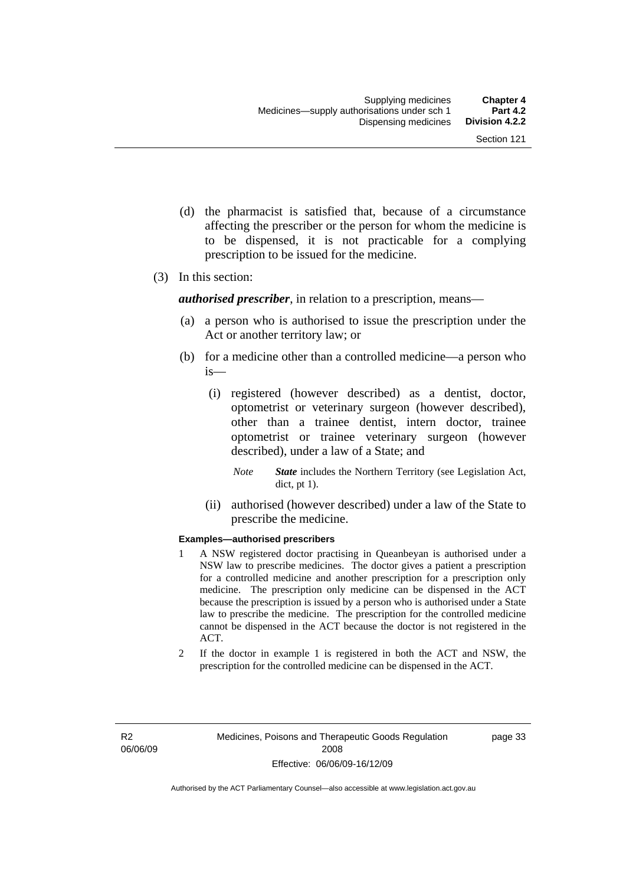(d) the pharmacist is satisfied that, because of a circumstance affecting the prescriber or the person for whom the medicine is to be dispensed, it is not practicable for a complying prescription to be issued for the medicine.

(3) In this section:

***authorised prescriber***, in relation to a prescription, means—

(a) a person who is authorised to issue the prescription under the Act or another territory law; or

(b) for a medicine other than a controlled medicine—a person who is—

(i) registered (however described) as a dentist, doctor, optometrist or veterinary surgeon (however described), other than a trainee dentist, intern doctor, trainee optometrist or trainee veterinary surgeon (however described), under a law of a State; and

*Note* ***State*** includes the Northern Territory (see Legislation Act, dict, pt 1).

(ii) authorised (however described) under a law of the State to prescribe the medicine.

**Examples—authorised prescribers**

1 A NSW registered doctor practising in Queanbeyan is authorised under a NSW law to prescribe medicines. The doctor gives a patient a prescription for a controlled medicine and another prescription for a prescription only medicine. The prescription only medicine can be dispensed in the ACT because the prescription is issued by a person who is authorised under a State law to prescribe the medicine. The prescription for the controlled medicine cannot be dispensed in the ACT because the doctor is not registered in the ACT.

2 If the doctor in example 1 is registered in both the ACT and NSW, the prescription for the controlled medicine can be dispensed in the ACT.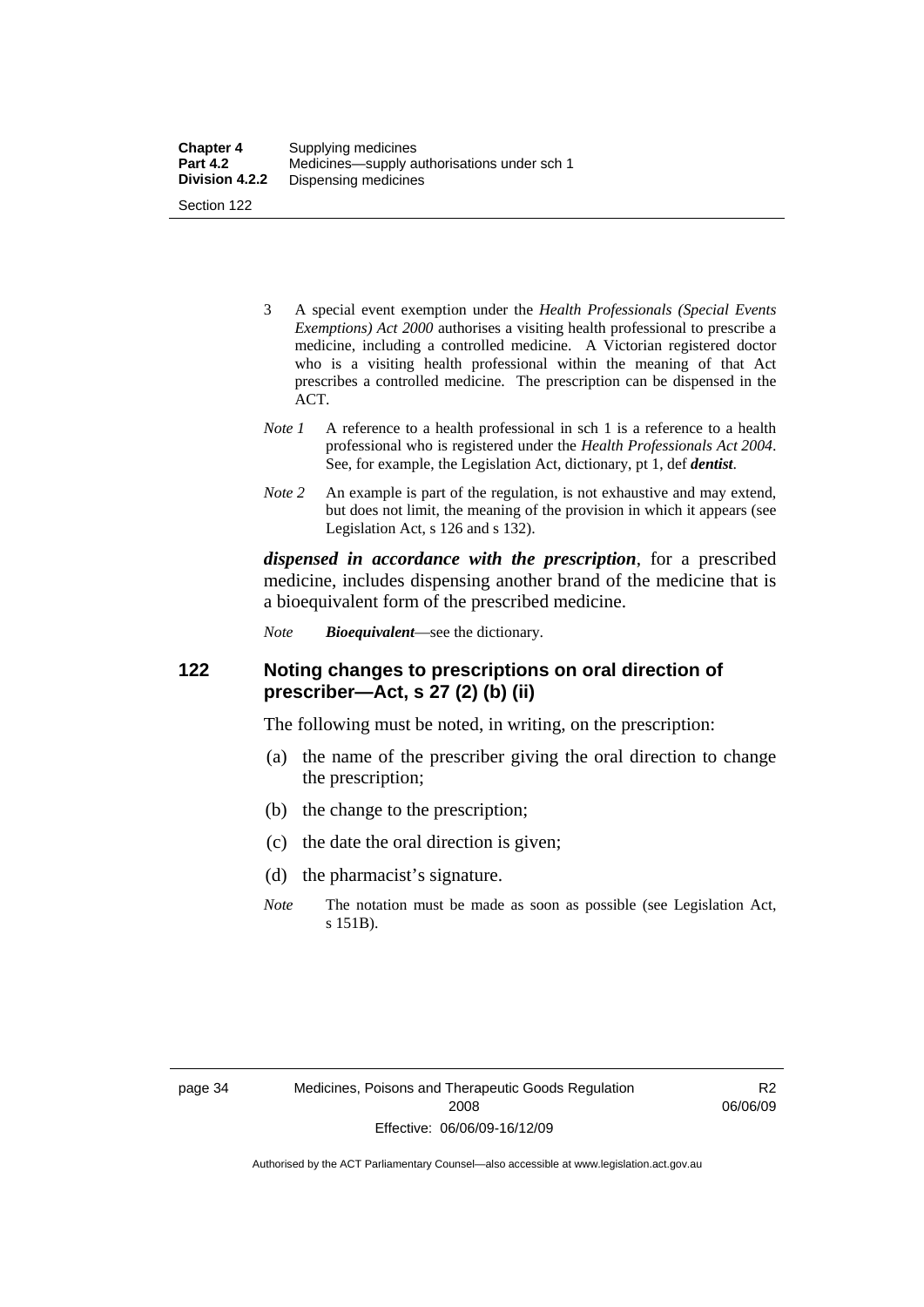3 A special event exemption under the *Health Professionals (Special Events Exemptions) Act 2000* authorises a visiting health professional to prescribe a medicine, including a controlled medicine. A Victorian registered doctor who is a visiting health professional within the meaning of that Act prescribes a controlled medicine. The prescription can be dispensed in the ACT.

*Note 1* A reference to a health professional in sch 1 is a reference to a health professional who is registered under the *Health Professionals Act 2004*. See, for example, the Legislation Act, dictionary, pt 1, def ***dentist***.

*Note 2* An example is part of the regulation, is not exhaustive and may extend, but does not limit, the meaning of the provision in which it appears (see Legislation Act, s 126 and s 132).

***dispensed in accordance with the prescription***, for a prescribed medicine, includes dispensing another brand of the medicine that is a bioequivalent form of the prescribed medicine.

*Note* ***Bioequivalent***—see the dictionary.

## 122 Noting changes to prescriptions on oral direction of prescriber—Act, s 27 (2) (b) (ii)

The following must be noted, in writing, on the prescription:

(a) the name of the prescriber giving the oral direction to change the prescription;

(b) the change to the prescription;

(c) the date the oral direction is given;

(d) the pharmacist's signature.

*Note* The notation must be made as soon as possible (see Legislation Act, s 151B).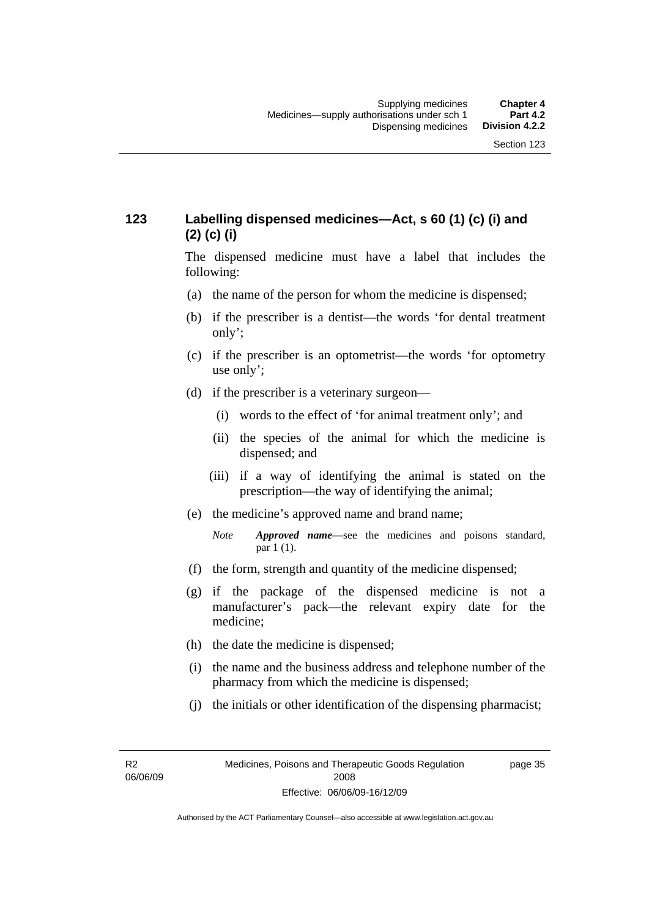## 123 Labelling dispensed medicines—Act, s 60 (1) (c) (i) and (2) (c) (i)

The dispensed medicine must have a label that includes the following:

(a) the name of the person for whom the medicine is dispensed;

(b) if the prescriber is a dentist—the words 'for dental treatment only';

(c) if the prescriber is an optometrist—the words 'for optometry use only';

(d) if the prescriber is a veterinary surgeon—

 (i) words to the effect of 'for animal treatment only'; and

 (ii) the species of the animal for which the medicine is dispensed; and

 (iii) if a way of identifying the animal is stated on the prescription—the way of identifying the animal;

(e) the medicine's approved name and brand name;

*Note* ***Approved name***—see the medicines and poisons standard, par 1 (1).

(f) the form, strength and quantity of the medicine dispensed;

(g) if the package of the dispensed medicine is not a manufacturer's pack—the relevant expiry date for the medicine;

(h) the date the medicine is dispensed;

(i) the name and the business address and telephone number of the pharmacy from which the medicine is dispensed;

(j) the initials or other identification of the dispensing pharmacist;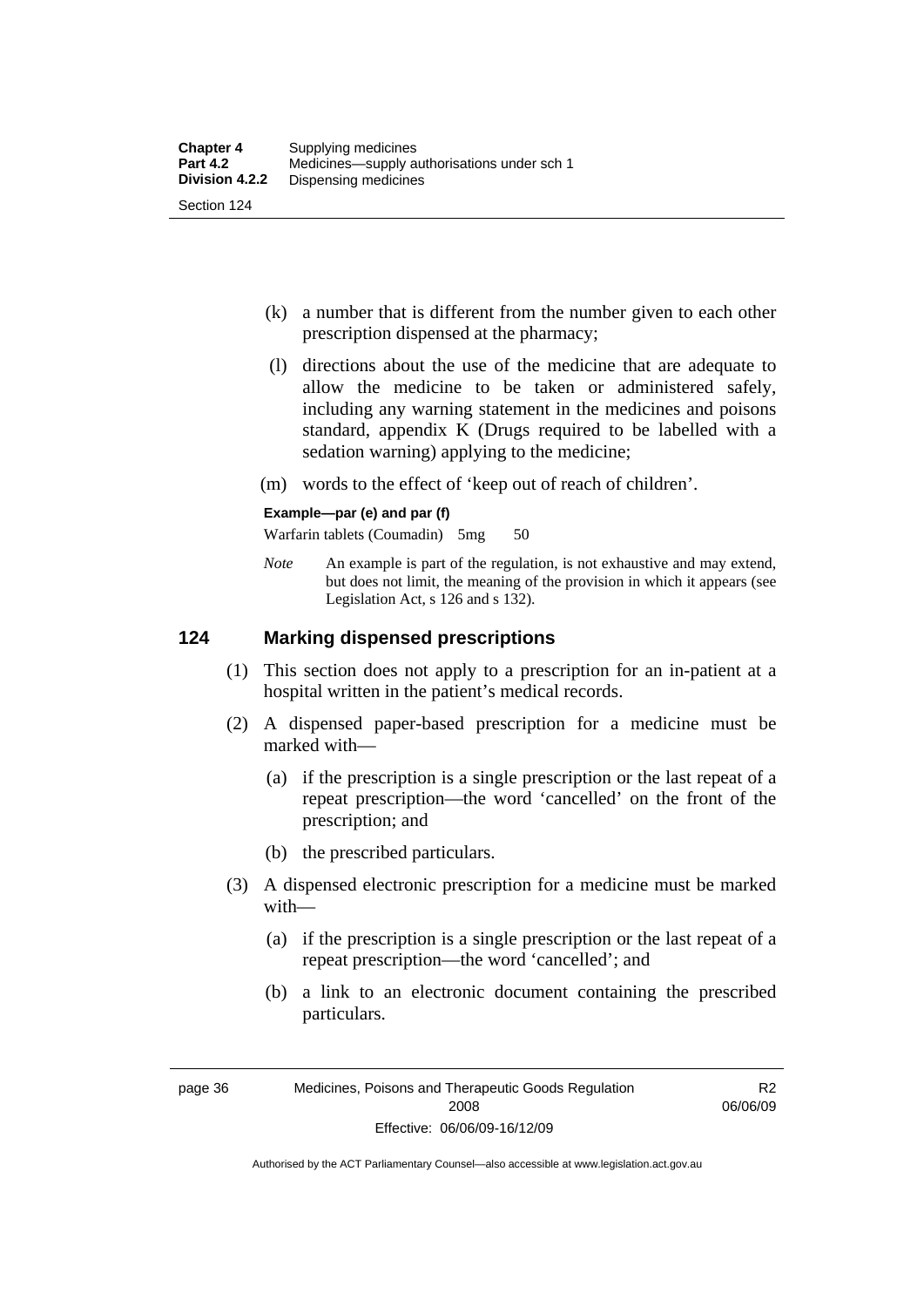(k) a number that is different from the number given to each other prescription dispensed at the pharmacy;

(l) directions about the use of the medicine that are adequate to allow the medicine to be taken or administered safely, including any warning statement in the medicines and poisons standard, appendix K (Drugs required to be labelled with a sedation warning) applying to the medicine;

(m) words to the effect of 'keep out of reach of children'.

**Example—par (e) and par (f)**

Warfarin tablets (Coumadin) 5mg 50

*Note* An example is part of the regulation, is not exhaustive and may extend, but does not limit, the meaning of the provision in which it appears (see Legislation Act, s 126 and s 132).

## 124 Marking dispensed prescriptions

(1) This section does not apply to a prescription for an in-patient at a hospital written in the patient's medical records.

(2) A dispensed paper-based prescription for a medicine must be marked with—

(a) if the prescription is a single prescription or the last repeat of a repeat prescription—the word 'cancelled' on the front of the prescription; and

(b) the prescribed particulars.

(3) A dispensed electronic prescription for a medicine must be marked with—

(a) if the prescription is a single prescription or the last repeat of a repeat prescription—the word 'cancelled'; and

(b) a link to an electronic document containing the prescribed particulars.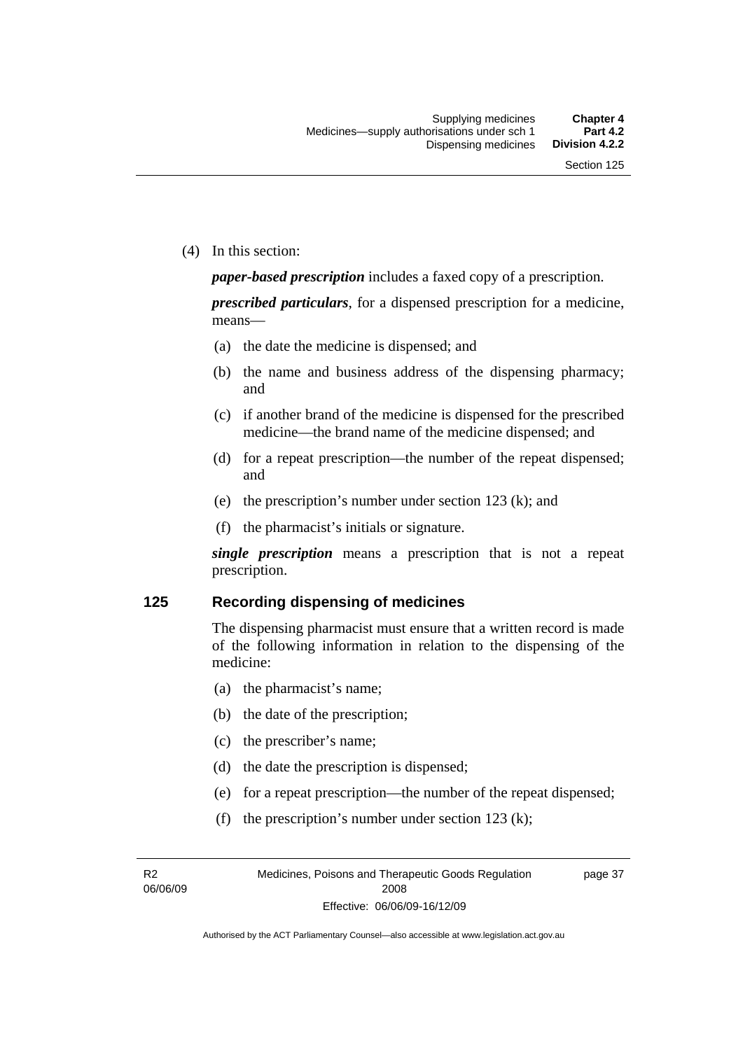(4) In this section:

***paper-based prescription*** includes a faxed copy of a prescription.

***prescribed particulars***, for a dispensed prescription for a medicine, means—

(a) the date the medicine is dispensed; and

(b) the name and business address of the dispensing pharmacy; and

(c) if another brand of the medicine is dispensed for the prescribed medicine—the brand name of the medicine dispensed; and

(d) for a repeat prescription—the number of the repeat dispensed; and

(e) the prescription's number under section 123 (k); and

(f) the pharmacist's initials or signature.

***single prescription*** means a prescription that is not a repeat prescription.

## 125 Recording dispensing of medicines

The dispensing pharmacist must ensure that a written record is made of the following information in relation to the dispensing of the medicine:

(a) the pharmacist's name;

(b) the date of the prescription;

(c) the prescriber's name;

(d) the date the prescription is dispensed;

(e) for a repeat prescription—the number of the repeat dispensed;

(f) the prescription's number under section 123 (k);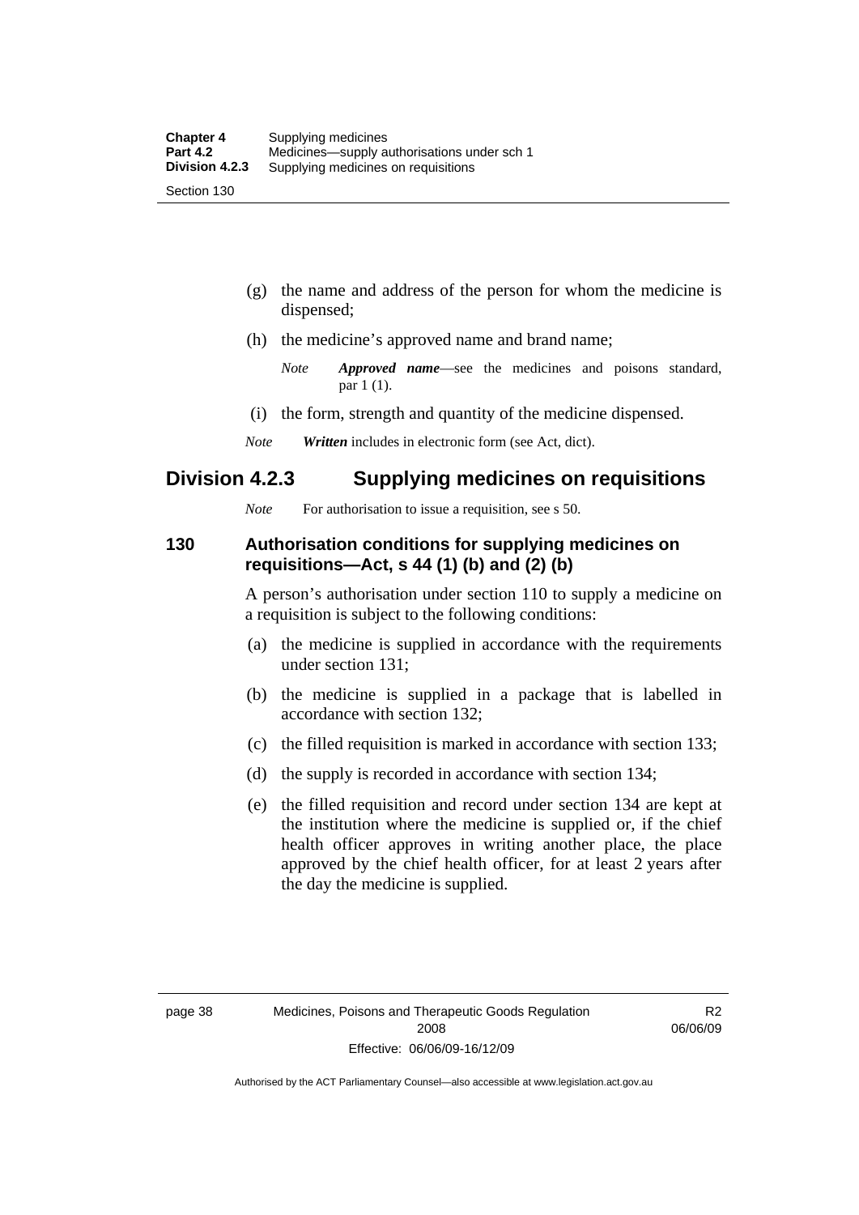(g) the name and address of the person for whom the medicine is dispensed;

(h) the medicine's approved name and brand name;

*Note* ***Approved name***—see the medicines and poisons standard, par 1 (1).

(i) the form, strength and quantity of the medicine dispensed.

*Note* ***Written*** includes in electronic form (see Act, dict).

## Division 4.2.3 Supplying medicines on requisitions

*Note* For authorisation to issue a requisition, see s 50.

### 130 Authorisation conditions for supplying medicines on requisitions—Act, s 44 (1) (b) and (2) (b)

A person's authorisation under section 110 to supply a medicine on a requisition is subject to the following conditions:

(a) the medicine is supplied in accordance with the requirements under section 131;

(b) the medicine is supplied in a package that is labelled in accordance with section 132;

(c) the filled requisition is marked in accordance with section 133;

(d) the supply is recorded in accordance with section 134;

(e) the filled requisition and record under section 134 are kept at the institution where the medicine is supplied or, if the chief health officer approves in writing another place, the place approved by the chief health officer, for at least 2 years after the day the medicine is supplied.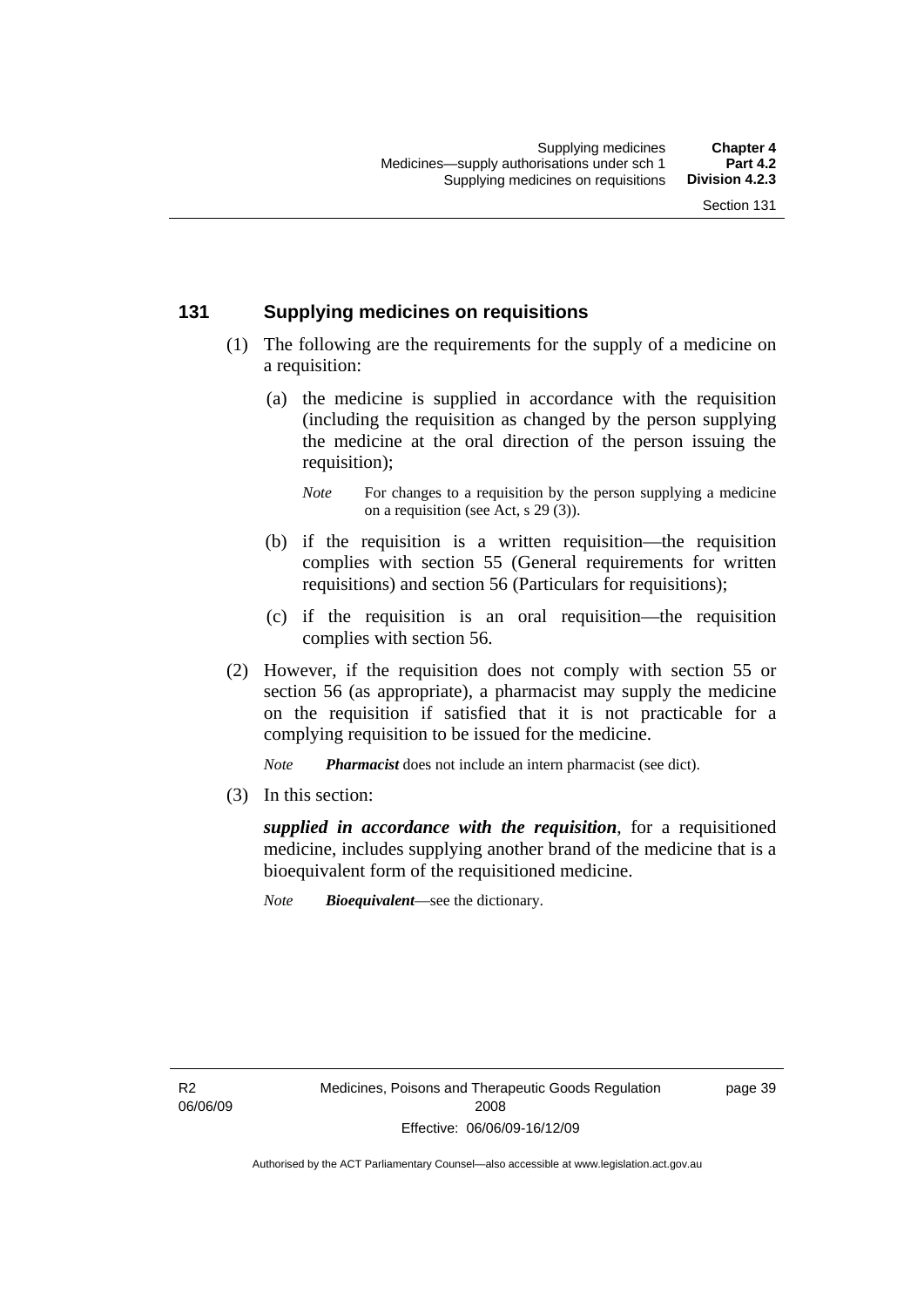## 131 Supplying medicines on requisitions

(1) The following are the requirements for the supply of a medicine on a requisition:

(a) the medicine is supplied in accordance with the requisition (including the requisition as changed by the person supplying the medicine at the oral direction of the person issuing the requisition);

*Note* For changes to a requisition by the person supplying a medicine on a requisition (see Act, s 29 (3)).

(b) if the requisition is a written requisition—the requisition complies with section 55 (General requirements for written requisitions) and section 56 (Particulars for requisitions);

(c) if the requisition is an oral requisition—the requisition complies with section 56.

(2) However, if the requisition does not comply with section 55 or section 56 (as appropriate), a pharmacist may supply the medicine on the requisition if satisfied that it is not practicable for a complying requisition to be issued for the medicine.

*Note* ***Pharmacist*** does not include an intern pharmacist (see dict).

(3) In this section:

***supplied in accordance with the requisition***, for a requisitioned medicine, includes supplying another brand of the medicine that is a bioequivalent form of the requisitioned medicine.

*Note* ***Bioequivalent***—see the dictionary.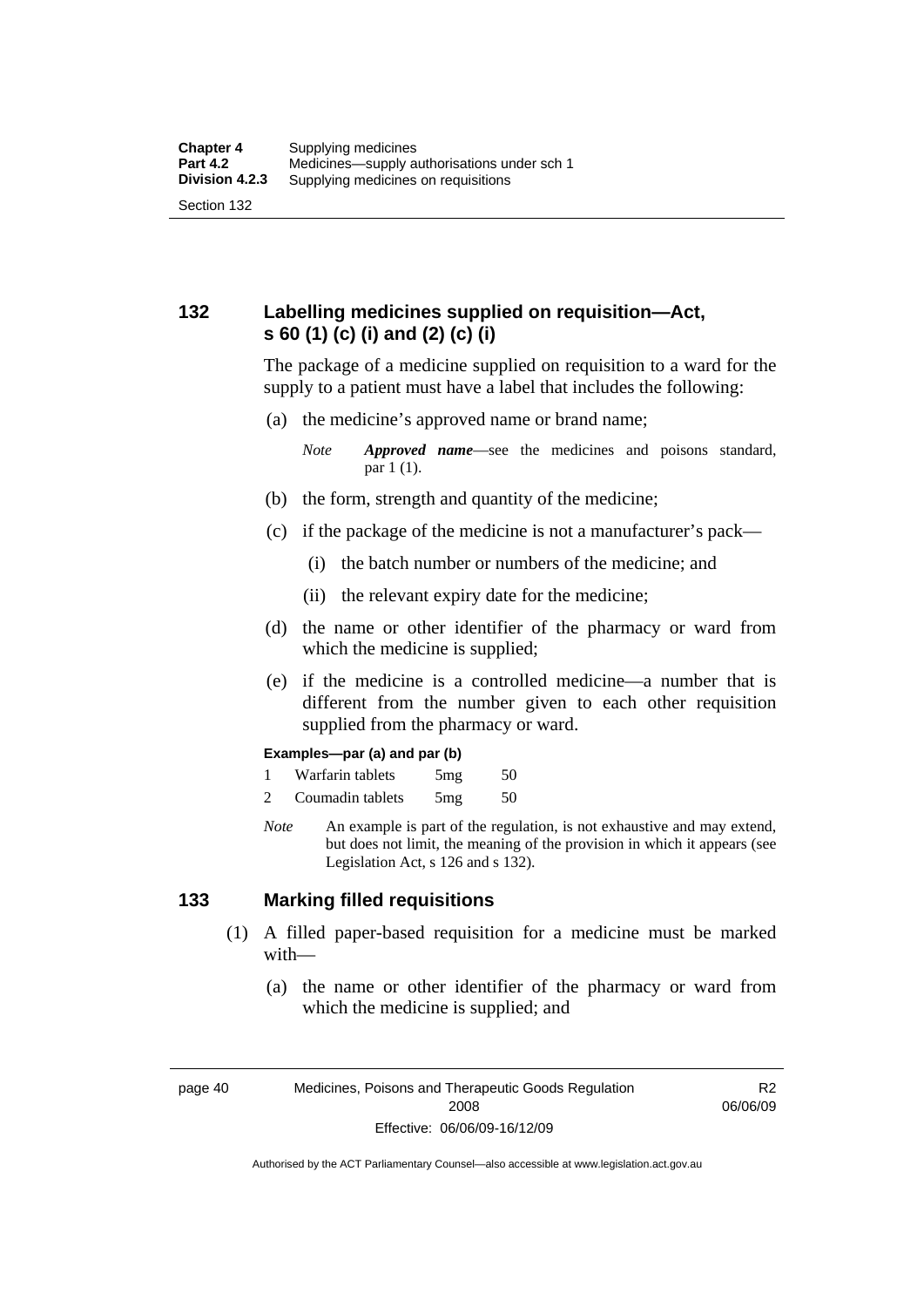## 132 Labelling medicines supplied on requisition—Act, s 60 (1) (c) (i) and (2) (c) (i)

The package of a medicine supplied on requisition to a ward for the supply to a patient must have a label that includes the following:

(a) the medicine's approved name or brand name;

*Note* ***Approved name***—see the medicines and poisons standard, par 1 (1).

(b) the form, strength and quantity of the medicine;

(c) if the package of the medicine is not a manufacturer's pack—

(i) the batch number or numbers of the medicine; and

(ii) the relevant expiry date for the medicine;

(d) the name or other identifier of the pharmacy or ward from which the medicine is supplied;

(e) if the medicine is a controlled medicine—a number that is different from the number given to each other requisition supplied from the pharmacy or ward.

**Examples—par (a) and par (b)**

| | | | |
|---|---|---|---|
| 1 | Warfarin tablets | 5mg | 50 |
| 2 | Coumadin tablets | 5mg | 50 |

*Note* An example is part of the regulation, is not exhaustive and may extend, but does not limit, the meaning of the provision in which it appears (see Legislation Act, s 126 and s 132).

## 133 Marking filled requisitions

(1) A filled paper-based requisition for a medicine must be marked with—

(a) the name or other identifier of the pharmacy or ward from which the medicine is supplied; and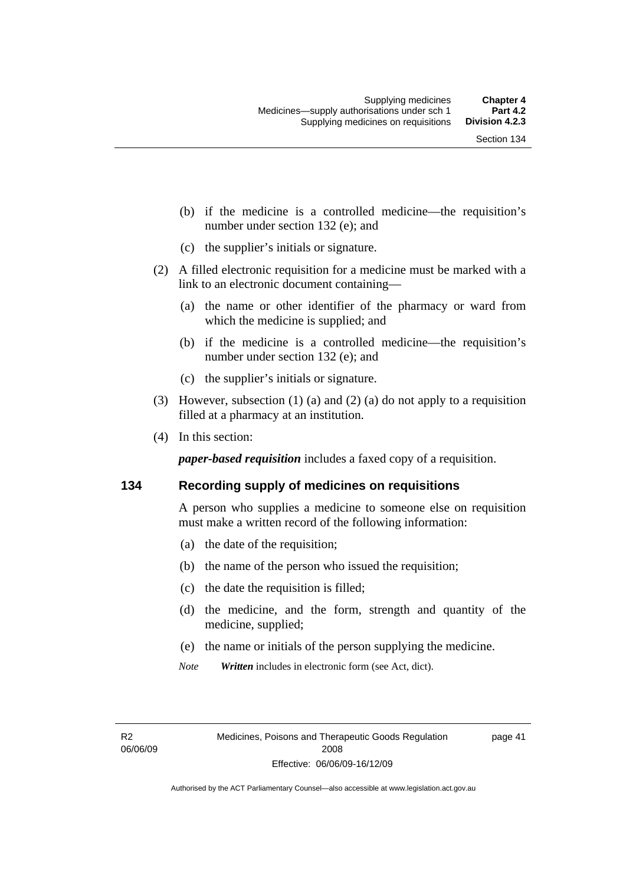(b) if the medicine is a controlled medicine—the requisition's number under section 132 (e); and

(c) the supplier's initials or signature.

(2) A filled electronic requisition for a medicine must be marked with a link to an electronic document containing—

(a) the name or other identifier of the pharmacy or ward from which the medicine is supplied; and

(b) if the medicine is a controlled medicine—the requisition's number under section 132 (e); and

(c) the supplier's initials or signature.

(3) However, subsection (1) (a) and (2) (a) do not apply to a requisition filled at a pharmacy at an institution.

(4) In this section:

***paper-based requisition*** includes a faxed copy of a requisition.

## 134 Recording supply of medicines on requisitions

A person who supplies a medicine to someone else on requisition must make a written record of the following information:

(a) the date of the requisition;

(b) the name of the person who issued the requisition;

(c) the date the requisition is filled;

(d) the medicine, and the form, strength and quantity of the medicine, supplied;

(e) the name or initials of the person supplying the medicine.

*Note* ***Written*** includes in electronic form (see Act, dict).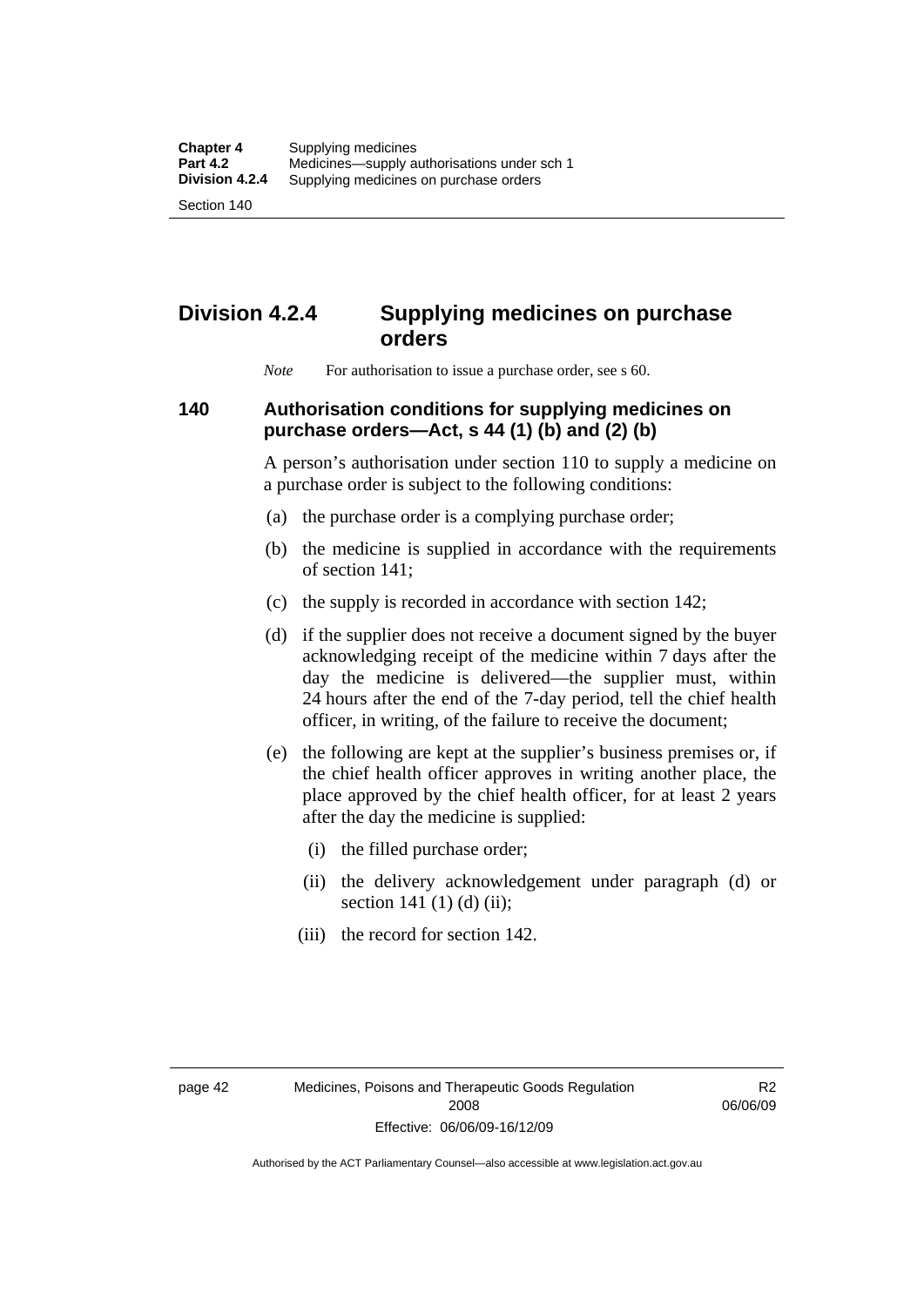# Division 4.2.4 Supplying medicines on purchase orders

*Note* For authorisation to issue a purchase order, see s 60.

## 140 Authorisation conditions for supplying medicines on purchase orders—Act, s 44 (1) (b) and (2) (b)

A person's authorisation under section 110 to supply a medicine on a purchase order is subject to the following conditions:

(a) the purchase order is a complying purchase order;

(b) the medicine is supplied in accordance with the requirements of section 141;

(c) the supply is recorded in accordance with section 142;

(d) if the supplier does not receive a document signed by the buyer acknowledging receipt of the medicine within 7 days after the day the medicine is delivered—the supplier must, within 24 hours after the end of the 7-day period, tell the chief health officer, in writing, of the failure to receive the document;

(e) the following are kept at the supplier's business premises or, if the chief health officer approves in writing another place, the place approved by the chief health officer, for at least 2 years after the day the medicine is supplied:

(i) the filled purchase order;

(ii) the delivery acknowledgement under paragraph (d) or section 141 (1) (d) (ii);

(iii) the record for section 142.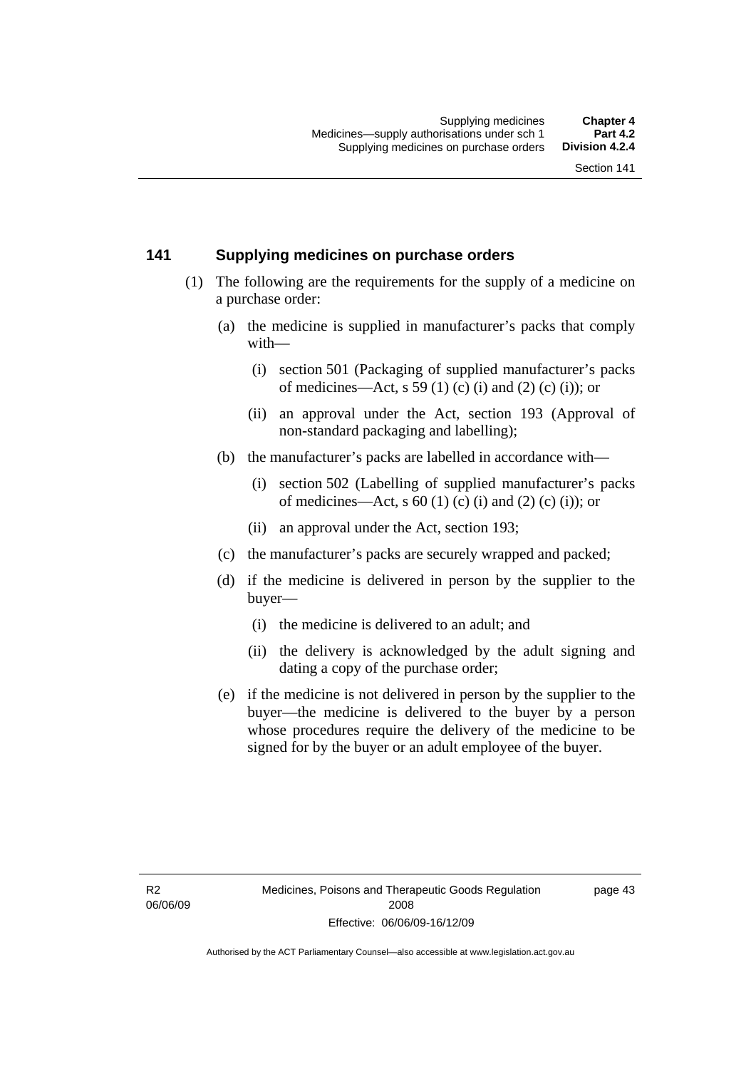## 141 Supplying medicines on purchase orders

(1) The following are the requirements for the supply of a medicine on a purchase order:

(a) the medicine is supplied in manufacturer's packs that comply with—

(i) section 501 (Packaging of supplied manufacturer's packs of medicines—Act, s 59 (1) (c) (i) and (2) (c) (i)); or

(ii) an approval under the Act, section 193 (Approval of non-standard packaging and labelling);

(b) the manufacturer's packs are labelled in accordance with—

(i) section 502 (Labelling of supplied manufacturer's packs of medicines—Act, s 60 (1) (c) (i) and (2) (c) (i)); or

(ii) an approval under the Act, section 193;

(c) the manufacturer's packs are securely wrapped and packed;

(d) if the medicine is delivered in person by the supplier to the buyer—

(i) the medicine is delivered to an adult; and

(ii) the delivery is acknowledged by the adult signing and dating a copy of the purchase order;

(e) if the medicine is not delivered in person by the supplier to the buyer—the medicine is delivered to the buyer by a person whose procedures require the delivery of the medicine to be signed for by the buyer or an adult employee of the buyer.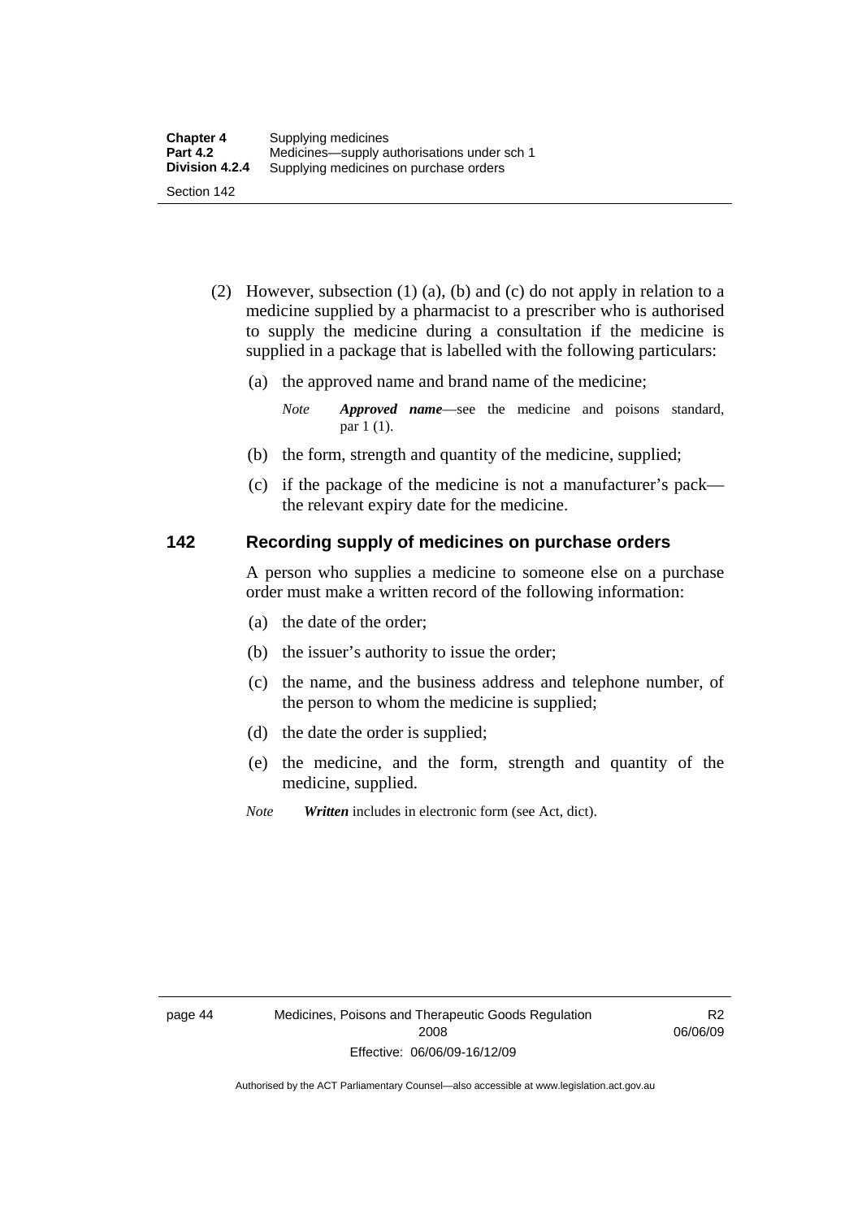(2) However, subsection (1) (a), (b) and (c) do not apply in relation to a medicine supplied by a pharmacist to a prescriber who is authorised to supply the medicine during a consultation if the medicine is supplied in a package that is labelled with the following particulars:

(a) the approved name and brand name of the medicine;

*Note* ***Approved name***—see the medicine and poisons standard, par 1 (1).

(b) the form, strength and quantity of the medicine, supplied;

(c) if the package of the medicine is not a manufacturer's pack—the relevant expiry date for the medicine.

## 142 Recording supply of medicines on purchase orders

A person who supplies a medicine to someone else on a purchase order must make a written record of the following information:

(a) the date of the order;

(b) the issuer's authority to issue the order;

(c) the name, and the business address and telephone number, of the person to whom the medicine is supplied;

(d) the date the order is supplied;

(e) the medicine, and the form, strength and quantity of the medicine, supplied.

*Note* ***Written*** includes in electronic form (see Act, dict).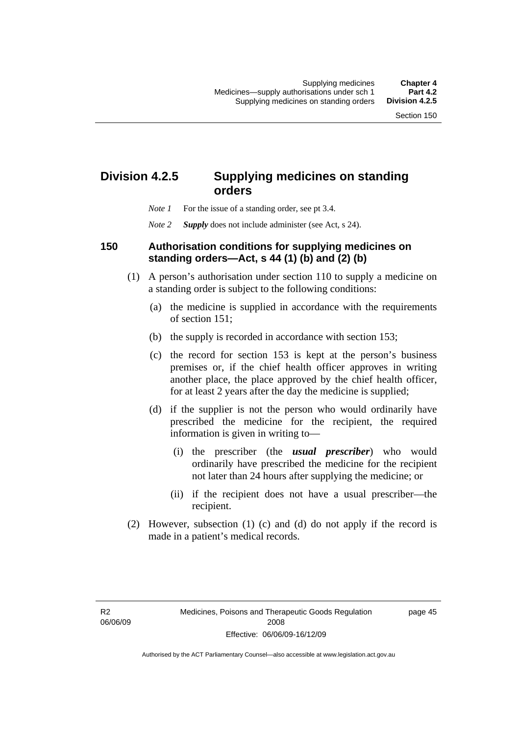## Division 4.2.5 Supplying medicines on standing orders

*Note 1* For the issue of a standing order, see pt 3.4.

*Note 2* ***Supply*** does not include administer (see Act, s 24).

### 150 Authorisation conditions for supplying medicines on standing orders—Act, s 44 (1) (b) and (2) (b)

(1) A person's authorisation under section 110 to supply a medicine on a standing order is subject to the following conditions:

(a) the medicine is supplied in accordance with the requirements of section 151;

(b) the supply is recorded in accordance with section 153;

(c) the record for section 153 is kept at the person's business premises or, if the chief health officer approves in writing another place, the place approved by the chief health officer, for at least 2 years after the day the medicine is supplied;

(d) if the supplier is not the person who would ordinarily have prescribed the medicine for the recipient, the required information is given in writing to—

(i) the prescriber (the ***usual prescriber***) who would ordinarily have prescribed the medicine for the recipient not later than 24 hours after supplying the medicine; or

(ii) if the recipient does not have a usual prescriber—the recipient.

(2) However, subsection (1) (c) and (d) do not apply if the record is made in a patient's medical records.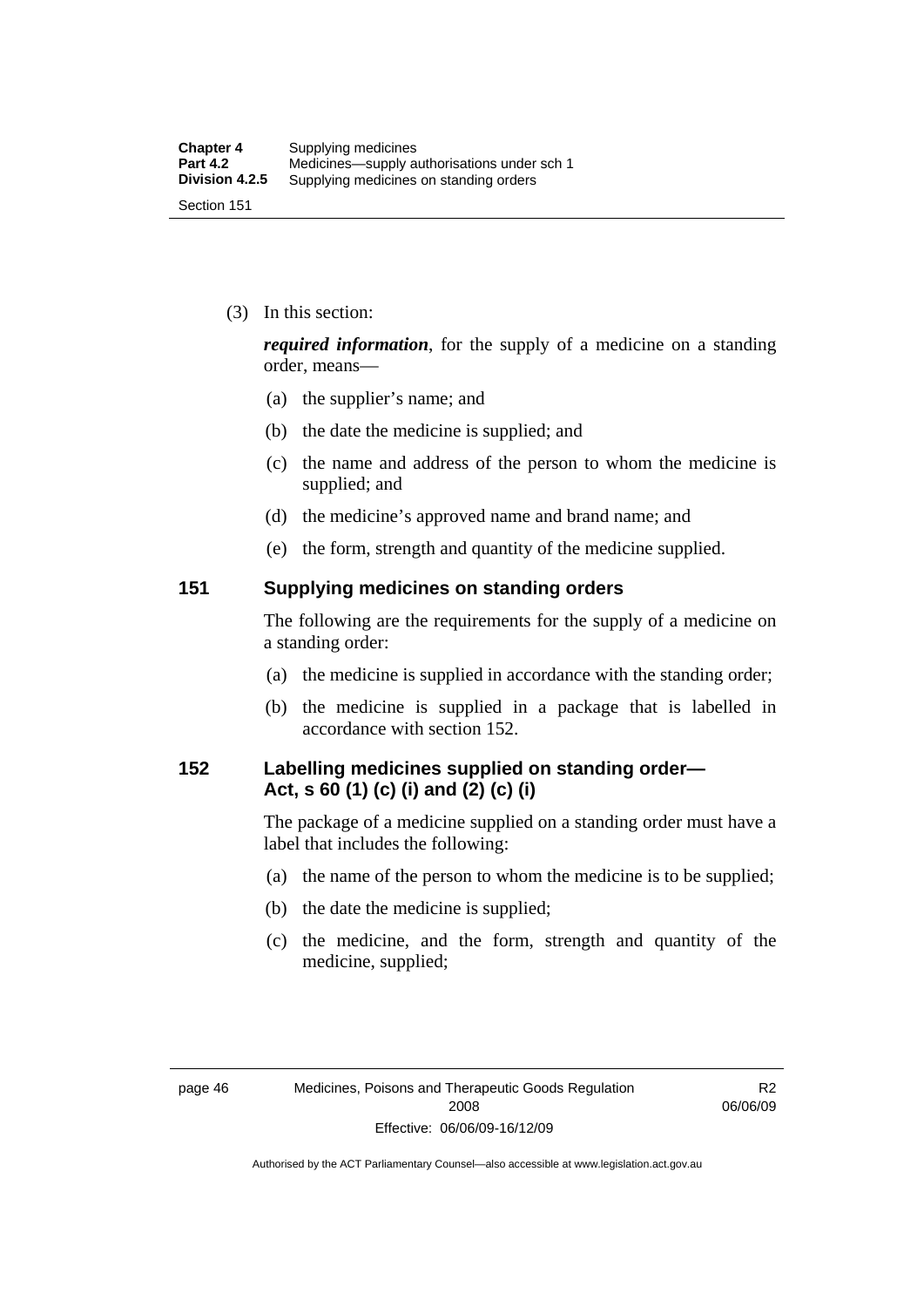(3) In this section:

***required information***, for the supply of a medicine on a standing order, means—

(a) the supplier's name; and

(b) the date the medicine is supplied; and

(c) the name and address of the person to whom the medicine is supplied; and

(d) the medicine's approved name and brand name; and

(e) the form, strength and quantity of the medicine supplied.

## 151 Supplying medicines on standing orders

The following are the requirements for the supply of a medicine on a standing order:

(a) the medicine is supplied in accordance with the standing order;

(b) the medicine is supplied in a package that is labelled in accordance with section 152.

## 152 Labelling medicines supplied on standing order—Act, s 60 (1) (c) (i) and (2) (c) (i)

The package of a medicine supplied on a standing order must have a label that includes the following:

(a) the name of the person to whom the medicine is to be supplied;

(b) the date the medicine is supplied;

(c) the medicine, and the form, strength and quantity of the medicine, supplied;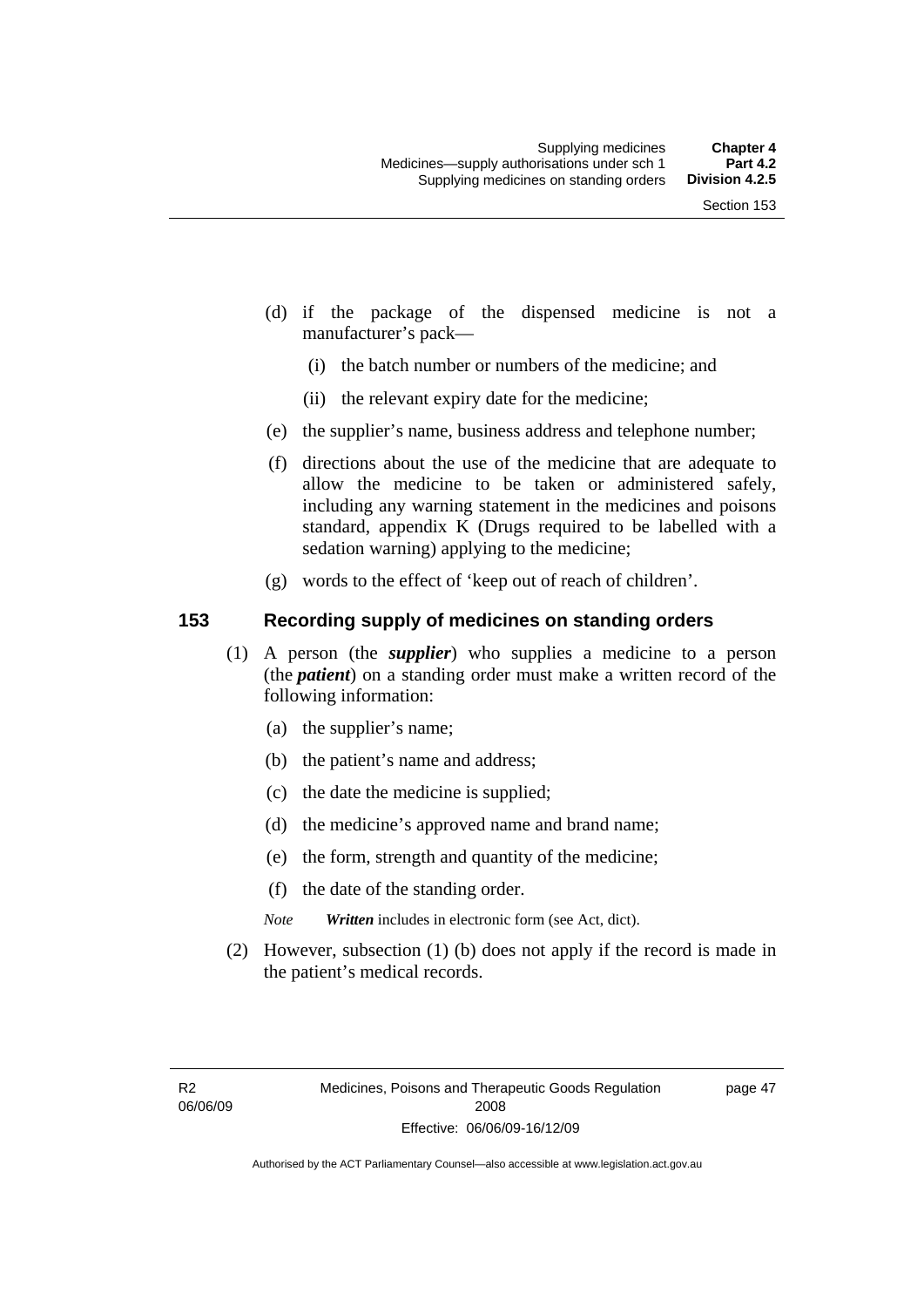(d) if the package of the dispensed medicine is not a manufacturer's pack—

   (i) the batch number or numbers of the medicine; and

   (ii) the relevant expiry date for the medicine;

(e) the supplier's name, business address and telephone number;

(f) directions about the use of the medicine that are adequate to allow the medicine to be taken or administered safely, including any warning statement in the medicines and poisons standard, appendix K (Drugs required to be labelled with a sedation warning) applying to the medicine;

(g) words to the effect of 'keep out of reach of children'.

## 153 Recording supply of medicines on standing orders

(1) A person (the ***supplier***) who supplies a medicine to a person (the ***patient***) on a standing order must make a written record of the following information:

   (a) the supplier's name;

   (b) the patient's name and address;

   (c) the date the medicine is supplied;

   (d) the medicine's approved name and brand name;

   (e) the form, strength and quantity of the medicine;

   (f) the date of the standing order.

   *Note* ***Written*** includes in electronic form (see Act, dict).

(2) However, subsection (1) (b) does not apply if the record is made in the patient's medical records.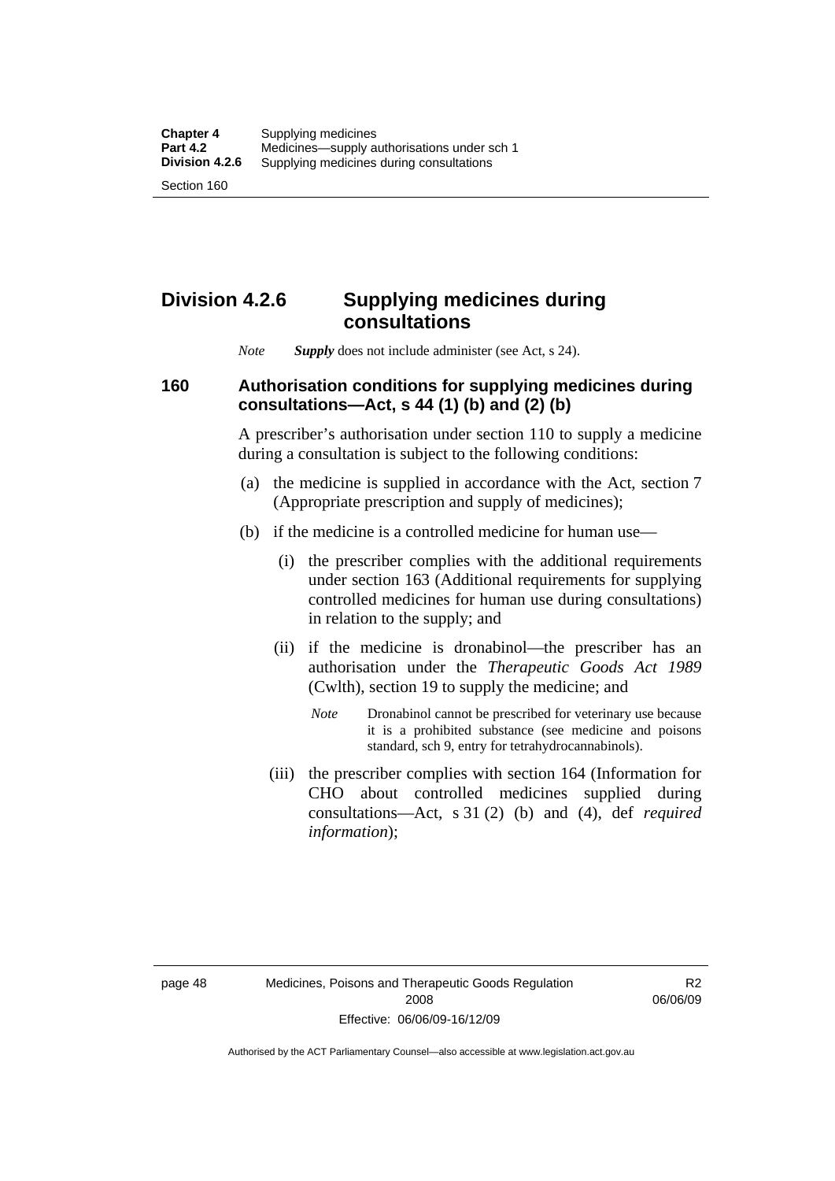## Division 4.2.6 Supplying medicines during consultations

*Note* ***Supply*** does not include administer (see Act, s 24).

### 160 Authorisation conditions for supplying medicines during consultations—Act, s 44 (1) (b) and (2) (b)

A prescriber's authorisation under section 110 to supply a medicine during a consultation is subject to the following conditions:

(a) the medicine is supplied in accordance with the Act, section 7 (Appropriate prescription and supply of medicines);

(b) if the medicine is a controlled medicine for human use—

(i) the prescriber complies with the additional requirements under section 163 (Additional requirements for supplying controlled medicines for human use during consultations) in relation to the supply; and

(ii) if the medicine is dronabinol—the prescriber has an authorisation under the *Therapeutic Goods Act 1989* (Cwlth), section 19 to supply the medicine; and

*Note* Dronabinol cannot be prescribed for veterinary use because it is a prohibited substance (see medicine and poisons standard, sch 9, entry for tetrahydrocannabinols).

(iii) the prescriber complies with section 164 (Information for CHO about controlled medicines supplied during consultations—Act, s 31 (2) (b) and (4), def *required information*);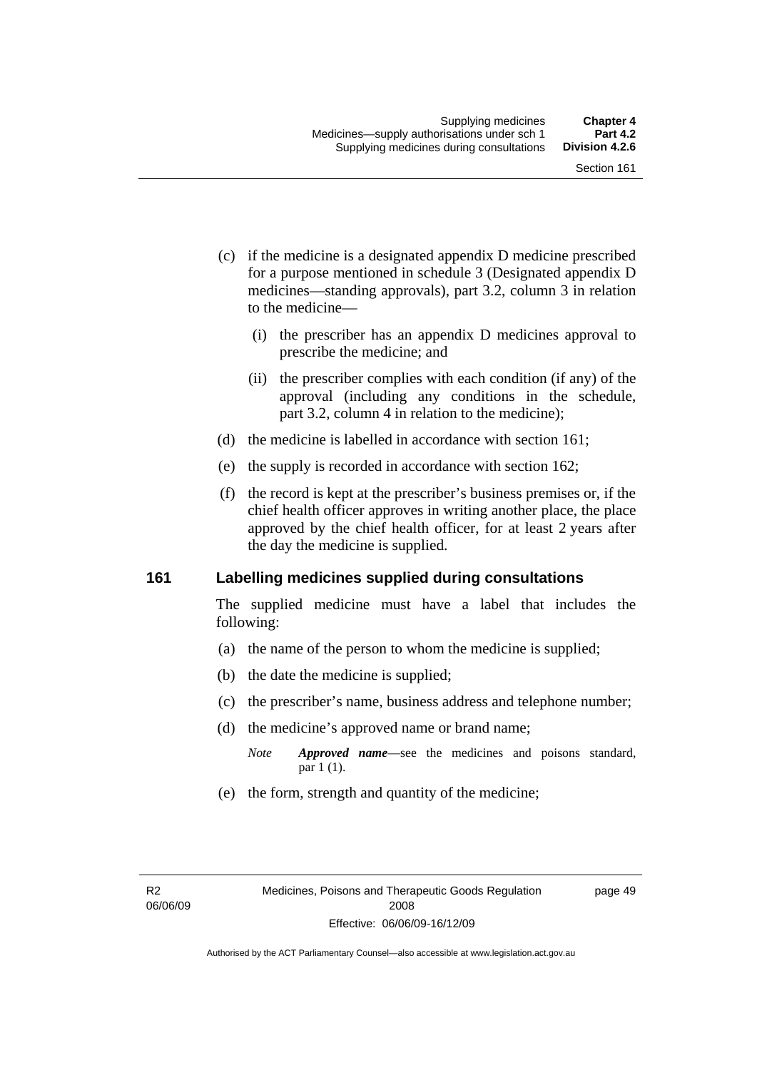(c) if the medicine is a designated appendix D medicine prescribed for a purpose mentioned in schedule 3 (Designated appendix D medicines—standing approvals), part 3.2, column 3 in relation to the medicine—

  (i) the prescriber has an appendix D medicines approval to prescribe the medicine; and

  (ii) the prescriber complies with each condition (if any) of the approval (including any conditions in the schedule, part 3.2, column 4 in relation to the medicine);

(d) the medicine is labelled in accordance with section 161;

(e) the supply is recorded in accordance with section 162;

(f) the record is kept at the prescriber's business premises or, if the chief health officer approves in writing another place, the place approved by the chief health officer, for at least 2 years after the day the medicine is supplied.

## 161 Labelling medicines supplied during consultations

The supplied medicine must have a label that includes the following:

(a) the name of the person to whom the medicine is supplied;

(b) the date the medicine is supplied;

(c) the prescriber's name, business address and telephone number;

(d) the medicine's approved name or brand name;

*Note* ***Approved name***—see the medicines and poisons standard, par 1 (1).

(e) the form, strength and quantity of the medicine;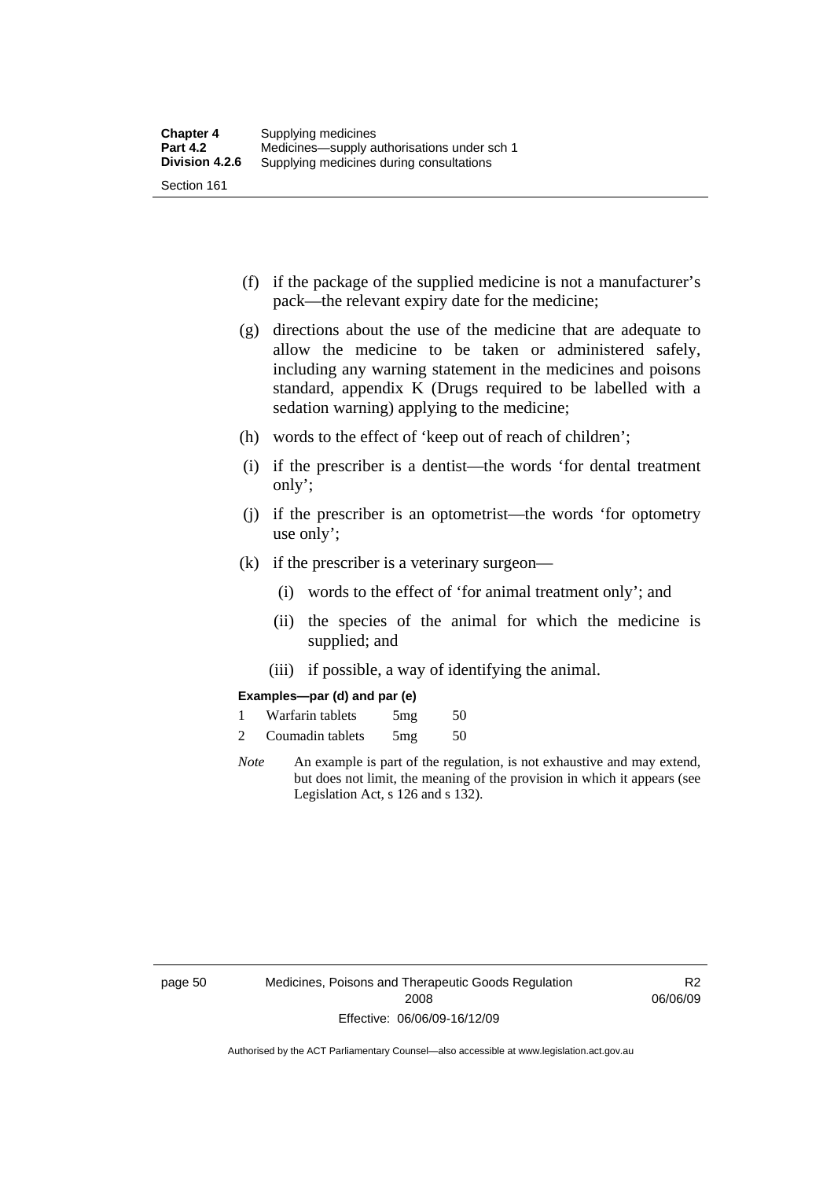(f) if the package of the supplied medicine is not a manufacturer's pack—the relevant expiry date for the medicine;

(g) directions about the use of the medicine that are adequate to allow the medicine to be taken or administered safely, including any warning statement in the medicines and poisons standard, appendix K (Drugs required to be labelled with a sedation warning) applying to the medicine;

(h) words to the effect of 'keep out of reach of children';

(i) if the prescriber is a dentist—the words 'for dental treatment only';

(j) if the prescriber is an optometrist—the words 'for optometry use only';

(k) if the prescriber is a veterinary surgeon—

(i) words to the effect of 'for animal treatment only'; and

(ii) the species of the animal for which the medicine is supplied; and

(iii) if possible, a way of identifying the animal.

**Examples—par (d) and par (e)**

1 Warfarin tablets 5mg 50

2 Coumadin tablets 5mg 50

*Note* An example is part of the regulation, is not exhaustive and may extend, but does not limit, the meaning of the provision in which it appears (see Legislation Act, s 126 and s 132).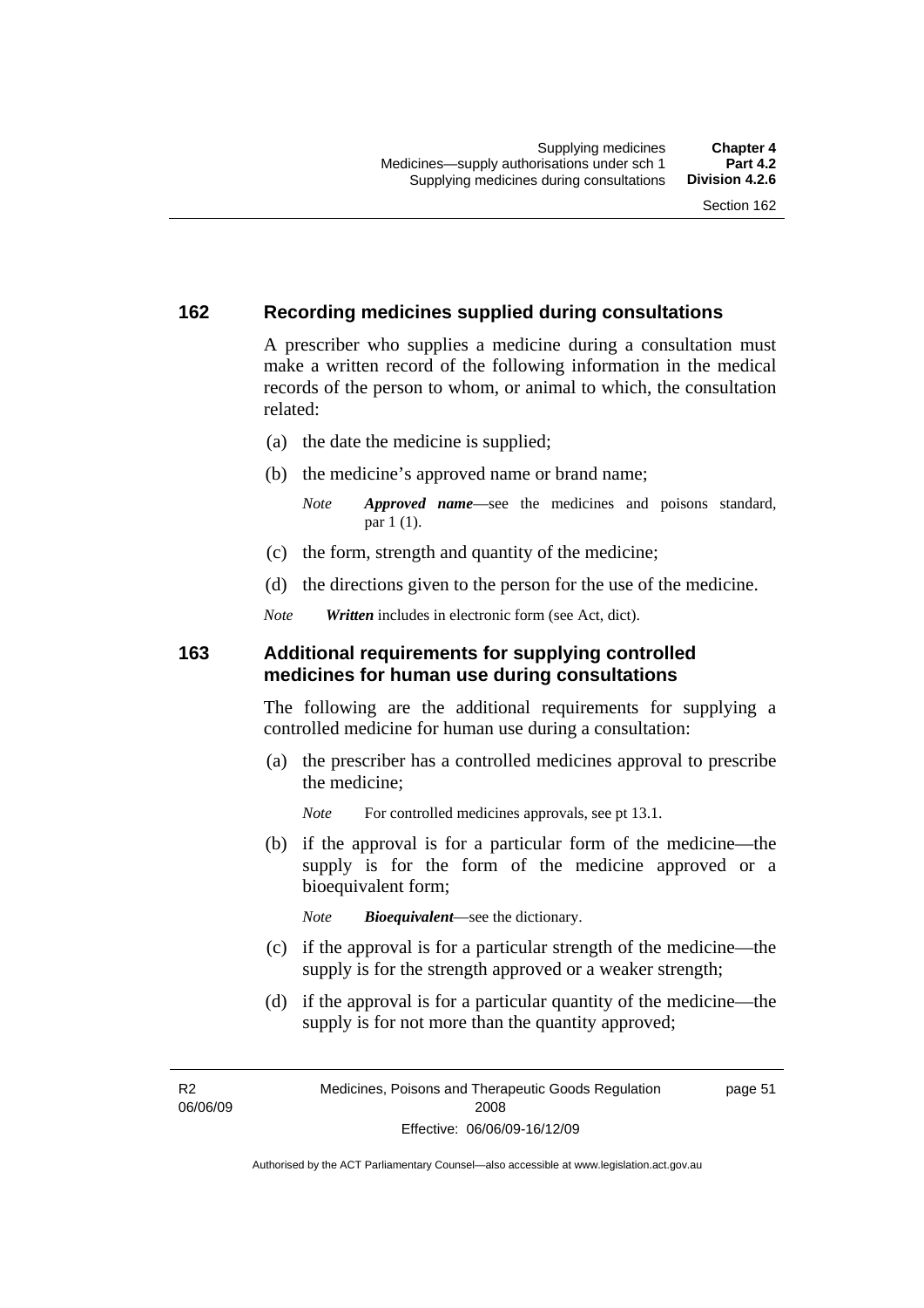## 162 Recording medicines supplied during consultations

A prescriber who supplies a medicine during a consultation must make a written record of the following information in the medical records of the person to whom, or animal to which, the consultation related:

(a) the date the medicine is supplied;

(b) the medicine's approved name or brand name;

*Note* ***Approved name***—see the medicines and poisons standard, par 1 (1).

(c) the form, strength and quantity of the medicine;

(d) the directions given to the person for the use of the medicine.

*Note* ***Written*** includes in electronic form (see Act, dict).

## 163 Additional requirements for supplying controlled medicines for human use during consultations

The following are the additional requirements for supplying a controlled medicine for human use during a consultation:

(a) the prescriber has a controlled medicines approval to prescribe the medicine;

*Note* For controlled medicines approvals, see pt 13.1.

(b) if the approval is for a particular form of the medicine—the supply is for the form of the medicine approved or a bioequivalent form;

*Note* ***Bioequivalent***—see the dictionary.

(c) if the approval is for a particular strength of the medicine—the supply is for the strength approved or a weaker strength;

(d) if the approval is for a particular quantity of the medicine—the supply is for not more than the quantity approved;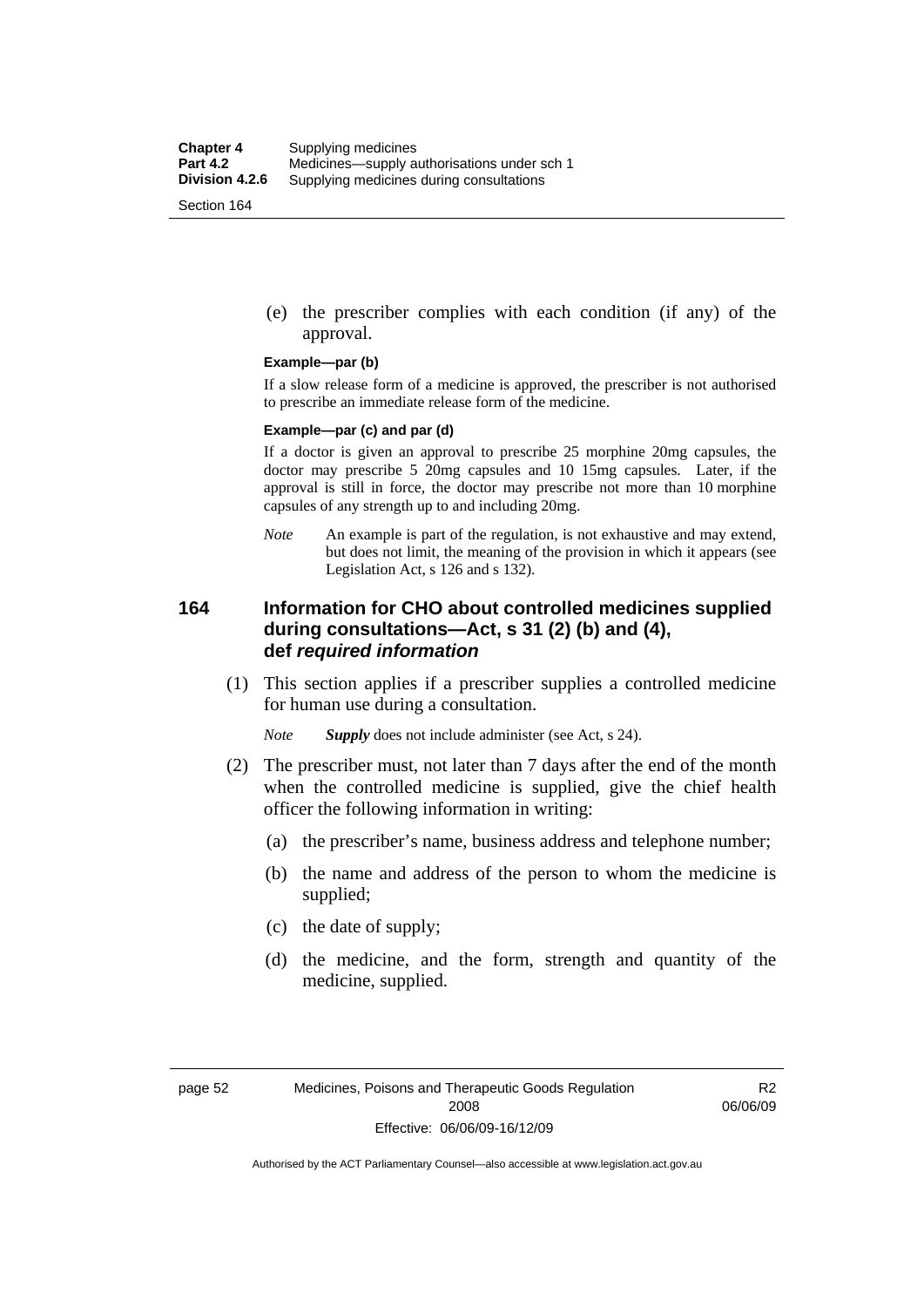(e) the prescriber complies with each condition (if any) of the approval.

**Example—par (b)**

If a slow release form of a medicine is approved, the prescriber is not authorised to prescribe an immediate release form of the medicine.

**Example—par (c) and par (d)**

If a doctor is given an approval to prescribe 25 morphine 20mg capsules, the doctor may prescribe 5 20mg capsules and 10 15mg capsules. Later, if the approval is still in force, the doctor may prescribe not more than 10 morphine capsules of any strength up to and including 20mg.

*Note* An example is part of the regulation, is not exhaustive and may extend, but does not limit, the meaning of the provision in which it appears (see Legislation Act, s 126 and s 132).

## 164 Information for CHO about controlled medicines supplied during consultations—Act, s 31 (2) (b) and (4), def *required information*

(1) This section applies if a prescriber supplies a controlled medicine for human use during a consultation.

*Note* ***Supply*** does not include administer (see Act, s 24).

(2) The prescriber must, not later than 7 days after the end of the month when the controlled medicine is supplied, give the chief health officer the following information in writing:

(a) the prescriber's name, business address and telephone number;

(b) the name and address of the person to whom the medicine is supplied;

(c) the date of supply;

(d) the medicine, and the form, strength and quantity of the medicine, supplied.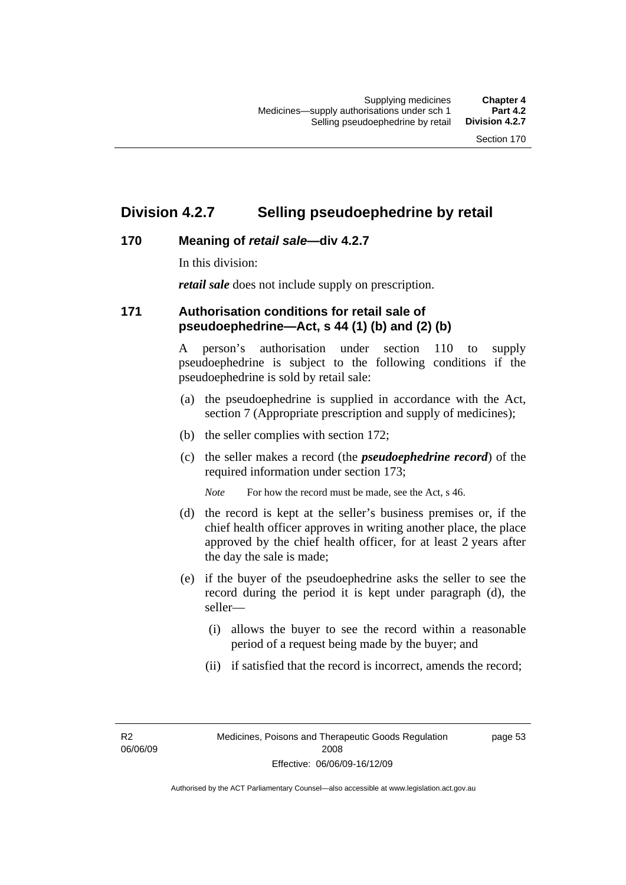## Division 4.2.7 Selling pseudoephedrine by retail

### 170 Meaning of *retail sale*—div 4.2.7

In this division:

***retail sale*** does not include supply on prescription.

### 171 Authorisation conditions for retail sale of pseudoephedrine—Act, s 44 (1) (b) and (2) (b)

A person's authorisation under section 110 to supply pseudoephedrine is subject to the following conditions if the pseudoephedrine is sold by retail sale:

(a) the pseudoephedrine is supplied in accordance with the Act, section 7 (Appropriate prescription and supply of medicines);

(b) the seller complies with section 172;

(c) the seller makes a record (the ***pseudoephedrine record***) of the required information under section 173;

*Note* For how the record must be made, see the Act, s 46.

(d) the record is kept at the seller's business premises or, if the chief health officer approves in writing another place, the place approved by the chief health officer, for at least 2 years after the day the sale is made;

(e) if the buyer of the pseudoephedrine asks the seller to see the record during the period it is kept under paragraph (d), the seller—

(i) allows the buyer to see the record within a reasonable period of a request being made by the buyer; and

(ii) if satisfied that the record is incorrect, amends the record;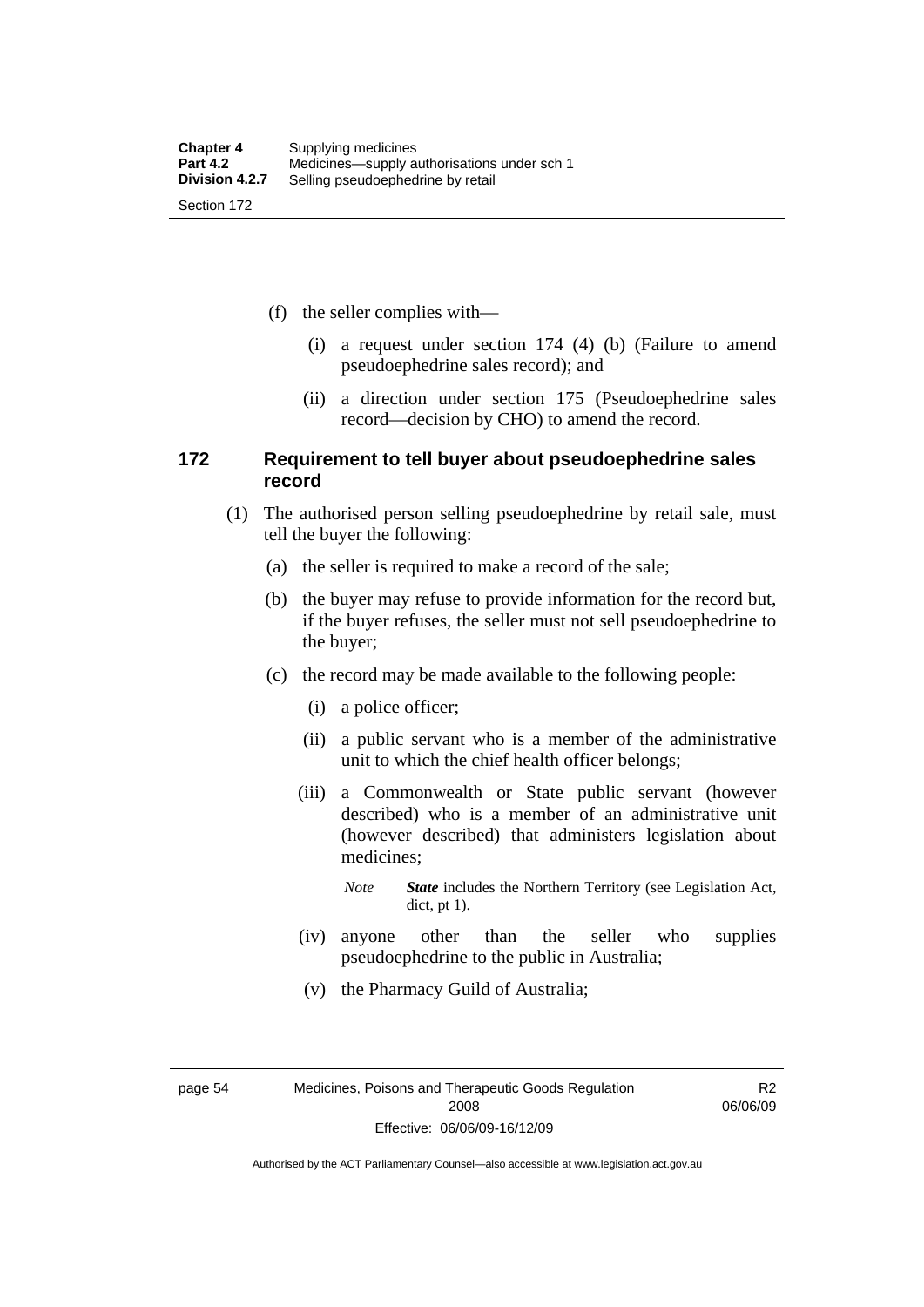(f) the seller complies with—

(i) a request under section 174 (4) (b) (Failure to amend pseudoephedrine sales record); and

(ii) a direction under section 175 (Pseudoephedrine sales record—decision by CHO) to amend the record.

### 172 Requirement to tell buyer about pseudoephedrine sales record

(1) The authorised person selling pseudoephedrine by retail sale, must tell the buyer the following:

(a) the seller is required to make a record of the sale;

(b) the buyer may refuse to provide information for the record but, if the buyer refuses, the seller must not sell pseudoephedrine to the buyer;

(c) the record may be made available to the following people:

(i) a police officer;

(ii) a public servant who is a member of the administrative unit to which the chief health officer belongs;

(iii) a Commonwealth or State public servant (however described) who is a member of an administrative unit (however described) that administers legislation about medicines;

*Note* ***State*** includes the Northern Territory (see Legislation Act, dict, pt 1).

(iv) anyone other than the seller who supplies pseudoephedrine to the public in Australia;

(v) the Pharmacy Guild of Australia;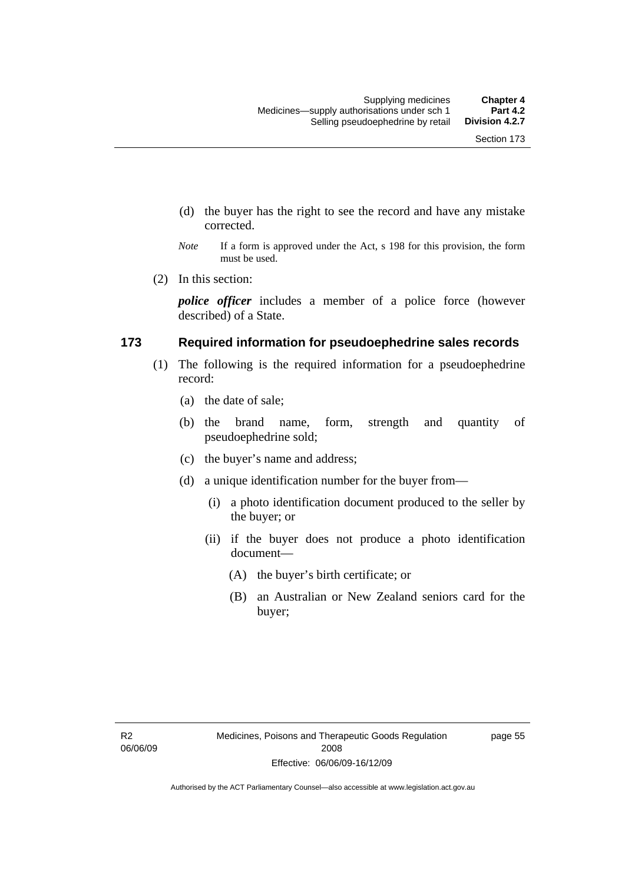(d) the buyer has the right to see the record and have any mistake corrected.

*Note* If a form is approved under the Act, s 198 for this provision, the form must be used.

(2) In this section:

***police officer*** includes a member of a police force (however described) of a State.

### 173 Required information for pseudoephedrine sales records

(1) The following is the required information for a pseudoephedrine record:

(a) the date of sale;

(b) the brand name, form, strength and quantity of pseudoephedrine sold;

(c) the buyer's name and address;

(d) a unique identification number for the buyer from—

(i) a photo identification document produced to the seller by the buyer; or

(ii) if the buyer does not produce a photo identification document—

(A) the buyer's birth certificate; or

(B) an Australian or New Zealand seniors card for the buyer;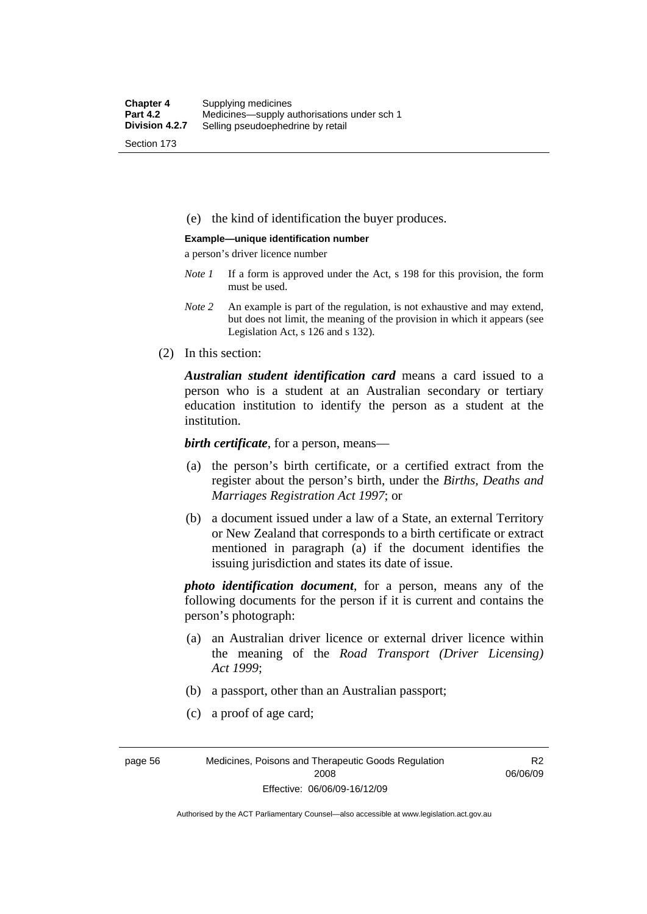(e) the kind of identification the buyer produces.

**Example—unique identification number**

a person's driver licence number

*Note 1* If a form is approved under the Act, s 198 for this provision, the form must be used.

*Note 2* An example is part of the regulation, is not exhaustive and may extend, but does not limit, the meaning of the provision in which it appears (see Legislation Act, s 126 and s 132).

(2) In this section:

***Australian student identification card*** means a card issued to a person who is a student at an Australian secondary or tertiary education institution to identify the person as a student at the institution.

***birth certificate***, for a person, means—

(a) the person's birth certificate, or a certified extract from the register about the person's birth, under the *Births, Deaths and Marriages Registration Act 1997*; or

(b) a document issued under a law of a State, an external Territory or New Zealand that corresponds to a birth certificate or extract mentioned in paragraph (a) if the document identifies the issuing jurisdiction and states its date of issue.

***photo identification document***, for a person, means any of the following documents for the person if it is current and contains the person's photograph:

(a) an Australian driver licence or external driver licence within the meaning of the *Road Transport (Driver Licensing) Act 1999*;

(b) a passport, other than an Australian passport;

(c) a proof of age card;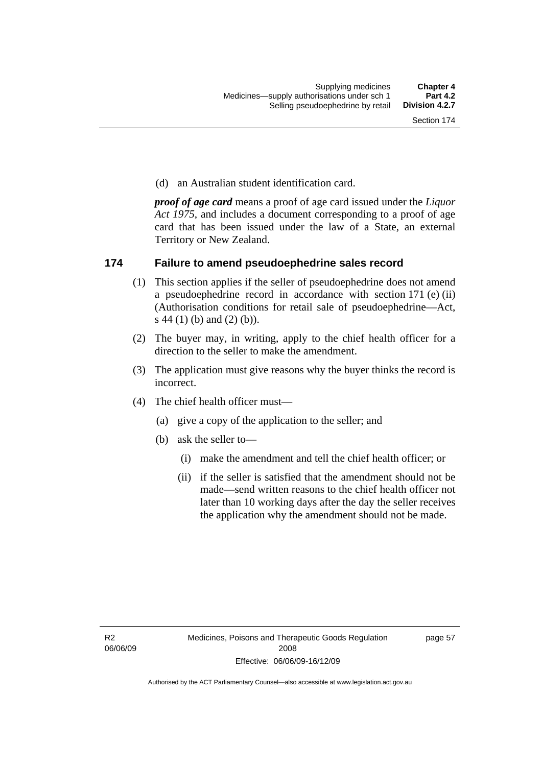(d) an Australian student identification card.

***proof of age card*** means a proof of age card issued under the *Liquor Act 1975*, and includes a document corresponding to a proof of age card that has been issued under the law of a State, an external Territory or New Zealand.

## 174 Failure to amend pseudoephedrine sales record

(1) This section applies if the seller of pseudoephedrine does not amend a pseudoephedrine record in accordance with section 171 (e) (ii) (Authorisation conditions for retail sale of pseudoephedrine—Act, s 44 (1) (b) and (2) (b)).

(2) The buyer may, in writing, apply to the chief health officer for a direction to the seller to make the amendment.

(3) The application must give reasons why the buyer thinks the record is incorrect.

(4) The chief health officer must—

(a) give a copy of the application to the seller; and

(b) ask the seller to—

(i) make the amendment and tell the chief health officer; or

(ii) if the seller is satisfied that the amendment should not be made—send written reasons to the chief health officer not later than 10 working days after the day the seller receives the application why the amendment should not be made.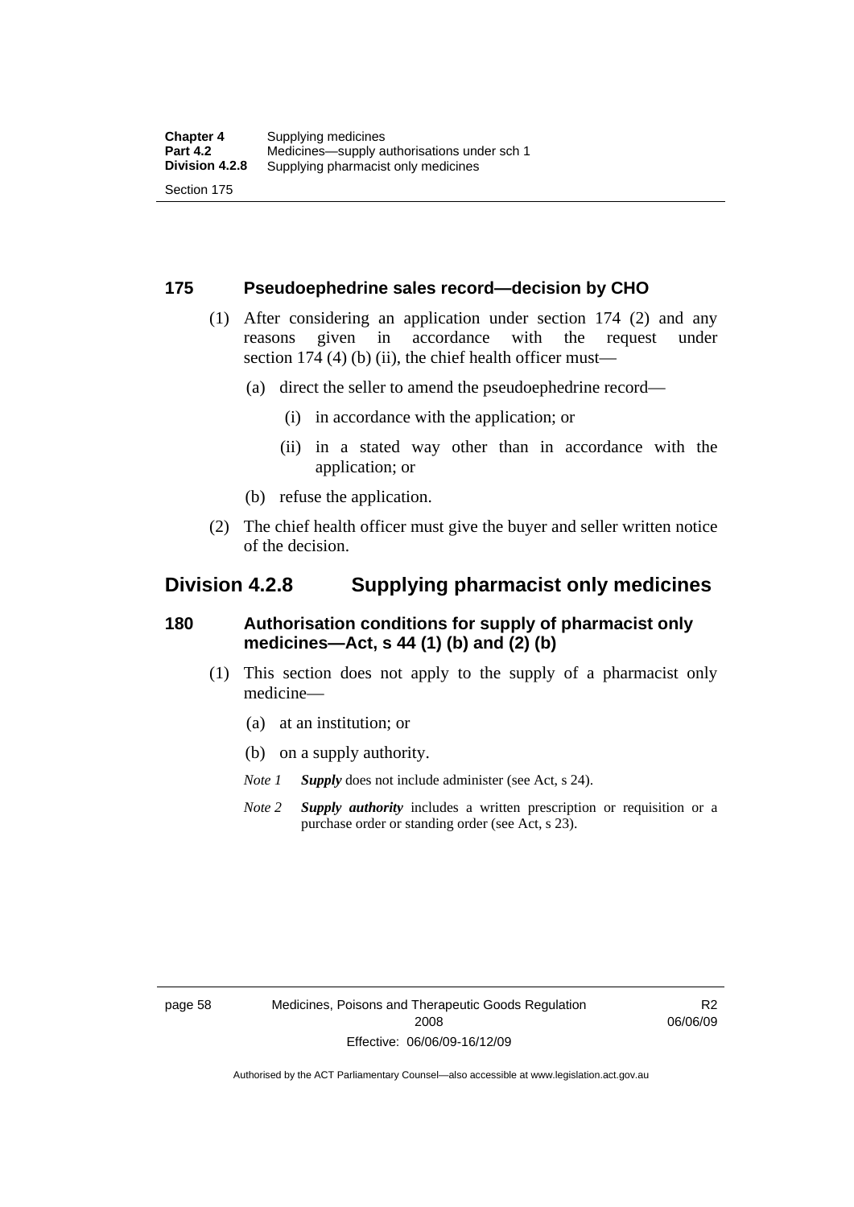## 175 Pseudoephedrine sales record—decision by CHO

(1) After considering an application under section 174 (2) and any reasons given in accordance with the request under section 174 (4) (b) (ii), the chief health officer must—

(a) direct the seller to amend the pseudoephedrine record—

(i) in accordance with the application; or

(ii) in a stated way other than in accordance with the application; or

(b) refuse the application.

(2) The chief health officer must give the buyer and seller written notice of the decision.

# Division 4.2.8 Supplying pharmacist only medicines

## 180 Authorisation conditions for supply of pharmacist only medicines—Act, s 44 (1) (b) and (2) (b)

(1) This section does not apply to the supply of a pharmacist only medicine—

(a) at an institution; or

(b) on a supply authority.

*Note 1* ***Supply*** does not include administer (see Act, s 24).

*Note 2* ***Supply authority*** includes a written prescription or requisition or a purchase order or standing order (see Act, s 23).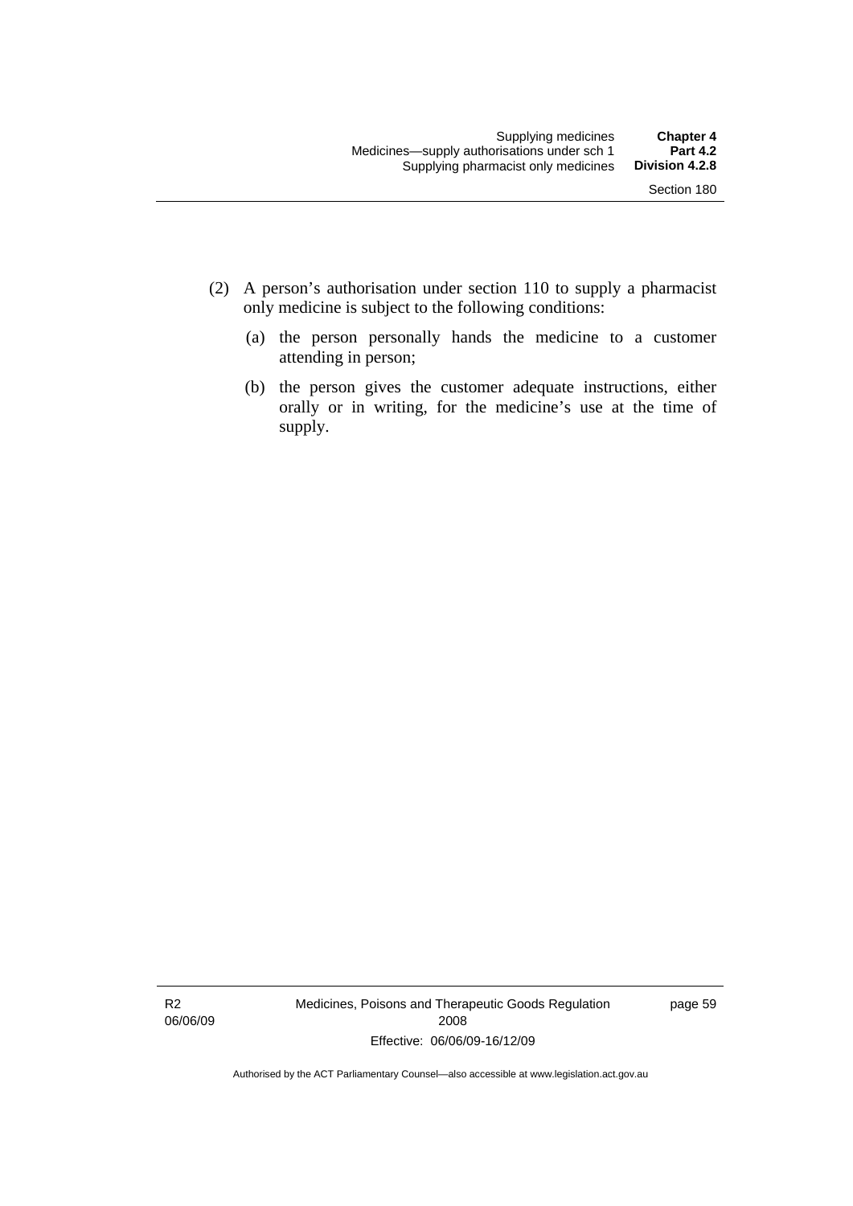(2) A person's authorisation under section 110 to supply a pharmacist only medicine is subject to the following conditions:

   (a) the person personally hands the medicine to a customer attending in person;

   (b) the person gives the customer adequate instructions, either orally or in writing, for the medicine's use at the time of supply.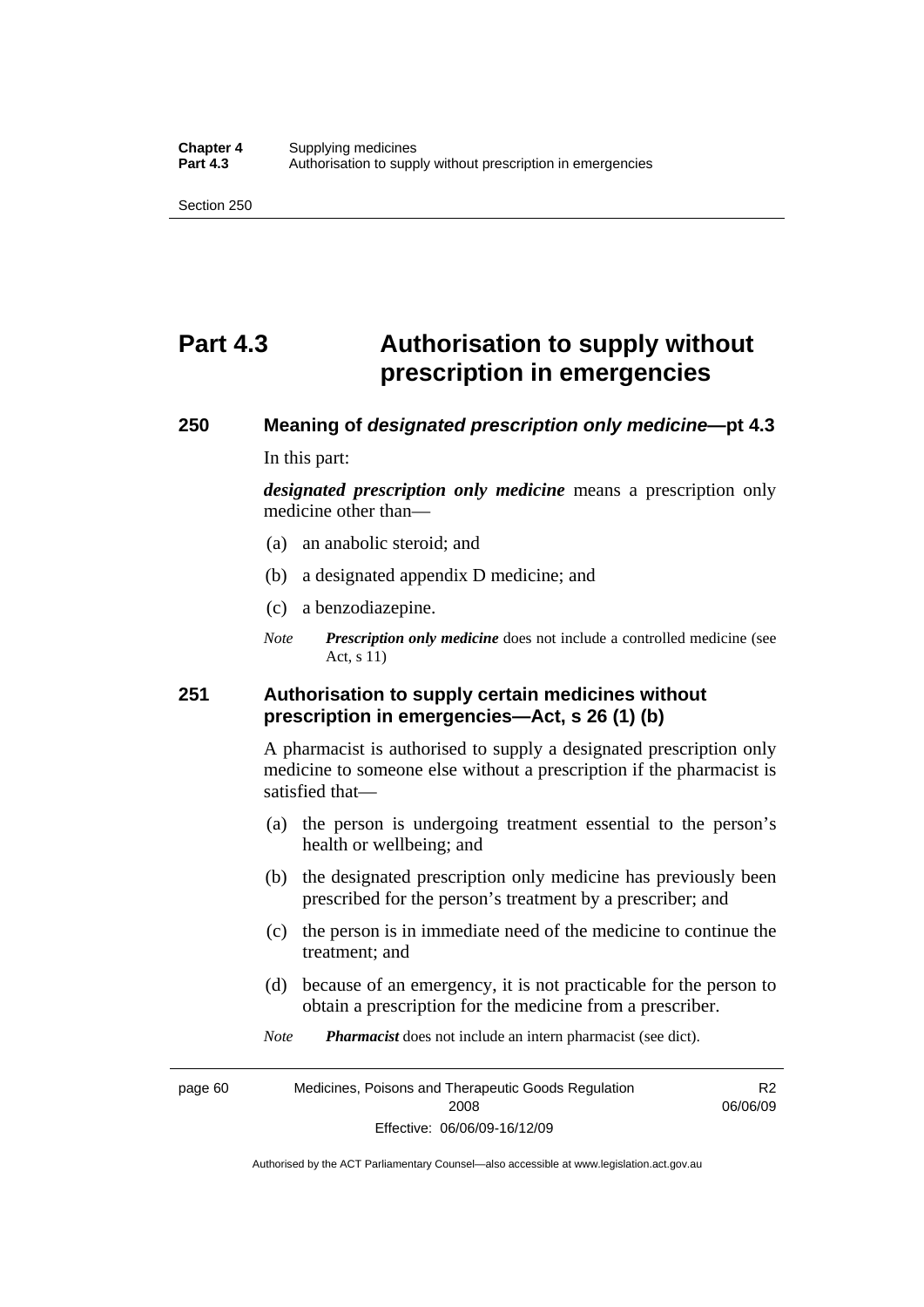# Part 4.3 Authorisation to supply without prescription in emergencies

## 250 Meaning of *designated prescription only medicine*—pt 4.3

In this part:

***designated prescription only medicine*** means a prescription only medicine other than—

(a) an anabolic steroid; and

(b) a designated appendix D medicine; and

(c) a benzodiazepine.

*Note* ***Prescription only medicine*** does not include a controlled medicine (see Act, s 11)

## 251 Authorisation to supply certain medicines without prescription in emergencies—Act, s 26 (1) (b)

A pharmacist is authorised to supply a designated prescription only medicine to someone else without a prescription if the pharmacist is satisfied that—

(a) the person is undergoing treatment essential to the person's health or wellbeing; and

(b) the designated prescription only medicine has previously been prescribed for the person's treatment by a prescriber; and

(c) the person is in immediate need of the medicine to continue the treatment; and

(d) because of an emergency, it is not practicable for the person to obtain a prescription for the medicine from a prescriber.

*Note* ***Pharmacist*** does not include an intern pharmacist (see dict).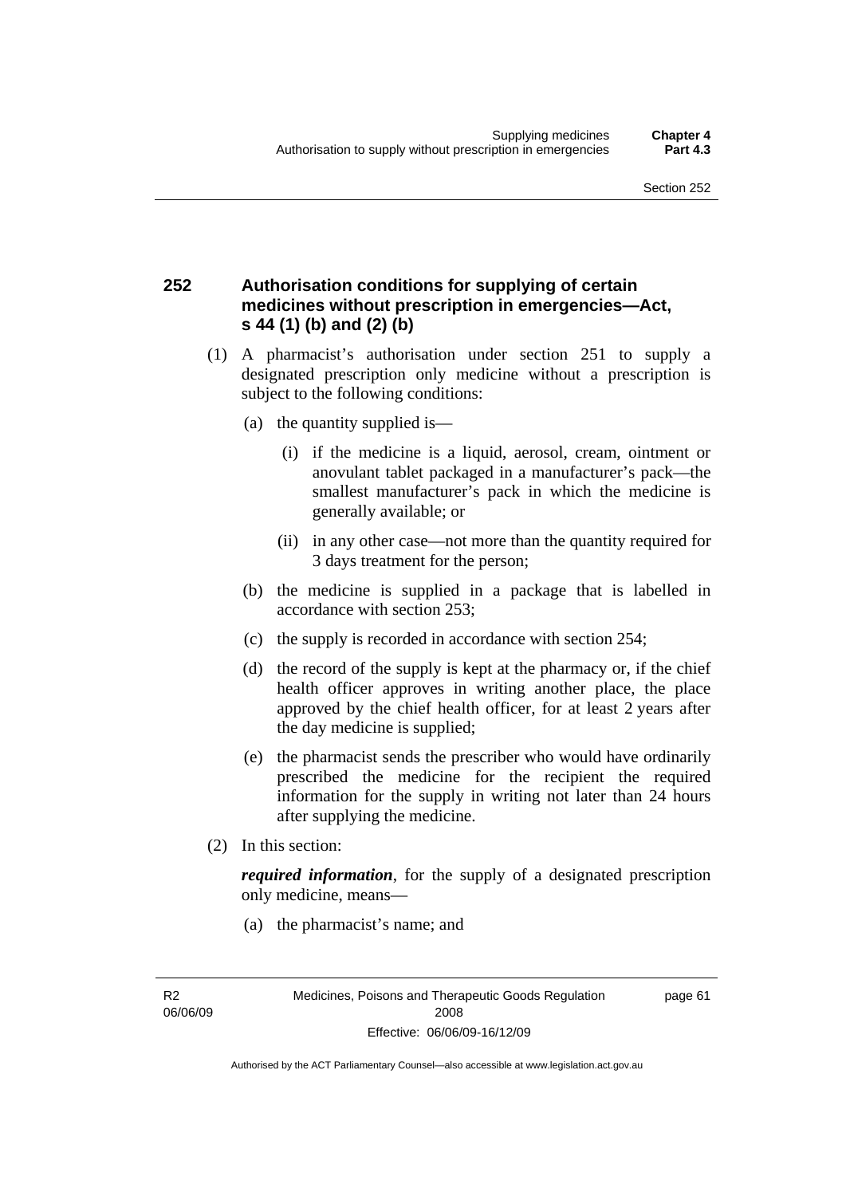## 252 Authorisation conditions for supplying of certain medicines without prescription in emergencies—Act, s 44 (1) (b) and (2) (b)

(1) A pharmacist's authorisation under section 251 to supply a designated prescription only medicine without a prescription is subject to the following conditions:

(a) the quantity supplied is—

(i) if the medicine is a liquid, aerosol, cream, ointment or anovulant tablet packaged in a manufacturer's pack—the smallest manufacturer's pack in which the medicine is generally available; or

(ii) in any other case—not more than the quantity required for 3 days treatment for the person;

(b) the medicine is supplied in a package that is labelled in accordance with section 253;

(c) the supply is recorded in accordance with section 254;

(d) the record of the supply is kept at the pharmacy or, if the chief health officer approves in writing another place, the place approved by the chief health officer, for at least 2 years after the day medicine is supplied;

(e) the pharmacist sends the prescriber who would have ordinarily prescribed the medicine for the recipient the required information for the supply in writing not later than 24 hours after supplying the medicine.

(2) In this section:

***required information***, for the supply of a designated prescription only medicine, means—

(a) the pharmacist's name; and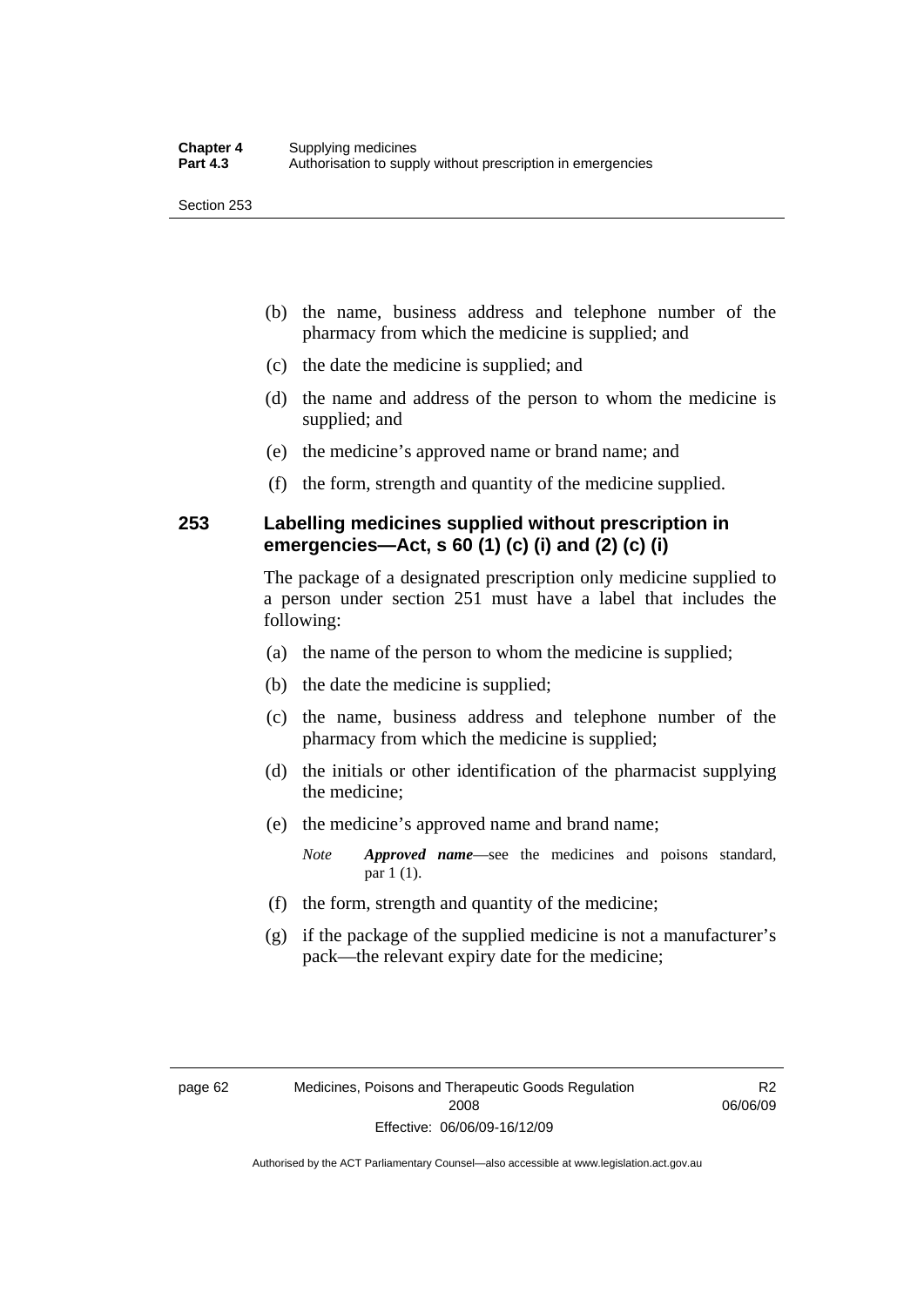(b) the name, business address and telephone number of the pharmacy from which the medicine is supplied; and

(c) the date the medicine is supplied; and

(d) the name and address of the person to whom the medicine is supplied; and

(e) the medicine's approved name or brand name; and

(f) the form, strength and quantity of the medicine supplied.

### 253 Labelling medicines supplied without prescription in emergencies—Act, s 60 (1) (c) (i) and (2) (c) (i)

The package of a designated prescription only medicine supplied to a person under section 251 must have a label that includes the following:

(a) the name of the person to whom the medicine is supplied;

(b) the date the medicine is supplied;

(c) the name, business address and telephone number of the pharmacy from which the medicine is supplied;

(d) the initials or other identification of the pharmacist supplying the medicine;

(e) the medicine's approved name and brand name;

*Note* ***Approved name***—see the medicines and poisons standard, par 1 (1).

(f) the form, strength and quantity of the medicine;

(g) if the package of the supplied medicine is not a manufacturer's pack—the relevant expiry date for the medicine;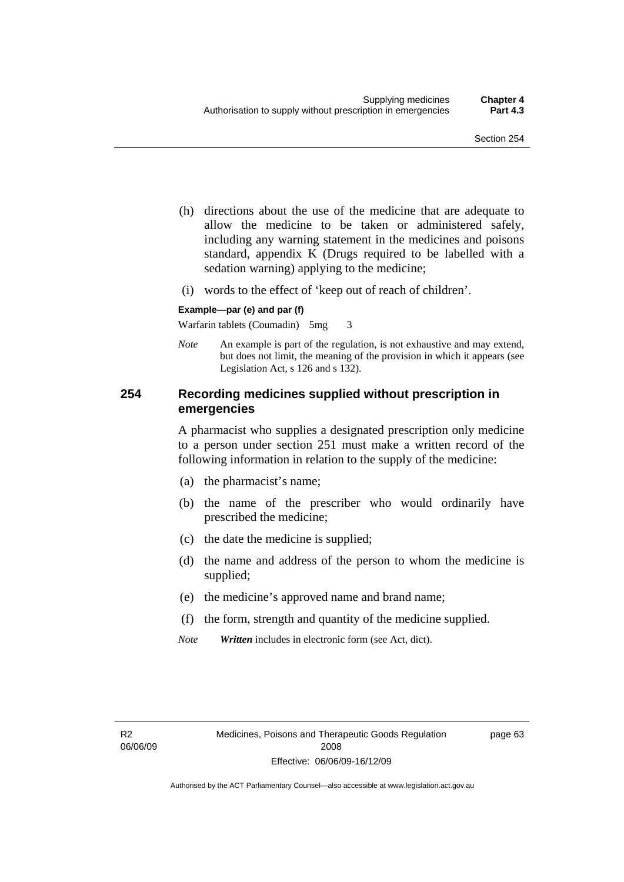(h) directions about the use of the medicine that are adequate to allow the medicine to be taken or administered safely, including any warning statement in the medicines and poisons standard, appendix K (Drugs required to be labelled with a sedation warning) applying to the medicine;

(i) words to the effect of 'keep out of reach of children'.

**Example—par (e) and par (f)**

Warfarin tablets (Coumadin) 5mg 3

*Note* An example is part of the regulation, is not exhaustive and may extend, but does not limit, the meaning of the provision in which it appears (see Legislation Act, s 126 and s 132).

## 254 Recording medicines supplied without prescription in emergencies

A pharmacist who supplies a designated prescription only medicine to a person under section 251 must make a written record of the following information in relation to the supply of the medicine:

(a) the pharmacist's name;

(b) the name of the prescriber who would ordinarily have prescribed the medicine;

(c) the date the medicine is supplied;

(d) the name and address of the person to whom the medicine is supplied;

(e) the medicine's approved name and brand name;

(f) the form, strength and quantity of the medicine supplied.

*Note* ***Written*** includes in electronic form (see Act, dict).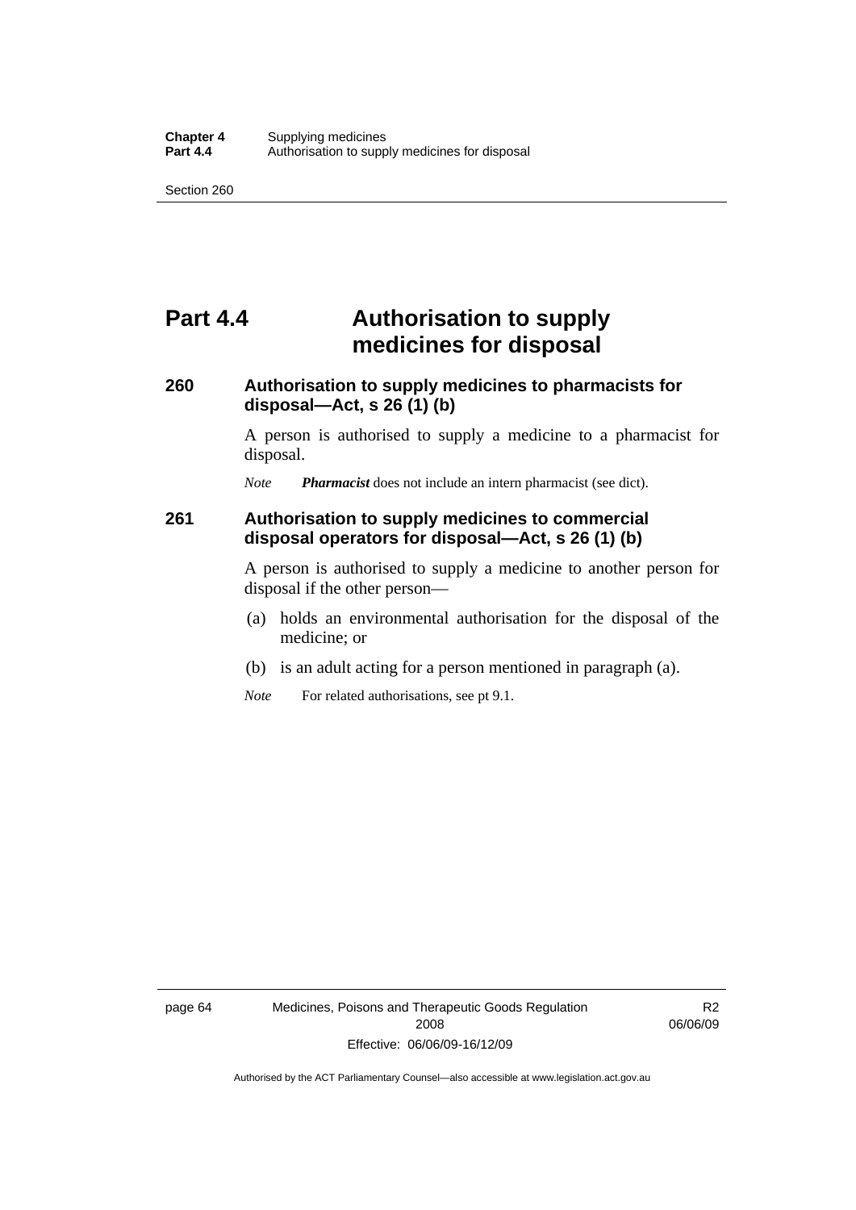# Part 4.4 Authorisation to supply medicines for disposal

### 260 Authorisation to supply medicines to pharmacists for disposal—Act, s 26 (1) (b)

A person is authorised to supply a medicine to a pharmacist for disposal.

*Note* ***Pharmacist*** does not include an intern pharmacist (see dict).

### 261 Authorisation to supply medicines to commercial disposal operators for disposal—Act, s 26 (1) (b)

A person is authorised to supply a medicine to another person for disposal if the other person—

(a) holds an environmental authorisation for the disposal of the medicine; or

(b) is an adult acting for a person mentioned in paragraph (a).

*Note* For related authorisations, see pt 9.1.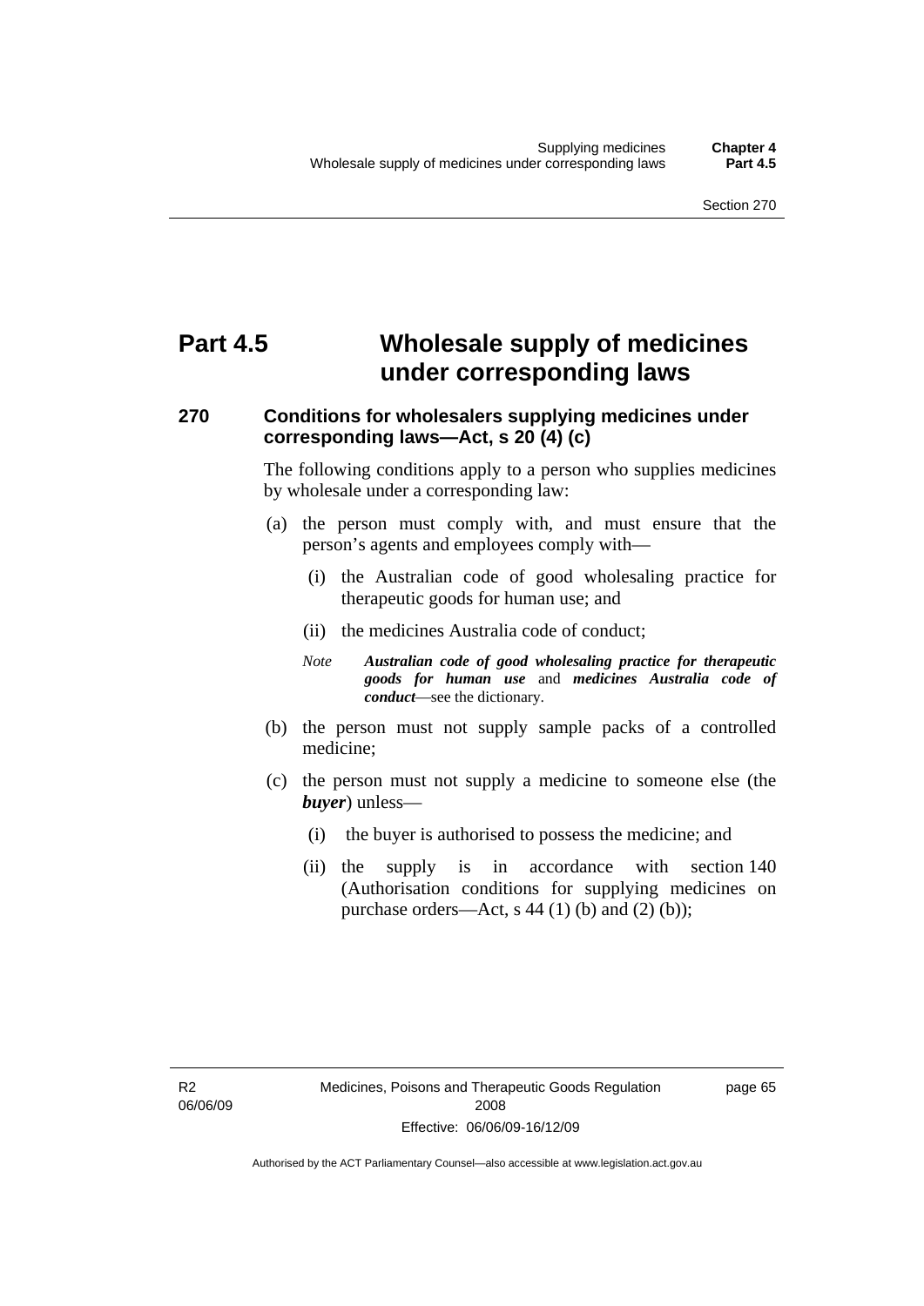# Part 4.5 Wholesale supply of medicines under corresponding laws

## 270 Conditions for wholesalers supplying medicines under corresponding laws—Act, s 20 (4) (c)

The following conditions apply to a person who supplies medicines by wholesale under a corresponding law:

(a) the person must comply with, and must ensure that the person's agents and employees comply with—

(i) the Australian code of good wholesaling practice for therapeutic goods for human use; and

(ii) the medicines Australia code of conduct;

*Note* ***Australian code of good wholesaling practice for therapeutic goods for human use*** and ***medicines Australia code of conduct***—see the dictionary.

(b) the person must not supply sample packs of a controlled medicine;

(c) the person must not supply a medicine to someone else (the ***buyer***) unless—

(i) the buyer is authorised to possess the medicine; and

(ii) the supply is in accordance with section 140 (Authorisation conditions for supplying medicines on purchase orders—Act, s 44 (1) (b) and (2) (b));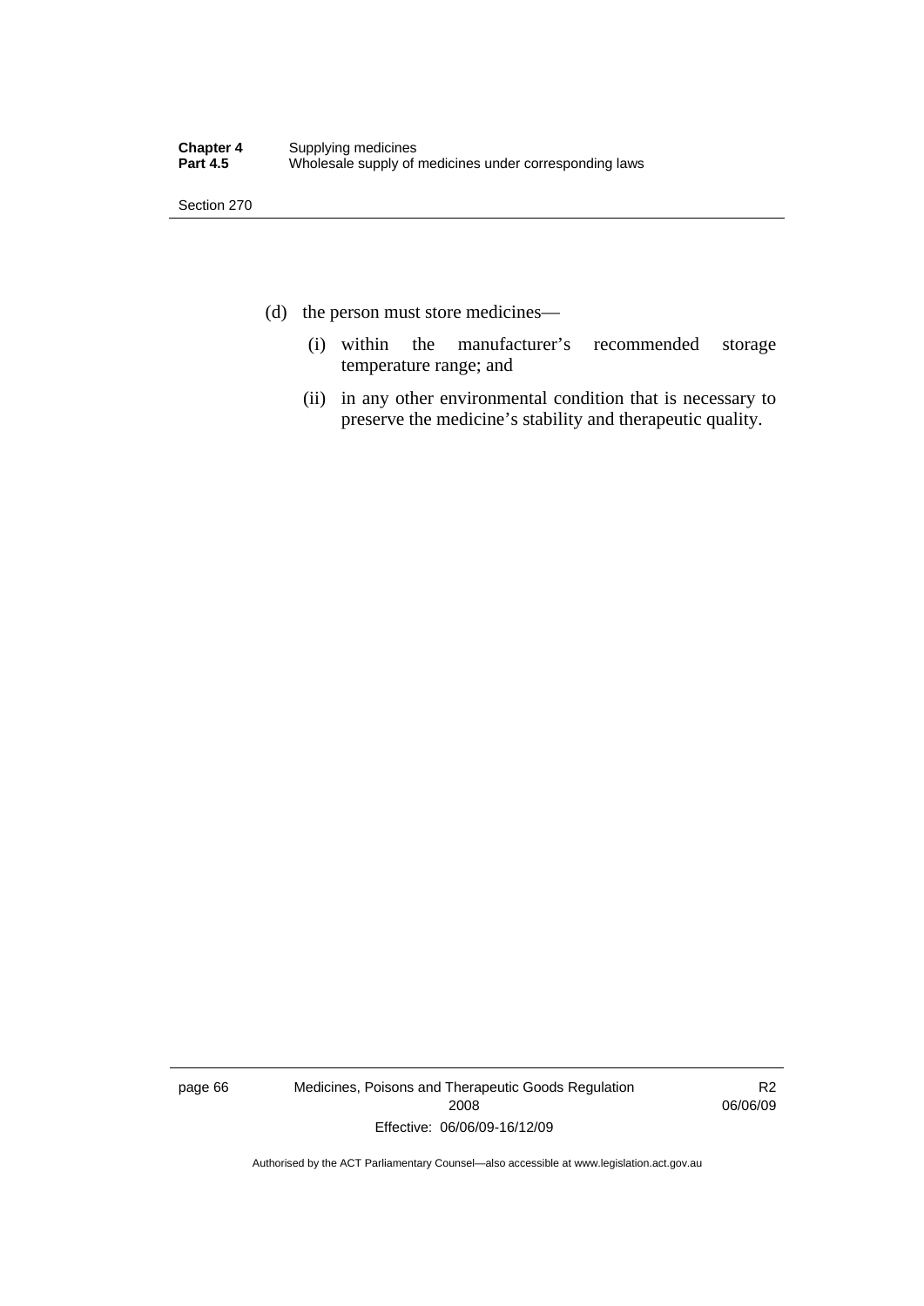(d) the person must store medicines—

   (i) within the manufacturer's recommended storage temperature range; and

   (ii) in any other environmental condition that is necessary to preserve the medicine's stability and therapeutic quality.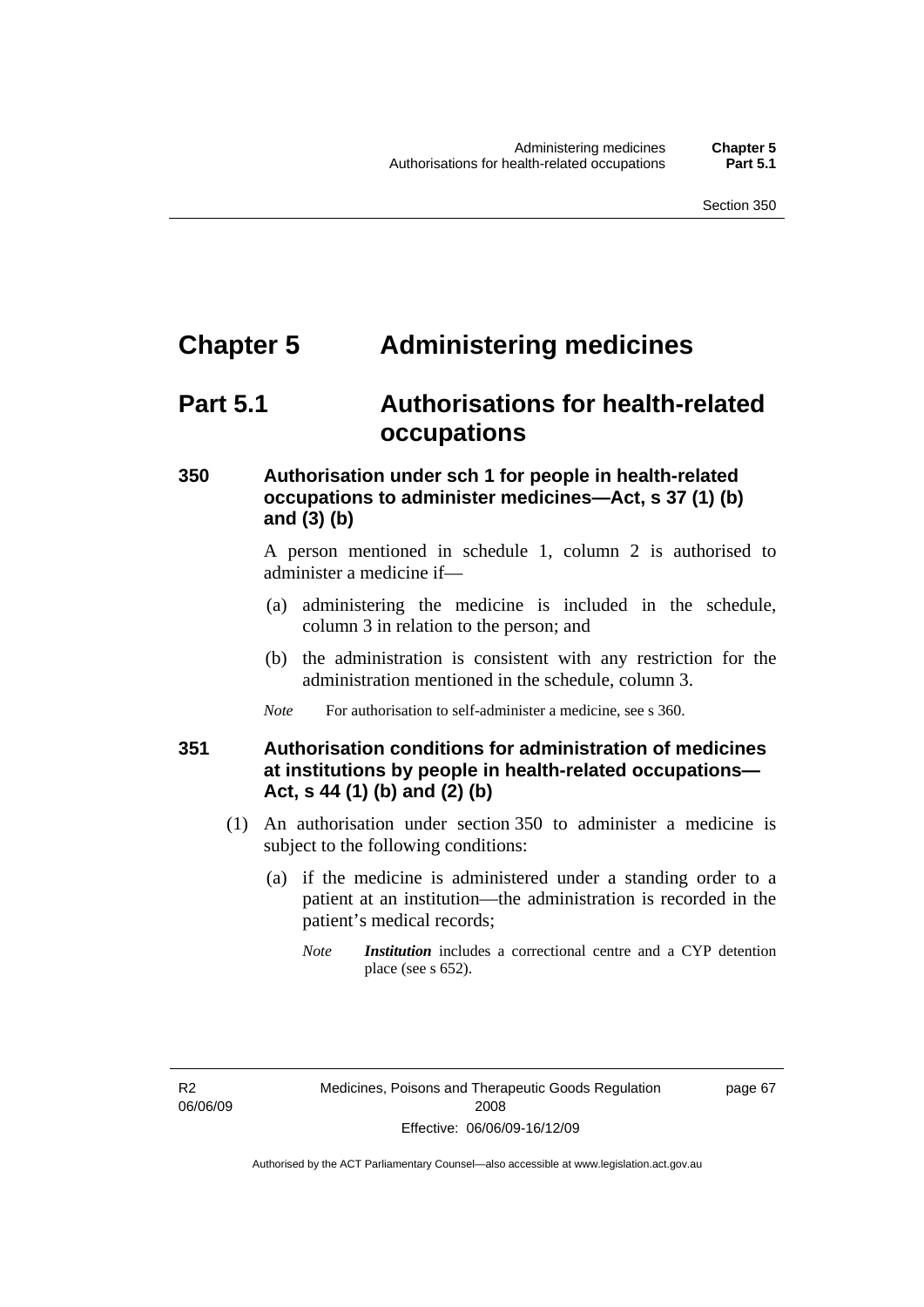# Chapter 5 Administering medicines

## Part 5.1 Authorisations for health-related occupations

### 350 Authorisation under sch 1 for people in health-related occupations to administer medicines—Act, s 37 (1) (b) and (3) (b)

A person mentioned in schedule 1, column 2 is authorised to administer a medicine if—

(a) administering the medicine is included in the schedule, column 3 in relation to the person; and

(b) the administration is consistent with any restriction for the administration mentioned in the schedule, column 3.

*Note* For authorisation to self-administer a medicine, see s 360.

### 351 Authorisation conditions for administration of medicines at institutions by people in health-related occupations—Act, s 44 (1) (b) and (2) (b)

(1) An authorisation under section 350 to administer a medicine is subject to the following conditions:

(a) if the medicine is administered under a standing order to a patient at an institution—the administration is recorded in the patient's medical records;

*Note* ***Institution*** includes a correctional centre and a CYP detention place (see s 652).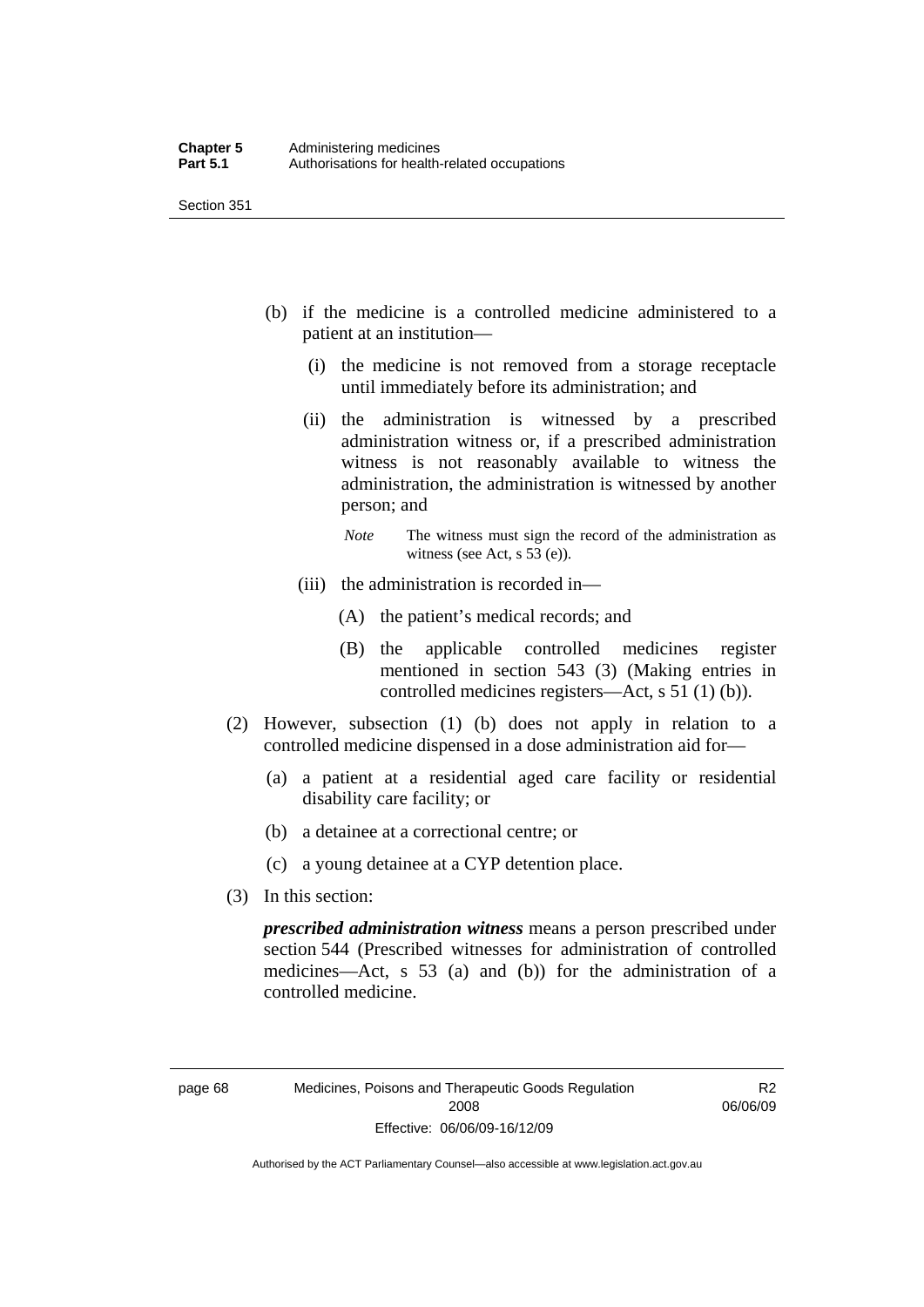(b) if the medicine is a controlled medicine administered to a patient at an institution—

(i) the medicine is not removed from a storage receptacle until immediately before its administration; and

(ii) the administration is witnessed by a prescribed administration witness or, if a prescribed administration witness is not reasonably available to witness the administration, the administration is witnessed by another person; and

*Note* The witness must sign the record of the administration as witness (see Act, s 53 (e)).

(iii) the administration is recorded in—

(A) the patient's medical records; and

(B) the applicable controlled medicines register mentioned in section 543 (3) (Making entries in controlled medicines registers—Act, s 51 (1) (b)).

(2) However, subsection (1) (b) does not apply in relation to a controlled medicine dispensed in a dose administration aid for—

(a) a patient at a residential aged care facility or residential disability care facility; or

(b) a detainee at a correctional centre; or

(c) a young detainee at a CYP detention place.

(3) In this section:

***prescribed administration witness*** means a person prescribed under section 544 (Prescribed witnesses for administration of controlled medicines—Act, s 53 (a) and (b)) for the administration of a controlled medicine.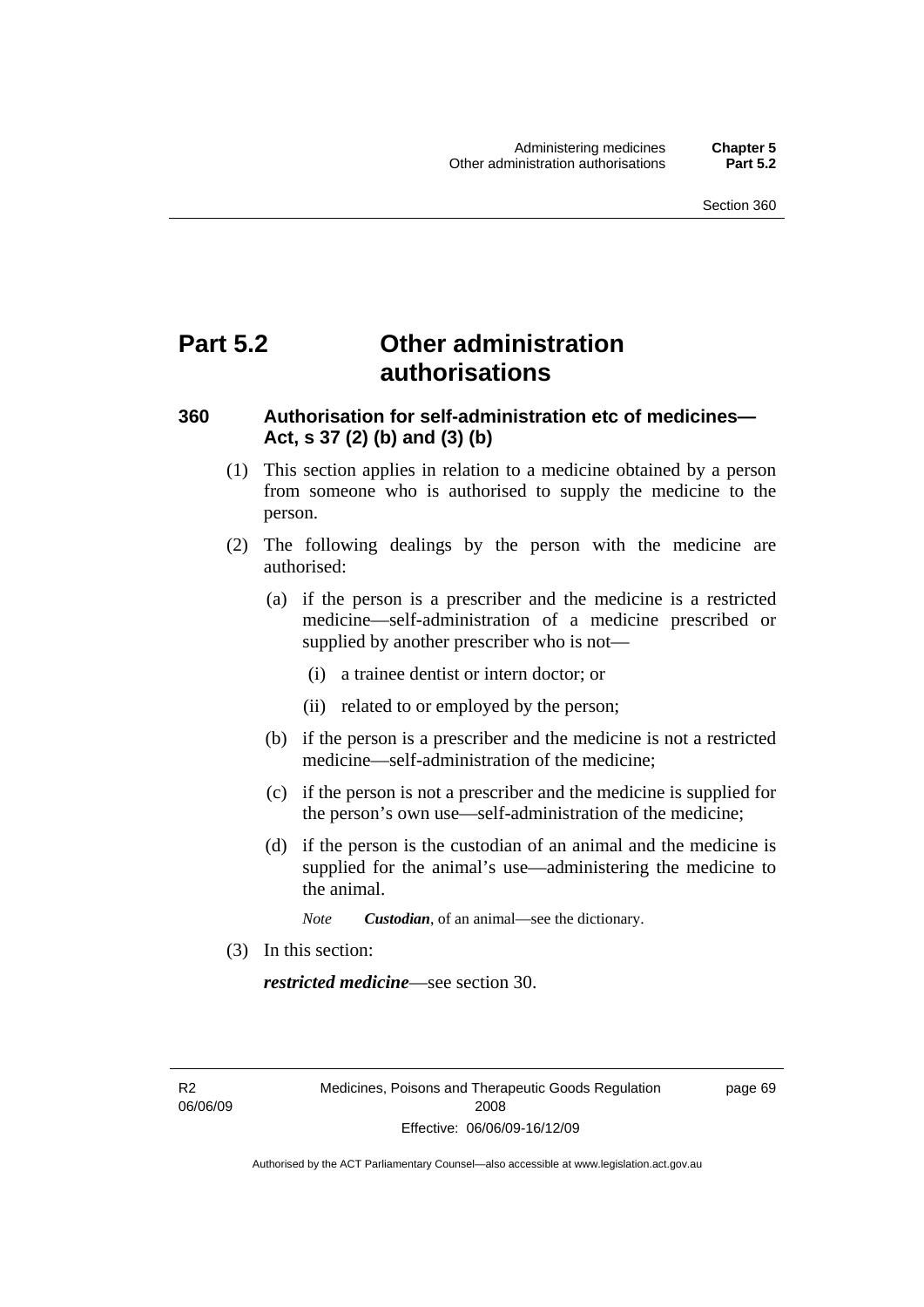# Part 5.2 Other administration authorisations

### 360 Authorisation for self-administration etc of medicines—Act, s 37 (2) (b) and (3) (b)

(1) This section applies in relation to a medicine obtained by a person from someone who is authorised to supply the medicine to the person.

(2) The following dealings by the person with the medicine are authorised:

(a) if the person is a prescriber and the medicine is a restricted medicine—self-administration of a medicine prescribed or supplied by another prescriber who is not—

(i) a trainee dentist or intern doctor; or

(ii) related to or employed by the person;

(b) if the person is a prescriber and the medicine is not a restricted medicine—self-administration of the medicine;

(c) if the person is not a prescriber and the medicine is supplied for the person's own use—self-administration of the medicine;

(d) if the person is the custodian of an animal and the medicine is supplied for the animal's use—administering the medicine to the animal.

*Note* ***Custodian***, of an animal—see the dictionary.

(3) In this section:

***restricted medicine***—see section 30.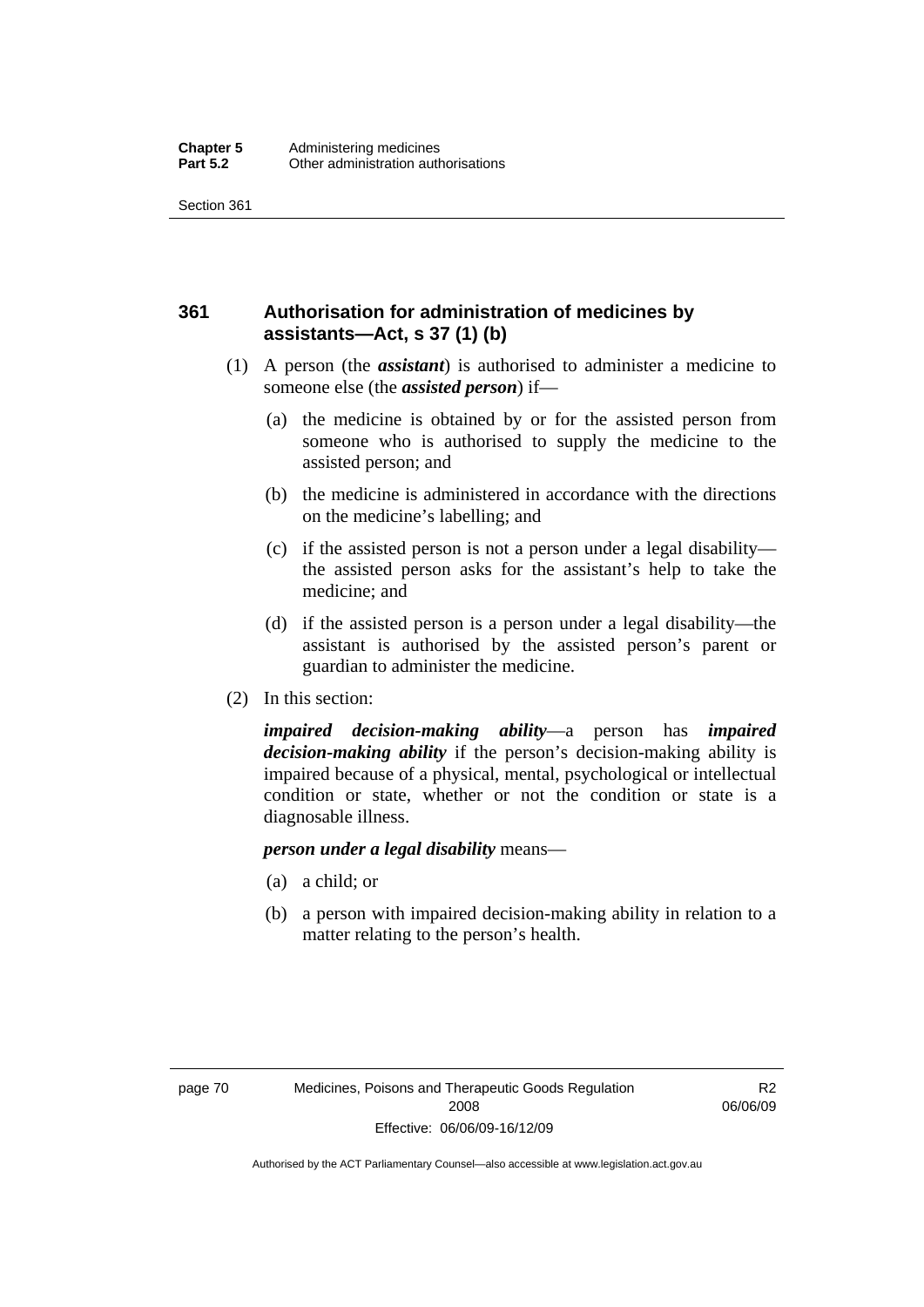## 361 Authorisation for administration of medicines by assistants—Act, s 37 (1) (b)

(1) A person (the ***assistant***) is authorised to administer a medicine to someone else (the ***assisted person***) if—

(a) the medicine is obtained by or for the assisted person from someone who is authorised to supply the medicine to the assisted person; and

(b) the medicine is administered in accordance with the directions on the medicine's labelling; and

(c) if the assisted person is not a person under a legal disability—the assisted person asks for the assistant's help to take the medicine; and

(d) if the assisted person is a person under a legal disability—the assistant is authorised by the assisted person's parent or guardian to administer the medicine.

(2) In this section:

***impaired decision-making ability***—a person has ***impaired decision-making ability*** if the person's decision-making ability is impaired because of a physical, mental, psychological or intellectual condition or state, whether or not the condition or state is a diagnosable illness.

***person under a legal disability*** means—

(a) a child; or

(b) a person with impaired decision-making ability in relation to a matter relating to the person's health.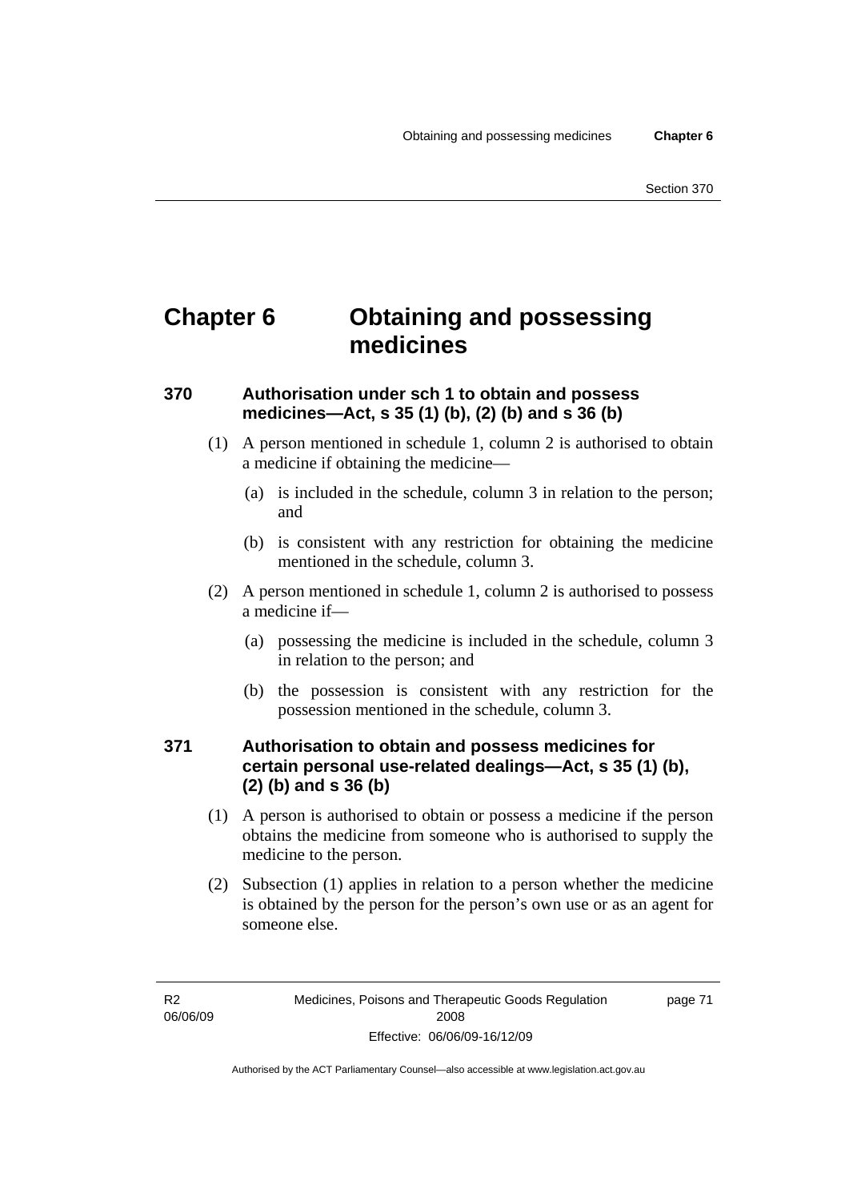# Chapter 6 Obtaining and possessing medicines

### 370 Authorisation under sch 1 to obtain and possess medicines—Act, s 35 (1) (b), (2) (b) and s 36 (b)

(1) A person mentioned in schedule 1, column 2 is authorised to obtain a medicine if obtaining the medicine—

(a) is included in the schedule, column 3 in relation to the person; and

(b) is consistent with any restriction for obtaining the medicine mentioned in the schedule, column 3.

(2) A person mentioned in schedule 1, column 2 is authorised to possess a medicine if—

(a) possessing the medicine is included in the schedule, column 3 in relation to the person; and

(b) the possession is consistent with any restriction for the possession mentioned in the schedule, column 3.

### 371 Authorisation to obtain and possess medicines for certain personal use-related dealings—Act, s 35 (1) (b), (2) (b) and s 36 (b)

(1) A person is authorised to obtain or possess a medicine if the person obtains the medicine from someone who is authorised to supply the medicine to the person.

(2) Subsection (1) applies in relation to a person whether the medicine is obtained by the person for the person's own use or as an agent for someone else.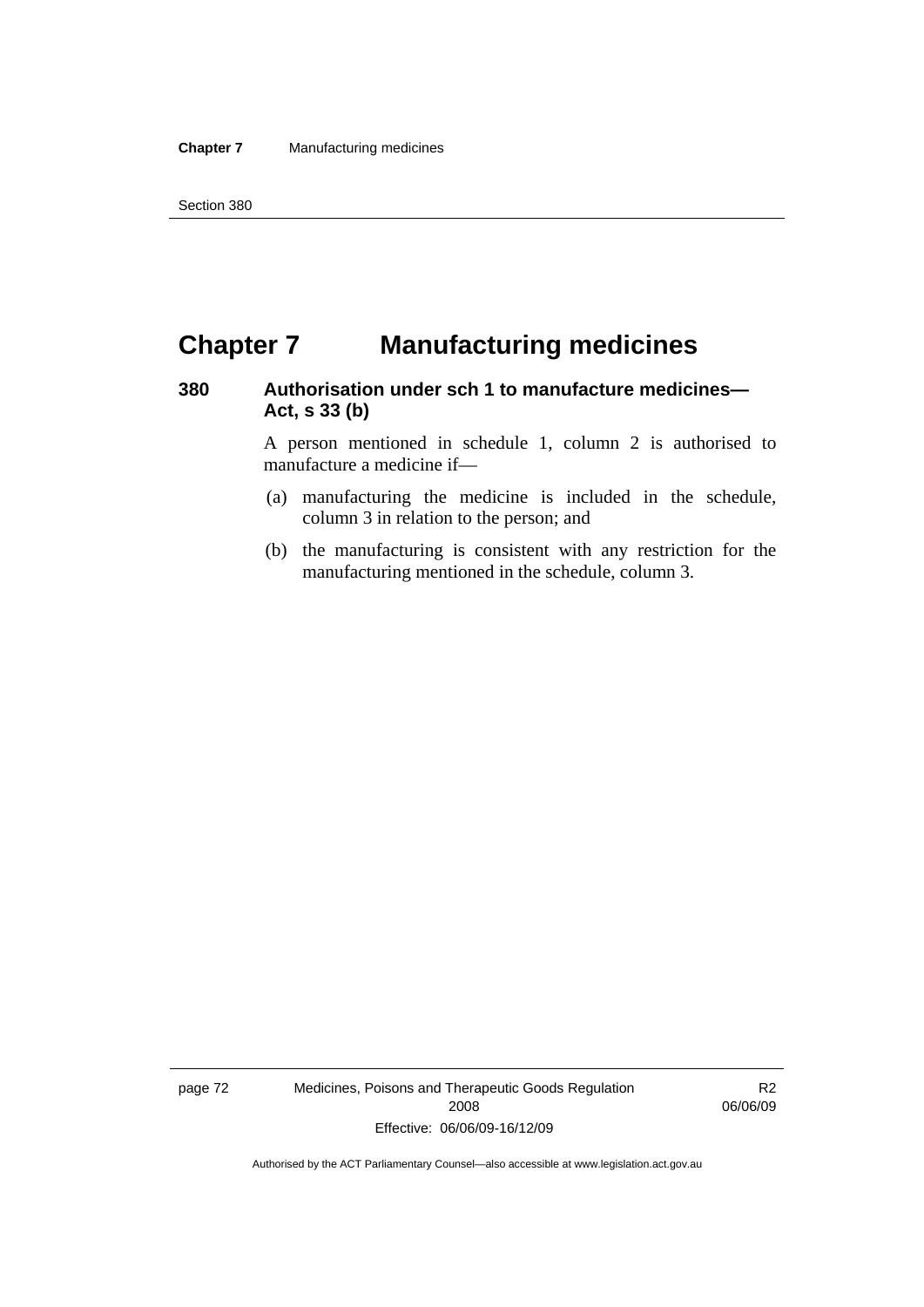# Chapter 7 Manufacturing medicines

## 380 Authorisation under sch 1 to manufacture medicines—Act, s 33 (b)

A person mentioned in schedule 1, column 2 is authorised to manufacture a medicine if—

(a) manufacturing the medicine is included in the schedule, column 3 in relation to the person; and

(b) the manufacturing is consistent with any restriction for the manufacturing mentioned in the schedule, column 3.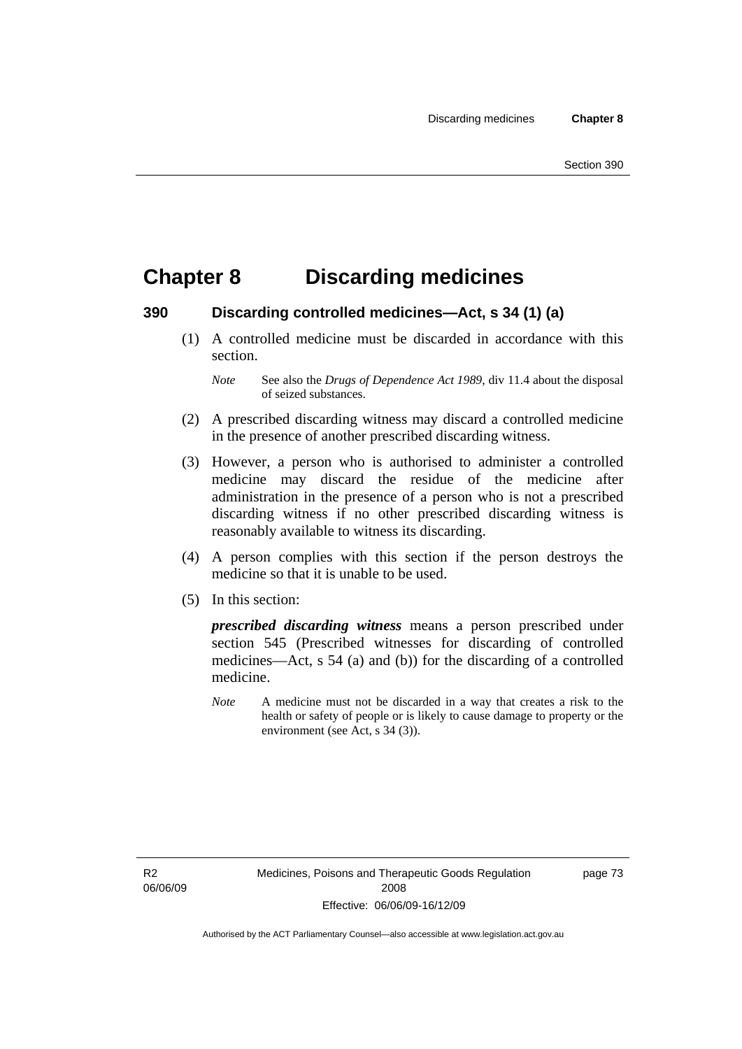# Chapter 8 Discarding medicines

## 390 Discarding controlled medicines—Act, s 34 (1) (a)

(1) A controlled medicine must be discarded in accordance with this section.

*Note* See also the *Drugs of Dependence Act 1989*, div 11.4 about the disposal of seized substances.

(2) A prescribed discarding witness may discard a controlled medicine in the presence of another prescribed discarding witness.

(3) However, a person who is authorised to administer a controlled medicine may discard the residue of the medicine after administration in the presence of a person who is not a prescribed discarding witness if no other prescribed discarding witness is reasonably available to witness its discarding.

(4) A person complies with this section if the person destroys the medicine so that it is unable to be used.

(5) In this section:

***prescribed discarding witness*** means a person prescribed under section 545 (Prescribed witnesses for discarding of controlled medicines—Act, s 54 (a) and (b)) for the discarding of a controlled medicine.

*Note* A medicine must not be discarded in a way that creates a risk to the health or safety of people or is likely to cause damage to property or the environment (see Act, s 34 (3)).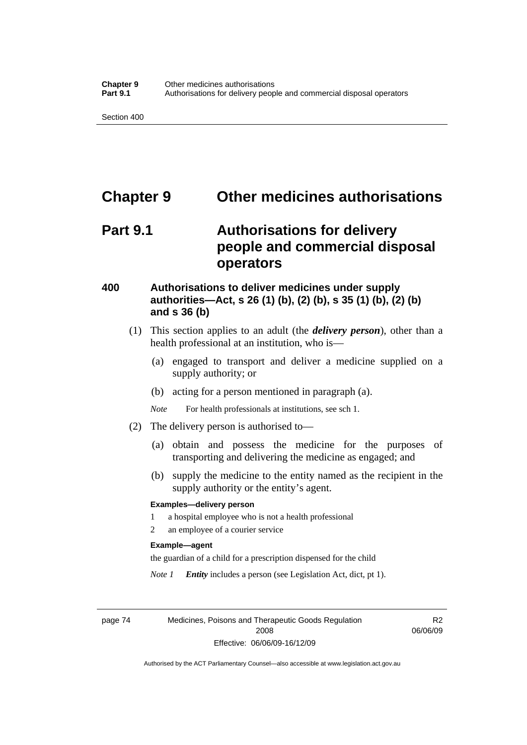# Chapter 9 Other medicines authorisations

## Part 9.1 Authorisations for delivery people and commercial disposal operators

### 400 Authorisations to deliver medicines under supply authorities—Act, s 26 (1) (b), (2) (b), s 35 (1) (b), (2) (b) and s 36 (b)

(1) This section applies to an adult (the ***delivery person***), other than a health professional at an institution, who is—

(a) engaged to transport and deliver a medicine supplied on a supply authority; or

(b) acting for a person mentioned in paragraph (a).

*Note* For health professionals at institutions, see sch 1.

(2) The delivery person is authorised to—

(a) obtain and possess the medicine for the purposes of transporting and delivering the medicine as engaged; and

(b) supply the medicine to the entity named as the recipient in the supply authority or the entity's agent.

**Examples—delivery person**

1 a hospital employee who is not a health professional

2 an employee of a courier service

**Example—agent**

the guardian of a child for a prescription dispensed for the child

*Note 1* ***Entity*** includes a person (see Legislation Act, dict, pt 1).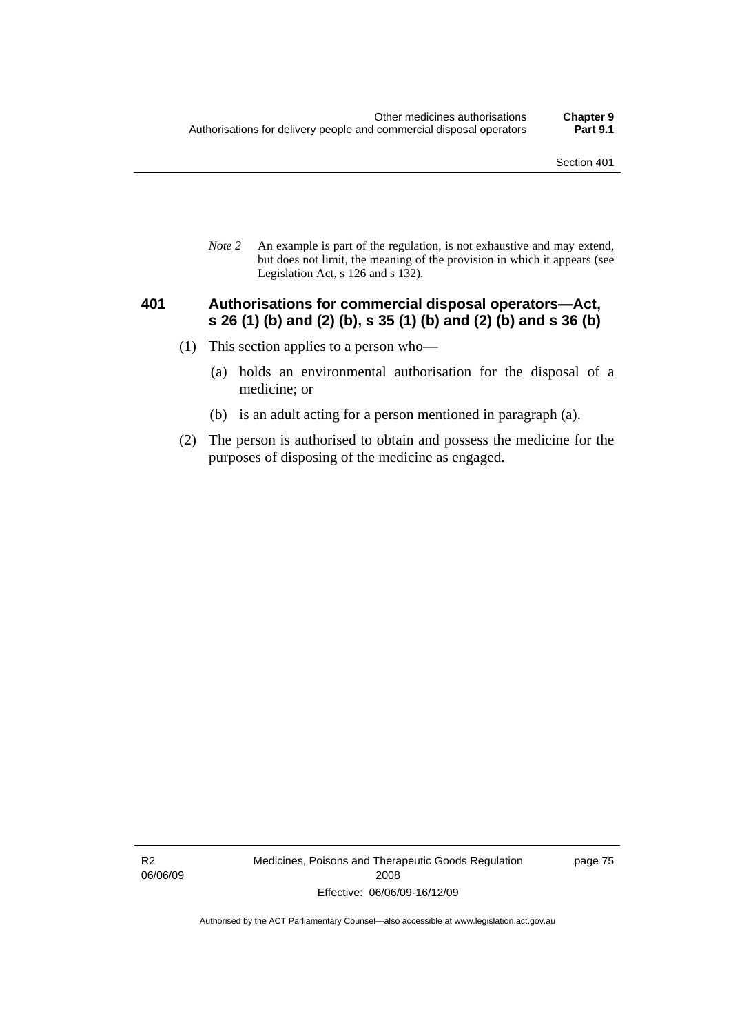*Note 2* An example is part of the regulation, is not exhaustive and may extend, but does not limit, the meaning of the provision in which it appears (see Legislation Act, s 126 and s 132).

## 401 Authorisations for commercial disposal operators—Act, s 26 (1) (b) and (2) (b), s 35 (1) (b) and (2) (b) and s 36 (b)

(1) This section applies to a person who—

(a) holds an environmental authorisation for the disposal of a medicine; or

(b) is an adult acting for a person mentioned in paragraph (a).

(2) The person is authorised to obtain and possess the medicine for the purposes of disposing of the medicine as engaged.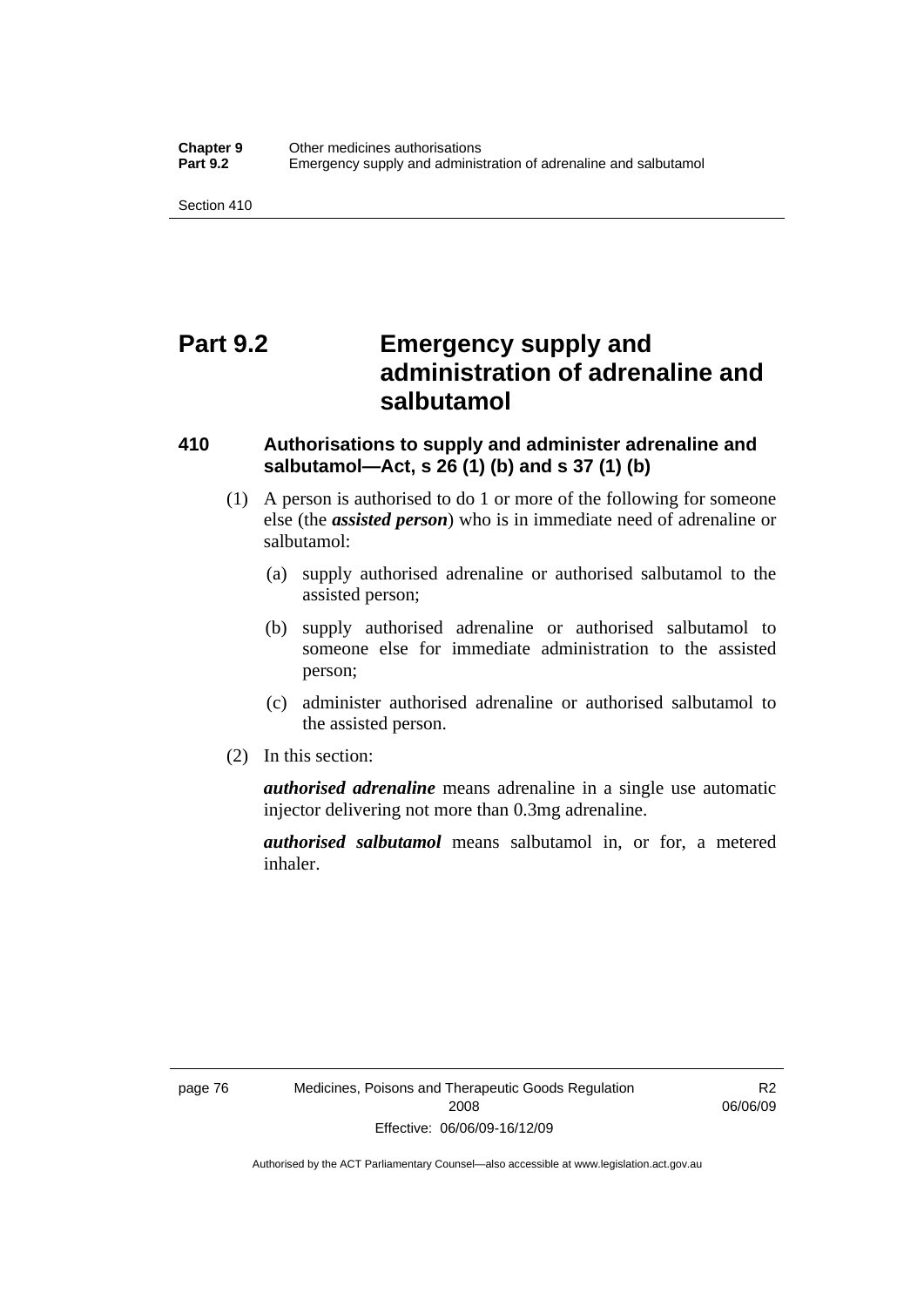# Part 9.2 Emergency supply and administration of adrenaline and salbutamol

## 410 Authorisations to supply and administer adrenaline and salbutamol—Act, s 26 (1) (b) and s 37 (1) (b)

(1) A person is authorised to do 1 or more of the following for someone else (the ***assisted person***) who is in immediate need of adrenaline or salbutamol:

(a) supply authorised adrenaline or authorised salbutamol to the assisted person;

(b) supply authorised adrenaline or authorised salbutamol to someone else for immediate administration to the assisted person;

(c) administer authorised adrenaline or authorised salbutamol to the assisted person.

(2) In this section:

***authorised adrenaline*** means adrenaline in a single use automatic injector delivering not more than 0.3mg adrenaline.

***authorised salbutamol*** means salbutamol in, or for, a metered inhaler.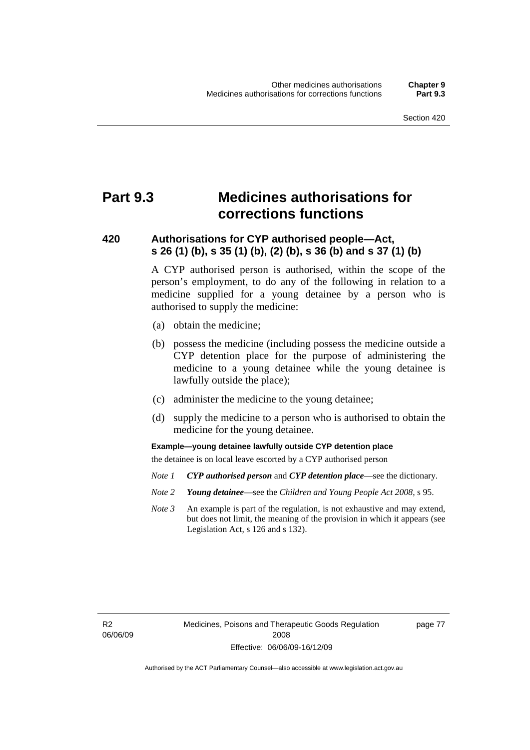# Part 9.3 Medicines authorisations for corrections functions

## 420 Authorisations for CYP authorised people—Act, s 26 (1) (b), s 35 (1) (b), (2) (b), s 36 (b) and s 37 (1) (b)

A CYP authorised person is authorised, within the scope of the person's employment, to do any of the following in relation to a medicine supplied for a young detainee by a person who is authorised to supply the medicine:

(a) obtain the medicine;

(b) possess the medicine (including possess the medicine outside a CYP detention place for the purpose of administering the medicine to a young detainee while the young detainee is lawfully outside the place);

(c) administer the medicine to the young detainee;

(d) supply the medicine to a person who is authorised to obtain the medicine for the young detainee.

**Example—young detainee lawfully outside CYP detention place**

the detainee is on local leave escorted by a CYP authorised person

*Note 1* ***CYP authorised person*** and ***CYP detention place***—see the dictionary.

*Note 2* ***Young detainee***—see the *Children and Young People Act 2008*, s 95.

*Note 3* An example is part of the regulation, is not exhaustive and may extend, but does not limit, the meaning of the provision in which it appears (see Legislation Act, s 126 and s 132).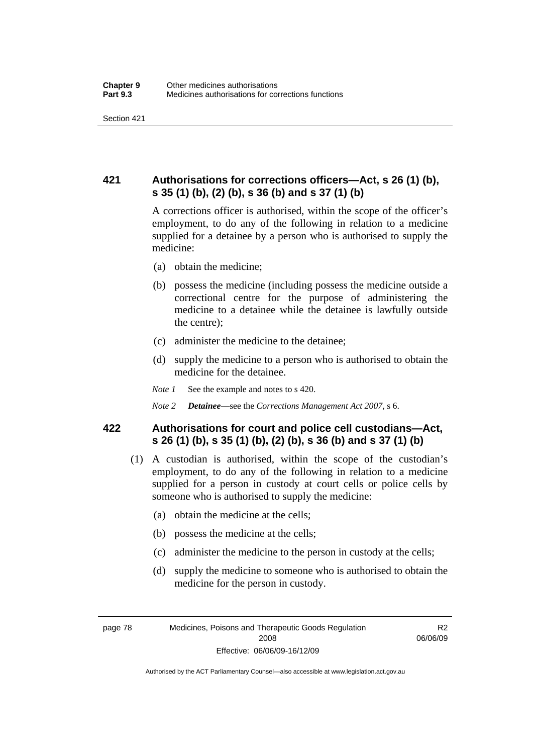## 421 Authorisations for corrections officers—Act, s 26 (1) (b), s 35 (1) (b), (2) (b), s 36 (b) and s 37 (1) (b)

A corrections officer is authorised, within the scope of the officer's employment, to do any of the following in relation to a medicine supplied for a detainee by a person who is authorised to supply the medicine:

(a) obtain the medicine;

(b) possess the medicine (including possess the medicine outside a correctional centre for the purpose of administering the medicine to a detainee while the detainee is lawfully outside the centre);

(c) administer the medicine to the detainee;

(d) supply the medicine to a person who is authorised to obtain the medicine for the detainee.

*Note 1* See the example and notes to s 420.

*Note 2* ***Detainee***—see the *Corrections Management Act 2007*, s 6.

## 422 Authorisations for court and police cell custodians—Act, s 26 (1) (b), s 35 (1) (b), (2) (b), s 36 (b) and s 37 (1) (b)

(1) A custodian is authorised, within the scope of the custodian's employment, to do any of the following in relation to a medicine supplied for a person in custody at court cells or police cells by someone who is authorised to supply the medicine:

(a) obtain the medicine at the cells;

(b) possess the medicine at the cells;

(c) administer the medicine to the person in custody at the cells;

(d) supply the medicine to someone who is authorised to obtain the medicine for the person in custody.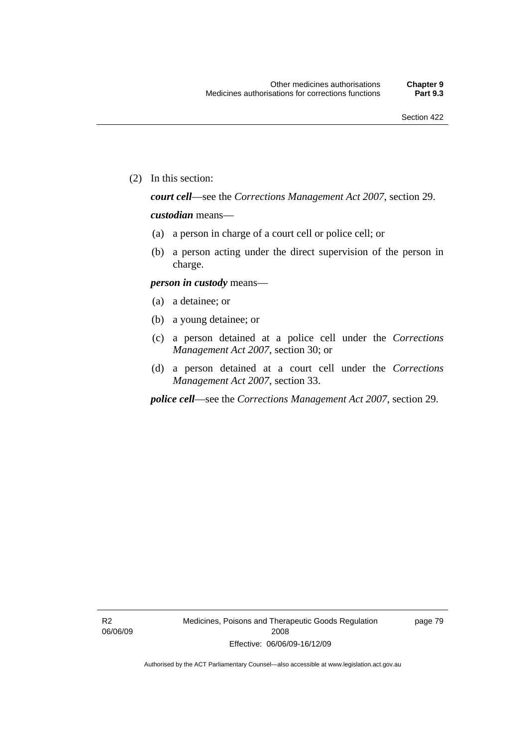(2) In this section:

***court cell***—see the *Corrections Management Act 2007*, section 29.

***custodian*** means—

(a) a person in charge of a court cell or police cell; or

(b) a person acting under the direct supervision of the person in charge.

***person in custody*** means—

(a) a detainee; or

(b) a young detainee; or

(c) a person detained at a police cell under the *Corrections Management Act 2007*, section 30; or

(d) a person detained at a court cell under the *Corrections Management Act 2007*, section 33.

***police cell***—see the *Corrections Management Act 2007*, section 29.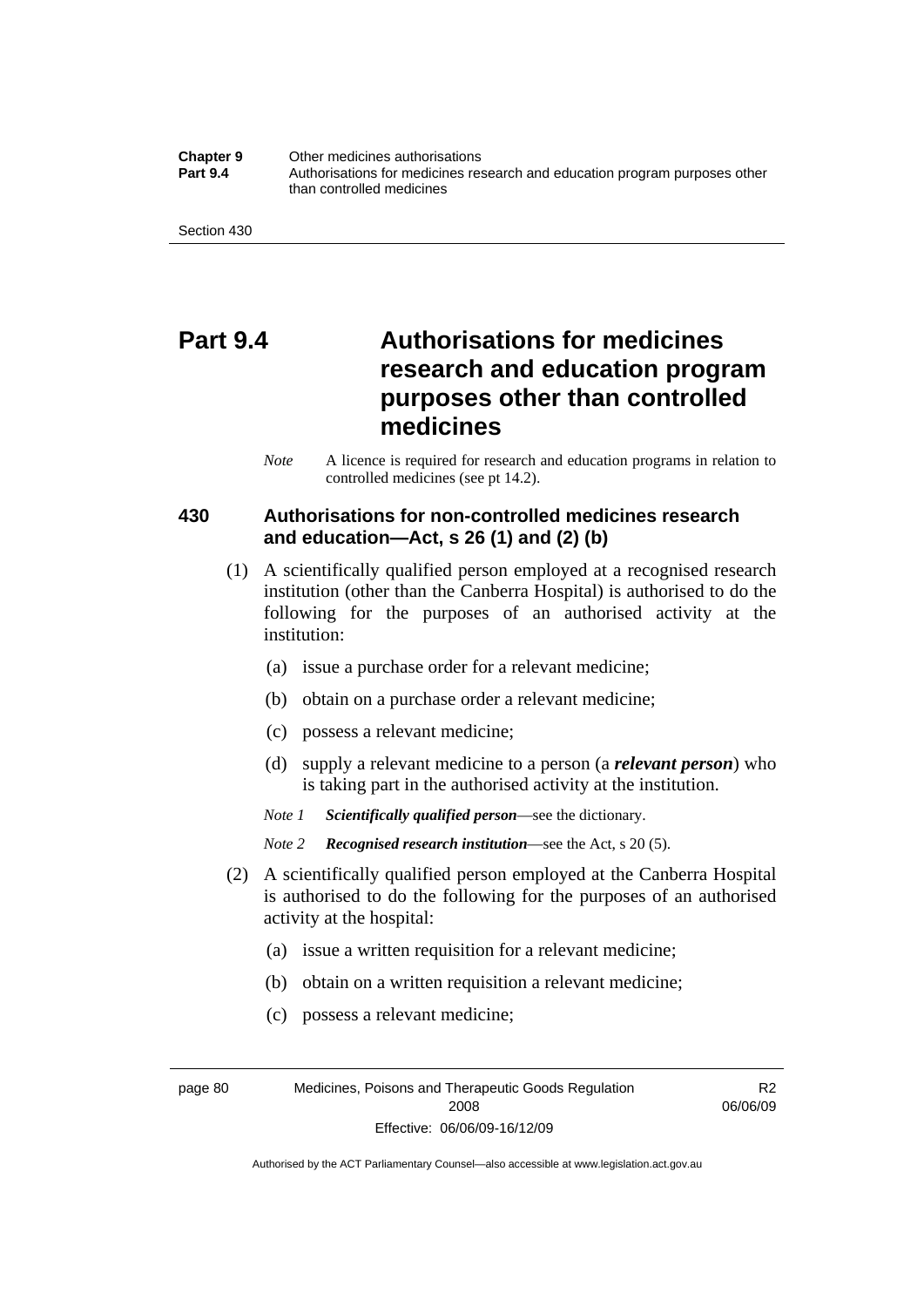# Part 9.4 Authorisations for medicines research and education program purposes other than controlled medicines

*Note* A licence is required for research and education programs in relation to controlled medicines (see pt 14.2).

## 430 Authorisations for non-controlled medicines research and education—Act, s 26 (1) and (2) (b)

(1) A scientifically qualified person employed at a recognised research institution (other than the Canberra Hospital) is authorised to do the following for the purposes of an authorised activity at the institution:

(a) issue a purchase order for a relevant medicine;

(b) obtain on a purchase order a relevant medicine;

(c) possess a relevant medicine;

(d) supply a relevant medicine to a person (a ***relevant person***) who is taking part in the authorised activity at the institution.

*Note 1* ***Scientifically qualified person***—see the dictionary.

*Note 2* ***Recognised research institution***—see the Act, s 20 (5).

(2) A scientifically qualified person employed at the Canberra Hospital is authorised to do the following for the purposes of an authorised activity at the hospital:

(a) issue a written requisition for a relevant medicine;

(b) obtain on a written requisition a relevant medicine;

(c) possess a relevant medicine;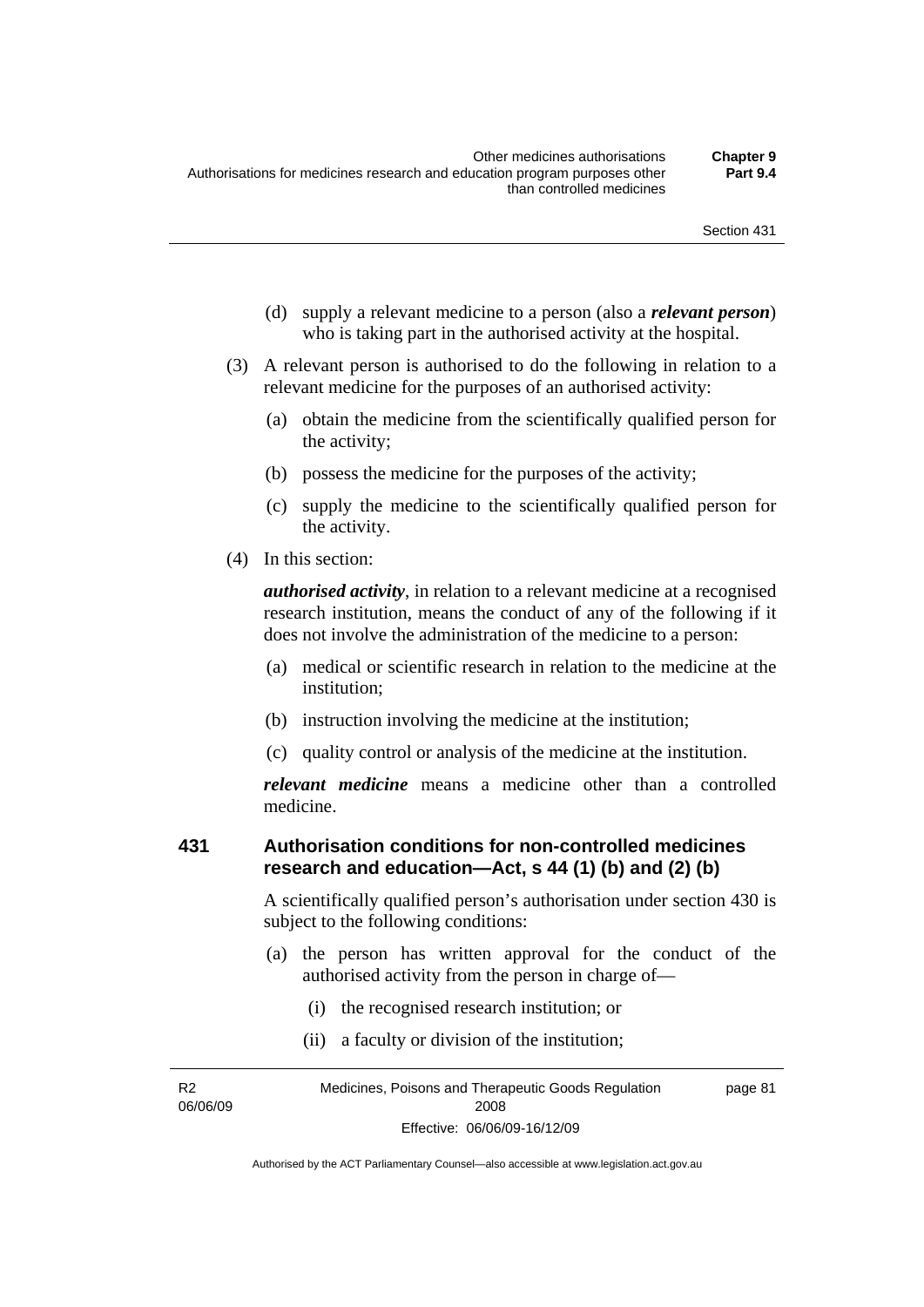(d) supply a relevant medicine to a person (also a ***relevant person***) who is taking part in the authorised activity at the hospital.

(3) A relevant person is authorised to do the following in relation to a relevant medicine for the purposes of an authorised activity:

(a) obtain the medicine from the scientifically qualified person for the activity;

(b) possess the medicine for the purposes of the activity;

(c) supply the medicine to the scientifically qualified person for the activity.

(4) In this section:

***authorised activity***, in relation to a relevant medicine at a recognised research institution, means the conduct of any of the following if it does not involve the administration of the medicine to a person:

(a) medical or scientific research in relation to the medicine at the institution;

(b) instruction involving the medicine at the institution;

(c) quality control or analysis of the medicine at the institution.

***relevant medicine*** means a medicine other than a controlled medicine.

## 431 Authorisation conditions for non-controlled medicines research and education—Act, s 44 (1) (b) and (2) (b)

A scientifically qualified person's authorisation under section 430 is subject to the following conditions:

(a) the person has written approval for the conduct of the authorised activity from the person in charge of—

(i) the recognised research institution; or

(ii) a faculty or division of the institution;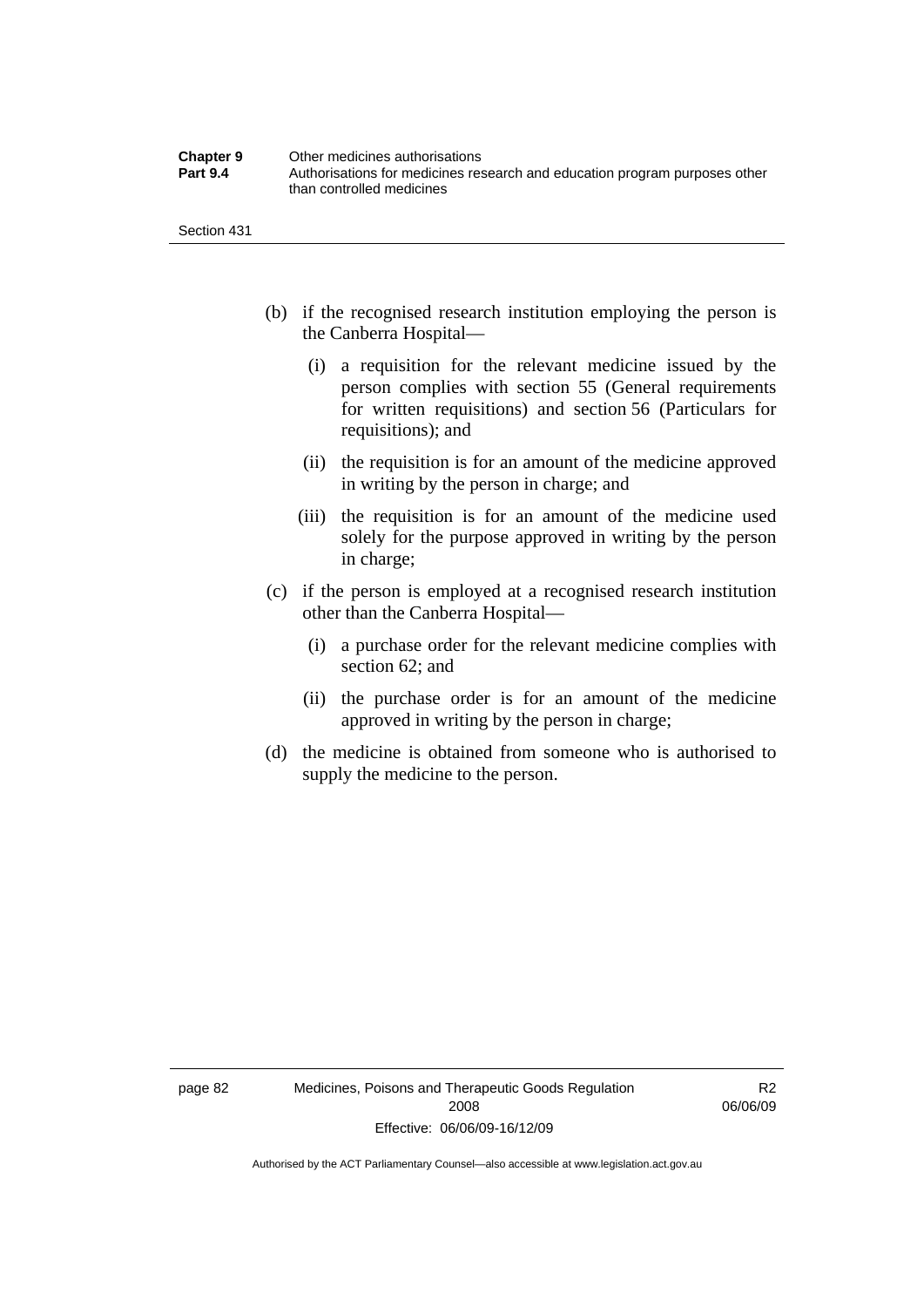(b) if the recognised research institution employing the person is the Canberra Hospital—

   (i) a requisition for the relevant medicine issued by the person complies with section 55 (General requirements for written requisitions) and section 56 (Particulars for requisitions); and

   (ii) the requisition is for an amount of the medicine approved in writing by the person in charge; and

   (iii) the requisition is for an amount of the medicine used solely for the purpose approved in writing by the person in charge;

(c) if the person is employed at a recognised research institution other than the Canberra Hospital—

   (i) a purchase order for the relevant medicine complies with section 62; and

   (ii) the purchase order is for an amount of the medicine approved in writing by the person in charge;

(d) the medicine is obtained from someone who is authorised to supply the medicine to the person.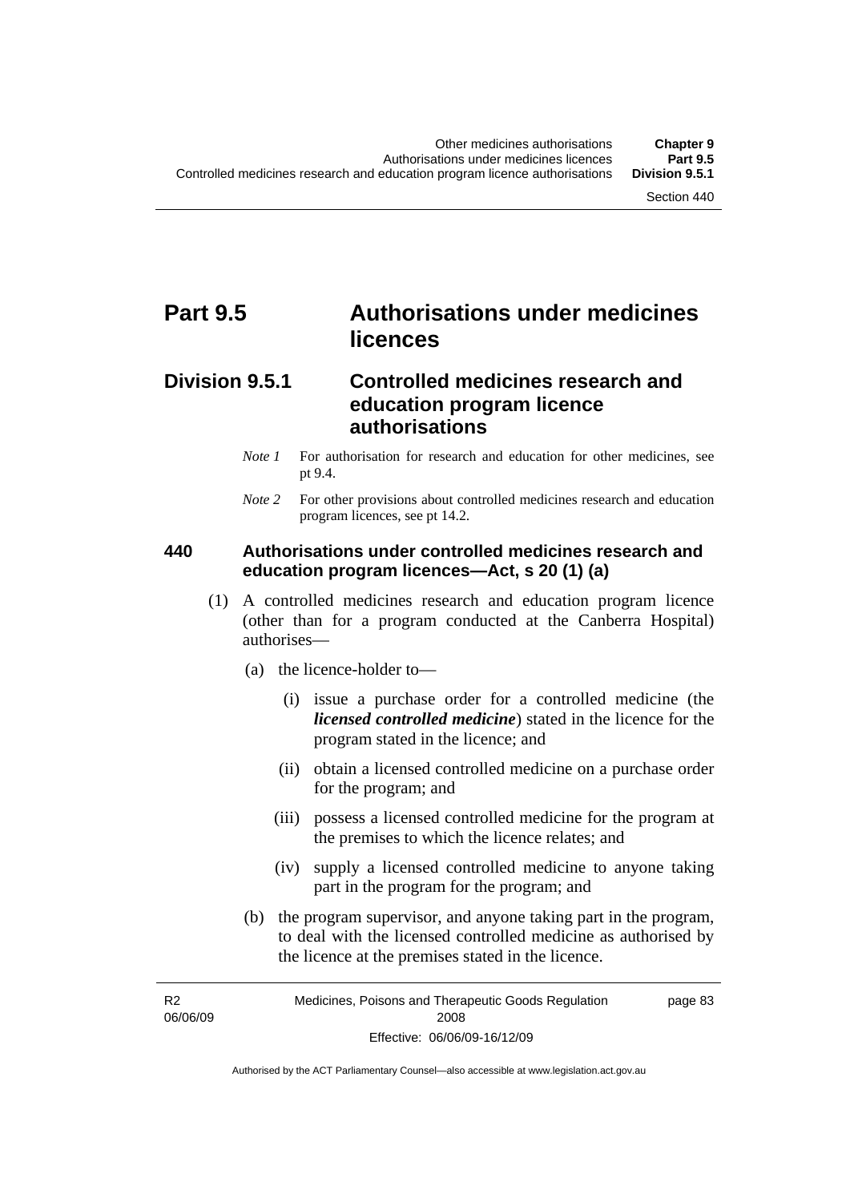# Part 9.5 Authorisations under medicines licences

## Division 9.5.1 Controlled medicines research and education program licence authorisations

*Note 1* For authorisation for research and education for other medicines, see pt 9.4.

*Note 2* For other provisions about controlled medicines research and education program licences, see pt 14.2.

### 440 Authorisations under controlled medicines research and education program licences—Act, s 20 (1) (a)

(1) A controlled medicines research and education program licence (other than for a program conducted at the Canberra Hospital) authorises—

- (a) the licence-holder to—
  - (i) issue a purchase order for a controlled medicine (the ***licensed controlled medicine***) stated in the licence for the program stated in the licence; and
  - (ii) obtain a licensed controlled medicine on a purchase order for the program; and
  - (iii) possess a licensed controlled medicine for the program at the premises to which the licence relates; and
  - (iv) supply a licensed controlled medicine to anyone taking part in the program for the program; and
- (b) the program supervisor, and anyone taking part in the program, to deal with the licensed controlled medicine as authorised by the licence at the premises stated in the licence.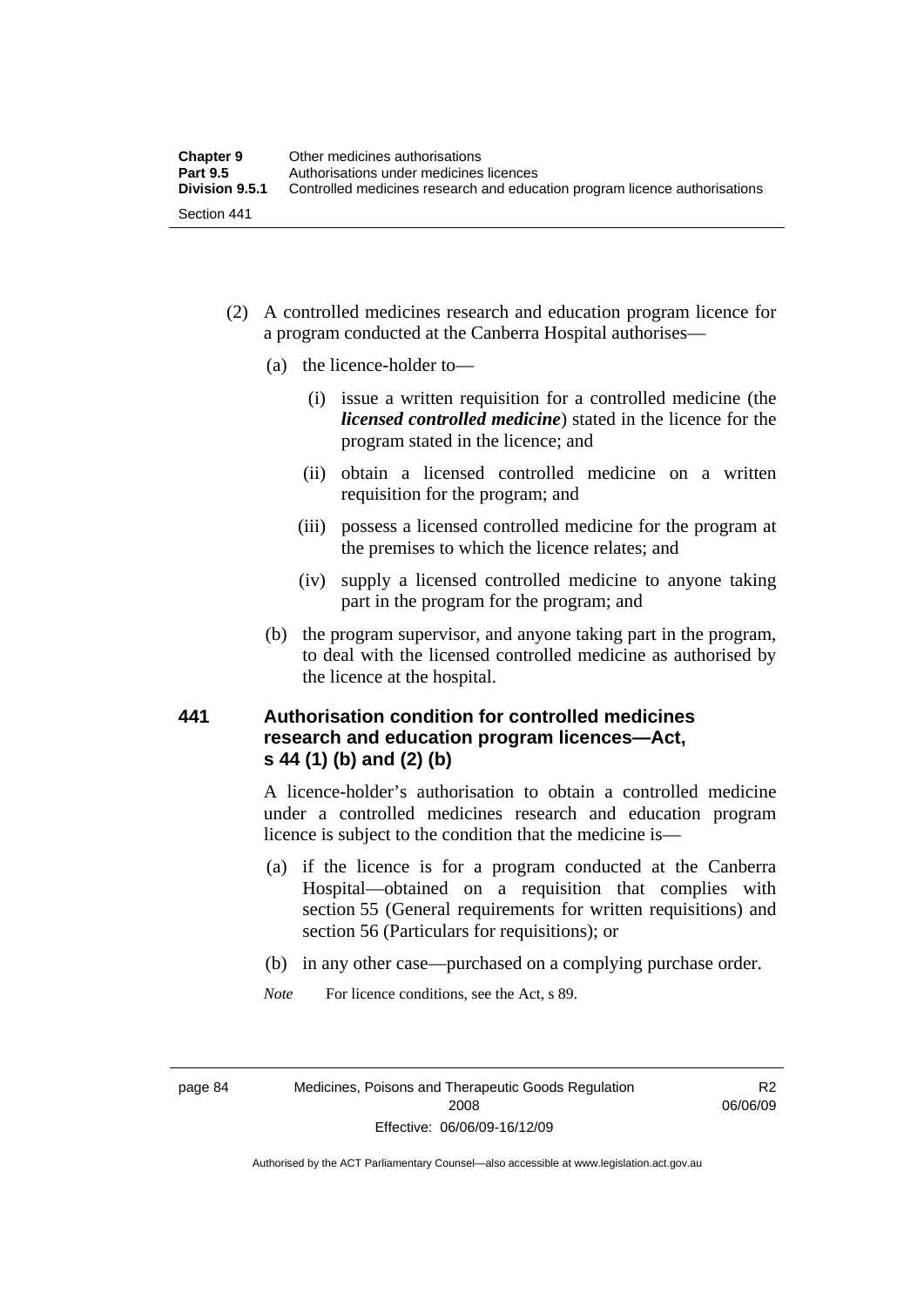(2) A controlled medicines research and education program licence for a program conducted at the Canberra Hospital authorises—

(a) the licence-holder to—

(i) issue a written requisition for a controlled medicine (the ***licensed controlled medicine***) stated in the licence for the program stated in the licence; and

(ii) obtain a licensed controlled medicine on a written requisition for the program; and

(iii) possess a licensed controlled medicine for the program at the premises to which the licence relates; and

(iv) supply a licensed controlled medicine to anyone taking part in the program for the program; and

(b) the program supervisor, and anyone taking part in the program, to deal with the licensed controlled medicine as authorised by the licence at the hospital.

### 441 Authorisation condition for controlled medicines research and education program licences—Act, s 44 (1) (b) and (2) (b)

A licence-holder's authorisation to obtain a controlled medicine under a controlled medicines research and education program licence is subject to the condition that the medicine is—

(a) if the licence is for a program conducted at the Canberra Hospital—obtained on a requisition that complies with section 55 (General requirements for written requisitions) and section 56 (Particulars for requisitions); or

(b) in any other case—purchased on a complying purchase order.

*Note* For licence conditions, see the Act, s 89.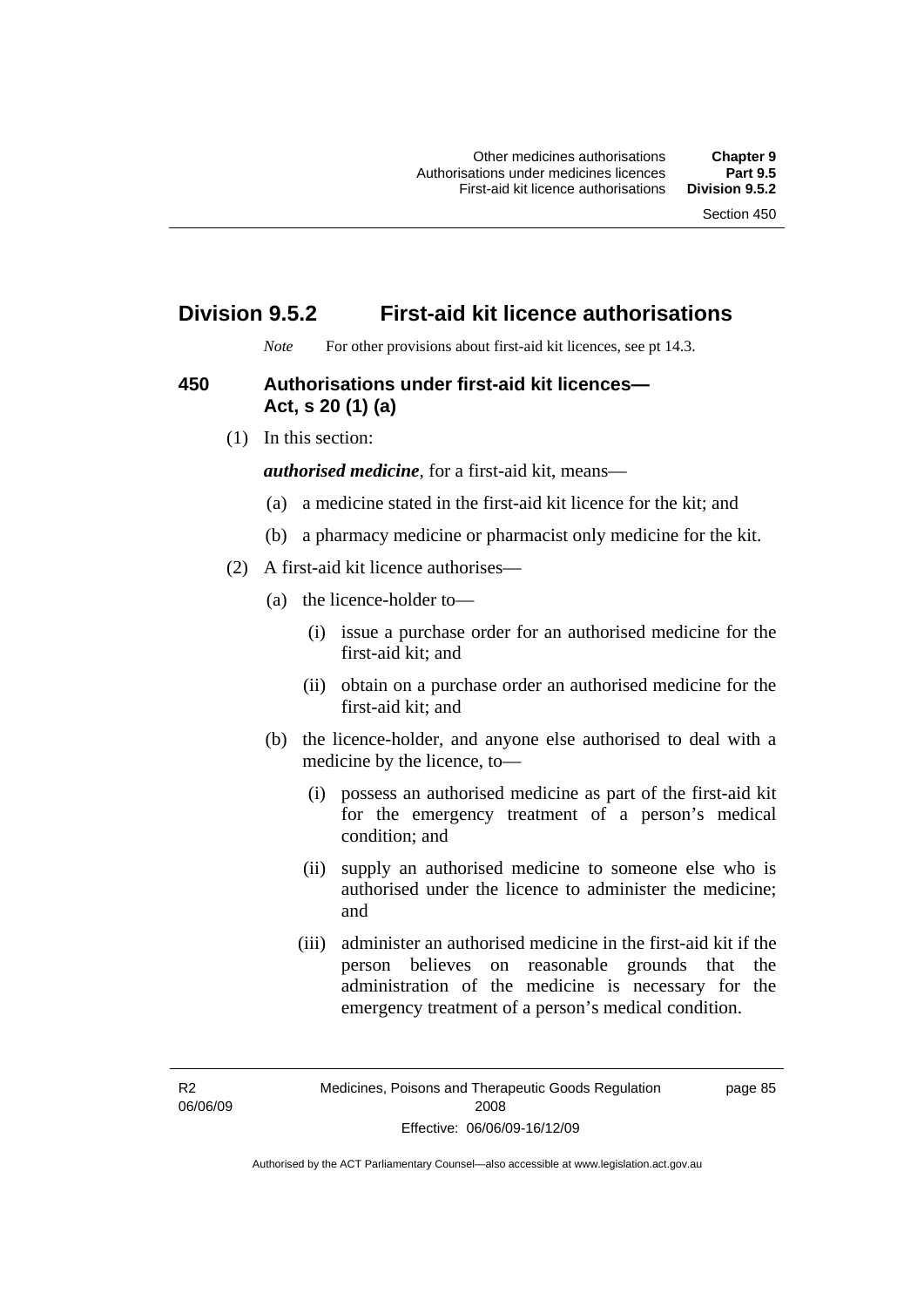## Division 9.5.2 First-aid kit licence authorisations

*Note* For other provisions about first-aid kit licences, see pt 14.3.

### 450 Authorisations under first-aid kit licences—Act, s 20 (1) (a)

(1) In this section:

***authorised medicine***, for a first-aid kit, means—

(a) a medicine stated in the first-aid kit licence for the kit; and

(b) a pharmacy medicine or pharmacist only medicine for the kit.

(2) A first-aid kit licence authorises—

(a) the licence-holder to—

(i) issue a purchase order for an authorised medicine for the first-aid kit; and

(ii) obtain on a purchase order an authorised medicine for the first-aid kit; and

(b) the licence-holder, and anyone else authorised to deal with a medicine by the licence, to—

(i) possess an authorised medicine as part of the first-aid kit for the emergency treatment of a person's medical condition; and

(ii) supply an authorised medicine to someone else who is authorised under the licence to administer the medicine; and

(iii) administer an authorised medicine in the first-aid kit if the person believes on reasonable grounds that the administration of the medicine is necessary for the emergency treatment of a person's medical condition.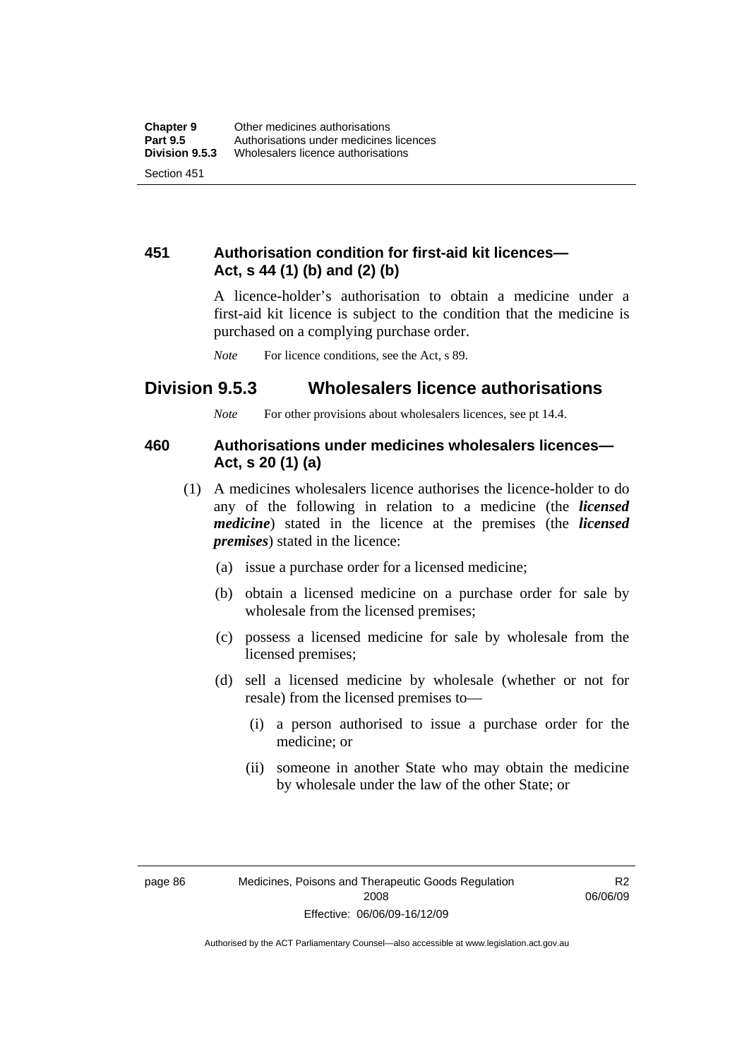### 451 Authorisation condition for first-aid kit licences—Act, s 44 (1) (b) and (2) (b)

A licence-holder's authorisation to obtain a medicine under a first-aid kit licence is subject to the condition that the medicine is purchased on a complying purchase order.

*Note* For licence conditions, see the Act, s 89.

## Division 9.5.3 Wholesalers licence authorisations

*Note* For other provisions about wholesalers licences, see pt 14.4.

### 460 Authorisations under medicines wholesalers licences—Act, s 20 (1) (a)

(1) A medicines wholesalers licence authorises the licence-holder to do any of the following in relation to a medicine (the ***licensed medicine***) stated in the licence at the premises (the ***licensed premises***) stated in the licence:

- (a) issue a purchase order for a licensed medicine;
- (b) obtain a licensed medicine on a purchase order for sale by wholesale from the licensed premises;
- (c) possess a licensed medicine for sale by wholesale from the licensed premises;
- (d) sell a licensed medicine by wholesale (whether or not for resale) from the licensed premises to—
  - (i) a person authorised to issue a purchase order for the medicine; or
  - (ii) someone in another State who may obtain the medicine by wholesale under the law of the other State; or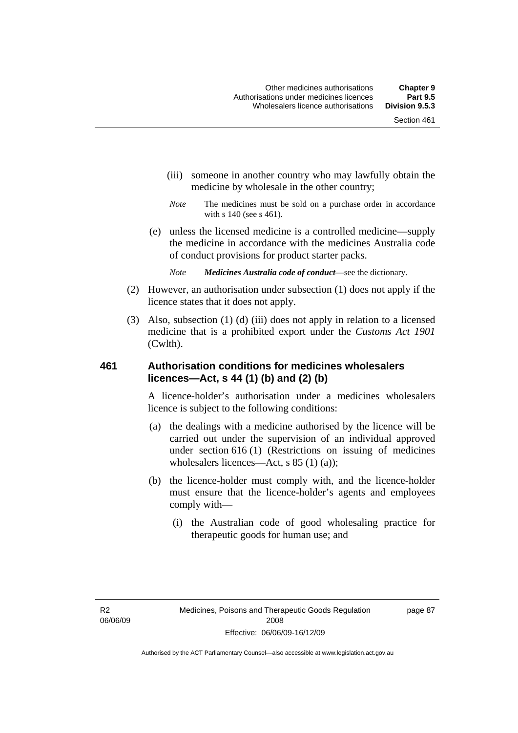(iii) someone in another country who may lawfully obtain the medicine by wholesale in the other country;

*Note* The medicines must be sold on a purchase order in accordance with s 140 (see s 461).

(e) unless the licensed medicine is a controlled medicine—supply the medicine in accordance with the medicines Australia code of conduct provisions for product starter packs.

*Note* ***Medicines Australia code of conduct***—see the dictionary.

(2) However, an authorisation under subsection (1) does not apply if the licence states that it does not apply.

(3) Also, subsection (1) (d) (iii) does not apply in relation to a licensed medicine that is a prohibited export under the *Customs Act 1901* (Cwlth).

### 461 Authorisation conditions for medicines wholesalers licences—Act, s 44 (1) (b) and (2) (b)

A licence-holder's authorisation under a medicines wholesalers licence is subject to the following conditions:

(a) the dealings with a medicine authorised by the licence will be carried out under the supervision of an individual approved under section 616 (1) (Restrictions on issuing of medicines wholesalers licences—Act, s 85 (1) (a));

(b) the licence-holder must comply with, and the licence-holder must ensure that the licence-holder's agents and employees comply with—

(i) the Australian code of good wholesaling practice for therapeutic goods for human use; and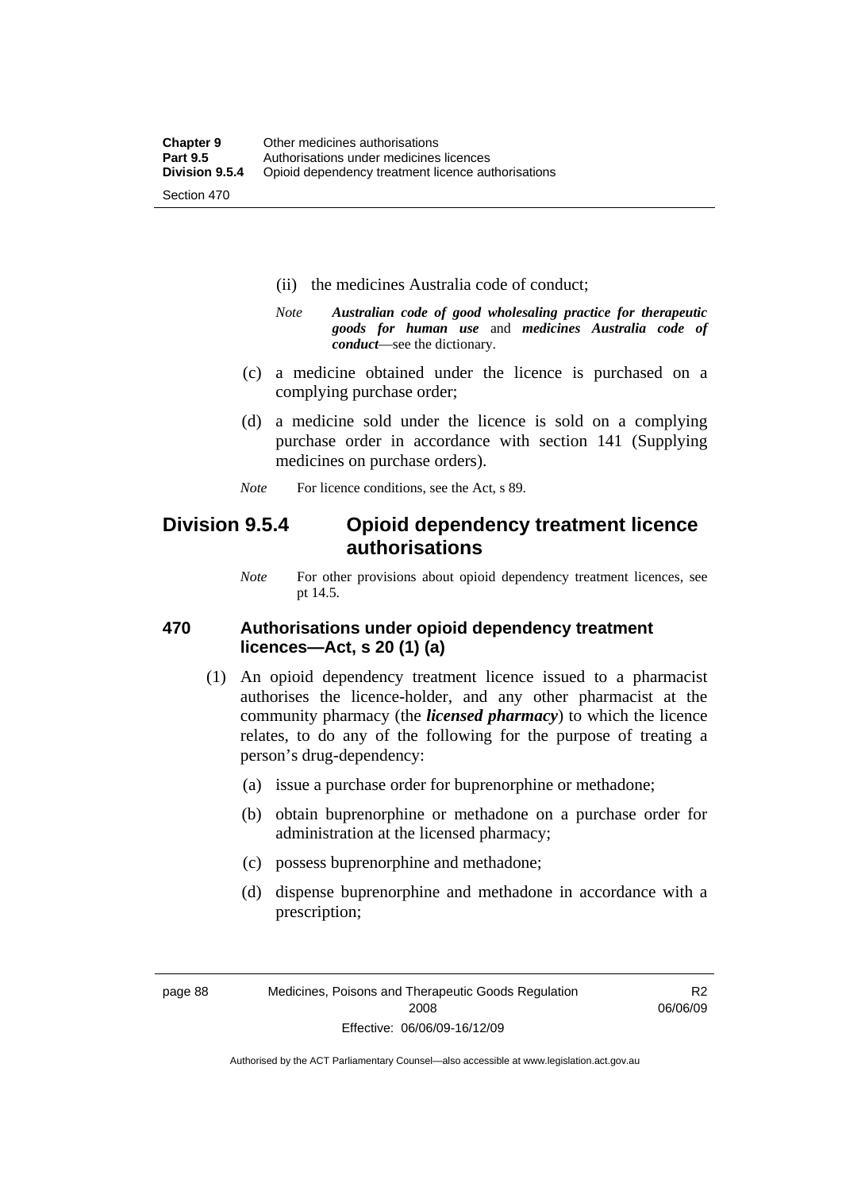(ii) the medicines Australia code of conduct;

*Note* ***Australian code of good wholesaling practice for therapeutic goods for human use*** and ***medicines Australia code of conduct***—see the dictionary.

(c) a medicine obtained under the licence is purchased on a complying purchase order;

(d) a medicine sold under the licence is sold on a complying purchase order in accordance with section 141 (Supplying medicines on purchase orders).

*Note* For licence conditions, see the Act, s 89.

## Division 9.5.4 Opioid dependency treatment licence authorisations

*Note* For other provisions about opioid dependency treatment licences, see pt 14.5.

### 470 Authorisations under opioid dependency treatment licences—Act, s 20 (1) (a)

(1) An opioid dependency treatment licence issued to a pharmacist authorises the licence-holder, and any other pharmacist at the community pharmacy (the ***licensed pharmacy***) to which the licence relates, to do any of the following for the purpose of treating a person's drug-dependency:

(a) issue a purchase order for buprenorphine or methadone;

(b) obtain buprenorphine or methadone on a purchase order for administration at the licensed pharmacy;

(c) possess buprenorphine and methadone;

(d) dispense buprenorphine and methadone in accordance with a prescription;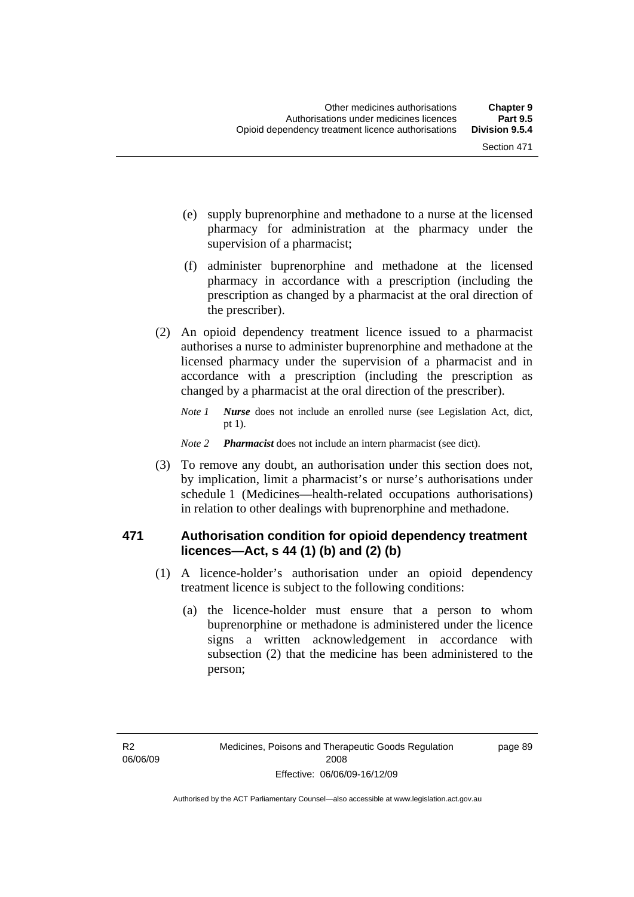(e) supply buprenorphine and methadone to a nurse at the licensed pharmacy for administration at the pharmacy under the supervision of a pharmacist;

(f) administer buprenorphine and methadone at the licensed pharmacy in accordance with a prescription (including the prescription as changed by a pharmacist at the oral direction of the prescriber).

(2) An opioid dependency treatment licence issued to a pharmacist authorises a nurse to administer buprenorphine and methadone at the licensed pharmacy under the supervision of a pharmacist and in accordance with a prescription (including the prescription as changed by a pharmacist at the oral direction of the prescriber).

*Note 1* ***Nurse*** does not include an enrolled nurse (see Legislation Act, dict, pt 1).

*Note 2* ***Pharmacist*** does not include an intern pharmacist (see dict).

(3) To remove any doubt, an authorisation under this section does not, by implication, limit a pharmacist's or nurse's authorisations under schedule 1 (Medicines—health-related occupations authorisations) in relation to other dealings with buprenorphine and methadone.

### 471 Authorisation condition for opioid dependency treatment licences—Act, s 44 (1) (b) and (2) (b)

(1) A licence-holder's authorisation under an opioid dependency treatment licence is subject to the following conditions:

(a) the licence-holder must ensure that a person to whom buprenorphine or methadone is administered under the licence signs a written acknowledgement in accordance with subsection (2) that the medicine has been administered to the person;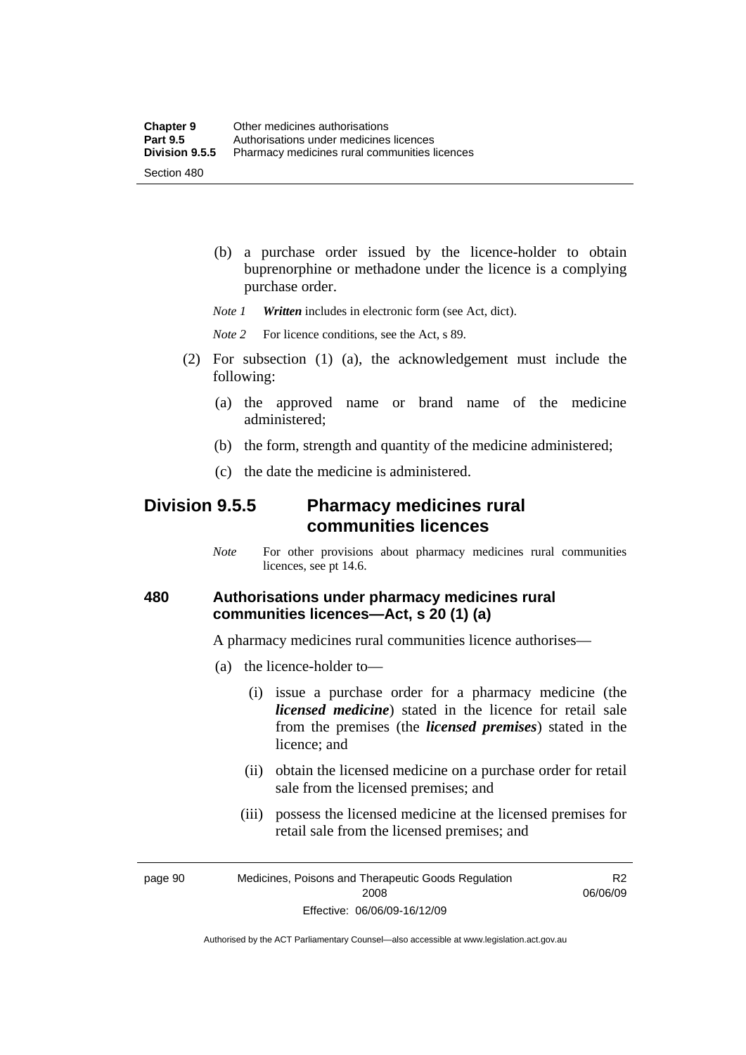(b) a purchase order issued by the licence-holder to obtain buprenorphine or methadone under the licence is a complying purchase order.

*Note 1* ***Written*** includes in electronic form (see Act, dict).

*Note 2* For licence conditions, see the Act, s 89.

(2) For subsection (1) (a), the acknowledgement must include the following:

(a) the approved name or brand name of the medicine administered;

(b) the form, strength and quantity of the medicine administered;

(c) the date the medicine is administered.

## Division 9.5.5 Pharmacy medicines rural communities licences

*Note* For other provisions about pharmacy medicines rural communities licences, see pt 14.6.

### 480 Authorisations under pharmacy medicines rural communities licences—Act, s 20 (1) (a)

A pharmacy medicines rural communities licence authorises—

(a) the licence-holder to—

(i) issue a purchase order for a pharmacy medicine (the ***licensed medicine***) stated in the licence for retail sale from the premises (the ***licensed premises***) stated in the licence; and

(ii) obtain the licensed medicine on a purchase order for retail sale from the licensed premises; and

(iii) possess the licensed medicine at the licensed premises for retail sale from the licensed premises; and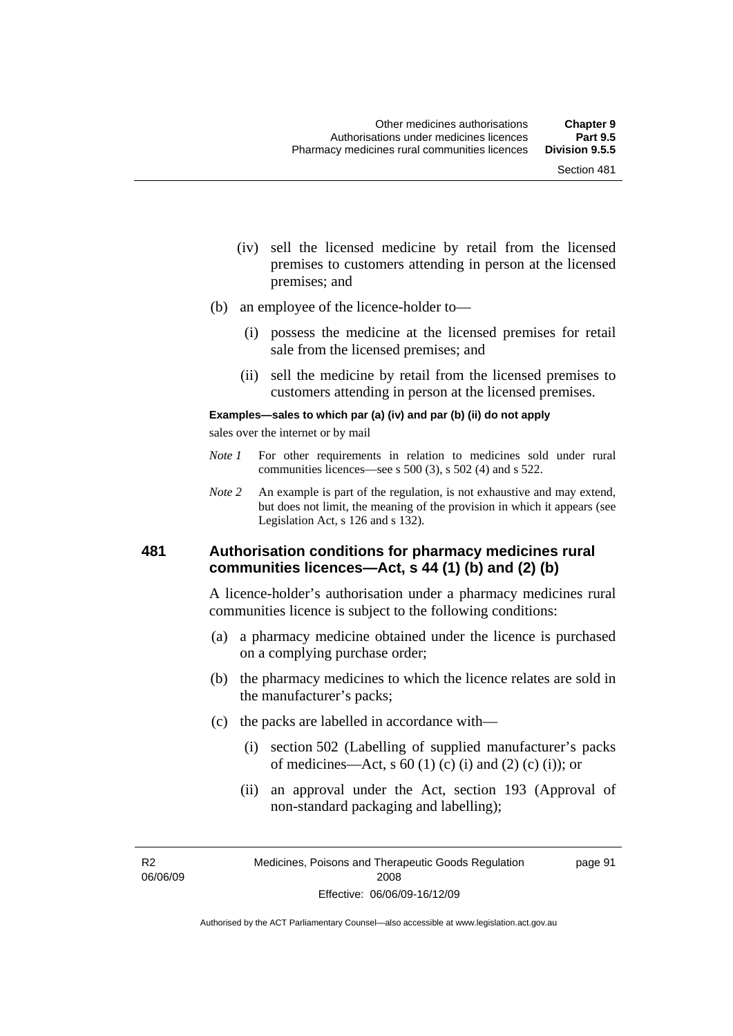(iv) sell the licensed medicine by retail from the licensed premises to customers attending in person at the licensed premises; and

(b) an employee of the licence-holder to—

(i) possess the medicine at the licensed premises for retail sale from the licensed premises; and

(ii) sell the medicine by retail from the licensed premises to customers attending in person at the licensed premises.

**Examples—sales to which par (a) (iv) and par (b) (ii) do not apply**

sales over the internet or by mail

*Note 1* For other requirements in relation to medicines sold under rural communities licences—see s 500 (3), s 502 (4) and s 522.

*Note 2* An example is part of the regulation, is not exhaustive and may extend, but does not limit, the meaning of the provision in which it appears (see Legislation Act, s 126 and s 132).

### 481 Authorisation conditions for pharmacy medicines rural communities licences—Act, s 44 (1) (b) and (2) (b)

A licence-holder's authorisation under a pharmacy medicines rural communities licence is subject to the following conditions:

(a) a pharmacy medicine obtained under the licence is purchased on a complying purchase order;

(b) the pharmacy medicines to which the licence relates are sold in the manufacturer's packs;

(c) the packs are labelled in accordance with—

(i) section 502 (Labelling of supplied manufacturer's packs of medicines—Act, s 60 (1) (c) (i) and (2) (c) (i)); or

(ii) an approval under the Act, section 193 (Approval of non-standard packaging and labelling);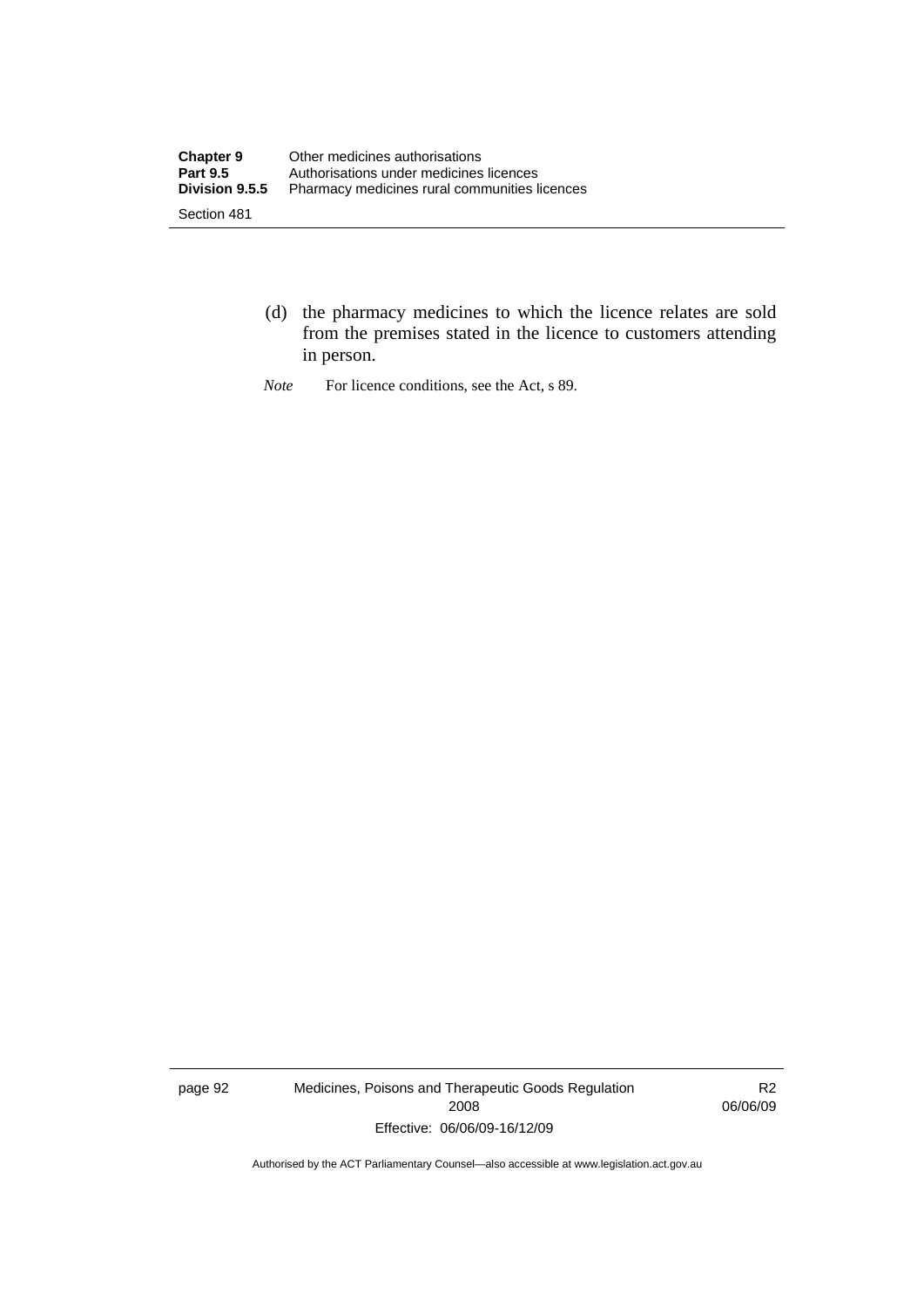(d) the pharmacy medicines to which the licence relates are sold from the premises stated in the licence to customers attending in person.

*Note* For licence conditions, see the Act, s 89.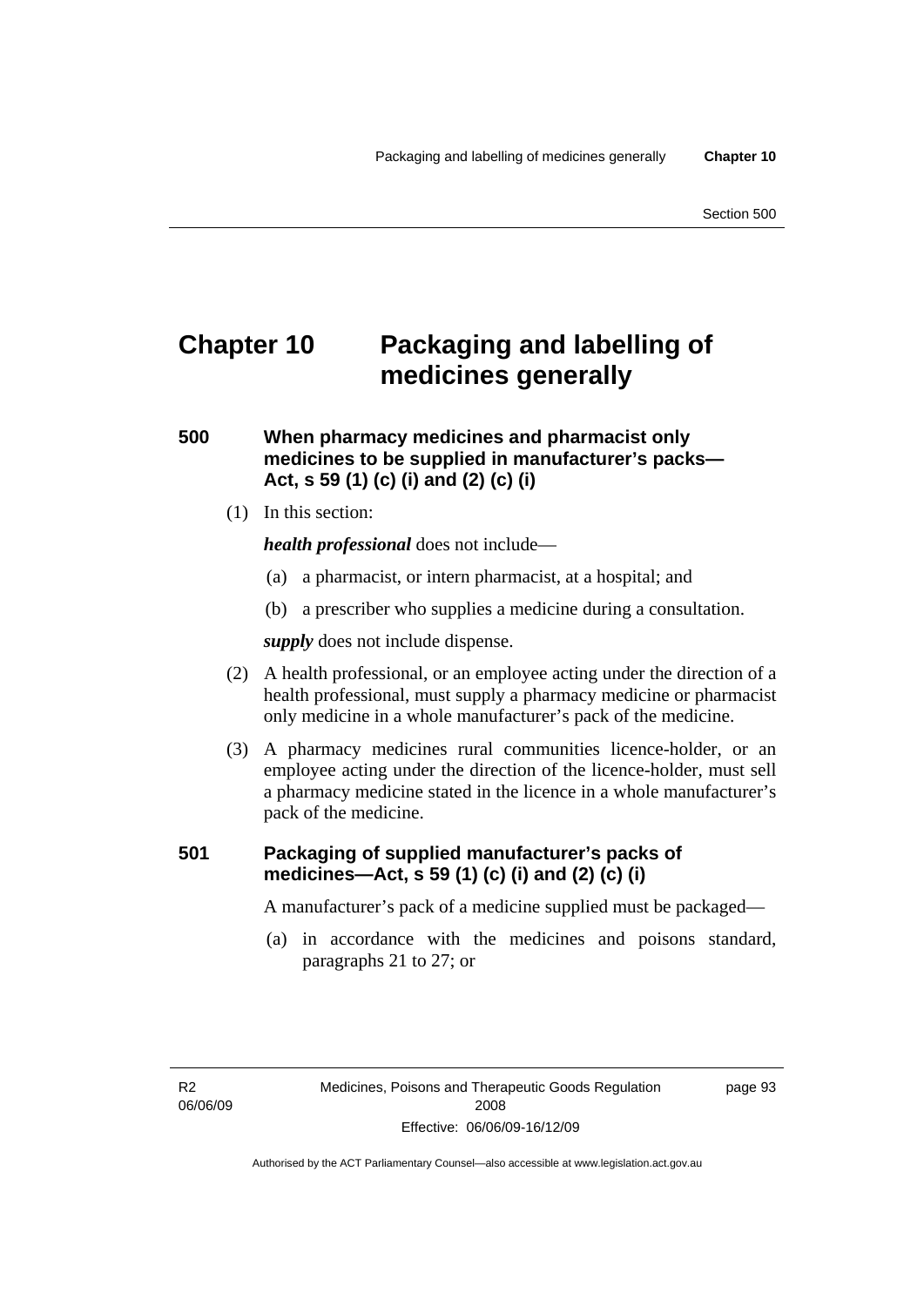# Chapter 10 Packaging and labelling of medicines generally

## 500 When pharmacy medicines and pharmacist only medicines to be supplied in manufacturer's packs—Act, s 59 (1) (c) (i) and (2) (c) (i)

(1) In this section:

***health professional*** does not include—

(a) a pharmacist, or intern pharmacist, at a hospital; and

(b) a prescriber who supplies a medicine during a consultation.

***supply*** does not include dispense.

(2) A health professional, or an employee acting under the direction of a health professional, must supply a pharmacy medicine or pharmacist only medicine in a whole manufacturer's pack of the medicine.

(3) A pharmacy medicines rural communities licence-holder, or an employee acting under the direction of the licence-holder, must sell a pharmacy medicine stated in the licence in a whole manufacturer's pack of the medicine.

## 501 Packaging of supplied manufacturer's packs of medicines—Act, s 59 (1) (c) (i) and (2) (c) (i)

A manufacturer's pack of a medicine supplied must be packaged—

(a) in accordance with the medicines and poisons standard, paragraphs 21 to 27; or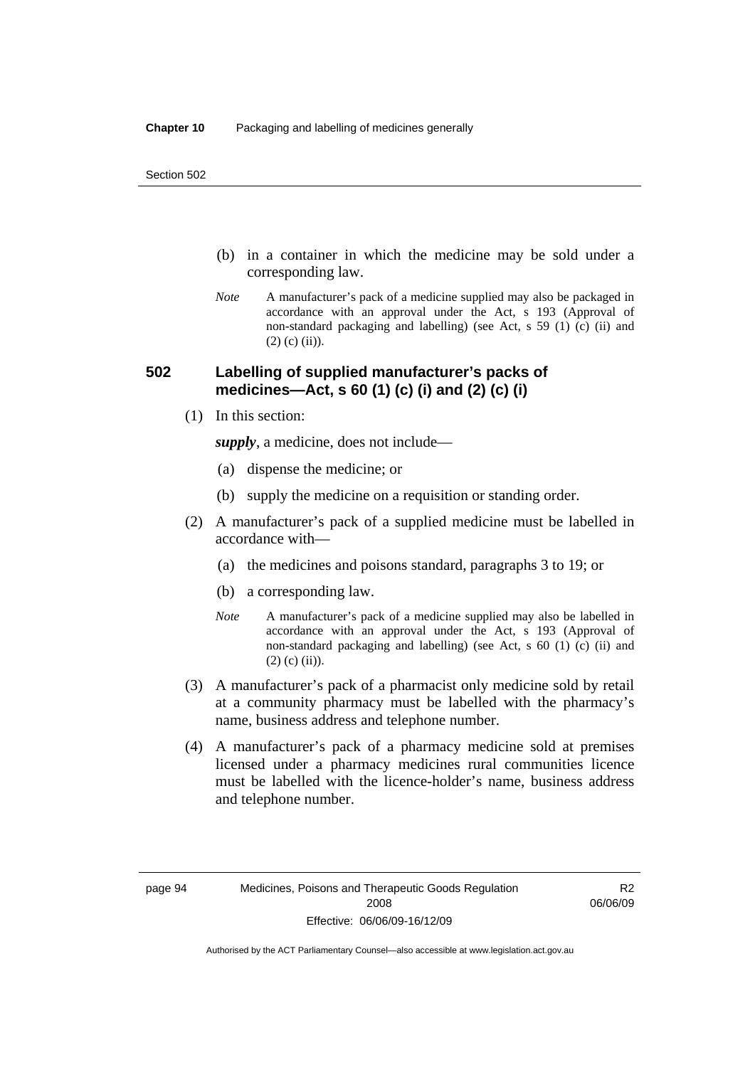(b) in a container in which the medicine may be sold under a corresponding law.

*Note* A manufacturer's pack of a medicine supplied may also be packaged in accordance with an approval under the Act, s 193 (Approval of non-standard packaging and labelling) (see Act, s 59 (1) (c) (ii) and (2) (c) (ii)).

## 502 Labelling of supplied manufacturer's packs of medicines—Act, s 60 (1) (c) (i) and (2) (c) (i)

(1) In this section:

***supply***, a medicine, does not include—

(a) dispense the medicine; or

(b) supply the medicine on a requisition or standing order.

(2) A manufacturer's pack of a supplied medicine must be labelled in accordance with—

(a) the medicines and poisons standard, paragraphs 3 to 19; or

(b) a corresponding law.

*Note* A manufacturer's pack of a medicine supplied may also be labelled in accordance with an approval under the Act, s 193 (Approval of non-standard packaging and labelling) (see Act, s 60 (1) (c) (ii) and (2) (c) (ii)).

(3) A manufacturer's pack of a pharmacist only medicine sold by retail at a community pharmacy must be labelled with the pharmacy's name, business address and telephone number.

(4) A manufacturer's pack of a pharmacy medicine sold at premises licensed under a pharmacy medicines rural communities licence must be labelled with the licence-holder's name, business address and telephone number.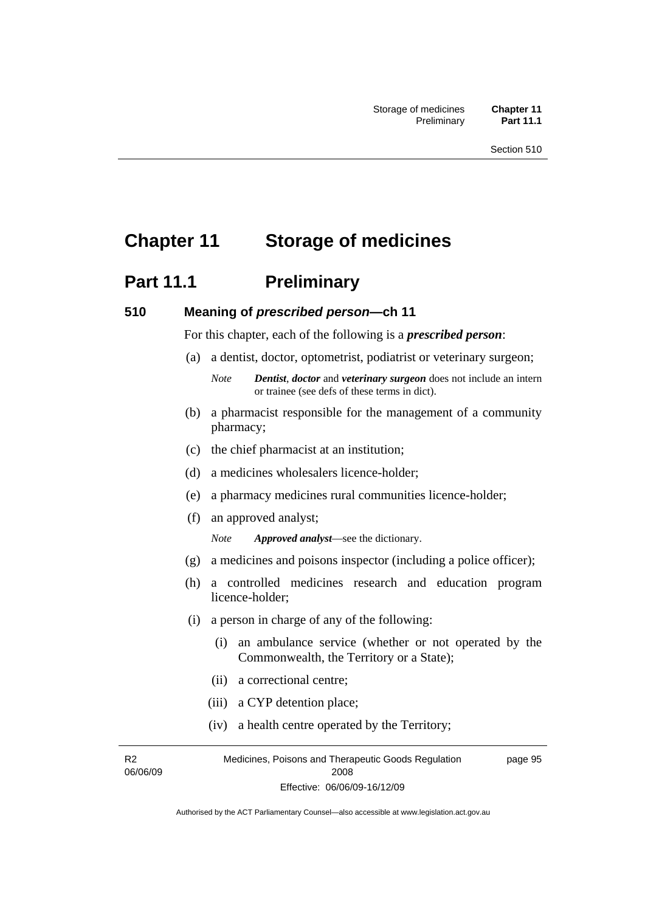# Chapter 11 Storage of medicines

## Part 11.1 Preliminary

### 510 Meaning of *prescribed person*—ch 11

For this chapter, each of the following is a ***prescribed person***:

(a) a dentist, doctor, optometrist, podiatrist or veterinary surgeon;

*Note* ***Dentist***, ***doctor*** and ***veterinary surgeon*** does not include an intern or trainee (see defs of these terms in dict).

(b) a pharmacist responsible for the management of a community pharmacy;

(c) the chief pharmacist at an institution;

(d) a medicines wholesalers licence-holder;

(e) a pharmacy medicines rural communities licence-holder;

(f) an approved analyst;

*Note* ***Approved analyst***—see the dictionary.

(g) a medicines and poisons inspector (including a police officer);

(h) a controlled medicines research and education program licence-holder;

(i) a person in charge of any of the following:

(i) an ambulance service (whether or not operated by the Commonwealth, the Territory or a State);

(ii) a correctional centre;

(iii) a CYP detention place;

(iv) a health centre operated by the Territory;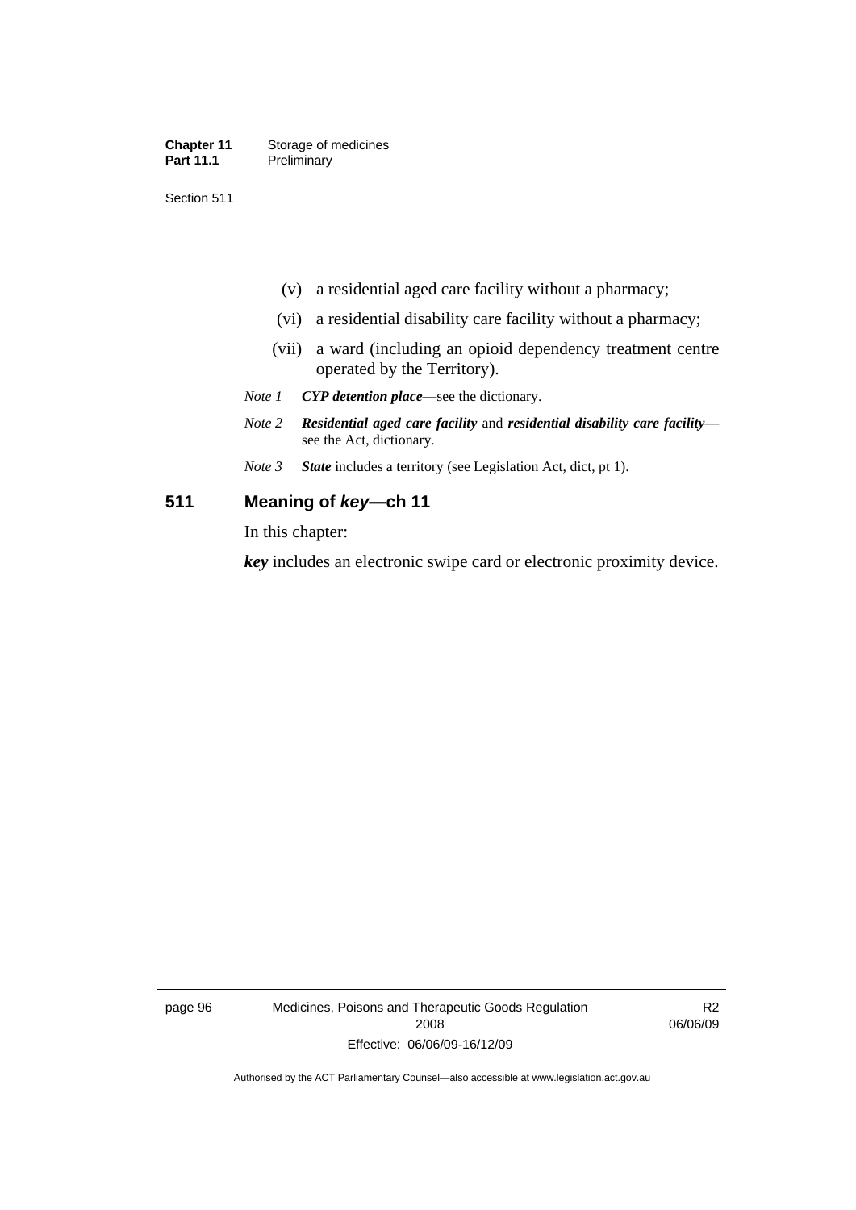(v) a residential aged care facility without a pharmacy;

(vi) a residential disability care facility without a pharmacy;

(vii) a ward (including an opioid dependency treatment centre operated by the Territory).

*Note 1* ***CYP detention place***—see the dictionary.

*Note 2* ***Residential aged care facility*** and ***residential disability care facility***—see the Act, dictionary.

*Note 3* ***State*** includes a territory (see Legislation Act, dict, pt 1).

## 511 Meaning of *key*—ch 11

In this chapter:

***key*** includes an electronic swipe card or electronic proximity device.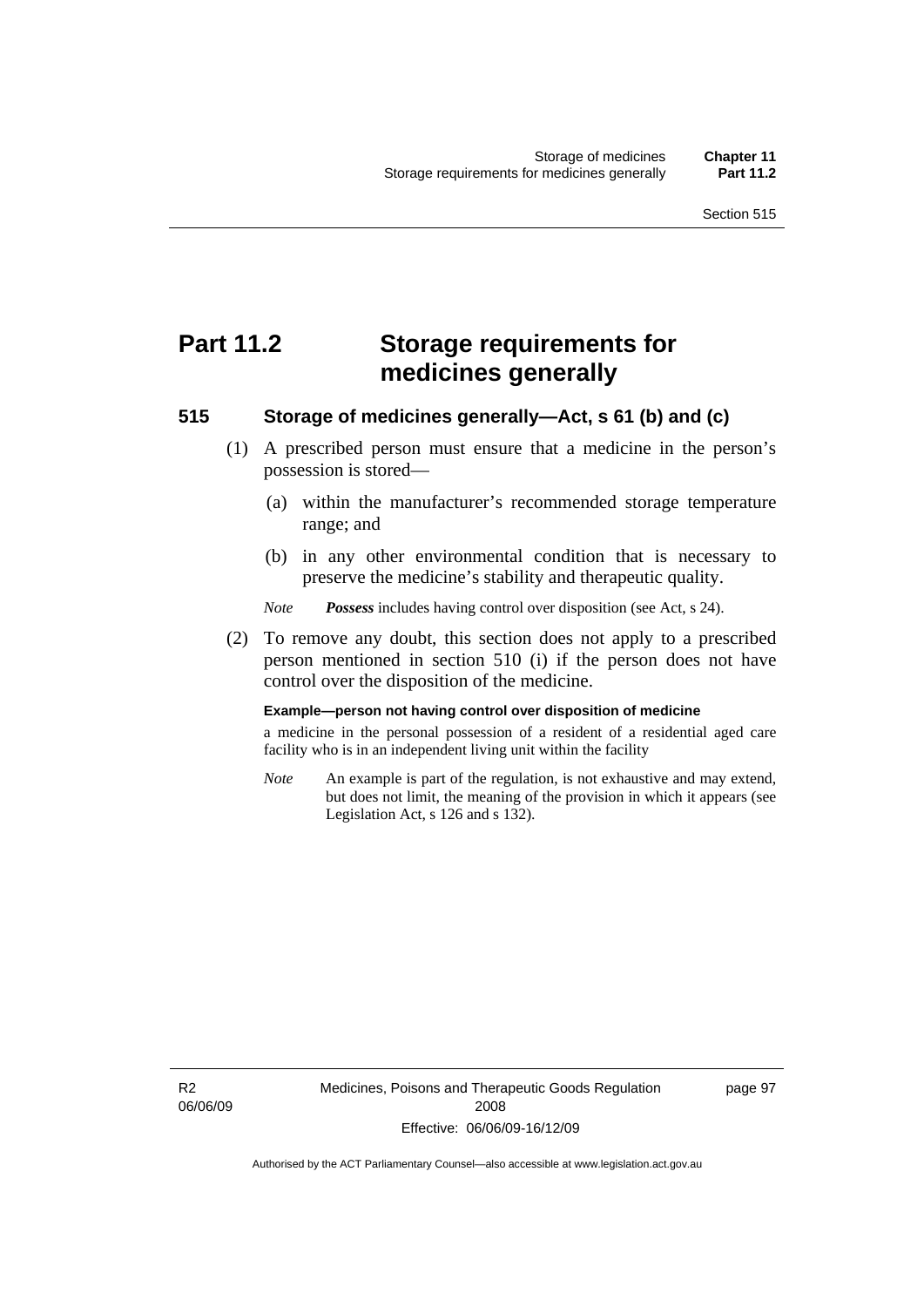# Part 11.2 Storage requirements for medicines generally

## 515 Storage of medicines generally—Act, s 61 (b) and (c)

(1) A prescribed person must ensure that a medicine in the person's possession is stored—

(a) within the manufacturer's recommended storage temperature range; and

(b) in any other environmental condition that is necessary to preserve the medicine's stability and therapeutic quality.

*Note* ***Possess*** includes having control over disposition (see Act, s 24).

(2) To remove any doubt, this section does not apply to a prescribed person mentioned in section 510 (i) if the person does not have control over the disposition of the medicine.

**Example—person not having control over disposition of medicine**

a medicine in the personal possession of a resident of a residential aged care facility who is in an independent living unit within the facility

*Note* An example is part of the regulation, is not exhaustive and may extend, but does not limit, the meaning of the provision in which it appears (see Legislation Act, s 126 and s 132).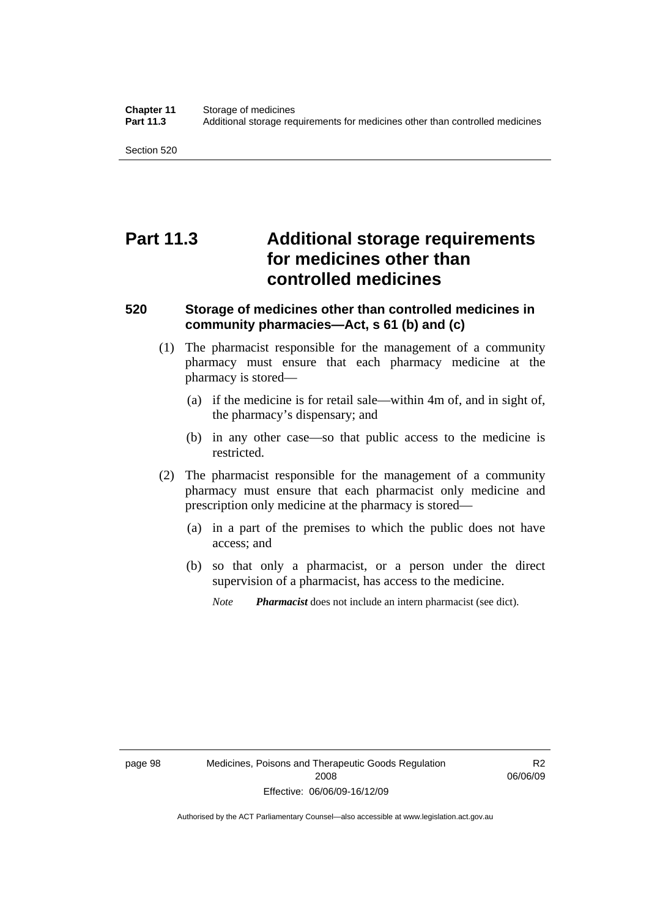# Part 11.3 Additional storage requirements for medicines other than controlled medicines

## 520 Storage of medicines other than controlled medicines in community pharmacies—Act, s 61 (b) and (c)

(1) The pharmacist responsible for the management of a community pharmacy must ensure that each pharmacy medicine at the pharmacy is stored—

(a) if the medicine is for retail sale—within 4m of, and in sight of, the pharmacy's dispensary; and

(b) in any other case—so that public access to the medicine is restricted.

(2) The pharmacist responsible for the management of a community pharmacy must ensure that each pharmacist only medicine and prescription only medicine at the pharmacy is stored—

(a) in a part of the premises to which the public does not have access; and

(b) so that only a pharmacist, or a person under the direct supervision of a pharmacist, has access to the medicine.

*Note* ***Pharmacist*** does not include an intern pharmacist (see dict).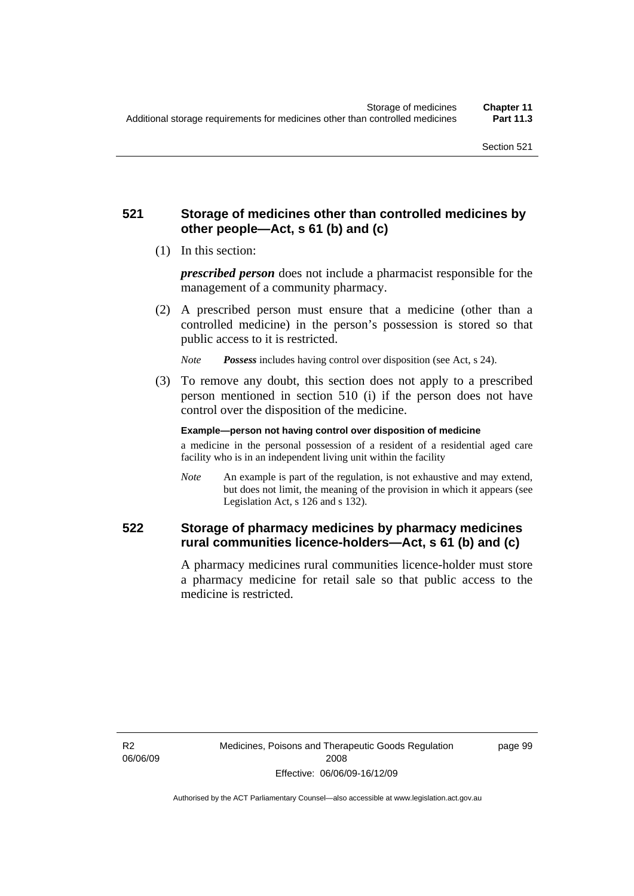## 521 Storage of medicines other than controlled medicines by other people—Act, s 61 (b) and (c)

(1) In this section:

***prescribed person*** does not include a pharmacist responsible for the management of a community pharmacy.

(2) A prescribed person must ensure that a medicine (other than a controlled medicine) in the person's possession is stored so that public access to it is restricted.

*Note* ***Possess*** includes having control over disposition (see Act, s 24).

(3) To remove any doubt, this section does not apply to a prescribed person mentioned in section 510 (i) if the person does not have control over the disposition of the medicine.

**Example—person not having control over disposition of medicine**

a medicine in the personal possession of a resident of a residential aged care facility who is in an independent living unit within the facility

*Note* An example is part of the regulation, is not exhaustive and may extend, but does not limit, the meaning of the provision in which it appears (see Legislation Act, s 126 and s 132).

## 522 Storage of pharmacy medicines by pharmacy medicines rural communities licence-holders—Act, s 61 (b) and (c)

A pharmacy medicines rural communities licence-holder must store a pharmacy medicine for retail sale so that public access to the medicine is restricted.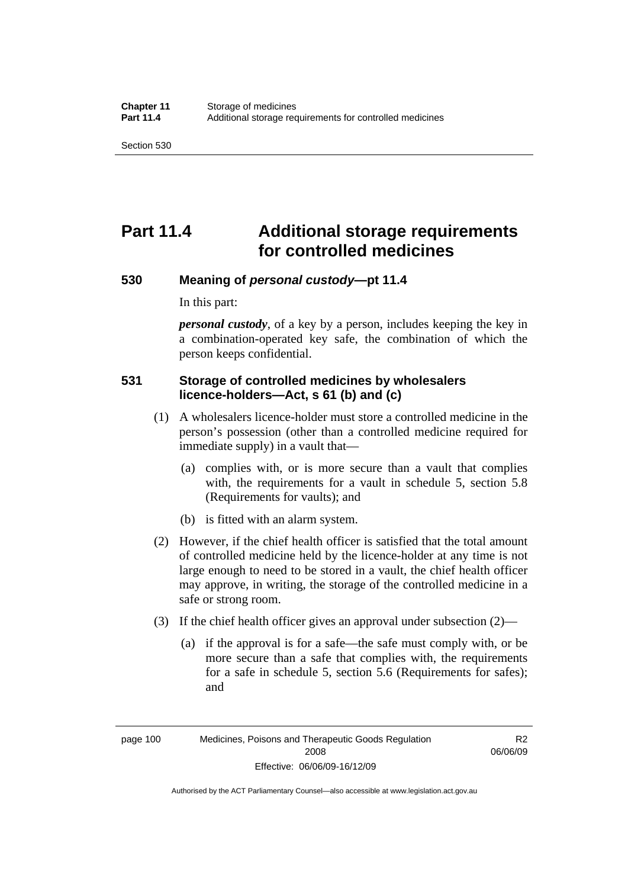# Part 11.4 Additional storage requirements for controlled medicines

## 530 Meaning of *personal custody*—pt 11.4

In this part:

***personal custody***, of a key by a person, includes keeping the key in a combination-operated key safe, the combination of which the person keeps confidential.

## 531 Storage of controlled medicines by wholesalers licence-holders—Act, s 61 (b) and (c)

(1) A wholesalers licence-holder must store a controlled medicine in the person's possession (other than a controlled medicine required for immediate supply) in a vault that—

(a) complies with, or is more secure than a vault that complies with, the requirements for a vault in schedule 5, section 5.8 (Requirements for vaults); and

(b) is fitted with an alarm system.

(2) However, if the chief health officer is satisfied that the total amount of controlled medicine held by the licence-holder at any time is not large enough to need to be stored in a vault, the chief health officer may approve, in writing, the storage of the controlled medicine in a safe or strong room.

(3) If the chief health officer gives an approval under subsection (2)—

(a) if the approval is for a safe—the safe must comply with, or be more secure than a safe that complies with, the requirements for a safe in schedule 5, section 5.6 (Requirements for safes); and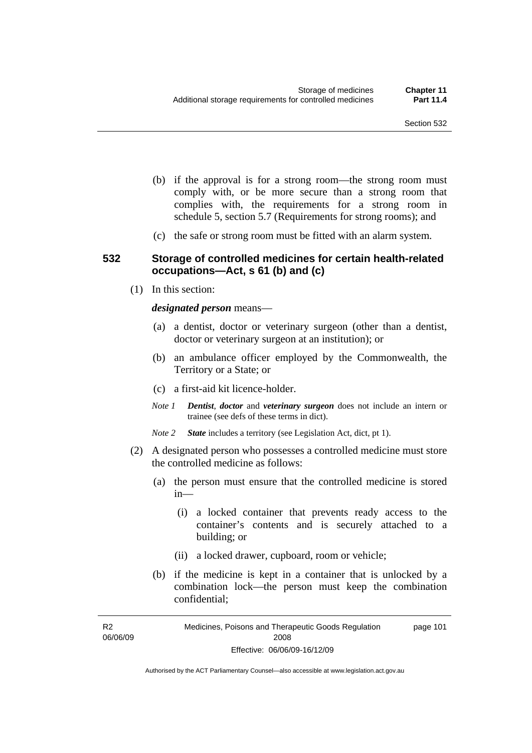(b) if the approval is for a strong room—the strong room must comply with, or be more secure than a strong room that complies with, the requirements for a strong room in schedule 5, section 5.7 (Requirements for strong rooms); and

(c) the safe or strong room must be fitted with an alarm system.

### 532 Storage of controlled medicines for certain health-related occupations—Act, s 61 (b) and (c)

(1) In this section:

***designated person*** means—

(a) a dentist, doctor or veterinary surgeon (other than a dentist, doctor or veterinary surgeon at an institution); or

(b) an ambulance officer employed by the Commonwealth, the Territory or a State; or

(c) a first-aid kit licence-holder.

*Note 1* ***Dentist***, ***doctor*** and ***veterinary surgeon*** does not include an intern or trainee (see defs of these terms in dict).

*Note 2* ***State*** includes a territory (see Legislation Act, dict, pt 1).

(2) A designated person who possesses a controlled medicine must store the controlled medicine as follows:

(a) the person must ensure that the controlled medicine is stored in—

(i) a locked container that prevents ready access to the container's contents and is securely attached to a building; or

(ii) a locked drawer, cupboard, room or vehicle;

(b) if the medicine is kept in a container that is unlocked by a combination lock—the person must keep the combination confidential;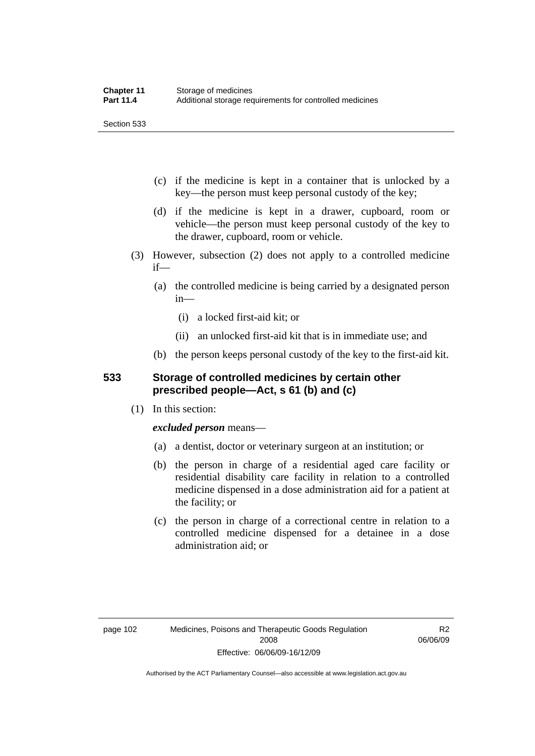(c) if the medicine is kept in a container that is unlocked by a key—the person must keep personal custody of the key;

(d) if the medicine is kept in a drawer, cupboard, room or vehicle—the person must keep personal custody of the key to the drawer, cupboard, room or vehicle.

(3) However, subsection (2) does not apply to a controlled medicine if—

(a) the controlled medicine is being carried by a designated person in—

(i) a locked first-aid kit; or

(ii) an unlocked first-aid kit that is in immediate use; and

(b) the person keeps personal custody of the key to the first-aid kit.

### 533 Storage of controlled medicines by certain other prescribed people—Act, s 61 (b) and (c)

(1) In this section:

***excluded person*** means—

(a) a dentist, doctor or veterinary surgeon at an institution; or

(b) the person in charge of a residential aged care facility or residential disability care facility in relation to a controlled medicine dispensed in a dose administration aid for a patient at the facility; or

(c) the person in charge of a correctional centre in relation to a controlled medicine dispensed for a detainee in a dose administration aid; or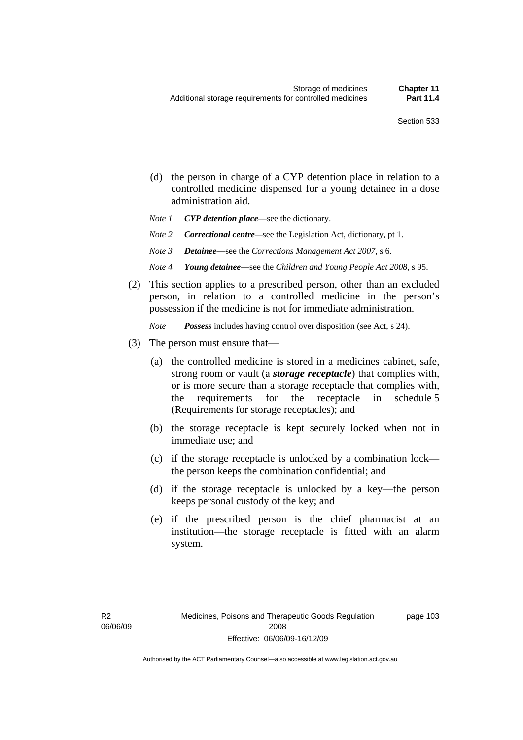(d) the person in charge of a CYP detention place in relation to a controlled medicine dispensed for a young detainee in a dose administration aid.

*Note 1* ***CYP detention place***—see the dictionary.

*Note 2* ***Correctional centre***—see the Legislation Act, dictionary, pt 1.

*Note 3* ***Detainee***—see the *Corrections Management Act 2007*, s 6.

*Note 4* ***Young detainee***—see the *Children and Young People Act 2008*, s 95.

(2) This section applies to a prescribed person, other than an excluded person, in relation to a controlled medicine in the person's possession if the medicine is not for immediate administration.

*Note* ***Possess*** includes having control over disposition (see Act, s 24).

(3) The person must ensure that—

(a) the controlled medicine is stored in a medicines cabinet, safe, strong room or vault (a ***storage receptacle***) that complies with, or is more secure than a storage receptacle that complies with, the requirements for the receptacle in schedule 5 (Requirements for storage receptacles); and

(b) the storage receptacle is kept securely locked when not in immediate use; and

(c) if the storage receptacle is unlocked by a combination lock—the person keeps the combination confidential; and

(d) if the storage receptacle is unlocked by a key—the person keeps personal custody of the key; and

(e) if the prescribed person is the chief pharmacist at an institution—the storage receptacle is fitted with an alarm system.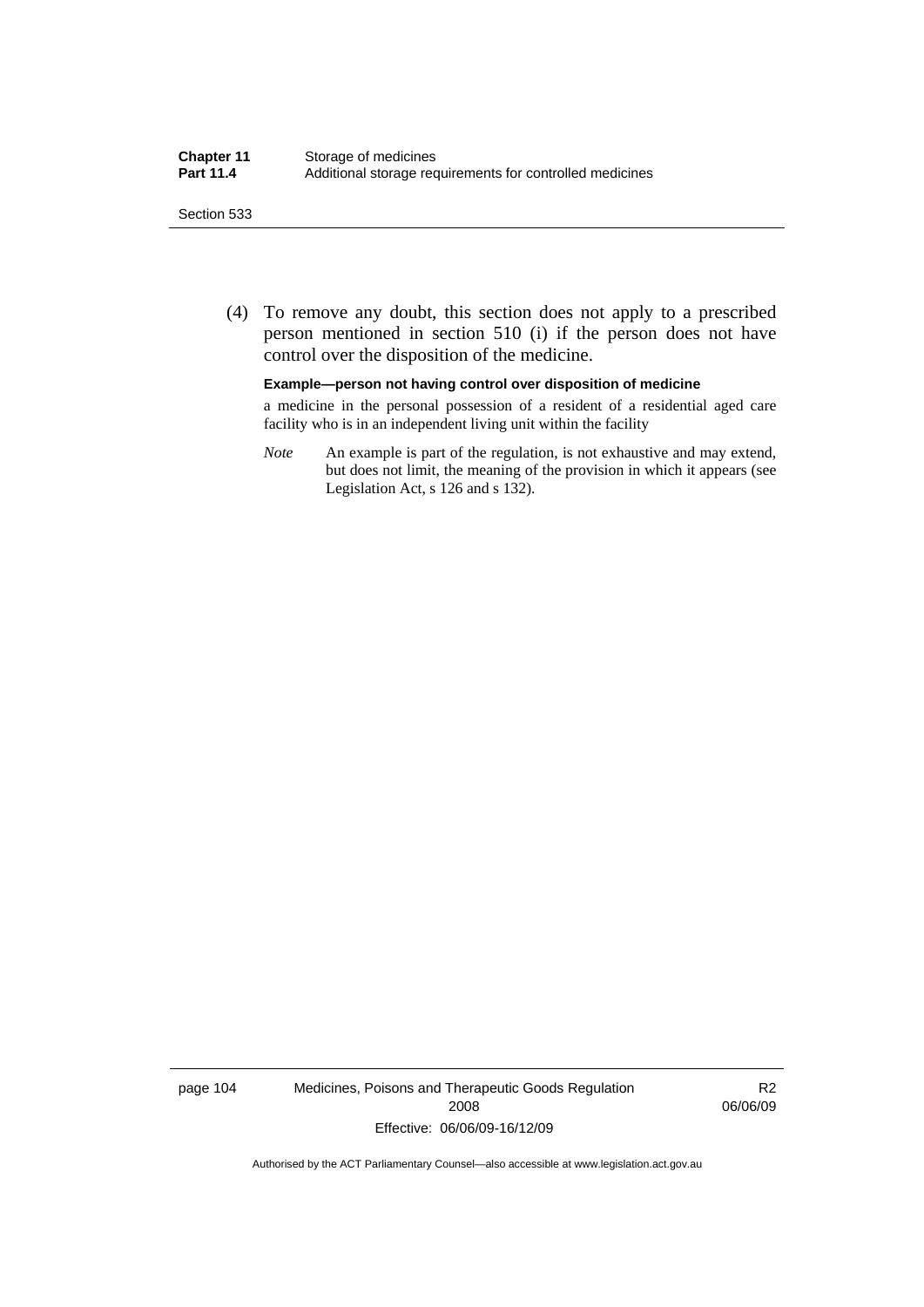(4) To remove any doubt, this section does not apply to a prescribed person mentioned in section 510 (i) if the person does not have control over the disposition of the medicine.

**Example—person not having control over disposition of medicine**

a medicine in the personal possession of a resident of a residential aged care facility who is in an independent living unit within the facility

*Note* An example is part of the regulation, is not exhaustive and may extend, but does not limit, the meaning of the provision in which it appears (see Legislation Act, s 126 and s 132).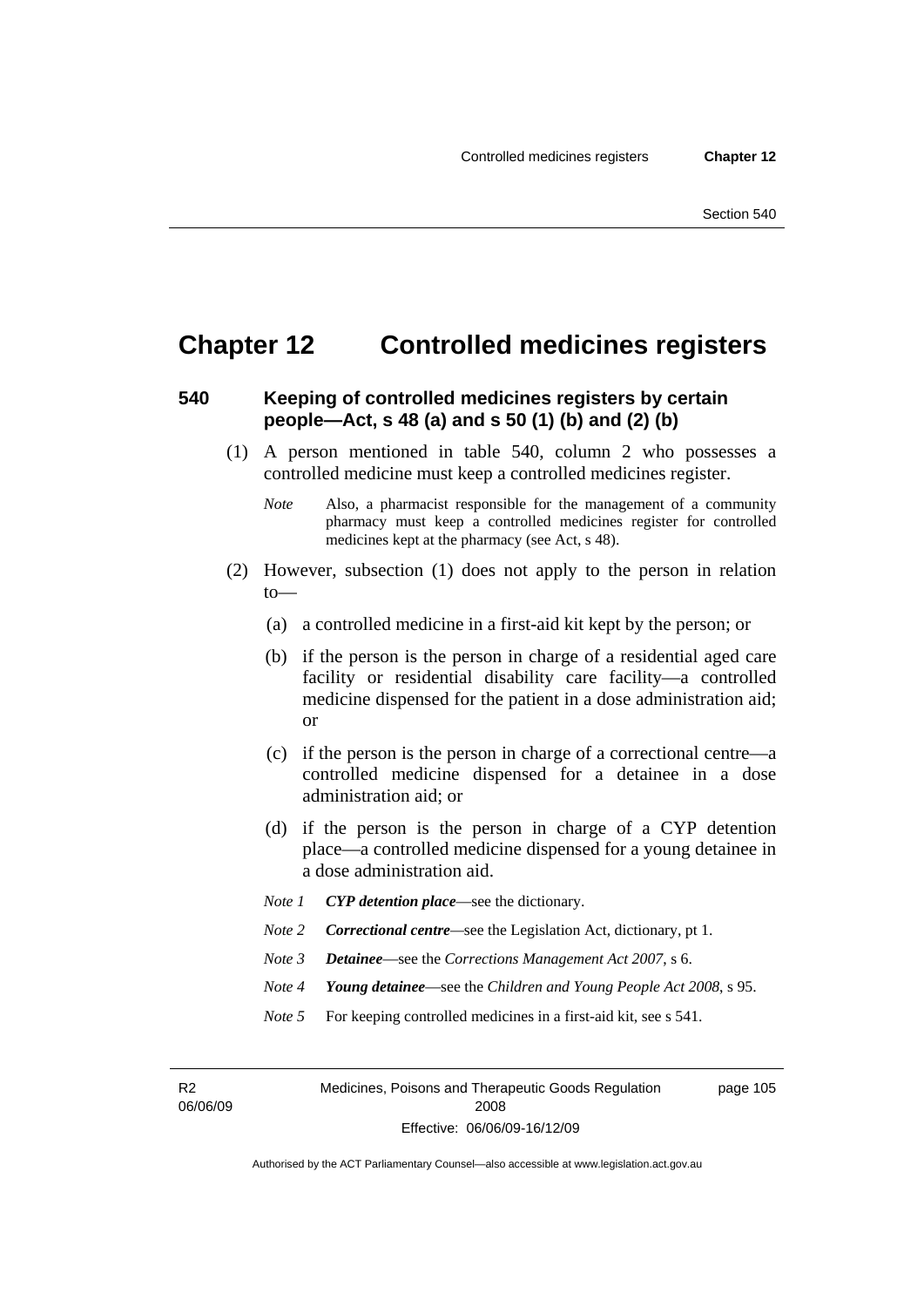# Chapter 12 Controlled medicines registers

## 540 Keeping of controlled medicines registers by certain people—Act, s 48 (a) and s 50 (1) (b) and (2) (b)

(1) A person mentioned in table 540, column 2 who possesses a controlled medicine must keep a controlled medicines register.

*Note* Also, a pharmacist responsible for the management of a community pharmacy must keep a controlled medicines register for controlled medicines kept at the pharmacy (see Act, s 48).

(2) However, subsection (1) does not apply to the person in relation to—

(a) a controlled medicine in a first-aid kit kept by the person; or

(b) if the person is the person in charge of a residential aged care facility or residential disability care facility—a controlled medicine dispensed for the patient in a dose administration aid; or

(c) if the person is the person in charge of a correctional centre—a controlled medicine dispensed for a detainee in a dose administration aid; or

(d) if the person is the person in charge of a CYP detention place—a controlled medicine dispensed for a young detainee in a dose administration aid.

*Note 1* ***CYP detention place***—see the dictionary.

*Note 2* ***Correctional centre***—see the Legislation Act, dictionary, pt 1.

*Note 3* ***Detainee***—see the *Corrections Management Act 2007*, s 6.

*Note 4* ***Young detainee***—see the *Children and Young People Act 2008*, s 95.

*Note 5* For keeping controlled medicines in a first-aid kit, see s 541.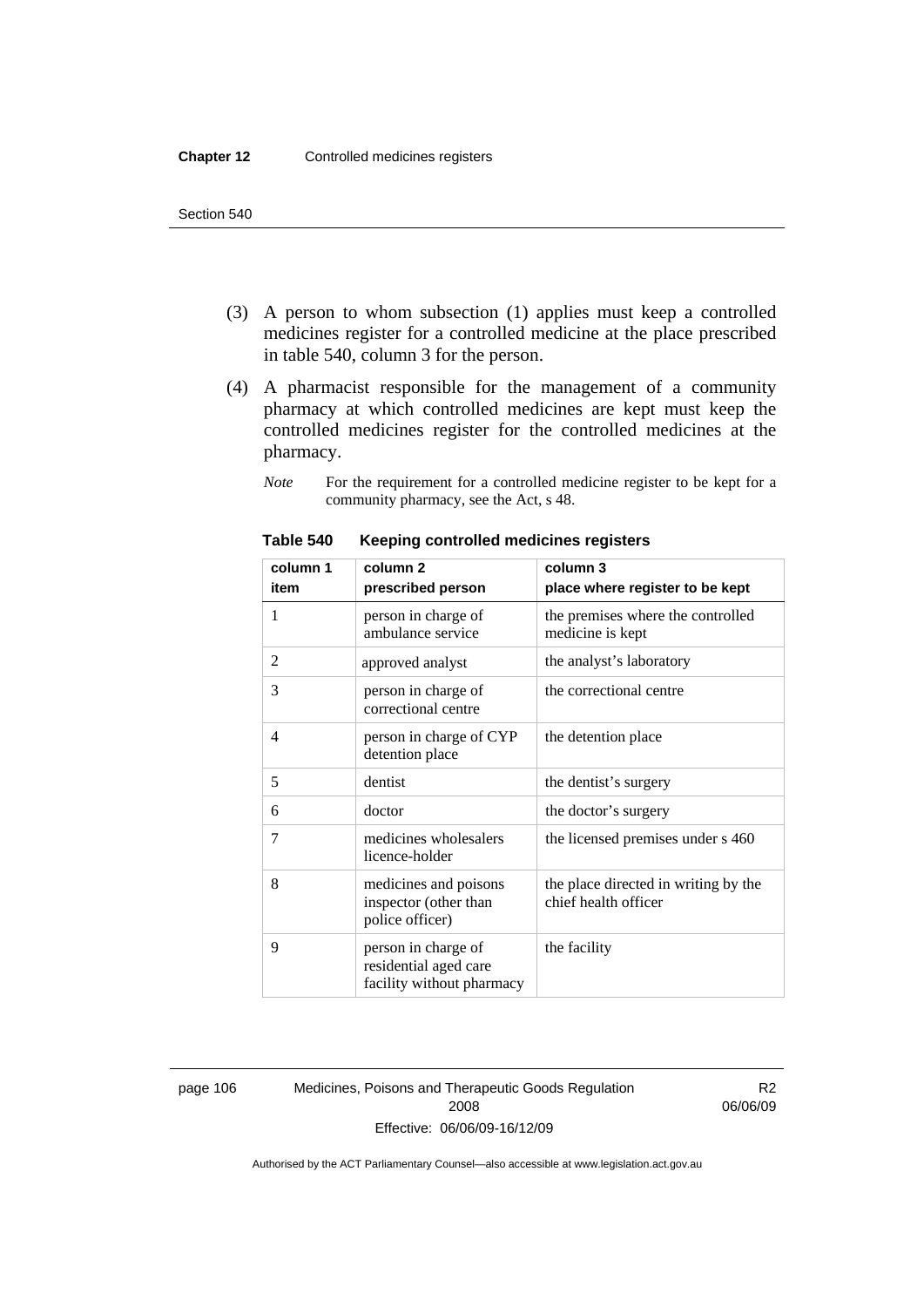(3) A person to whom subsection (1) applies must keep a controlled medicines register for a controlled medicine at the place prescribed in table 540, column 3 for the person.

(4) A pharmacist responsible for the management of a community pharmacy at which controlled medicines are kept must keep the controlled medicines register for the controlled medicines at the pharmacy.

*Note* For the requirement for a controlled medicine register to be kept for a community pharmacy, see the Act, s 48.

**Table 540 Keeping controlled medicines registers**

| column 1 item | column 2 prescribed person | column 3 place where register to be kept |
|---|---|---|
| 1 | person in charge of ambulance service | the premises where the controlled medicine is kept |
| 2 | approved analyst | the analyst's laboratory |
| 3 | person in charge of correctional centre | the correctional centre |
| 4 | person in charge of CYP detention place | the detention place |
| 5 | dentist | the dentist's surgery |
| 6 | doctor | the doctor's surgery |
| 7 | medicines wholesalers licence-holder | the licensed premises under s 460 |
| 8 | medicines and poisons inspector (other than police officer) | the place directed in writing by the chief health officer |
| 9 | person in charge of residential aged care facility without pharmacy | the facility |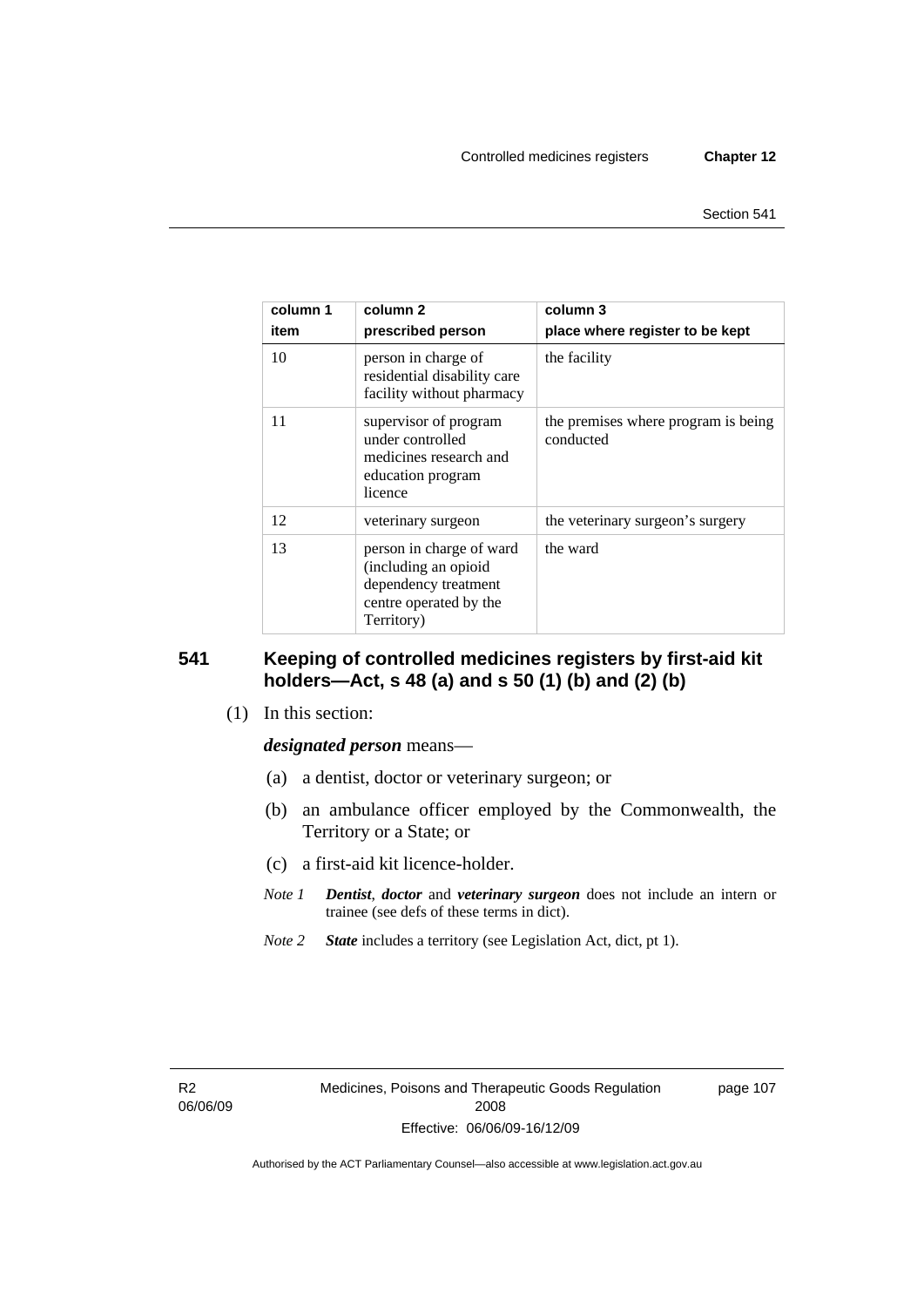| column 1 item | column 2 prescribed person | column 3 place where register to be kept |
|---|---|---|
| 10 | person in charge of residential disability care facility without pharmacy | the facility |
| 11 | supervisor of program under controlled medicines research and education program licence | the premises where program is being conducted |
| 12 | veterinary surgeon | the veterinary surgeon's surgery |
| 13 | person in charge of ward (including an opioid dependency treatment centre operated by the Territory) | the ward |

## 541 Keeping of controlled medicines registers by first-aid kit holders—Act, s 48 (a) and s 50 (1) (b) and (2) (b)

(1) In this section:

***designated person*** means—

(a) a dentist, doctor or veterinary surgeon; or

(b) an ambulance officer employed by the Commonwealth, the Territory or a State; or

(c) a first-aid kit licence-holder.

*Note 1* ***Dentist***, ***doctor*** and ***veterinary surgeon*** does not include an intern or trainee (see defs of these terms in dict).

*Note 2* ***State*** includes a territory (see Legislation Act, dict, pt 1).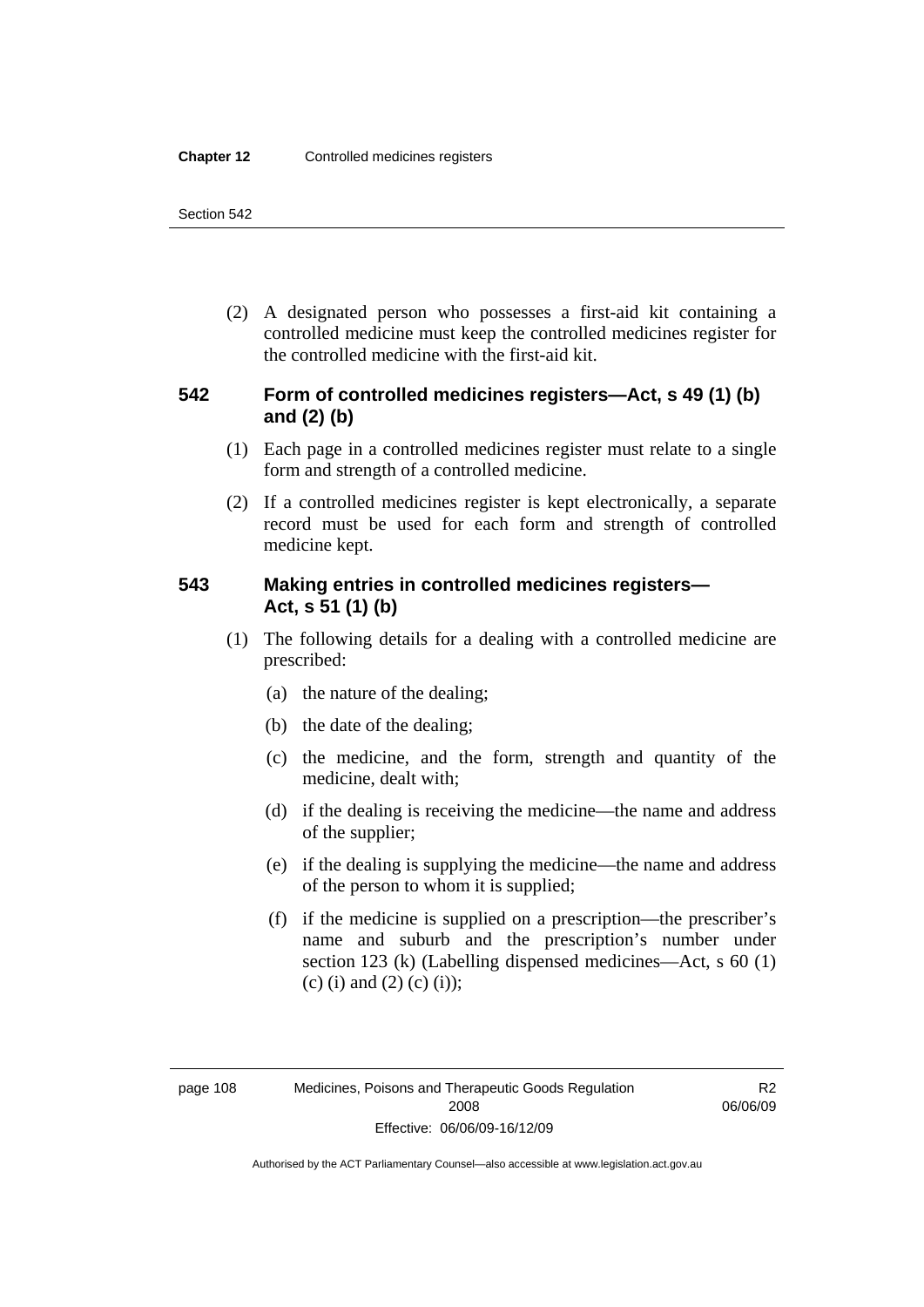(2) A designated person who possesses a first-aid kit containing a controlled medicine must keep the controlled medicines register for the controlled medicine with the first-aid kit.

## 542 Form of controlled medicines registers—Act, s 49 (1) (b) and (2) (b)

(1) Each page in a controlled medicines register must relate to a single form and strength of a controlled medicine.

(2) If a controlled medicines register is kept electronically, a separate record must be used for each form and strength of controlled medicine kept.

## 543 Making entries in controlled medicines registers—Act, s 51 (1) (b)

(1) The following details for a dealing with a controlled medicine are prescribed:

(a) the nature of the dealing;

(b) the date of the dealing;

(c) the medicine, and the form, strength and quantity of the medicine, dealt with;

(d) if the dealing is receiving the medicine—the name and address of the supplier;

(e) if the dealing is supplying the medicine—the name and address of the person to whom it is supplied;

(f) if the medicine is supplied on a prescription—the prescriber's name and suburb and the prescription's number under section 123 (k) (Labelling dispensed medicines—Act, s 60 (1) (c) (i) and (2) (c) (i));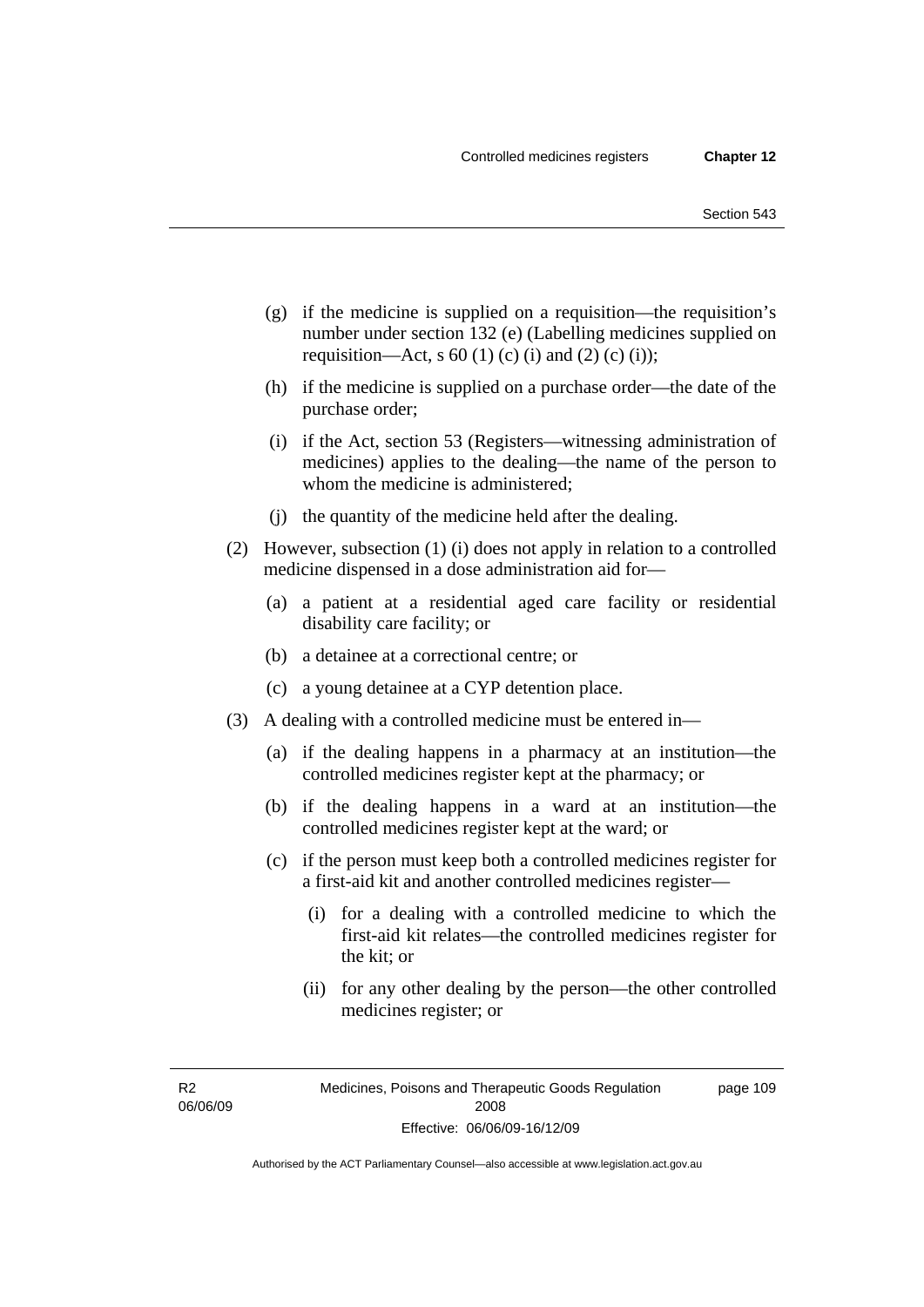(g) if the medicine is supplied on a requisition—the requisition's number under section 132 (e) (Labelling medicines supplied on requisition—Act, s 60 (1) (c) (i) and (2) (c) (i));

(h) if the medicine is supplied on a purchase order—the date of the purchase order;

(i) if the Act, section 53 (Registers—witnessing administration of medicines) applies to the dealing—the name of the person to whom the medicine is administered;

(j) the quantity of the medicine held after the dealing.

(2) However, subsection (1) (i) does not apply in relation to a controlled medicine dispensed in a dose administration aid for—

(a) a patient at a residential aged care facility or residential disability care facility; or

(b) a detainee at a correctional centre; or

(c) a young detainee at a CYP detention place.

(3) A dealing with a controlled medicine must be entered in—

(a) if the dealing happens in a pharmacy at an institution—the controlled medicines register kept at the pharmacy; or

(b) if the dealing happens in a ward at an institution—the controlled medicines register kept at the ward; or

(c) if the person must keep both a controlled medicines register for a first-aid kit and another controlled medicines register—

(i) for a dealing with a controlled medicine to which the first-aid kit relates—the controlled medicines register for the kit; or

(ii) for any other dealing by the person—the other controlled medicines register; or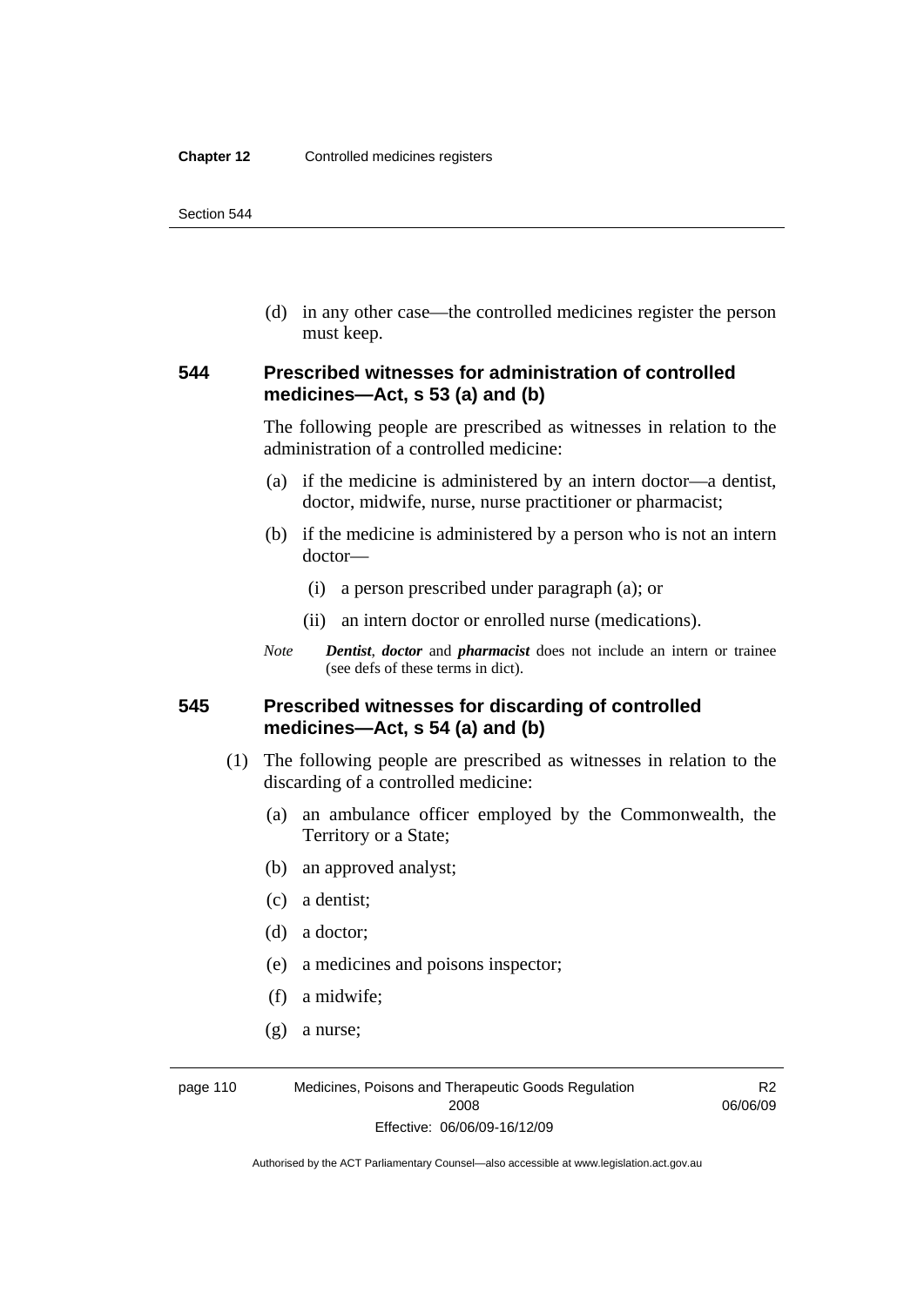(d) in any other case—the controlled medicines register the person must keep.

### 544 Prescribed witnesses for administration of controlled medicines—Act, s 53 (a) and (b)

The following people are prescribed as witnesses in relation to the administration of a controlled medicine:

(a) if the medicine is administered by an intern doctor—a dentist, doctor, midwife, nurse, nurse practitioner or pharmacist;

(b) if the medicine is administered by a person who is not an intern doctor—

(i) a person prescribed under paragraph (a); or

(ii) an intern doctor or enrolled nurse (medications).

*Note* ***Dentist***, ***doctor*** and ***pharmacist*** does not include an intern or trainee (see defs of these terms in dict).

### 545 Prescribed witnesses for discarding of controlled medicines—Act, s 54 (a) and (b)

(1) The following people are prescribed as witnesses in relation to the discarding of a controlled medicine:

(a) an ambulance officer employed by the Commonwealth, the Territory or a State;

(b) an approved analyst;

(c) a dentist;

(d) a doctor;

(e) a medicines and poisons inspector;

(f) a midwife;

(g) a nurse;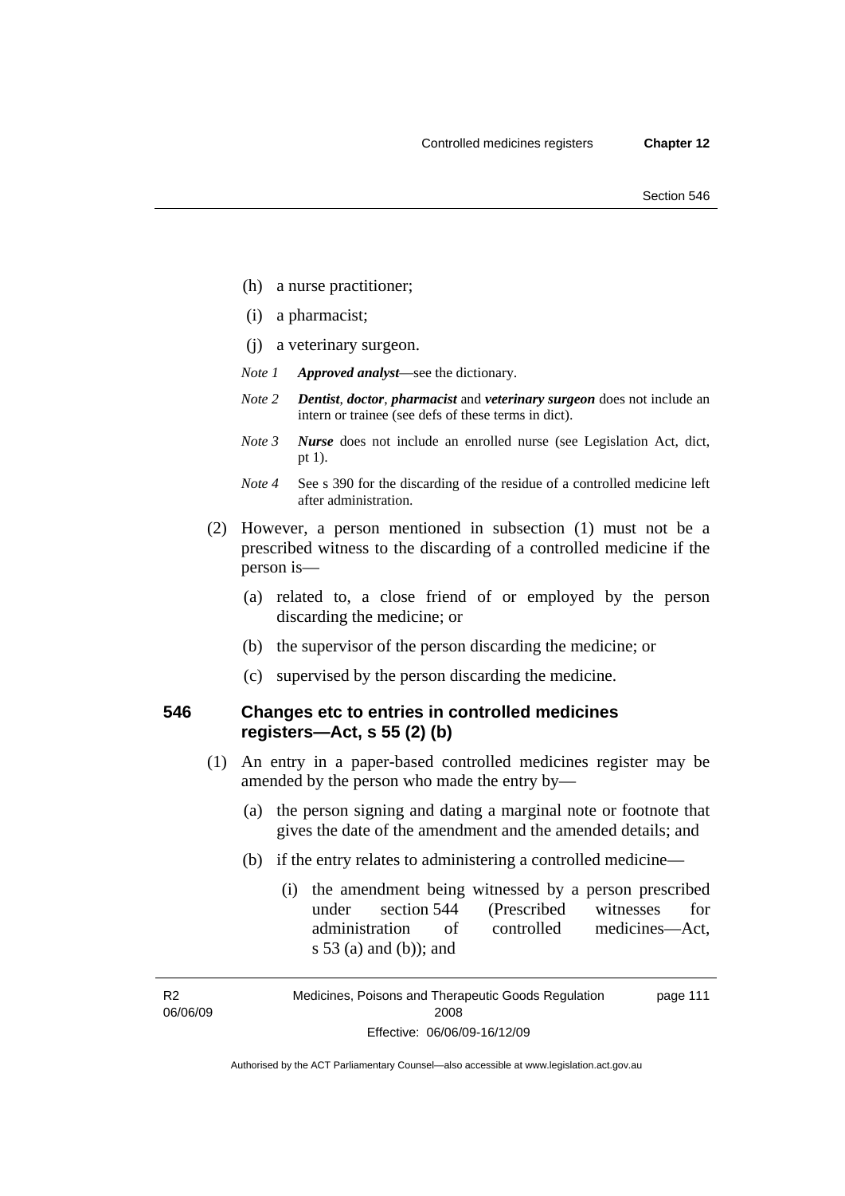(h) a nurse practitioner;

(i) a pharmacist;

(j) a veterinary surgeon.

*Note 1* ***Approved analyst***—see the dictionary.

*Note 2* ***Dentist***, ***doctor***, ***pharmacist*** and ***veterinary surgeon*** does not include an intern or trainee (see defs of these terms in dict).

*Note 3* ***Nurse*** does not include an enrolled nurse (see Legislation Act, dict, pt 1).

*Note 4* See s 390 for the discarding of the residue of a controlled medicine left after administration.

(2) However, a person mentioned in subsection (1) must not be a prescribed witness to the discarding of a controlled medicine if the person is—

(a) related to, a close friend of or employed by the person discarding the medicine; or

(b) the supervisor of the person discarding the medicine; or

(c) supervised by the person discarding the medicine.

### 546 Changes etc to entries in controlled medicines registers—Act, s 55 (2) (b)

(1) An entry in a paper-based controlled medicines register may be amended by the person who made the entry by—

(a) the person signing and dating a marginal note or footnote that gives the date of the amendment and the amended details; and

(b) if the entry relates to administering a controlled medicine—

(i) the amendment being witnessed by a person prescribed under section 544 (Prescribed witnesses for administration of controlled medicines—Act, s 53 (a) and (b)); and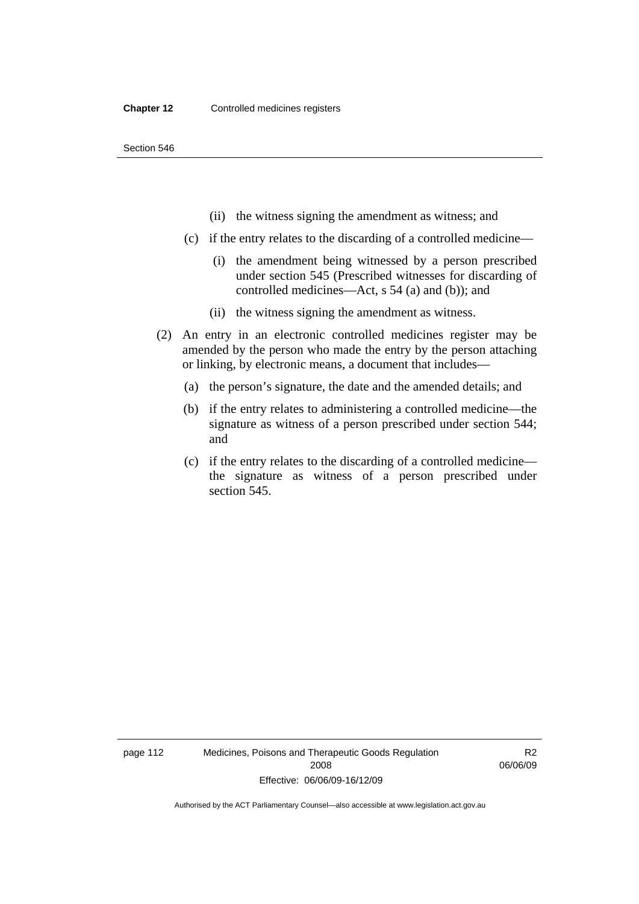(ii) the witness signing the amendment as witness; and

(c) if the entry relates to the discarding of a controlled medicine—

(i) the amendment being witnessed by a person prescribed under section 545 (Prescribed witnesses for discarding of controlled medicines—Act, s 54 (a) and (b)); and

(ii) the witness signing the amendment as witness.

(2) An entry in an electronic controlled medicines register may be amended by the person who made the entry by the person attaching or linking, by electronic means, a document that includes—

(a) the person's signature, the date and the amended details; and

(b) if the entry relates to administering a controlled medicine—the signature as witness of a person prescribed under section 544; and

(c) if the entry relates to the discarding of a controlled medicine—the signature as witness of a person prescribed under section 545.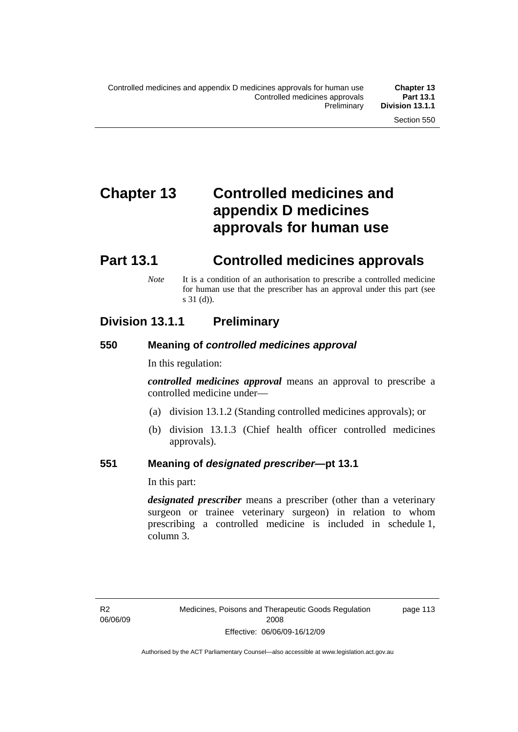# Chapter 13 Controlled medicines and appendix D medicines approvals for human use

## Part 13.1 Controlled medicines approvals

*Note* It is a condition of an authorisation to prescribe a controlled medicine for human use that the prescriber has an approval under this part (see s 31 (d)).

### Division 13.1.1 Preliminary

#### 550 Meaning of *controlled medicines approval*

In this regulation:

***controlled medicines approval*** means an approval to prescribe a controlled medicine under—

(a) division 13.1.2 (Standing controlled medicines approvals); or

(b) division 13.1.3 (Chief health officer controlled medicines approvals).

#### 551 Meaning of *designated prescriber*—pt 13.1

In this part:

***designated prescriber*** means a prescriber (other than a veterinary surgeon or trainee veterinary surgeon) in relation to whom prescribing a controlled medicine is included in schedule 1, column 3.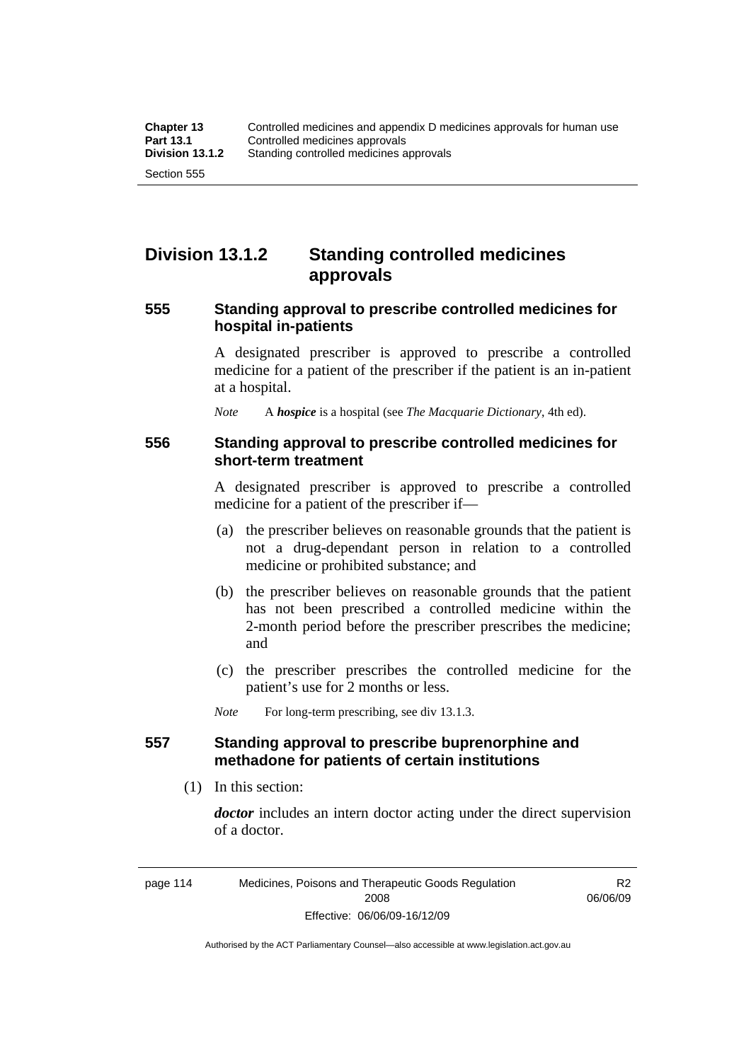## Division 13.1.2 Standing controlled medicines approvals

### 555 Standing approval to prescribe controlled medicines for hospital in-patients

A designated prescriber is approved to prescribe a controlled medicine for a patient of the prescriber if the patient is an in-patient at a hospital.

*Note* A ***hospice*** is a hospital (see *The Macquarie Dictionary*, 4th ed).

### 556 Standing approval to prescribe controlled medicines for short-term treatment

A designated prescriber is approved to prescribe a controlled medicine for a patient of the prescriber if—

(a) the prescriber believes on reasonable grounds that the patient is not a drug-dependant person in relation to a controlled medicine or prohibited substance; and

(b) the prescriber believes on reasonable grounds that the patient has not been prescribed a controlled medicine within the 2-month period before the prescriber prescribes the medicine; and

(c) the prescriber prescribes the controlled medicine for the patient's use for 2 months or less.

*Note* For long-term prescribing, see div 13.1.3.

### 557 Standing approval to prescribe buprenorphine and methadone for patients of certain institutions

(1) In this section:

***doctor*** includes an intern doctor acting under the direct supervision of a doctor.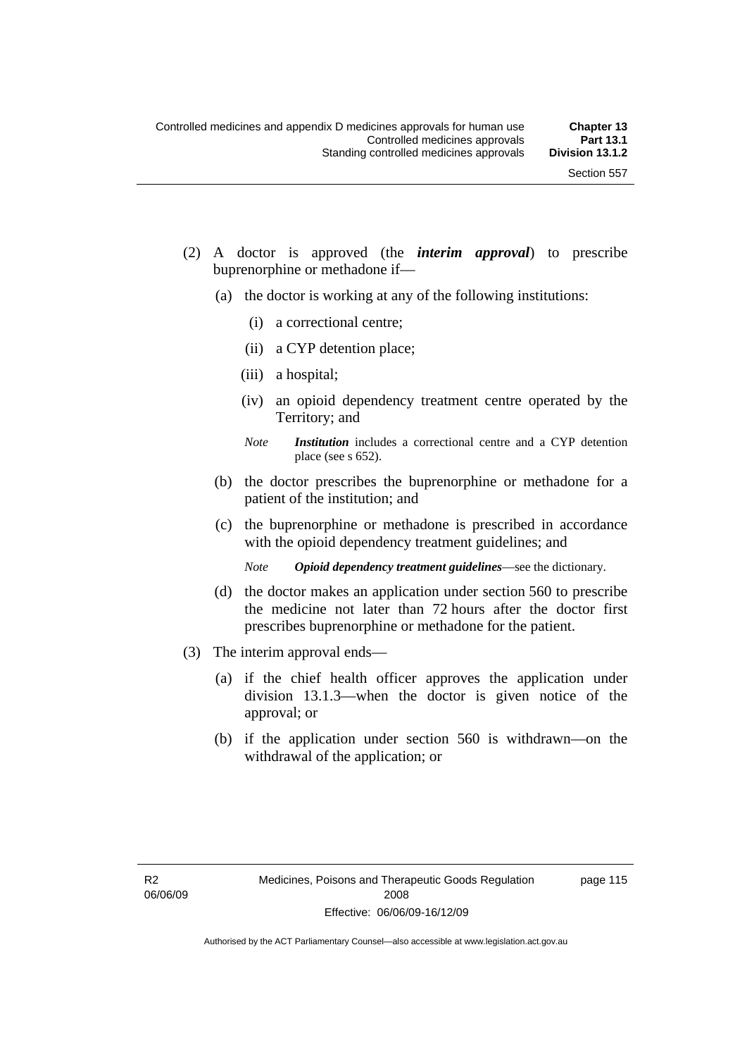(2) A doctor is approved (the ***interim approval***) to prescribe buprenorphine or methadone if—

(a) the doctor is working at any of the following institutions:

(i) a correctional centre;

(ii) a CYP detention place;

(iii) a hospital;

(iv) an opioid dependency treatment centre operated by the Territory; and

*Note* ***Institution*** includes a correctional centre and a CYP detention place (see s 652).

(b) the doctor prescribes the buprenorphine or methadone for a patient of the institution; and

(c) the buprenorphine or methadone is prescribed in accordance with the opioid dependency treatment guidelines; and

*Note* ***Opioid dependency treatment guidelines***—see the dictionary.

(d) the doctor makes an application under section 560 to prescribe the medicine not later than 72 hours after the doctor first prescribes buprenorphine or methadone for the patient.

(3) The interim approval ends—

(a) if the chief health officer approves the application under division 13.1.3—when the doctor is given notice of the approval; or

(b) if the application under section 560 is withdrawn—on the withdrawal of the application; or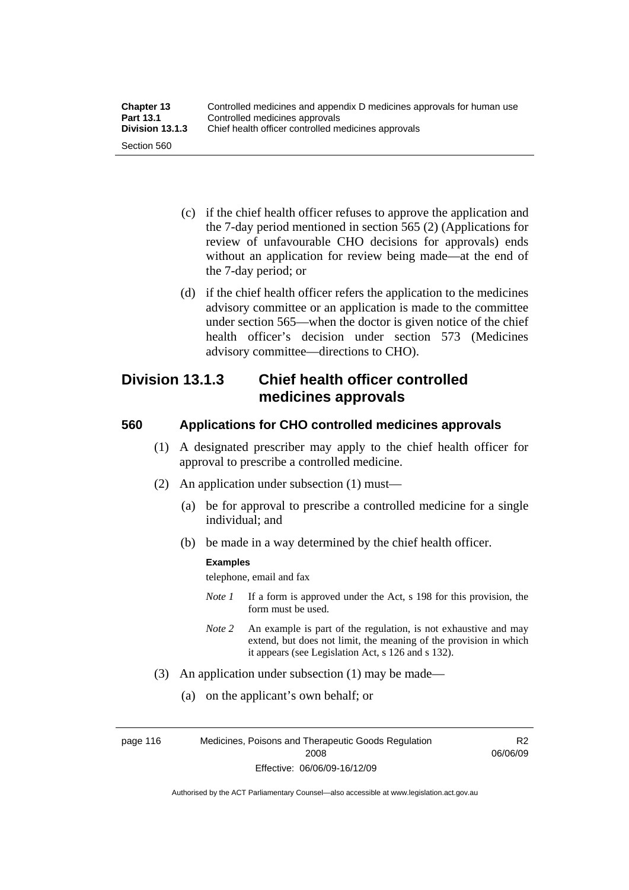(c) if the chief health officer refuses to approve the application and the 7-day period mentioned in section 565 (2) (Applications for review of unfavourable CHO decisions for approvals) ends without an application for review being made—at the end of the 7-day period; or

(d) if the chief health officer refers the application to the medicines advisory committee or an application is made to the committee under section 565—when the doctor is given notice of the chief health officer's decision under section 573 (Medicines advisory committee—directions to CHO).

## Division 13.1.3 Chief health officer controlled medicines approvals

### 560 Applications for CHO controlled medicines approvals

(1) A designated prescriber may apply to the chief health officer for approval to prescribe a controlled medicine.

(2) An application under subsection (1) must—

(a) be for approval to prescribe a controlled medicine for a single individual; and

(b) be made in a way determined by the chief health officer.

**Examples**

telephone, email and fax

*Note 1* If a form is approved under the Act, s 198 for this provision, the form must be used.

*Note 2* An example is part of the regulation, is not exhaustive and may extend, but does not limit, the meaning of the provision in which it appears (see Legislation Act, s 126 and s 132).

(3) An application under subsection (1) may be made—

(a) on the applicant's own behalf; or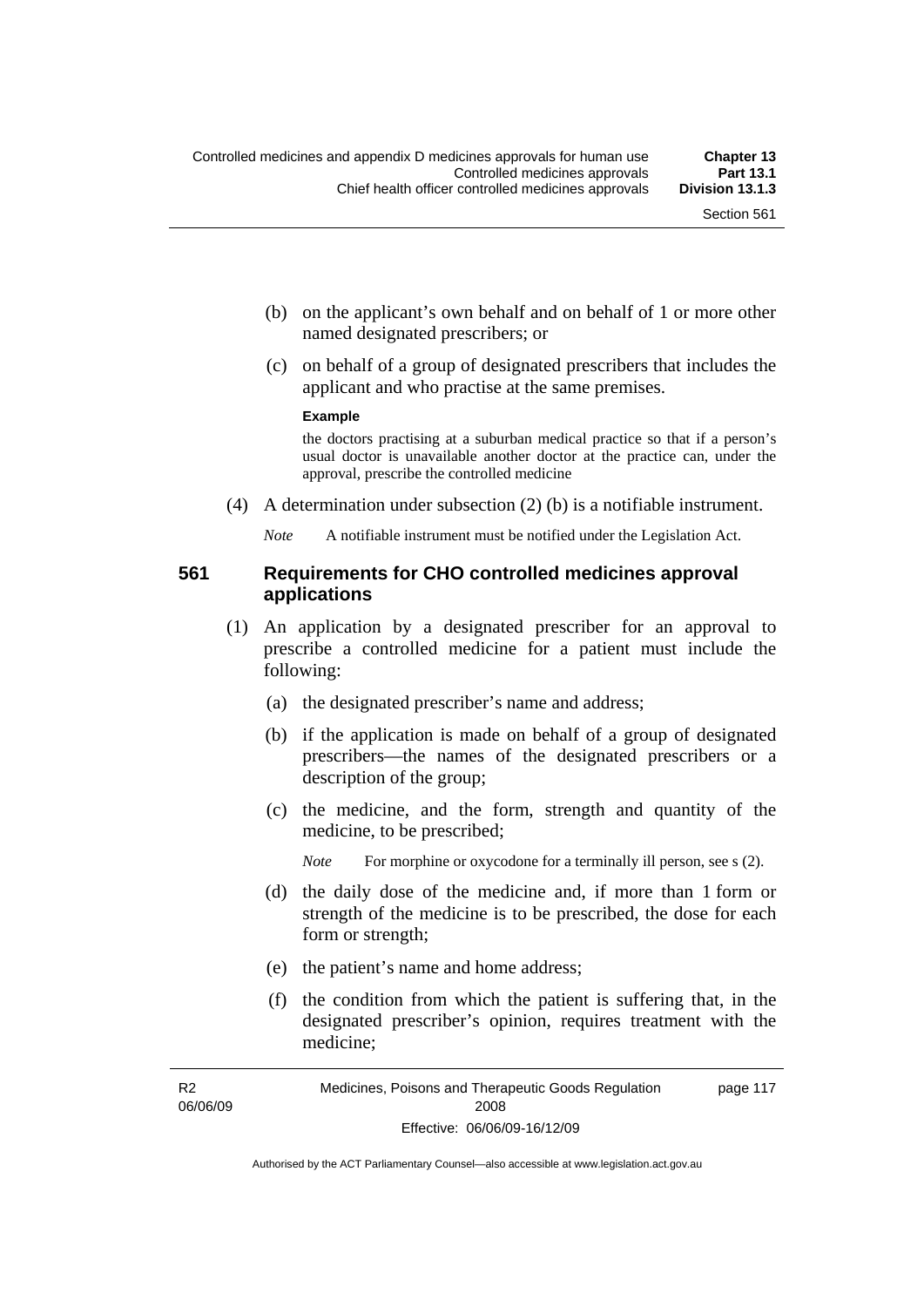(b) on the applicant's own behalf and on behalf of 1 or more other named designated prescribers; or

(c) on behalf of a group of designated prescribers that includes the applicant and who practise at the same premises.

**Example**

the doctors practising at a suburban medical practice so that if a person's usual doctor is unavailable another doctor at the practice can, under the approval, prescribe the controlled medicine

(4) A determination under subsection (2) (b) is a notifiable instrument.

*Note* A notifiable instrument must be notified under the Legislation Act.

### 561 Requirements for CHO controlled medicines approval applications

(1) An application by a designated prescriber for an approval to prescribe a controlled medicine for a patient must include the following:

(a) the designated prescriber's name and address;

(b) if the application is made on behalf of a group of designated prescribers—the names of the designated prescribers or a description of the group;

(c) the medicine, and the form, strength and quantity of the medicine, to be prescribed;

*Note* For morphine or oxycodone for a terminally ill person, see s (2).

(d) the daily dose of the medicine and, if more than 1 form or strength of the medicine is to be prescribed, the dose for each form or strength;

(e) the patient's name and home address;

(f) the condition from which the patient is suffering that, in the designated prescriber's opinion, requires treatment with the medicine;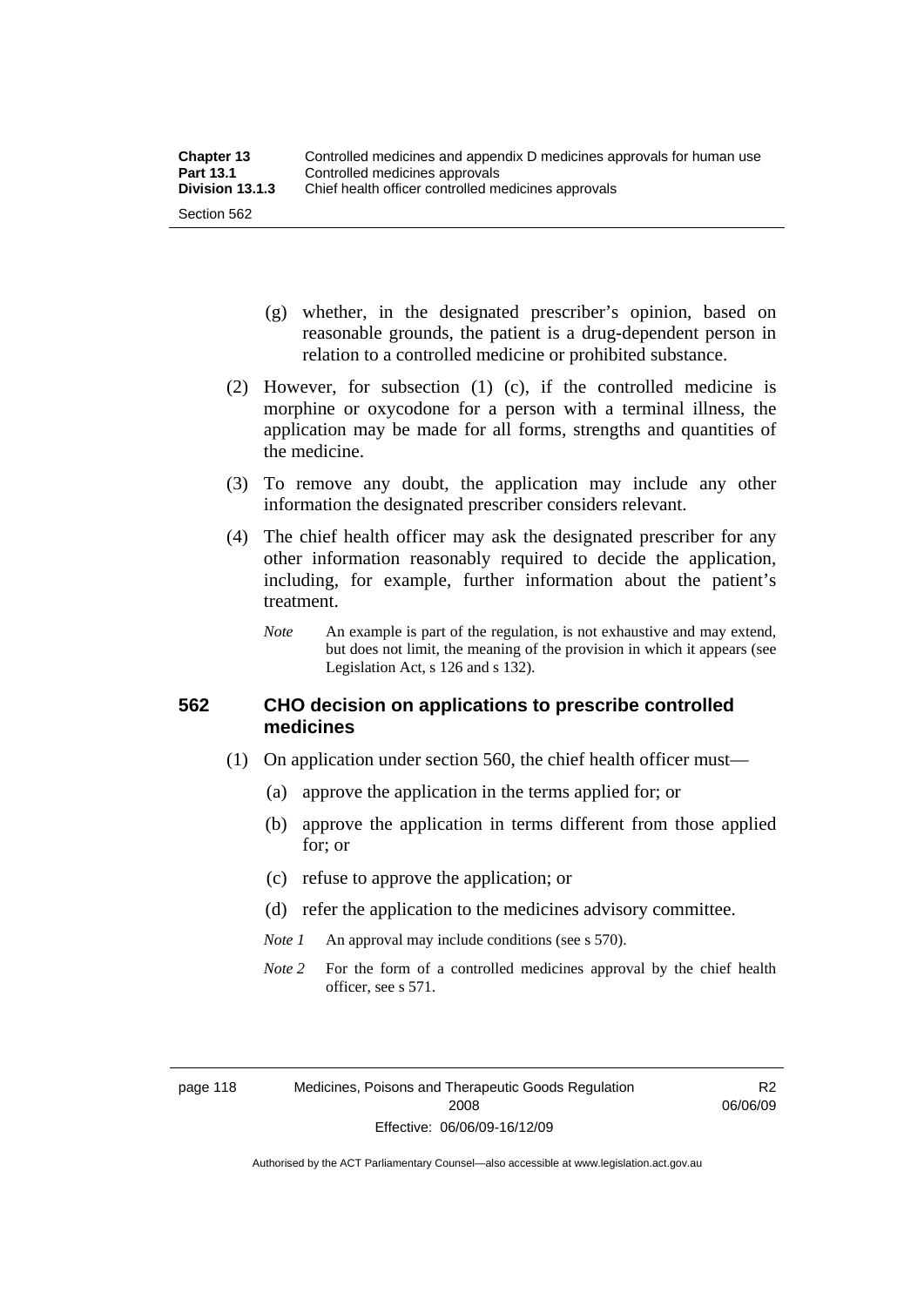(g) whether, in the designated prescriber's opinion, based on reasonable grounds, the patient is a drug-dependent person in relation to a controlled medicine or prohibited substance.

(2) However, for subsection (1) (c), if the controlled medicine is morphine or oxycodone for a person with a terminal illness, the application may be made for all forms, strengths and quantities of the medicine.

(3) To remove any doubt, the application may include any other information the designated prescriber considers relevant.

(4) The chief health officer may ask the designated prescriber for any other information reasonably required to decide the application, including, for example, further information about the patient's treatment.

*Note* An example is part of the regulation, is not exhaustive and may extend, but does not limit, the meaning of the provision in which it appears (see Legislation Act, s 126 and s 132).

## 562 CHO decision on applications to prescribe controlled medicines

(1) On application under section 560, the chief health officer must—

(a) approve the application in the terms applied for; or

(b) approve the application in terms different from those applied for; or

(c) refuse to approve the application; or

(d) refer the application to the medicines advisory committee.

*Note 1* An approval may include conditions (see s 570).

*Note 2* For the form of a controlled medicines approval by the chief health officer, see s 571.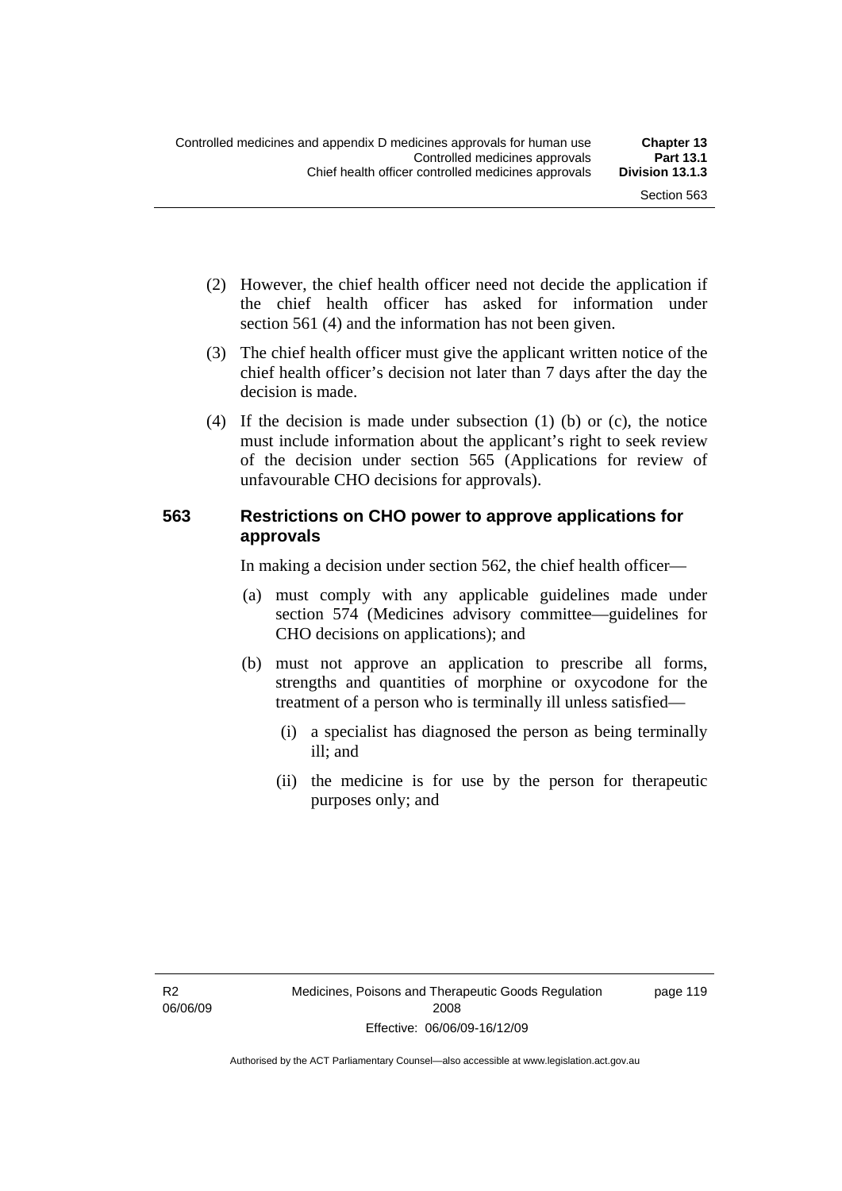(2) However, the chief health officer need not decide the application if the chief health officer has asked for information under section 561 (4) and the information has not been given.

(3) The chief health officer must give the applicant written notice of the chief health officer's decision not later than 7 days after the day the decision is made.

(4) If the decision is made under subsection (1) (b) or (c), the notice must include information about the applicant's right to seek review of the decision under section 565 (Applications for review of unfavourable CHO decisions for approvals).

### 563 Restrictions on CHO power to approve applications for approvals

In making a decision under section 562, the chief health officer—

(a) must comply with any applicable guidelines made under section 574 (Medicines advisory committee—guidelines for CHO decisions on applications); and

(b) must not approve an application to prescribe all forms, strengths and quantities of morphine or oxycodone for the treatment of a person who is terminally ill unless satisfied—

  (i) a specialist has diagnosed the person as being terminally ill; and

  (ii) the medicine is for use by the person for therapeutic purposes only; and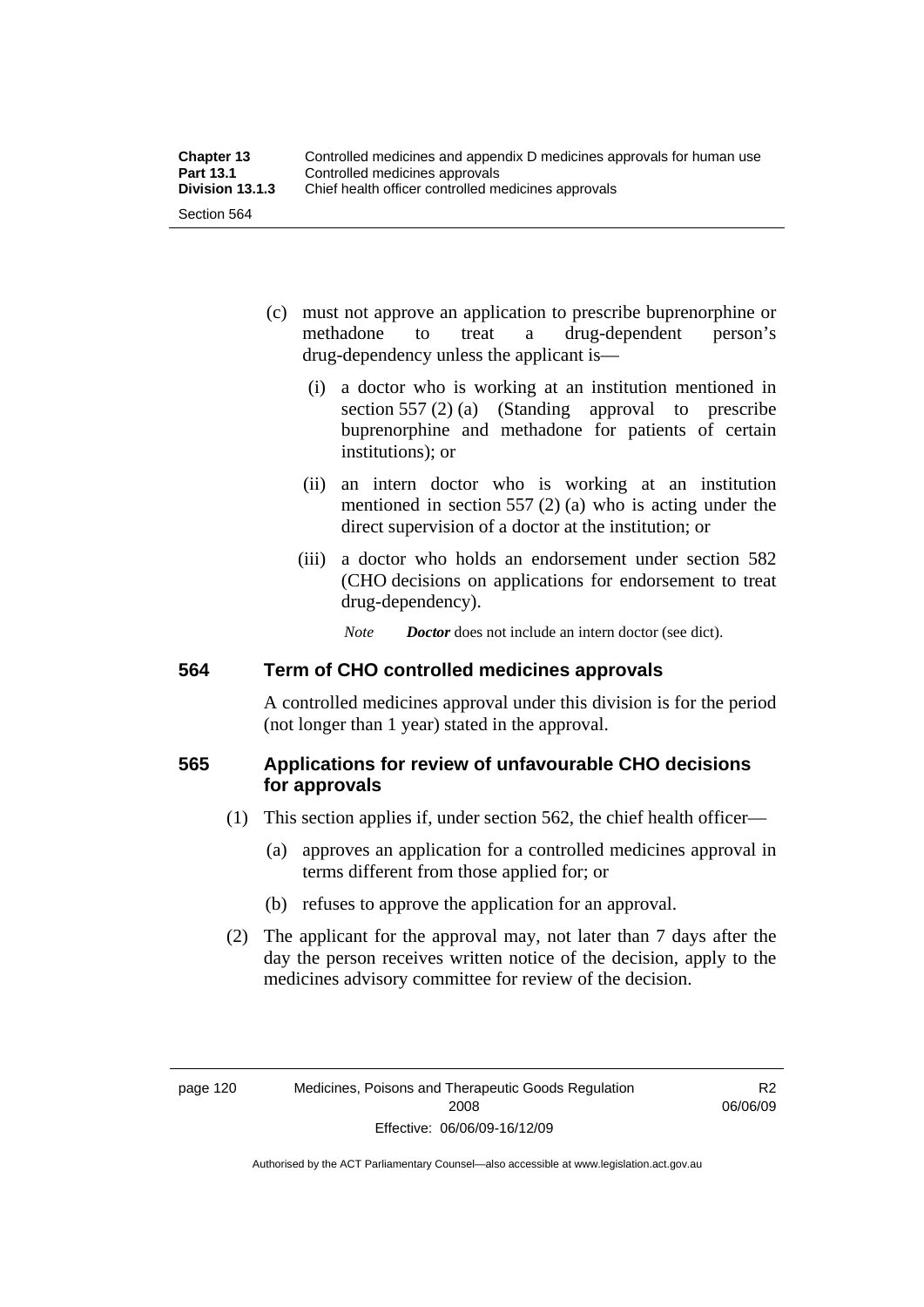(c) must not approve an application to prescribe buprenorphine or methadone to treat a drug-dependent person's drug-dependency unless the applicant is—

   (i) a doctor who is working at an institution mentioned in section 557 (2) (a) (Standing approval to prescribe buprenorphine and methadone for patients of certain institutions); or

   (ii) an intern doctor who is working at an institution mentioned in section 557 (2) (a) who is acting under the direct supervision of a doctor at the institution; or

   (iii) a doctor who holds an endorsement under section 582 (CHO decisions on applications for endorsement to treat drug-dependency).

   *Note* ***Doctor*** does not include an intern doctor (see dict).

## 564 Term of CHO controlled medicines approvals

A controlled medicines approval under this division is for the period (not longer than 1 year) stated in the approval.

## 565 Applications for review of unfavourable CHO decisions for approvals

(1) This section applies if, under section 562, the chief health officer—

   (a) approves an application for a controlled medicines approval in terms different from those applied for; or

   (b) refuses to approve the application for an approval.

(2) The applicant for the approval may, not later than 7 days after the day the person receives written notice of the decision, apply to the medicines advisory committee for review of the decision.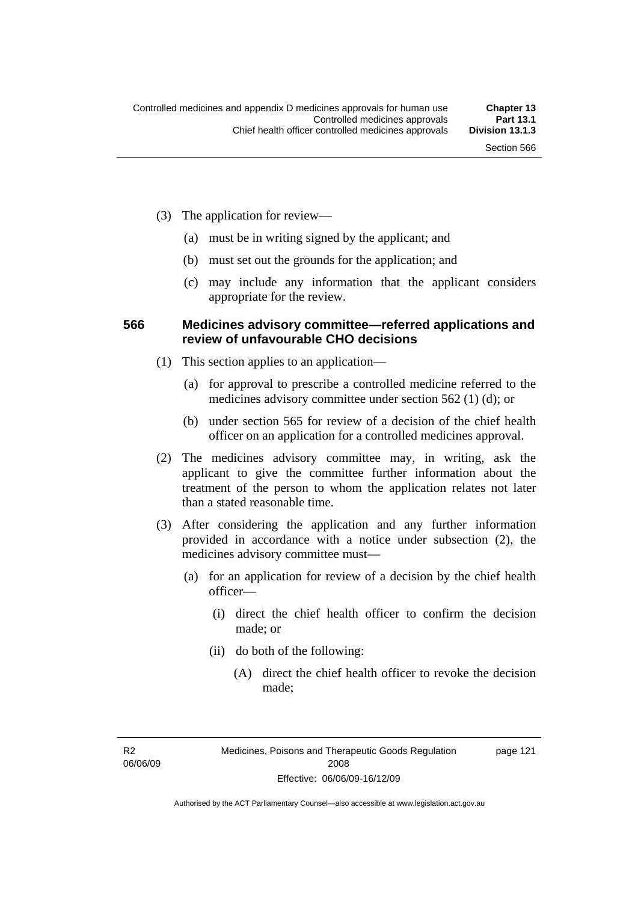(3) The application for review—

(a) must be in writing signed by the applicant; and

(b) must set out the grounds for the application; and

(c) may include any information that the applicant considers appropriate for the review.

### 566 Medicines advisory committee—referred applications and review of unfavourable CHO decisions

(1) This section applies to an application—

(a) for approval to prescribe a controlled medicine referred to the medicines advisory committee under section 562 (1) (d); or

(b) under section 565 for review of a decision of the chief health officer on an application for a controlled medicines approval.

(2) The medicines advisory committee may, in writing, ask the applicant to give the committee further information about the treatment of the person to whom the application relates not later than a stated reasonable time.

(3) After considering the application and any further information provided in accordance with a notice under subsection (2), the medicines advisory committee must—

(a) for an application for review of a decision by the chief health officer—

(i) direct the chief health officer to confirm the decision made; or

(ii) do both of the following:

(A) direct the chief health officer to revoke the decision made;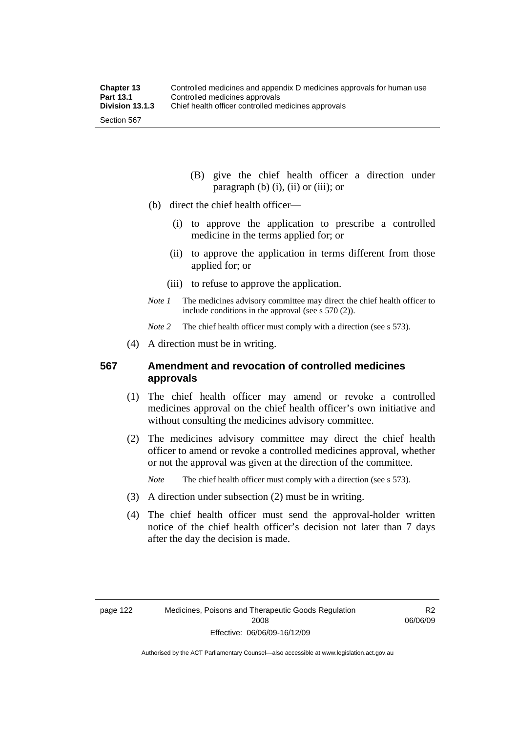(B) give the chief health officer a direction under paragraph (b) (i), (ii) or (iii); or

(b) direct the chief health officer—

(i) to approve the application to prescribe a controlled medicine in the terms applied for; or

(ii) to approve the application in terms different from those applied for; or

(iii) to refuse to approve the application.

*Note 1* The medicines advisory committee may direct the chief health officer to include conditions in the approval (see s 570 (2)).

*Note 2* The chief health officer must comply with a direction (see s 573).

(4) A direction must be in writing.

## 567 Amendment and revocation of controlled medicines approvals

(1) The chief health officer may amend or revoke a controlled medicines approval on the chief health officer's own initiative and without consulting the medicines advisory committee.

(2) The medicines advisory committee may direct the chief health officer to amend or revoke a controlled medicines approval, whether or not the approval was given at the direction of the committee.

*Note* The chief health officer must comply with a direction (see s 573).

(3) A direction under subsection (2) must be in writing.

(4) The chief health officer must send the approval-holder written notice of the chief health officer's decision not later than 7 days after the day the decision is made.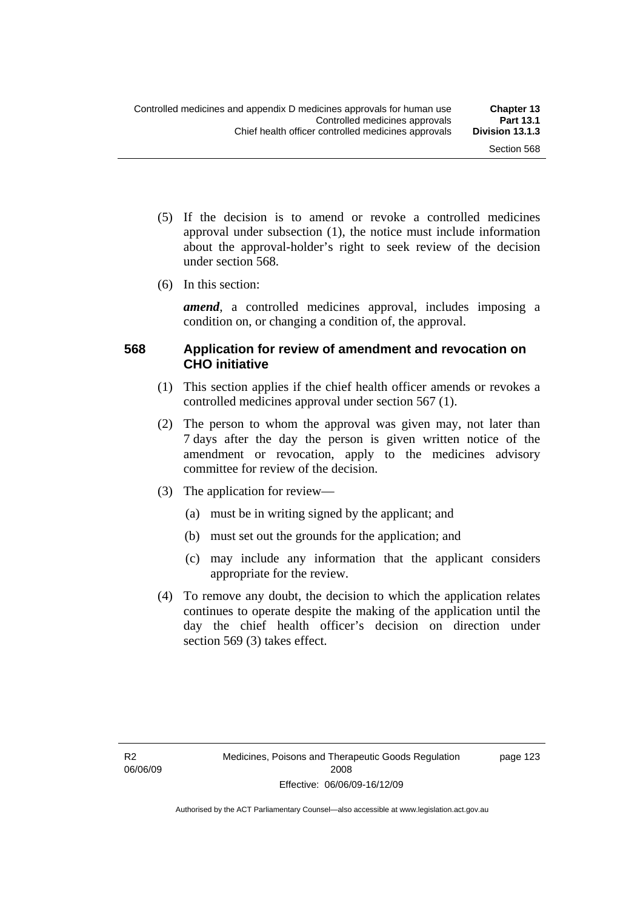(5) If the decision is to amend or revoke a controlled medicines approval under subsection (1), the notice must include information about the approval-holder's right to seek review of the decision under section 568.

(6) In this section:

***amend***, a controlled medicines approval, includes imposing a condition on, or changing a condition of, the approval.

### 568 Application for review of amendment and revocation on CHO initiative

(1) This section applies if the chief health officer amends or revokes a controlled medicines approval under section 567 (1).

(2) The person to whom the approval was given may, not later than 7 days after the day the person is given written notice of the amendment or revocation, apply to the medicines advisory committee for review of the decision.

(3) The application for review—

(a) must be in writing signed by the applicant; and

(b) must set out the grounds for the application; and

(c) may include any information that the applicant considers appropriate for the review.

(4) To remove any doubt, the decision to which the application relates continues to operate despite the making of the application until the day the chief health officer's decision on direction under section 569 (3) takes effect.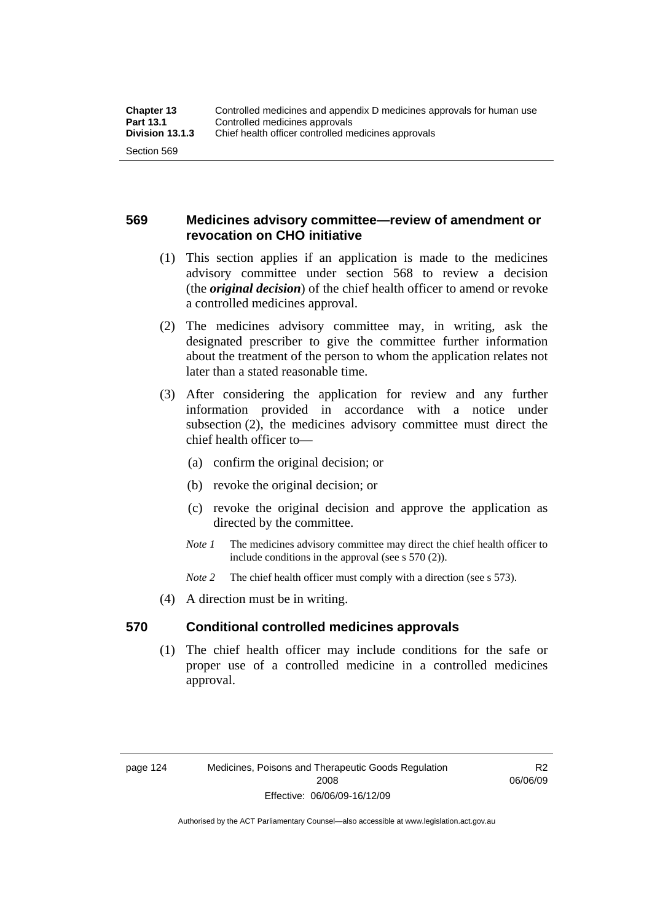## 569 Medicines advisory committee—review of amendment or revocation on CHO initiative

(1) This section applies if an application is made to the medicines advisory committee under section 568 to review a decision (the ***original decision***) of the chief health officer to amend or revoke a controlled medicines approval.

(2) The medicines advisory committee may, in writing, ask the designated prescriber to give the committee further information about the treatment of the person to whom the application relates not later than a stated reasonable time.

(3) After considering the application for review and any further information provided in accordance with a notice under subsection (2), the medicines advisory committee must direct the chief health officer to—

(a) confirm the original decision; or

(b) revoke the original decision; or

(c) revoke the original decision and approve the application as directed by the committee.

*Note 1* The medicines advisory committee may direct the chief health officer to include conditions in the approval (see s 570 (2)).

*Note 2* The chief health officer must comply with a direction (see s 573).

(4) A direction must be in writing.

## 570 Conditional controlled medicines approvals

(1) The chief health officer may include conditions for the safe or proper use of a controlled medicine in a controlled medicines approval.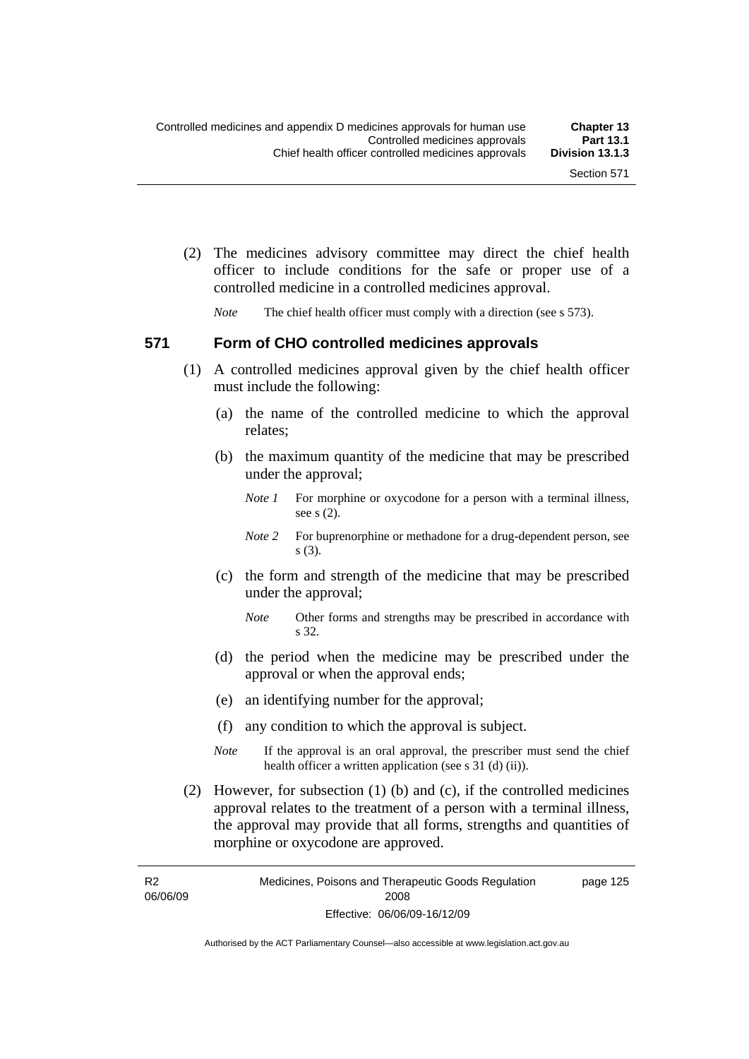(2) The medicines advisory committee may direct the chief health officer to include conditions for the safe or proper use of a controlled medicine in a controlled medicines approval.

*Note* The chief health officer must comply with a direction (see s 573).

## 571 Form of CHO controlled medicines approvals

(1) A controlled medicines approval given by the chief health officer must include the following:

(a) the name of the controlled medicine to which the approval relates;

(b) the maximum quantity of the medicine that may be prescribed under the approval;

*Note 1* For morphine or oxycodone for a person with a terminal illness, see s (2).

*Note 2* For buprenorphine or methadone for a drug-dependent person, see s (3).

(c) the form and strength of the medicine that may be prescribed under the approval;

*Note* Other forms and strengths may be prescribed in accordance with s 32.

(d) the period when the medicine may be prescribed under the approval or when the approval ends;

(e) an identifying number for the approval;

(f) any condition to which the approval is subject.

*Note* If the approval is an oral approval, the prescriber must send the chief health officer a written application (see s 31 (d) (ii)).

(2) However, for subsection (1) (b) and (c), if the controlled medicines approval relates to the treatment of a person with a terminal illness, the approval may provide that all forms, strengths and quantities of morphine or oxycodone are approved.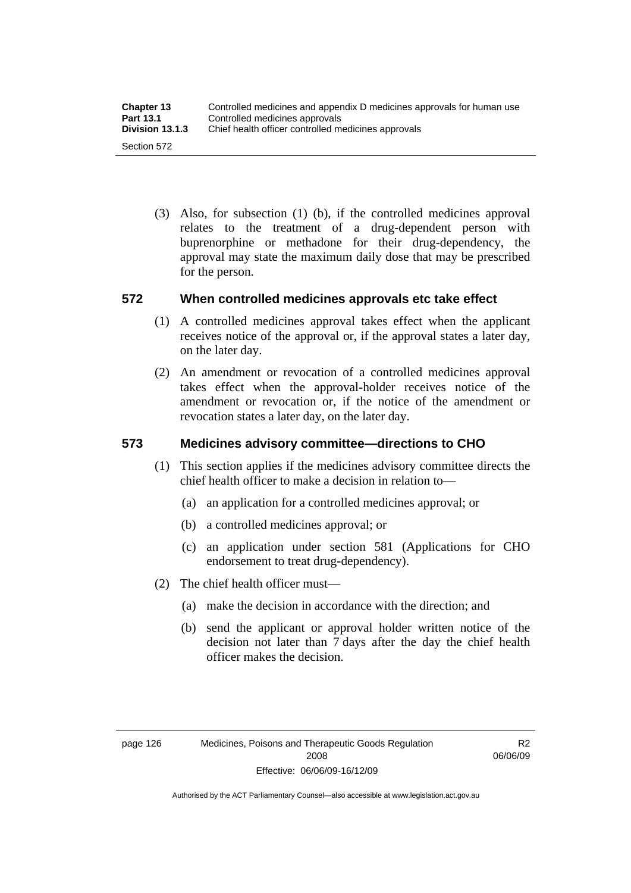(3) Also, for subsection (1) (b), if the controlled medicines approval relates to the treatment of a drug-dependent person with buprenorphine or methadone for their drug-dependency, the approval may state the maximum daily dose that may be prescribed for the person.

### 572 When controlled medicines approvals etc take effect

(1) A controlled medicines approval takes effect when the applicant receives notice of the approval or, if the approval states a later day, on the later day.

(2) An amendment or revocation of a controlled medicines approval takes effect when the approval-holder receives notice of the amendment or revocation or, if the notice of the amendment or revocation states a later day, on the later day.

### 573 Medicines advisory committee—directions to CHO

(1) This section applies if the medicines advisory committee directs the chief health officer to make a decision in relation to—

(a) an application for a controlled medicines approval; or

(b) a controlled medicines approval; or

(c) an application under section 581 (Applications for CHO endorsement to treat drug-dependency).

(2) The chief health officer must—

(a) make the decision in accordance with the direction; and

(b) send the applicant or approval holder written notice of the decision not later than 7 days after the day the chief health officer makes the decision.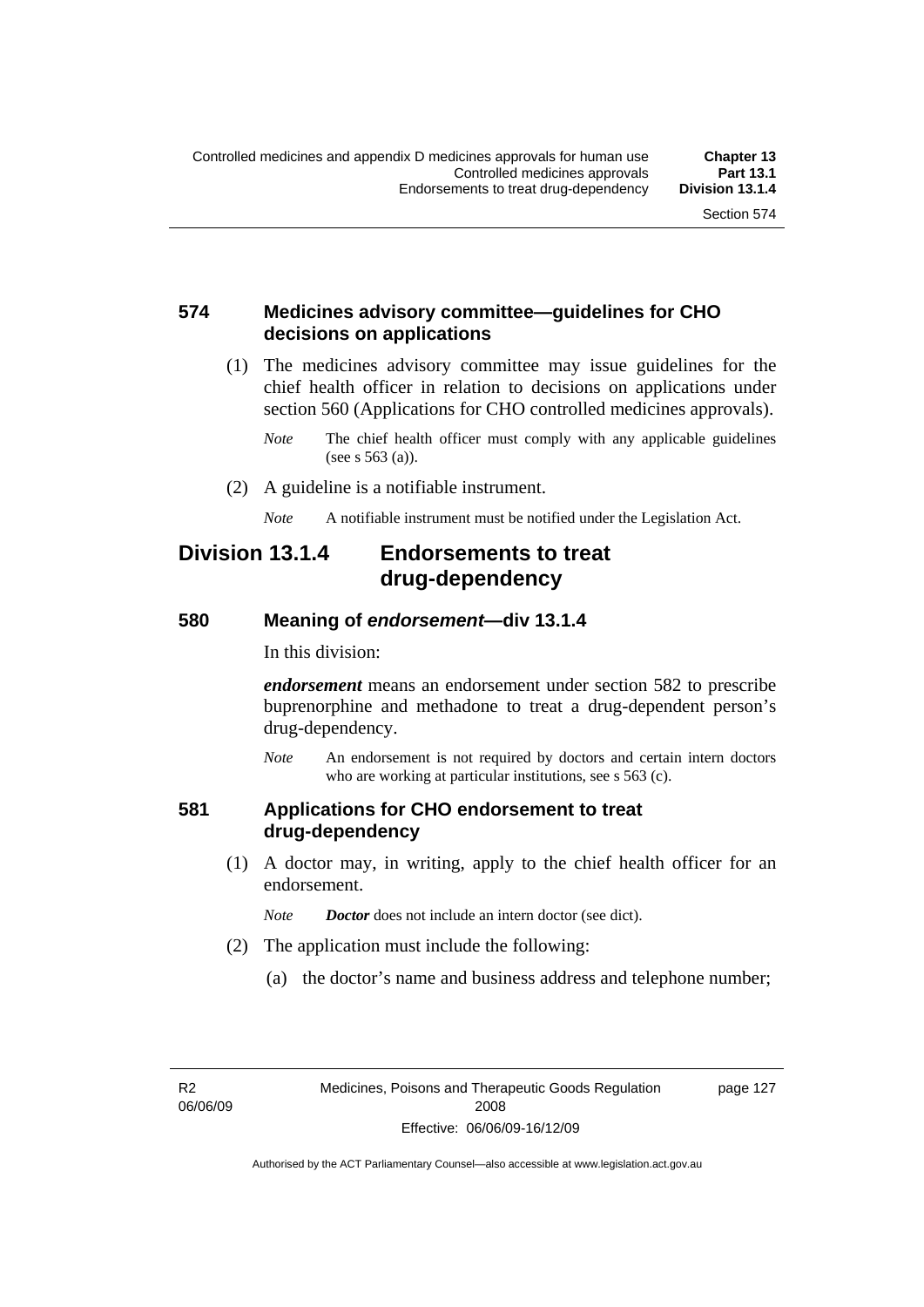### 574 Medicines advisory committee—guidelines for CHO decisions on applications

(1) The medicines advisory committee may issue guidelines for the chief health officer in relation to decisions on applications under section 560 (Applications for CHO controlled medicines approvals).

*Note* The chief health officer must comply with any applicable guidelines (see s 563 (a)).

(2) A guideline is a notifiable instrument.

*Note* A notifiable instrument must be notified under the Legislation Act.

## Division 13.1.4 Endorsements to treat drug-dependency

### 580 Meaning of *endorsement*—div 13.1.4

In this division:

***endorsement*** means an endorsement under section 582 to prescribe buprenorphine and methadone to treat a drug-dependent person's drug-dependency.

*Note* An endorsement is not required by doctors and certain intern doctors who are working at particular institutions, see s 563 (c).

### 581 Applications for CHO endorsement to treat drug-dependency

(1) A doctor may, in writing, apply to the chief health officer for an endorsement.

*Note* ***Doctor*** does not include an intern doctor (see dict).

(2) The application must include the following:

(a) the doctor's name and business address and telephone number;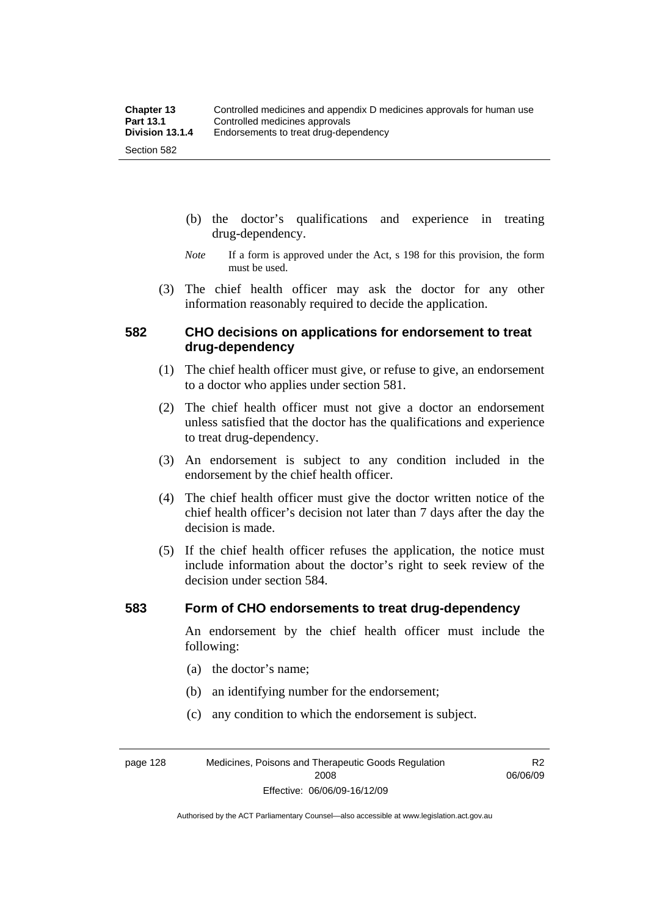(b) the doctor's qualifications and experience in treating drug-dependency.

*Note* If a form is approved under the Act, s 198 for this provision, the form must be used.

(3) The chief health officer may ask the doctor for any other information reasonably required to decide the application.

### 582 CHO decisions on applications for endorsement to treat drug-dependency

(1) The chief health officer must give, or refuse to give, an endorsement to a doctor who applies under section 581.

(2) The chief health officer must not give a doctor an endorsement unless satisfied that the doctor has the qualifications and experience to treat drug-dependency.

(3) An endorsement is subject to any condition included in the endorsement by the chief health officer.

(4) The chief health officer must give the doctor written notice of the chief health officer's decision not later than 7 days after the day the decision is made.

(5) If the chief health officer refuses the application, the notice must include information about the doctor's right to seek review of the decision under section 584.

### 583 Form of CHO endorsements to treat drug-dependency

An endorsement by the chief health officer must include the following:

(a) the doctor's name;

(b) an identifying number for the endorsement;

(c) any condition to which the endorsement is subject.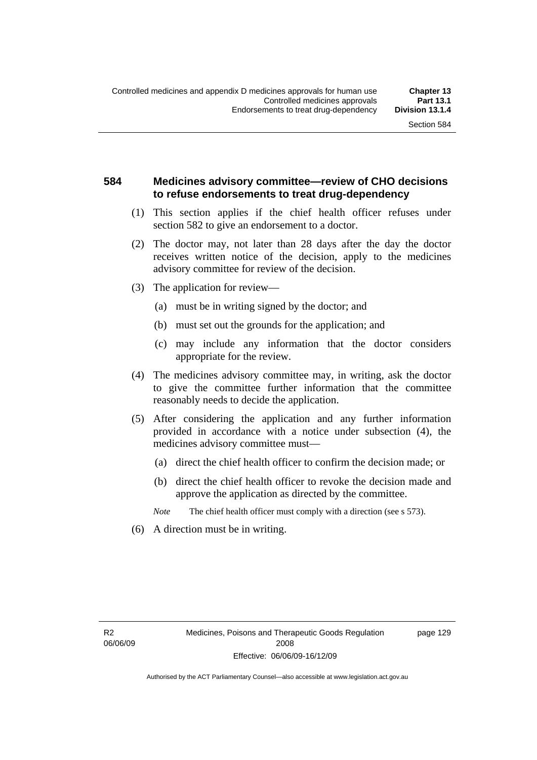## 584 Medicines advisory committee—review of CHO decisions to refuse endorsements to treat drug-dependency

(1) This section applies if the chief health officer refuses under section 582 to give an endorsement to a doctor.

(2) The doctor may, not later than 28 days after the day the doctor receives written notice of the decision, apply to the medicines advisory committee for review of the decision.

(3) The application for review—

- (a) must be in writing signed by the doctor; and
- (b) must set out the grounds for the application; and
- (c) may include any information that the doctor considers appropriate for the review.

(4) The medicines advisory committee may, in writing, ask the doctor to give the committee further information that the committee reasonably needs to decide the application.

(5) After considering the application and any further information provided in accordance with a notice under subsection (4), the medicines advisory committee must—

- (a) direct the chief health officer to confirm the decision made; or
- (b) direct the chief health officer to revoke the decision made and approve the application as directed by the committee.

*Note* The chief health officer must comply with a direction (see s 573).

(6) A direction must be in writing.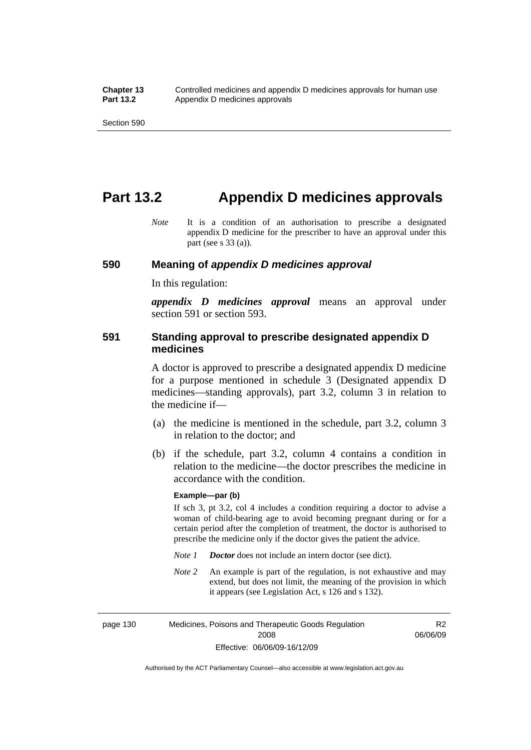# Part 13.2 Appendix D medicines approvals

*Note* It is a condition of an authorisation to prescribe a designated appendix D medicine for the prescriber to have an approval under this part (see s 33 (a)).

## 590 Meaning of *appendix D medicines approval*

In this regulation:

***appendix D medicines approval*** means an approval under section 591 or section 593.

## 591 Standing approval to prescribe designated appendix D medicines

A doctor is approved to prescribe a designated appendix D medicine for a purpose mentioned in schedule 3 (Designated appendix D medicines—standing approvals), part 3.2, column 3 in relation to the medicine if—

(a) the medicine is mentioned in the schedule, part 3.2, column 3 in relation to the doctor; and

(b) if the schedule, part 3.2, column 4 contains a condition in relation to the medicine—the doctor prescribes the medicine in accordance with the condition.

**Example—par (b)**

If sch 3, pt 3.2, col 4 includes a condition requiring a doctor to advise a woman of child-bearing age to avoid becoming pregnant during or for a certain period after the completion of treatment, the doctor is authorised to prescribe the medicine only if the doctor gives the patient the advice.

*Note 1* ***Doctor*** does not include an intern doctor (see dict).

*Note 2* An example is part of the regulation, is not exhaustive and may extend, but does not limit, the meaning of the provision in which it appears (see Legislation Act, s 126 and s 132).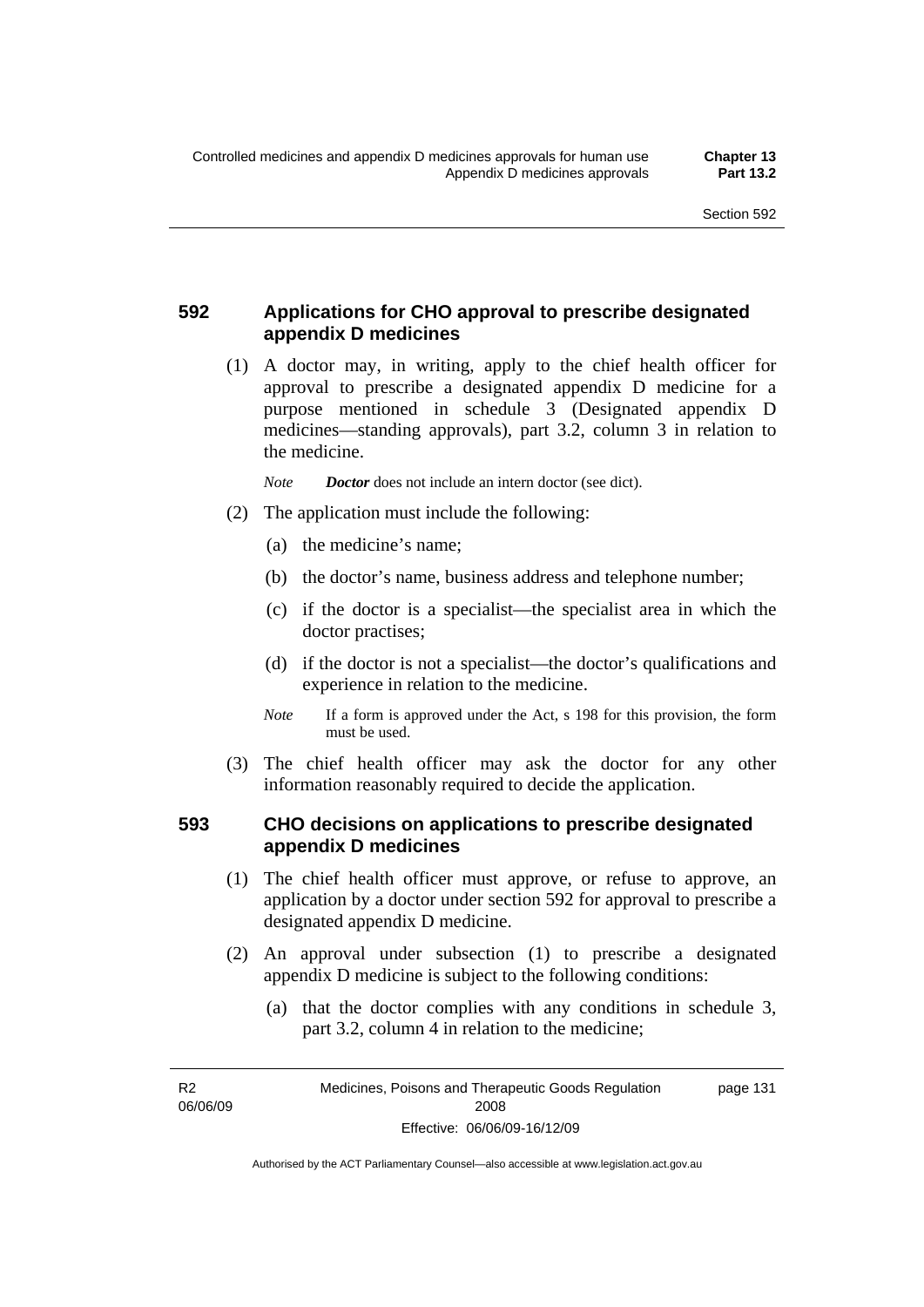### 592 Applications for CHO approval to prescribe designated appendix D medicines

(1) A doctor may, in writing, apply to the chief health officer for approval to prescribe a designated appendix D medicine for a purpose mentioned in schedule 3 (Designated appendix D medicines—standing approvals), part 3.2, column 3 in relation to the medicine.

*Note* ***Doctor*** does not include an intern doctor (see dict).

(2) The application must include the following:

(a) the medicine's name;

(b) the doctor's name, business address and telephone number;

(c) if the doctor is a specialist—the specialist area in which the doctor practises;

(d) if the doctor is not a specialist—the doctor's qualifications and experience in relation to the medicine.

*Note* If a form is approved under the Act, s 198 for this provision, the form must be used.

(3) The chief health officer may ask the doctor for any other information reasonably required to decide the application.

### 593 CHO decisions on applications to prescribe designated appendix D medicines

(1) The chief health officer must approve, or refuse to approve, an application by a doctor under section 592 for approval to prescribe a designated appendix D medicine.

(2) An approval under subsection (1) to prescribe a designated appendix D medicine is subject to the following conditions:

(a) that the doctor complies with any conditions in schedule 3, part 3.2, column 4 in relation to the medicine;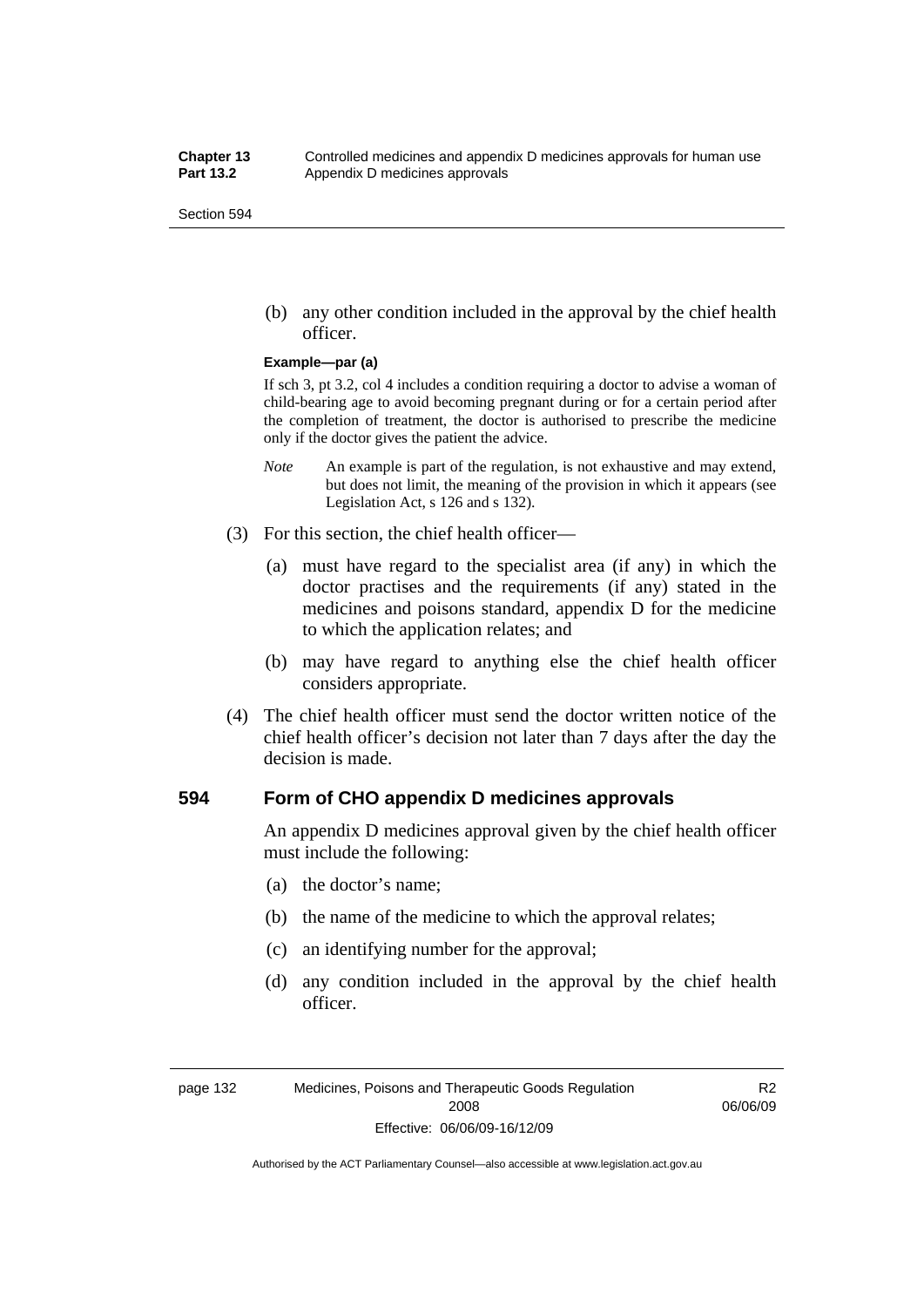(b) any other condition included in the approval by the chief health officer.

**Example—par (a)**

If sch 3, pt 3.2, col 4 includes a condition requiring a doctor to advise a woman of child-bearing age to avoid becoming pregnant during or for a certain period after the completion of treatment, the doctor is authorised to prescribe the medicine only if the doctor gives the patient the advice.

*Note* An example is part of the regulation, is not exhaustive and may extend, but does not limit, the meaning of the provision in which it appears (see Legislation Act, s 126 and s 132).

(3) For this section, the chief health officer—

(a) must have regard to the specialist area (if any) in which the doctor practises and the requirements (if any) stated in the medicines and poisons standard, appendix D for the medicine to which the application relates; and

(b) may have regard to anything else the chief health officer considers appropriate.

(4) The chief health officer must send the doctor written notice of the chief health officer's decision not later than 7 days after the day the decision is made.

## 594 Form of CHO appendix D medicines approvals

An appendix D medicines approval given by the chief health officer must include the following:

(a) the doctor's name;

(b) the name of the medicine to which the approval relates;

(c) an identifying number for the approval;

(d) any condition included in the approval by the chief health officer.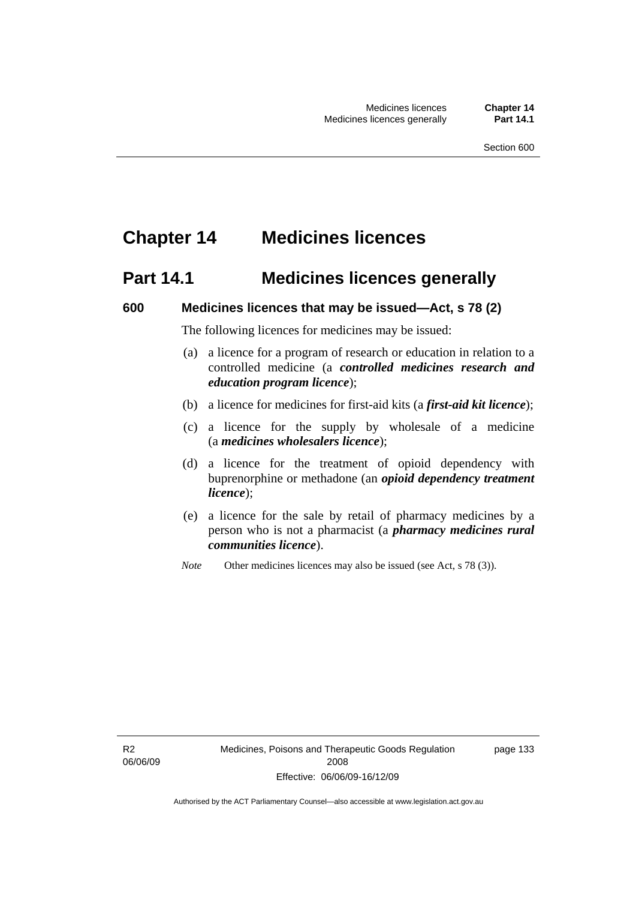# Chapter 14 Medicines licences

## Part 14.1 Medicines licences generally

### 600 Medicines licences that may be issued—Act, s 78 (2)

The following licences for medicines may be issued:

(a) a licence for a program of research or education in relation to a controlled medicine (a ***controlled medicines research and education program licence***);

(b) a licence for medicines for first-aid kits (a ***first-aid kit licence***);

(c) a licence for the supply by wholesale of a medicine (a ***medicines wholesalers licence***);

(d) a licence for the treatment of opioid dependency with buprenorphine or methadone (an ***opioid dependency treatment licence***);

(e) a licence for the sale by retail of pharmacy medicines by a person who is not a pharmacist (a ***pharmacy medicines rural communities licence***).

*Note* Other medicines licences may also be issued (see Act, s 78 (3)).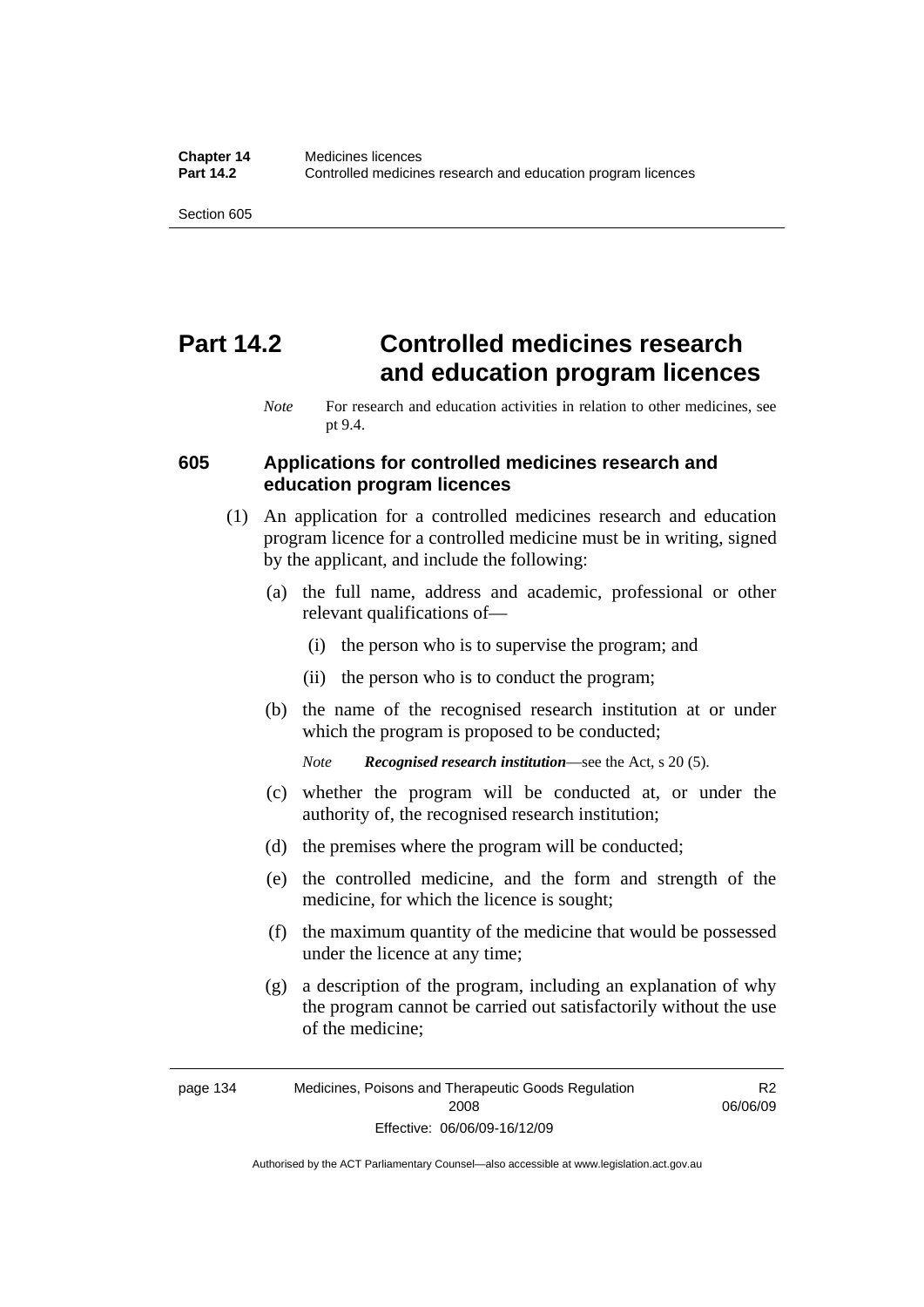# Part 14.2 Controlled medicines research and education program licences

*Note* For research and education activities in relation to other medicines, see pt 9.4.

## 605 Applications for controlled medicines research and education program licences

(1) An application for a controlled medicines research and education program licence for a controlled medicine must be in writing, signed by the applicant, and include the following:

(a) the full name, address and academic, professional or other relevant qualifications of—

(i) the person who is to supervise the program; and

(ii) the person who is to conduct the program;

(b) the name of the recognised research institution at or under which the program is proposed to be conducted;

*Note* ***Recognised research institution***—see the Act, s 20 (5).

(c) whether the program will be conducted at, or under the authority of, the recognised research institution;

(d) the premises where the program will be conducted;

(e) the controlled medicine, and the form and strength of the medicine, for which the licence is sought;

(f) the maximum quantity of the medicine that would be possessed under the licence at any time;

(g) a description of the program, including an explanation of why the program cannot be carried out satisfactorily without the use of the medicine;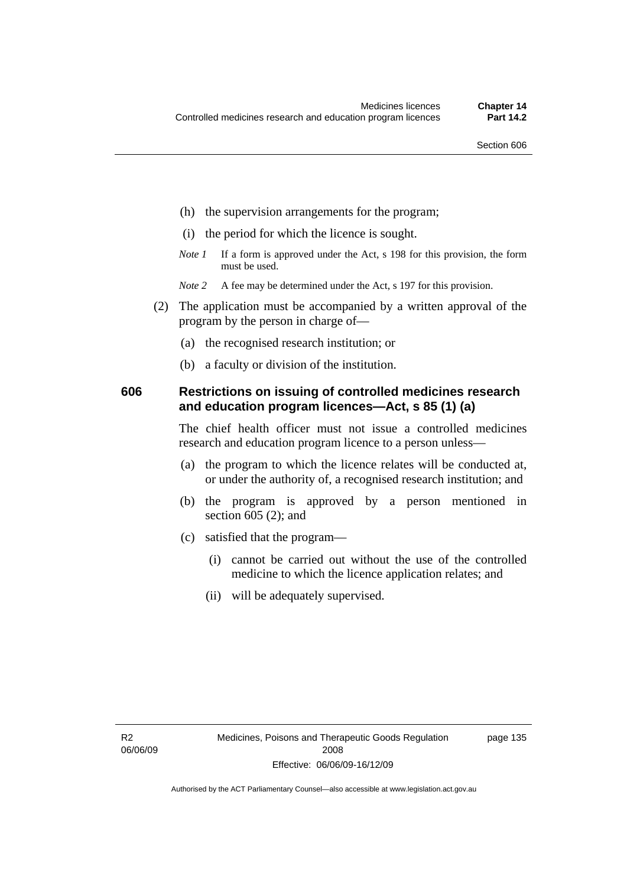(h) the supervision arrangements for the program;

(i) the period for which the licence is sought.

*Note 1* If a form is approved under the Act, s 198 for this provision, the form must be used.

*Note 2* A fee may be determined under the Act, s 197 for this provision.

(2) The application must be accompanied by a written approval of the program by the person in charge of—

(a) the recognised research institution; or

(b) a faculty or division of the institution.

### 606 Restrictions on issuing of controlled medicines research and education program licences—Act, s 85 (1) (a)

The chief health officer must not issue a controlled medicines research and education program licence to a person unless—

(a) the program to which the licence relates will be conducted at, or under the authority of, a recognised research institution; and

(b) the program is approved by a person mentioned in section 605 (2); and

(c) satisfied that the program—

(i) cannot be carried out without the use of the controlled medicine to which the licence application relates; and

(ii) will be adequately supervised.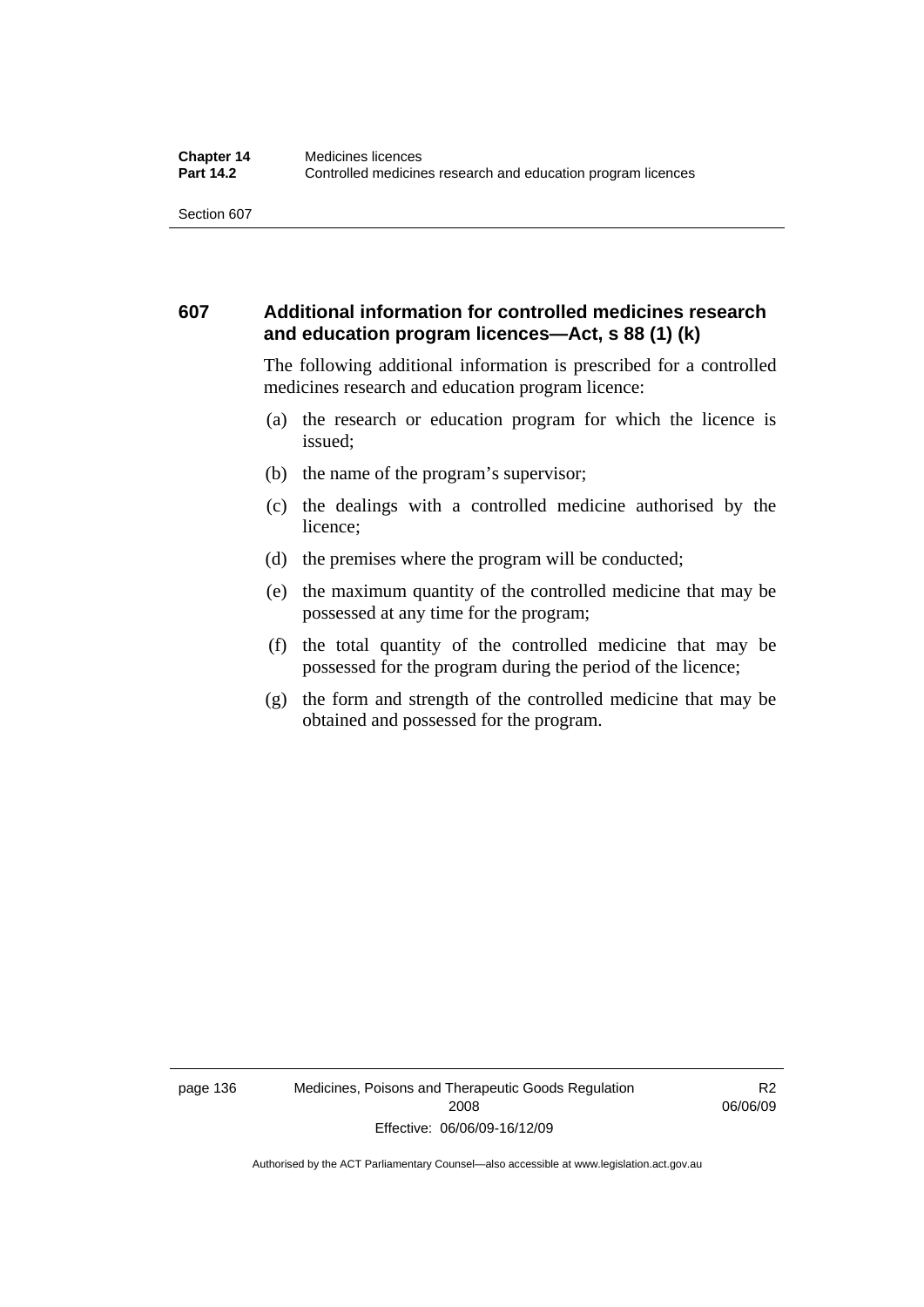## 607 Additional information for controlled medicines research and education program licences—Act, s 88 (1) (k)

The following additional information is prescribed for a controlled medicines research and education program licence:

(a) the research or education program for which the licence is issued;

(b) the name of the program's supervisor;

(c) the dealings with a controlled medicine authorised by the licence;

(d) the premises where the program will be conducted;

(e) the maximum quantity of the controlled medicine that may be possessed at any time for the program;

(f) the total quantity of the controlled medicine that may be possessed for the program during the period of the licence;

(g) the form and strength of the controlled medicine that may be obtained and possessed for the program.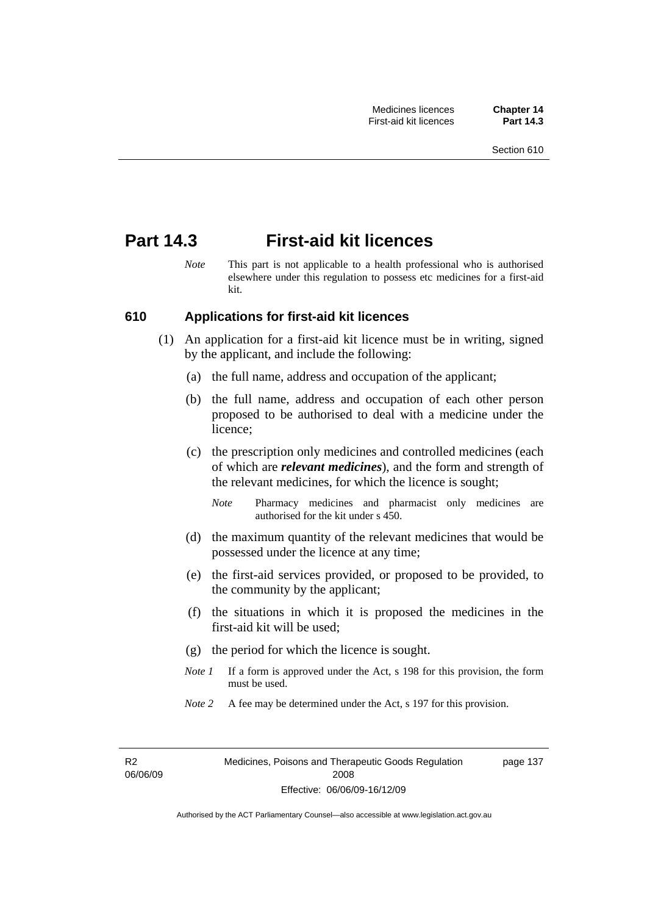# Part 14.3 First-aid kit licences

*Note* This part is not applicable to a health professional who is authorised elsewhere under this regulation to possess etc medicines for a first-aid kit.

## 610 Applications for first-aid kit licences

(1) An application for a first-aid kit licence must be in writing, signed by the applicant, and include the following:

(a) the full name, address and occupation of the applicant;

(b) the full name, address and occupation of each other person proposed to be authorised to deal with a medicine under the licence;

(c) the prescription only medicines and controlled medicines (each of which are ***relevant medicines***), and the form and strength of the relevant medicines, for which the licence is sought;

*Note* Pharmacy medicines and pharmacist only medicines are authorised for the kit under s 450.

(d) the maximum quantity of the relevant medicines that would be possessed under the licence at any time;

(e) the first-aid services provided, or proposed to be provided, to the community by the applicant;

(f) the situations in which it is proposed the medicines in the first-aid kit will be used;

(g) the period for which the licence is sought.

*Note 1* If a form is approved under the Act, s 198 for this provision, the form must be used.

*Note 2* A fee may be determined under the Act, s 197 for this provision.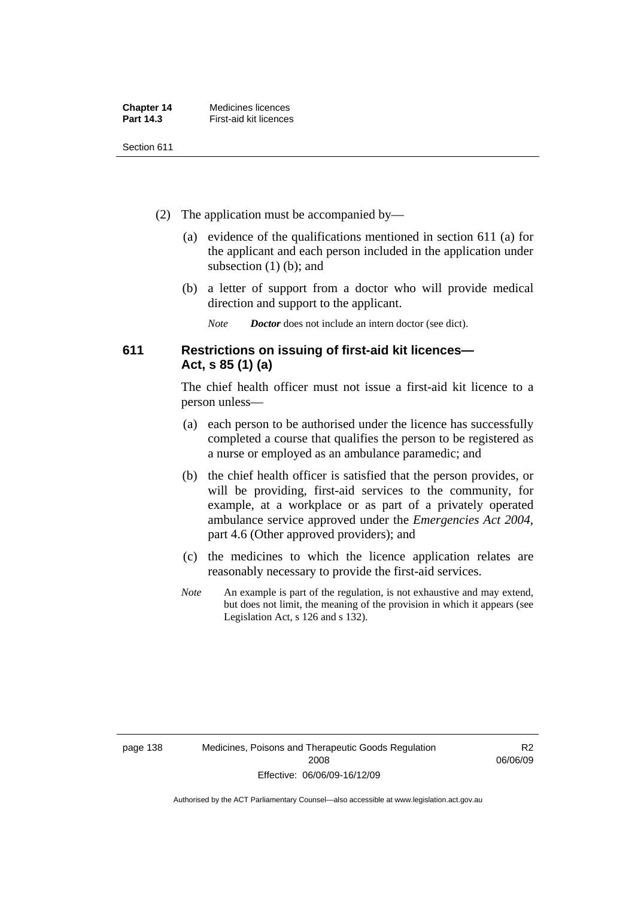(2) The application must be accompanied by—

(a) evidence of the qualifications mentioned in section 611 (a) for the applicant and each person included in the application under subsection (1) (b); and

(b) a letter of support from a doctor who will provide medical direction and support to the applicant.

*Note* ***Doctor*** does not include an intern doctor (see dict).

## 611 Restrictions on issuing of first-aid kit licences—Act, s 85 (1) (a)

The chief health officer must not issue a first-aid kit licence to a person unless—

(a) each person to be authorised under the licence has successfully completed a course that qualifies the person to be registered as a nurse or employed as an ambulance paramedic; and

(b) the chief health officer is satisfied that the person provides, or will be providing, first-aid services to the community, for example, at a workplace or as part of a privately operated ambulance service approved under the *Emergencies Act 2004*, part 4.6 (Other approved providers); and

(c) the medicines to which the licence application relates are reasonably necessary to provide the first-aid services.

*Note* An example is part of the regulation, is not exhaustive and may extend, but does not limit, the meaning of the provision in which it appears (see Legislation Act, s 126 and s 132).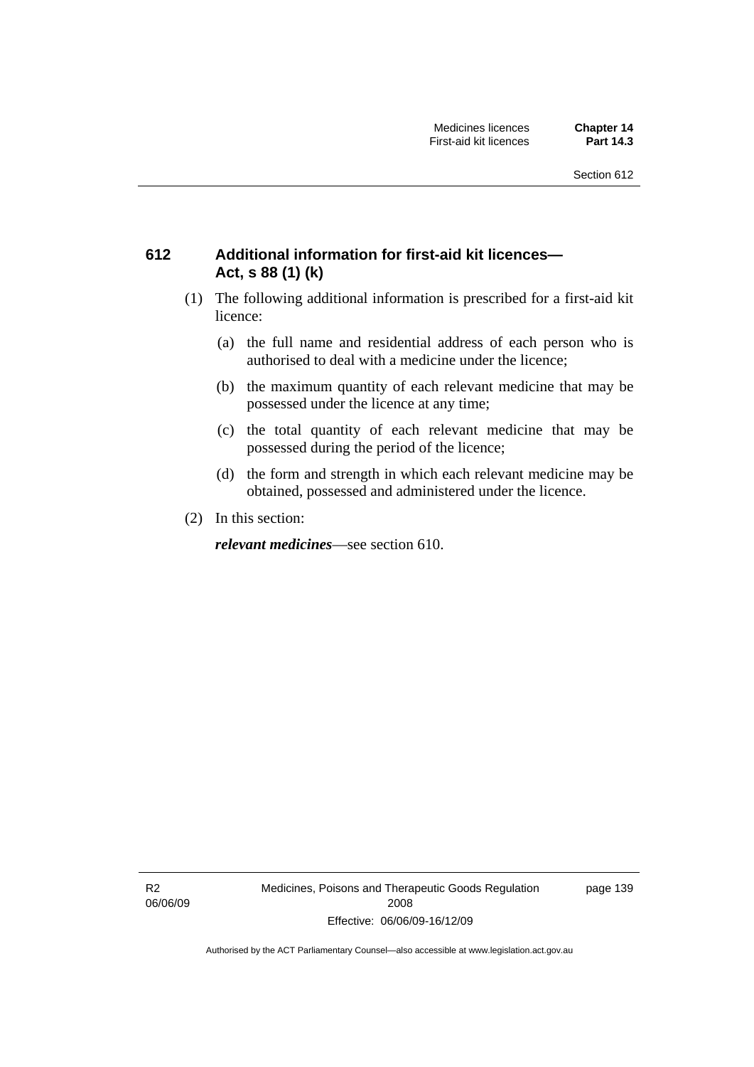## 612 Additional information for first-aid kit licences—Act, s 88 (1) (k)

(1) The following additional information is prescribed for a first-aid kit licence:

(a) the full name and residential address of each person who is authorised to deal with a medicine under the licence;

(b) the maximum quantity of each relevant medicine that may be possessed under the licence at any time;

(c) the total quantity of each relevant medicine that may be possessed during the period of the licence;

(d) the form and strength in which each relevant medicine may be obtained, possessed and administered under the licence.

(2) In this section:

***relevant medicines***—see section 610.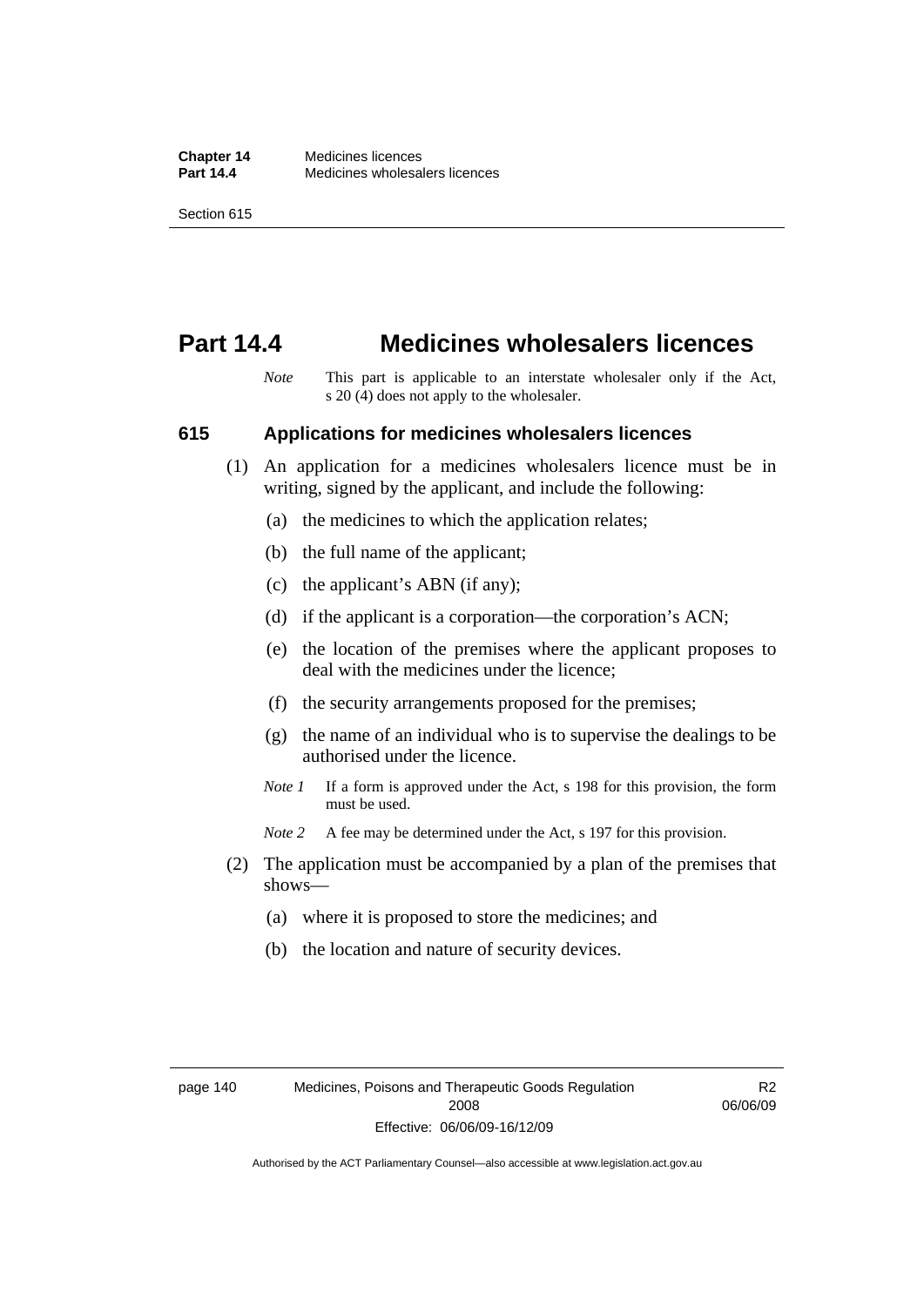# Part 14.4 Medicines wholesalers licences

*Note* This part is applicable to an interstate wholesaler only if the Act, s 20 (4) does not apply to the wholesaler.

## 615 Applications for medicines wholesalers licences

(1) An application for a medicines wholesalers licence must be in writing, signed by the applicant, and include the following:

(a) the medicines to which the application relates;

(b) the full name of the applicant;

(c) the applicant's ABN (if any);

(d) if the applicant is a corporation—the corporation's ACN;

(e) the location of the premises where the applicant proposes to deal with the medicines under the licence;

(f) the security arrangements proposed for the premises;

(g) the name of an individual who is to supervise the dealings to be authorised under the licence.

*Note 1* If a form is approved under the Act, s 198 for this provision, the form must be used.

*Note 2* A fee may be determined under the Act, s 197 for this provision.

(2) The application must be accompanied by a plan of the premises that shows—

(a) where it is proposed to store the medicines; and

(b) the location and nature of security devices.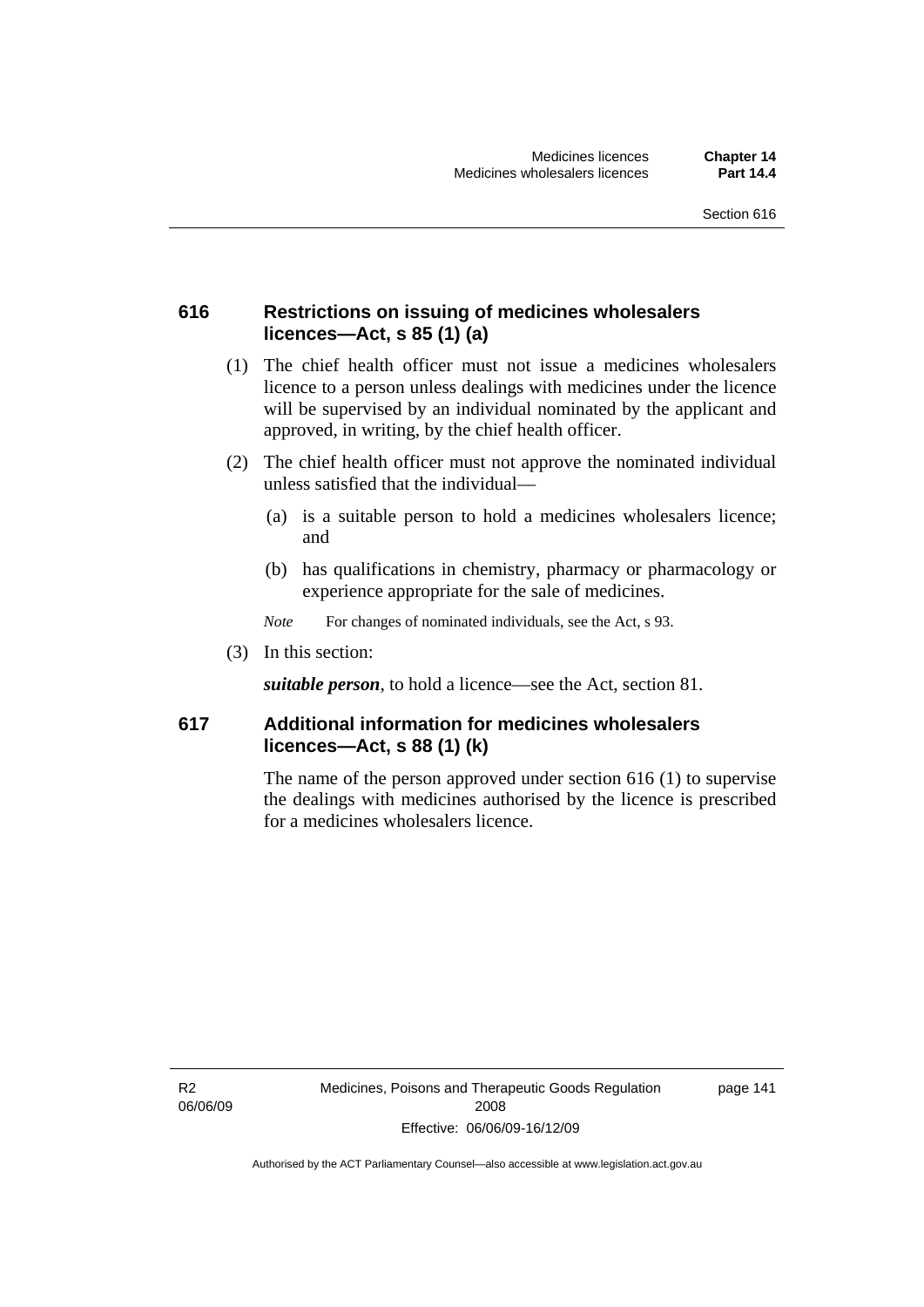### 616 Restrictions on issuing of medicines wholesalers licences—Act, s 85 (1) (a)

(1) The chief health officer must not issue a medicines wholesalers licence to a person unless dealings with medicines under the licence will be supervised by an individual nominated by the applicant and approved, in writing, by the chief health officer.

(2) The chief health officer must not approve the nominated individual unless satisfied that the individual—

(a) is a suitable person to hold a medicines wholesalers licence; and

(b) has qualifications in chemistry, pharmacy or pharmacology or experience appropriate for the sale of medicines.

*Note* For changes of nominated individuals, see the Act, s 93.

(3) In this section:

***suitable person***, to hold a licence—see the Act, section 81.

### 617 Additional information for medicines wholesalers licences—Act, s 88 (1) (k)

The name of the person approved under section 616 (1) to supervise the dealings with medicines authorised by the licence is prescribed for a medicines wholesalers licence.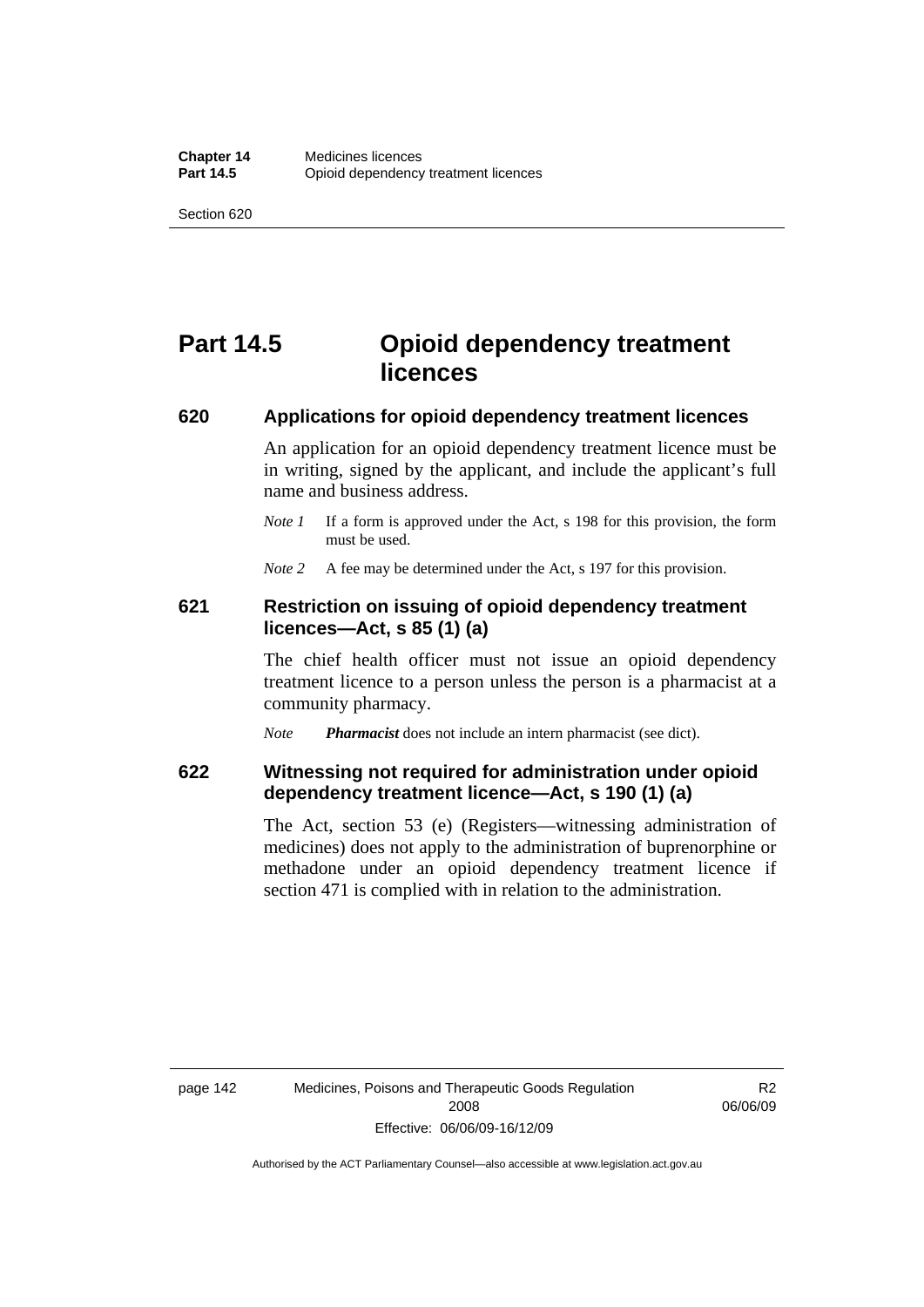# Part 14.5 Opioid dependency treatment licences

## 620 Applications for opioid dependency treatment licences

An application for an opioid dependency treatment licence must be in writing, signed by the applicant, and include the applicant's full name and business address.

*Note 1* If a form is approved under the Act, s 198 for this provision, the form must be used.

*Note 2* A fee may be determined under the Act, s 197 for this provision.

## 621 Restriction on issuing of opioid dependency treatment licences—Act, s 85 (1) (a)

The chief health officer must not issue an opioid dependency treatment licence to a person unless the person is a pharmacist at a community pharmacy.

*Note* ***Pharmacist*** does not include an intern pharmacist (see dict).

## 622 Witnessing not required for administration under opioid dependency treatment licence—Act, s 190 (1) (a)

The Act, section 53 (e) (Registers—witnessing administration of medicines) does not apply to the administration of buprenorphine or methadone under an opioid dependency treatment licence if section 471 is complied with in relation to the administration.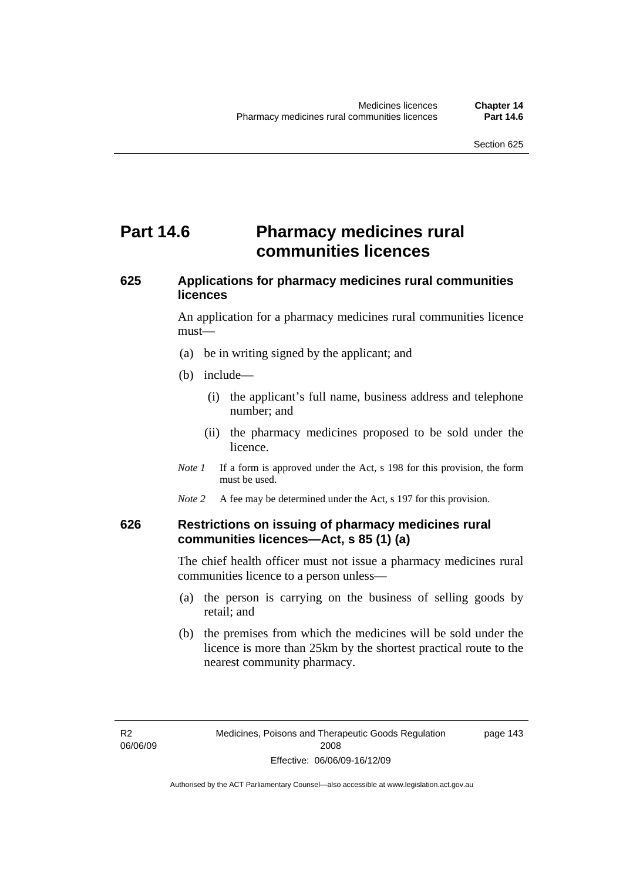# Part 14.6 Pharmacy medicines rural communities licences

## 625 Applications for pharmacy medicines rural communities licences

An application for a pharmacy medicines rural communities licence must—

(a) be in writing signed by the applicant; and

(b) include—

(i) the applicant's full name, business address and telephone number; and

(ii) the pharmacy medicines proposed to be sold under the licence.

*Note 1* If a form is approved under the Act, s 198 for this provision, the form must be used.

*Note 2* A fee may be determined under the Act, s 197 for this provision.

## 626 Restrictions on issuing of pharmacy medicines rural communities licences—Act, s 85 (1) (a)

The chief health officer must not issue a pharmacy medicines rural communities licence to a person unless—

(a) the person is carrying on the business of selling goods by retail; and

(b) the premises from which the medicines will be sold under the licence is more than 25km by the shortest practical route to the nearest community pharmacy.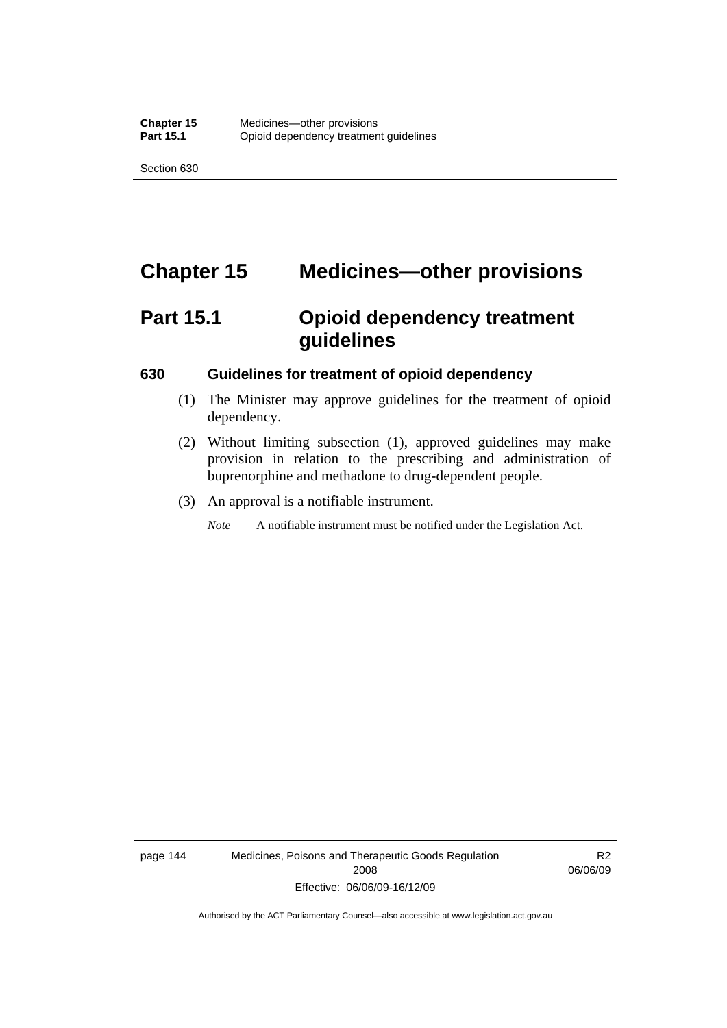# Chapter 15 Medicines—other provisions

## Part 15.1 Opioid dependency treatment guidelines

### 630 Guidelines for treatment of opioid dependency

(1) The Minister may approve guidelines for the treatment of opioid dependency.

(2) Without limiting subsection (1), approved guidelines may make provision in relation to the prescribing and administration of buprenorphine and methadone to drug-dependent people.

(3) An approval is a notifiable instrument.

*Note* A notifiable instrument must be notified under the Legislation Act.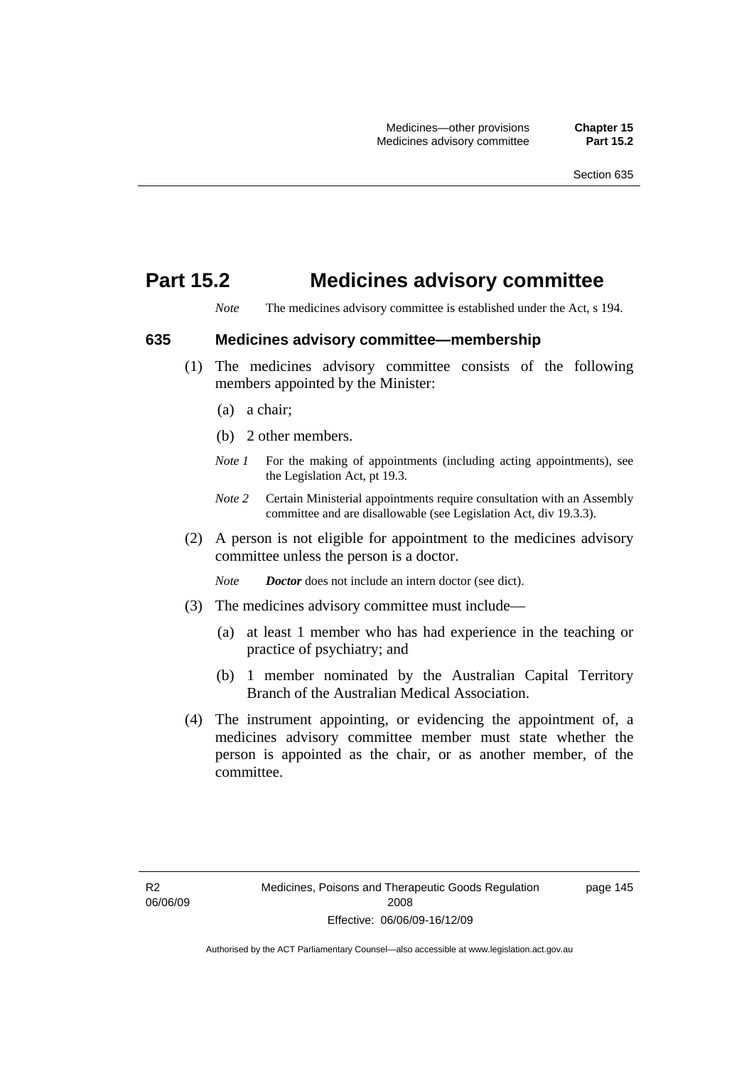# Part 15.2 Medicines advisory committee

*Note* The medicines advisory committee is established under the Act, s 194.

## 635 Medicines advisory committee—membership

(1) The medicines advisory committee consists of the following members appointed by the Minister:

(a) a chair;

(b) 2 other members.

*Note 1* For the making of appointments (including acting appointments), see the Legislation Act, pt 19.3.

*Note 2* Certain Ministerial appointments require consultation with an Assembly committee and are disallowable (see Legislation Act, div 19.3.3).

(2) A person is not eligible for appointment to the medicines advisory committee unless the person is a doctor.

*Note* ***Doctor*** does not include an intern doctor (see dict).

(3) The medicines advisory committee must include—

(a) at least 1 member who has had experience in the teaching or practice of psychiatry; and

(b) 1 member nominated by the Australian Capital Territory Branch of the Australian Medical Association.

(4) The instrument appointing, or evidencing the appointment of, a medicines advisory committee member must state whether the person is appointed as the chair, or as another member, of the committee.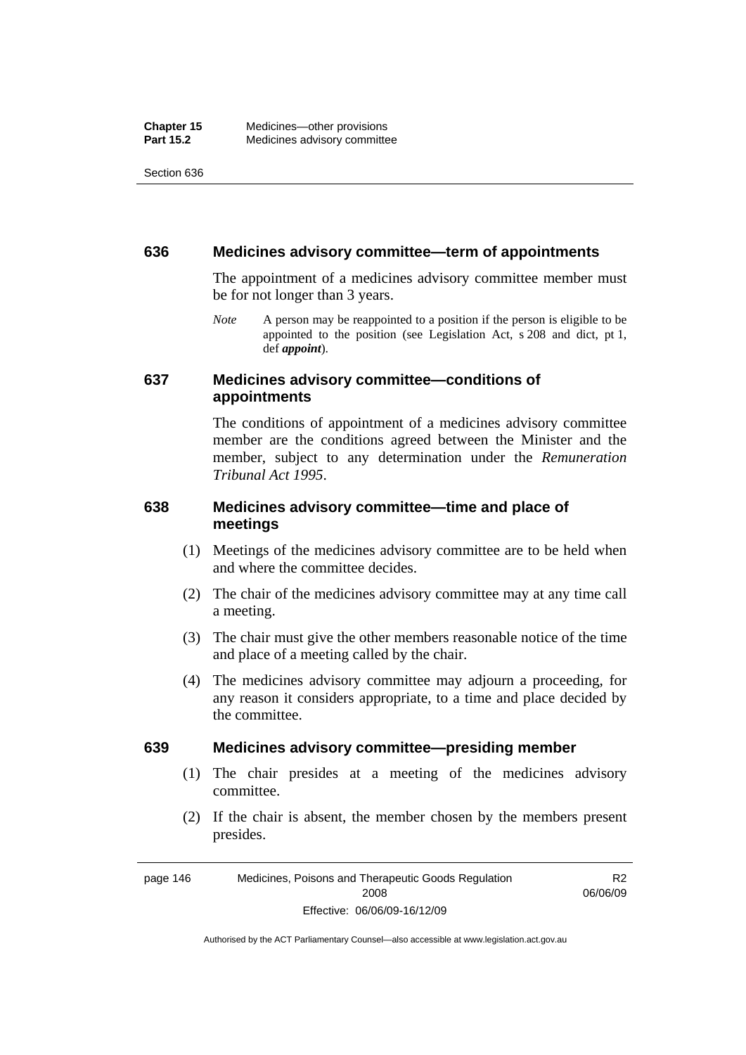## 636 Medicines advisory committee—term of appointments

The appointment of a medicines advisory committee member must be for not longer than 3 years.

*Note* A person may be reappointed to a position if the person is eligible to be appointed to the position (see Legislation Act, s 208 and dict, pt 1, def ***appoint***).

## 637 Medicines advisory committee—conditions of appointments

The conditions of appointment of a medicines advisory committee member are the conditions agreed between the Minister and the member, subject to any determination under the *Remuneration Tribunal Act 1995*.

## 638 Medicines advisory committee—time and place of meetings

(1) Meetings of the medicines advisory committee are to be held when and where the committee decides.

(2) The chair of the medicines advisory committee may at any time call a meeting.

(3) The chair must give the other members reasonable notice of the time and place of a meeting called by the chair.

(4) The medicines advisory committee may adjourn a proceeding, for any reason it considers appropriate, to a time and place decided by the committee.

## 639 Medicines advisory committee—presiding member

(1) The chair presides at a meeting of the medicines advisory committee.

(2) If the chair is absent, the member chosen by the members present presides.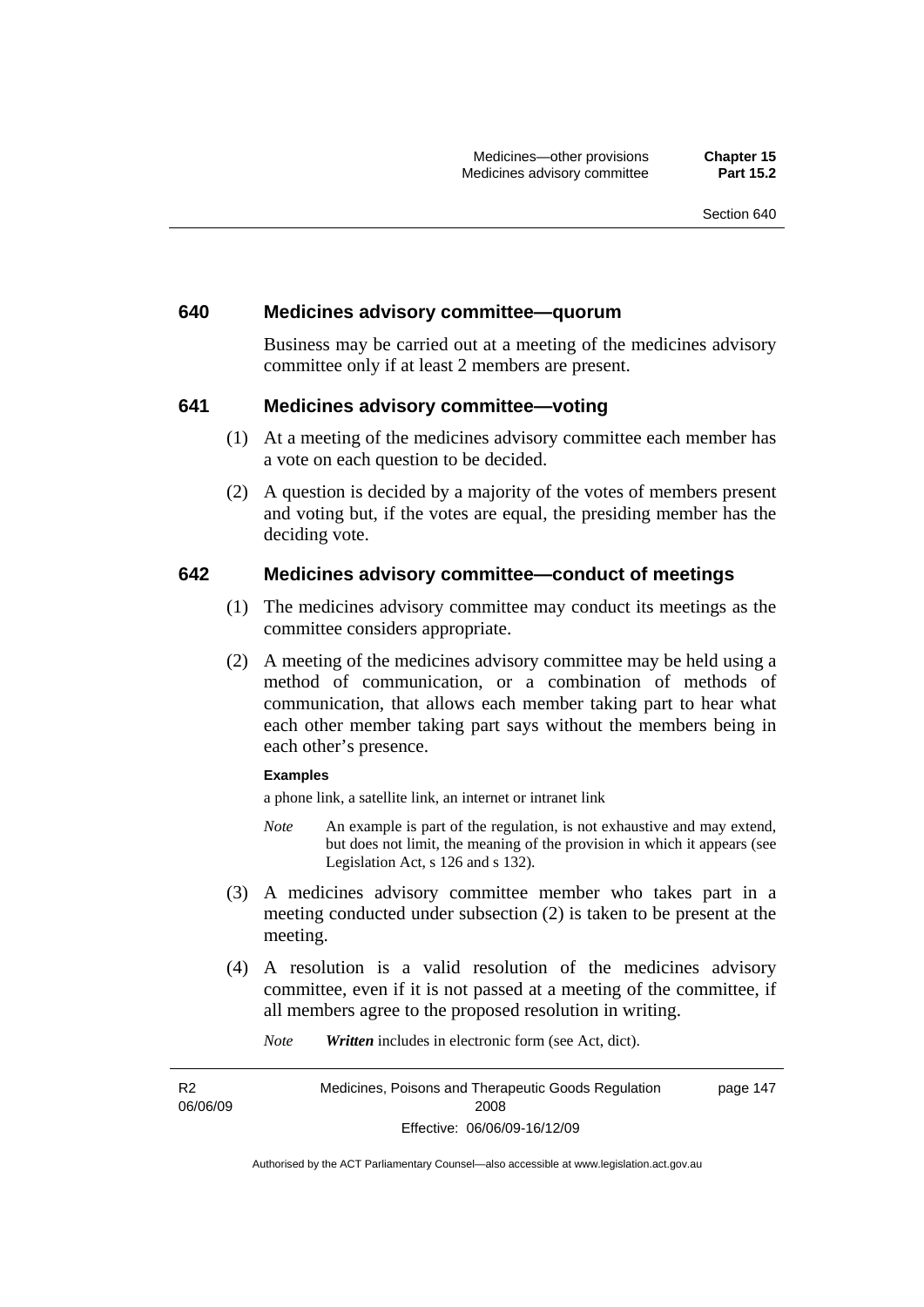## 640 Medicines advisory committee—quorum

Business may be carried out at a meeting of the medicines advisory committee only if at least 2 members are present.

## 641 Medicines advisory committee—voting

(1) At a meeting of the medicines advisory committee each member has a vote on each question to be decided.

(2) A question is decided by a majority of the votes of members present and voting but, if the votes are equal, the presiding member has the deciding vote.

## 642 Medicines advisory committee—conduct of meetings

(1) The medicines advisory committee may conduct its meetings as the committee considers appropriate.

(2) A meeting of the medicines advisory committee may be held using a method of communication, or a combination of methods of communication, that allows each member taking part to hear what each other member taking part says without the members being in each other's presence.

**Examples**

a phone link, a satellite link, an internet or intranet link

*Note* An example is part of the regulation, is not exhaustive and may extend, but does not limit, the meaning of the provision in which it appears (see Legislation Act, s 126 and s 132).

(3) A medicines advisory committee member who takes part in a meeting conducted under subsection (2) is taken to be present at the meeting.

(4) A resolution is a valid resolution of the medicines advisory committee, even if it is not passed at a meeting of the committee, if all members agree to the proposed resolution in writing.

*Note* ***Written*** includes in electronic form (see Act, dict).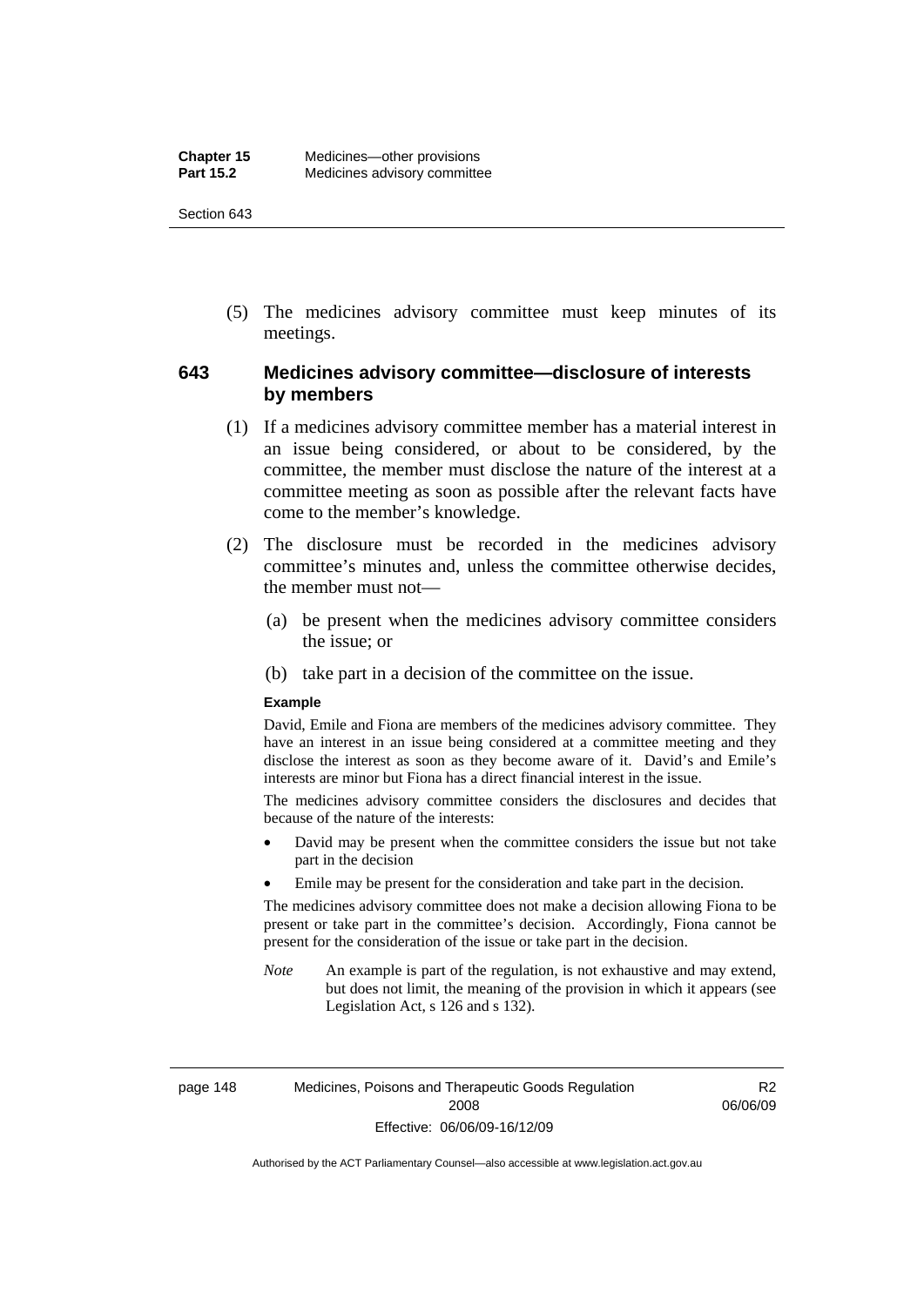(5) The medicines advisory committee must keep minutes of its meetings.

## 643 Medicines advisory committee—disclosure of interests by members

(1) If a medicines advisory committee member has a material interest in an issue being considered, or about to be considered, by the committee, the member must disclose the nature of the interest at a committee meeting as soon as possible after the relevant facts have come to the member's knowledge.

(2) The disclosure must be recorded in the medicines advisory committee's minutes and, unless the committee otherwise decides, the member must not—

(a) be present when the medicines advisory committee considers the issue; or

(b) take part in a decision of the committee on the issue.

**Example**

David, Emile and Fiona are members of the medicines advisory committee. They have an interest in an issue being considered at a committee meeting and they disclose the interest as soon as they become aware of it. David's and Emile's interests are minor but Fiona has a direct financial interest in the issue.

The medicines advisory committee considers the disclosures and decides that because of the nature of the interests:

- David may be present when the committee considers the issue but not take part in the decision
- Emile may be present for the consideration and take part in the decision.

The medicines advisory committee does not make a decision allowing Fiona to be present or take part in the committee's decision. Accordingly, Fiona cannot be present for the consideration of the issue or take part in the decision.

*Note* An example is part of the regulation, is not exhaustive and may extend, but does not limit, the meaning of the provision in which it appears (see Legislation Act, s 126 and s 132).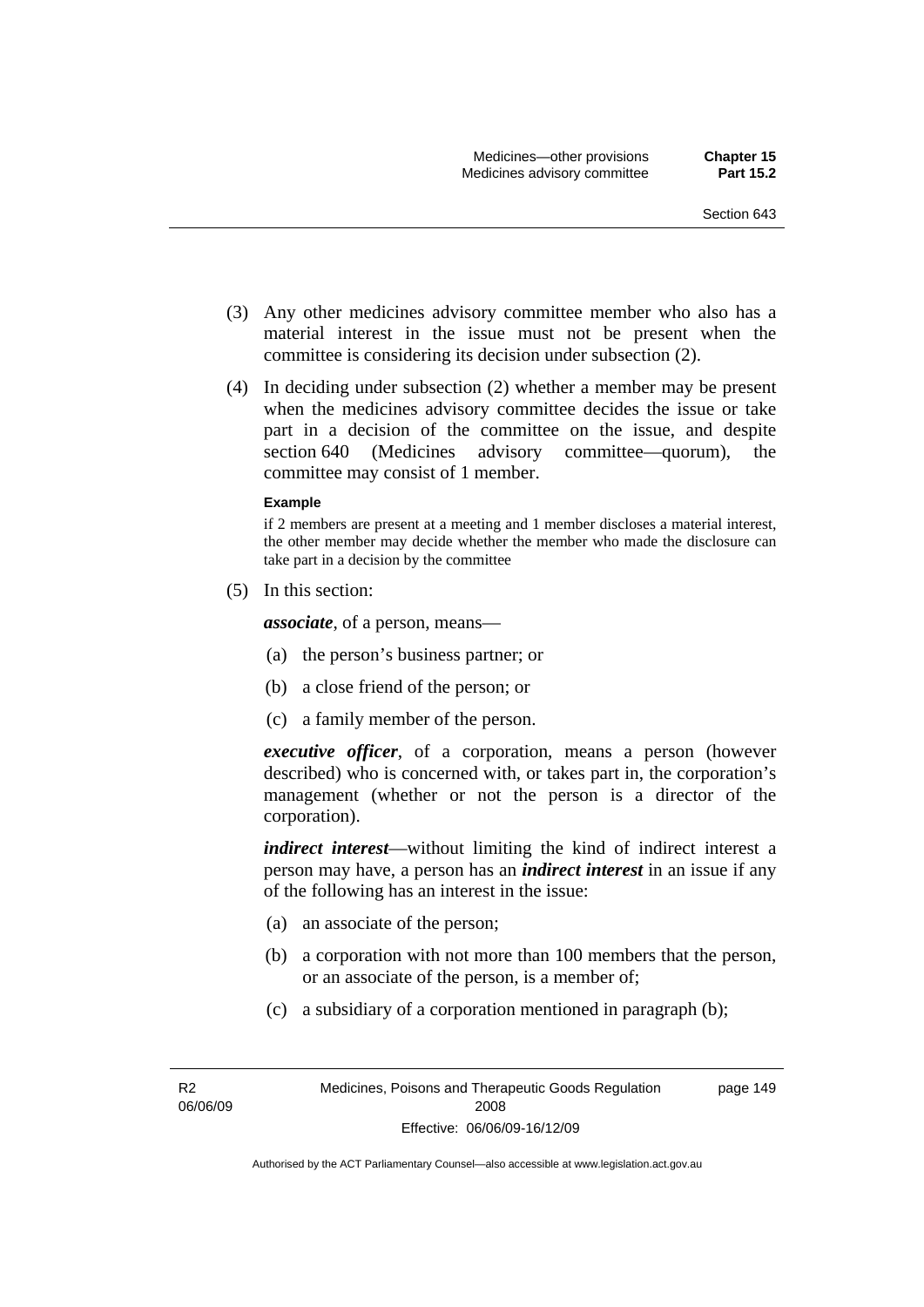(3) Any other medicines advisory committee member who also has a material interest in the issue must not be present when the committee is considering its decision under subsection (2).

(4) In deciding under subsection (2) whether a member may be present when the medicines advisory committee decides the issue or take part in a decision of the committee on the issue, and despite section 640 (Medicines advisory committee—quorum), the committee may consist of 1 member.

**Example**

if 2 members are present at a meeting and 1 member discloses a material interest, the other member may decide whether the member who made the disclosure can take part in a decision by the committee

(5) In this section:

***associate***, of a person, means—

(a) the person's business partner; or

(b) a close friend of the person; or

(c) a family member of the person.

***executive officer***, of a corporation, means a person (however described) who is concerned with, or takes part in, the corporation's management (whether or not the person is a director of the corporation).

***indirect interest***—without limiting the kind of indirect interest a person may have, a person has an ***indirect interest*** in an issue if any of the following has an interest in the issue:

(a) an associate of the person;

(b) a corporation with not more than 100 members that the person, or an associate of the person, is a member of;

(c) a subsidiary of a corporation mentioned in paragraph (b);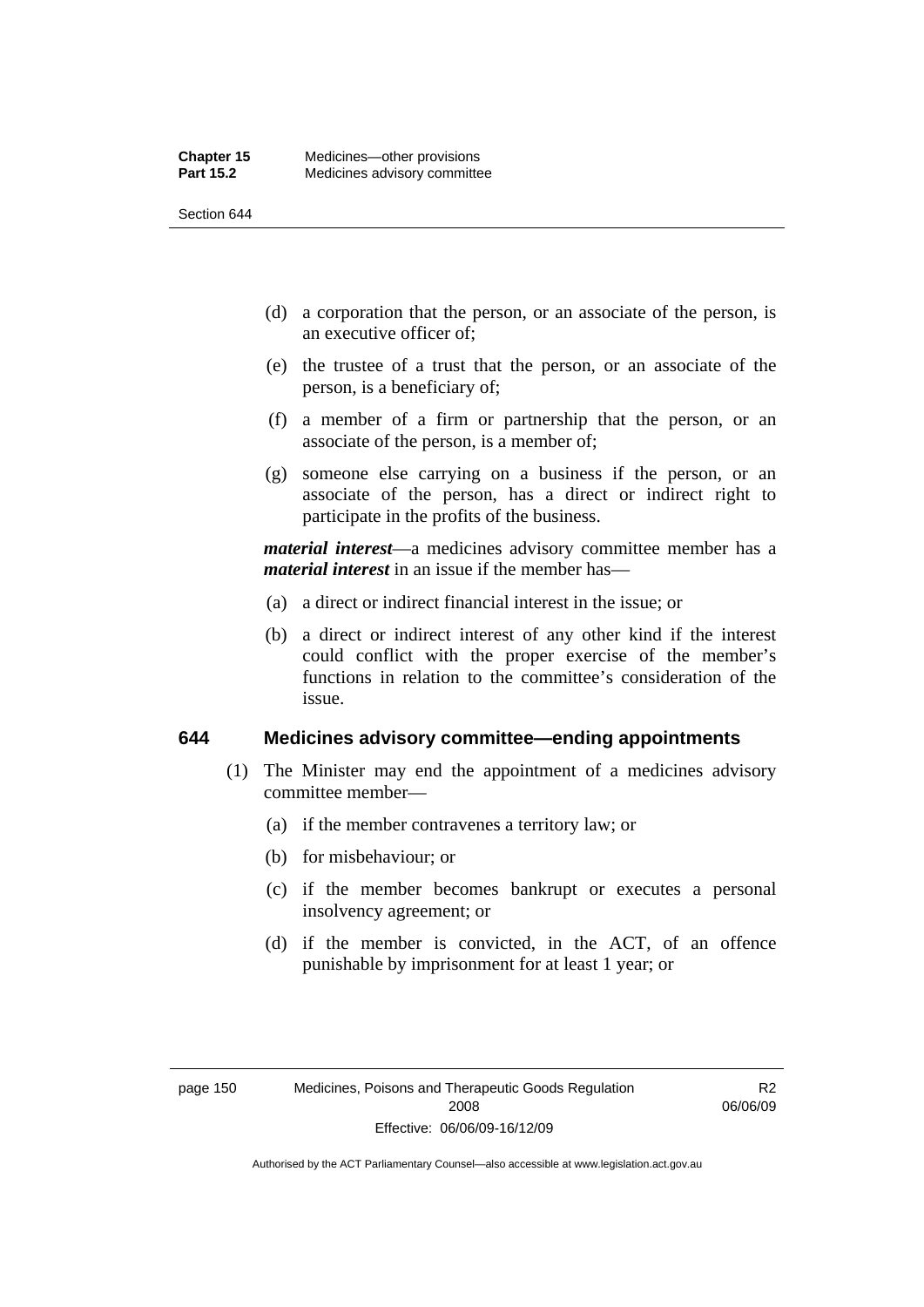(d) a corporation that the person, or an associate of the person, is an executive officer of;

(e) the trustee of a trust that the person, or an associate of the person, is a beneficiary of;

(f) a member of a firm or partnership that the person, or an associate of the person, is a member of;

(g) someone else carrying on a business if the person, or an associate of the person, has a direct or indirect right to participate in the profits of the business.

***material interest***—a medicines advisory committee member has a ***material interest*** in an issue if the member has—

(a) a direct or indirect financial interest in the issue; or

(b) a direct or indirect interest of any other kind if the interest could conflict with the proper exercise of the member's functions in relation to the committee's consideration of the issue.

## 644 Medicines advisory committee—ending appointments

(1) The Minister may end the appointment of a medicines advisory committee member—

(a) if the member contravenes a territory law; or

(b) for misbehaviour; or

(c) if the member becomes bankrupt or executes a personal insolvency agreement; or

(d) if the member is convicted, in the ACT, of an offence punishable by imprisonment for at least 1 year; or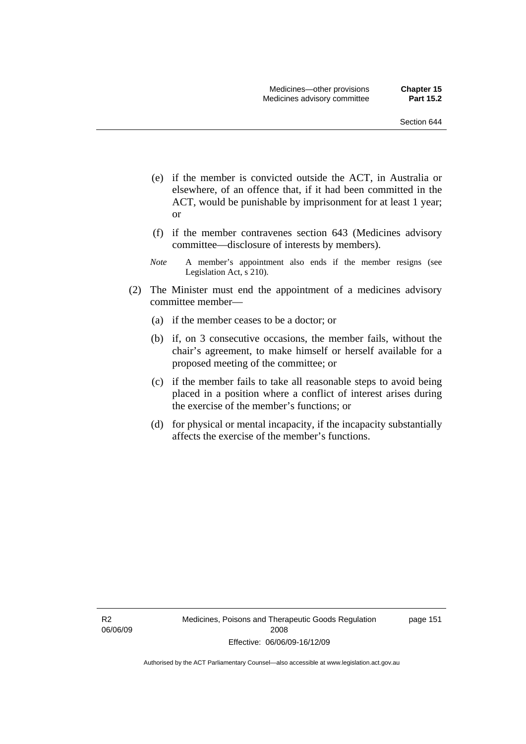(e) if the member is convicted outside the ACT, in Australia or elsewhere, of an offence that, if it had been committed in the ACT, would be punishable by imprisonment for at least 1 year; or

(f) if the member contravenes section 643 (Medicines advisory committee—disclosure of interests by members).

*Note* A member's appointment also ends if the member resigns (see Legislation Act, s 210).

(2) The Minister must end the appointment of a medicines advisory committee member—

(a) if the member ceases to be a doctor; or

(b) if, on 3 consecutive occasions, the member fails, without the chair's agreement, to make himself or herself available for a proposed meeting of the committee; or

(c) if the member fails to take all reasonable steps to avoid being placed in a position where a conflict of interest arises during the exercise of the member's functions; or

(d) for physical or mental incapacity, if the incapacity substantially affects the exercise of the member's functions.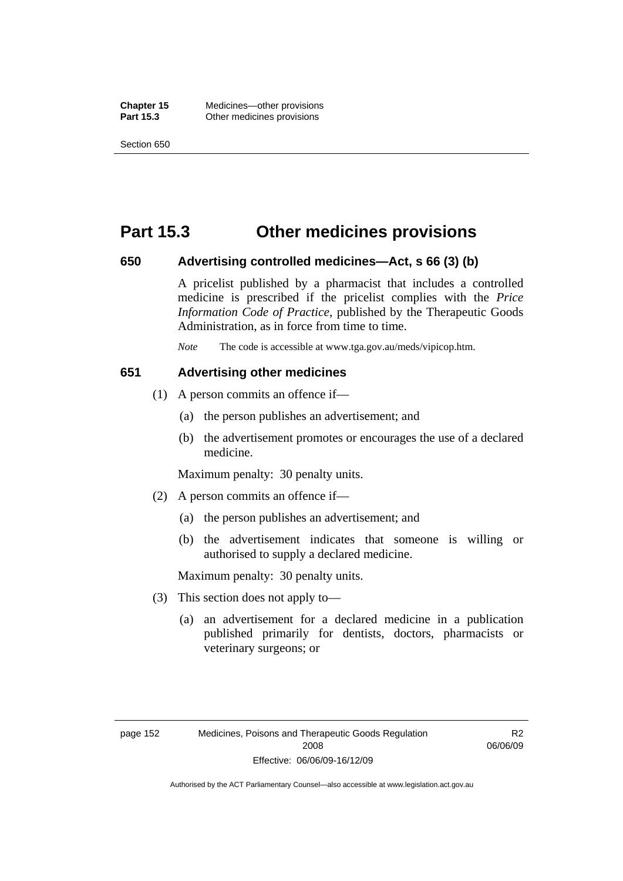# Part 15.3 Other medicines provisions

## 650 Advertising controlled medicines—Act, s 66 (3) (b)

A pricelist published by a pharmacist that includes a controlled medicine is prescribed if the pricelist complies with the *Price Information Code of Practice*, published by the Therapeutic Goods Administration, as in force from time to time.

*Note* The code is accessible at www.tga.gov.au/meds/vipicop.htm.

## 651 Advertising other medicines

(1) A person commits an offence if—

(a) the person publishes an advertisement; and

(b) the advertisement promotes or encourages the use of a declared medicine.

Maximum penalty: 30 penalty units.

(2) A person commits an offence if—

(a) the person publishes an advertisement; and

(b) the advertisement indicates that someone is willing or authorised to supply a declared medicine.

Maximum penalty: 30 penalty units.

(3) This section does not apply to—

(a) an advertisement for a declared medicine in a publication published primarily for dentists, doctors, pharmacists or veterinary surgeons; or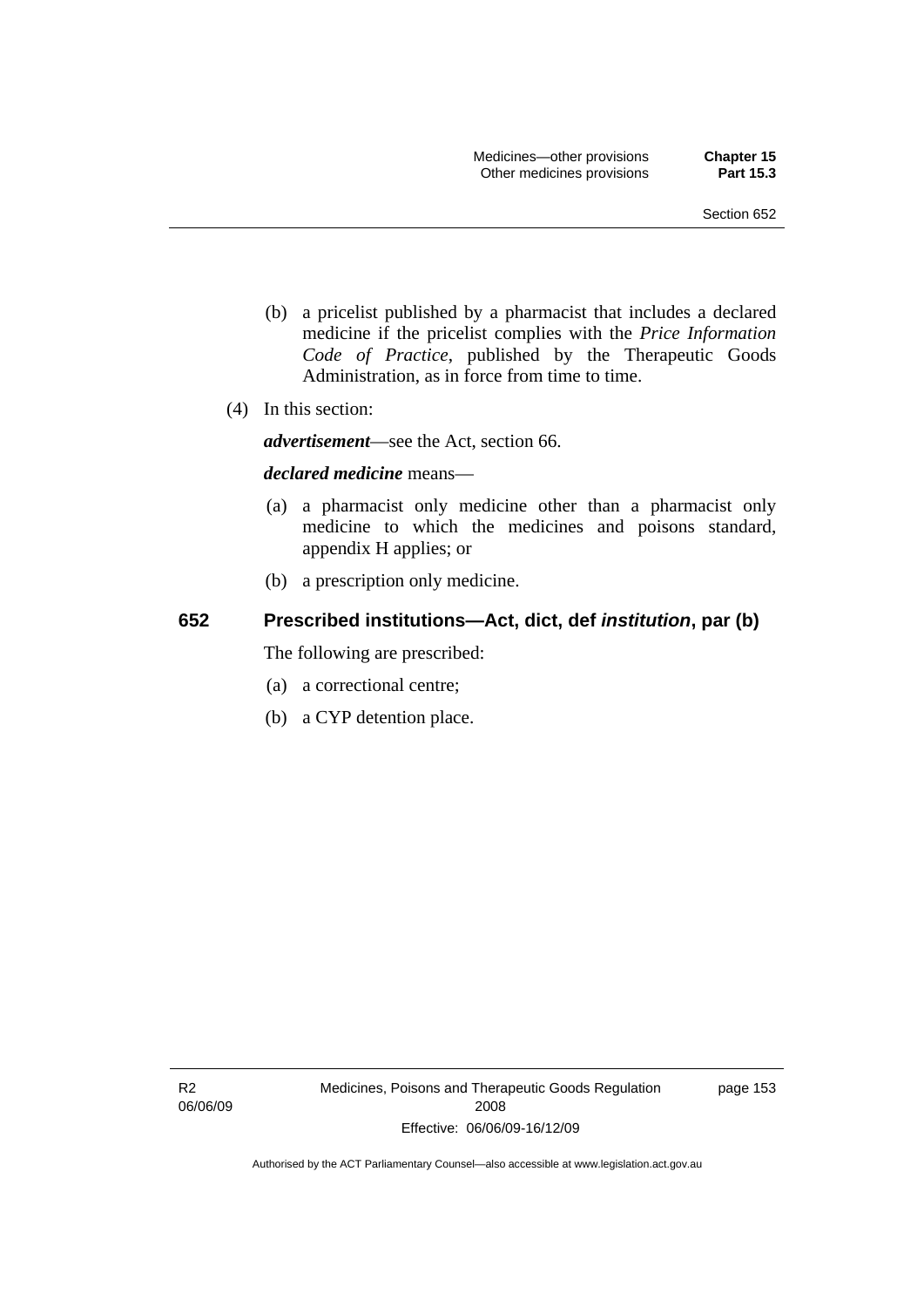(b) a pricelist published by a pharmacist that includes a declared medicine if the pricelist complies with the *Price Information Code of Practice*, published by the Therapeutic Goods Administration, as in force from time to time.

(4) In this section:

***advertisement***—see the Act, section 66.

***declared medicine*** means—

(a) a pharmacist only medicine other than a pharmacist only medicine to which the medicines and poisons standard, appendix H applies; or

(b) a prescription only medicine.

## 652 Prescribed institutions—Act, dict, def *institution*, par (b)

The following are prescribed:

(a) a correctional centre;

(b) a CYP detention place.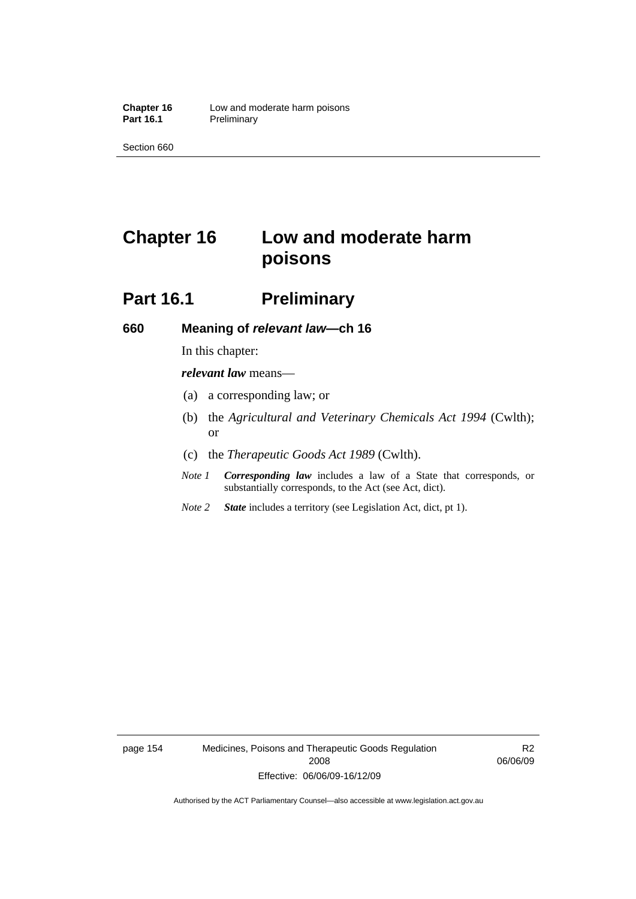# Chapter 16 Low and moderate harm poisons

## Part 16.1 Preliminary

### 660 Meaning of *relevant law*—ch 16

In this chapter:

***relevant law*** means—

(a) a corresponding law; or

(b) the *Agricultural and Veterinary Chemicals Act 1994* (Cwlth); or

(c) the *Therapeutic Goods Act 1989* (Cwlth).

*Note 1* ***Corresponding law*** includes a law of a State that corresponds, or substantially corresponds, to the Act (see Act, dict).

*Note 2* ***State*** includes a territory (see Legislation Act, dict, pt 1).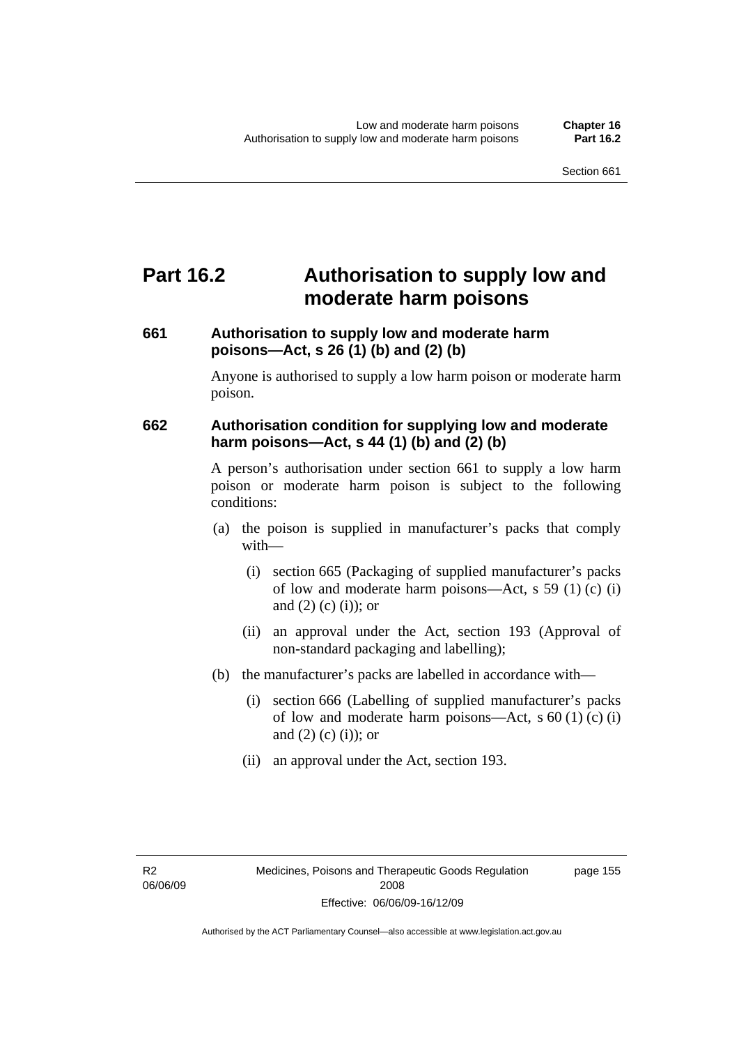# Part 16.2 Authorisation to supply low and moderate harm poisons

### 661 Authorisation to supply low and moderate harm poisons—Act, s 26 (1) (b) and (2) (b)

Anyone is authorised to supply a low harm poison or moderate harm poison.

### 662 Authorisation condition for supplying low and moderate harm poisons—Act, s 44 (1) (b) and (2) (b)

A person's authorisation under section 661 to supply a low harm poison or moderate harm poison is subject to the following conditions:

(a) the poison is supplied in manufacturer's packs that comply with—

  (i) section 665 (Packaging of supplied manufacturer's packs of low and moderate harm poisons—Act, s 59 (1) (c) (i) and (2) (c) (i)); or

  (ii) an approval under the Act, section 193 (Approval of non-standard packaging and labelling);

(b) the manufacturer's packs are labelled in accordance with—

  (i) section 666 (Labelling of supplied manufacturer's packs of low and moderate harm poisons—Act, s 60 (1) (c) (i) and (2) (c) (i)); or

  (ii) an approval under the Act, section 193.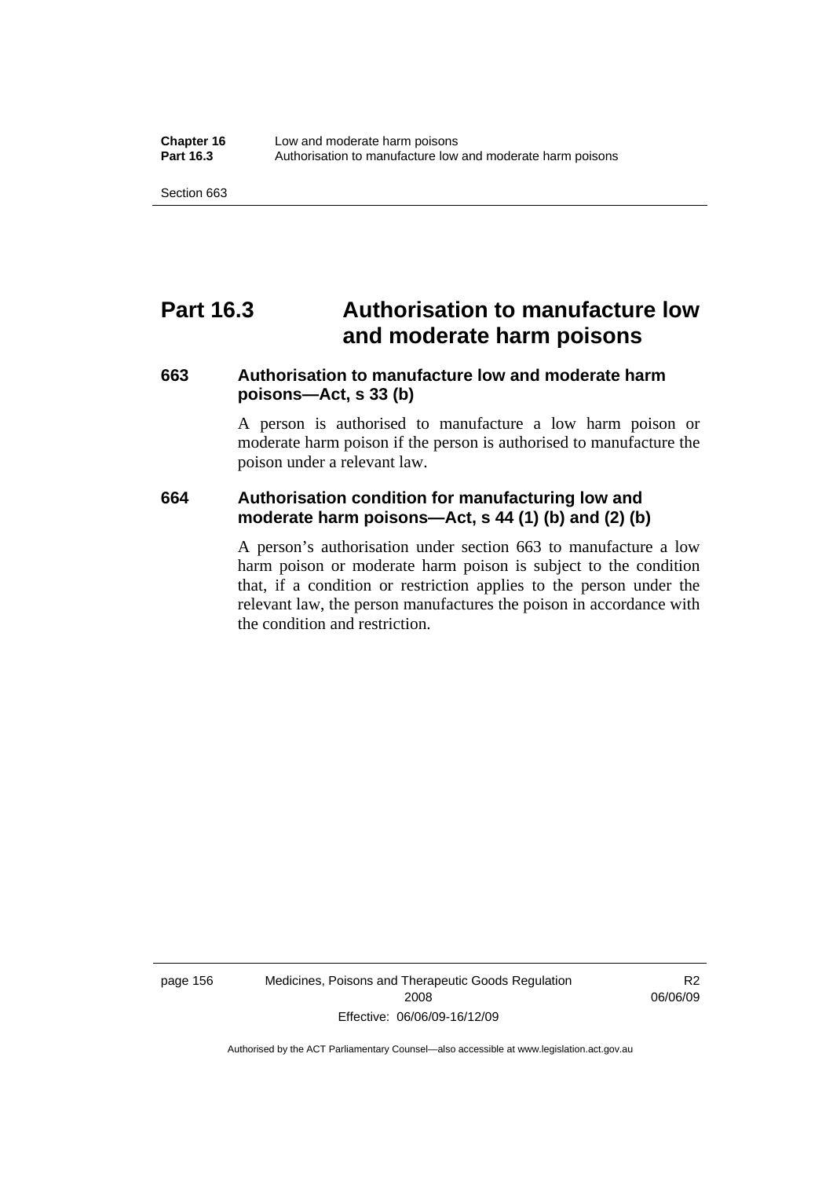# Part 16.3 Authorisation to manufacture low and moderate harm poisons

### 663 Authorisation to manufacture low and moderate harm poisons—Act, s 33 (b)

A person is authorised to manufacture a low harm poison or moderate harm poison if the person is authorised to manufacture the poison under a relevant law.

### 664 Authorisation condition for manufacturing low and moderate harm poisons—Act, s 44 (1) (b) and (2) (b)

A person's authorisation under section 663 to manufacture a low harm poison or moderate harm poison is subject to the condition that, if a condition or restriction applies to the person under the relevant law, the person manufactures the poison in accordance with the condition and restriction.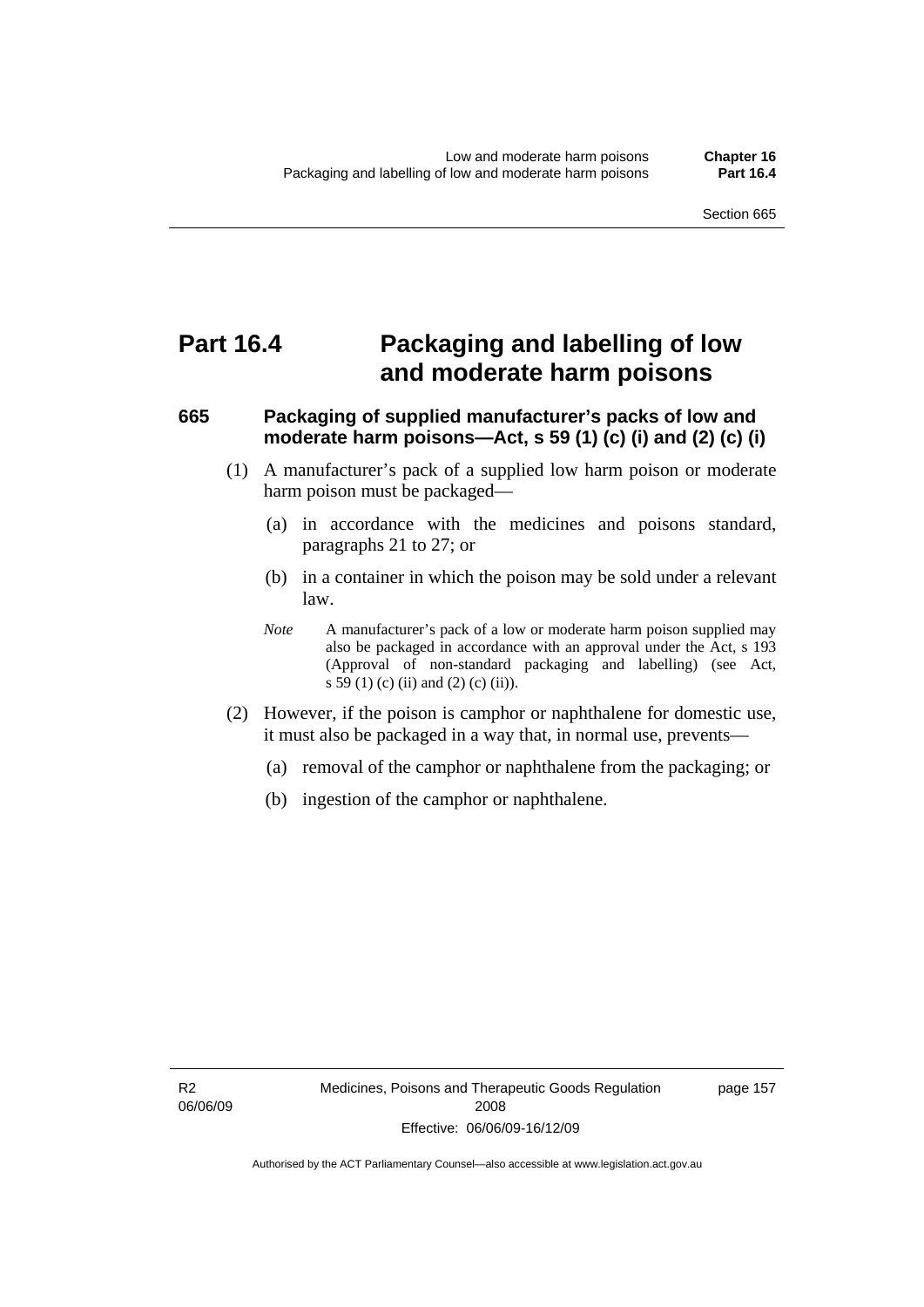# Part 16.4 Packaging and labelling of low and moderate harm poisons

### 665 Packaging of supplied manufacturer's packs of low and moderate harm poisons—Act, s 59 (1) (c) (i) and (2) (c) (i)

(1) A manufacturer's pack of a supplied low harm poison or moderate harm poison must be packaged—

- (a) in accordance with the medicines and poisons standard, paragraphs 21 to 27; or
- (b) in a container in which the poison may be sold under a relevant law.

*Note* A manufacturer's pack of a low or moderate harm poison supplied may also be packaged in accordance with an approval under the Act, s 193 (Approval of non-standard packaging and labelling) (see Act, s 59 (1) (c) (ii) and (2) (c) (ii)).

(2) However, if the poison is camphor or naphthalene for domestic use, it must also be packaged in a way that, in normal use, prevents—

- (a) removal of the camphor or naphthalene from the packaging; or
- (b) ingestion of the camphor or naphthalene.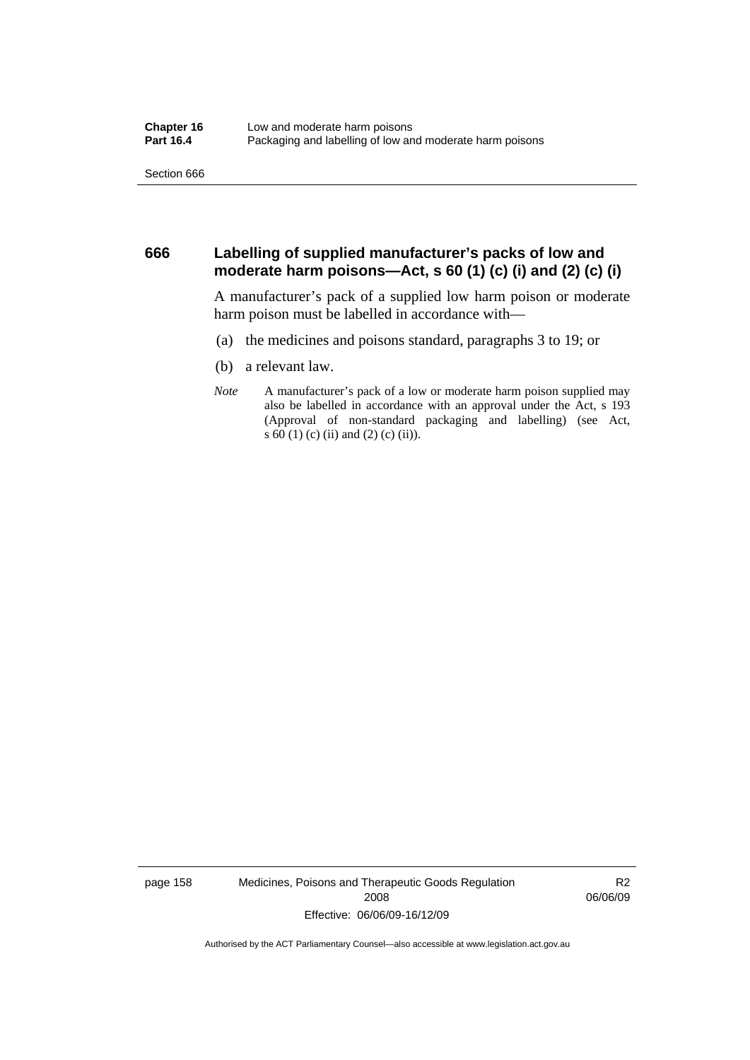## 666 Labelling of supplied manufacturer's packs of low and moderate harm poisons—Act, s 60 (1) (c) (i) and (2) (c) (i)

A manufacturer's pack of a supplied low harm poison or moderate harm poison must be labelled in accordance with—

(a) the medicines and poisons standard, paragraphs 3 to 19; or

(b) a relevant law.

*Note* A manufacturer's pack of a low or moderate harm poison supplied may also be labelled in accordance with an approval under the Act, s 193 (Approval of non-standard packaging and labelling) (see Act, s 60 (1) (c) (ii) and (2) (c) (ii)).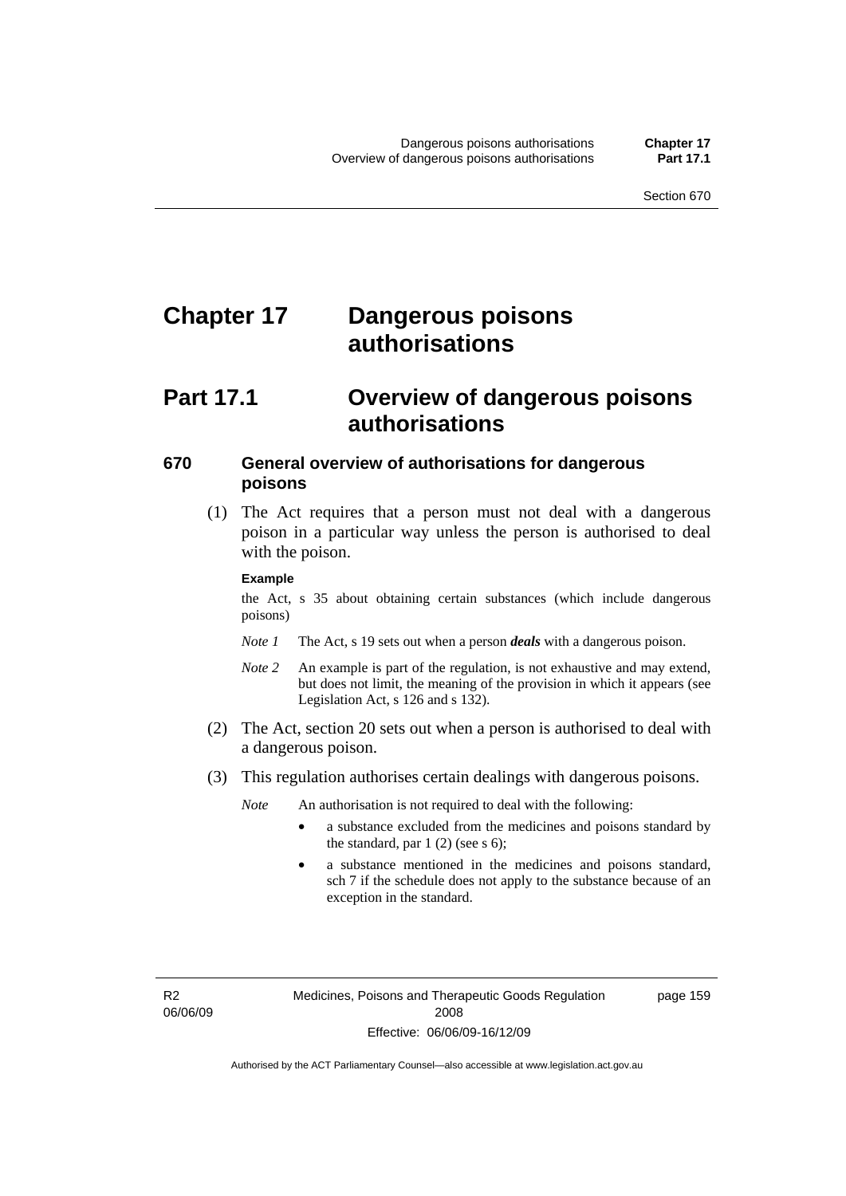# Chapter 17 Dangerous poisons authorisations

# Part 17.1 Overview of dangerous poisons authorisations

### 670 General overview of authorisations for dangerous poisons

(1) The Act requires that a person must not deal with a dangerous poison in a particular way unless the person is authorised to deal with the poison.

**Example**

the Act, s 35 about obtaining certain substances (which include dangerous poisons)

*Note 1* The Act, s 19 sets out when a person ***deals*** with a dangerous poison.

*Note 2* An example is part of the regulation, is not exhaustive and may extend, but does not limit, the meaning of the provision in which it appears (see Legislation Act, s 126 and s 132).

(2) The Act, section 20 sets out when a person is authorised to deal with a dangerous poison.

(3) This regulation authorises certain dealings with dangerous poisons.

*Note* An authorisation is not required to deal with the following:

- a substance excluded from the medicines and poisons standard by the standard, par 1 (2) (see s 6);
- a substance mentioned in the medicines and poisons standard, sch 7 if the schedule does not apply to the substance because of an exception in the standard.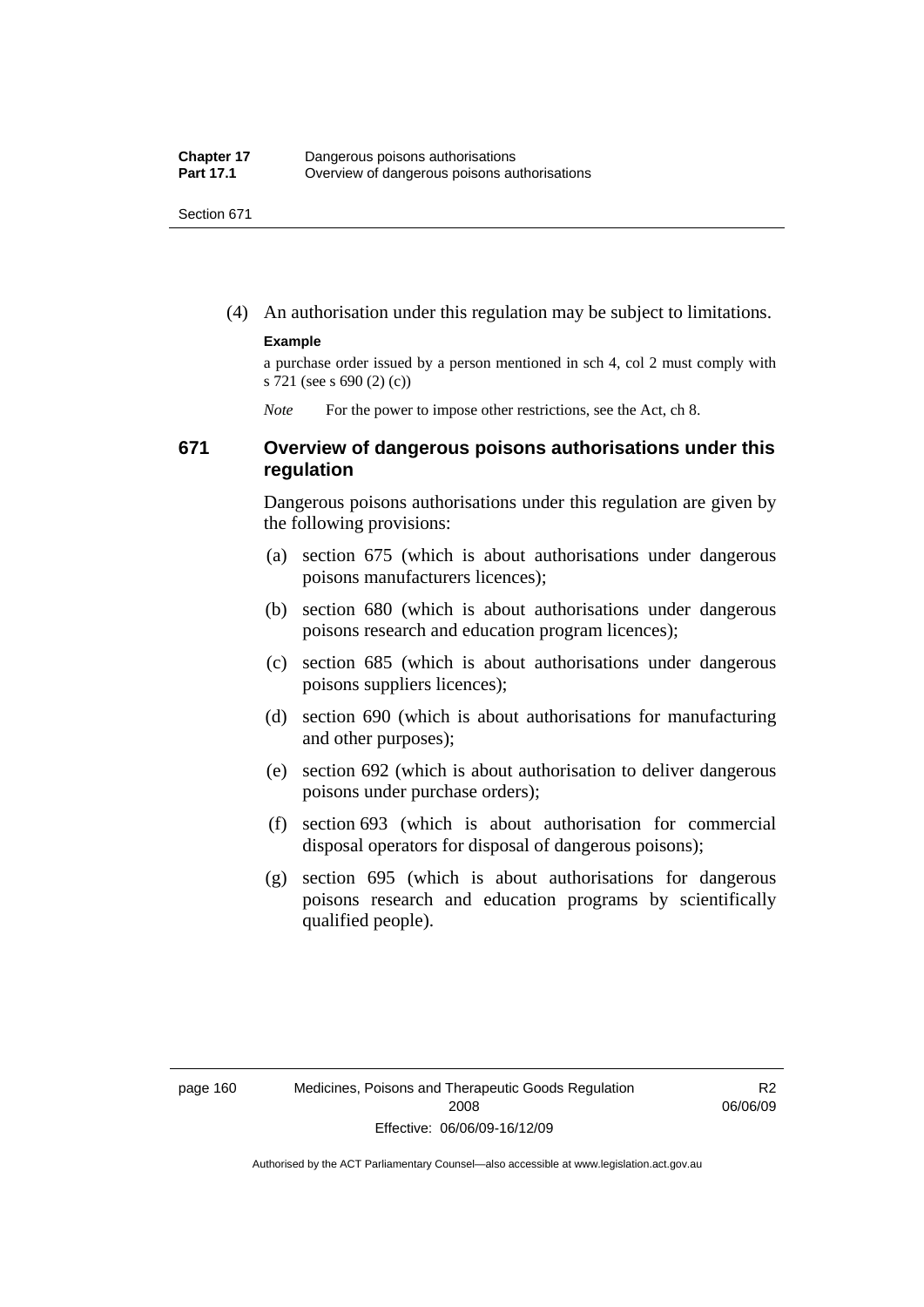(4) An authorisation under this regulation may be subject to limitations.

**Example**

a purchase order issued by a person mentioned in sch 4, col 2 must comply with s 721 (see s 690 (2) (c))

*Note* For the power to impose other restrictions, see the Act, ch 8.

### 671 Overview of dangerous poisons authorisations under this regulation

Dangerous poisons authorisations under this regulation are given by the following provisions:

(a) section 675 (which is about authorisations under dangerous poisons manufacturers licences);

(b) section 680 (which is about authorisations under dangerous poisons research and education program licences);

(c) section 685 (which is about authorisations under dangerous poisons suppliers licences);

(d) section 690 (which is about authorisations for manufacturing and other purposes);

(e) section 692 (which is about authorisation to deliver dangerous poisons under purchase orders);

(f) section 693 (which is about authorisation for commercial disposal operators for disposal of dangerous poisons);

(g) section 695 (which is about authorisations for dangerous poisons research and education programs by scientifically qualified people).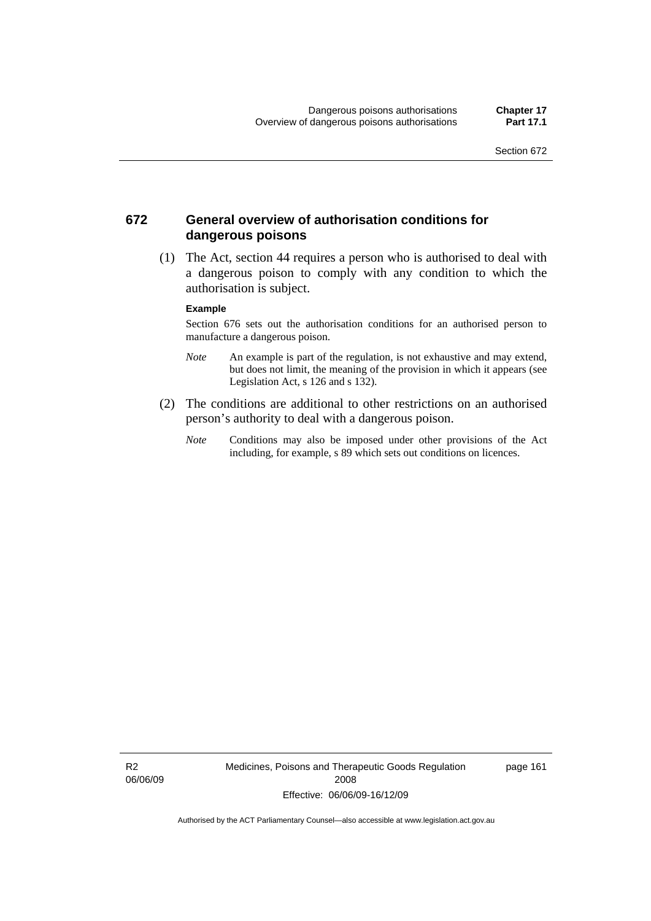## 672 General overview of authorisation conditions for dangerous poisons

(1) The Act, section 44 requires a person who is authorised to deal with a dangerous poison to comply with any condition to which the authorisation is subject.

**Example**

Section 676 sets out the authorisation conditions for an authorised person to manufacture a dangerous poison.

*Note* An example is part of the regulation, is not exhaustive and may extend, but does not limit, the meaning of the provision in which it appears (see Legislation Act, s 126 and s 132).

(2) The conditions are additional to other restrictions on an authorised person's authority to deal with a dangerous poison.

*Note* Conditions may also be imposed under other provisions of the Act including, for example, s 89 which sets out conditions on licences.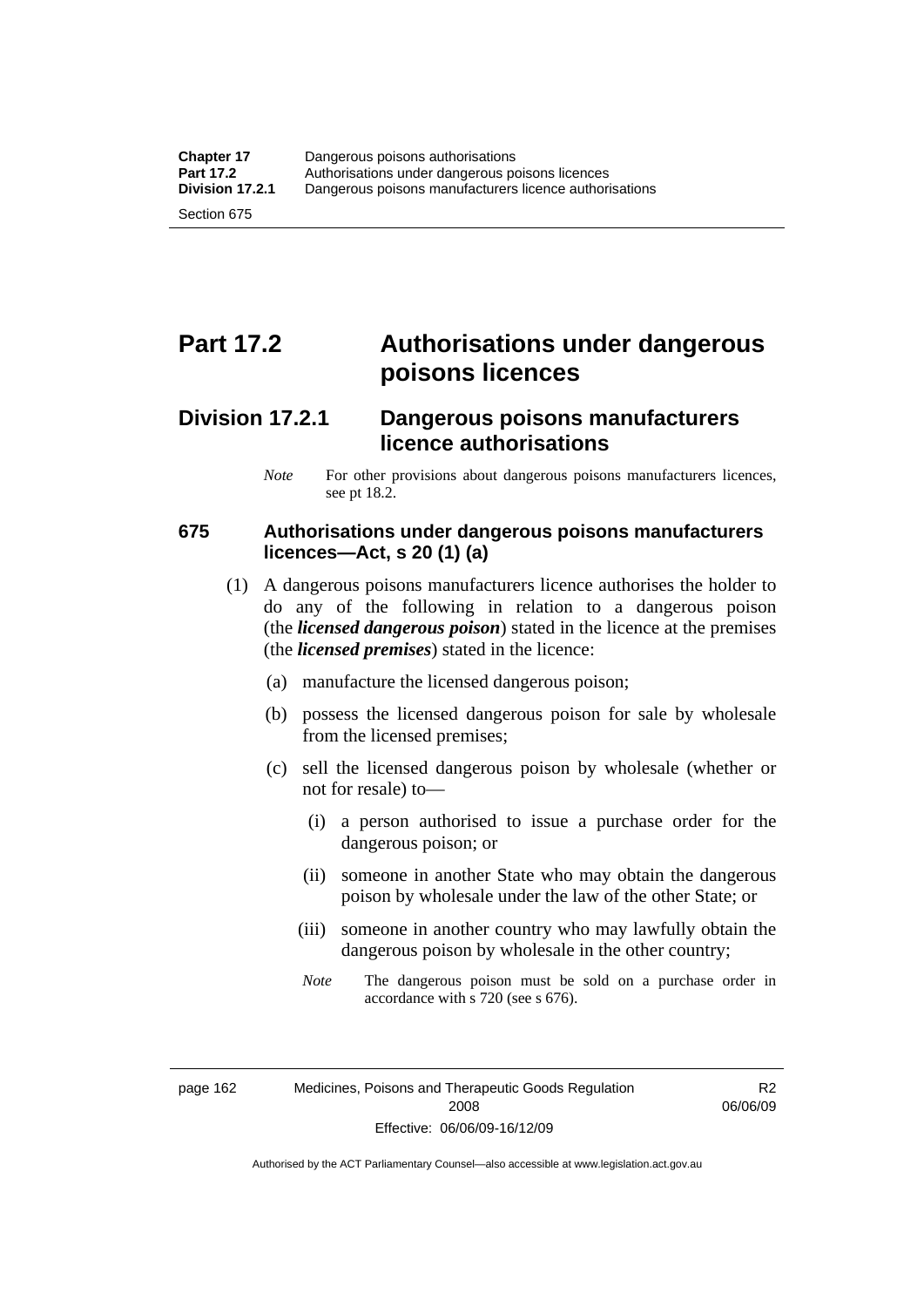# Part 17.2 Authorisations under dangerous poisons licences

## Division 17.2.1 Dangerous poisons manufacturers licence authorisations

*Note* For other provisions about dangerous poisons manufacturers licences, see pt 18.2.

### 675 Authorisations under dangerous poisons manufacturers licences—Act, s 20 (1) (a)

(1) A dangerous poisons manufacturers licence authorises the holder to do any of the following in relation to a dangerous poison (the ***licensed dangerous poison***) stated in the licence at the premises (the ***licensed premises***) stated in the licence:

(a) manufacture the licensed dangerous poison;

(b) possess the licensed dangerous poison for sale by wholesale from the licensed premises;

(c) sell the licensed dangerous poison by wholesale (whether or not for resale) to—

(i) a person authorised to issue a purchase order for the dangerous poison; or

(ii) someone in another State who may obtain the dangerous poison by wholesale under the law of the other State; or

(iii) someone in another country who may lawfully obtain the dangerous poison by wholesale in the other country;

*Note* The dangerous poison must be sold on a purchase order in accordance with s 720 (see s 676).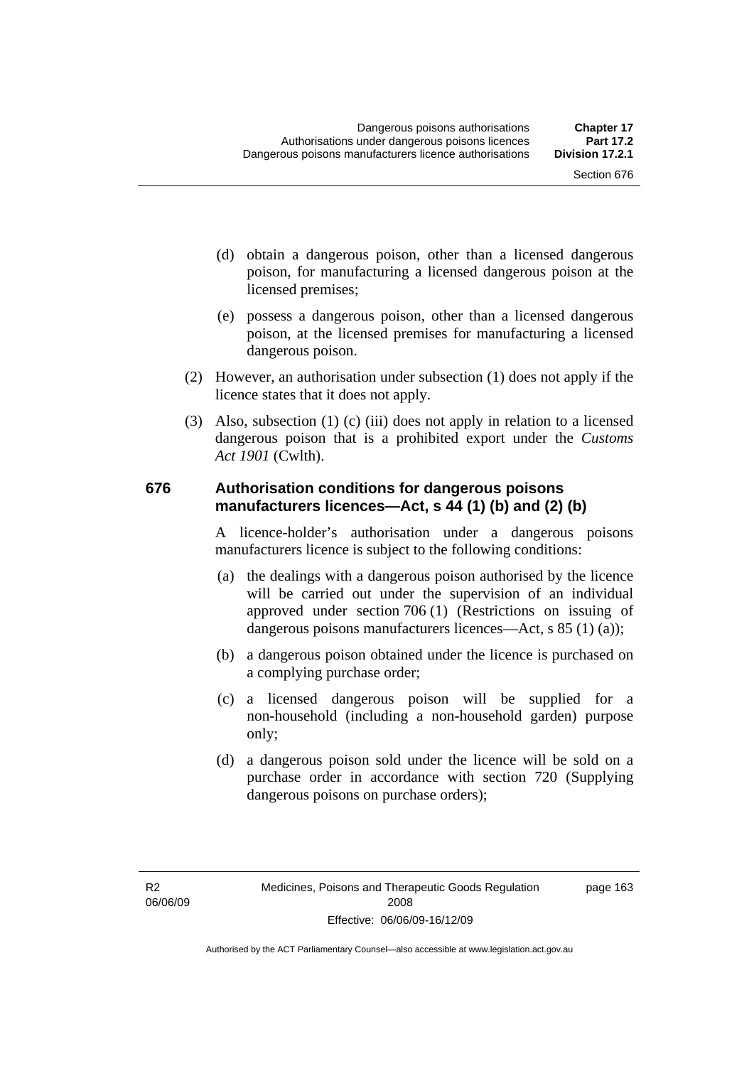(d) obtain a dangerous poison, other than a licensed dangerous poison, for manufacturing a licensed dangerous poison at the licensed premises;

(e) possess a dangerous poison, other than a licensed dangerous poison, at the licensed premises for manufacturing a licensed dangerous poison.

(2) However, an authorisation under subsection (1) does not apply if the licence states that it does not apply.

(3) Also, subsection (1) (c) (iii) does not apply in relation to a licensed dangerous poison that is a prohibited export under the *Customs Act 1901* (Cwlth).

### 676 Authorisation conditions for dangerous poisons manufacturers licences—Act, s 44 (1) (b) and (2) (b)

A licence-holder's authorisation under a dangerous poisons manufacturers licence is subject to the following conditions:

(a) the dealings with a dangerous poison authorised by the licence will be carried out under the supervision of an individual approved under section 706 (1) (Restrictions on issuing of dangerous poisons manufacturers licences—Act, s 85 (1) (a));

(b) a dangerous poison obtained under the licence is purchased on a complying purchase order;

(c) a licensed dangerous poison will be supplied for a non-household (including a non-household garden) purpose only;

(d) a dangerous poison sold under the licence will be sold on a purchase order in accordance with section 720 (Supplying dangerous poisons on purchase orders);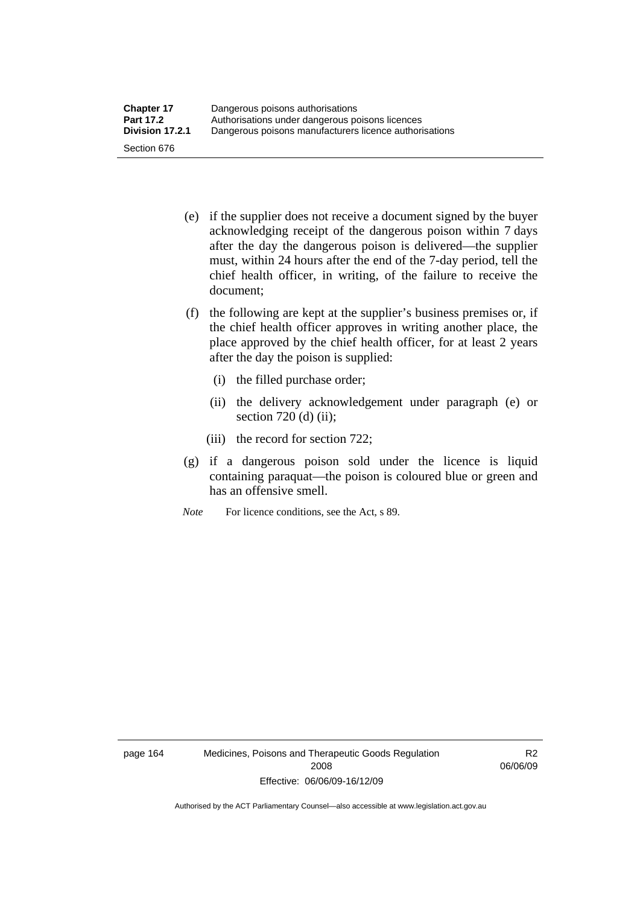(e) if the supplier does not receive a document signed by the buyer acknowledging receipt of the dangerous poison within 7 days after the day the dangerous poison is delivered—the supplier must, within 24 hours after the end of the 7-day period, tell the chief health officer, in writing, of the failure to receive the document;

(f) the following are kept at the supplier's business premises or, if the chief health officer approves in writing another place, the place approved by the chief health officer, for at least 2 years after the day the poison is supplied:

  (i) the filled purchase order;

  (ii) the delivery acknowledgement under paragraph (e) or section 720 (d) (ii);

  (iii) the record for section 722;

(g) if a dangerous poison sold under the licence is liquid containing paraquat—the poison is coloured blue or green and has an offensive smell.

*Note* For licence conditions, see the Act, s 89.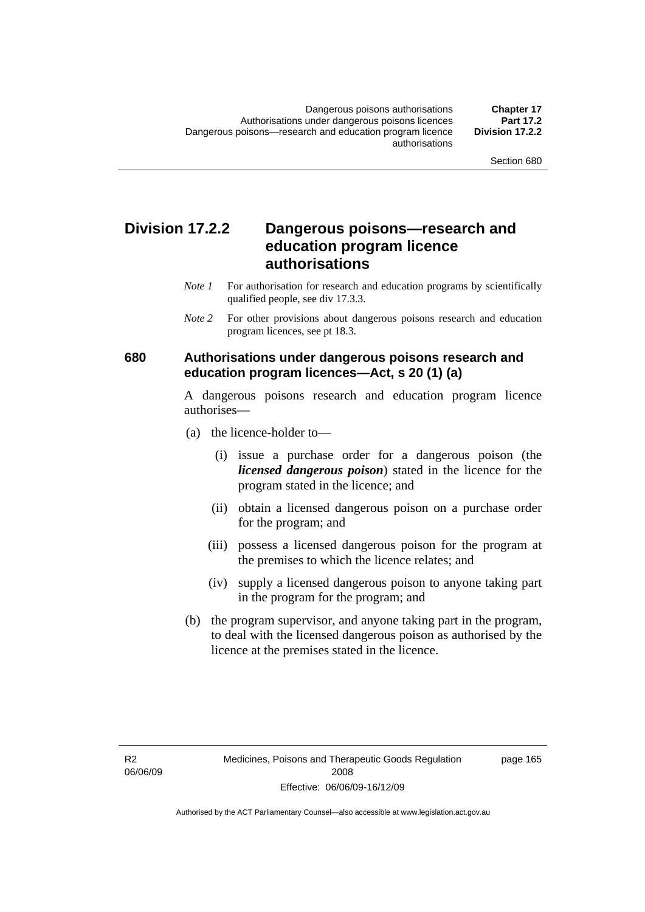## Division 17.2.2 Dangerous poisons—research and education program licence authorisations

*Note 1* For authorisation for research and education programs by scientifically qualified people, see div 17.3.3.

*Note 2* For other provisions about dangerous poisons research and education program licences, see pt 18.3.

### 680 Authorisations under dangerous poisons research and education program licences—Act, s 20 (1) (a)

A dangerous poisons research and education program licence authorises—

(a) the licence-holder to—

 (i) issue a purchase order for a dangerous poison (the ***licensed dangerous poison***) stated in the licence for the program stated in the licence; and

 (ii) obtain a licensed dangerous poison on a purchase order for the program; and

 (iii) possess a licensed dangerous poison for the program at the premises to which the licence relates; and

 (iv) supply a licensed dangerous poison to anyone taking part in the program for the program; and

(b) the program supervisor, and anyone taking part in the program, to deal with the licensed dangerous poison as authorised by the licence at the premises stated in the licence.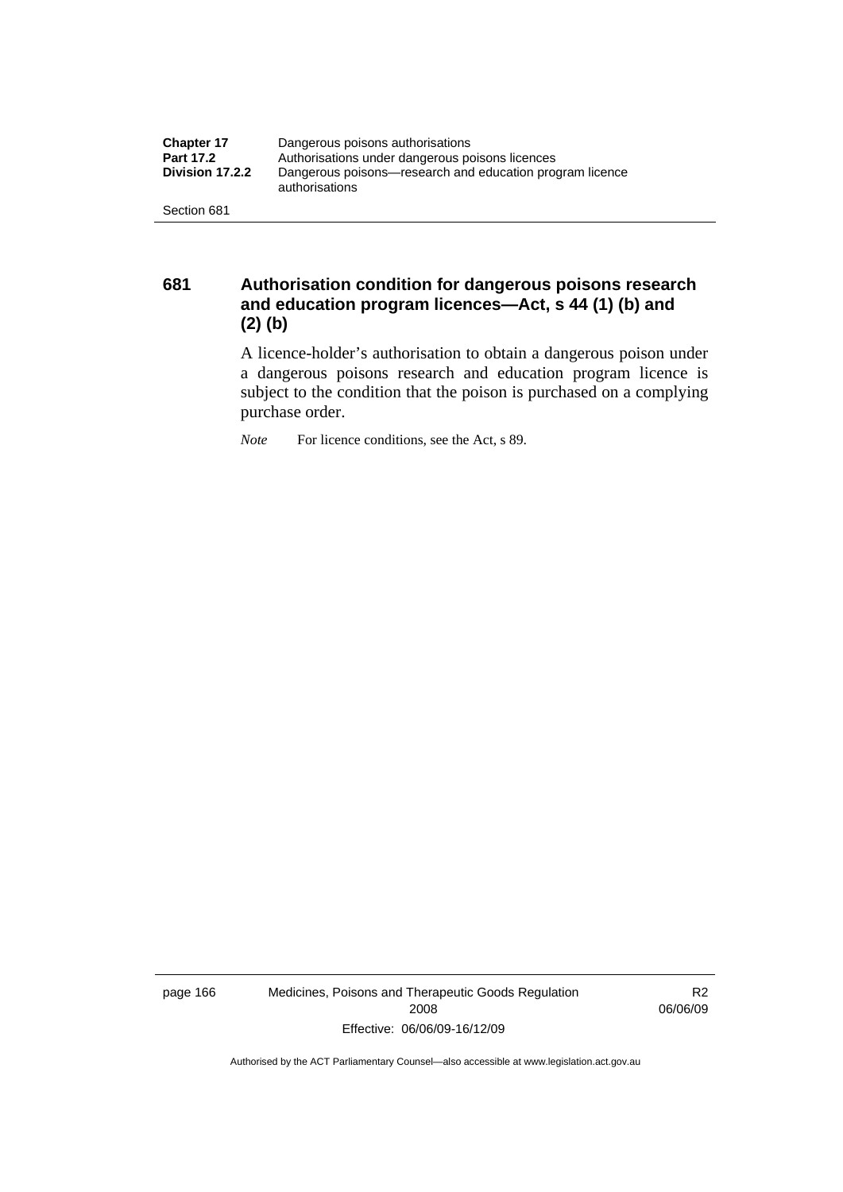## 681 Authorisation condition for dangerous poisons research and education program licences—Act, s 44 (1) (b) and (2) (b)

A licence-holder's authorisation to obtain a dangerous poison under a dangerous poisons research and education program licence is subject to the condition that the poison is purchased on a complying purchase order.

*Note* For licence conditions, see the Act, s 89.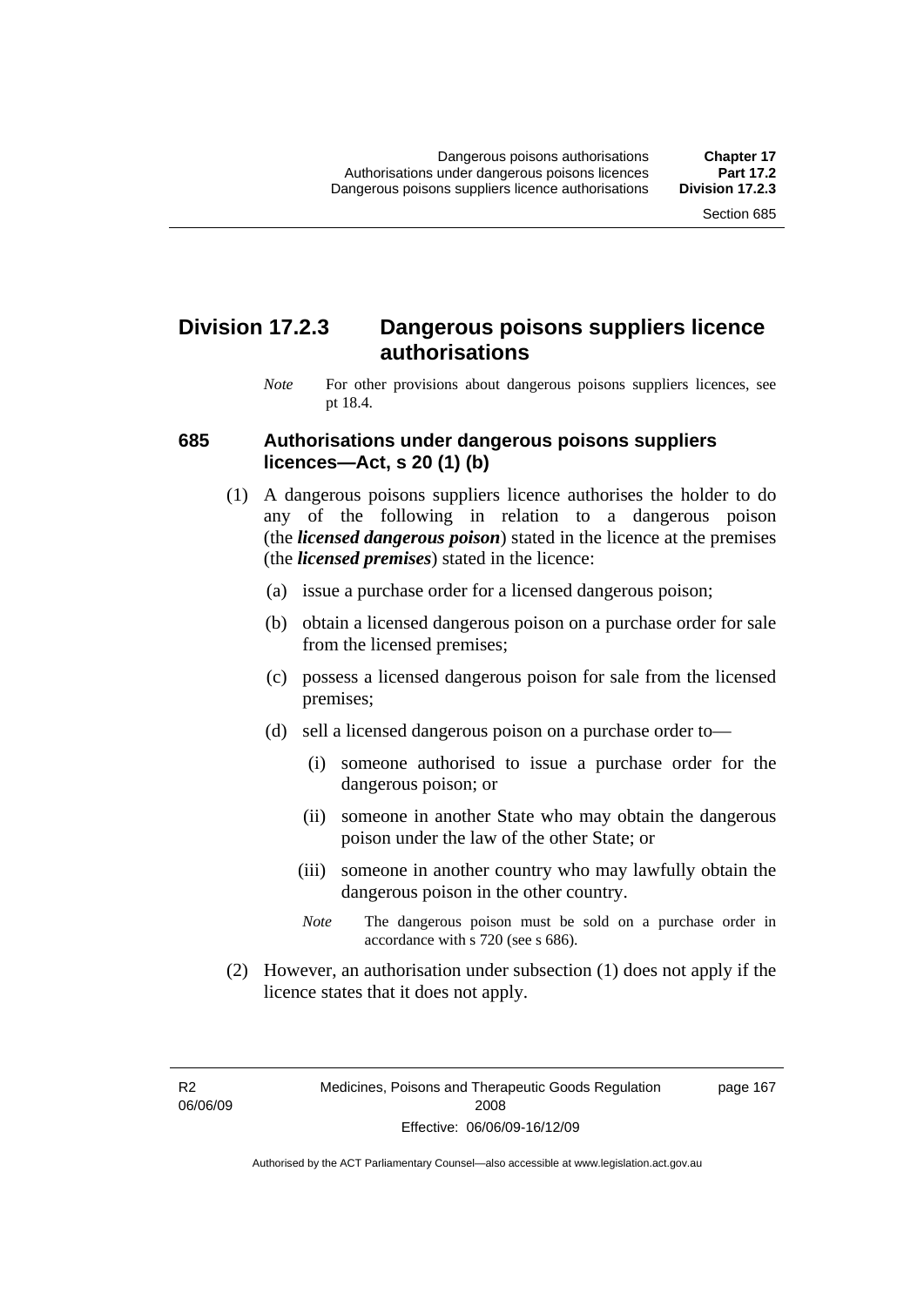## Division 17.2.3 Dangerous poisons suppliers licence authorisations

*Note* For other provisions about dangerous poisons suppliers licences, see pt 18.4.

### 685 Authorisations under dangerous poisons suppliers licences—Act, s 20 (1) (b)

(1) A dangerous poisons suppliers licence authorises the holder to do any of the following in relation to a dangerous poison (the ***licensed dangerous poison***) stated in the licence at the premises (the ***licensed premises***) stated in the licence:

(a) issue a purchase order for a licensed dangerous poison;

(b) obtain a licensed dangerous poison on a purchase order for sale from the licensed premises;

(c) possess a licensed dangerous poison for sale from the licensed premises;

(d) sell a licensed dangerous poison on a purchase order to—

(i) someone authorised to issue a purchase order for the dangerous poison; or

(ii) someone in another State who may obtain the dangerous poison under the law of the other State; or

(iii) someone in another country who may lawfully obtain the dangerous poison in the other country.

*Note* The dangerous poison must be sold on a purchase order in accordance with s 720 (see s 686).

(2) However, an authorisation under subsection (1) does not apply if the licence states that it does not apply.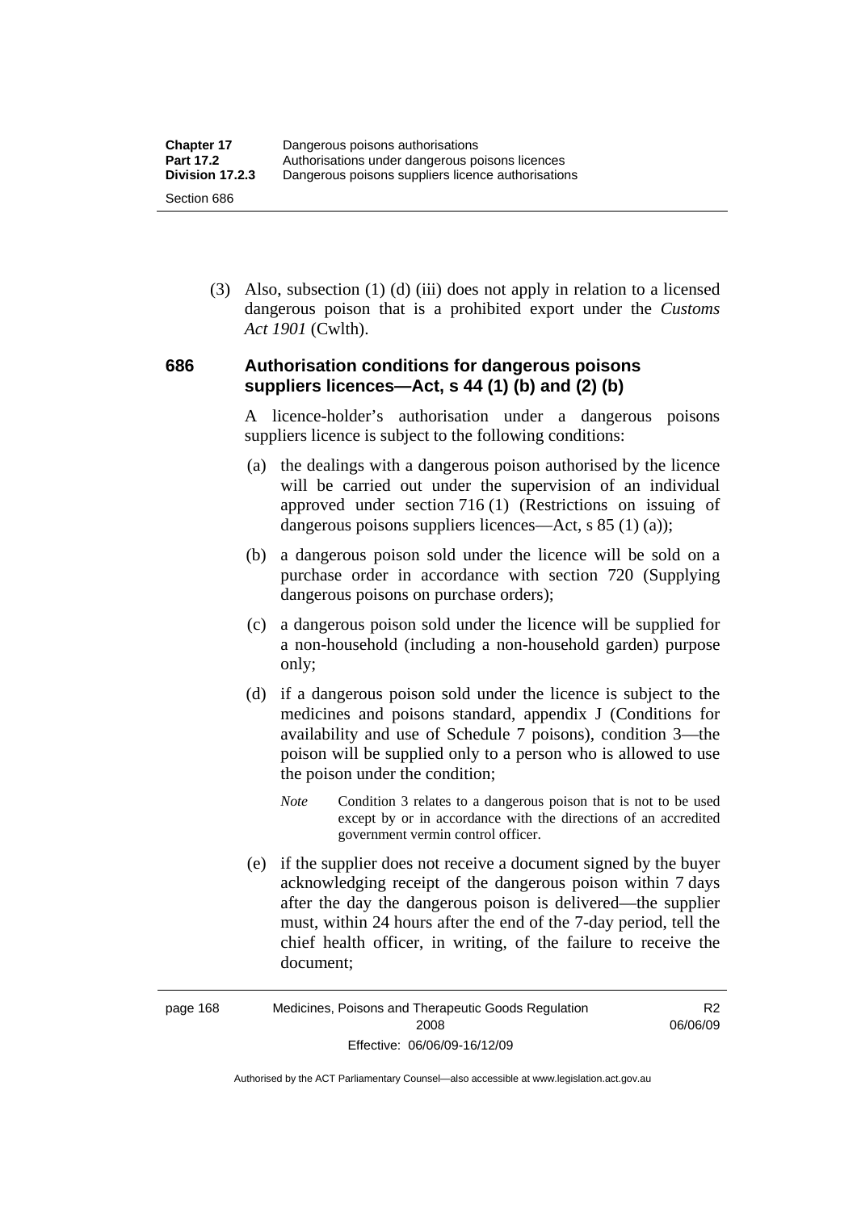(3) Also, subsection (1) (d) (iii) does not apply in relation to a licensed dangerous poison that is a prohibited export under the *Customs Act 1901* (Cwlth).

### 686 Authorisation conditions for dangerous poisons suppliers licences—Act, s 44 (1) (b) and (2) (b)

A licence-holder's authorisation under a dangerous poisons suppliers licence is subject to the following conditions:

(a) the dealings with a dangerous poison authorised by the licence will be carried out under the supervision of an individual approved under section 716 (1) (Restrictions on issuing of dangerous poisons suppliers licences—Act, s 85 (1) (a));

(b) a dangerous poison sold under the licence will be sold on a purchase order in accordance with section 720 (Supplying dangerous poisons on purchase orders);

(c) a dangerous poison sold under the licence will be supplied for a non-household (including a non-household garden) purpose only;

(d) if a dangerous poison sold under the licence is subject to the medicines and poisons standard, appendix J (Conditions for availability and use of Schedule 7 poisons), condition 3—the poison will be supplied only to a person who is allowed to use the poison under the condition;

*Note* Condition 3 relates to a dangerous poison that is not to be used except by or in accordance with the directions of an accredited government vermin control officer.

(e) if the supplier does not receive a document signed by the buyer acknowledging receipt of the dangerous poison within 7 days after the day the dangerous poison is delivered—the supplier must, within 24 hours after the end of the 7-day period, tell the chief health officer, in writing, of the failure to receive the document;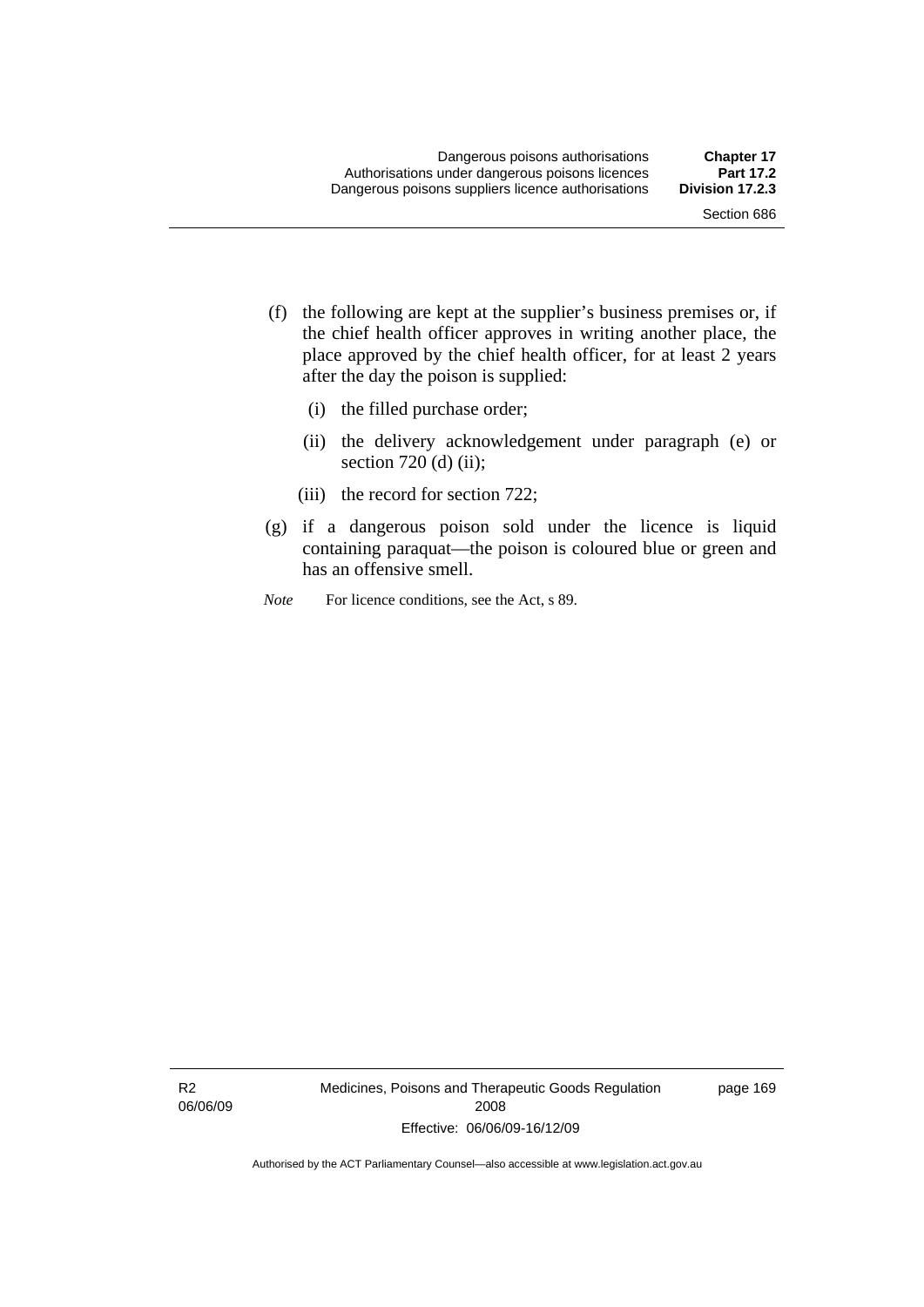(f) the following are kept at the supplier's business premises or, if the chief health officer approves in writing another place, the place approved by the chief health officer, for at least 2 years after the day the poison is supplied:

  (i) the filled purchase order;

  (ii) the delivery acknowledgement under paragraph (e) or section 720 (d) (ii);

  (iii) the record for section 722;

(g) if a dangerous poison sold under the licence is liquid containing paraquat—the poison is coloured blue or green and has an offensive smell.

*Note* For licence conditions, see the Act, s 89.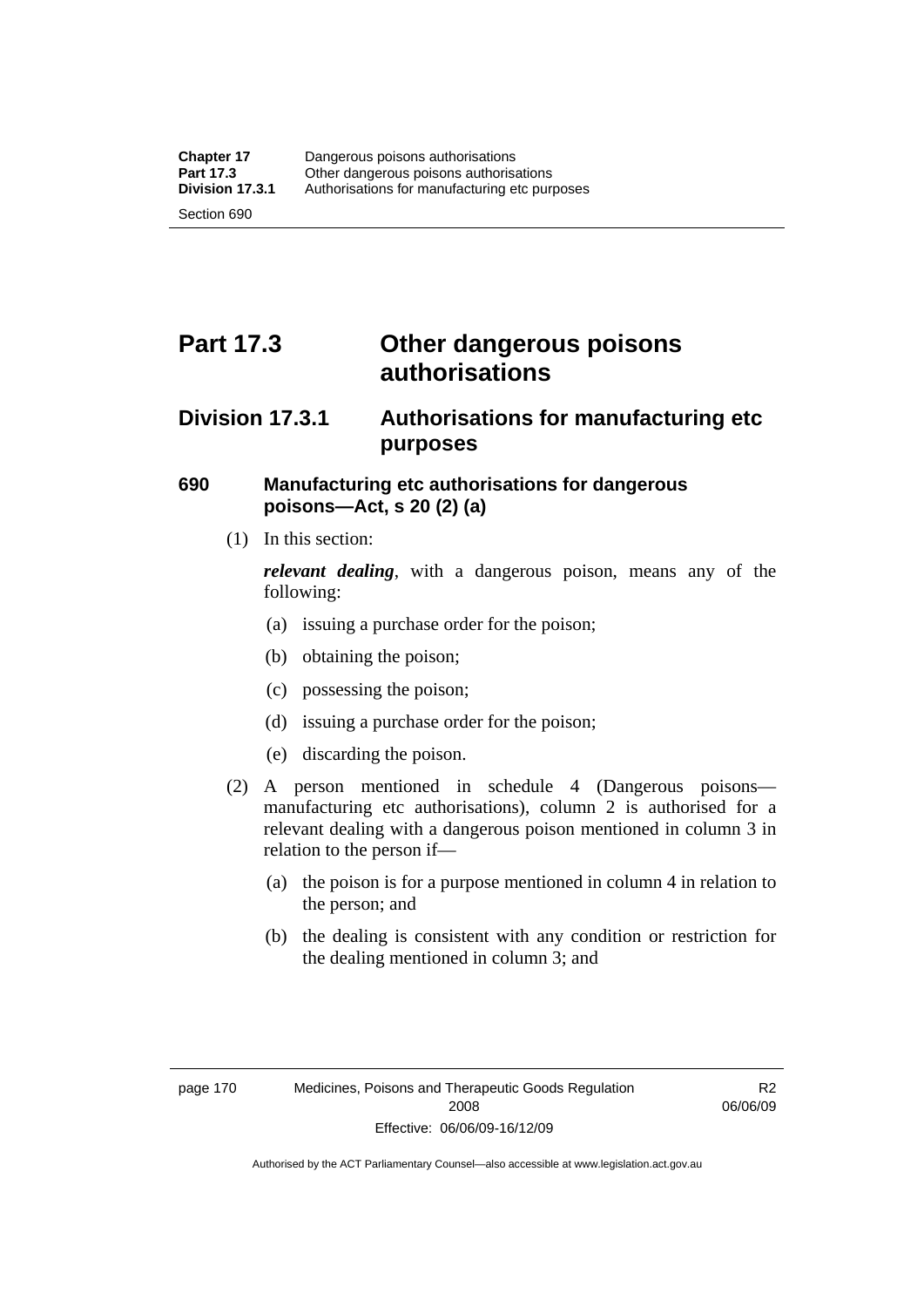# Part 17.3 Other dangerous poisons authorisations

## Division 17.3.1 Authorisations for manufacturing etc purposes

### 690 Manufacturing etc authorisations for dangerous poisons—Act, s 20 (2) (a)

(1) In this section:

***relevant dealing***, with a dangerous poison, means any of the following:

(a) issuing a purchase order for the poison;

(b) obtaining the poison;

(c) possessing the poison;

(d) issuing a purchase order for the poison;

(e) discarding the poison.

(2) A person mentioned in schedule 4 (Dangerous poisons—manufacturing etc authorisations), column 2 is authorised for a relevant dealing with a dangerous poison mentioned in column 3 in relation to the person if—

(a) the poison is for a purpose mentioned in column 4 in relation to the person; and

(b) the dealing is consistent with any condition or restriction for the dealing mentioned in column 3; and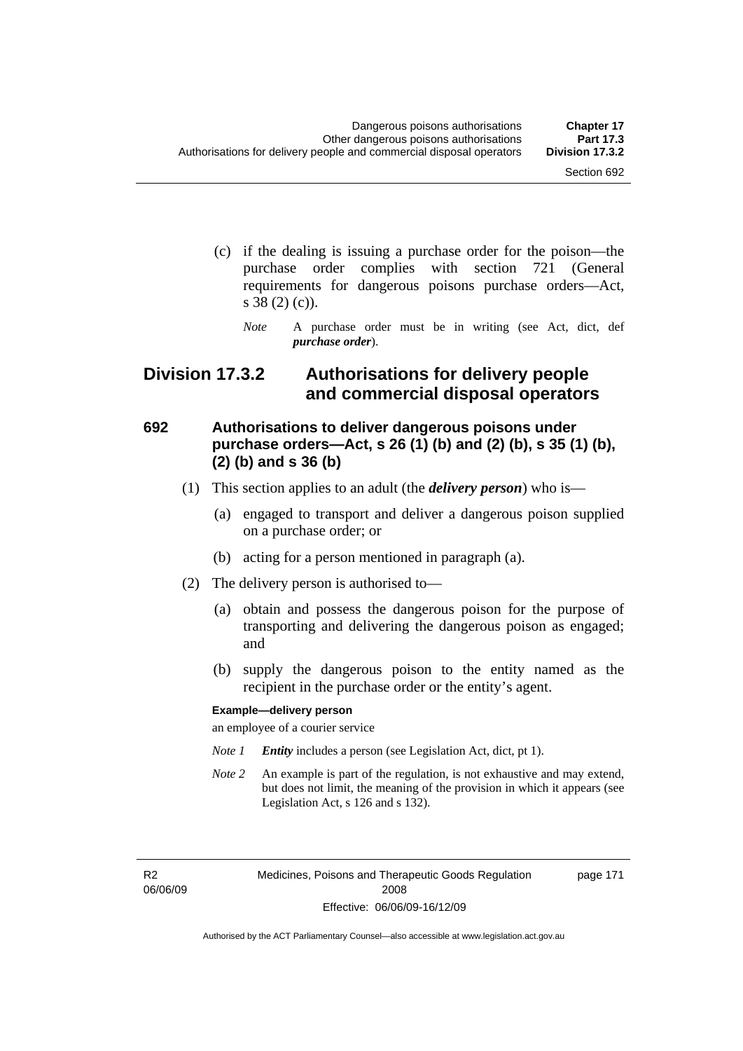(c) if the dealing is issuing a purchase order for the poison—the purchase order complies with section 721 (General requirements for dangerous poisons purchase orders—Act, s 38 (2) (c)).

*Note* A purchase order must be in writing (see Act, dict, def ***purchase order***).

## Division 17.3.2 Authorisations for delivery people and commercial disposal operators

### 692 Authorisations to deliver dangerous poisons under purchase orders—Act, s 26 (1) (b) and (2) (b), s 35 (1) (b), (2) (b) and s 36 (b)

(1) This section applies to an adult (the ***delivery person***) who is—

(a) engaged to transport and deliver a dangerous poison supplied on a purchase order; or

(b) acting for a person mentioned in paragraph (a).

(2) The delivery person is authorised to—

(a) obtain and possess the dangerous poison for the purpose of transporting and delivering the dangerous poison as engaged; and

(b) supply the dangerous poison to the entity named as the recipient in the purchase order or the entity's agent.

**Example—delivery person**

an employee of a courier service

*Note 1* ***Entity*** includes a person (see Legislation Act, dict, pt 1).

*Note 2* An example is part of the regulation, is not exhaustive and may extend, but does not limit, the meaning of the provision in which it appears (see Legislation Act, s 126 and s 132).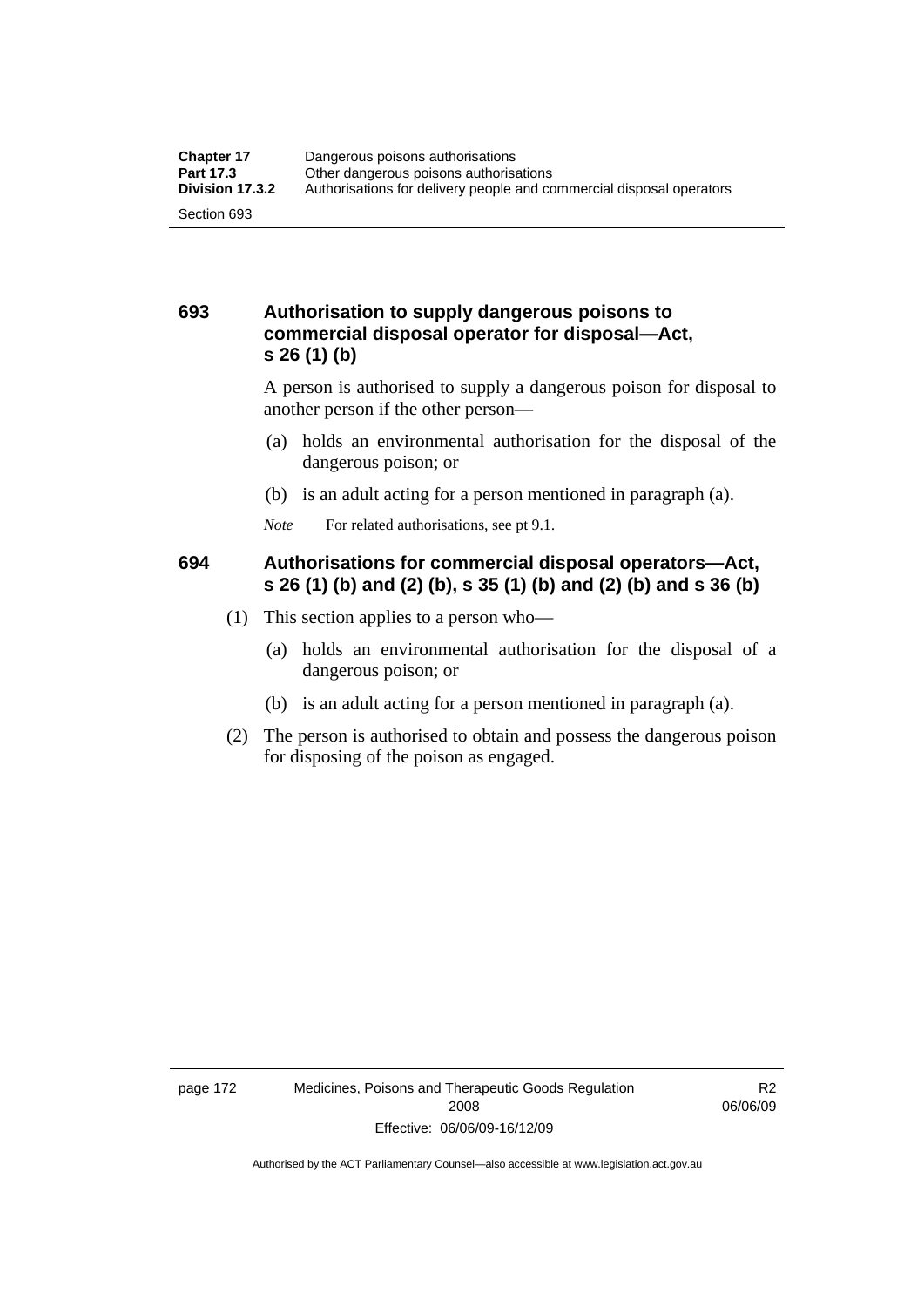## 693 Authorisation to supply dangerous poisons to commercial disposal operator for disposal—Act, s 26 (1) (b)

A person is authorised to supply a dangerous poison for disposal to another person if the other person—

(a) holds an environmental authorisation for the disposal of the dangerous poison; or

(b) is an adult acting for a person mentioned in paragraph (a).

*Note* For related authorisations, see pt 9.1.

## 694 Authorisations for commercial disposal operators—Act, s 26 (1) (b) and (2) (b), s 35 (1) (b) and (2) (b) and s 36 (b)

(1) This section applies to a person who—

(a) holds an environmental authorisation for the disposal of a dangerous poison; or

(b) is an adult acting for a person mentioned in paragraph (a).

(2) The person is authorised to obtain and possess the dangerous poison for disposing of the poison as engaged.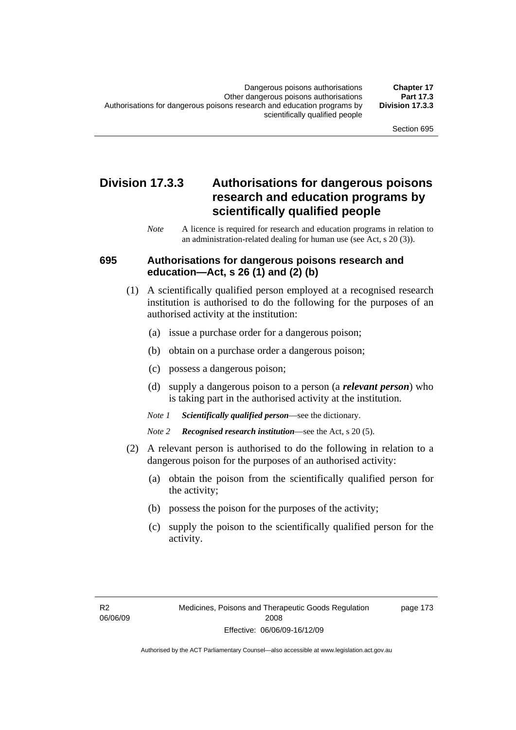## Division 17.3.3 Authorisations for dangerous poisons research and education programs by scientifically qualified people

*Note* A licence is required for research and education programs in relation to an administration-related dealing for human use (see Act, s 20 (3)).

### 695 Authorisations for dangerous poisons research and education—Act, s 26 (1) and (2) (b)

(1) A scientifically qualified person employed at a recognised research institution is authorised to do the following for the purposes of an authorised activity at the institution:

(a) issue a purchase order for a dangerous poison;

(b) obtain on a purchase order a dangerous poison;

(c) possess a dangerous poison;

(d) supply a dangerous poison to a person (a ***relevant person***) who is taking part in the authorised activity at the institution.

*Note 1* ***Scientifically qualified person***—see the dictionary.

*Note 2* ***Recognised research institution***—see the Act, s 20 (5).

(2) A relevant person is authorised to do the following in relation to a dangerous poison for the purposes of an authorised activity:

(a) obtain the poison from the scientifically qualified person for the activity;

(b) possess the poison for the purposes of the activity;

(c) supply the poison to the scientifically qualified person for the activity.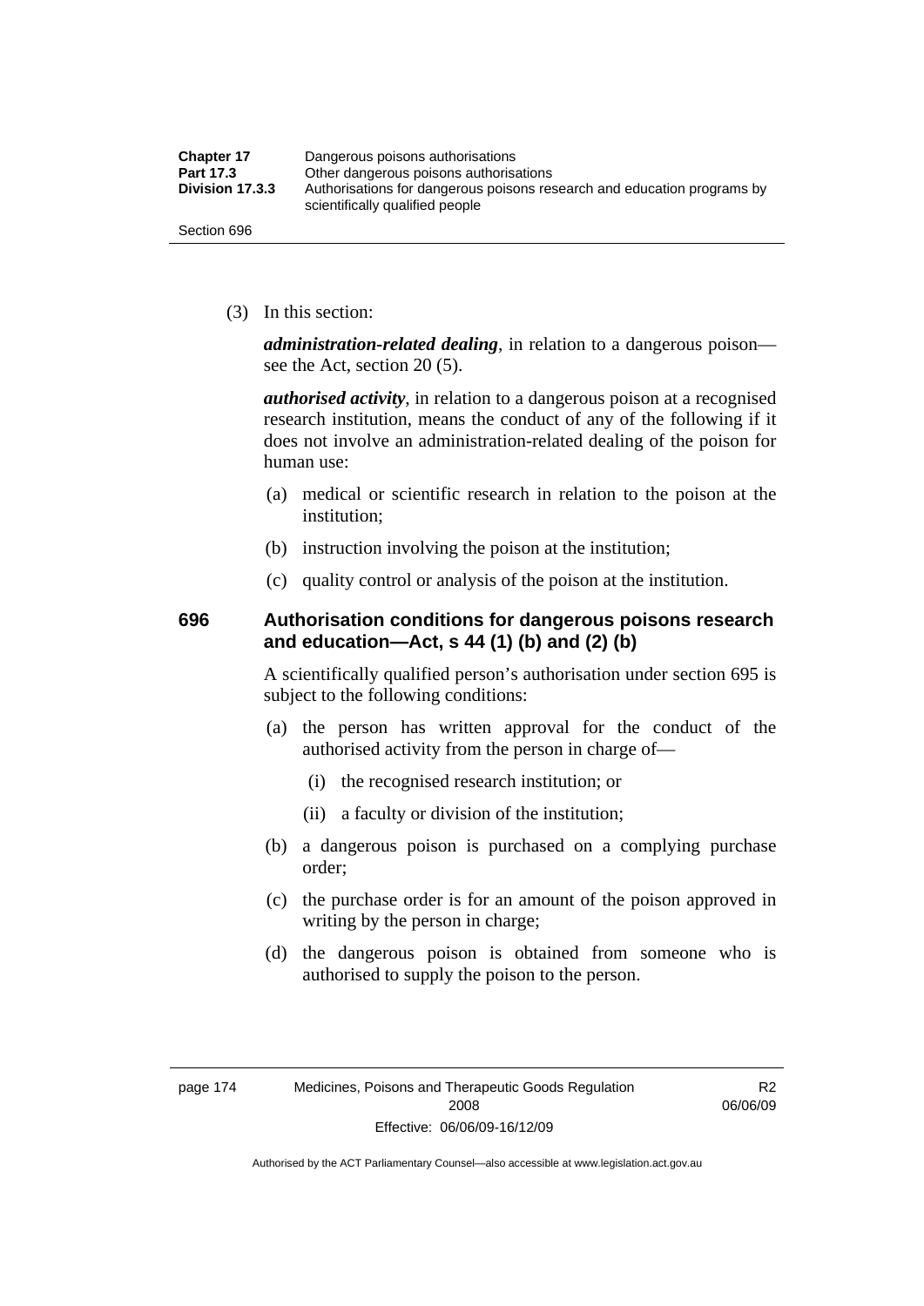(3) In this section:

***administration-related dealing***, in relation to a dangerous poison—see the Act, section 20 (5).

***authorised activity***, in relation to a dangerous poison at a recognised research institution, means the conduct of any of the following if it does not involve an administration-related dealing of the poison for human use:

(a) medical or scientific research in relation to the poison at the institution;

(b) instruction involving the poison at the institution;

(c) quality control or analysis of the poison at the institution.

## 696 Authorisation conditions for dangerous poisons research and education—Act, s 44 (1) (b) and (2) (b)

A scientifically qualified person's authorisation under section 695 is subject to the following conditions:

(a) the person has written approval for the conduct of the authorised activity from the person in charge of—

(i) the recognised research institution; or

(ii) a faculty or division of the institution;

(b) a dangerous poison is purchased on a complying purchase order;

(c) the purchase order is for an amount of the poison approved in writing by the person in charge;

(d) the dangerous poison is obtained from someone who is authorised to supply the poison to the person.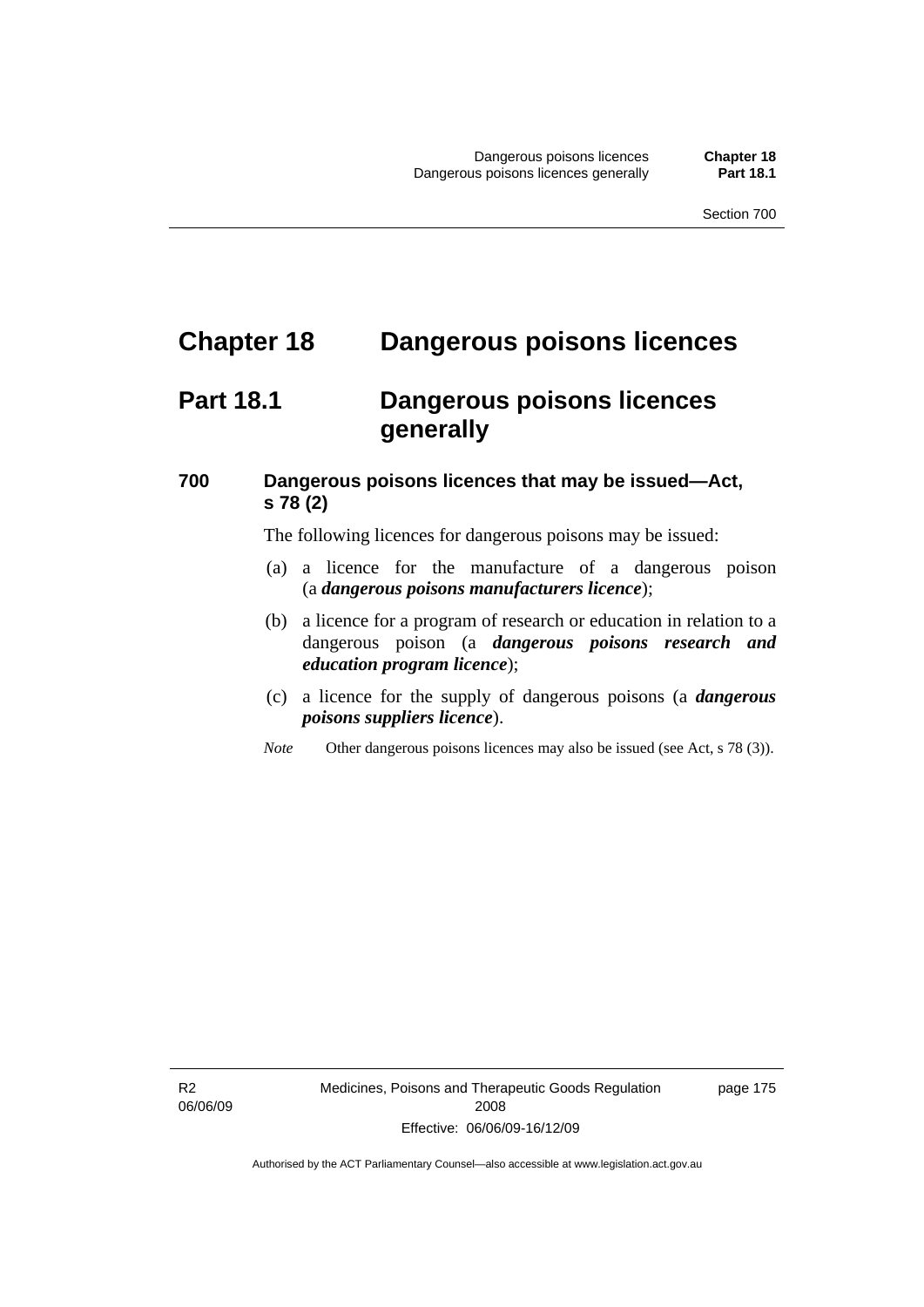# Chapter 18 Dangerous poisons licences

## Part 18.1 Dangerous poisons licences generally

### 700 Dangerous poisons licences that may be issued—Act, s 78 (2)

The following licences for dangerous poisons may be issued:

(a) a licence for the manufacture of a dangerous poison (a ***dangerous poisons manufacturers licence***);

(b) a licence for a program of research or education in relation to a dangerous poison (a ***dangerous poisons research and education program licence***);

(c) a licence for the supply of dangerous poisons (a ***dangerous poisons suppliers licence***).

*Note* Other dangerous poisons licences may also be issued (see Act, s 78 (3)).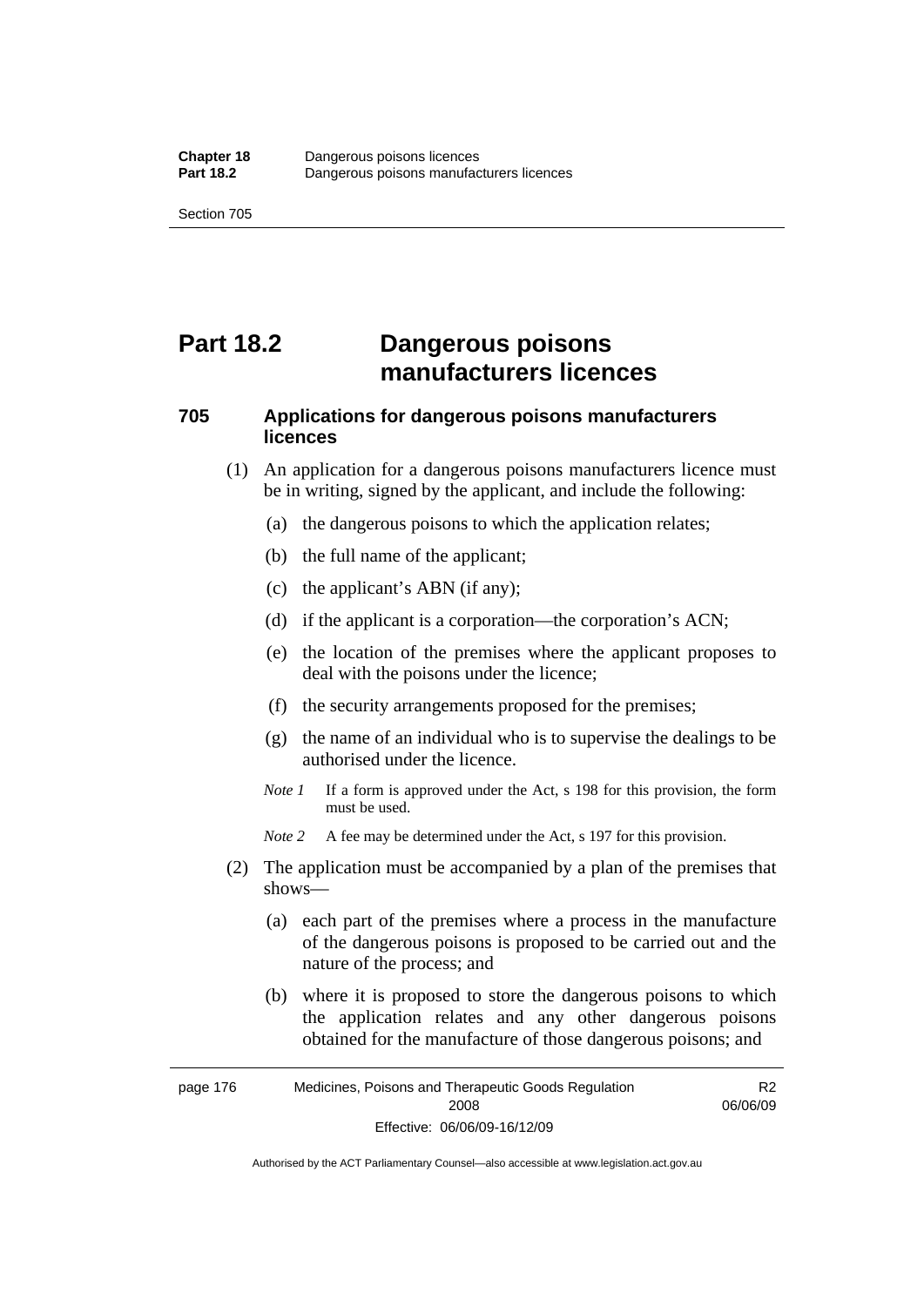# Part 18.2 Dangerous poisons manufacturers licences

## 705 Applications for dangerous poisons manufacturers licences

(1) An application for a dangerous poisons manufacturers licence must be in writing, signed by the applicant, and include the following:

(a) the dangerous poisons to which the application relates;

(b) the full name of the applicant;

(c) the applicant's ABN (if any);

(d) if the applicant is a corporation—the corporation's ACN;

(e) the location of the premises where the applicant proposes to deal with the poisons under the licence;

(f) the security arrangements proposed for the premises;

(g) the name of an individual who is to supervise the dealings to be authorised under the licence.

*Note 1* If a form is approved under the Act, s 198 for this provision, the form must be used.

*Note 2* A fee may be determined under the Act, s 197 for this provision.

(2) The application must be accompanied by a plan of the premises that shows—

(a) each part of the premises where a process in the manufacture of the dangerous poisons is proposed to be carried out and the nature of the process; and

(b) where it is proposed to store the dangerous poisons to which the application relates and any other dangerous poisons obtained for the manufacture of those dangerous poisons; and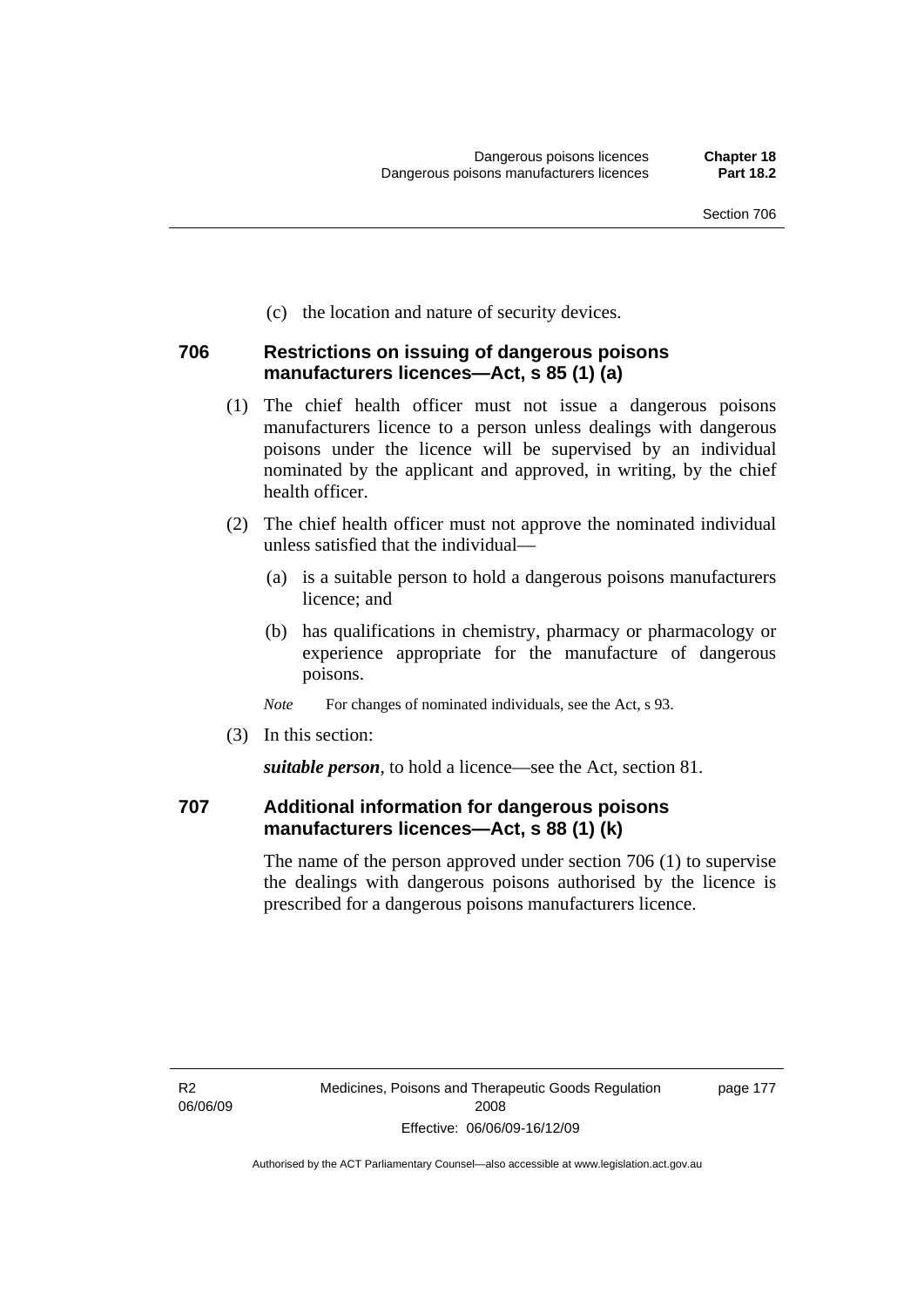(c) the location and nature of security devices.

### 706 Restrictions on issuing of dangerous poisons manufacturers licences—Act, s 85 (1) (a)

(1) The chief health officer must not issue a dangerous poisons manufacturers licence to a person unless dealings with dangerous poisons under the licence will be supervised by an individual nominated by the applicant and approved, in writing, by the chief health officer.

(2) The chief health officer must not approve the nominated individual unless satisfied that the individual—

(a) is a suitable person to hold a dangerous poisons manufacturers licence; and

(b) has qualifications in chemistry, pharmacy or pharmacology or experience appropriate for the manufacture of dangerous poisons.

*Note* For changes of nominated individuals, see the Act, s 93.

(3) In this section:

***suitable person***, to hold a licence—see the Act, section 81.

### 707 Additional information for dangerous poisons manufacturers licences—Act, s 88 (1) (k)

The name of the person approved under section 706 (1) to supervise the dealings with dangerous poisons authorised by the licence is prescribed for a dangerous poisons manufacturers licence.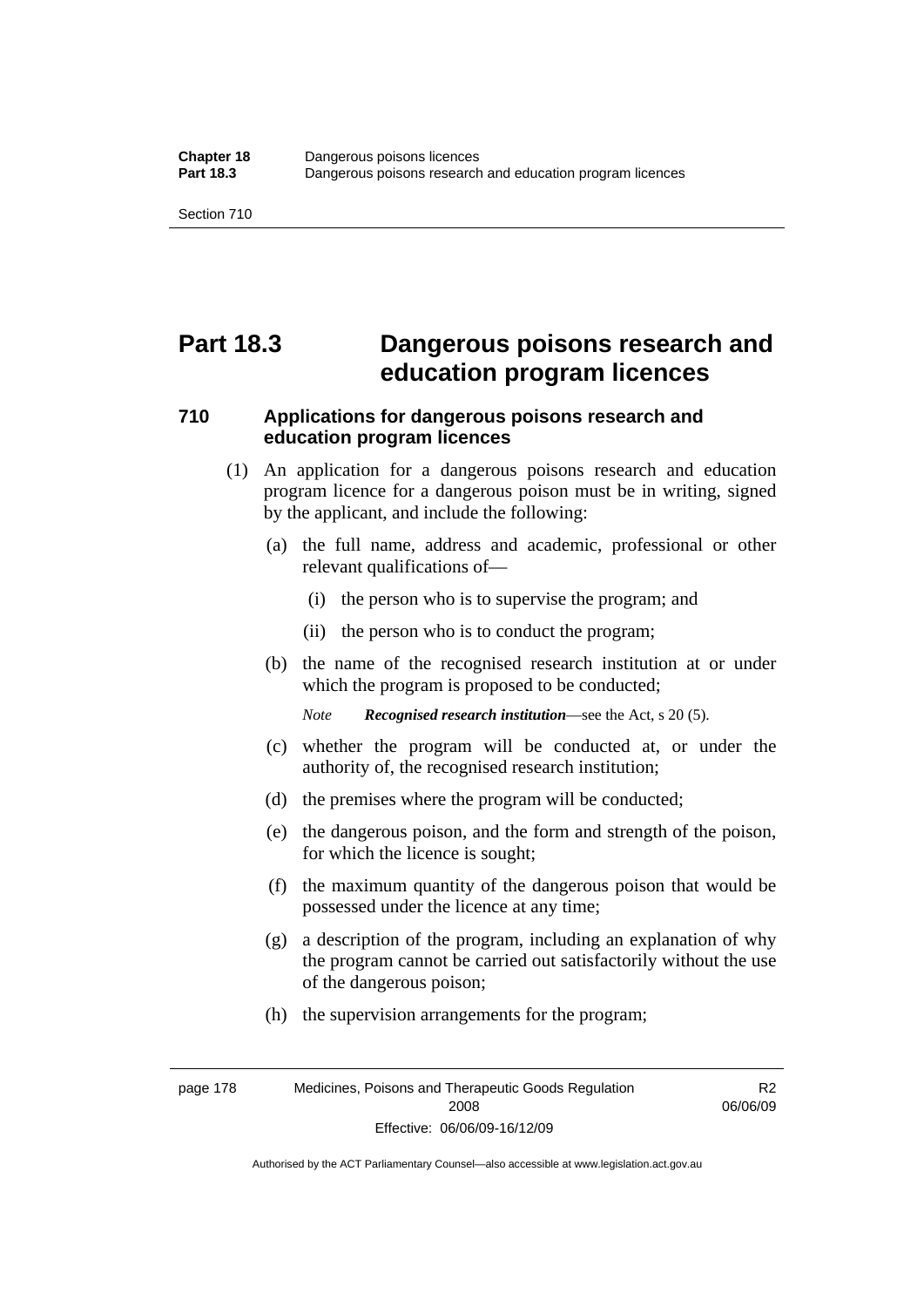# Part 18.3 Dangerous poisons research and education program licences

## 710 Applications for dangerous poisons research and education program licences

(1) An application for a dangerous poisons research and education program licence for a dangerous poison must be in writing, signed by the applicant, and include the following:

(a) the full name, address and academic, professional or other relevant qualifications of—

(i) the person who is to supervise the program; and

(ii) the person who is to conduct the program;

(b) the name of the recognised research institution at or under which the program is proposed to be conducted;

*Note* ***Recognised research institution***—see the Act, s 20 (5).

(c) whether the program will be conducted at, or under the authority of, the recognised research institution;

(d) the premises where the program will be conducted;

(e) the dangerous poison, and the form and strength of the poison, for which the licence is sought;

(f) the maximum quantity of the dangerous poison that would be possessed under the licence at any time;

(g) a description of the program, including an explanation of why the program cannot be carried out satisfactorily without the use of the dangerous poison;

(h) the supervision arrangements for the program;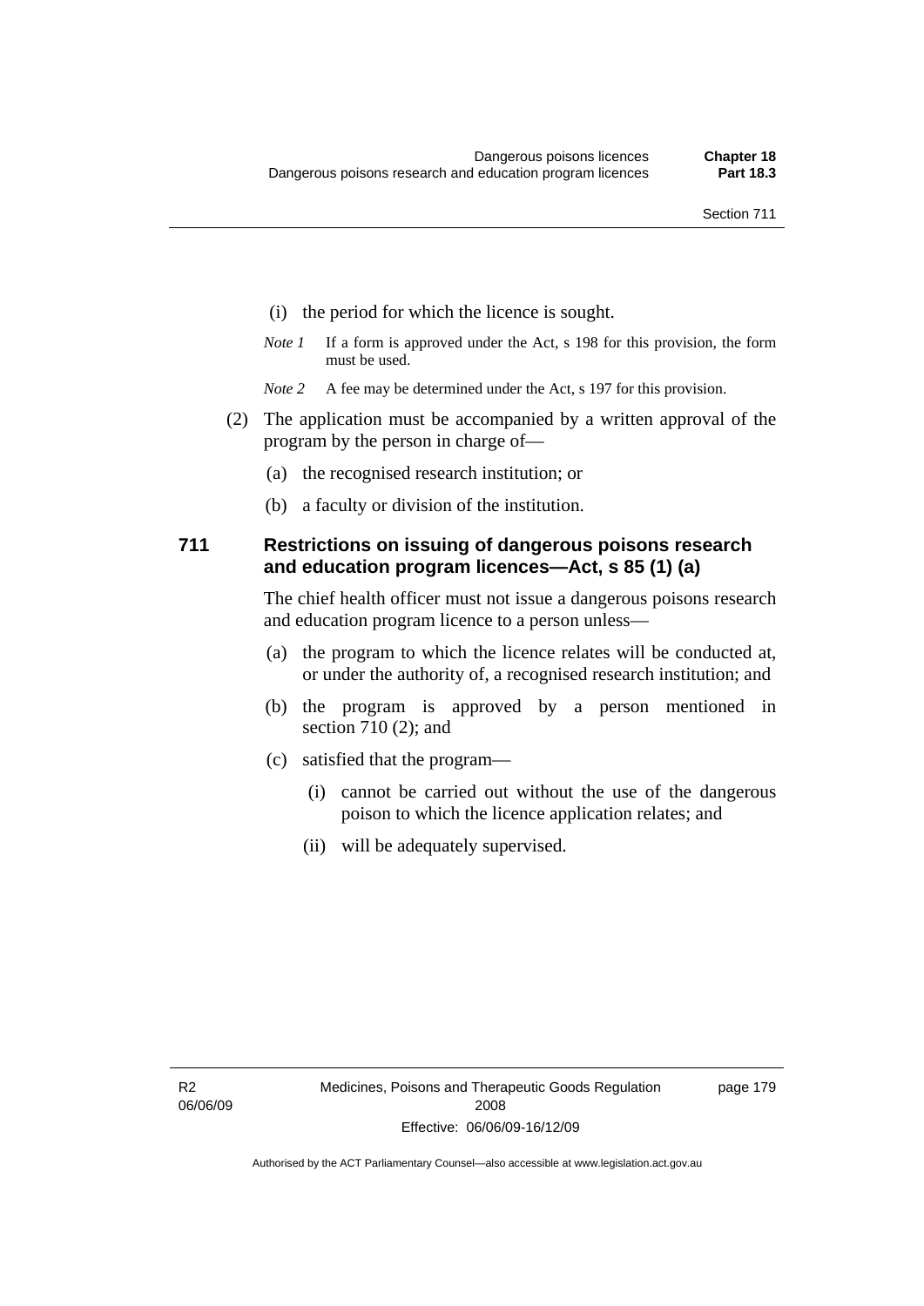(i) the period for which the licence is sought.

*Note 1* If a form is approved under the Act, s 198 for this provision, the form must be used.

*Note 2* A fee may be determined under the Act, s 197 for this provision.

(2) The application must be accompanied by a written approval of the program by the person in charge of—

(a) the recognised research institution; or

(b) a faculty or division of the institution.

### 711 Restrictions on issuing of dangerous poisons research and education program licences—Act, s 85 (1) (a)

The chief health officer must not issue a dangerous poisons research and education program licence to a person unless—

(a) the program to which the licence relates will be conducted at, or under the authority of, a recognised research institution; and

(b) the program is approved by a person mentioned in section 710 (2); and

(c) satisfied that the program—

(i) cannot be carried out without the use of the dangerous poison to which the licence application relates; and

(ii) will be adequately supervised.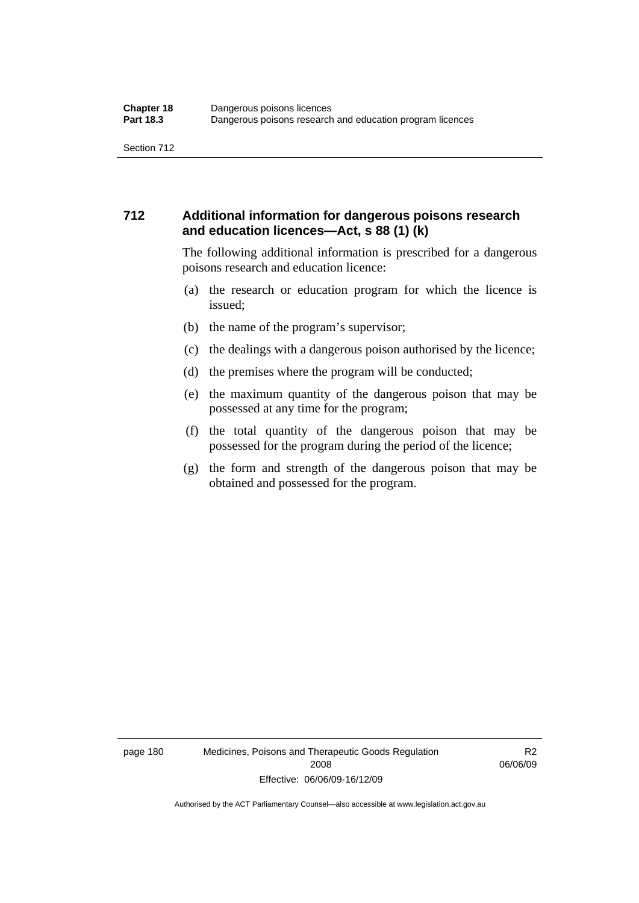## 712 Additional information for dangerous poisons research and education licences—Act, s 88 (1) (k)

The following additional information is prescribed for a dangerous poisons research and education licence:

(a) the research or education program for which the licence is issued;

(b) the name of the program's supervisor;

(c) the dealings with a dangerous poison authorised by the licence;

(d) the premises where the program will be conducted;

(e) the maximum quantity of the dangerous poison that may be possessed at any time for the program;

(f) the total quantity of the dangerous poison that may be possessed for the program during the period of the licence;

(g) the form and strength of the dangerous poison that may be obtained and possessed for the program.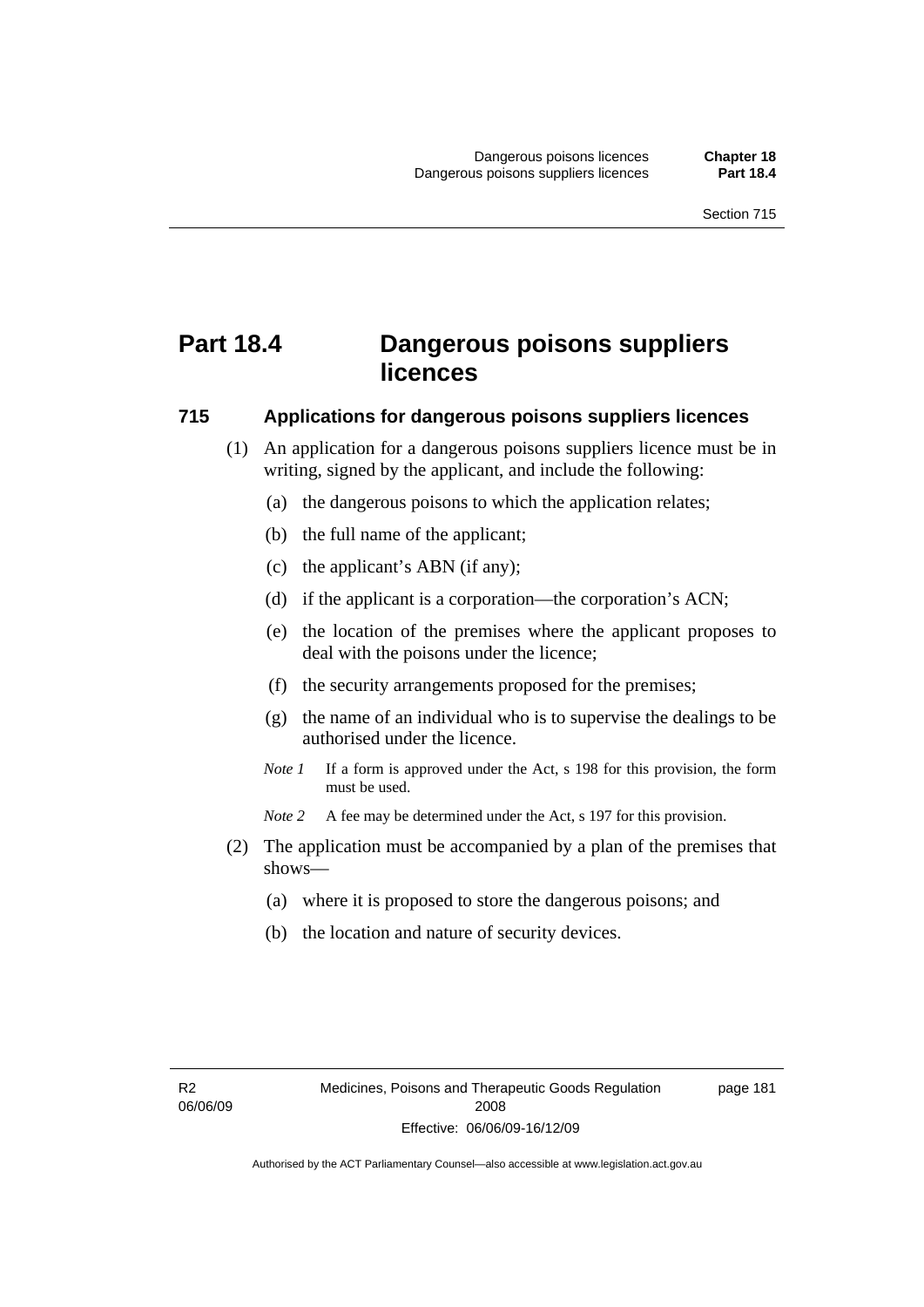# Part 18.4 Dangerous poisons suppliers licences

## 715 Applications for dangerous poisons suppliers licences

(1) An application for a dangerous poisons suppliers licence must be in writing, signed by the applicant, and include the following:

(a) the dangerous poisons to which the application relates;

(b) the full name of the applicant;

(c) the applicant's ABN (if any);

(d) if the applicant is a corporation—the corporation's ACN;

(e) the location of the premises where the applicant proposes to deal with the poisons under the licence;

(f) the security arrangements proposed for the premises;

(g) the name of an individual who is to supervise the dealings to be authorised under the licence.

*Note 1* If a form is approved under the Act, s 198 for this provision, the form must be used.

*Note 2* A fee may be determined under the Act, s 197 for this provision.

(2) The application must be accompanied by a plan of the premises that shows—

(a) where it is proposed to store the dangerous poisons; and

(b) the location and nature of security devices.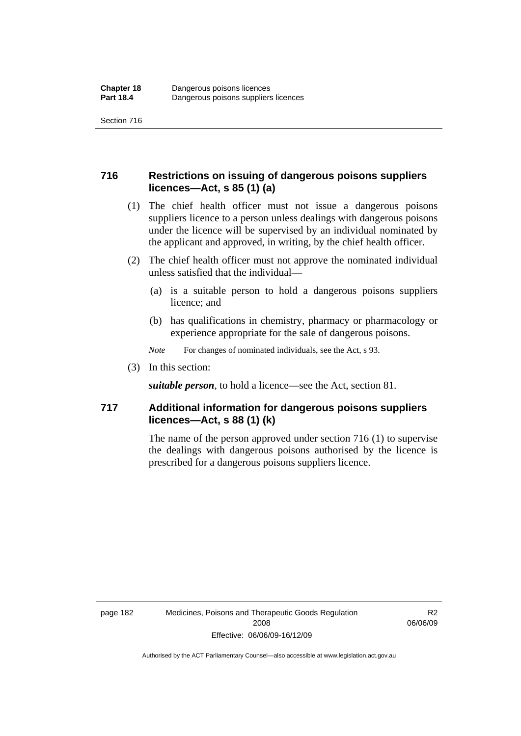## 716 Restrictions on issuing of dangerous poisons suppliers licences—Act, s 85 (1) (a)

(1) The chief health officer must not issue a dangerous poisons suppliers licence to a person unless dealings with dangerous poisons under the licence will be supervised by an individual nominated by the applicant and approved, in writing, by the chief health officer.

(2) The chief health officer must not approve the nominated individual unless satisfied that the individual—

(a) is a suitable person to hold a dangerous poisons suppliers licence; and

(b) has qualifications in chemistry, pharmacy or pharmacology or experience appropriate for the sale of dangerous poisons.

*Note* For changes of nominated individuals, see the Act, s 93.

(3) In this section:

***suitable person***, to hold a licence—see the Act, section 81.

## 717 Additional information for dangerous poisons suppliers licences—Act, s 88 (1) (k)

The name of the person approved under section 716 (1) to supervise the dealings with dangerous poisons authorised by the licence is prescribed for a dangerous poisons suppliers licence.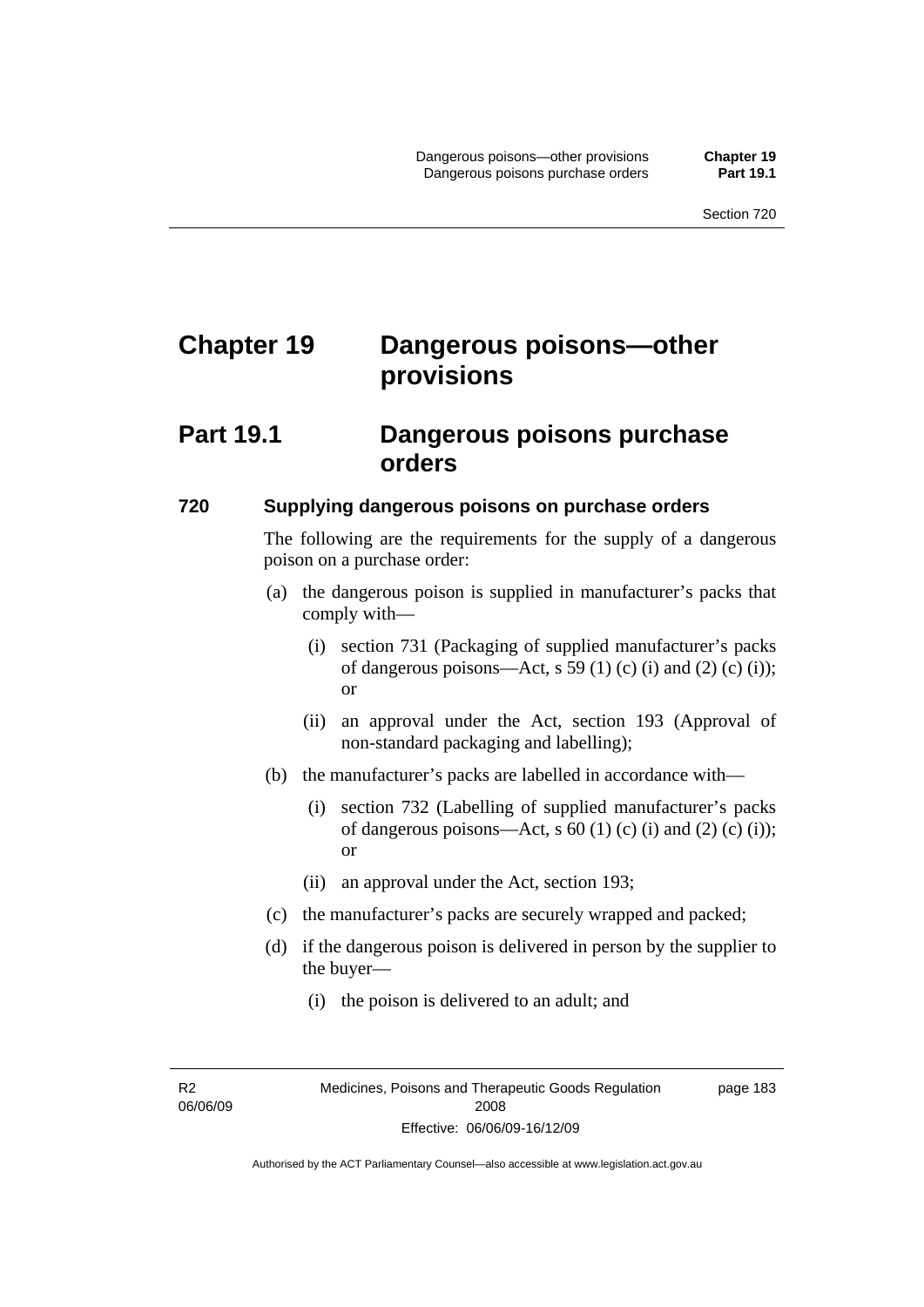# Chapter 19 Dangerous poisons—other provisions

## Part 19.1 Dangerous poisons purchase orders

### 720 Supplying dangerous poisons on purchase orders

The following are the requirements for the supply of a dangerous poison on a purchase order:

(a) the dangerous poison is supplied in manufacturer's packs that comply with—

(i) section 731 (Packaging of supplied manufacturer's packs of dangerous poisons—Act, s 59 (1) (c) (i) and (2) (c) (i)); or

(ii) an approval under the Act, section 193 (Approval of non-standard packaging and labelling);

(b) the manufacturer's packs are labelled in accordance with—

(i) section 732 (Labelling of supplied manufacturer's packs of dangerous poisons—Act, s 60 (1) (c) (i) and (2) (c) (i)); or

(ii) an approval under the Act, section 193;

(c) the manufacturer's packs are securely wrapped and packed;

(d) if the dangerous poison is delivered in person by the supplier to the buyer—

(i) the poison is delivered to an adult; and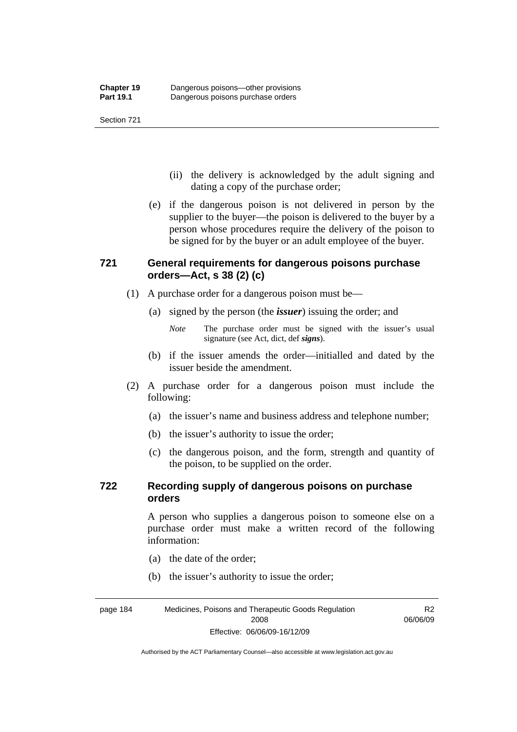(ii) the delivery is acknowledged by the adult signing and dating a copy of the purchase order;

(e) if the dangerous poison is not delivered in person by the supplier to the buyer—the poison is delivered to the buyer by a person whose procedures require the delivery of the poison to be signed for by the buyer or an adult employee of the buyer.

### 721 General requirements for dangerous poisons purchase orders—Act, s 38 (2) (c)

(1) A purchase order for a dangerous poison must be—

(a) signed by the person (the ***issuer***) issuing the order; and

*Note* The purchase order must be signed with the issuer's usual signature (see Act, dict, def ***signs***).

(b) if the issuer amends the order—initialled and dated by the issuer beside the amendment.

(2) A purchase order for a dangerous poison must include the following:

(a) the issuer's name and business address and telephone number;

(b) the issuer's authority to issue the order;

(c) the dangerous poison, and the form, strength and quantity of the poison, to be supplied on the order.

### 722 Recording supply of dangerous poisons on purchase orders

A person who supplies a dangerous poison to someone else on a purchase order must make a written record of the following information:

(a) the date of the order;

(b) the issuer's authority to issue the order;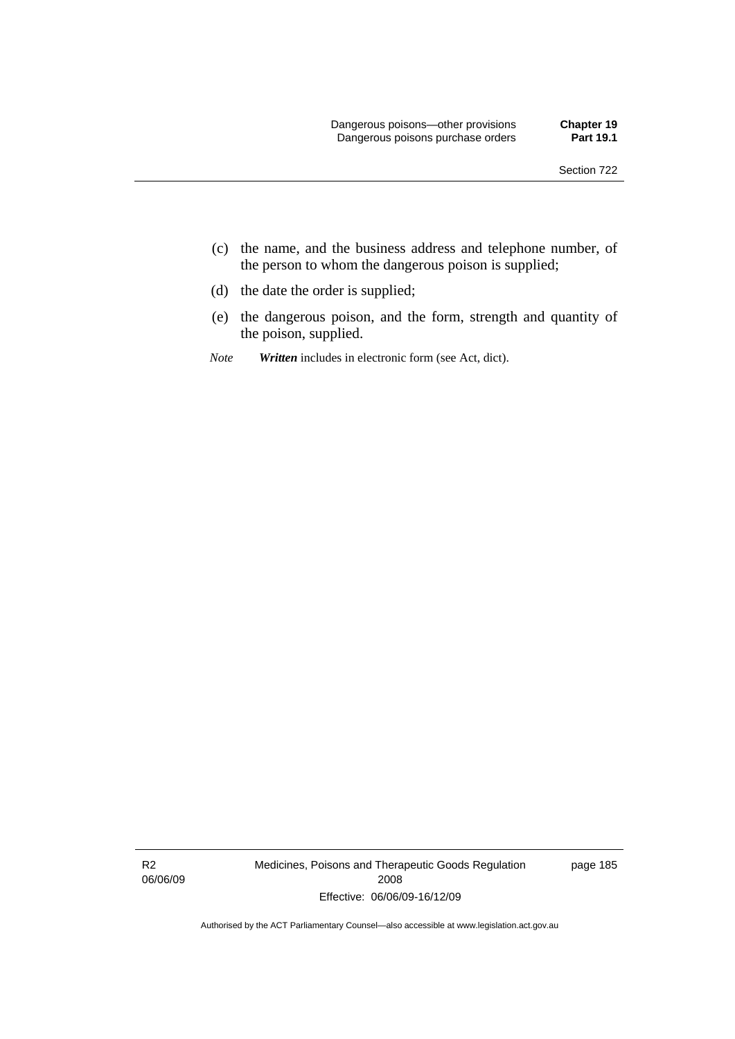(c) the name, and the business address and telephone number, of the person to whom the dangerous poison is supplied;

(d) the date the order is supplied;

(e) the dangerous poison, and the form, strength and quantity of the poison, supplied.

*Note* ***Written*** includes in electronic form (see Act, dict).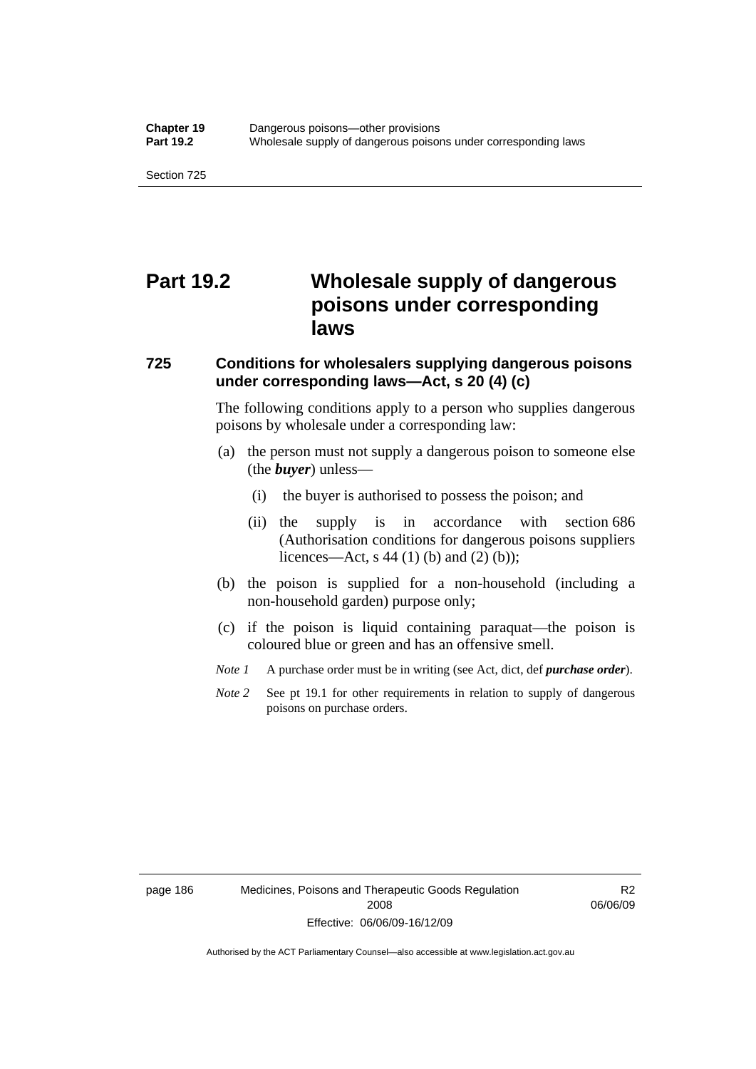# Part 19.2 Wholesale supply of dangerous poisons under corresponding laws

### 725 Conditions for wholesalers supplying dangerous poisons under corresponding laws—Act, s 20 (4) (c)

The following conditions apply to a person who supplies dangerous poisons by wholesale under a corresponding law:

(a) the person must not supply a dangerous poison to someone else (the ***buyer***) unless—

  (i) the buyer is authorised to possess the poison; and

  (ii) the supply is in accordance with section 686 (Authorisation conditions for dangerous poisons suppliers licences—Act, s 44 (1) (b) and (2) (b));

(b) the poison is supplied for a non-household (including a non-household garden) purpose only;

(c) if the poison is liquid containing paraquat—the poison is coloured blue or green and has an offensive smell.

*Note 1* A purchase order must be in writing (see Act, dict, def ***purchase order***).

*Note 2* See pt 19.1 for other requirements in relation to supply of dangerous poisons on purchase orders.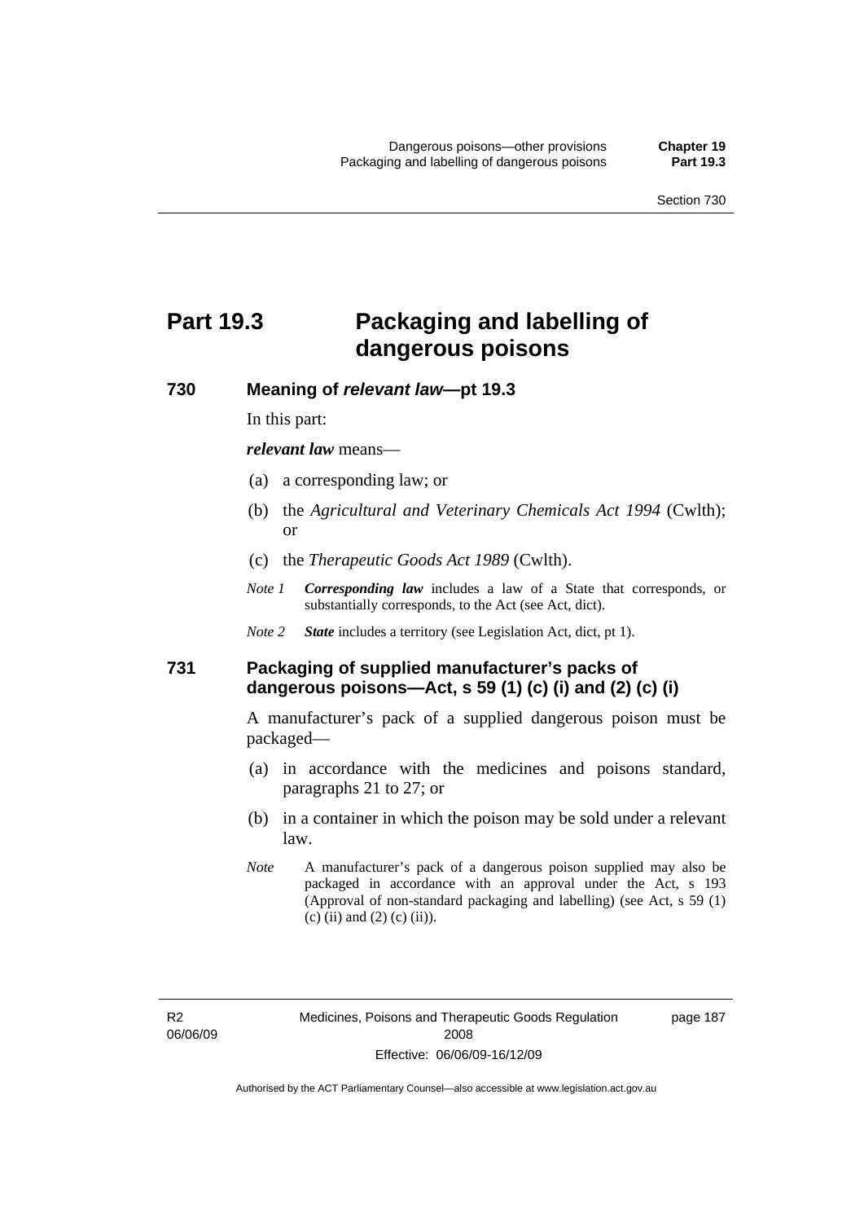# Part 19.3 Packaging and labelling of dangerous poisons

## 730 Meaning of *relevant law*—pt 19.3

In this part:

***relevant law*** means—

(a) a corresponding law; or

(b) the *Agricultural and Veterinary Chemicals Act 1994* (Cwlth); or

(c) the *Therapeutic Goods Act 1989* (Cwlth).

*Note 1* ***Corresponding law*** includes a law of a State that corresponds, or substantially corresponds, to the Act (see Act, dict).

*Note 2* ***State*** includes a territory (see Legislation Act, dict, pt 1).

## 731 Packaging of supplied manufacturer's packs of dangerous poisons—Act, s 59 (1) (c) (i) and (2) (c) (i)

A manufacturer's pack of a supplied dangerous poison must be packaged—

(a) in accordance with the medicines and poisons standard, paragraphs 21 to 27; or

(b) in a container in which the poison may be sold under a relevant law.

*Note* A manufacturer's pack of a dangerous poison supplied may also be packaged in accordance with an approval under the Act, s 193 (Approval of non-standard packaging and labelling) (see Act, s 59 (1) (c) (ii) and (2) (c) (ii)).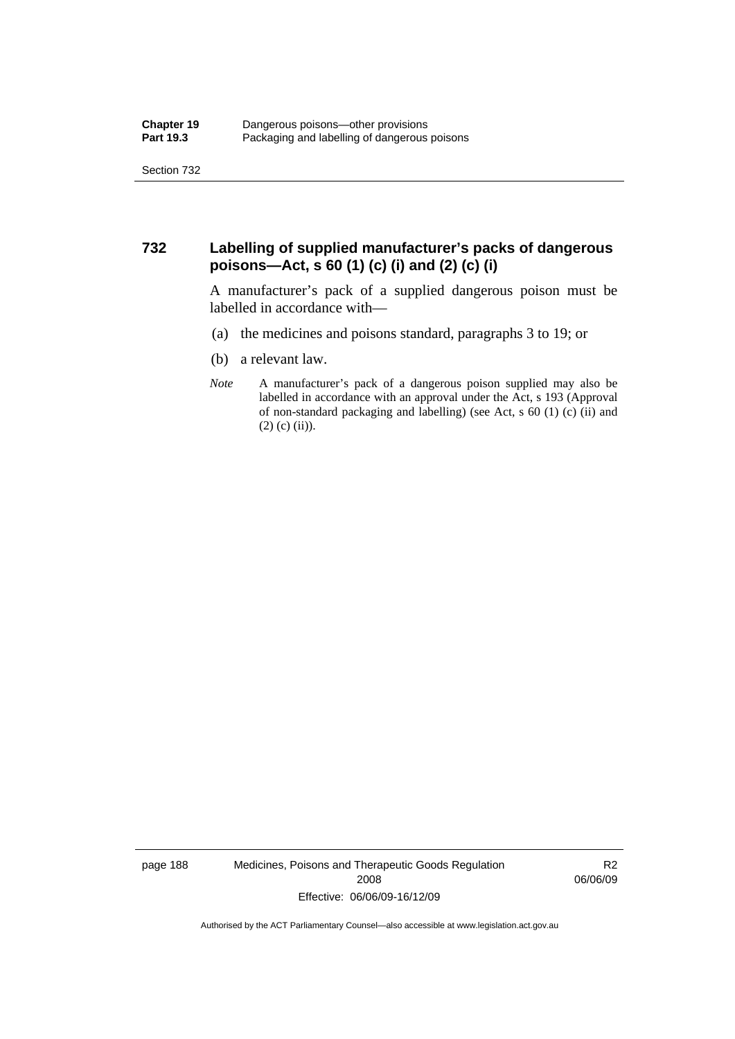## 732 Labelling of supplied manufacturer's packs of dangerous poisons—Act, s 60 (1) (c) (i) and (2) (c) (i)

A manufacturer's pack of a supplied dangerous poison must be labelled in accordance with—

(a) the medicines and poisons standard, paragraphs 3 to 19; or

(b) a relevant law.

*Note* A manufacturer's pack of a dangerous poison supplied may also be labelled in accordance with an approval under the Act, s 193 (Approval of non-standard packaging and labelling) (see Act, s 60 (1) (c) (ii) and (2) (c) (ii)).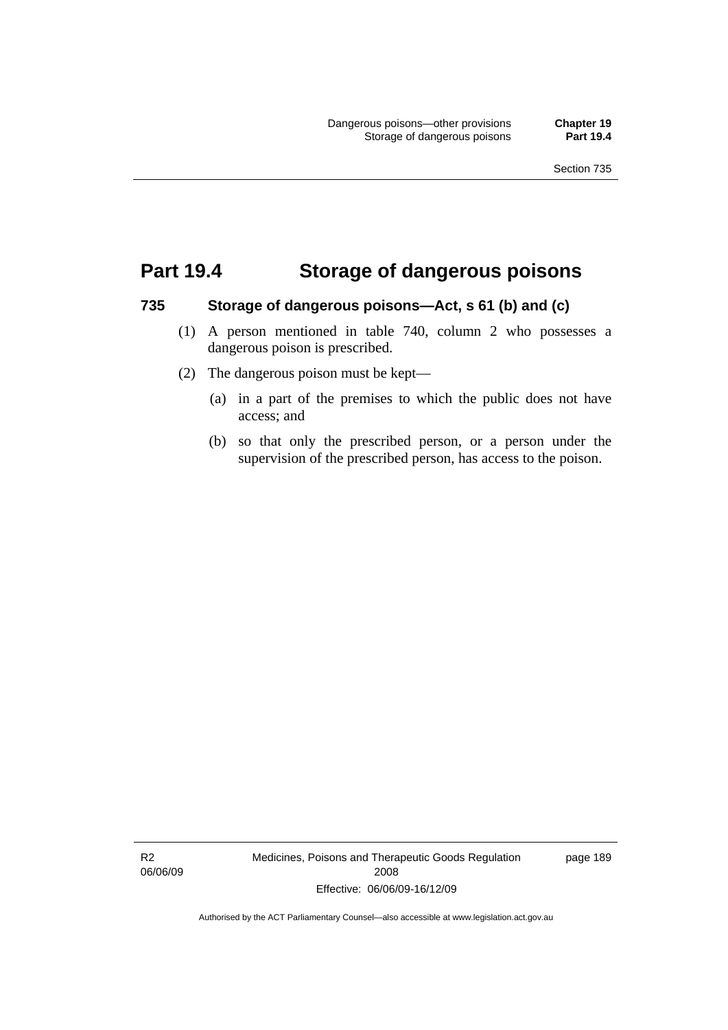# Part 19.4 Storage of dangerous poisons

### 735 Storage of dangerous poisons—Act, s 61 (b) and (c)

(1) A person mentioned in table 740, column 2 who possesses a dangerous poison is prescribed.

(2) The dangerous poison must be kept—

(a) in a part of the premises to which the public does not have access; and

(b) so that only the prescribed person, or a person under the supervision of the prescribed person, has access to the poison.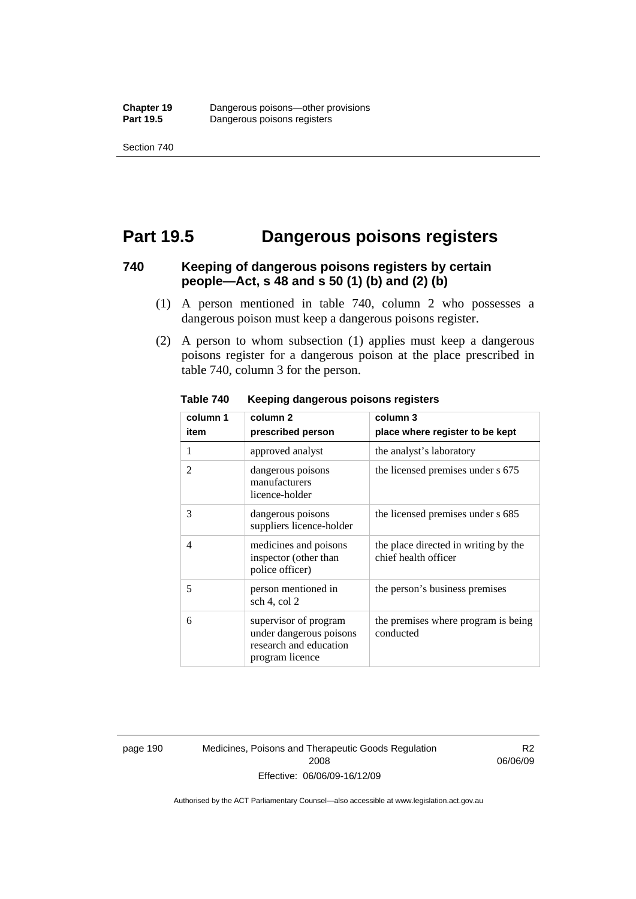# Part 19.5 Dangerous poisons registers

## 740 Keeping of dangerous poisons registers by certain people—Act, s 48 and s 50 (1) (b) and (2) (b)

(1) A person mentioned in table 740, column 2 who possesses a dangerous poison must keep a dangerous poisons register.

(2) A person to whom subsection (1) applies must keep a dangerous poisons register for a dangerous poison at the place prescribed in table 740, column 3 for the person.

**Table 740 Keeping dangerous poisons registers**

| column 1<br>item | column 2<br>prescribed person | column 3<br>place where register to be kept |
|---|---|---|
| 1 | approved analyst | the analyst's laboratory |
| 2 | dangerous poisons manufacturers licence-holder | the licensed premises under s 675 |
| 3 | dangerous poisons suppliers licence-holder | the licensed premises under s 685 |
| 4 | medicines and poisons inspector (other than police officer) | the place directed in writing by the chief health officer |
| 5 | person mentioned in sch 4, col 2 | the person's business premises |
| 6 | supervisor of program under dangerous poisons research and education program licence | the premises where program is being conducted |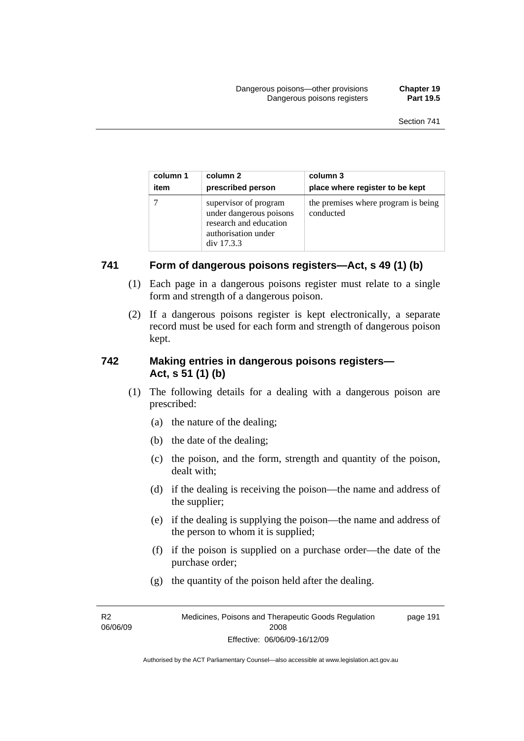| column 1 item | column 2 prescribed person | column 3 place where register to be kept |
|---|---|---|
| 7 | supervisor of program under dangerous poisons research and education authorisation under div 17.3.3 | the premises where program is being conducted |

## 741 Form of dangerous poisons registers—Act, s 49 (1) (b)

(1) Each page in a dangerous poisons register must relate to a single form and strength of a dangerous poison.

(2) If a dangerous poisons register is kept electronically, a separate record must be used for each form and strength of dangerous poison kept.

## 742 Making entries in dangerous poisons registers—Act, s 51 (1) (b)

(1) The following details for a dealing with a dangerous poison are prescribed:

(a) the nature of the dealing;

(b) the date of the dealing;

(c) the poison, and the form, strength and quantity of the poison, dealt with;

(d) if the dealing is receiving the poison—the name and address of the supplier;

(e) if the dealing is supplying the poison—the name and address of the person to whom it is supplied;

(f) if the poison is supplied on a purchase order—the date of the purchase order;

(g) the quantity of the poison held after the dealing.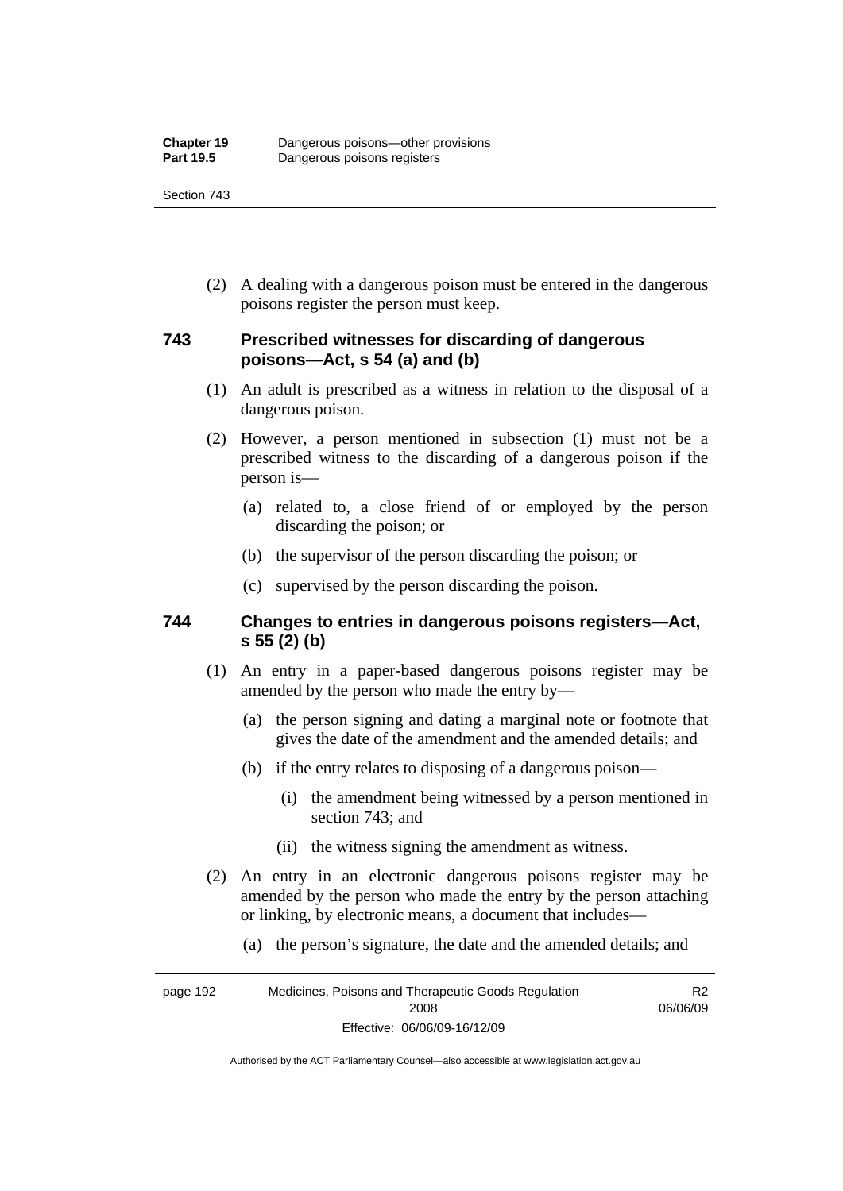(2) A dealing with a dangerous poison must be entered in the dangerous poisons register the person must keep.

### 743 Prescribed witnesses for discarding of dangerous poisons—Act, s 54 (a) and (b)

(1) An adult is prescribed as a witness in relation to the disposal of a dangerous poison.

(2) However, a person mentioned in subsection (1) must not be a prescribed witness to the discarding of a dangerous poison if the person is—

(a) related to, a close friend of or employed by the person discarding the poison; or

(b) the supervisor of the person discarding the poison; or

(c) supervised by the person discarding the poison.

### 744 Changes to entries in dangerous poisons registers—Act, s 55 (2) (b)

(1) An entry in a paper-based dangerous poisons register may be amended by the person who made the entry by—

(a) the person signing and dating a marginal note or footnote that gives the date of the amendment and the amended details; and

(b) if the entry relates to disposing of a dangerous poison—

(i) the amendment being witnessed by a person mentioned in section 743; and

(ii) the witness signing the amendment as witness.

(2) An entry in an electronic dangerous poisons register may be amended by the person who made the entry by the person attaching or linking, by electronic means, a document that includes—

(a) the person's signature, the date and the amended details; and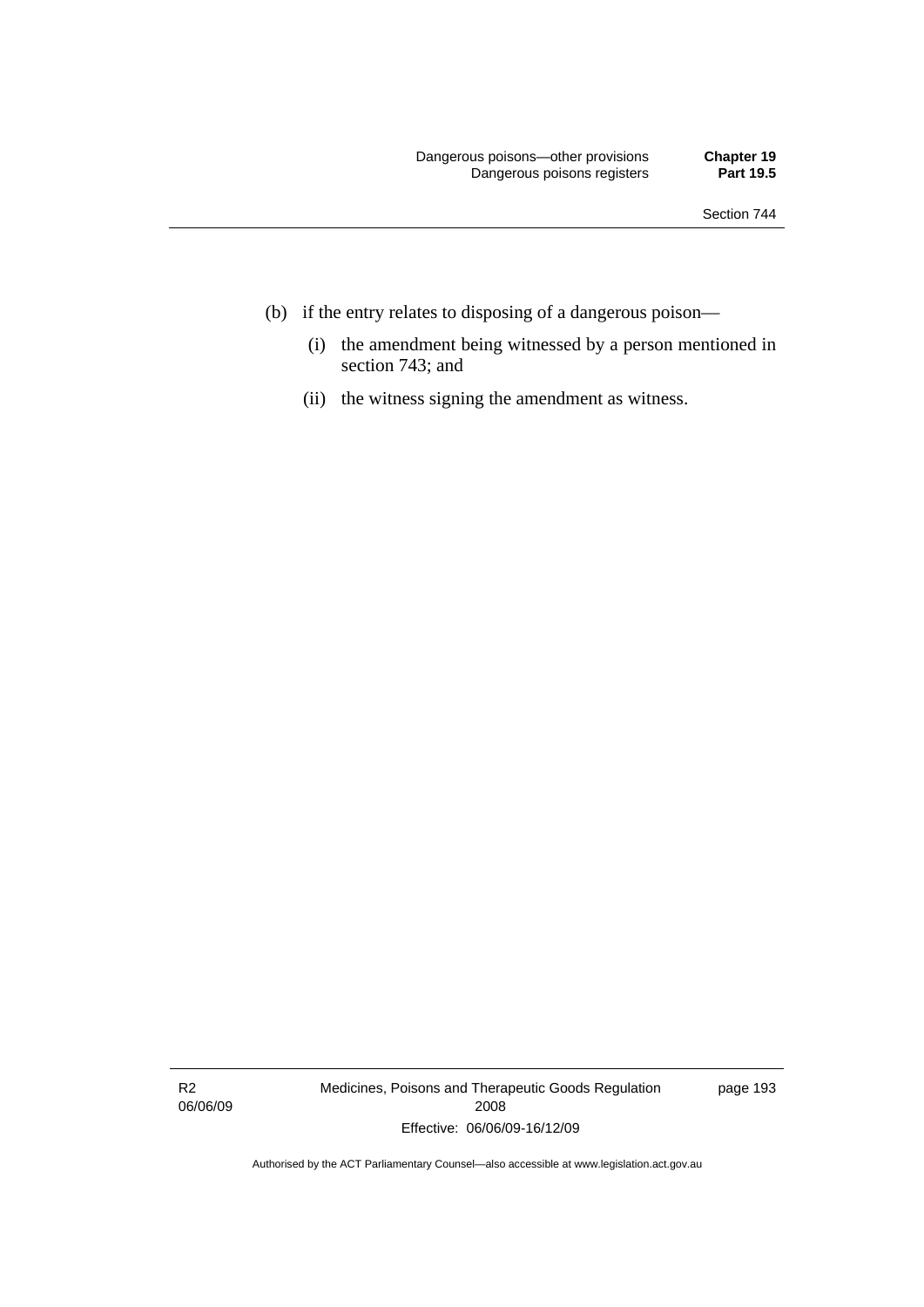(b) if the entry relates to disposing of a dangerous poison—

   (i) the amendment being witnessed by a person mentioned in section 743; and

   (ii) the witness signing the amendment as witness.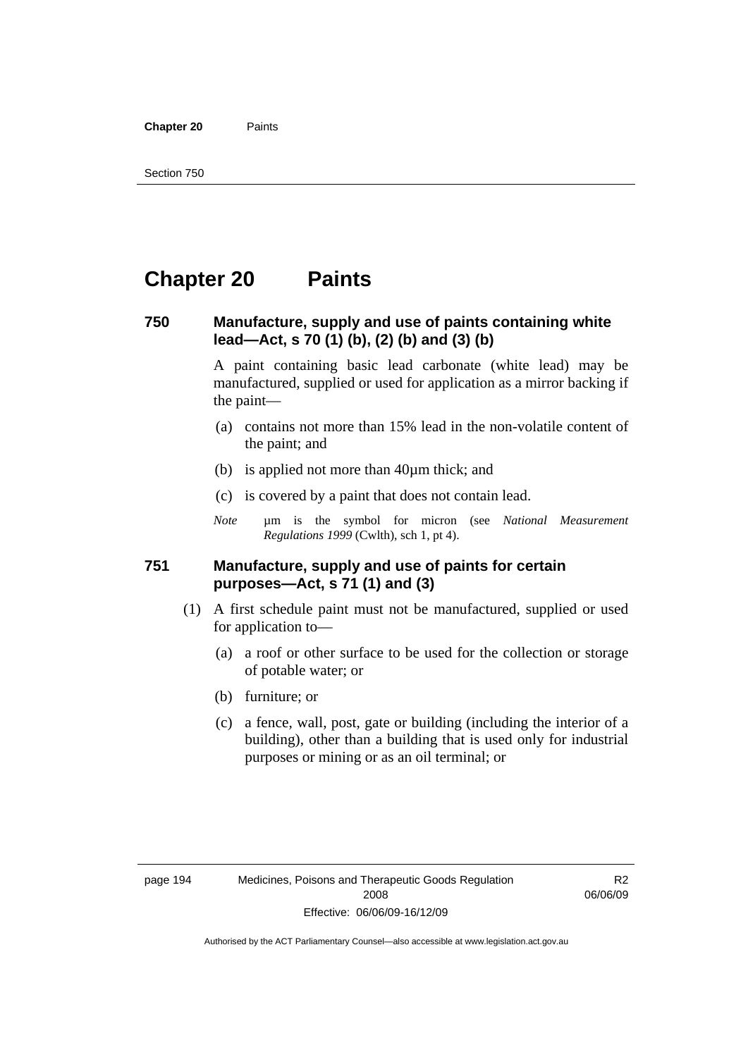# Chapter 20 Paints

## 750 Manufacture, supply and use of paints containing white lead—Act, s 70 (1) (b), (2) (b) and (3) (b)

A paint containing basic lead carbonate (white lead) may be manufactured, supplied or used for application as a mirror backing if the paint—

- (a) contains not more than 15% lead in the non-volatile content of the paint; and
- (b) is applied not more than 40µm thick; and
- (c) is covered by a paint that does not contain lead.

*Note* µm is the symbol for micron (see *National Measurement Regulations 1999* (Cwlth), sch 1, pt 4).

## 751 Manufacture, supply and use of paints for certain purposes—Act, s 71 (1) and (3)

(1) A first schedule paint must not be manufactured, supplied or used for application to—

- (a) a roof or other surface to be used for the collection or storage of potable water; or
- (b) furniture; or
- (c) a fence, wall, post, gate or building (including the interior of a building), other than a building that is used only for industrial purposes or mining or as an oil terminal; or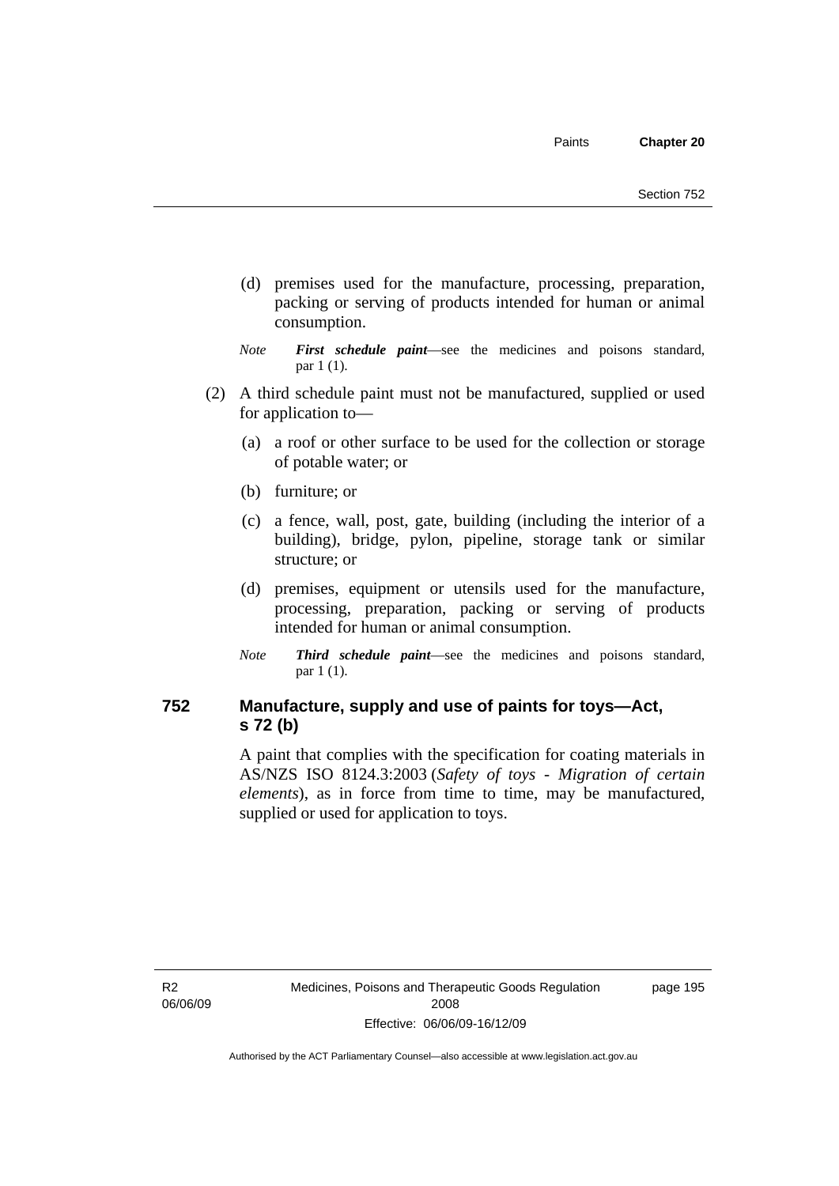(d) premises used for the manufacture, processing, preparation, packing or serving of products intended for human or animal consumption.

*Note* ***First schedule paint***—see the medicines and poisons standard, par 1 (1).

(2) A third schedule paint must not be manufactured, supplied or used for application to—

(a) a roof or other surface to be used for the collection or storage of potable water; or

(b) furniture; or

(c) a fence, wall, post, gate, building (including the interior of a building), bridge, pylon, pipeline, storage tank or similar structure; or

(d) premises, equipment or utensils used for the manufacture, processing, preparation, packing or serving of products intended for human or animal consumption.

*Note* ***Third schedule paint***—see the medicines and poisons standard, par 1 (1).

## 752 Manufacture, supply and use of paints for toys—Act, s 72 (b)

A paint that complies with the specification for coating materials in AS/NZS ISO 8124.3:2003 (*Safety of toys - Migration of certain elements*), as in force from time to time, may be manufactured, supplied or used for application to toys.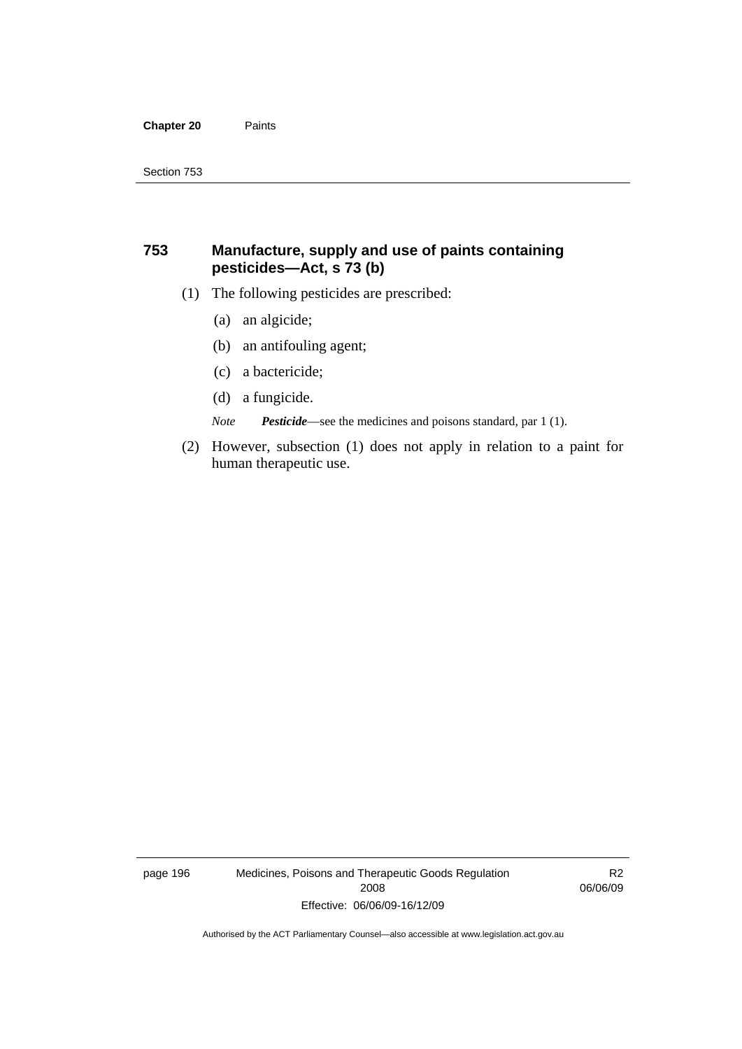## 753 Manufacture, supply and use of paints containing pesticides—Act, s 73 (b)

(1) The following pesticides are prescribed:

(a) an algicide;

(b) an antifouling agent;

(c) a bactericide;

(d) a fungicide.

*Note* ***Pesticide***—see the medicines and poisons standard, par 1 (1).

(2) However, subsection (1) does not apply in relation to a paint for human therapeutic use.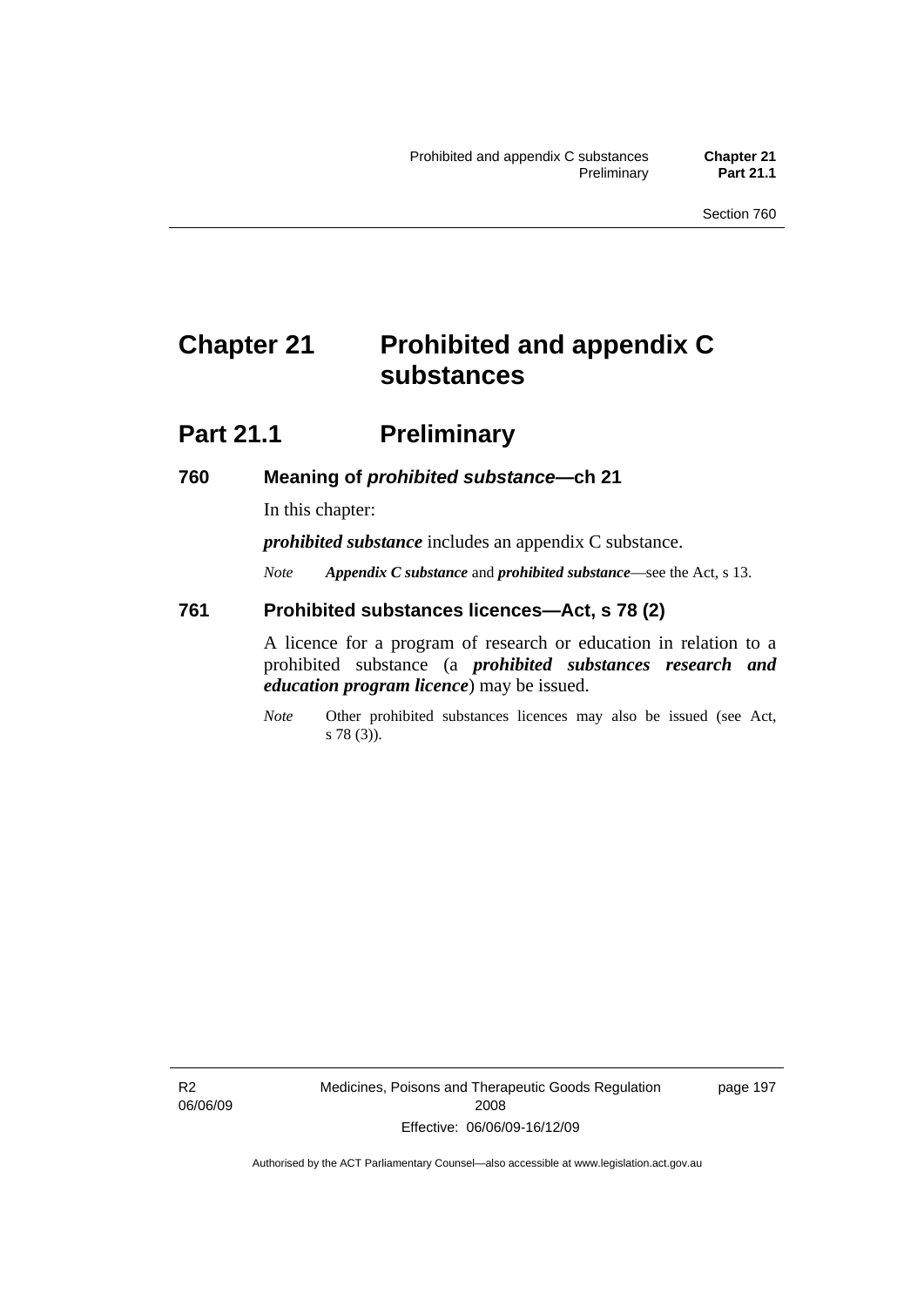# Chapter 21 Prohibited and appendix C substances

## Part 21.1 Preliminary

### 760 Meaning of *prohibited substance*—ch 21

In this chapter:

***prohibited substance*** includes an appendix C substance.

*Note* ***Appendix C substance*** and ***prohibited substance***—see the Act, s 13.

### 761 Prohibited substances licences—Act, s 78 (2)

A licence for a program of research or education in relation to a prohibited substance (a ***prohibited substances research and education program licence***) may be issued.

*Note* Other prohibited substances licences may also be issued (see Act, s 78 (3)).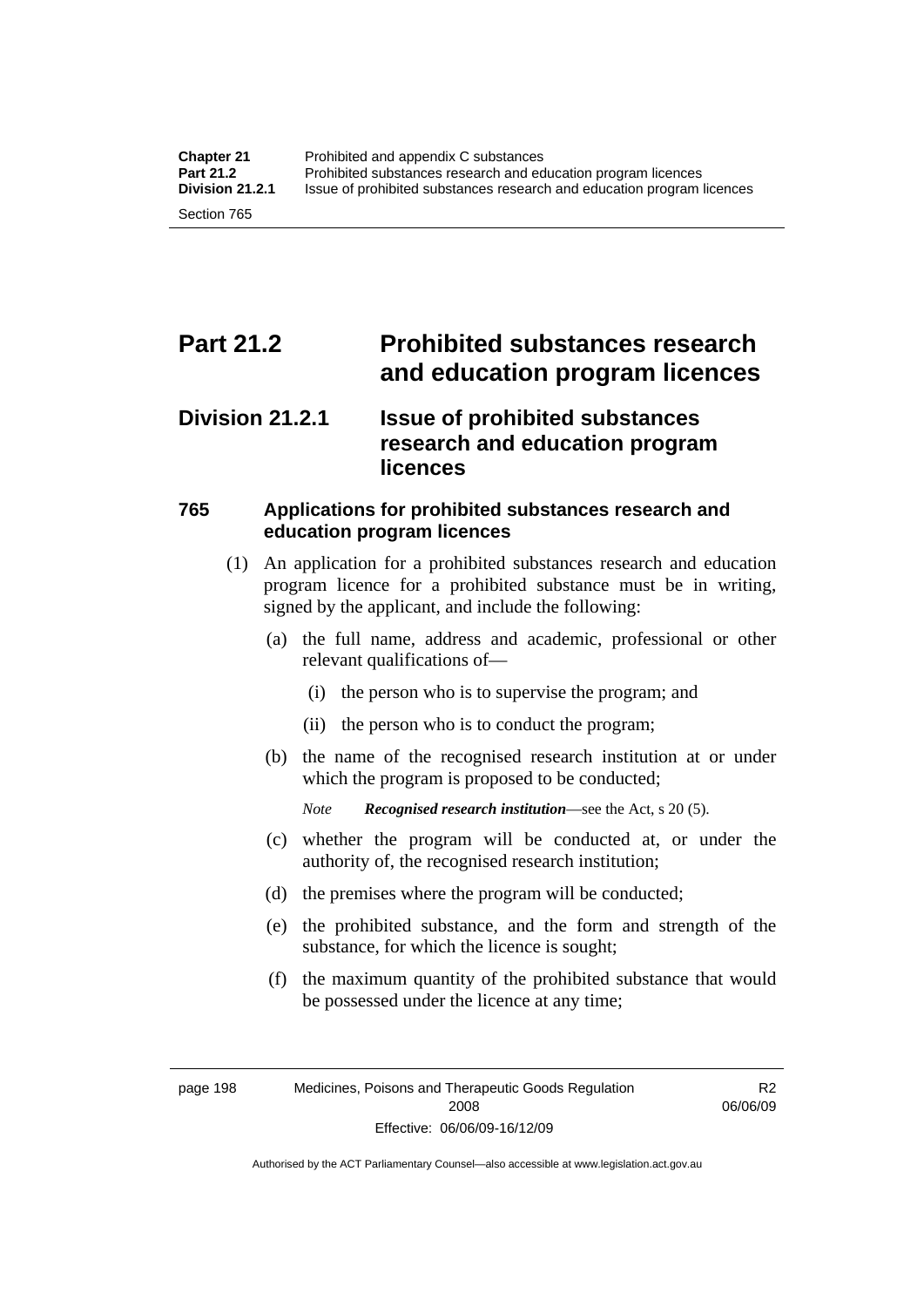# Part 21.2 Prohibited substances research and education program licences

## Division 21.2.1 Issue of prohibited substances research and education program licences

### 765 Applications for prohibited substances research and education program licences

(1) An application for a prohibited substances research and education program licence for a prohibited substance must be in writing, signed by the applicant, and include the following:

(a) the full name, address and academic, professional or other relevant qualifications of—

(i) the person who is to supervise the program; and

(ii) the person who is to conduct the program;

(b) the name of the recognised research institution at or under which the program is proposed to be conducted;

*Note* ***Recognised research institution***—see the Act, s 20 (5).

(c) whether the program will be conducted at, or under the authority of, the recognised research institution;

(d) the premises where the program will be conducted;

(e) the prohibited substance, and the form and strength of the substance, for which the licence is sought;

(f) the maximum quantity of the prohibited substance that would be possessed under the licence at any time;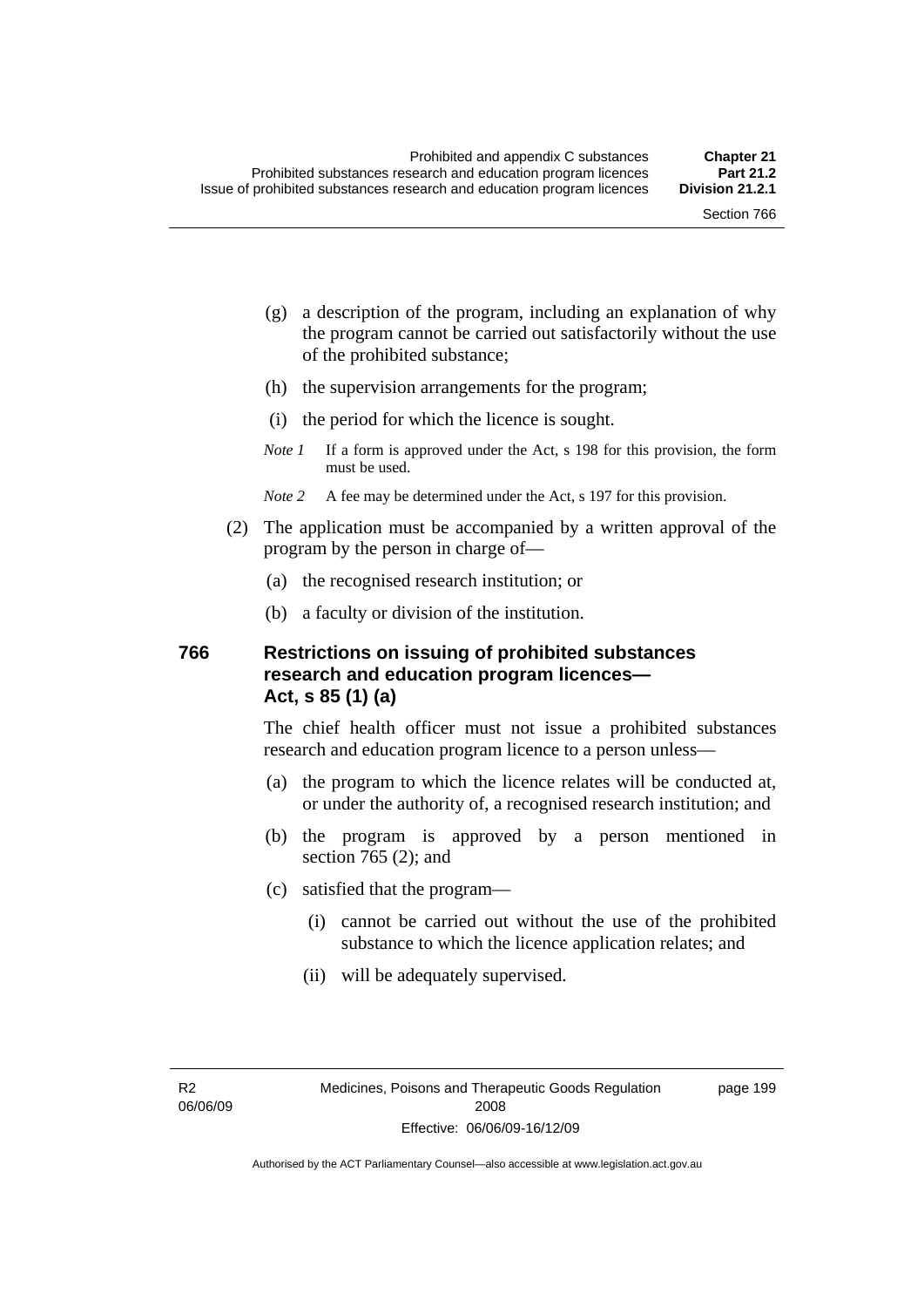(g) a description of the program, including an explanation of why the program cannot be carried out satisfactorily without the use of the prohibited substance;

(h) the supervision arrangements for the program;

(i) the period for which the licence is sought.

*Note 1* If a form is approved under the Act, s 198 for this provision, the form must be used.

*Note 2* A fee may be determined under the Act, s 197 for this provision.

(2) The application must be accompanied by a written approval of the program by the person in charge of—

(a) the recognised research institution; or

(b) a faculty or division of the institution.

### 766 Restrictions on issuing of prohibited substances research and education program licences—Act, s 85 (1) (a)

The chief health officer must not issue a prohibited substances research and education program licence to a person unless—

(a) the program to which the licence relates will be conducted at, or under the authority of, a recognised research institution; and

(b) the program is approved by a person mentioned in section 765 (2); and

(c) satisfied that the program—

(i) cannot be carried out without the use of the prohibited substance to which the licence application relates; and

(ii) will be adequately supervised.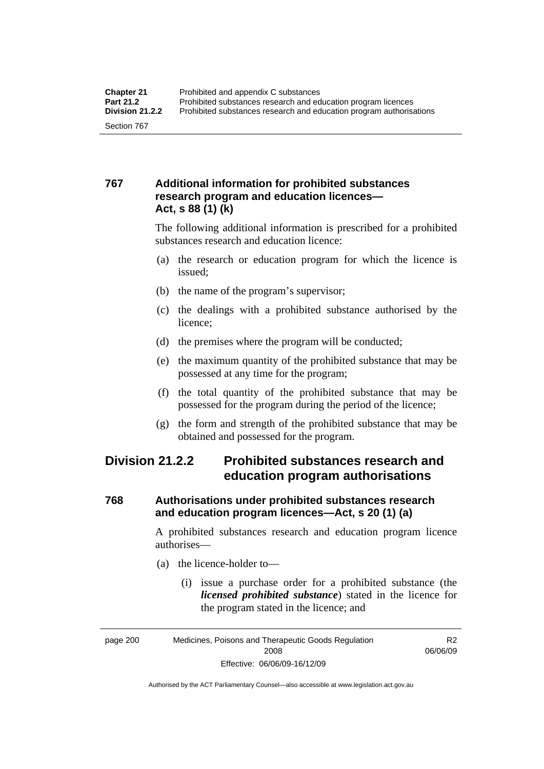### 767 Additional information for prohibited substances research program and education licences—Act, s 88 (1) (k)

The following additional information is prescribed for a prohibited substances research and education licence:

(a) the research or education program for which the licence is issued;

(b) the name of the program's supervisor;

(c) the dealings with a prohibited substance authorised by the licence;

(d) the premises where the program will be conducted;

(e) the maximum quantity of the prohibited substance that may be possessed at any time for the program;

(f) the total quantity of the prohibited substance that may be possessed for the program during the period of the licence;

(g) the form and strength of the prohibited substance that may be obtained and possessed for the program.

## Division 21.2.2 Prohibited substances research and education program authorisations

### 768 Authorisations under prohibited substances research and education program licences—Act, s 20 (1) (a)

A prohibited substances research and education program licence authorises—

(a) the licence-holder to—

(i) issue a purchase order for a prohibited substance (the ***licensed prohibited substance***) stated in the licence for the program stated in the licence; and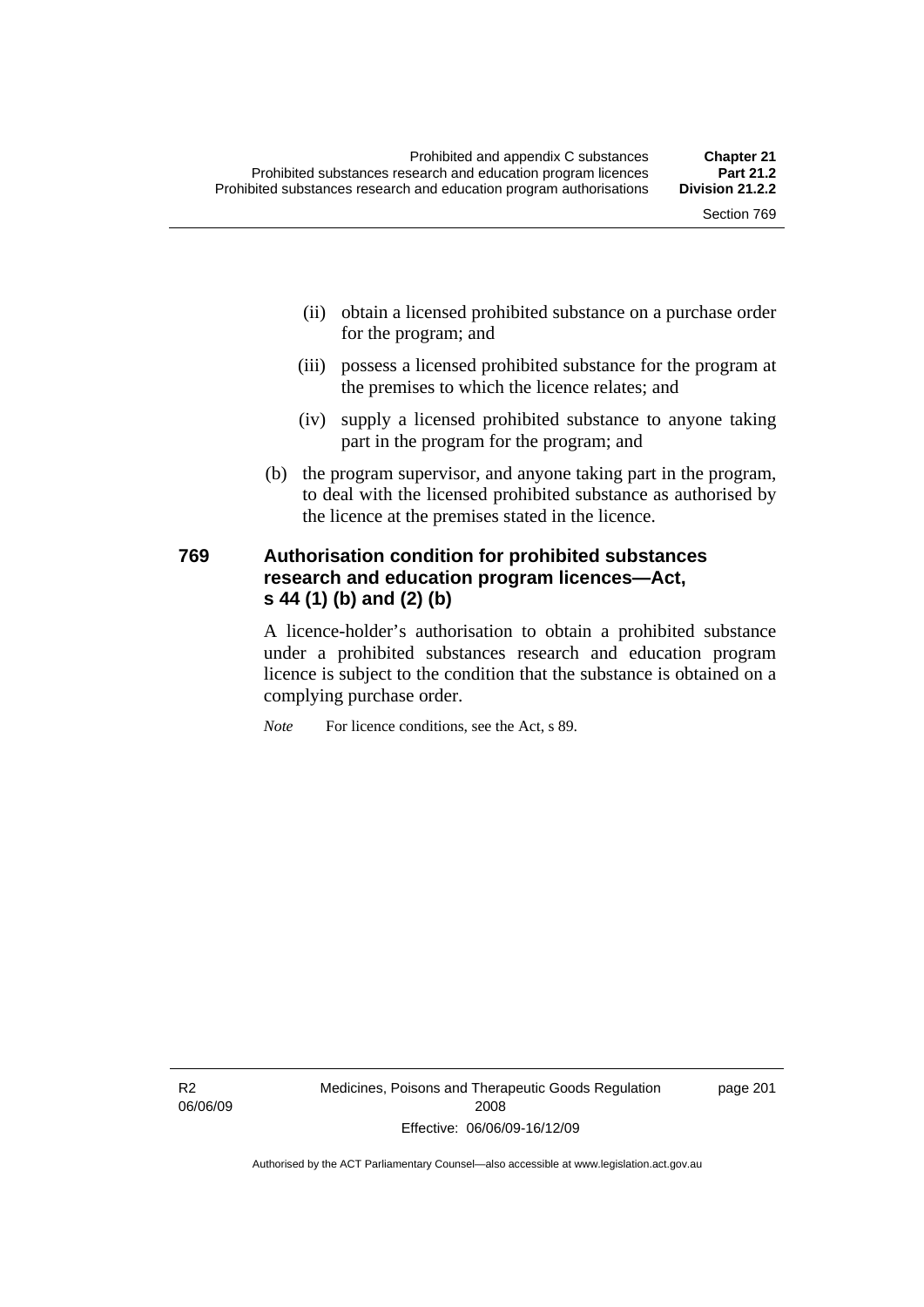(ii) obtain a licensed prohibited substance on a purchase order for the program; and

(iii) possess a licensed prohibited substance for the program at the premises to which the licence relates; and

(iv) supply a licensed prohibited substance to anyone taking part in the program for the program; and

(b) the program supervisor, and anyone taking part in the program, to deal with the licensed prohibited substance as authorised by the licence at the premises stated in the licence.

## 769 Authorisation condition for prohibited substances research and education program licences—Act, s 44 (1) (b) and (2) (b)

A licence-holder's authorisation to obtain a prohibited substance under a prohibited substances research and education program licence is subject to the condition that the substance is obtained on a complying purchase order.

*Note* For licence conditions, see the Act, s 89.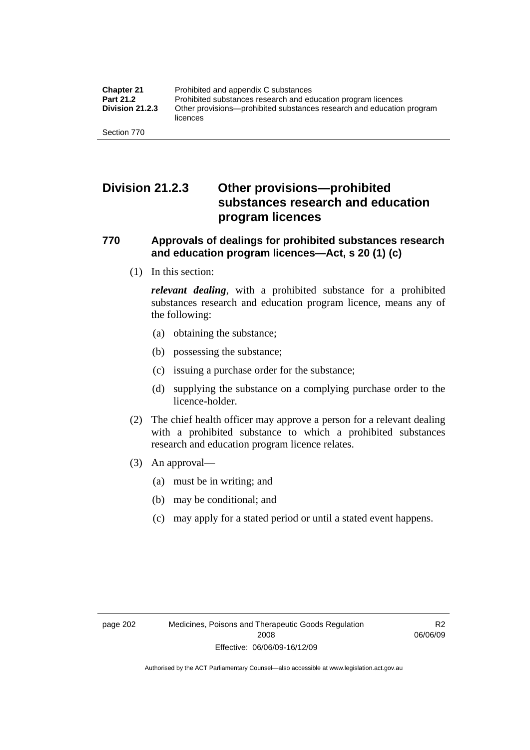## Division 21.2.3 Other provisions—prohibited substances research and education program licences

### 770 Approvals of dealings for prohibited substances research and education program licences—Act, s 20 (1) (c)

(1) In this section:

***relevant dealing***, with a prohibited substance for a prohibited substances research and education program licence, means any of the following:

(a) obtaining the substance;

(b) possessing the substance;

(c) issuing a purchase order for the substance;

(d) supplying the substance on a complying purchase order to the licence-holder.

(2) The chief health officer may approve a person for a relevant dealing with a prohibited substance to which a prohibited substances research and education program licence relates.

(3) An approval—

(a) must be in writing; and

(b) may be conditional; and

(c) may apply for a stated period or until a stated event happens.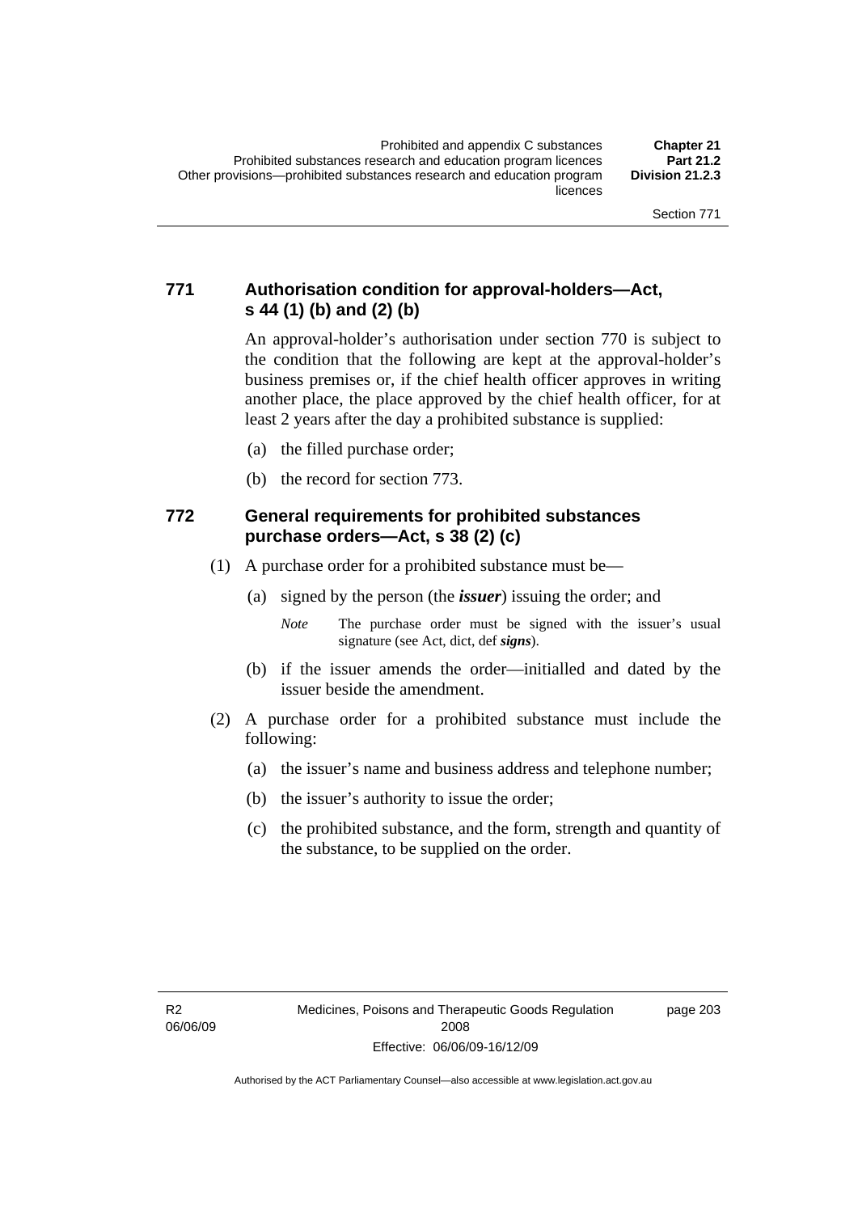## 771 Authorisation condition for approval-holders—Act, s 44 (1) (b) and (2) (b)

An approval-holder's authorisation under section 770 is subject to the condition that the following are kept at the approval-holder's business premises or, if the chief health officer approves in writing another place, the place approved by the chief health officer, for at least 2 years after the day a prohibited substance is supplied:

(a) the filled purchase order;

(b) the record for section 773.

## 772 General requirements for prohibited substances purchase orders—Act, s 38 (2) (c)

(1) A purchase order for a prohibited substance must be—

(a) signed by the person (the ***issuer***) issuing the order; and

*Note* The purchase order must be signed with the issuer's usual signature (see Act, dict, def ***signs***).

(b) if the issuer amends the order—initialled and dated by the issuer beside the amendment.

(2) A purchase order for a prohibited substance must include the following:

(a) the issuer's name and business address and telephone number;

(b) the issuer's authority to issue the order;

(c) the prohibited substance, and the form, strength and quantity of the substance, to be supplied on the order.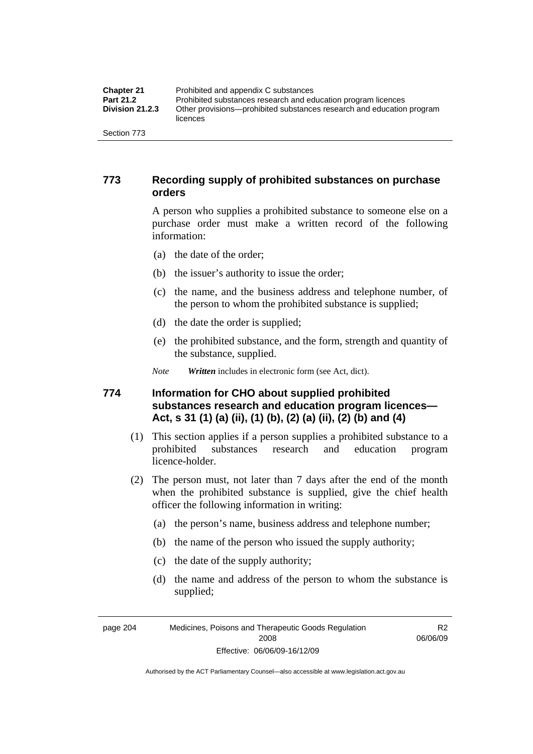## 773 Recording supply of prohibited substances on purchase orders

A person who supplies a prohibited substance to someone else on a purchase order must make a written record of the following information:

(a) the date of the order;

(b) the issuer's authority to issue the order;

(c) the name, and the business address and telephone number, of the person to whom the prohibited substance is supplied;

(d) the date the order is supplied;

(e) the prohibited substance, and the form, strength and quantity of the substance, supplied.

*Note* ***Written*** includes in electronic form (see Act, dict).

## 774 Information for CHO about supplied prohibited substances research and education program licences—Act, s 31 (1) (a) (ii), (1) (b), (2) (a) (ii), (2) (b) and (4)

(1) This section applies if a person supplies a prohibited substance to a prohibited substances research and education program licence-holder.

(2) The person must, not later than 7 days after the end of the month when the prohibited substance is supplied, give the chief health officer the following information in writing:

(a) the person's name, business address and telephone number;

(b) the name of the person who issued the supply authority;

(c) the date of the supply authority;

(d) the name and address of the person to whom the substance is supplied;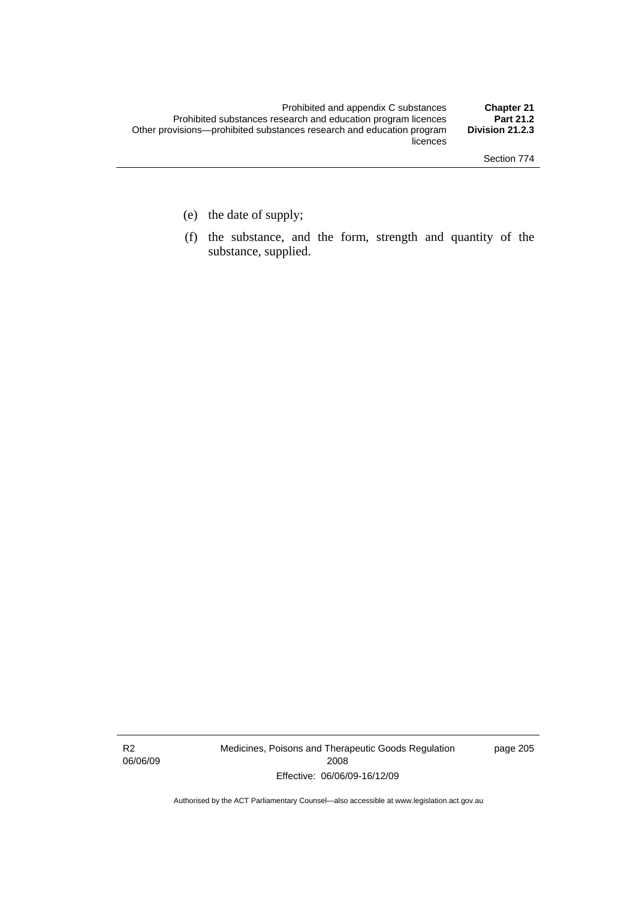(e) the date of supply;

(f) the substance, and the form, strength and quantity of the substance, supplied.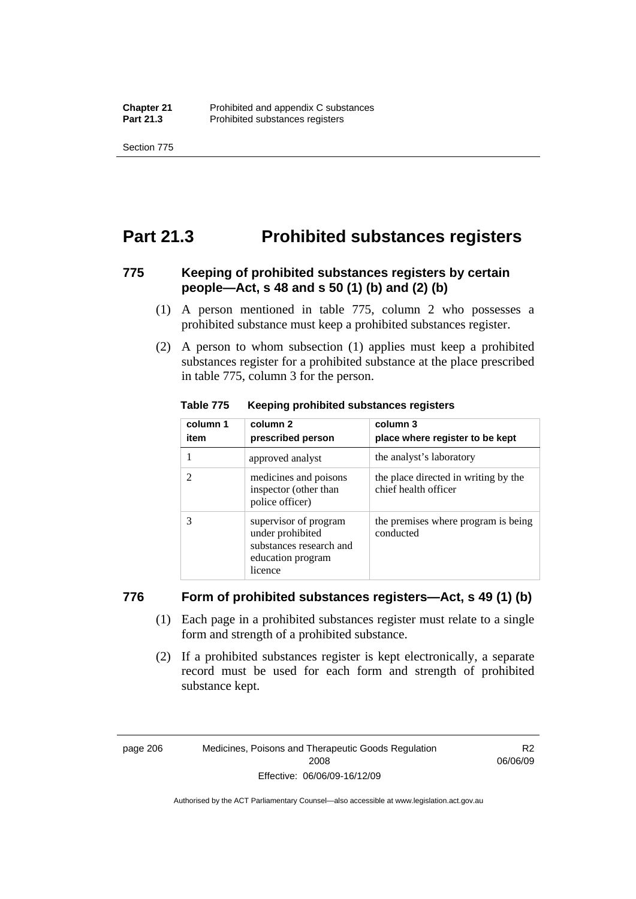# Part 21.3 Prohibited substances registers

### 775 Keeping of prohibited substances registers by certain people—Act, s 48 and s 50 (1) (b) and (2) (b)

(1) A person mentioned in table 775, column 2 who possesses a prohibited substance must keep a prohibited substances register.

(2) A person to whom subsection (1) applies must keep a prohibited substances register for a prohibited substance at the place prescribed in table 775, column 3 for the person.

**Table 775 Keeping prohibited substances registers**

| column 1<br>item | column 2<br>prescribed person | column 3<br>place where register to be kept |
|---|---|---|
| 1 | approved analyst | the analyst's laboratory |
| 2 | medicines and poisons inspector (other than police officer) | the place directed in writing by the chief health officer |
| 3 | supervisor of program under prohibited substances research and education program licence | the premises where program is being conducted |

### 776 Form of prohibited substances registers—Act, s 49 (1) (b)

(1) Each page in a prohibited substances register must relate to a single form and strength of a prohibited substance.

(2) If a prohibited substances register is kept electronically, a separate record must be used for each form and strength of prohibited substance kept.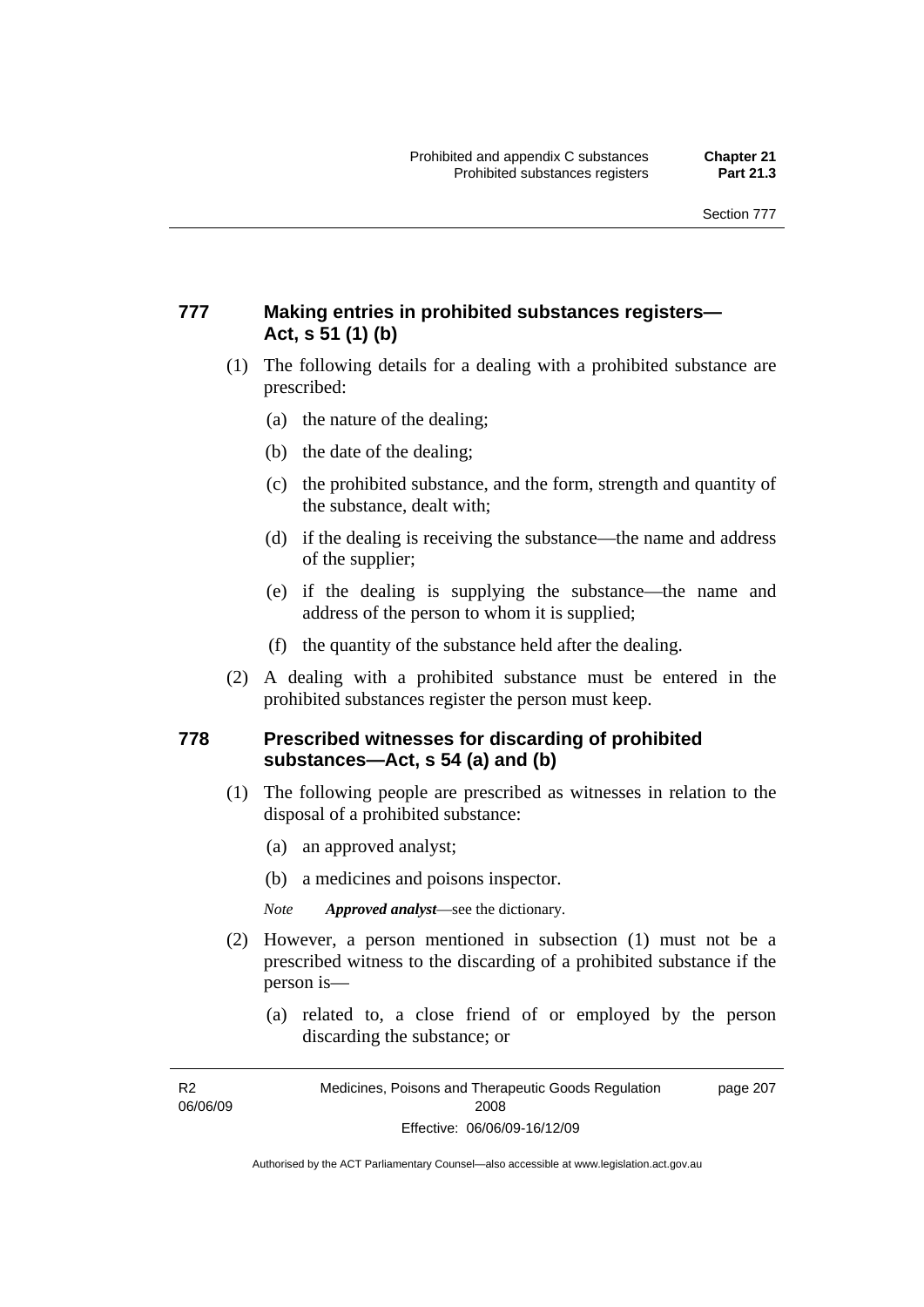### 777 Making entries in prohibited substances registers—Act, s 51 (1) (b)

(1) The following details for a dealing with a prohibited substance are prescribed:

- (a) the nature of the dealing;
- (b) the date of the dealing;
- (c) the prohibited substance, and the form, strength and quantity of the substance, dealt with;
- (d) if the dealing is receiving the substance—the name and address of the supplier;
- (e) if the dealing is supplying the substance—the name and address of the person to whom it is supplied;
- (f) the quantity of the substance held after the dealing.

(2) A dealing with a prohibited substance must be entered in the prohibited substances register the person must keep.

### 778 Prescribed witnesses for discarding of prohibited substances—Act, s 54 (a) and (b)

(1) The following people are prescribed as witnesses in relation to the disposal of a prohibited substance:

- (a) an approved analyst;
- (b) a medicines and poisons inspector.

*Note* ***Approved analyst***—see the dictionary.

(2) However, a person mentioned in subsection (1) must not be a prescribed witness to the discarding of a prohibited substance if the person is—

- (a) related to, a close friend of or employed by the person discarding the substance; or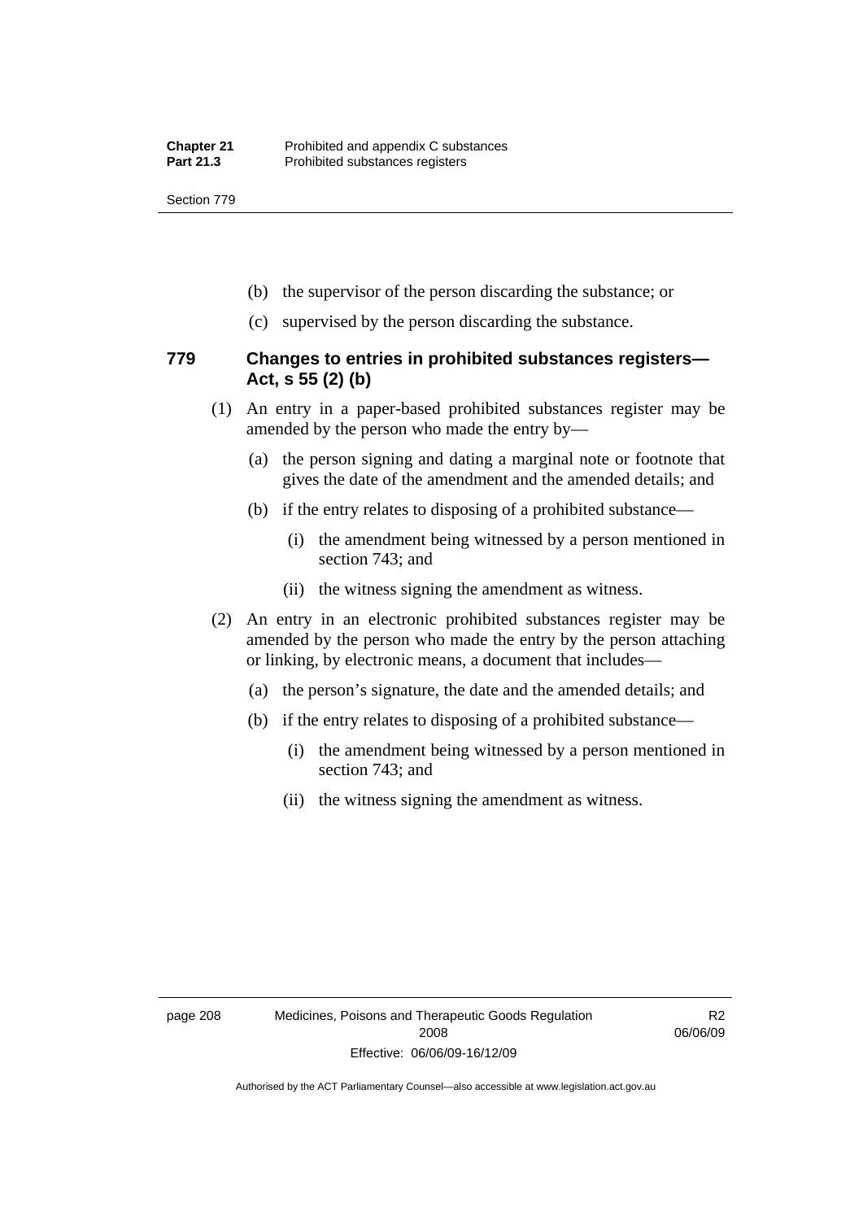(b) the supervisor of the person discarding the substance; or

(c) supervised by the person discarding the substance.

### 779 Changes to entries in prohibited substances registers—Act, s 55 (2) (b)

(1) An entry in a paper-based prohibited substances register may be amended by the person who made the entry by—

(a) the person signing and dating a marginal note or footnote that gives the date of the amendment and the amended details; and

(b) if the entry relates to disposing of a prohibited substance—

(i) the amendment being witnessed by a person mentioned in section 743; and

(ii) the witness signing the amendment as witness.

(2) An entry in an electronic prohibited substances register may be amended by the person who made the entry by the person attaching or linking, by electronic means, a document that includes—

(a) the person's signature, the date and the amended details; and

(b) if the entry relates to disposing of a prohibited substance—

(i) the amendment being witnessed by a person mentioned in section 743; and

(ii) the witness signing the amendment as witness.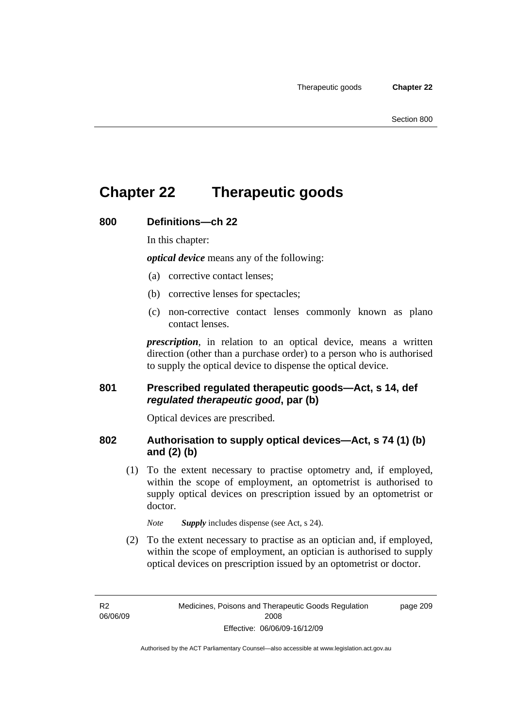# Chapter 22 Therapeutic goods

## 800 Definitions—ch 22

In this chapter:

***optical device*** means any of the following:

(a) corrective contact lenses;

(b) corrective lenses for spectacles;

(c) non-corrective contact lenses commonly known as plano contact lenses.

***prescription***, in relation to an optical device, means a written direction (other than a purchase order) to a person who is authorised to supply the optical device to dispense the optical device.

## 801 Prescribed regulated therapeutic goods—Act, s 14, def *regulated therapeutic good*, par (b)

Optical devices are prescribed.

## 802 Authorisation to supply optical devices—Act, s 74 (1) (b) and (2) (b)

(1) To the extent necessary to practise optometry and, if employed, within the scope of employment, an optometrist is authorised to supply optical devices on prescription issued by an optometrist or doctor.

*Note* ***Supply*** includes dispense (see Act, s 24).

(2) To the extent necessary to practise as an optician and, if employed, within the scope of employment, an optician is authorised to supply optical devices on prescription issued by an optometrist or doctor.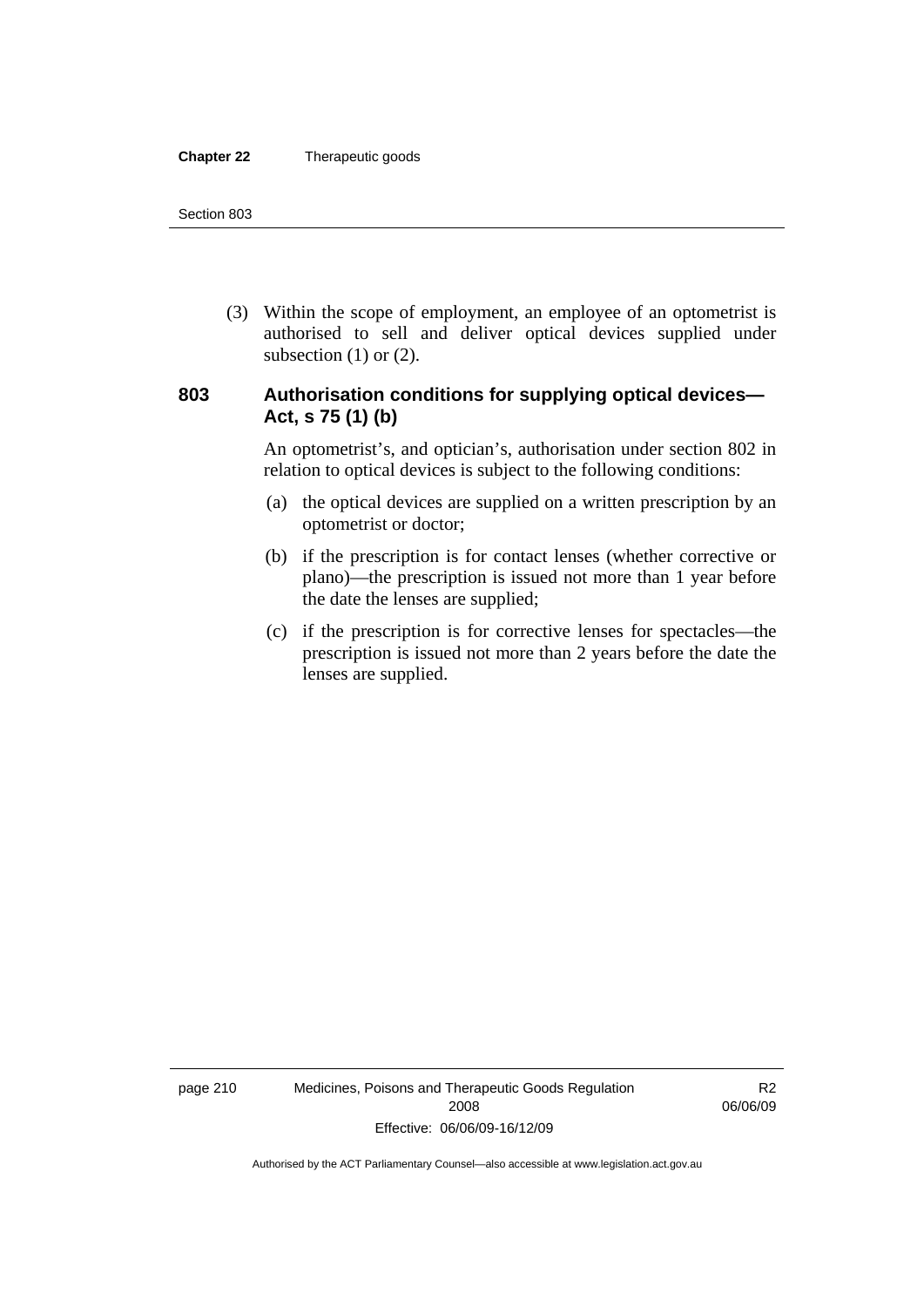(3) Within the scope of employment, an employee of an optometrist is authorised to sell and deliver optical devices supplied under subsection (1) or (2).

### 803 Authorisation conditions for supplying optical devices—Act, s 75 (1) (b)

An optometrist's, and optician's, authorisation under section 802 in relation to optical devices is subject to the following conditions:

(a) the optical devices are supplied on a written prescription by an optometrist or doctor;

(b) if the prescription is for contact lenses (whether corrective or plano)—the prescription is issued not more than 1 year before the date the lenses are supplied;

(c) if the prescription is for corrective lenses for spectacles—the prescription is issued not more than 2 years before the date the lenses are supplied.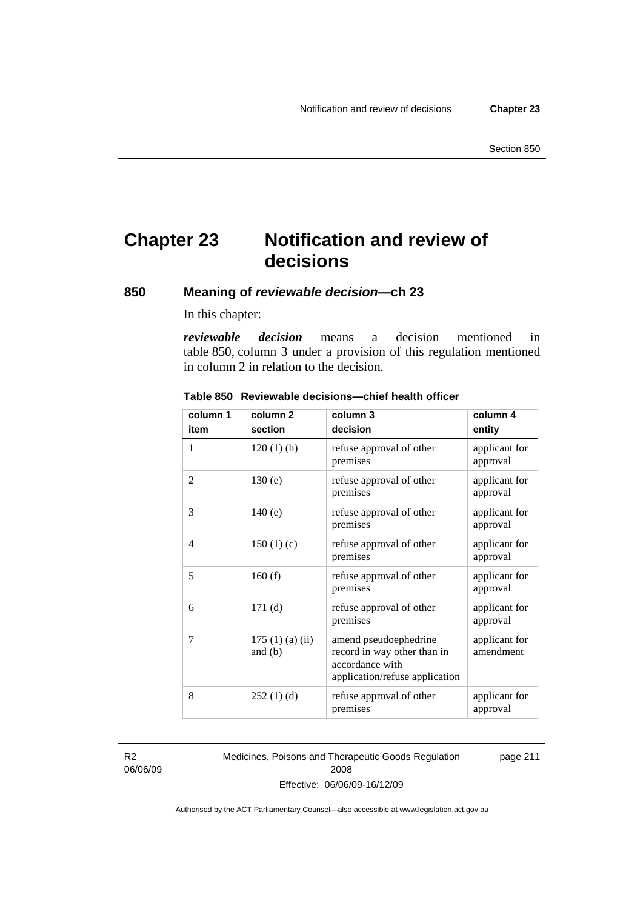# Chapter 23 Notification and review of decisions

## 850 Meaning of *reviewable decision*—ch 23

In this chapter:

***reviewable decision*** means a decision mentioned in table 850, column 3 under a provision of this regulation mentioned in column 2 in relation to the decision.

**Table 850 Reviewable decisions—chief health officer**

| column 1<br>item | column 2<br>section | column 3<br>decision | column 4<br>entity |
|---|---|---|---|
| 1 | 120 (1) (h) | refuse approval of other premises | applicant for approval |
| 2 | 130 (e) | refuse approval of other premises | applicant for approval |
| 3 | 140 (e) | refuse approval of other premises | applicant for approval |
| 4 | 150 (1) (c) | refuse approval of other premises | applicant for approval |
| 5 | 160 (f) | refuse approval of other premises | applicant for approval |
| 6 | 171 (d) | refuse approval of other premises | applicant for approval |
| 7 | 175 (1) (a) (ii) and (b) | amend pseudoephedrine record in way other than in accordance with application/refuse application | applicant for amendment |
| 8 | 252 (1) (d) | refuse approval of other premises | applicant for approval |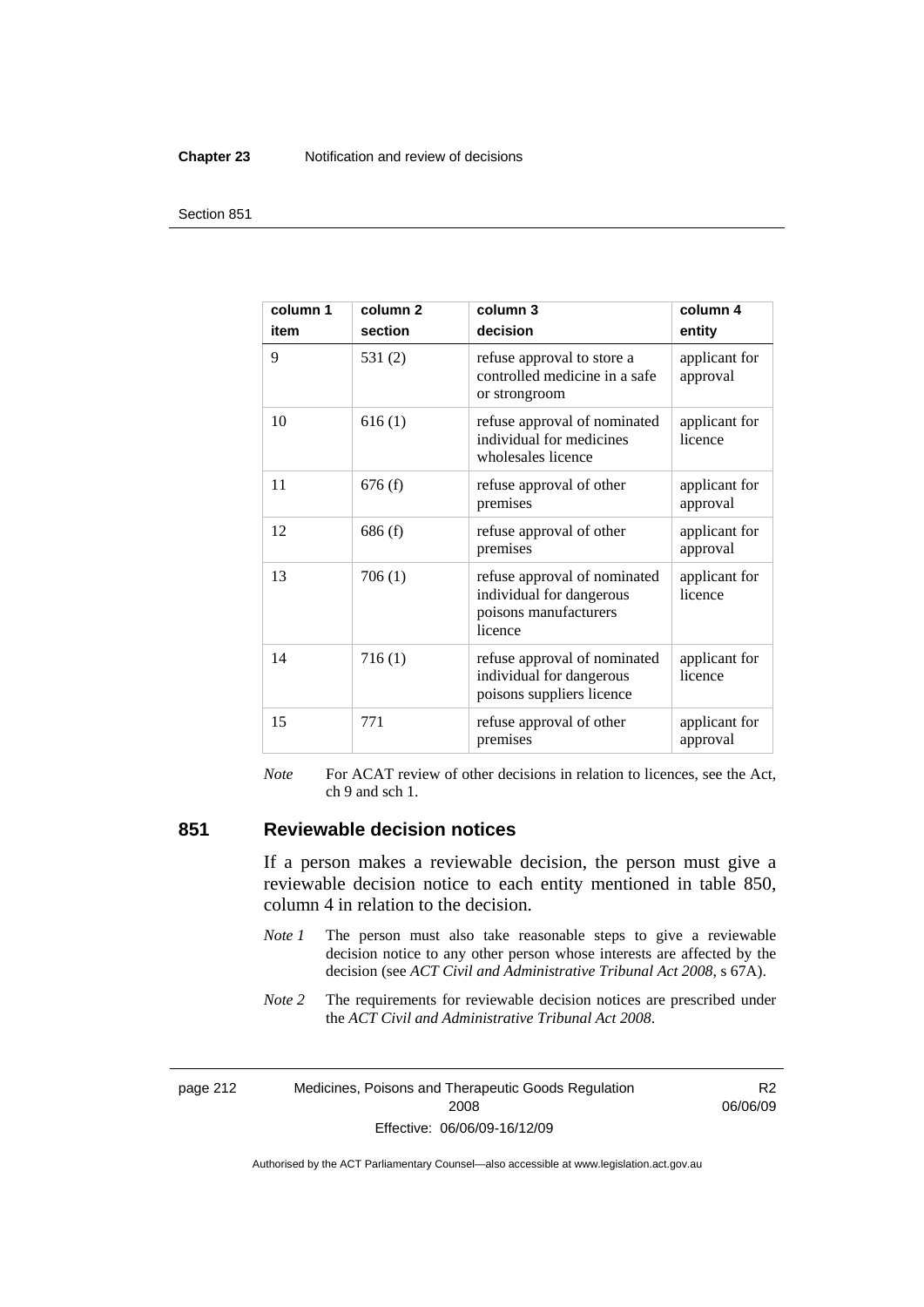| column 1 item | column 2 section | column 3 decision | column 4 entity |
|---|---|---|---|
| 9 | 531 (2) | refuse approval to store a controlled medicine in a safe or strongroom | applicant for approval |
| 10 | 616 (1) | refuse approval of nominated individual for medicines wholesales licence | applicant for licence |
| 11 | 676 (f) | refuse approval of other premises | applicant for approval |
| 12 | 686 (f) | refuse approval of other premises | applicant for approval |
| 13 | 706 (1) | refuse approval of nominated individual for dangerous poisons manufacturers licence | applicant for licence |
| 14 | 716 (1) | refuse approval of nominated individual for dangerous poisons suppliers licence | applicant for licence |
| 15 | 771 | refuse approval of other premises | applicant for approval |

*Note* For ACAT review of other decisions in relation to licences, see the Act, ch 9 and sch 1.

## 851 Reviewable decision notices

If a person makes a reviewable decision, the person must give a reviewable decision notice to each entity mentioned in table 850, column 4 in relation to the decision.

*Note 1* The person must also take reasonable steps to give a reviewable decision notice to any other person whose interests are affected by the decision (see *ACT Civil and Administrative Tribunal Act 2008*, s 67A).

*Note 2* The requirements for reviewable decision notices are prescribed under the *ACT Civil and Administrative Tribunal Act 2008*.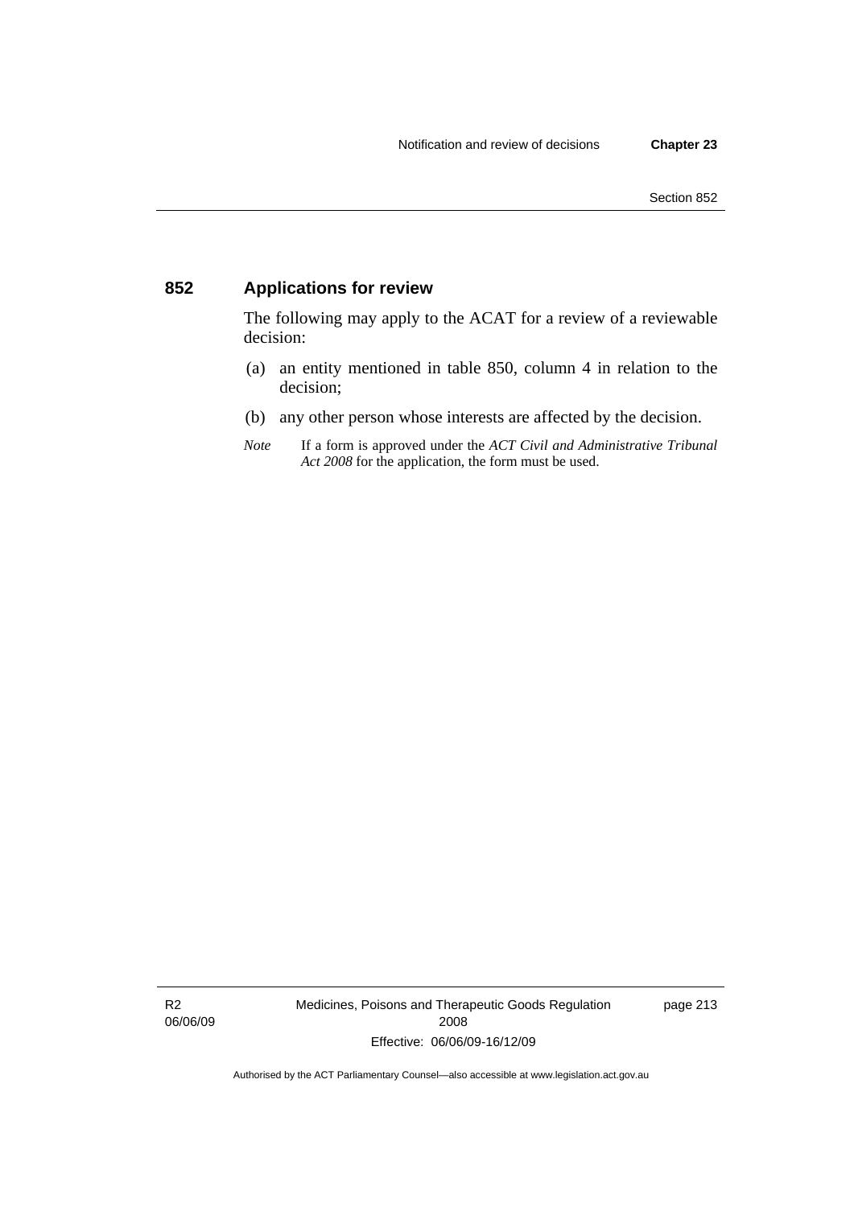## 852 Applications for review

The following may apply to the ACAT for a review of a reviewable decision:

(a) an entity mentioned in table 850, column 4 in relation to the decision;

(b) any other person whose interests are affected by the decision.

*Note* If a form is approved under the *ACT Civil and Administrative Tribunal Act 2008* for the application, the form must be used.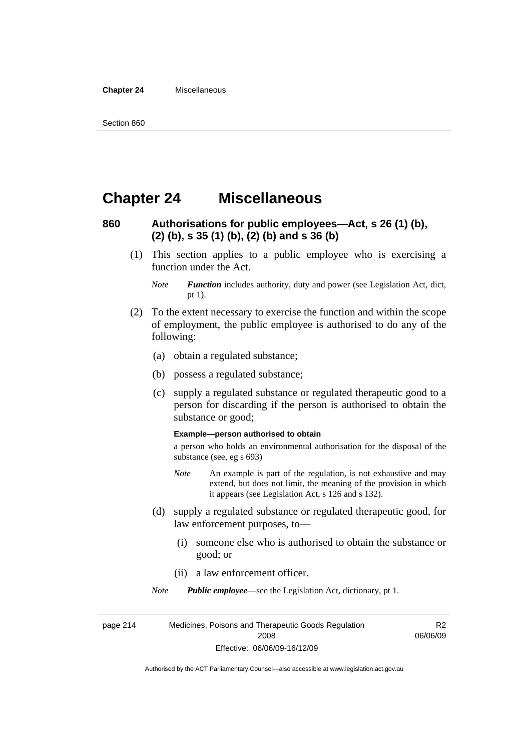# Chapter 24 Miscellaneous

## 860 Authorisations for public employees—Act, s 26 (1) (b), (2) (b), s 35 (1) (b), (2) (b) and s 36 (b)

(1) This section applies to a public employee who is exercising a function under the Act.

*Note* ***Function*** includes authority, duty and power (see Legislation Act, dict, pt 1).

(2) To the extent necessary to exercise the function and within the scope of employment, the public employee is authorised to do any of the following:

(a) obtain a regulated substance;

(b) possess a regulated substance;

(c) supply a regulated substance or regulated therapeutic good to a person for discarding if the person is authorised to obtain the substance or good;

**Example—person authorised to obtain**

a person who holds an environmental authorisation for the disposal of the substance (see, eg s 693)

*Note* An example is part of the regulation, is not exhaustive and may extend, but does not limit, the meaning of the provision in which it appears (see Legislation Act, s 126 and s 132).

(d) supply a regulated substance or regulated therapeutic good, for law enforcement purposes, to—

(i) someone else who is authorised to obtain the substance or good; or

(ii) a law enforcement officer.

*Note* ***Public employee***—see the Legislation Act, dictionary, pt 1.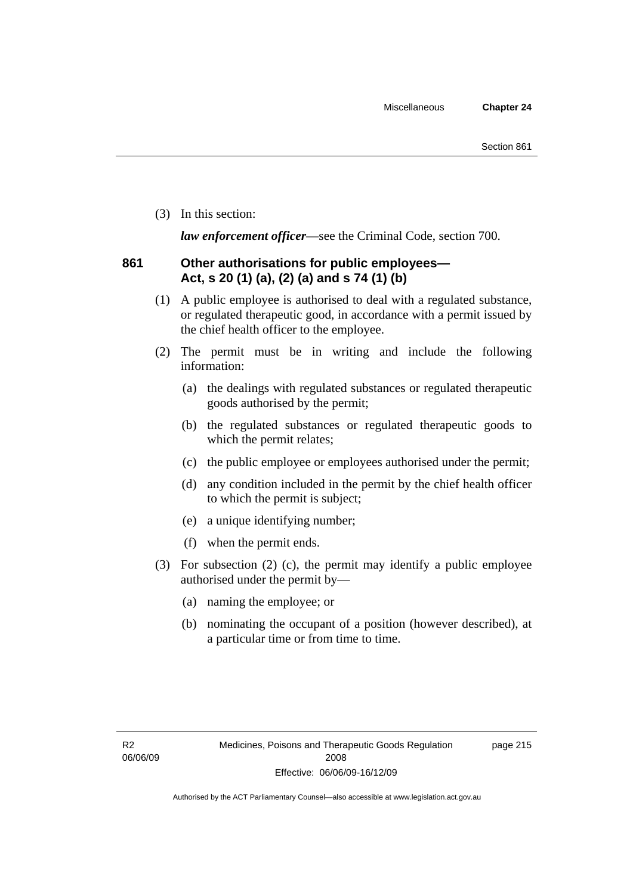(3) In this section:

***law enforcement officer***—see the Criminal Code, section 700.

### 861 Other authorisations for public employees—Act, s 20 (1) (a), (2) (a) and s 74 (1) (b)

(1) A public employee is authorised to deal with a regulated substance, or regulated therapeutic good, in accordance with a permit issued by the chief health officer to the employee.

(2) The permit must be in writing and include the following information:

(a) the dealings with regulated substances or regulated therapeutic goods authorised by the permit;

(b) the regulated substances or regulated therapeutic goods to which the permit relates;

(c) the public employee or employees authorised under the permit;

(d) any condition included in the permit by the chief health officer to which the permit is subject;

(e) a unique identifying number;

(f) when the permit ends.

(3) For subsection (2) (c), the permit may identify a public employee authorised under the permit by—

(a) naming the employee; or

(b) nominating the occupant of a position (however described), at a particular time or from time to time.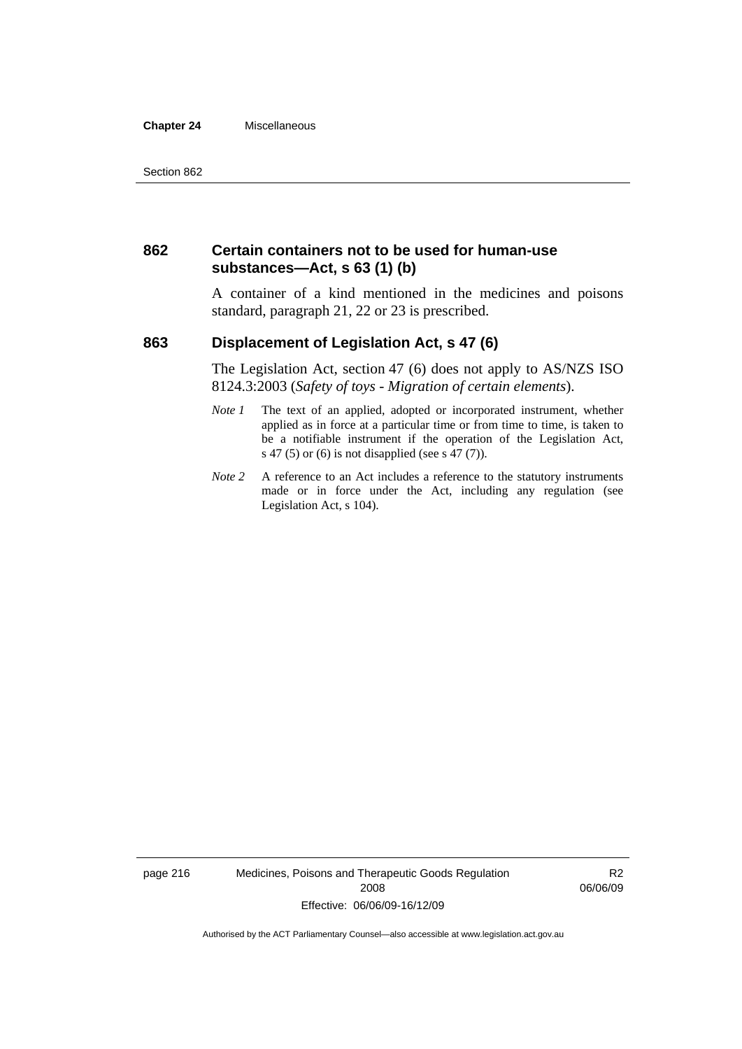### 862 Certain containers not to be used for human-use substances—Act, s 63 (1) (b)

A container of a kind mentioned in the medicines and poisons standard, paragraph 21, 22 or 23 is prescribed.

### 863 Displacement of Legislation Act, s 47 (6)

The Legislation Act, section 47 (6) does not apply to AS/NZS ISO 8124.3:2003 (*Safety of toys - Migration of certain elements*).

*Note 1* The text of an applied, adopted or incorporated instrument, whether applied as in force at a particular time or from time to time, is taken to be a notifiable instrument if the operation of the Legislation Act, s 47 (5) or (6) is not disapplied (see s 47 (7)).

*Note 2* A reference to an Act includes a reference to the statutory instruments made or in force under the Act, including any regulation (see Legislation Act, s 104).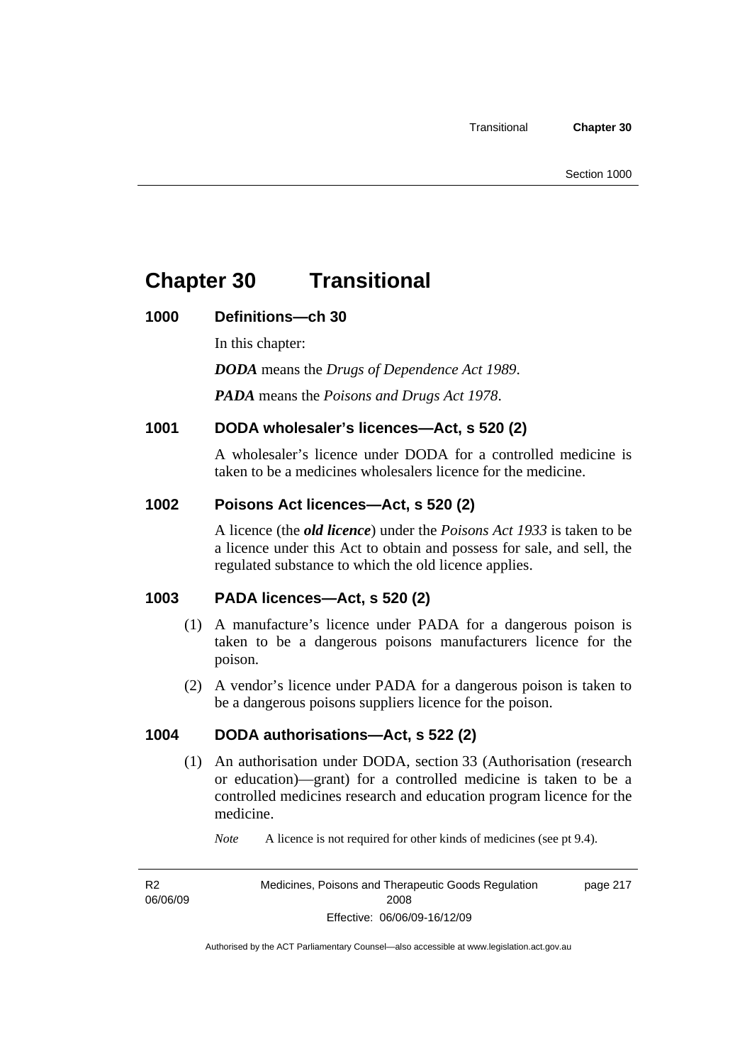# Chapter 30 Transitional

### 1000 Definitions—ch 30

In this chapter:

***DODA*** means the *Drugs of Dependence Act 1989*.

***PADA*** means the *Poisons and Drugs Act 1978*.

### 1001 DODA wholesaler's licences—Act, s 520 (2)

A wholesaler's licence under DODA for a controlled medicine is taken to be a medicines wholesalers licence for the medicine.

### 1002 Poisons Act licences—Act, s 520 (2)

A licence (the ***old licence***) under the *Poisons Act 1933* is taken to be a licence under this Act to obtain and possess for sale, and sell, the regulated substance to which the old licence applies.

### 1003 PADA licences—Act, s 520 (2)

(1) A manufacture's licence under PADA for a dangerous poison is taken to be a dangerous poisons manufacturers licence for the poison.

(2) A vendor's licence under PADA for a dangerous poison is taken to be a dangerous poisons suppliers licence for the poison.

### 1004 DODA authorisations—Act, s 522 (2)

(1) An authorisation under DODA, section 33 (Authorisation (research or education)—grant) for a controlled medicine is taken to be a controlled medicines research and education program licence for the medicine.

*Note* A licence is not required for other kinds of medicines (see pt 9.4).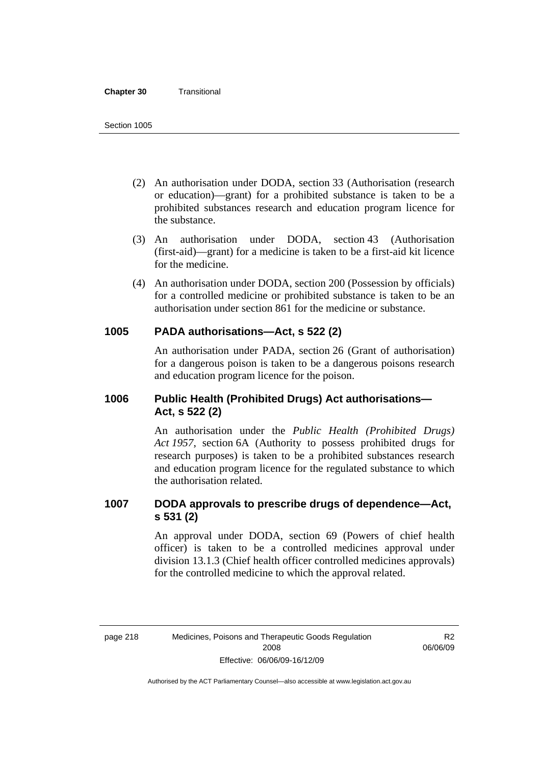(2) An authorisation under DODA, section 33 (Authorisation (research or education)—grant) for a prohibited substance is taken to be a prohibited substances research and education program licence for the substance.

(3) An authorisation under DODA, section 43 (Authorisation (first-aid)—grant) for a medicine is taken to be a first-aid kit licence for the medicine.

(4) An authorisation under DODA, section 200 (Possession by officials) for a controlled medicine or prohibited substance is taken to be an authorisation under section 861 for the medicine or substance.

## 1005 PADA authorisations—Act, s 522 (2)

An authorisation under PADA, section 26 (Grant of authorisation) for a dangerous poison is taken to be a dangerous poisons research and education program licence for the poison.

## 1006 Public Health (Prohibited Drugs) Act authorisations—Act, s 522 (2)

An authorisation under the *Public Health (Prohibited Drugs) Act 1957*, section 6A (Authority to possess prohibited drugs for research purposes) is taken to be a prohibited substances research and education program licence for the regulated substance to which the authorisation related.

## 1007 DODA approvals to prescribe drugs of dependence—Act, s 531 (2)

An approval under DODA, section 69 (Powers of chief health officer) is taken to be a controlled medicines approval under division 13.1.3 (Chief health officer controlled medicines approvals) for the controlled medicine to which the approval related.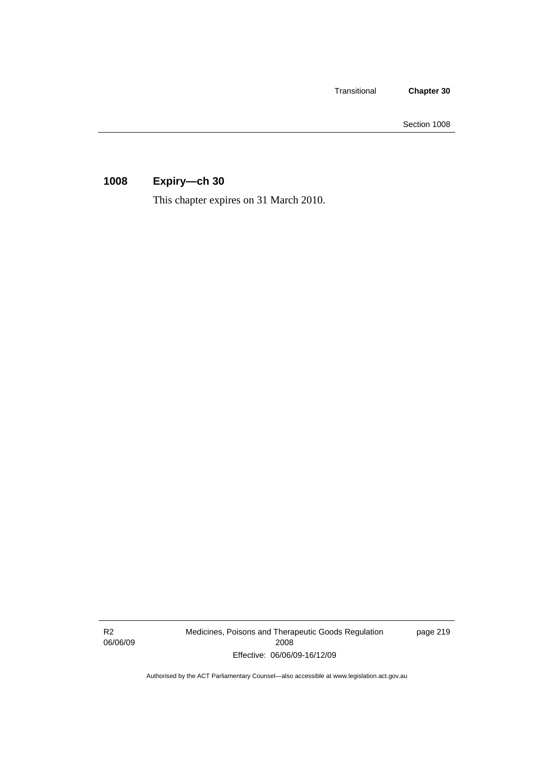## 1008 Expiry—ch 30

This chapter expires on 31 March 2010.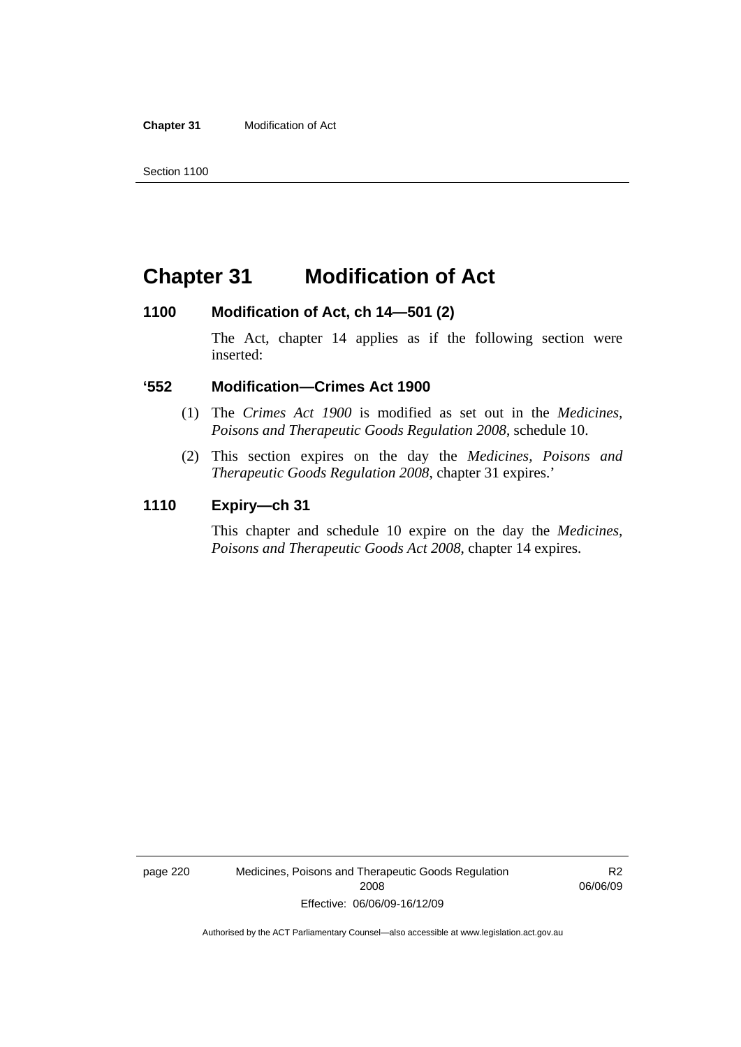# Chapter 31 Modification of Act

### 1100 Modification of Act, ch 14—501 (2)

The Act, chapter 14 applies as if the following section were inserted:

### '552 Modification—Crimes Act 1900

(1) The *Crimes Act 1900* is modified as set out in the *Medicines, Poisons and Therapeutic Goods Regulation 2008*, schedule 10.

(2) This section expires on the day the *Medicines, Poisons and Therapeutic Goods Regulation 2008*, chapter 31 expires.'

### 1110 Expiry—ch 31

This chapter and schedule 10 expire on the day the *Medicines, Poisons and Therapeutic Goods Act 2008*, chapter 14 expires.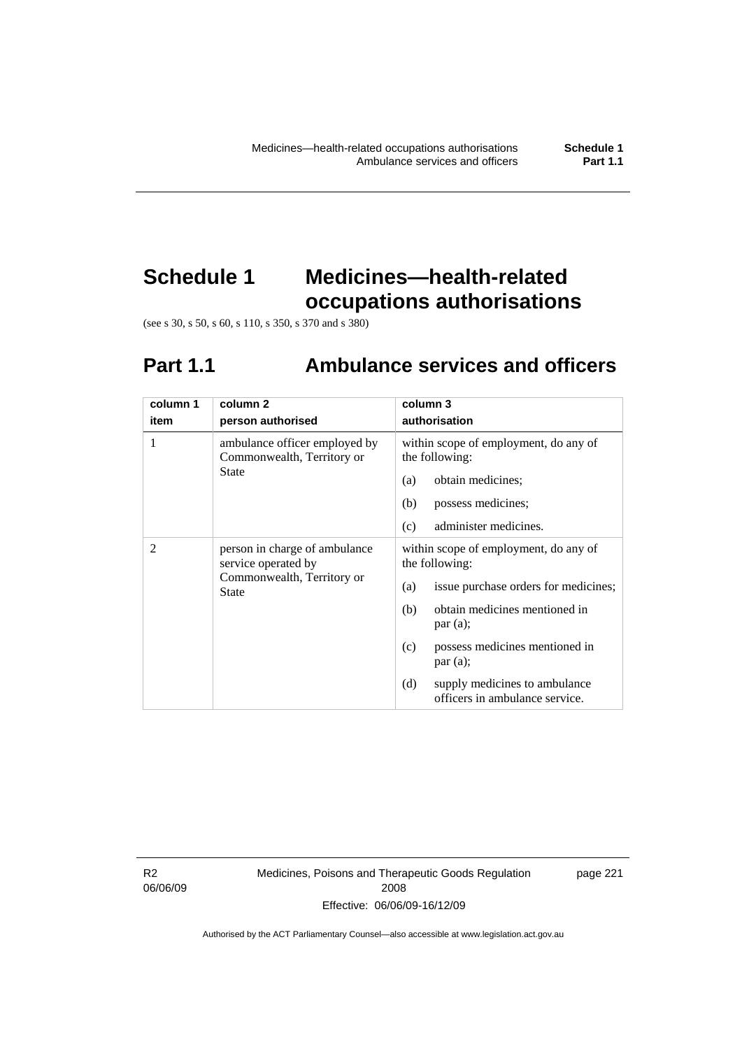# Schedule 1 Medicines—health-related occupations authorisations

(see s 30, s 50, s 60, s 110, s 350, s 370 and s 380)

## Part 1.1 Ambulance services and officers

| column 1<br>item | column 2<br>person authorised | column 3<br>authorisation |
|---|---|---|
| 1 | ambulance officer employed by Commonwealth, Territory or State | within scope of employment, do any of the following:<br>(a) obtain medicines;<br>(b) possess medicines;<br>(c) administer medicines. |
| 2 | person in charge of ambulance service operated by Commonwealth, Territory or State | within scope of employment, do any of the following:<br>(a) issue purchase orders for medicines;<br>(b) obtain medicines mentioned in par (a);<br>(c) possess medicines mentioned in par (a);<br>(d) supply medicines to ambulance officers in ambulance service. |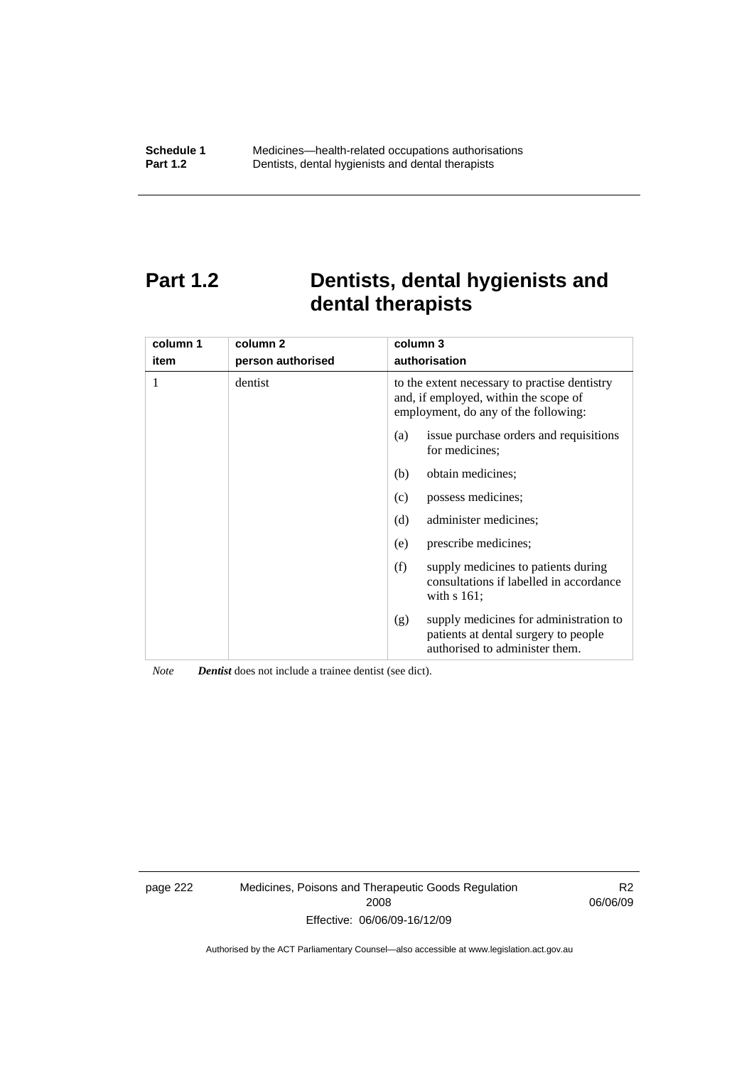# Part 1.2 Dentists, dental hygienists and dental therapists

| column 1<br>item | column 2<br>person authorised | column 3<br>authorisation |
|---|---|---|
| 1 | dentist | to the extent necessary to practise dentistry and, if employed, within the scope of employment, do any of the following:<br>(a) issue purchase orders and requisitions for medicines;<br>(b) obtain medicines;<br>(c) possess medicines;<br>(d) administer medicines;<br>(e) prescribe medicines;<br>(f) supply medicines to patients during consultations if labelled in accordance with s 161;<br>(g) supply medicines for administration to patients at dental surgery to people authorised to administer them. |

*Note* ***Dentist*** does not include a trainee dentist (see dict).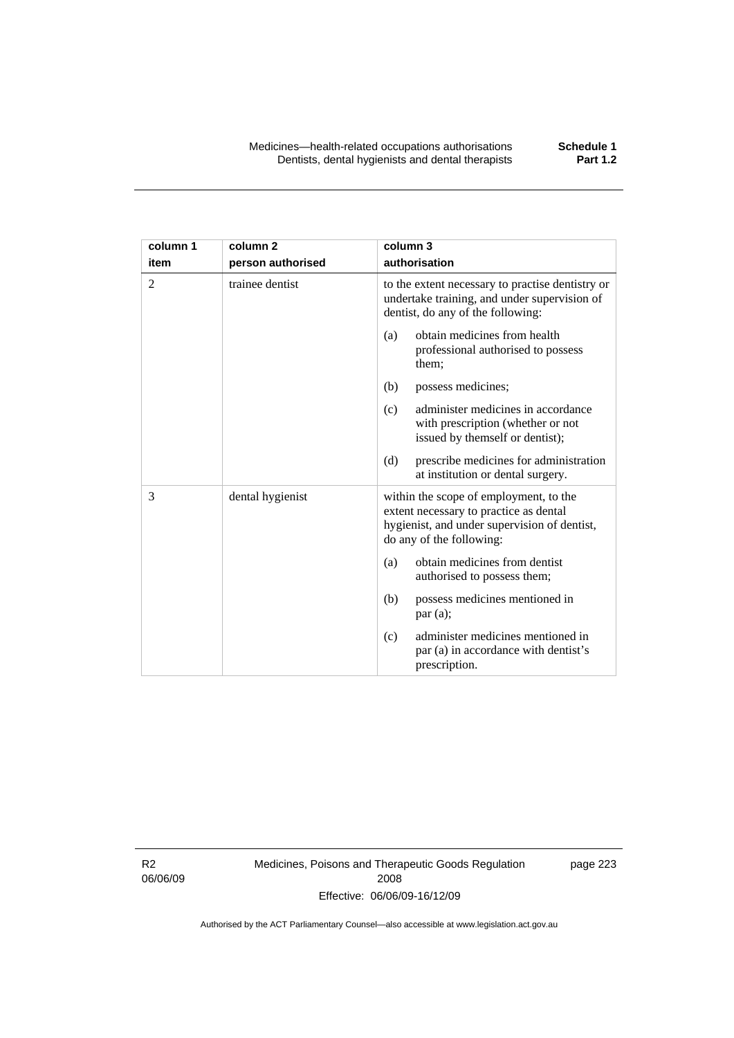| column 1 item | column 2 person authorised | column 3 authorisation |
|---|---|---|
| 2 | trainee dentist | to the extent necessary to practise dentistry or undertake training, and under supervision of dentist, do any of the following:<br>(a) obtain medicines from health professional authorised to possess them;<br>(b) possess medicines;<br>(c) administer medicines in accordance with prescription (whether or not issued by themself or dentist);<br>(d) prescribe medicines for administration at institution or dental surgery. |
| 3 | dental hygienist | within the scope of employment, to the extent necessary to practice as dental hygienist, and under supervision of dentist, do any of the following:<br>(a) obtain medicines from dentist authorised to possess them;<br>(b) possess medicines mentioned in par (a);<br>(c) administer medicines mentioned in par (a) in accordance with dentist's prescription. |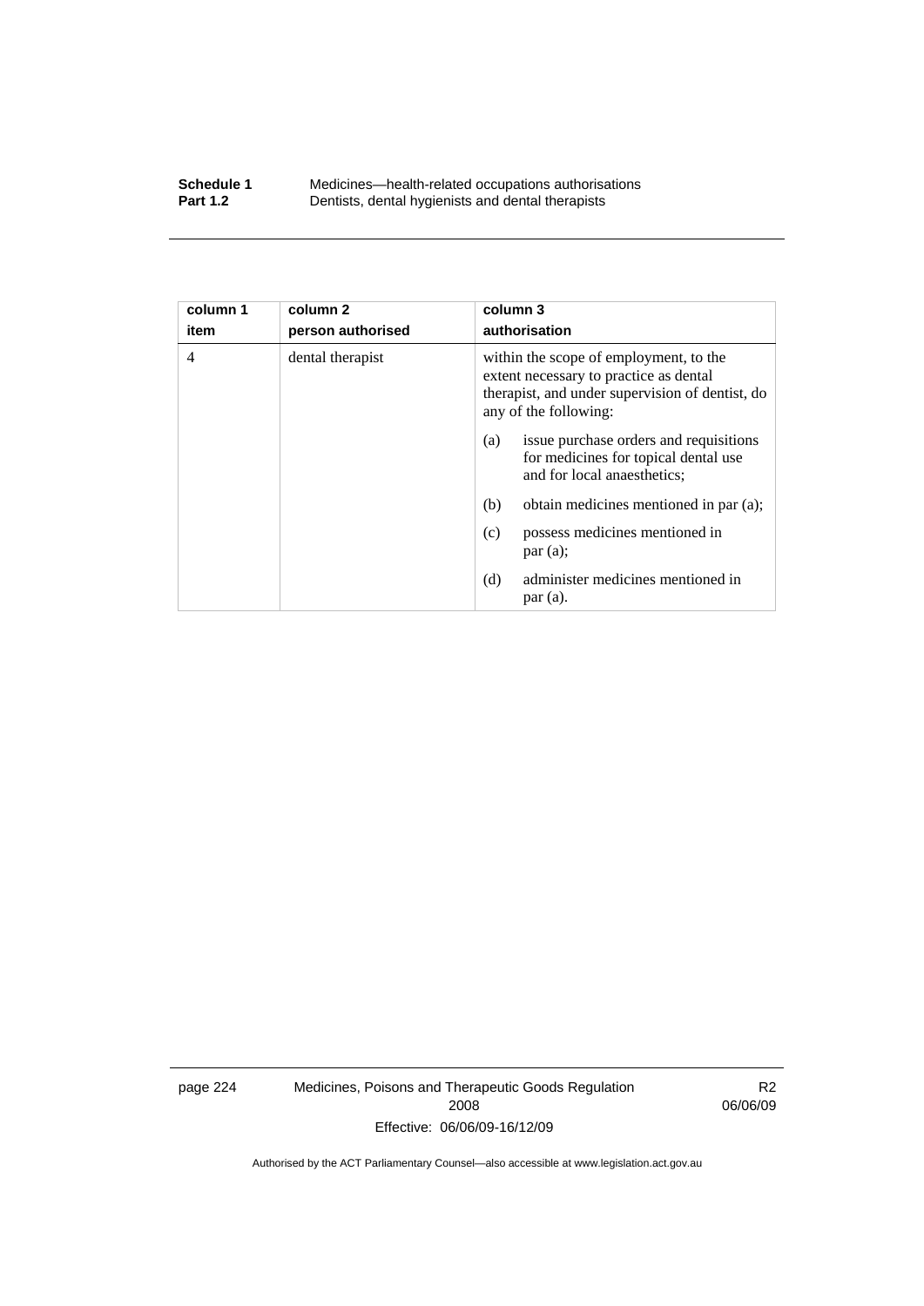| column 1<br>item | column 2<br>person authorised | column 3<br>authorisation |
|---|---|---|
| 4 | dental therapist | within the scope of employment, to the extent necessary to practice as dental therapist, and under supervision of dentist, do any of the following:<br>(a) issue purchase orders and requisitions for medicines for topical dental use and for local anaesthetics;<br>(b) obtain medicines mentioned in par (a);<br>(c) possess medicines mentioned in par (a);<br>(d) administer medicines mentioned in par (a). |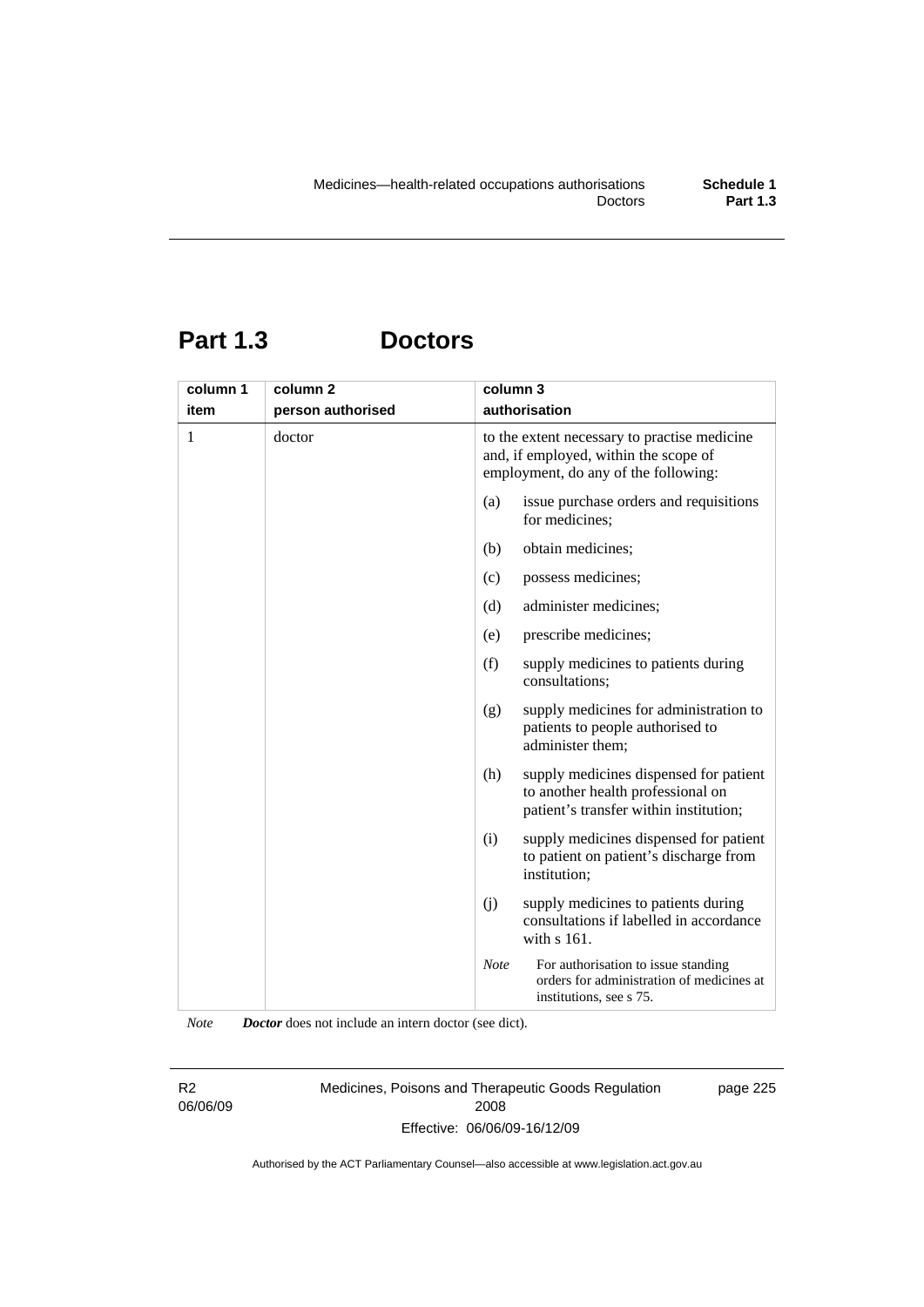# Part 1.3 Doctors

| column 1<br>item | column 2<br>person authorised | column 3<br>authorisation |
|---|---|---|
| 1 | doctor | to the extent necessary to practise medicine and, if employed, within the scope of employment, do any of the following:<br>(a) issue purchase orders and requisitions for medicines;<br>(b) obtain medicines;<br>(c) possess medicines;<br>(d) administer medicines;<br>(e) prescribe medicines;<br>(f) supply medicines to patients during consultations;<br>(g) supply medicines for administration to patients to people authorised to administer them;<br>(h) supply medicines dispensed for patient to another health professional on patient's transfer within institution;<br>(i) supply medicines dispensed for patient to patient on patient's discharge from institution;<br>(j) supply medicines to patients during consultations if labelled in accordance with s 161.<br>*Note* For authorisation to issue standing orders for administration of medicines at institutions, see s 75. |

*Note* ***Doctor*** does not include an intern doctor (see dict).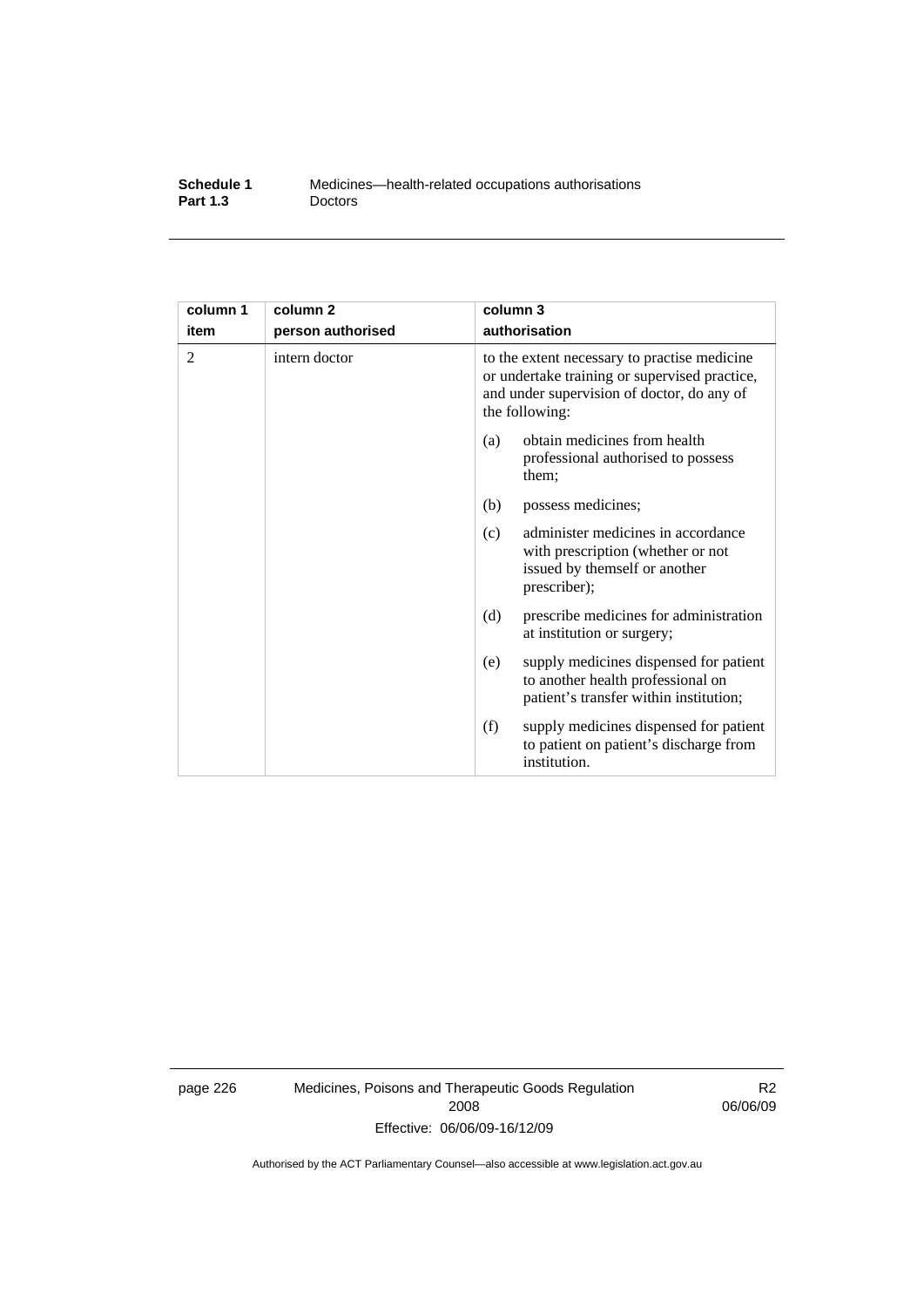| column 1 item | column 2 person authorised | column 3 authorisation |
|---|---|---|
| 2 | intern doctor | to the extent necessary to practise medicine or undertake training or supervised practice, and under supervision of doctor, do any of the following:<br><br>(a) obtain medicines from health professional authorised to possess them;<br><br>(b) possess medicines;<br><br>(c) administer medicines in accordance with prescription (whether or not issued by themself or another prescriber);<br><br>(d) prescribe medicines for administration at institution or surgery;<br><br>(e) supply medicines dispensed for patient to another health professional on patient's transfer within institution;<br><br>(f) supply medicines dispensed for patient to patient on patient's discharge from institution. |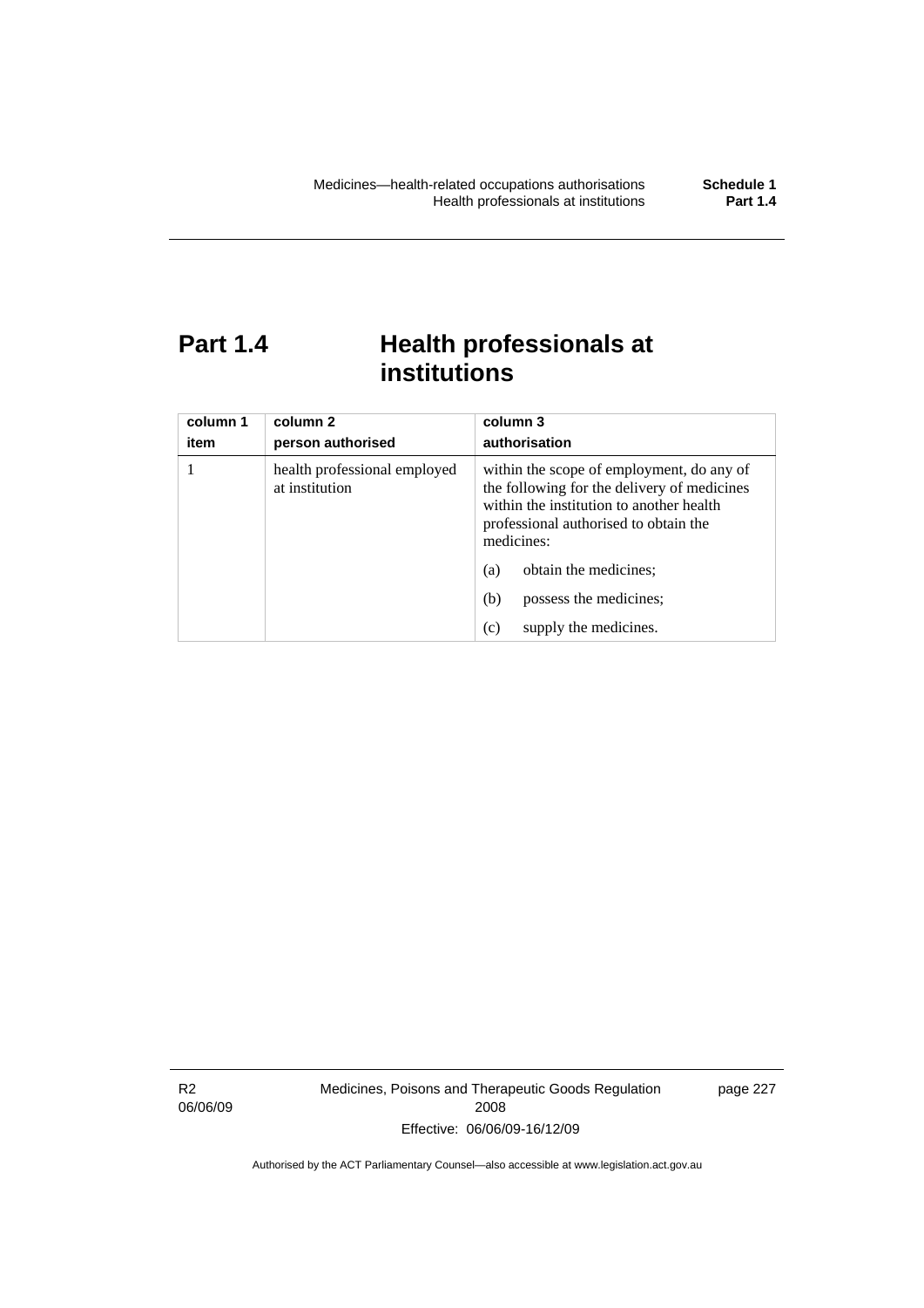# Part 1.4 Health professionals at institutions

| column 1<br>item | column 2<br>person authorised | column 3<br>authorisation |
|---|---|---|
| 1 | health professional employed at institution | within the scope of employment, do any of the following for the delivery of medicines within the institution to another health professional authorised to obtain the medicines:<br>(a) obtain the medicines;<br>(b) possess the medicines;<br>(c) supply the medicines. |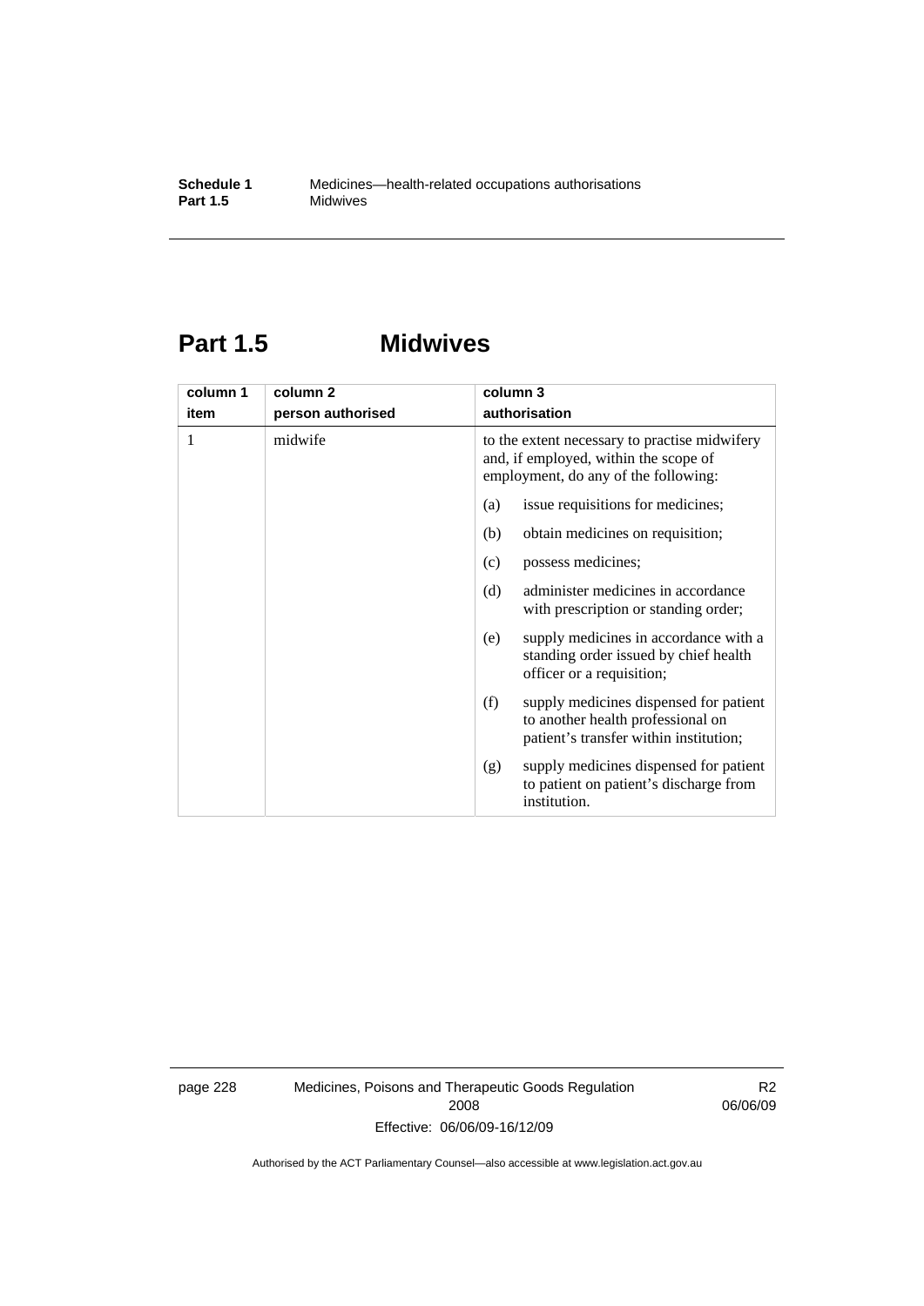# Part 1.5 Midwives

| column 1<br>item | column 2<br>person authorised | column 3<br>authorisation |
|---|---|---|
| 1 | midwife | to the extent necessary to practise midwifery and, if employed, within the scope of employment, do any of the following:<br>(a) issue requisitions for medicines;<br>(b) obtain medicines on requisition;<br>(c) possess medicines;<br>(d) administer medicines in accordance with prescription or standing order;<br>(e) supply medicines in accordance with a standing order issued by chief health officer or a requisition;<br>(f) supply medicines dispensed for patient to another health professional on patient's transfer within institution;<br>(g) supply medicines dispensed for patient to patient on patient's discharge from institution. |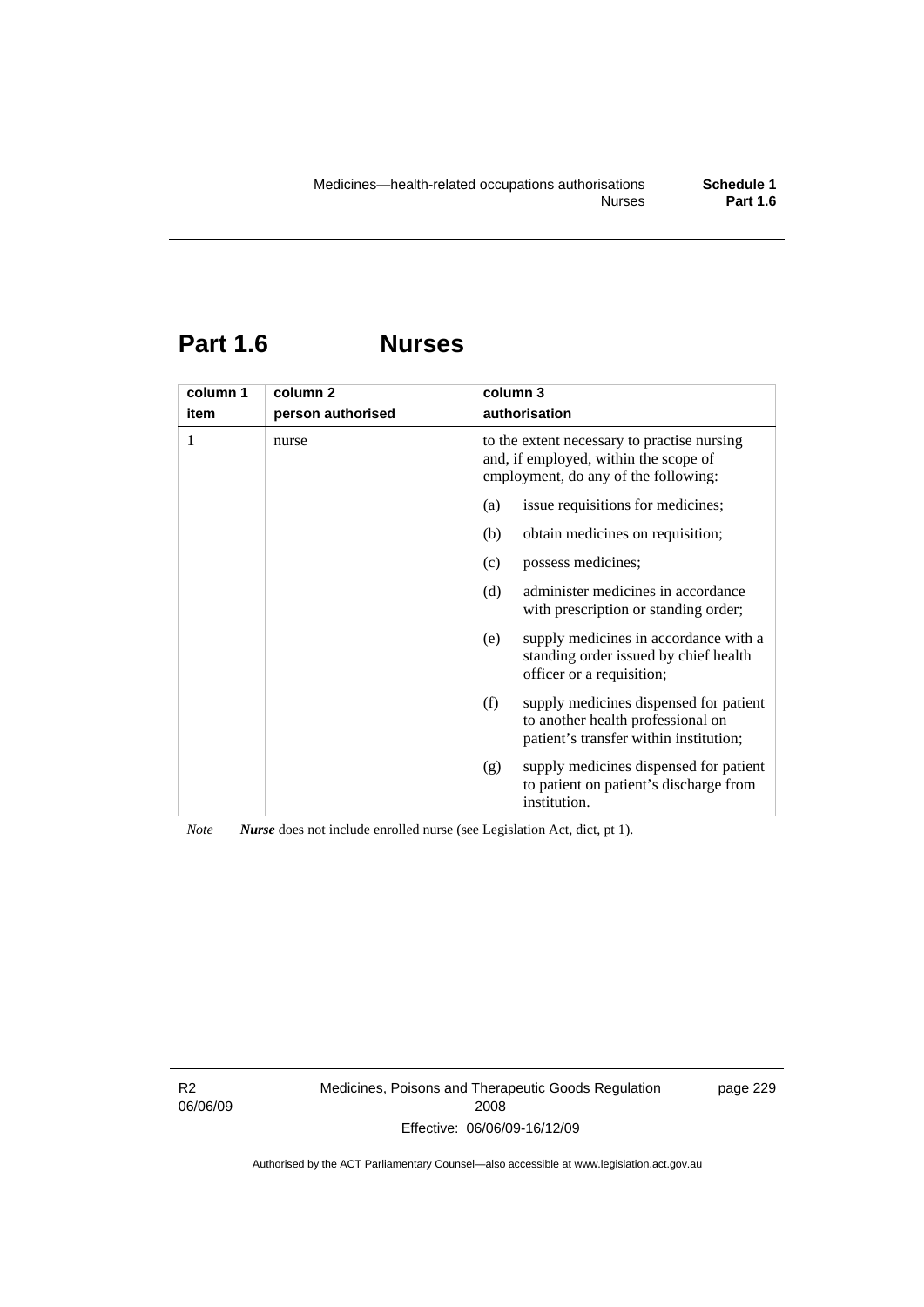## Part 1.6 Nurses

| column 1 item | column 2 person authorised | column 3 authorisation |
|---|---|---|
| 1 | nurse | to the extent necessary to practise nursing and, if employed, within the scope of employment, do any of the following: |
| | | (a) issue requisitions for medicines; |
| | | (b) obtain medicines on requisition; |
| | | (c) possess medicines; |
| | | (d) administer medicines in accordance with prescription or standing order; |
| | | (e) supply medicines in accordance with a standing order issued by chief health officer or a requisition; |
| | | (f) supply medicines dispensed for patient to another health professional on patient's transfer within institution; |
| | | (g) supply medicines dispensed for patient to patient on patient's discharge from institution. |

*Note* ***Nurse*** does not include enrolled nurse (see Legislation Act, dict, pt 1).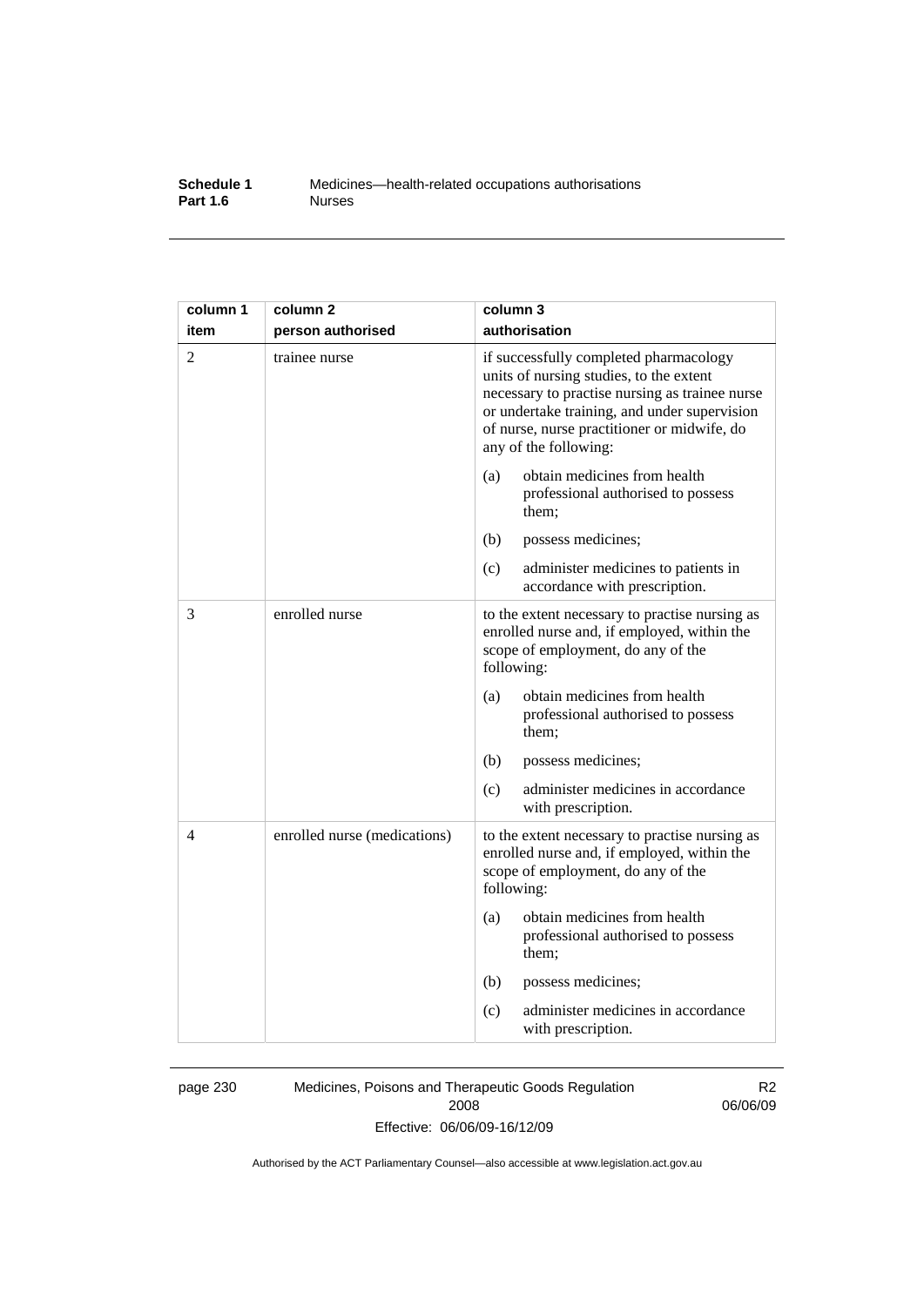| column 1 item | column 2 person authorised | column 3 authorisation |
|---|---|---|
| 2 | trainee nurse | if successfully completed pharmacology units of nursing studies, to the extent necessary to practise nursing as trainee nurse or undertake training, and under supervision of nurse, nurse practitioner or midwife, do any of the following: |
| | | (a) obtain medicines from health professional authorised to possess them; |
| | | (b) possess medicines; |
| | | (c) administer medicines to patients in accordance with prescription. |
| 3 | enrolled nurse | to the extent necessary to practise nursing as enrolled nurse and, if employed, within the scope of employment, do any of the following: |
| | | (a) obtain medicines from health professional authorised to possess them; |
| | | (b) possess medicines; |
| | | (c) administer medicines in accordance with prescription. |
| 4 | enrolled nurse (medications) | to the extent necessary to practise nursing as enrolled nurse and, if employed, within the scope of employment, do any of the following: |
| | | (a) obtain medicines from health professional authorised to possess them; |
| | | (b) possess medicines; |
| | | (c) administer medicines in accordance with prescription. |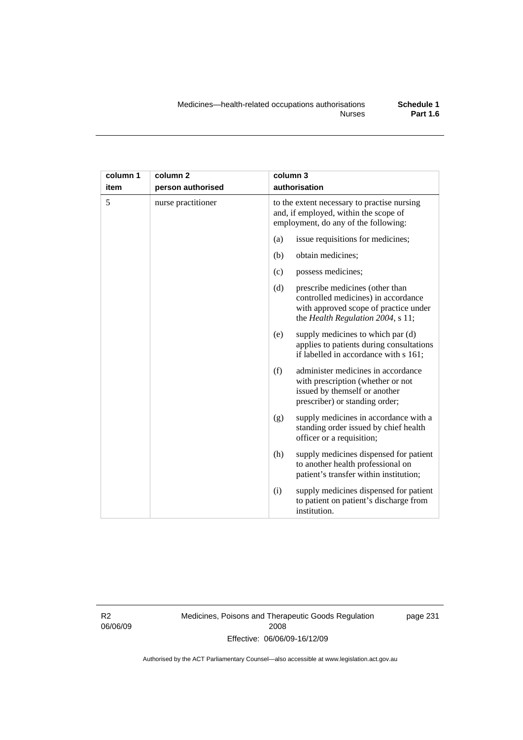| column 1 item | column 2 person authorised | column 3 authorisation |
|---|---|---|
| 5 | nurse practitioner | to the extent necessary to practise nursing and, if employed, within the scope of employment, do any of the following: |
| | | (a) issue requisitions for medicines; |
| | | (b) obtain medicines; |
| | | (c) possess medicines; |
| | | (d) prescribe medicines (other than controlled medicines) in accordance with approved scope of practice under the *Health Regulation 2004*, s 11; |
| | | (e) supply medicines to which par (d) applies to patients during consultations if labelled in accordance with s 161; |
| | | (f) administer medicines in accordance with prescription (whether or not issued by themself or another prescriber) or standing order; |
| | | (g) supply medicines in accordance with a standing order issued by chief health officer or a requisition; |
| | | (h) supply medicines dispensed for patient to another health professional on patient's transfer within institution; |
| | | (i) supply medicines dispensed for patient to patient on patient's discharge from institution. |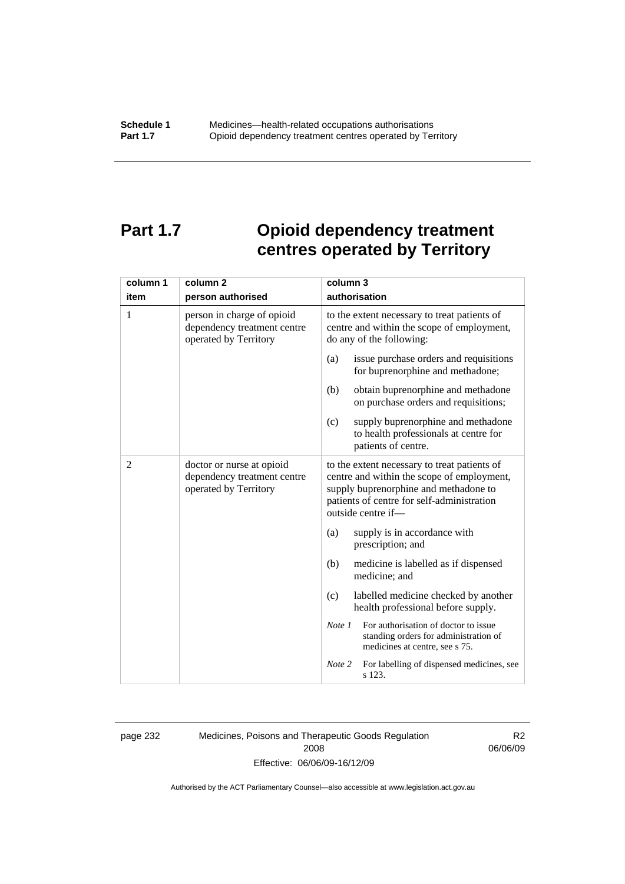# Part 1.7 Opioid dependency treatment centres operated by Territory

| column 1<br>item | column 2<br>person authorised | column 3<br>authorisation |
|---|---|---|
| 1 | person in charge of opioid dependency treatment centre operated by Territory | to the extent necessary to treat patients of centre and within the scope of employment, do any of the following:<br>(a) issue purchase orders and requisitions for buprenorphine and methadone;<br>(b) obtain buprenorphine and methadone on purchase orders and requisitions;<br>(c) supply buprenorphine and methadone to health professionals at centre for patients of centre. |
| 2 | doctor or nurse at opioid dependency treatment centre operated by Territory | to the extent necessary to treat patients of centre and within the scope of employment, supply buprenorphine and methadone to patients of centre for self-administration outside centre if—<br>(a) supply is in accordance with prescription; and<br>(b) medicine is labelled as if dispensed medicine; and<br>(c) labelled medicine checked by another health professional before supply.<br>*Note 1* For authorisation of doctor to issue standing orders for administration of medicines at centre, see s 75.<br>*Note 2* For labelling of dispensed medicines, see s 123. |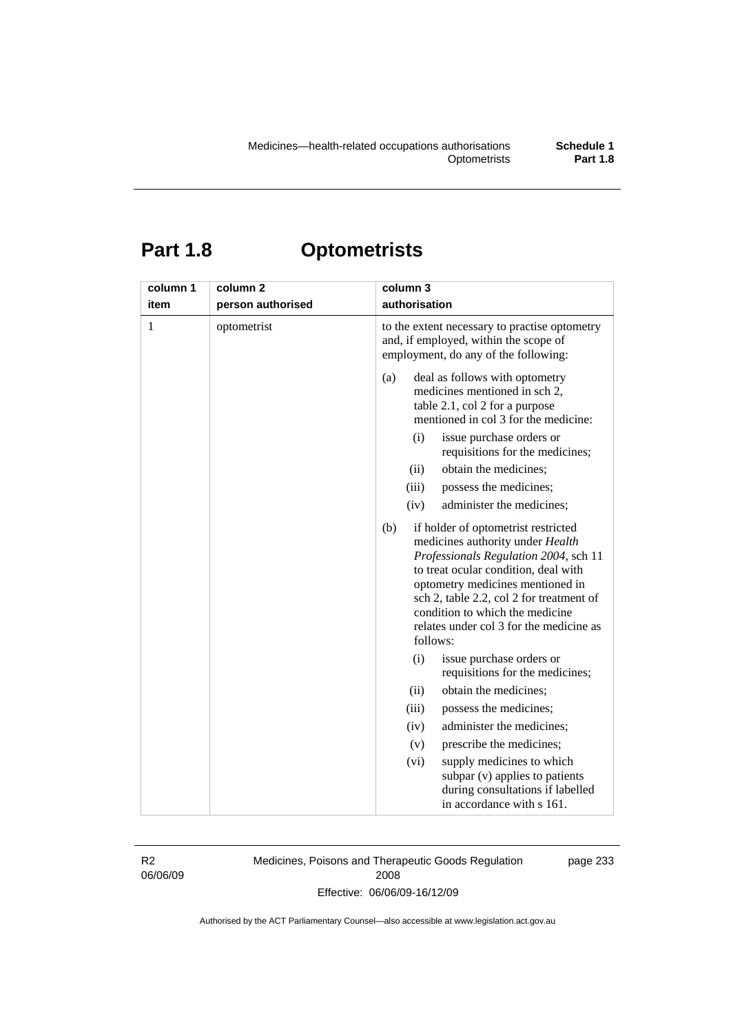# Part 1.8 Optometrists

| column 1<br>item | column 2<br>person authorised | column 3<br>authorisation |
|---|---|---|
| 1 | optometrist | to the extent necessary to practise optometry and, if employed, within the scope of employment, do any of the following:<br>(a) deal as follows with optometry medicines mentioned in sch 2, table 2.1, col 2 for a purpose mentioned in col 3 for the medicine:<br>(i) issue purchase orders or requisitions for the medicines;<br>(ii) obtain the medicines;<br>(iii) possess the medicines;<br>(iv) administer the medicines;<br>(b) if holder of optometrist restricted medicines authority under *Health Professionals Regulation 2004*, sch 11 to treat ocular condition, deal with optometry medicines mentioned in sch 2, table 2.2, col 2 for treatment of condition to which the medicine relates under col 3 for the medicine as follows:<br>(i) issue purchase orders or requisitions for the medicines;<br>(ii) obtain the medicines;<br>(iii) possess the medicines;<br>(iv) administer the medicines;<br>(v) prescribe the medicines;<br>(vi) supply medicines to which subpar (v) applies to patients during consultations if labelled in accordance with s 161. |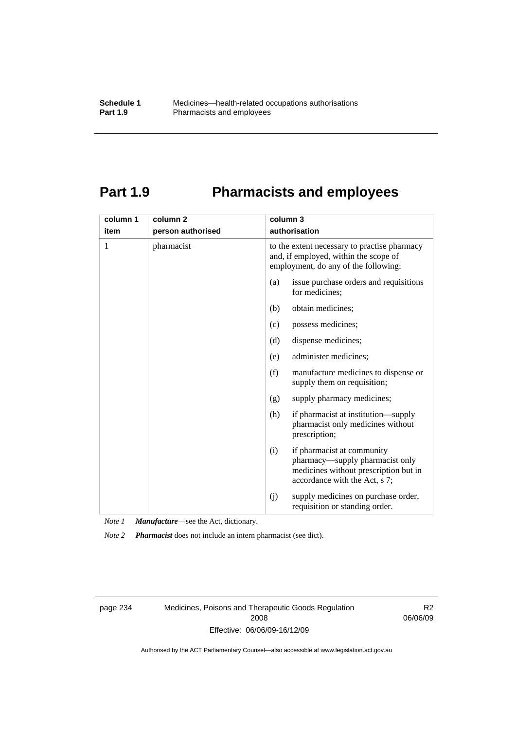# Part 1.9 Pharmacists and employees

| column 1<br>item | column 2<br>person authorised | column 3<br>authorisation |
|---|---|---|
| 1 | pharmacist | to the extent necessary to practise pharmacy and, if employed, within the scope of employment, do any of the following:<br>(a) issue purchase orders and requisitions for medicines;<br>(b) obtain medicines;<br>(c) possess medicines;<br>(d) dispense medicines;<br>(e) administer medicines;<br>(f) manufacture medicines to dispense or supply them on requisition;<br>(g) supply pharmacy medicines;<br>(h) if pharmacist at institution—supply pharmacist only medicines without prescription;<br>(i) if pharmacist at community pharmacy—supply pharmacist only medicines without prescription but in accordance with the Act, s 7;<br>(j) supply medicines on purchase order, requisition or standing order. |

*Note 1* ***Manufacture***—see the Act, dictionary.

*Note 2* ***Pharmacist*** does not include an intern pharmacist (see dict).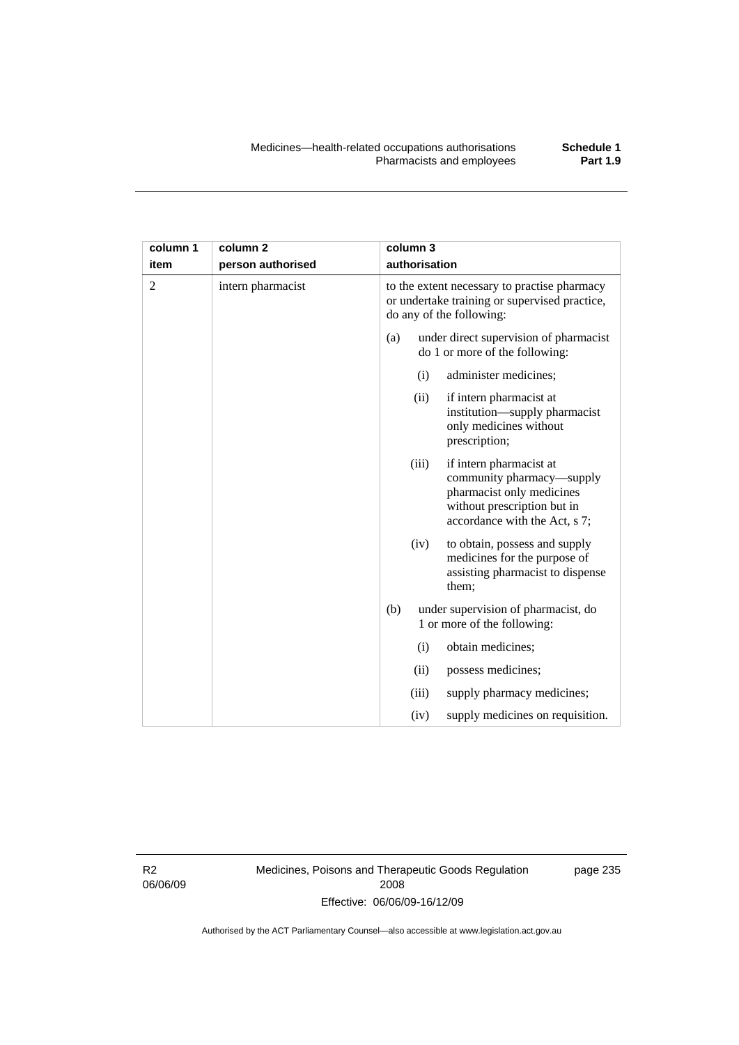| column 1 item | column 2 person authorised | column 3 authorisation |
|---|---|---|
| 2 | intern pharmacist | to the extent necessary to practise pharmacy or undertake training or supervised practice, do any of the following:<br>(a) under direct supervision of pharmacist do 1 or more of the following:<br>(i) administer medicines;<br>(ii) if intern pharmacist at institution—supply pharmacist only medicines without prescription;<br>(iii) if intern pharmacist at community pharmacy—supply pharmacist only medicines without prescription but in accordance with the Act, s 7;<br>(iv) to obtain, possess and supply medicines for the purpose of assisting pharmacist to dispense them;<br>(b) under supervision of pharmacist, do 1 or more of the following:<br>(i) obtain medicines;<br>(ii) possess medicines;<br>(iii) supply pharmacy medicines;<br>(iv) supply medicines on requisition. |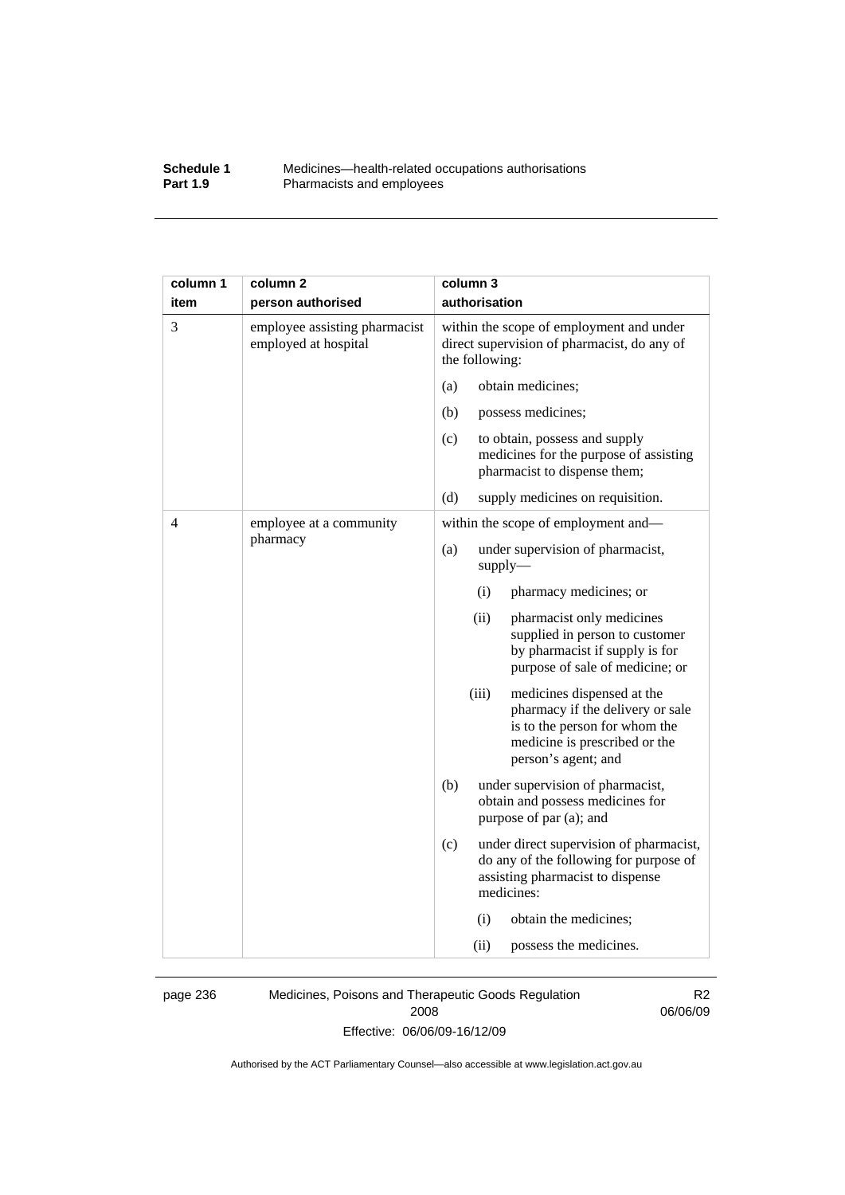| column 1 item | column 2 person authorised | column 3 authorisation |
|---|---|---|
| 3 | employee assisting pharmacist employed at hospital | within the scope of employment and under direct supervision of pharmacist, do any of the following:<br>(a) obtain medicines;<br>(b) possess medicines;<br>(c) to obtain, possess and supply medicines for the purpose of assisting pharmacist to dispense them;<br>(d) supply medicines on requisition. |
| 4 | employee at a community pharmacy | within the scope of employment and—<br>(a) under supervision of pharmacist, supply—<br>(i) pharmacy medicines; or<br>(ii) pharmacist only medicines supplied in person to customer by pharmacist if supply is for purpose of sale of medicine; or<br>(iii) medicines dispensed at the pharmacy if the delivery or sale is to the person for whom the medicine is prescribed or the person's agent; and<br>(b) under supervision of pharmacist, obtain and possess medicines for purpose of par (a); and<br>(c) under direct supervision of pharmacist, do any of the following for purpose of assisting pharmacist to dispense medicines:<br>(i) obtain the medicines;<br>(ii) possess the medicines. |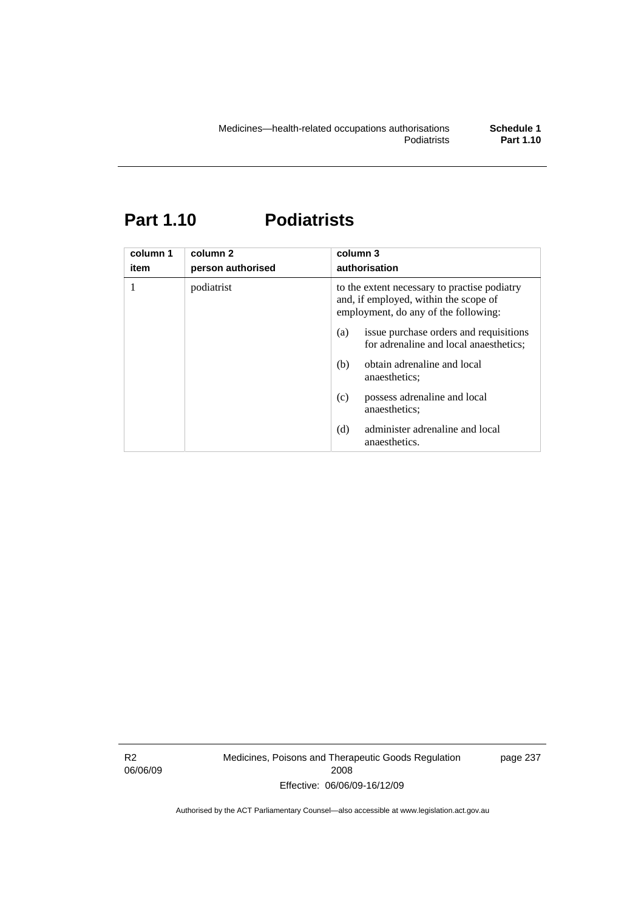# Part 1.10 Podiatrists

| column 1<br>item | column 2<br>person authorised | column 3<br>authorisation |
|---|---|---|
| 1 | podiatrist | to the extent necessary to practise podiatry and, if employed, within the scope of employment, do any of the following:<br>(a) issue purchase orders and requisitions for adrenaline and local anaesthetics;<br>(b) obtain adrenaline and local anaesthetics;<br>(c) possess adrenaline and local anaesthetics;<br>(d) administer adrenaline and local anaesthetics. |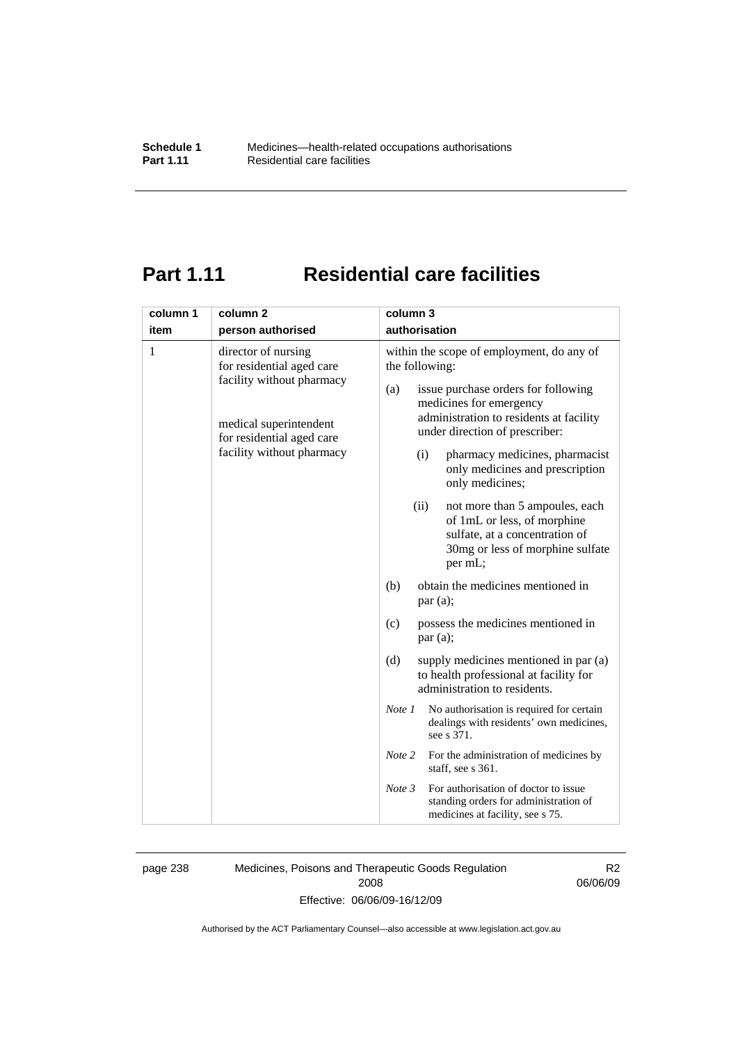# Part 1.11 Residential care facilities

| column 1 item | column 2 person authorised | column 3 authorisation |
|---|---|---|
| 1 | director of nursing for residential aged care facility without pharmacy<br><br>medical superintendent for residential aged care facility without pharmacy | within the scope of employment, do any of the following:<br>(a) issue purchase orders for following medicines for emergency administration to residents at facility under direction of prescriber:<br>(i) pharmacy medicines, pharmacist only medicines and prescription only medicines;<br>(ii) not more than 5 ampoules, each of 1mL or less, of morphine sulfate, at a concentration of 30mg or less of morphine sulfate per mL;<br>(b) obtain the medicines mentioned in par (a);<br>(c) possess the medicines mentioned in par (a);<br>(d) supply medicines mentioned in par (a) to health professional at facility for administration to residents.<br>*Note 1* No authorisation is required for certain dealings with residents' own medicines, see s 371.<br>*Note 2* For the administration of medicines by staff, see s 361.<br>*Note 3* For authorisation of doctor to issue standing orders for administration of medicines at facility, see s 75. |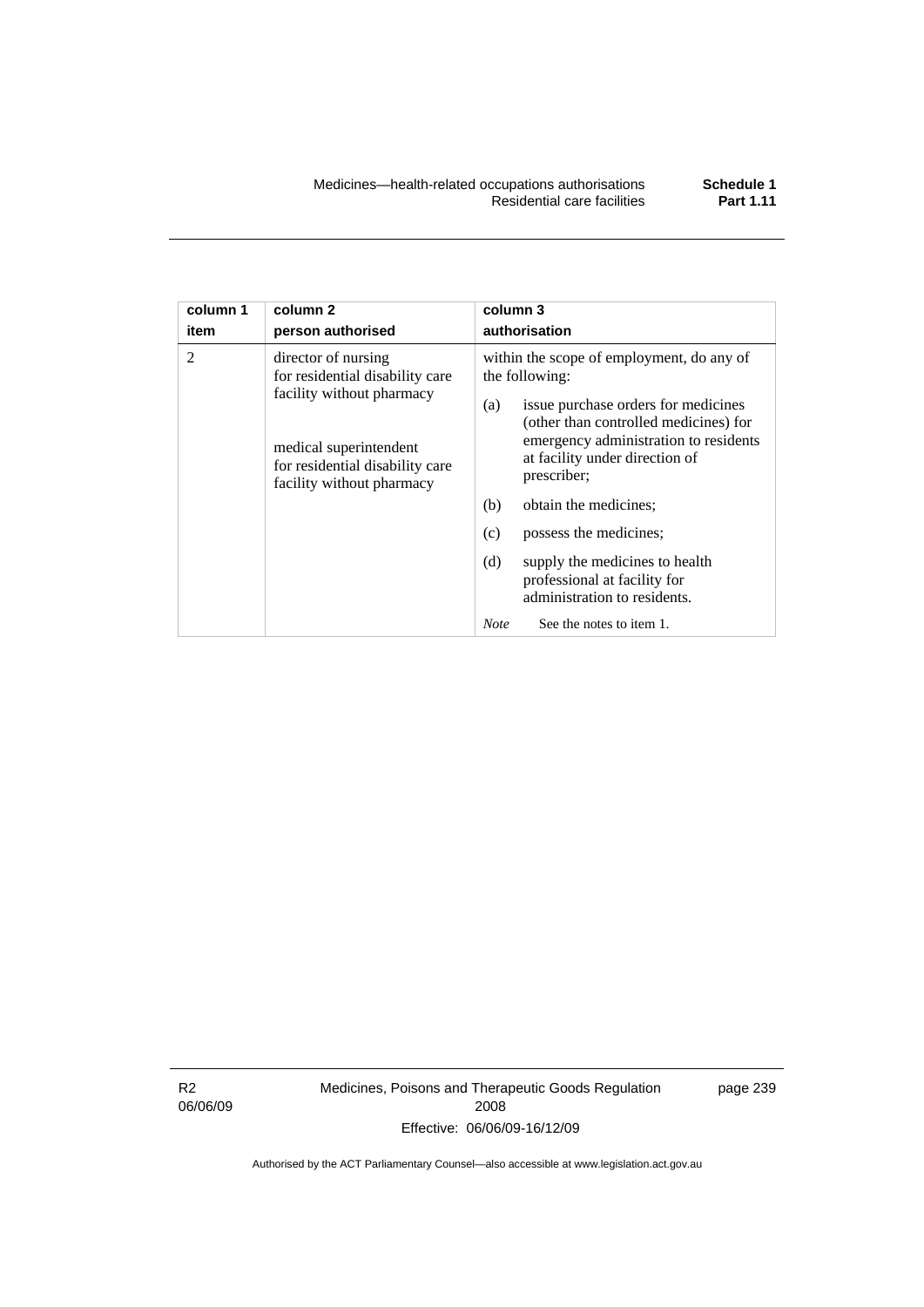| column 1 item | column 2 person authorised | column 3 authorisation |
|---|---|---|
| 2 | director of nursing for residential disability care facility without pharmacy<br><br>medical superintendent for residential disability care facility without pharmacy | within the scope of employment, do any of the following:<br>(a) issue purchase orders for medicines (other than controlled medicines) for emergency administration to residents at facility under direction of prescriber;<br>(b) obtain the medicines;<br>(c) possess the medicines;<br>(d) supply the medicines to health professional at facility for administration to residents.<br>*Note* See the notes to item 1. |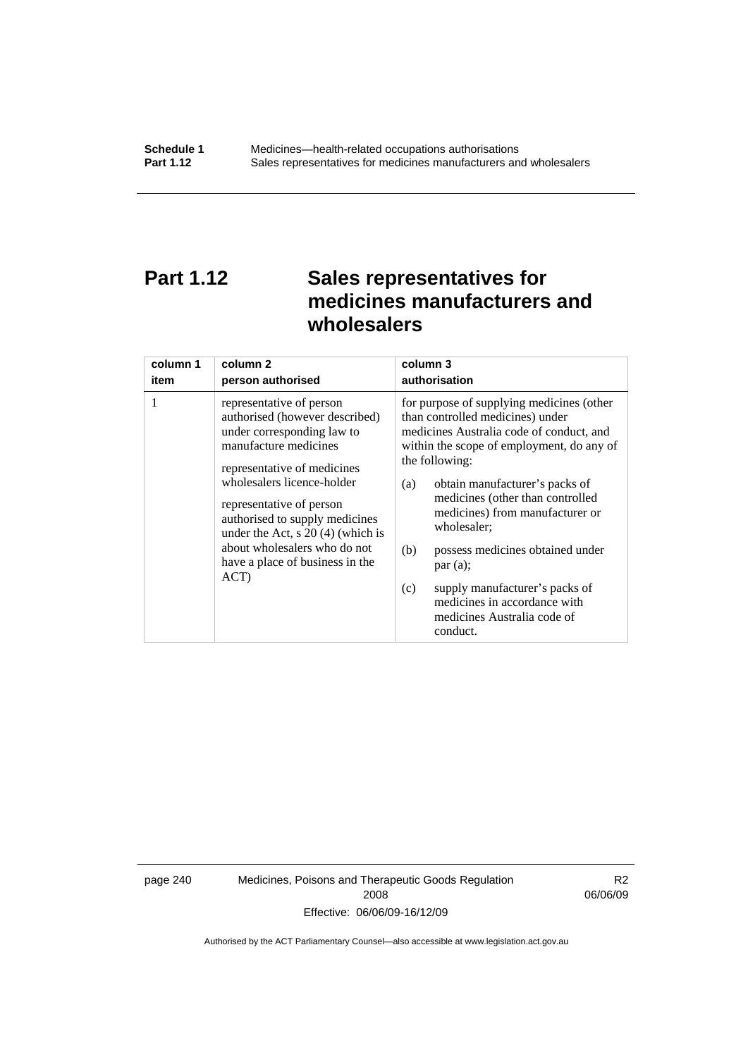# Part 1.12 Sales representatives for medicines manufacturers and wholesalers

| column 1<br>item | column 2<br>person authorised | column 3<br>authorisation |
|---|---|---|
| 1 | representative of person authorised (however described) under corresponding law to manufacture medicines<br><br>representative of medicines wholesalers licence-holder<br><br>representative of person authorised to supply medicines under the Act, s 20 (4) (which is about wholesalers who do not have a place of business in the ACT) | for purpose of supplying medicines (other than controlled medicines) under medicines Australia code of conduct, and within the scope of employment, do any of the following:<br><br>(a) obtain manufacturer's packs of medicines (other than controlled medicines) from manufacturer or wholesaler;<br><br>(b) possess medicines obtained under par (a);<br><br>(c) supply manufacturer's packs of medicines in accordance with medicines Australia code of conduct. |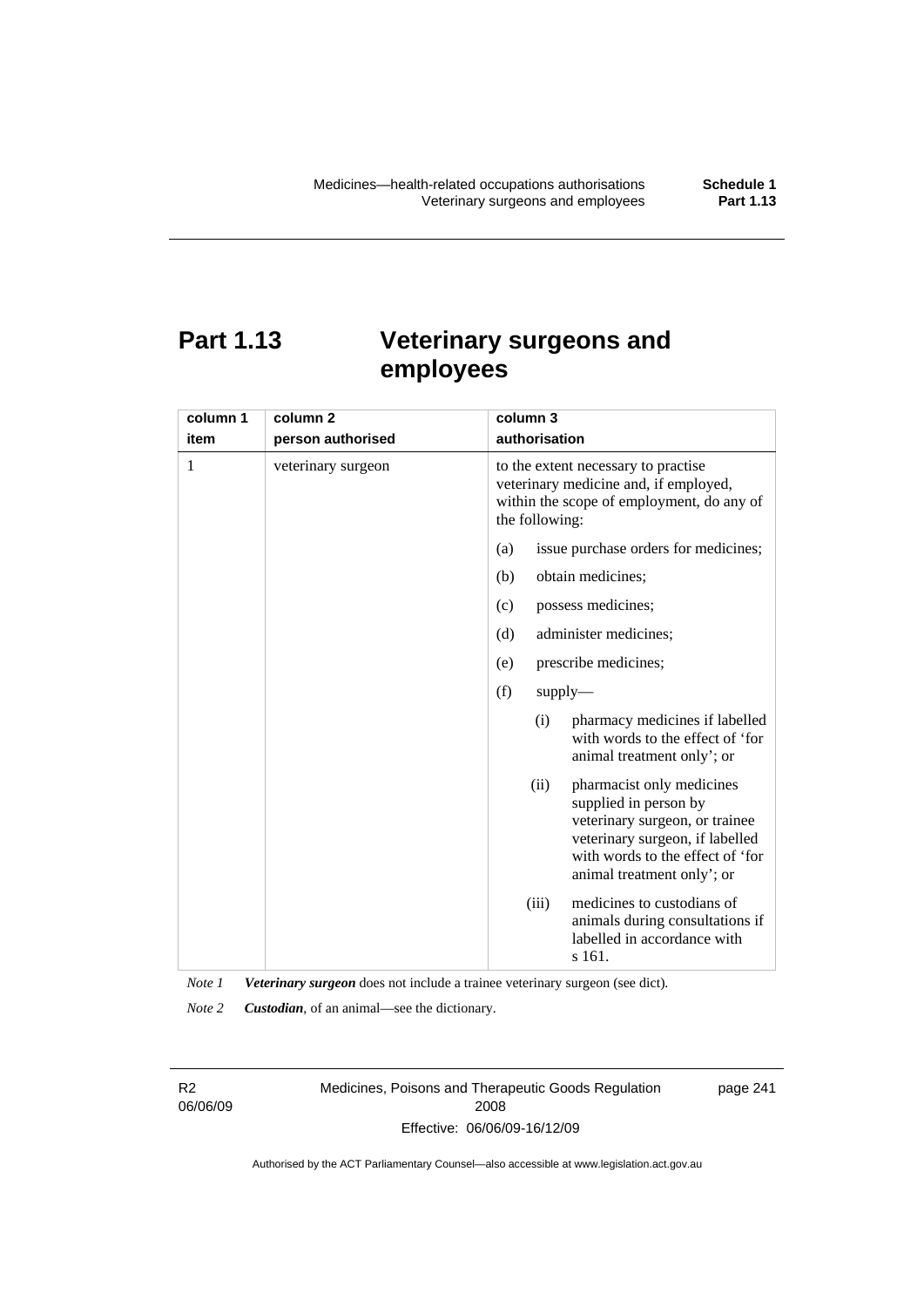# Part 1.13 Veterinary surgeons and employees

| column 1<br>item | column 2<br>person authorised | column 3<br>authorisation |
|---|---|---|
| 1 | veterinary surgeon | to the extent necessary to practise veterinary medicine and, if employed, within the scope of employment, do any of the following:<br>(a) issue purchase orders for medicines;<br>(b) obtain medicines;<br>(c) possess medicines;<br>(d) administer medicines;<br>(e) prescribe medicines;<br>(f) supply—<br>(i) pharmacy medicines if labelled with words to the effect of 'for animal treatment only'; or<br>(ii) pharmacist only medicines supplied in person by veterinary surgeon, or trainee veterinary surgeon, if labelled with words to the effect of 'for animal treatment only'; or<br>(iii) medicines to custodians of animals during consultations if labelled in accordance with s 161. |

*Note 1* ***Veterinary surgeon*** does not include a trainee veterinary surgeon (see dict).

*Note 2* ***Custodian***, of an animal—see the dictionary.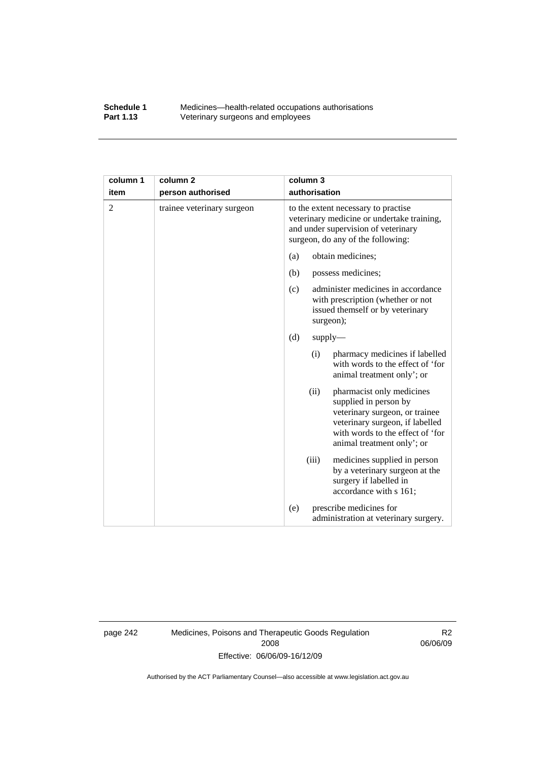| column 1 item | column 2 person authorised | column 3 authorisation |
|---|---|---|
| 2 | trainee veterinary surgeon | to the extent necessary to practise veterinary medicine or undertake training, and under supervision of veterinary surgeon, do any of the following: |
| | | (a) obtain medicines; |
| | | (b) possess medicines; |
| | | (c) administer medicines in accordance with prescription (whether or not issued themself or by veterinary surgeon); |
| | | (d) supply— |
| | | (i) pharmacy medicines if labelled with words to the effect of 'for animal treatment only'; or |
| | | (ii) pharmacist only medicines supplied in person by veterinary surgeon, or trainee veterinary surgeon, if labelled with words to the effect of 'for animal treatment only'; or |
| | | (iii) medicines supplied in person by a veterinary surgeon at the surgery if labelled in accordance with s 161; |
| | | (e) prescribe medicines for administration at veterinary surgery. |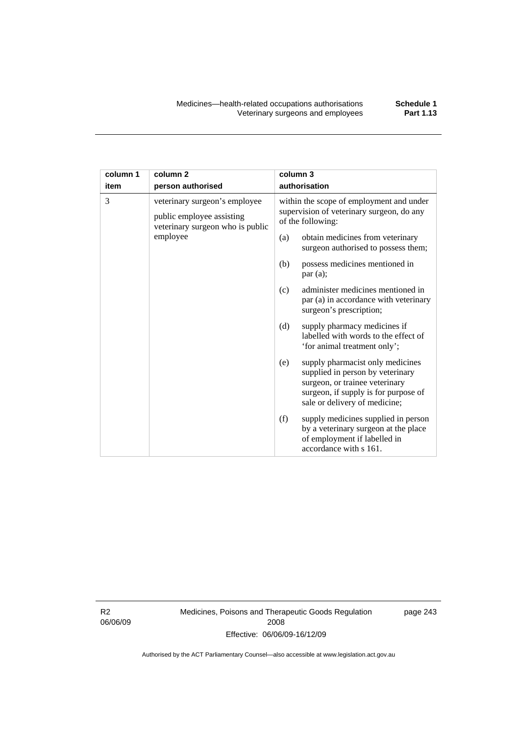| column 1 item | column 2 person authorised | column 3 authorisation |
|---|---|---|
| 3 | veterinary surgeon's employee<br><br>public employee assisting veterinary surgeon who is public employee | within the scope of employment and under supervision of veterinary surgeon, do any of the following:<br><br>(a) obtain medicines from veterinary surgeon authorised to possess them;<br><br>(b) possess medicines mentioned in par (a);<br><br>(c) administer medicines mentioned in par (a) in accordance with veterinary surgeon's prescription;<br><br>(d) supply pharmacy medicines if labelled with words to the effect of 'for animal treatment only';<br><br>(e) supply pharmacist only medicines supplied in person by veterinary surgeon, or trainee veterinary surgeon, if supply is for purpose of sale or delivery of medicine;<br><br>(f) supply medicines supplied in person by a veterinary surgeon at the place of employment if labelled in accordance with s 161. |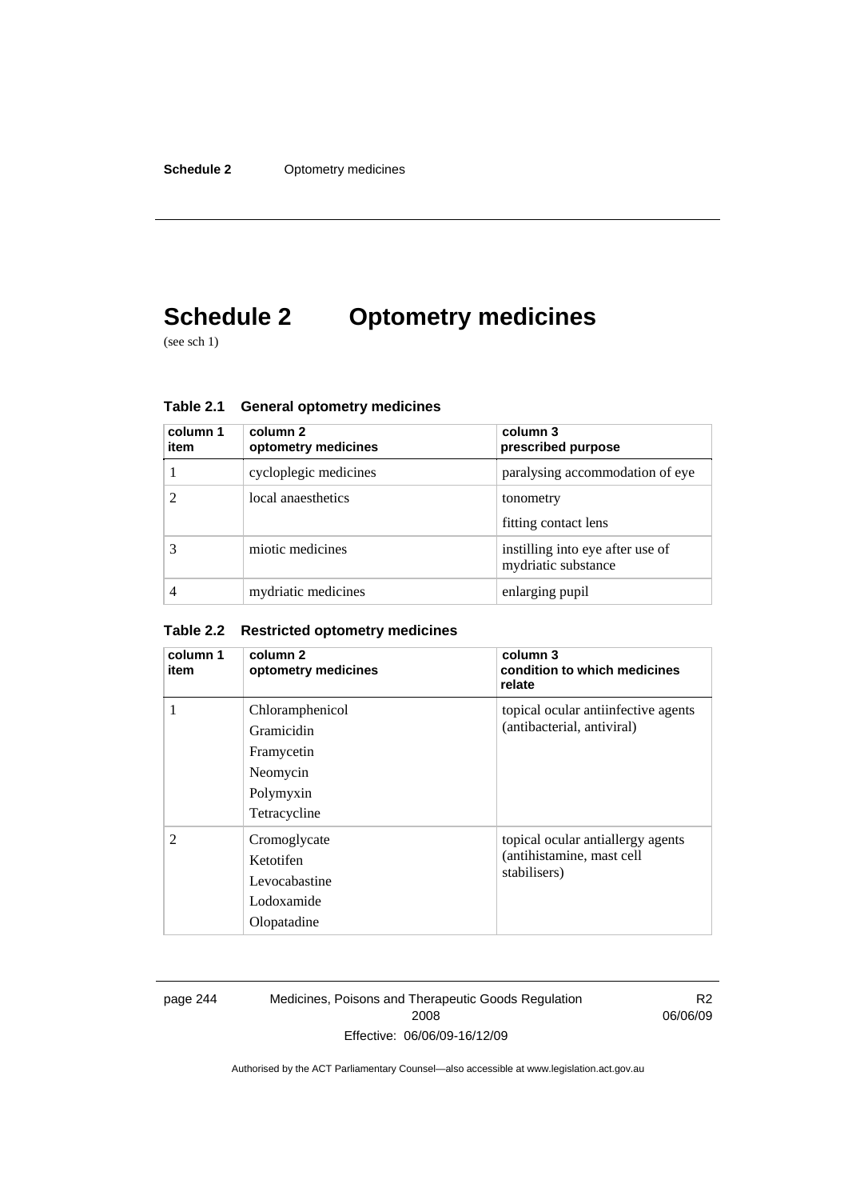# Schedule 2 Optometry medicines

(see sch 1)

**Table 2.1 General optometry medicines**

| column 1 item | column 2 optometry medicines | column 3 prescribed purpose |
|---|---|---|
| 1 | cycloplegic medicines | paralysing accommodation of eye |
| 2 | local anaesthetics | tonometry<br>fitting contact lens |
| 3 | miotic medicines | instilling into eye after use of mydriatic substance |
| 4 | mydriatic medicines | enlarging pupil |

**Table 2.2 Restricted optometry medicines**

| column 1 item | column 2 optometry medicines | column 3 condition to which medicines relate |
|---|---|---|
| 1 | Chloramphenicol<br>Gramicidin<br>Framycetin<br>Neomycin<br>Polymyxin<br>Tetracycline | topical ocular antiinfective agents (antibacterial, antiviral) |
| 2 | Cromoglycate<br>Ketotifen<br>Levocabastine<br>Lodoxamide<br>Olopatadine | topical ocular antiallergy agents (antihistamine, mast cell stabilisers) |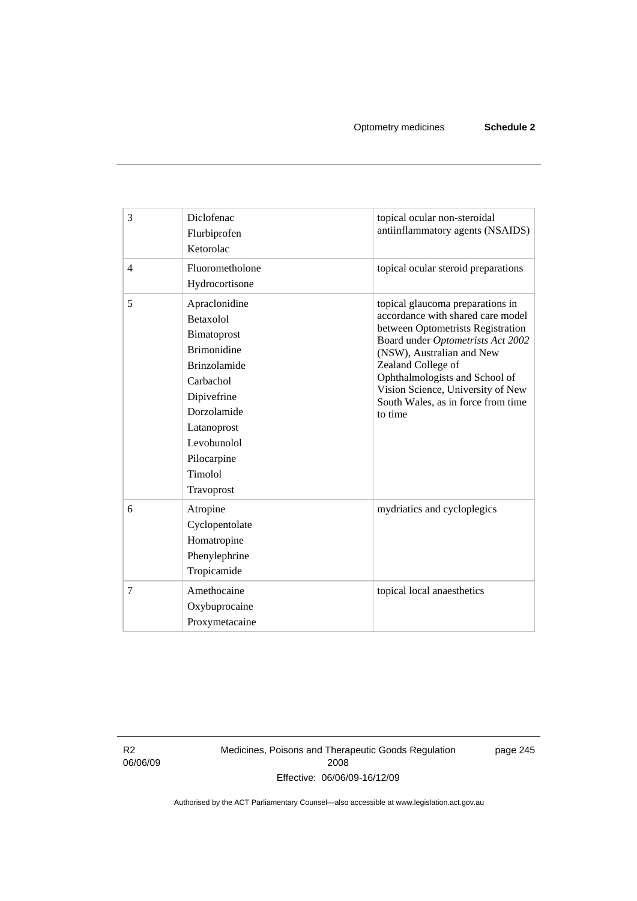| | | |
|---|---|---|
| 3 | Diclofenac<br>Flurbiprofen<br>Ketorolac | topical ocular non-steroidal antiinflammatory agents (NSAIDS) |
| 4 | Fluorometholone<br>Hydrocortisone | topical ocular steroid preparations |
| 5 | Apraclonidine<br>Betaxolol<br>Bimatoprost<br>Brimonidine<br>Brinzolamide<br>Carbachol<br>Dipivefrine<br>Dorzolamide<br>Latanoprost<br>Levobunolol<br>Pilocarpine<br>Timolol<br>Travoprost | topical glaucoma preparations in accordance with shared care model between Optometrists Registration Board under *Optometrists Act 2002* (NSW), Australian and New Zealand College of Ophthalmologists and School of Vision Science, University of New South Wales, as in force from time to time |
| 6 | Atropine<br>Cyclopentolate<br>Homatropine<br>Phenylephrine<br>Tropicamide | mydriatics and cycloplegics |
| 7 | Amethocaine<br>Oxybuprocaine<br>Proxymetacaine | topical local anaesthetics |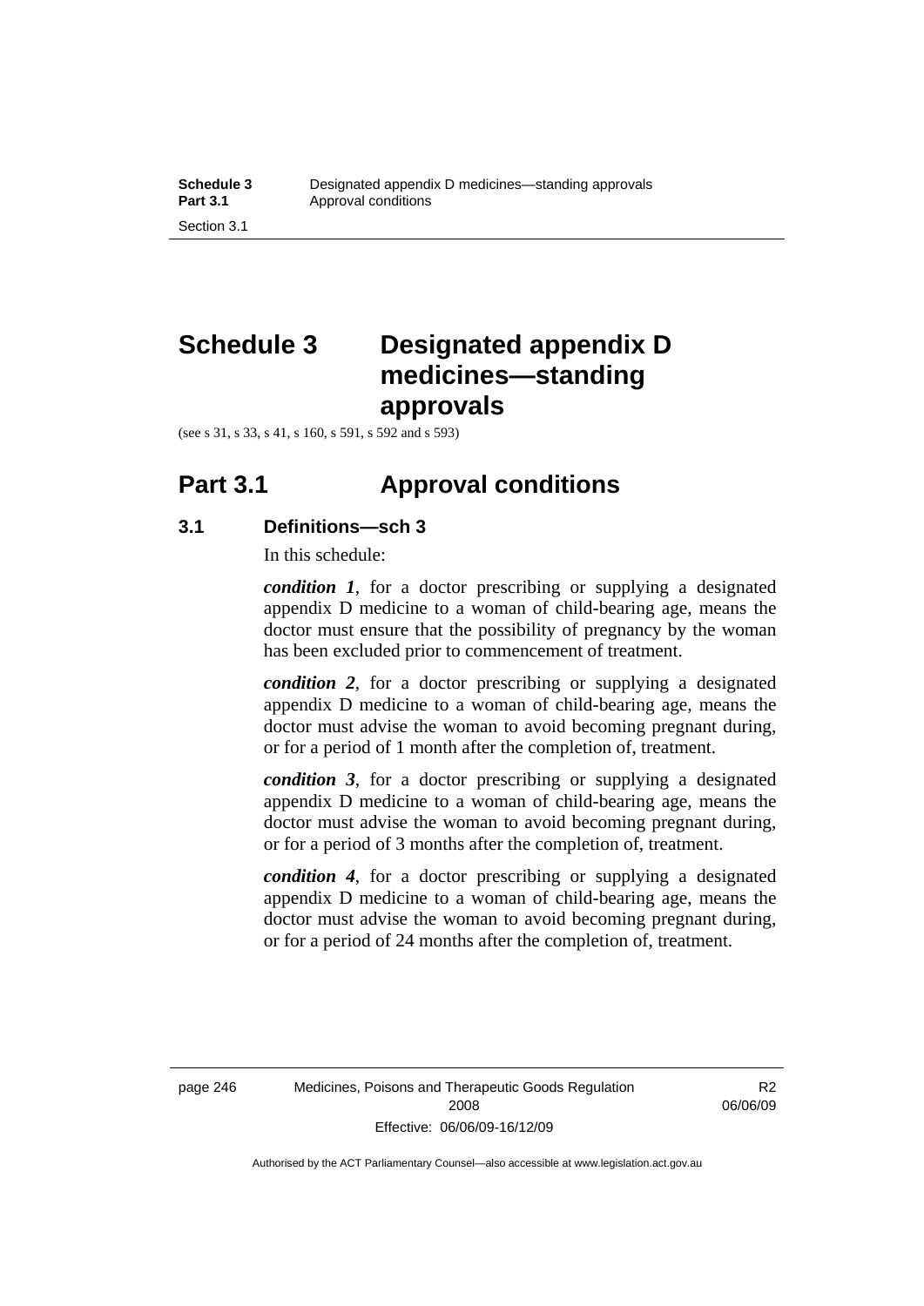# Schedule 3 Designated appendix D medicines—standing approvals

(see s 31, s 33, s 41, s 160, s 591, s 592 and s 593)

## Part 3.1 Approval conditions

### 3.1 Definitions—sch 3

In this schedule:

***condition 1***, for a doctor prescribing or supplying a designated appendix D medicine to a woman of child-bearing age, means the doctor must ensure that the possibility of pregnancy by the woman has been excluded prior to commencement of treatment.

***condition 2***, for a doctor prescribing or supplying a designated appendix D medicine to a woman of child-bearing age, means the doctor must advise the woman to avoid becoming pregnant during, or for a period of 1 month after the completion of, treatment.

***condition 3***, for a doctor prescribing or supplying a designated appendix D medicine to a woman of child-bearing age, means the doctor must advise the woman to avoid becoming pregnant during, or for a period of 3 months after the completion of, treatment.

***condition 4***, for a doctor prescribing or supplying a designated appendix D medicine to a woman of child-bearing age, means the doctor must advise the woman to avoid becoming pregnant during, or for a period of 24 months after the completion of, treatment.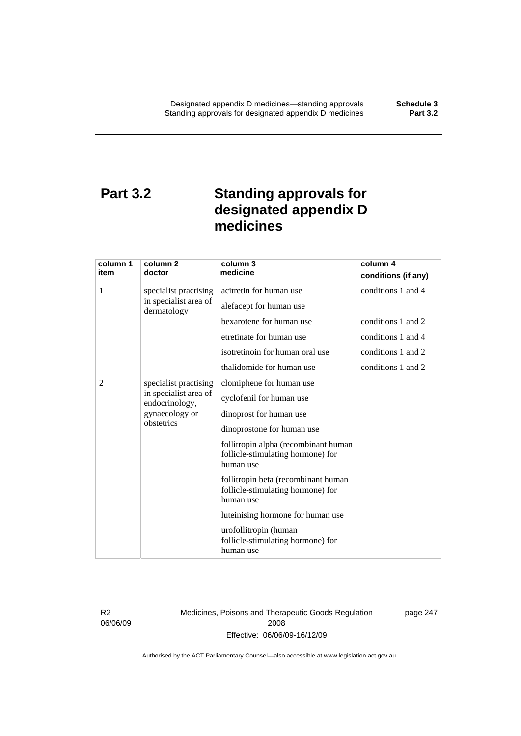# Part 3.2 Standing approvals for designated appendix D medicines

| column 1<br>item | column 2<br>doctor | column 3<br>medicine | column 4<br>conditions (if any) |
|---|---|---|---|
| 1 | specialist practising in specialist area of dermatology | acitretin for human use | conditions 1 and 4 |
| | | alefacept for human use | |
| | | bexarotene for human use | conditions 1 and 2 |
| | | etretinate for human use | conditions 1 and 4 |
| | | isotretinoin for human oral use | conditions 1 and 2 |
| | | thalidomide for human use | conditions 1 and 2 |
| 2 | specialist practising in specialist area of endocrinology, gynaecology or obstetrics | clomiphene for human use | |
| | | cyclofenil for human use | |
| | | dinoprost for human use | |
| | | dinoprostone for human use | |
| | | follitropin alpha (recombinant human follicle-stimulating hormone) for human use | |
| | | follitropin beta (recombinant human follicle-stimulating hormone) for human use | |
| | | luteinising hormone for human use | |
| | | urofollitropin (human follicle-stimulating hormone) for human use | |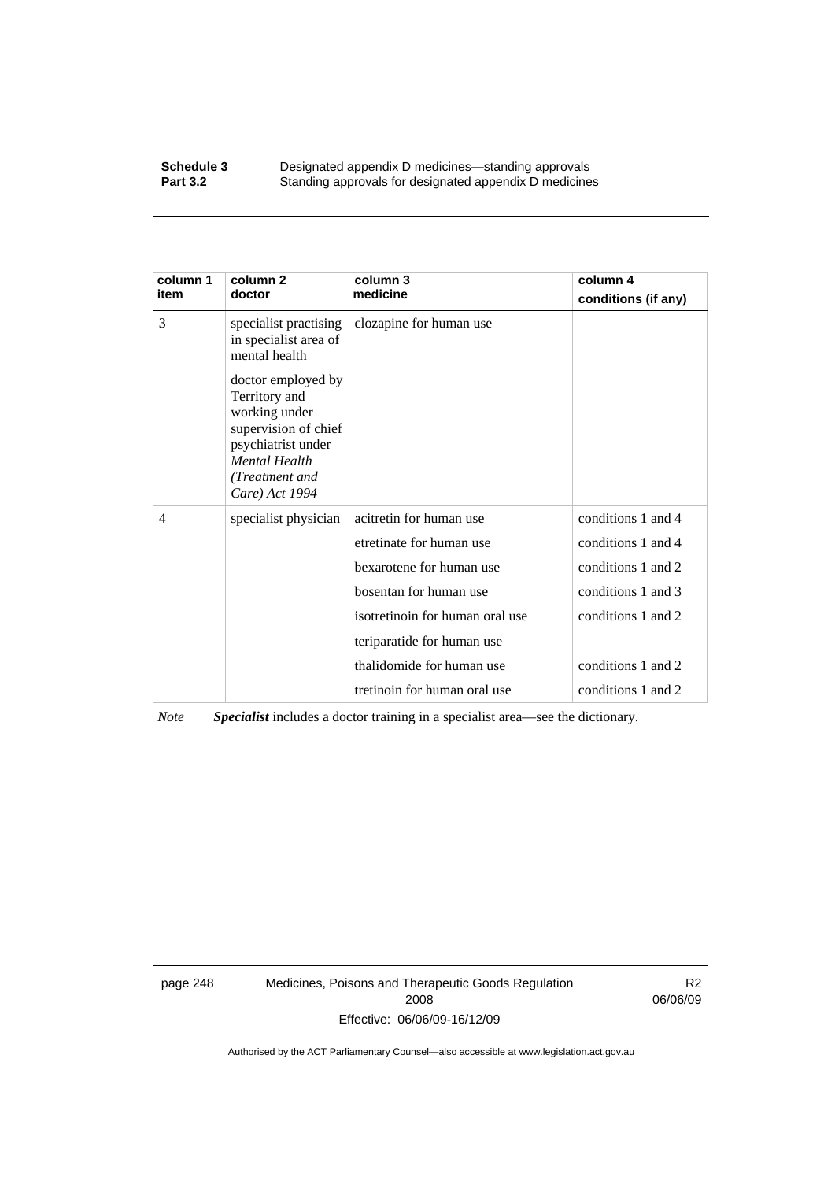| column 1 item | column 2 doctor | column 3 medicine | column 4 conditions (if any) |
|---|---|---|---|
| 3 | specialist practising in specialist area of mental health<br><br>doctor employed by Territory and working under supervision of chief psychiatrist under *Mental Health (Treatment and Care) Act 1994* | clozapine for human use | |
| 4 | specialist physician | acitretin for human use | conditions 1 and 4 |
| | | etretinate for human use | conditions 1 and 4 |
| | | bexarotene for human use | conditions 1 and 2 |
| | | bosentan for human use | conditions 1 and 3 |
| | | isotretinoin for human oral use | conditions 1 and 2 |
| | | teriparatide for human use | |
| | | thalidomide for human use | conditions 1 and 2 |
| | | tretinoin for human oral use | conditions 1 and 2 |

*Note* ***Specialist*** includes a doctor training in a specialist area—see the dictionary.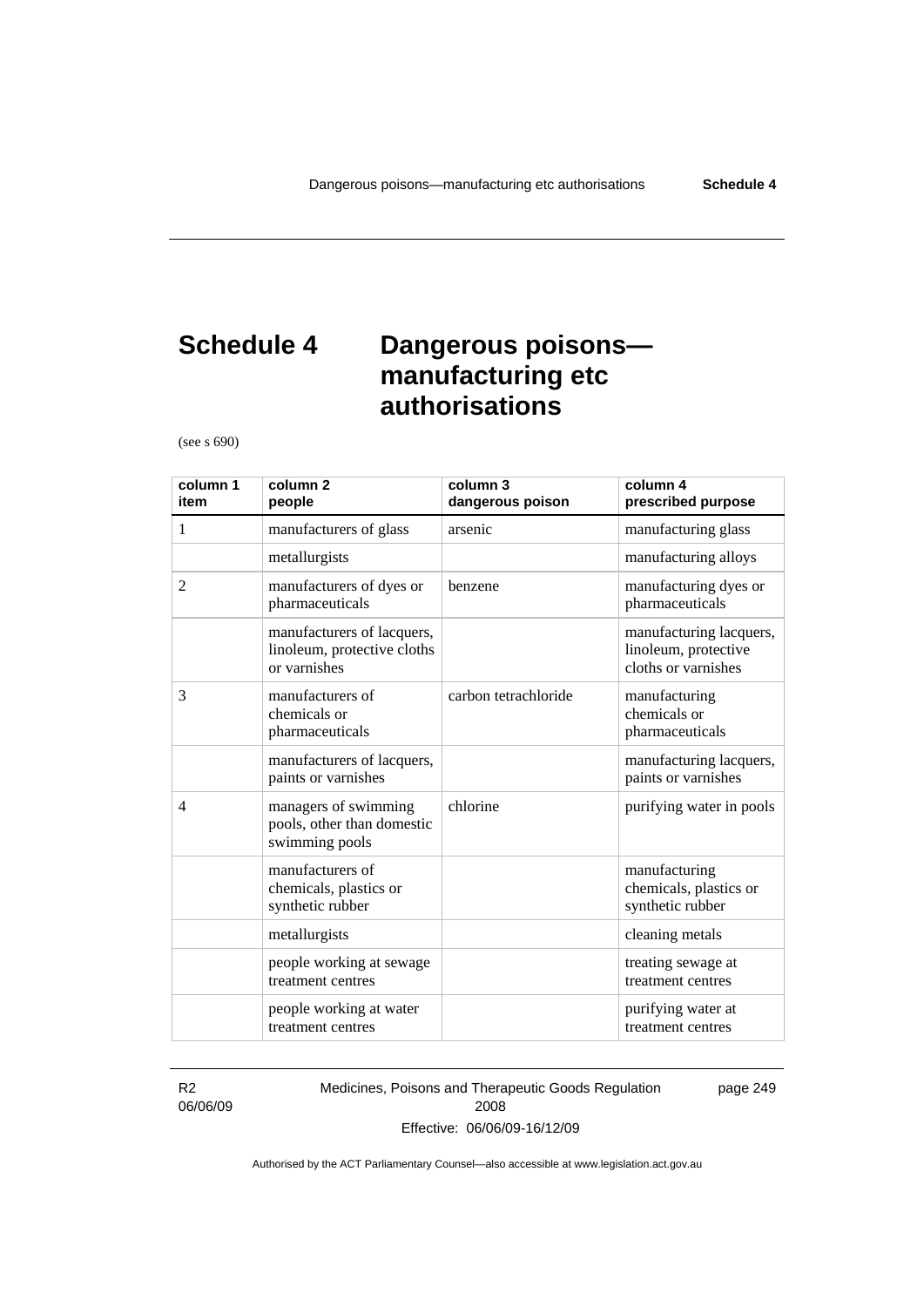# Schedule 4 Dangerous poisons—manufacturing etc authorisations

(see s 690)

| column 1 item | column 2 people | column 3 dangerous poison | column 4 prescribed purpose |
|---|---|---|---|
| 1 | manufacturers of glass | arsenic | manufacturing glass |
| | metallurgists | | manufacturing alloys |
| 2 | manufacturers of dyes or pharmaceuticals | benzene | manufacturing dyes or pharmaceuticals |
| | manufacturers of lacquers, linoleum, protective cloths or varnishes | | manufacturing lacquers, linoleum, protective cloths or varnishes |
| 3 | manufacturers of chemicals or pharmaceuticals | carbon tetrachloride | manufacturing chemicals or pharmaceuticals |
| | manufacturers of lacquers, paints or varnishes | | manufacturing lacquers, paints or varnishes |
| 4 | managers of swimming pools, other than domestic swimming pools | chlorine | purifying water in pools |
| | manufacturers of chemicals, plastics or synthetic rubber | | manufacturing chemicals, plastics or synthetic rubber |
| | metallurgists | | cleaning metals |
| | people working at sewage treatment centres | | treating sewage at treatment centres |
| | people working at water treatment centres | | purifying water at treatment centres |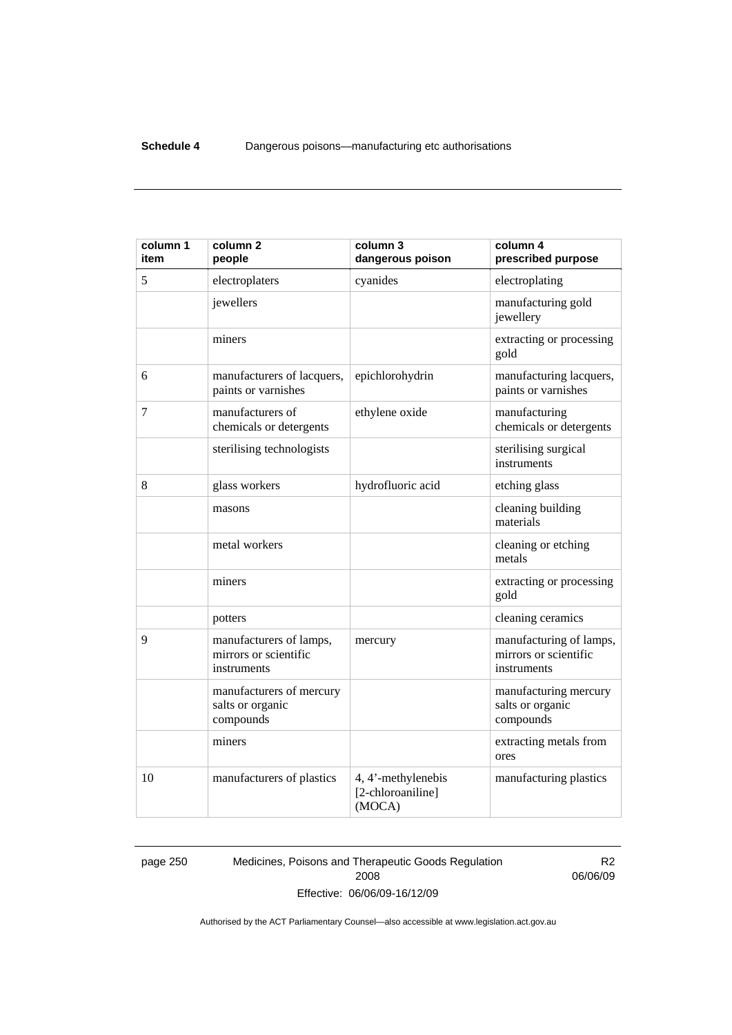| column 1 item | column 2 people | column 3 dangerous poison | column 4 prescribed purpose |
|---|---|---|---|
| 5 | electroplaters | cyanides | electroplating |
| | jewellers | | manufacturing gold jewellery |
| | miners | | extracting or processing gold |
| 6 | manufacturers of lacquers, paints or varnishes | epichlorohydrin | manufacturing lacquers, paints or varnishes |
| 7 | manufacturers of chemicals or detergents | ethylene oxide | manufacturing chemicals or detergents |
| | sterilising technologists | | sterilising surgical instruments |
| 8 | glass workers | hydrofluoric acid | etching glass |
| | masons | | cleaning building materials |
| | metal workers | | cleaning or etching metals |
| | miners | | extracting or processing gold |
| | potters | | cleaning ceramics |
| 9 | manufacturers of lamps, mirrors or scientific instruments | mercury | manufacturing of lamps, mirrors or scientific instruments |
| | manufacturers of mercury salts or organic compounds | | manufacturing mercury salts or organic compounds |
| | miners | | extracting metals from ores |
| 10 | manufacturers of plastics | 4, 4'-methylenebis [2-chloroaniline] (MOCA) | manufacturing plastics |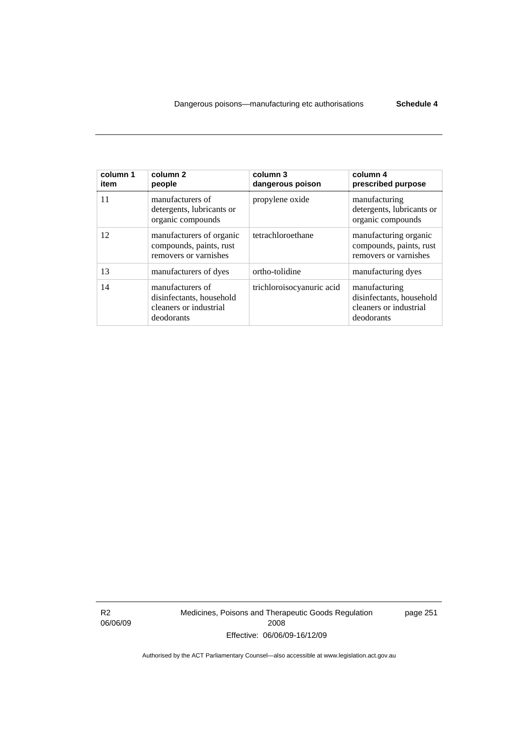| column 1 item | column 2 people | column 3 dangerous poison | column 4 prescribed purpose |
|---|---|---|---|
| 11 | manufacturers of detergents, lubricants or organic compounds | propylene oxide | manufacturing detergents, lubricants or organic compounds |
| 12 | manufacturers of organic compounds, paints, rust removers or varnishes | tetrachloroethane | manufacturing organic compounds, paints, rust removers or varnishes |
| 13 | manufacturers of dyes | ortho-tolidine | manufacturing dyes |
| 14 | manufacturers of disinfectants, household cleaners or industrial deodorants | trichloroisocyanuric acid | manufacturing disinfectants, household cleaners or industrial deodorants |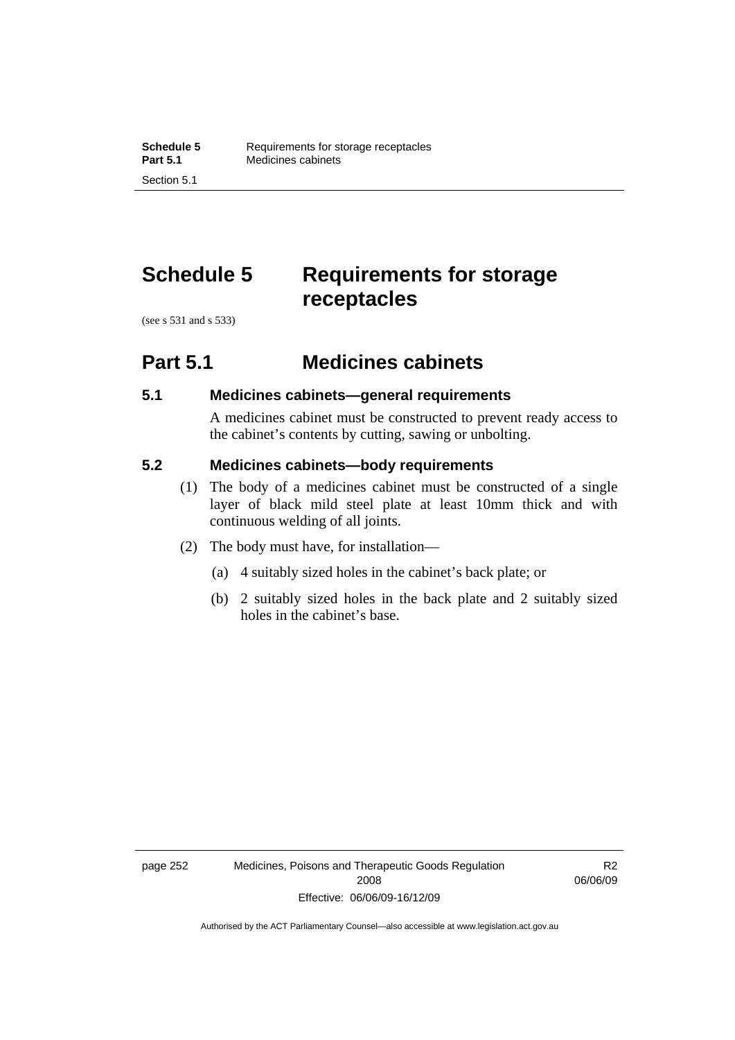# Schedule 5 Requirements for storage receptacles

(see s 531 and s 533)

## Part 5.1 Medicines cabinets

### 5.1 Medicines cabinets—general requirements

A medicines cabinet must be constructed to prevent ready access to the cabinet's contents by cutting, sawing or unbolting.

### 5.2 Medicines cabinets—body requirements

(1) The body of a medicines cabinet must be constructed of a single layer of black mild steel plate at least 10mm thick and with continuous welding of all joints.

(2) The body must have, for installation—

(a) 4 suitably sized holes in the cabinet's back plate; or

(b) 2 suitably sized holes in the back plate and 2 suitably sized holes in the cabinet's base.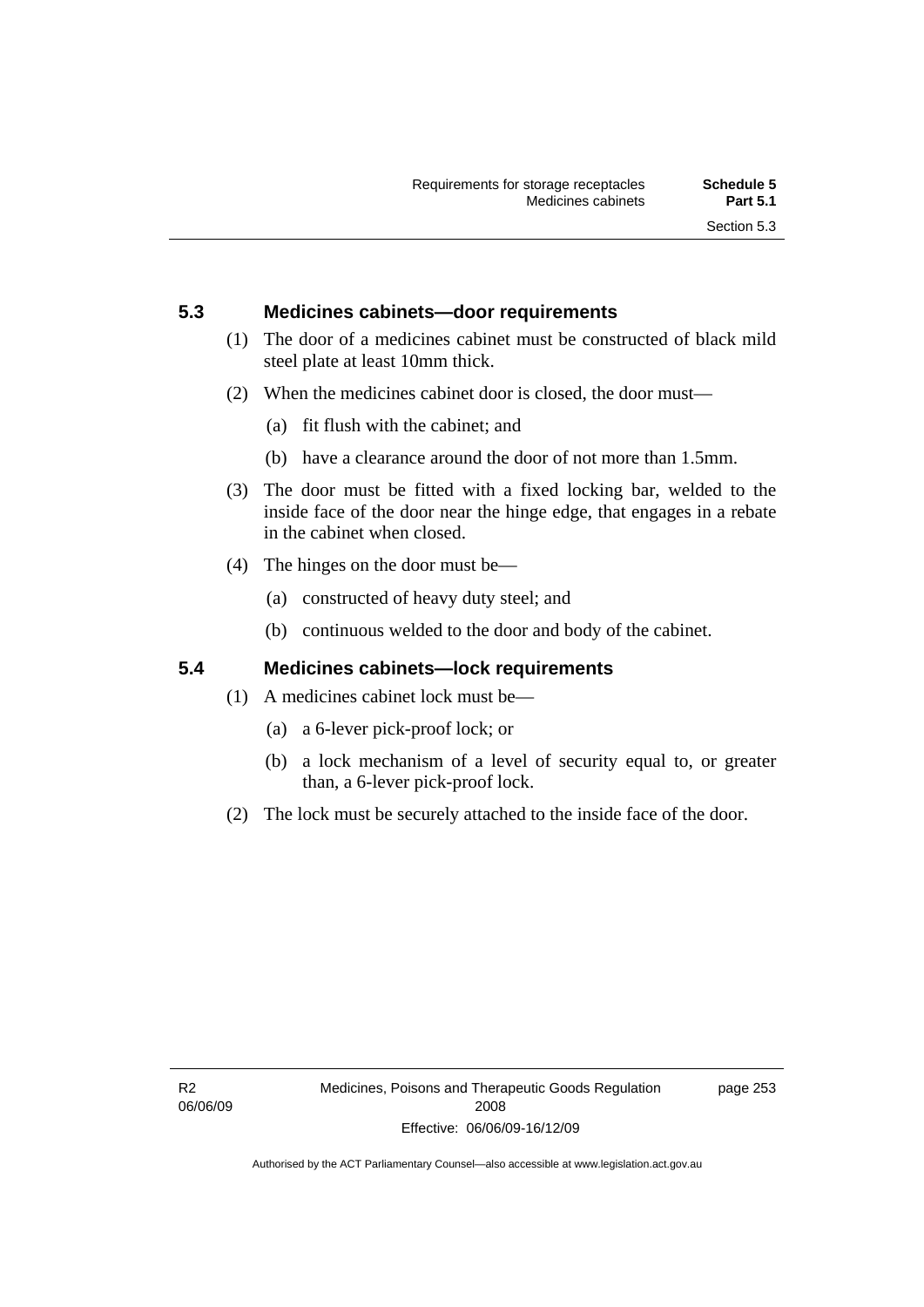## 5.3 Medicines cabinets—door requirements

(1) The door of a medicines cabinet must be constructed of black mild steel plate at least 10mm thick.

(2) When the medicines cabinet door is closed, the door must—

(a) fit flush with the cabinet; and

(b) have a clearance around the door of not more than 1.5mm.

(3) The door must be fitted with a fixed locking bar, welded to the inside face of the door near the hinge edge, that engages in a rebate in the cabinet when closed.

(4) The hinges on the door must be—

(a) constructed of heavy duty steel; and

(b) continuous welded to the door and body of the cabinet.

## 5.4 Medicines cabinets—lock requirements

(1) A medicines cabinet lock must be—

(a) a 6-lever pick-proof lock; or

(b) a lock mechanism of a level of security equal to, or greater than, a 6-lever pick-proof lock.

(2) The lock must be securely attached to the inside face of the door.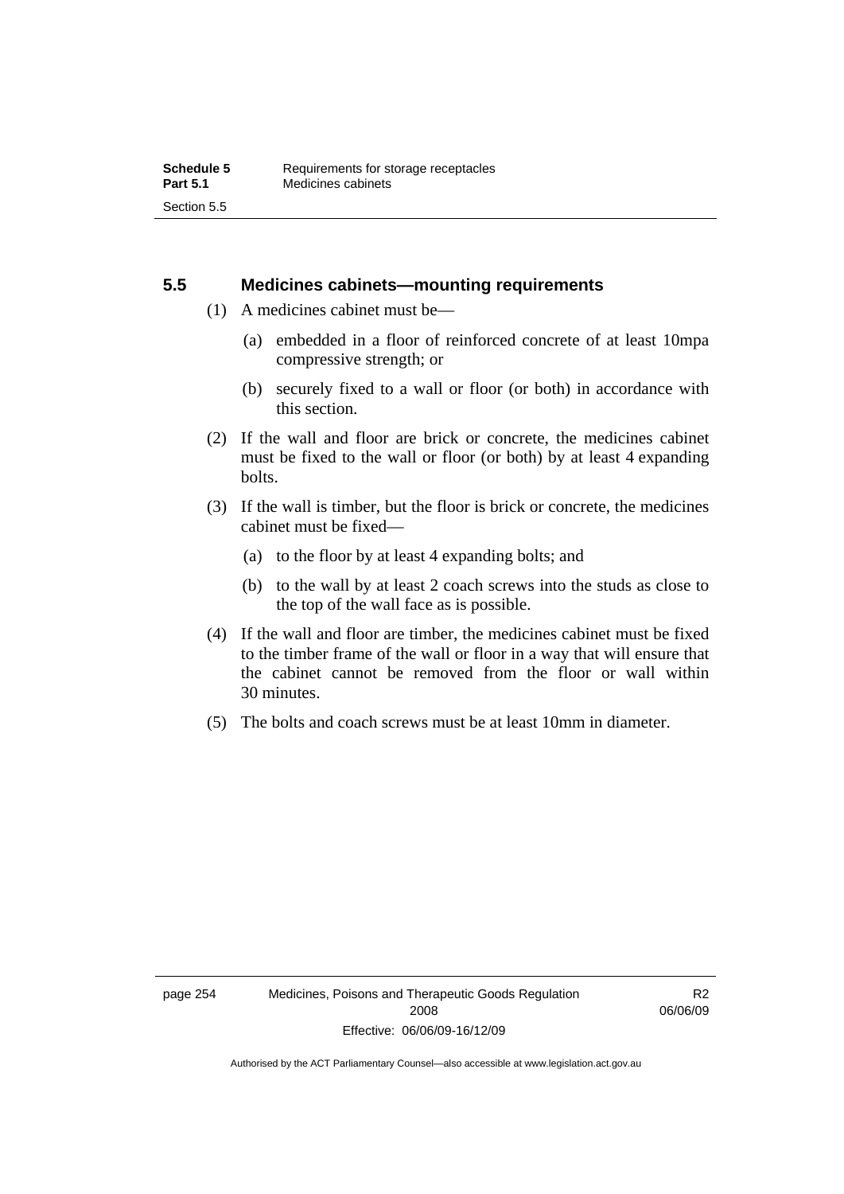## 5.5 Medicines cabinets—mounting requirements

(1) A medicines cabinet must be—

(a) embedded in a floor of reinforced concrete of at least 10mpa compressive strength; or

(b) securely fixed to a wall or floor (or both) in accordance with this section.

(2) If the wall and floor are brick or concrete, the medicines cabinet must be fixed to the wall or floor (or both) by at least 4 expanding bolts.

(3) If the wall is timber, but the floor is brick or concrete, the medicines cabinet must be fixed—

(a) to the floor by at least 4 expanding bolts; and

(b) to the wall by at least 2 coach screws into the studs as close to the top of the wall face as is possible.

(4) If the wall and floor are timber, the medicines cabinet must be fixed to the timber frame of the wall or floor in a way that will ensure that the cabinet cannot be removed from the floor or wall within 30 minutes.

(5) The bolts and coach screws must be at least 10mm in diameter.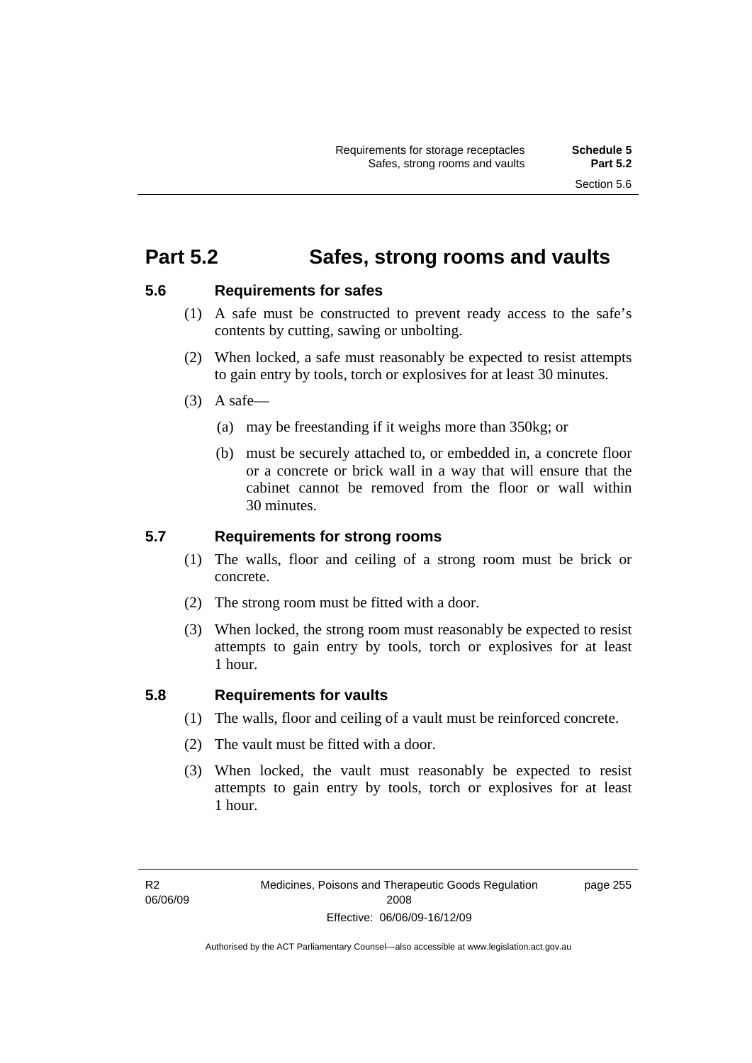# Part 5.2 Safes, strong rooms and vaults

## 5.6 Requirements for safes

(1) A safe must be constructed to prevent ready access to the safe's contents by cutting, sawing or unbolting.

(2) When locked, a safe must reasonably be expected to resist attempts to gain entry by tools, torch or explosives for at least 30 minutes.

(3) A safe—

(a) may be freestanding if it weighs more than 350kg; or

(b) must be securely attached to, or embedded in, a concrete floor or a concrete or brick wall in a way that will ensure that the cabinet cannot be removed from the floor or wall within 30 minutes.

## 5.7 Requirements for strong rooms

(1) The walls, floor and ceiling of a strong room must be brick or concrete.

(2) The strong room must be fitted with a door.

(3) When locked, the strong room must reasonably be expected to resist attempts to gain entry by tools, torch or explosives for at least 1 hour.

## 5.8 Requirements for vaults

(1) The walls, floor and ceiling of a vault must be reinforced concrete.

(2) The vault must be fitted with a door.

(3) When locked, the vault must reasonably be expected to resist attempts to gain entry by tools, torch or explosives for at least 1 hour.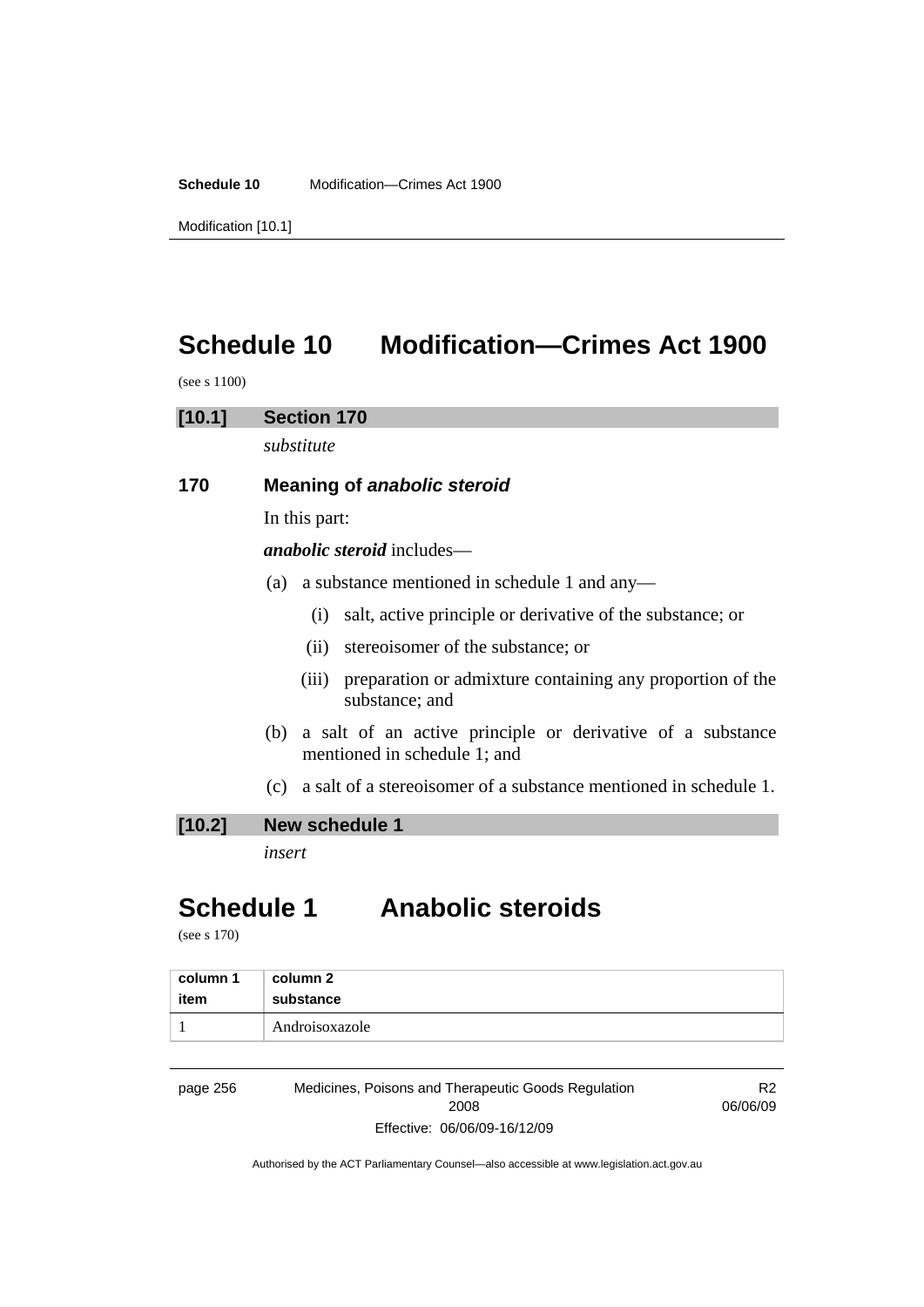# Schedule 10 Modification—Crimes Act 1900

(see s 1100)

## [10.1] Section 170

*substitute*

### 170 Meaning of *anabolic steroid*

In this part:

***anabolic steroid*** includes—

(a) a substance mentioned in schedule 1 and any—

(i) salt, active principle or derivative of the substance; or

(ii) stereoisomer of the substance; or

(iii) preparation or admixture containing any proportion of the substance; and

(b) a salt of an active principle or derivative of a substance mentioned in schedule 1; and

(c) a salt of a stereoisomer of a substance mentioned in schedule 1.

## [10.2] New schedule 1

*insert*

# Schedule 1 Anabolic steroids

(see s 170)

| column 1 item | column 2 substance |
|---|---|
| 1 | Androisoxazole |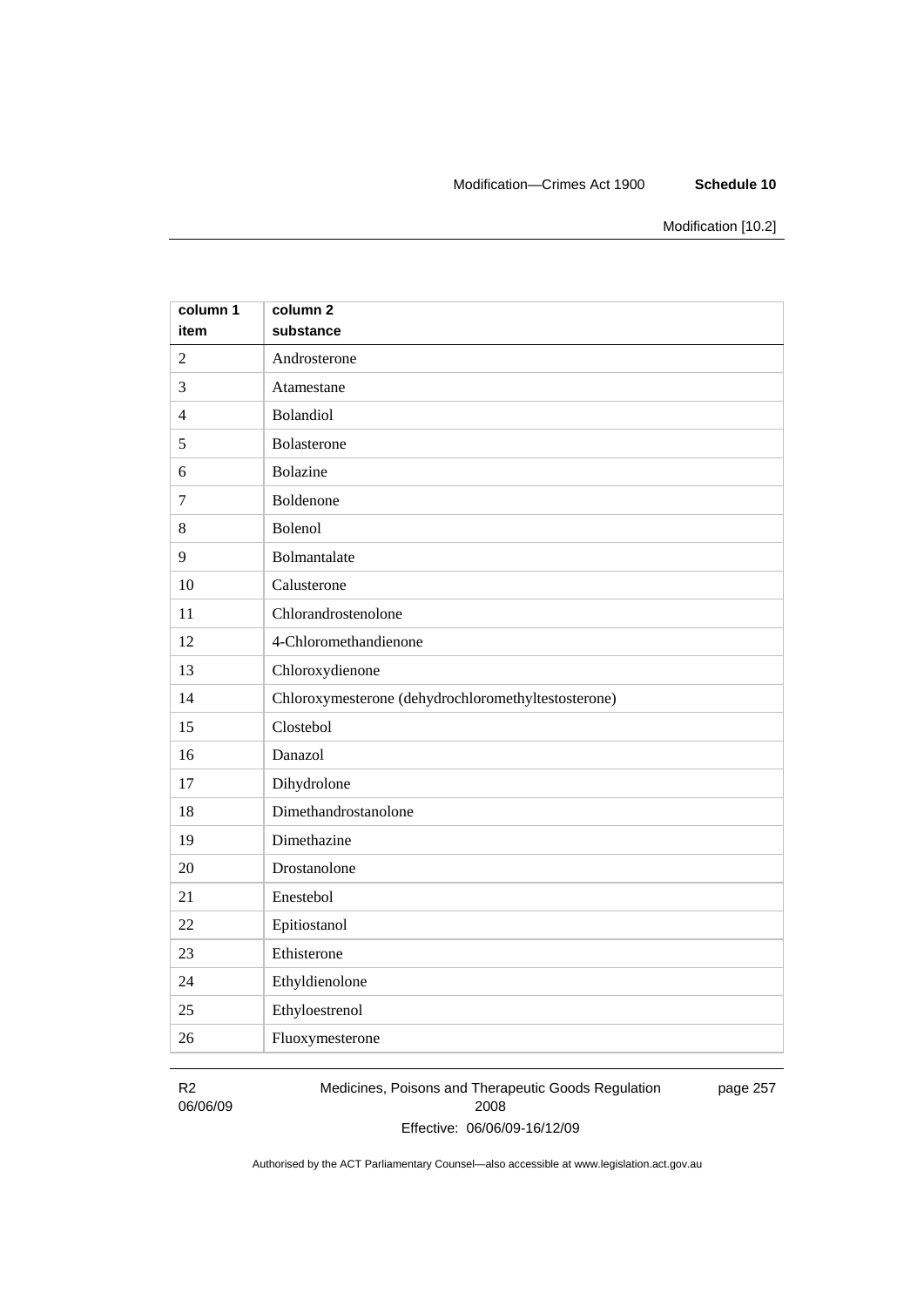| column 1 item | column 2 substance |
|---|---|
| 2 | Androsterone |
| 3 | Atamestane |
| 4 | Bolandiol |
| 5 | Bolasterone |
| 6 | Bolazine |
| 7 | Boldenone |
| 8 | Bolenol |
| 9 | Bolmantalate |
| 10 | Calusterone |
| 11 | Chlorandrostenolone |
| 12 | 4-Chloromethandienone |
| 13 | Chloroxydienone |
| 14 | Chloroxymesterone (dehydrochloromethyltestosterone) |
| 15 | Clostebol |
| 16 | Danazol |
| 17 | Dihydrolone |
| 18 | Dimethandrostanolone |
| 19 | Dimethazine |
| 20 | Drostanolone |
| 21 | Enestebol |
| 22 | Epitiostanol |
| 23 | Ethisterone |
| 24 | Ethyldienolone |
| 25 | Ethyloestrenol |
| 26 | Fluoxymesterone |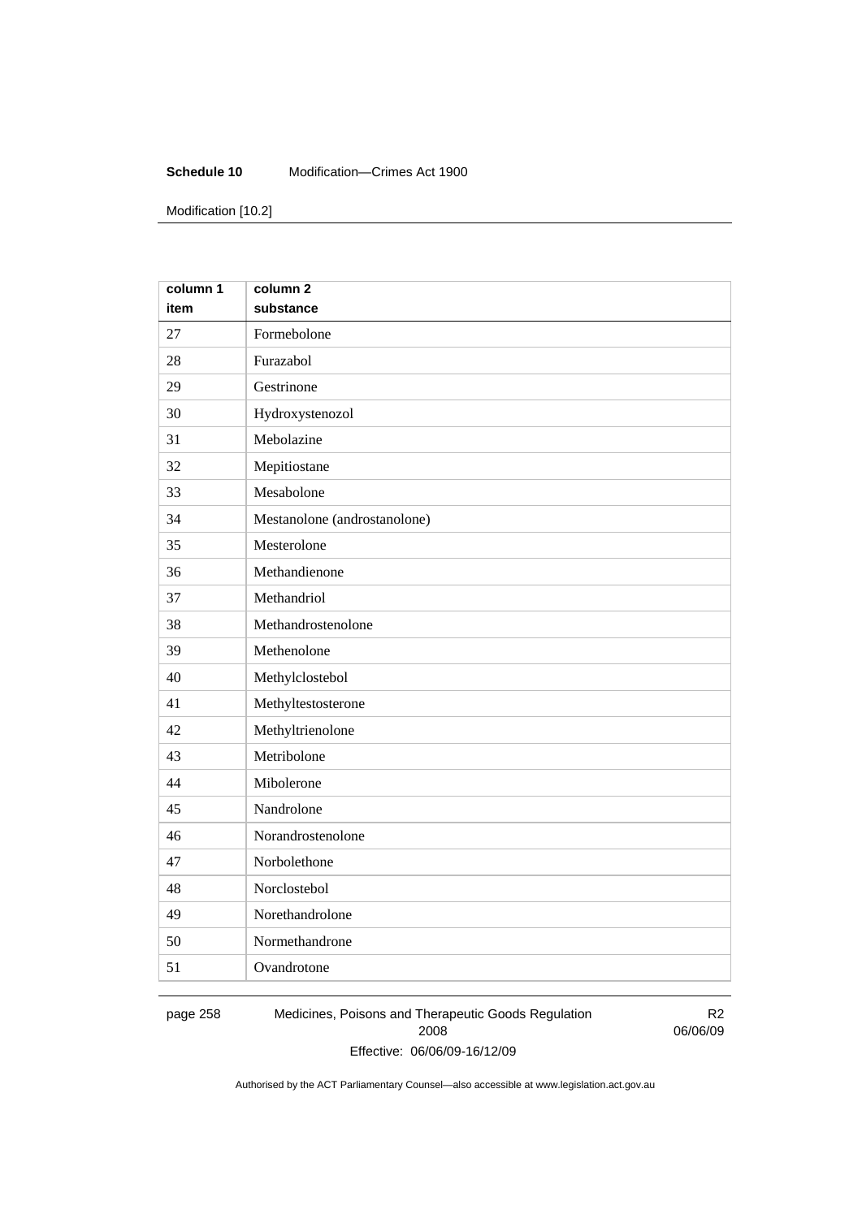| column 1<br>item | column 2<br>substance |
|---|---|
| 27 | Formebolone |
| 28 | Furazabol |
| 29 | Gestrinone |
| 30 | Hydroxystenozol |
| 31 | Mebolazine |
| 32 | Mepitiostane |
| 33 | Mesabolone |
| 34 | Mestanolone (androstanolone) |
| 35 | Mesterolone |
| 36 | Methandienone |
| 37 | Methandriol |
| 38 | Methandrostenolone |
| 39 | Methenolone |
| 40 | Methylclostebol |
| 41 | Methyltestosterone |
| 42 | Methyltrienolone |
| 43 | Metribolone |
| 44 | Mibolerone |
| 45 | Nandrolone |
| 46 | Norandrostenolone |
| 47 | Norbolethone |
| 48 | Norclostebol |
| 49 | Norethandrolone |
| 50 | Normethandrone |
| 51 | Ovandrotone |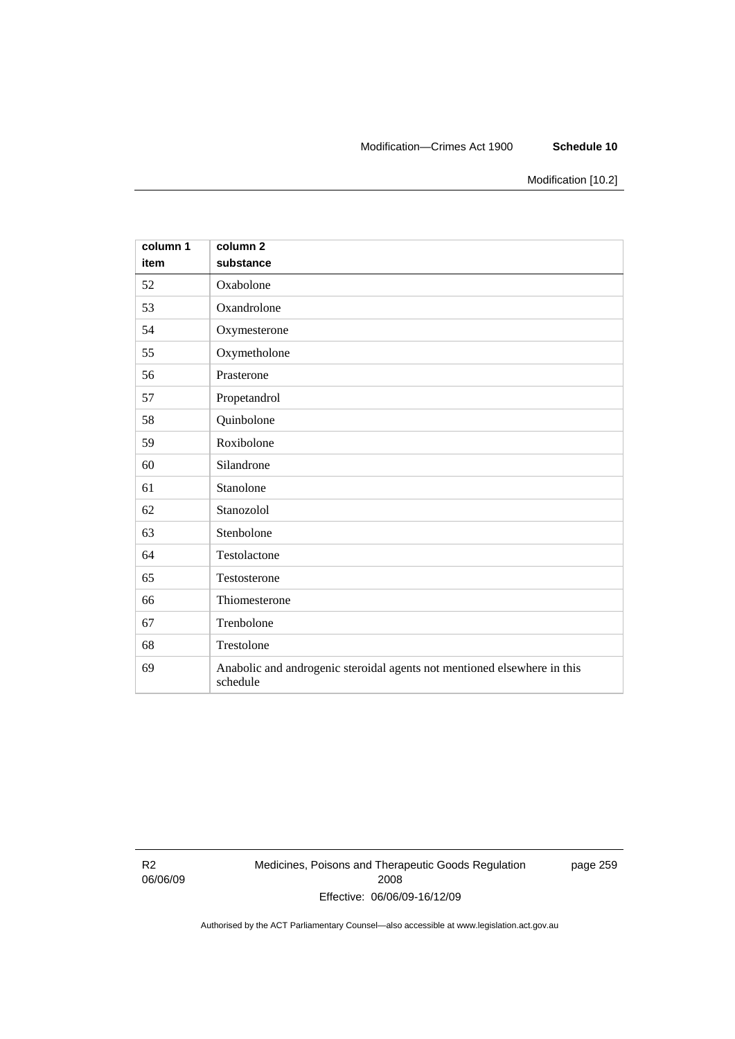| column 1<br>item | column 2<br>substance |
|---|---|
| 52 | Oxabolone |
| 53 | Oxandrolone |
| 54 | Oxymesterone |
| 55 | Oxymetholone |
| 56 | Prasterone |
| 57 | Propetandrol |
| 58 | Quinbolone |
| 59 | Roxibolone |
| 60 | Silandrone |
| 61 | Stanolone |
| 62 | Stanozolol |
| 63 | Stenbolone |
| 64 | Testolactone |
| 65 | Testosterone |
| 66 | Thiomesterone |
| 67 | Trenbolone |
| 68 | Trestolone |
| 69 | Anabolic and androgenic steroidal agents not mentioned elsewhere in this schedule |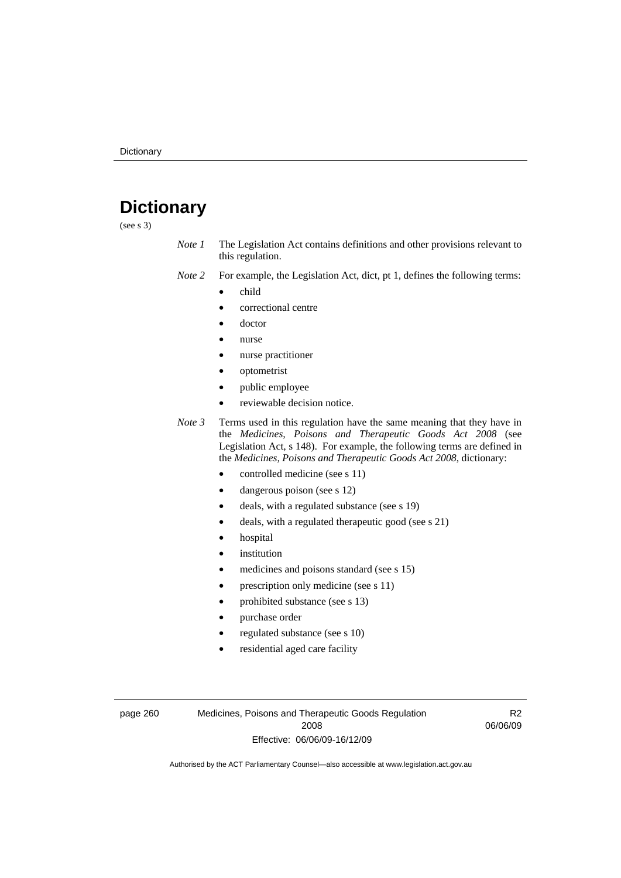# Dictionary

(see s 3)

*Note 1* The Legislation Act contains definitions and other provisions relevant to this regulation.

*Note 2* For example, the Legislation Act, dict, pt 1, defines the following terms:

- child
- correctional centre
- doctor
- nurse
- nurse practitioner
- optometrist
- public employee
- reviewable decision notice.

*Note 3* Terms used in this regulation have the same meaning that they have in the *Medicines, Poisons and Therapeutic Goods Act 2008* (see Legislation Act, s 148). For example, the following terms are defined in the *Medicines, Poisons and Therapeutic Goods Act 2008*, dictionary:

- controlled medicine (see s 11)
- dangerous poison (see s 12)
- deals, with a regulated substance (see s 19)
- deals, with a regulated therapeutic good (see s 21)
- hospital
- institution
- medicines and poisons standard (see s 15)
- prescription only medicine (see s 11)
- prohibited substance (see s 13)
- purchase order
- regulated substance (see s 10)
- residential aged care facility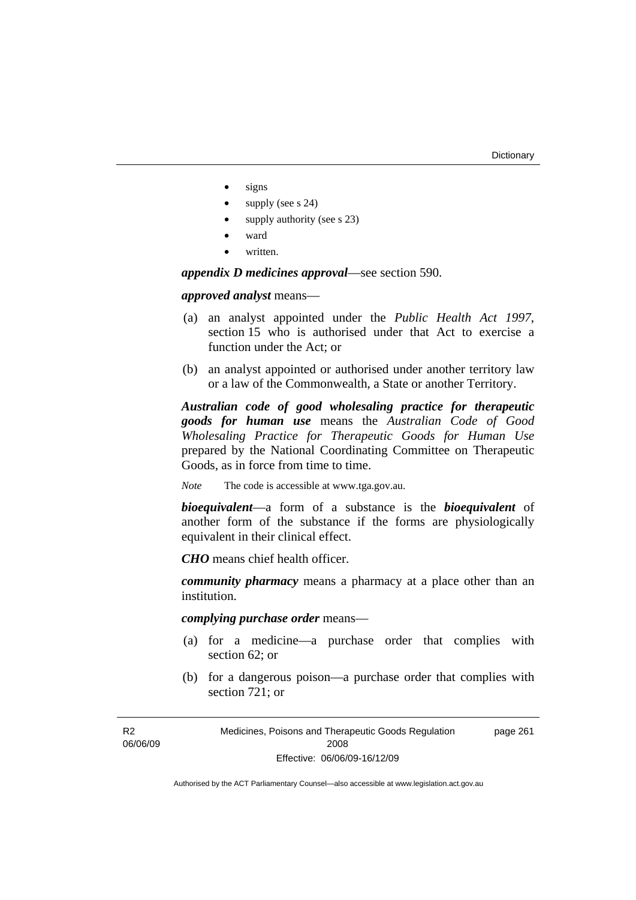- signs
- supply (see s 24)
- supply authority (see s 23)
- ward
- written.

***appendix D medicines approval***—see section 590.

***approved analyst*** means—

(a) an analyst appointed under the *Public Health Act 1997*, section 15 who is authorised under that Act to exercise a function under the Act; or

(b) an analyst appointed or authorised under another territory law or a law of the Commonwealth, a State or another Territory.

***Australian code of good wholesaling practice for therapeutic goods for human use*** means the *Australian Code of Good Wholesaling Practice for Therapeutic Goods for Human Use* prepared by the National Coordinating Committee on Therapeutic Goods, as in force from time to time.

*Note* The code is accessible at www.tga.gov.au.

***bioequivalent***—a form of a substance is the ***bioequivalent*** of another form of the substance if the forms are physiologically equivalent in their clinical effect.

***CHO*** means chief health officer.

***community pharmacy*** means a pharmacy at a place other than an institution.

***complying purchase order*** means—

(a) for a medicine—a purchase order that complies with section 62; or

(b) for a dangerous poison—a purchase order that complies with section 721; or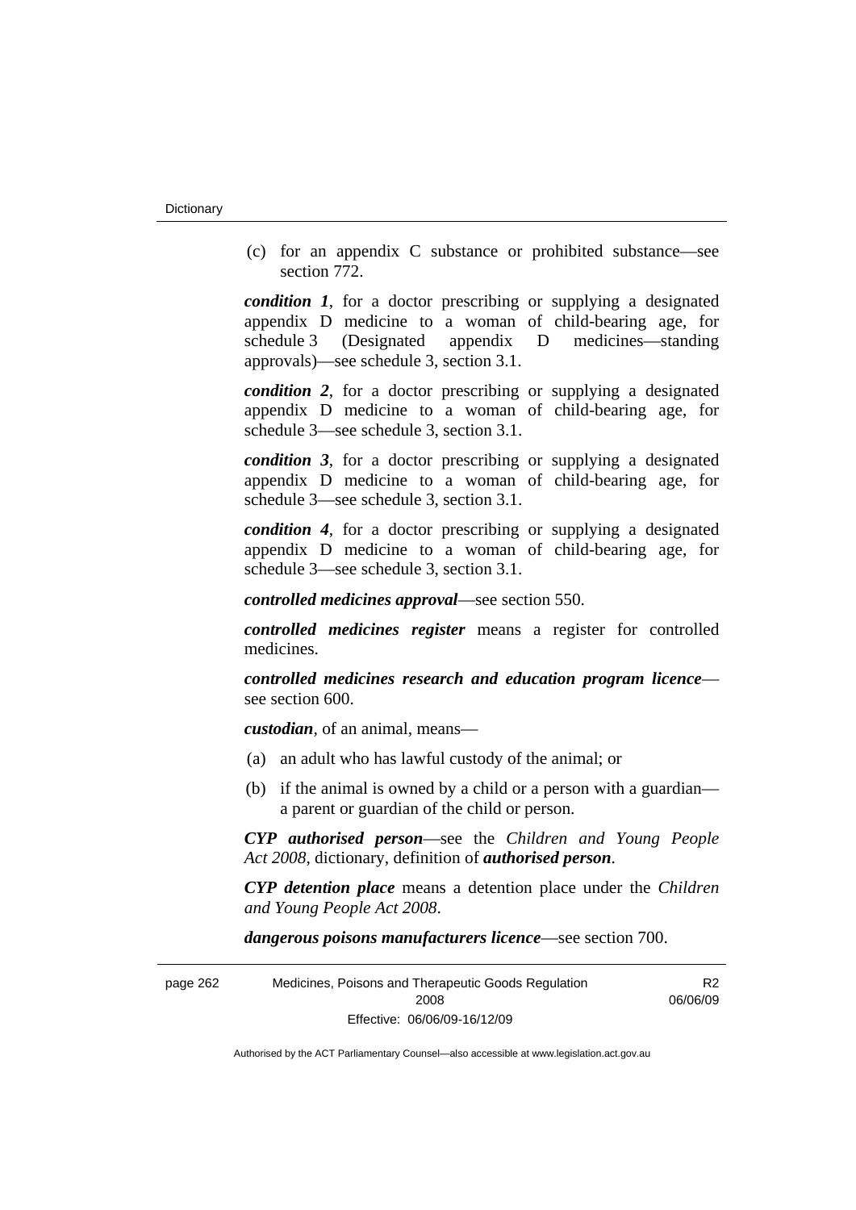(c) for an appendix C substance or prohibited substance—see section 772.

***condition 1***, for a doctor prescribing or supplying a designated appendix D medicine to a woman of child-bearing age, for schedule 3 (Designated appendix D medicines—standing approvals)—see schedule 3, section 3.1.

***condition 2***, for a doctor prescribing or supplying a designated appendix D medicine to a woman of child-bearing age, for schedule 3—see schedule 3, section 3.1.

***condition 3***, for a doctor prescribing or supplying a designated appendix D medicine to a woman of child-bearing age, for schedule 3—see schedule 3, section 3.1.

***condition 4***, for a doctor prescribing or supplying a designated appendix D medicine to a woman of child-bearing age, for schedule 3—see schedule 3, section 3.1.

***controlled medicines approval***—see section 550.

***controlled medicines register*** means a register for controlled medicines.

***controlled medicines research and education program licence***—see section 600.

***custodian***, of an animal, means—

(a) an adult who has lawful custody of the animal; or

(b) if the animal is owned by a child or a person with a guardian—a parent or guardian of the child or person.

***CYP authorised person***—see the *Children and Young People Act 2008*, dictionary, definition of ***authorised person***.

***CYP detention place*** means a detention place under the *Children and Young People Act 2008*.

***dangerous poisons manufacturers licence***—see section 700.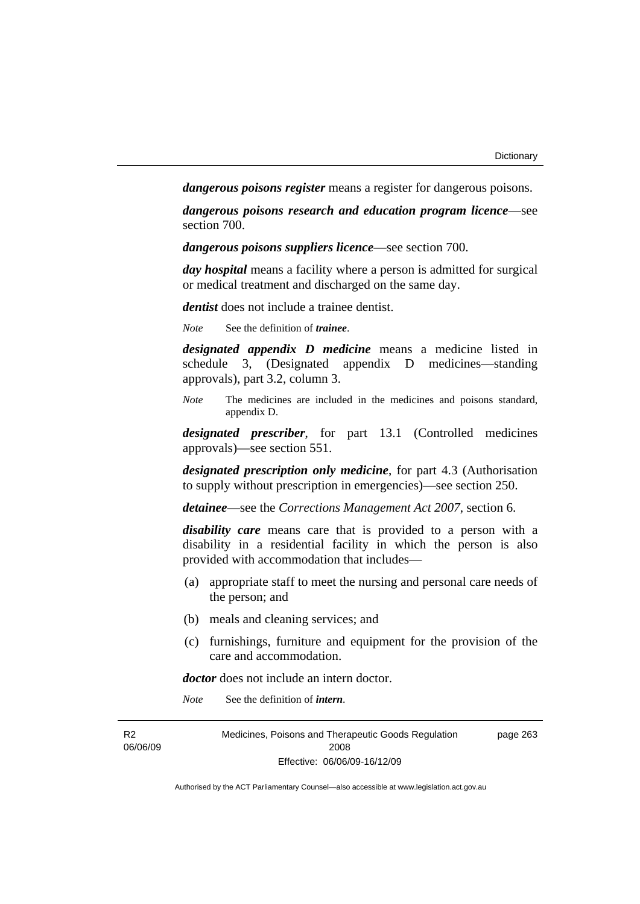***dangerous poisons register*** means a register for dangerous poisons.

***dangerous poisons research and education program licence***—see section 700.

***dangerous poisons suppliers licence***—see section 700.

***day hospital*** means a facility where a person is admitted for surgical or medical treatment and discharged on the same day.

***dentist*** does not include a trainee dentist.

*Note* See the definition of ***trainee***.

***designated appendix D medicine*** means a medicine listed in schedule 3, (Designated appendix D medicines—standing approvals), part 3.2, column 3.

*Note* The medicines are included in the medicines and poisons standard, appendix D.

***designated prescriber***, for part 13.1 (Controlled medicines approvals)—see section 551.

***designated prescription only medicine***, for part 4.3 (Authorisation to supply without prescription in emergencies)—see section 250.

***detainee***—see the *Corrections Management Act 2007*, section 6.

***disability care*** means care that is provided to a person with a disability in a residential facility in which the person is also provided with accommodation that includes—

(a) appropriate staff to meet the nursing and personal care needs of the person; and

(b) meals and cleaning services; and

(c) furnishings, furniture and equipment for the provision of the care and accommodation.

***doctor*** does not include an intern doctor.

*Note* See the definition of ***intern***.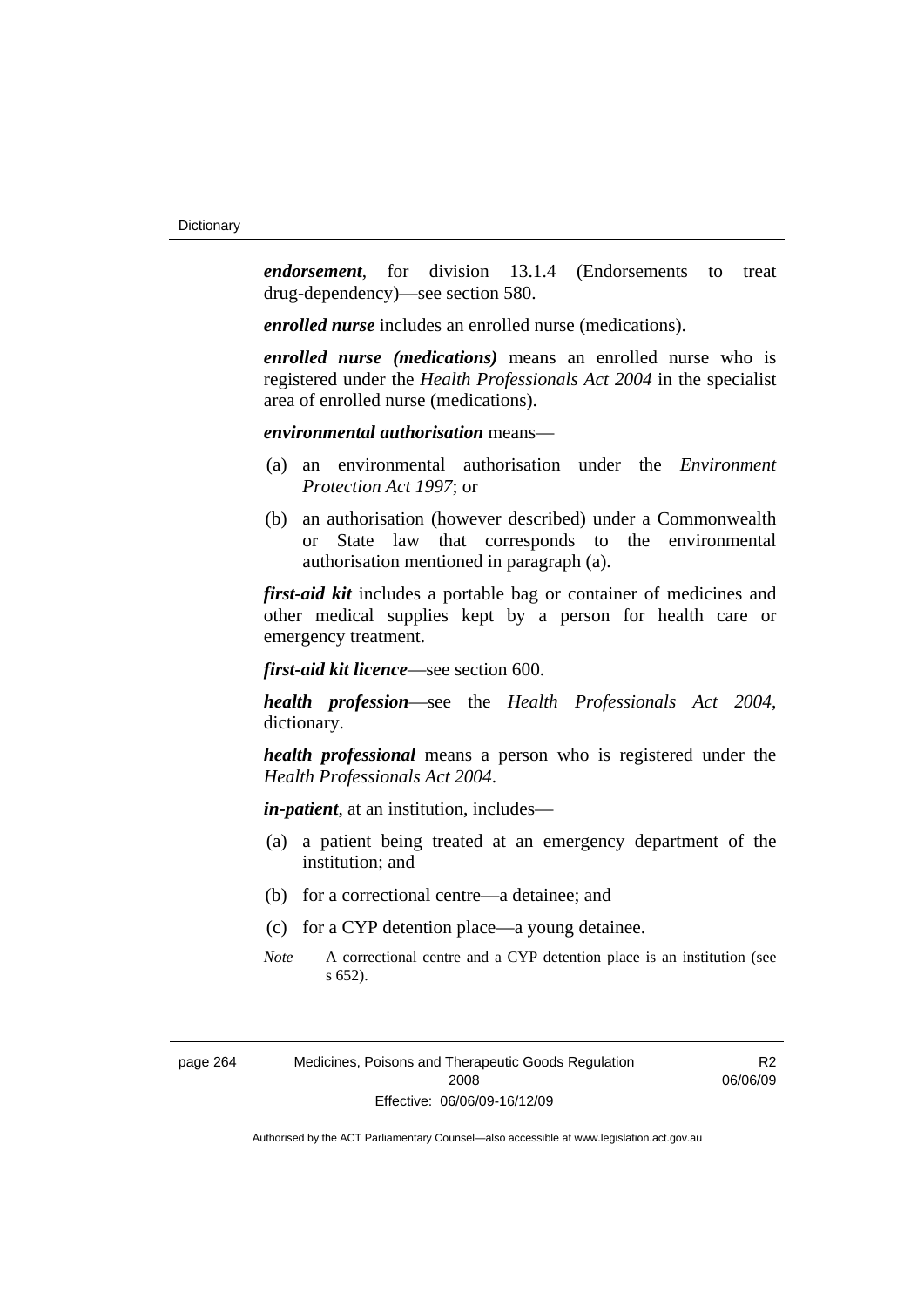***endorsement***, for division 13.1.4 (Endorsements to treat drug-dependency)—see section 580.

***enrolled nurse*** includes an enrolled nurse (medications).

***enrolled nurse (medications)*** means an enrolled nurse who is registered under the *Health Professionals Act 2004* in the specialist area of enrolled nurse (medications).

***environmental authorisation*** means—

(a) an environmental authorisation under the *Environment Protection Act 1997*; or

(b) an authorisation (however described) under a Commonwealth or State law that corresponds to the environmental authorisation mentioned in paragraph (a).

***first-aid kit*** includes a portable bag or container of medicines and other medical supplies kept by a person for health care or emergency treatment.

***first-aid kit licence***—see section 600.

***health profession***—see the *Health Professionals Act 2004*, dictionary.

***health professional*** means a person who is registered under the *Health Professionals Act 2004*.

***in-patient***, at an institution, includes—

(a) a patient being treated at an emergency department of the institution; and

(b) for a correctional centre—a detainee; and

(c) for a CYP detention place—a young detainee.

*Note* A correctional centre and a CYP detention place is an institution (see s 652).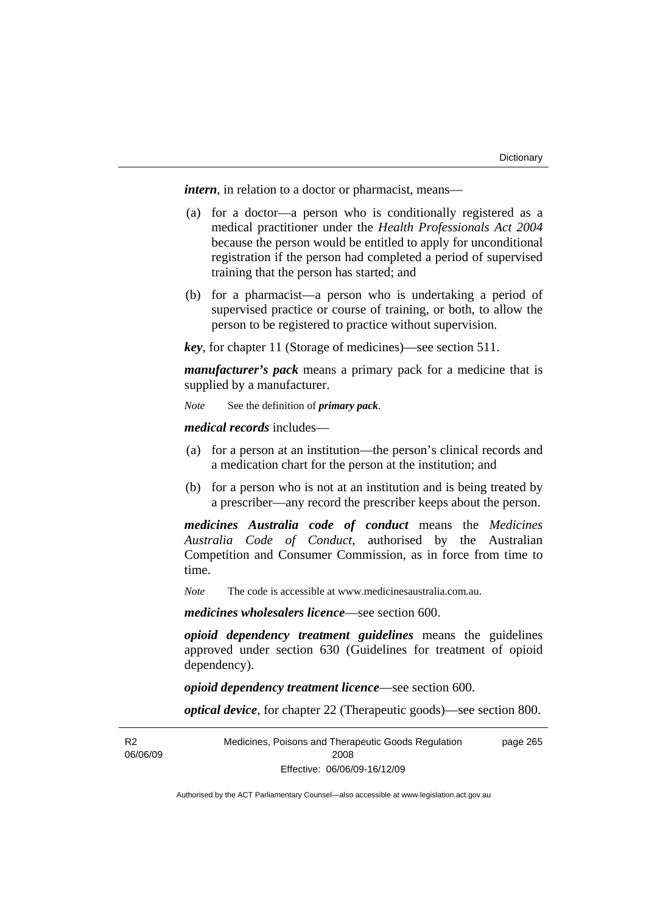***intern***, in relation to a doctor or pharmacist, means—

(a) for a doctor—a person who is conditionally registered as a medical practitioner under the *Health Professionals Act 2004* because the person would be entitled to apply for unconditional registration if the person had completed a period of supervised training that the person has started; and

(b) for a pharmacist—a person who is undertaking a period of supervised practice or course of training, or both, to allow the person to be registered to practice without supervision.

***key***, for chapter 11 (Storage of medicines)—see section 511.

***manufacturer's pack*** means a primary pack for a medicine that is supplied by a manufacturer.

*Note* See the definition of ***primary pack***.

***medical records*** includes—

(a) for a person at an institution—the person's clinical records and a medication chart for the person at the institution; and

(b) for a person who is not at an institution and is being treated by a prescriber—any record the prescriber keeps about the person.

***medicines Australia code of conduct*** means the *Medicines Australia Code of Conduct*, authorised by the Australian Competition and Consumer Commission, as in force from time to time.

*Note* The code is accessible at www.medicinesaustralia.com.au.

***medicines wholesalers licence***—see section 600.

***opioid dependency treatment guidelines*** means the guidelines approved under section 630 (Guidelines for treatment of opioid dependency).

***opioid dependency treatment licence***—see section 600.

***optical device***, for chapter 22 (Therapeutic goods)—see section 800.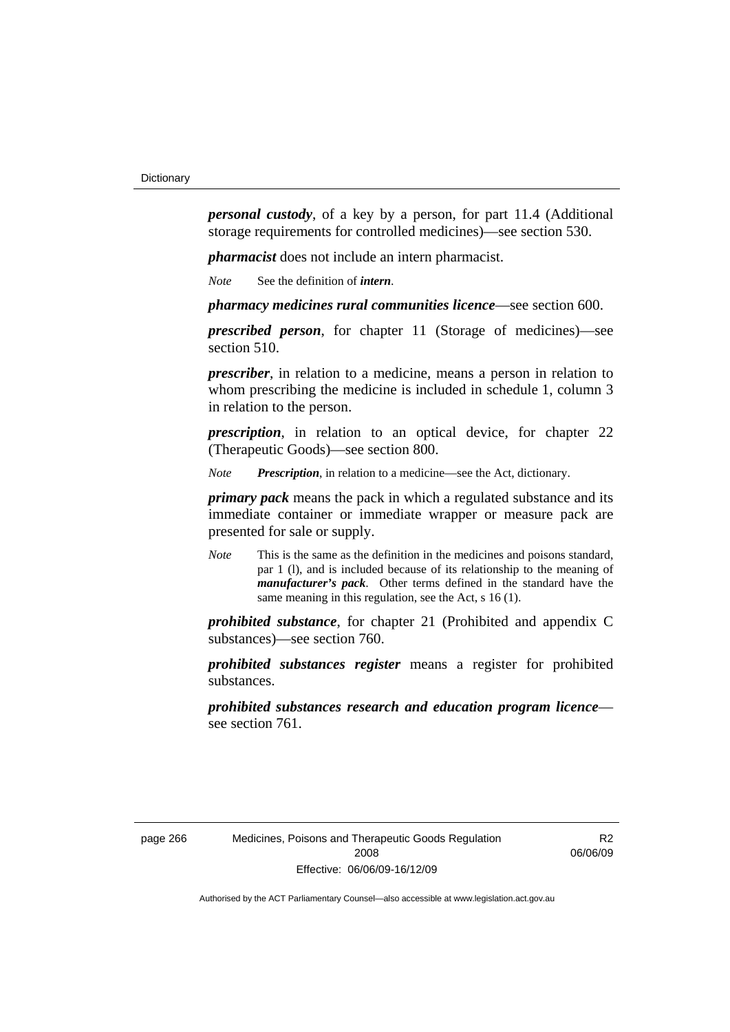***personal custody***, of a key by a person, for part 11.4 (Additional storage requirements for controlled medicines)—see section 530.

***pharmacist*** does not include an intern pharmacist.

*Note* See the definition of ***intern***.

***pharmacy medicines rural communities licence***—see section 600.

***prescribed person***, for chapter 11 (Storage of medicines)—see section 510.

***prescriber***, in relation to a medicine, means a person in relation to whom prescribing the medicine is included in schedule 1, column 3 in relation to the person.

***prescription***, in relation to an optical device, for chapter 22 (Therapeutic Goods)—see section 800.

*Note* ***Prescription***, in relation to a medicine—see the Act, dictionary.

***primary pack*** means the pack in which a regulated substance and its immediate container or immediate wrapper or measure pack are presented for sale or supply.

*Note* This is the same as the definition in the medicines and poisons standard, par 1 (l), and is included because of its relationship to the meaning of ***manufacturer's pack***. Other terms defined in the standard have the same meaning in this regulation, see the Act, s 16 (1).

***prohibited substance***, for chapter 21 (Prohibited and appendix C substances)—see section 760.

***prohibited substances register*** means a register for prohibited substances.

***prohibited substances research and education program licence***—see section 761.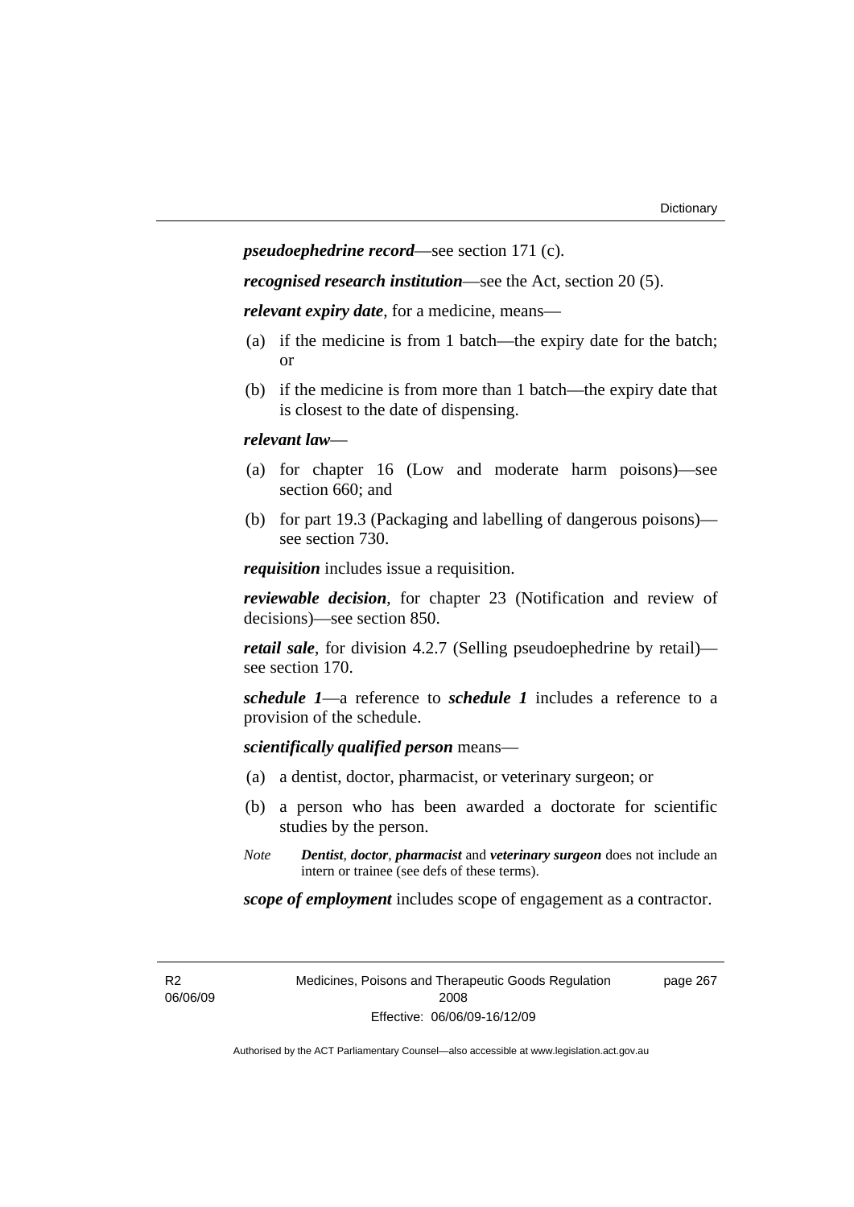***pseudoephedrine record***—see section 171 (c).

***recognised research institution***—see the Act, section 20 (5).

***relevant expiry date***, for a medicine, means—

(a) if the medicine is from 1 batch—the expiry date for the batch; or

(b) if the medicine is from more than 1 batch—the expiry date that is closest to the date of dispensing.

***relevant law***—

(a) for chapter 16 (Low and moderate harm poisons)—see section 660; and

(b) for part 19.3 (Packaging and labelling of dangerous poisons)—see section 730.

***requisition*** includes issue a requisition.

***reviewable decision***, for chapter 23 (Notification and review of decisions)—see section 850.

***retail sale***, for division 4.2.7 (Selling pseudoephedrine by retail)—see section 170.

***schedule 1***—a reference to ***schedule 1*** includes a reference to a provision of the schedule.

***scientifically qualified person*** means—

(a) a dentist, doctor, pharmacist, or veterinary surgeon; or

(b) a person who has been awarded a doctorate for scientific studies by the person.

*Note* ***Dentist***, ***doctor***, ***pharmacist*** and ***veterinary surgeon*** does not include an intern or trainee (see defs of these terms).

***scope of employment*** includes scope of engagement as a contractor.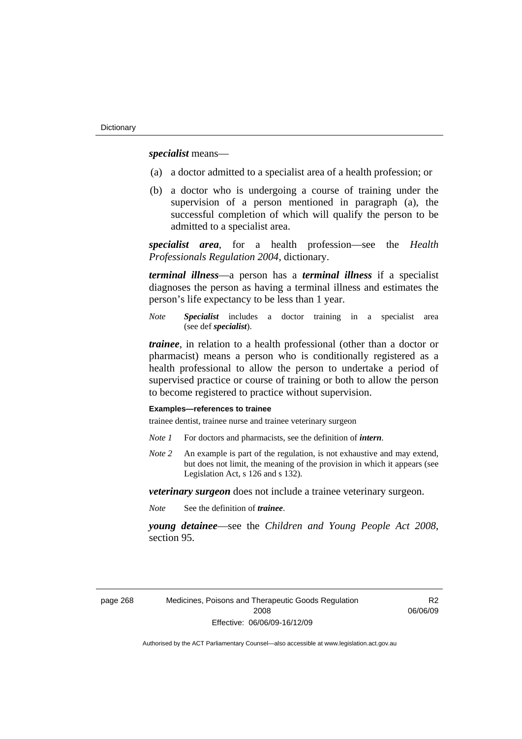***specialist*** means—

(a) a doctor admitted to a specialist area of a health profession; or

(b) a doctor who is undergoing a course of training under the supervision of a person mentioned in paragraph (a), the successful completion of which will qualify the person to be admitted to a specialist area.

***specialist area***, for a health profession—see the *Health Professionals Regulation 2004*, dictionary.

***terminal illness***—a person has a ***terminal illness*** if a specialist diagnoses the person as having a terminal illness and estimates the person's life expectancy to be less than 1 year.

*Note* ***Specialist*** includes a doctor training in a specialist area (see def ***specialist***).

***trainee***, in relation to a health professional (other than a doctor or pharmacist) means a person who is conditionally registered as a health professional to allow the person to undertake a period of supervised practice or course of training or both to allow the person to become registered to practice without supervision.

**Examples—references to trainee**

trainee dentist, trainee nurse and trainee veterinary surgeon

*Note 1* For doctors and pharmacists, see the definition of ***intern***.

*Note 2* An example is part of the regulation, is not exhaustive and may extend, but does not limit, the meaning of the provision in which it appears (see Legislation Act, s 126 and s 132).

***veterinary surgeon*** does not include a trainee veterinary surgeon.

*Note* See the definition of ***trainee***.

***young detainee***—see the *Children and Young People Act 2008*, section 95.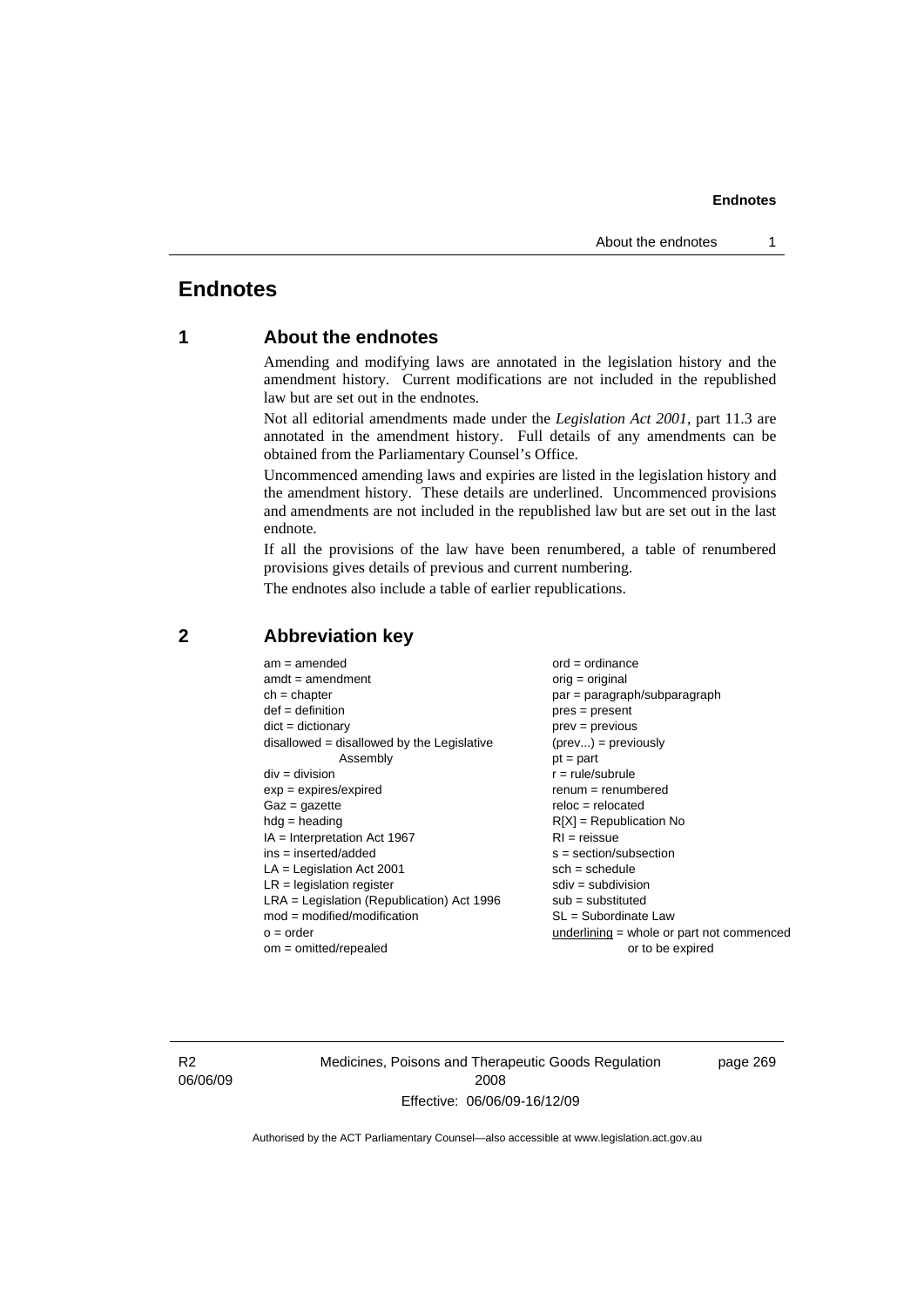# Endnotes

## 1 About the endnotes

Amending and modifying laws are annotated in the legislation history and the amendment history. Current modifications are not included in the republished law but are set out in the endnotes.

Not all editorial amendments made under the *Legislation Act 2001*, part 11.3 are annotated in the amendment history. Full details of any amendments can be obtained from the Parliamentary Counsel's Office.

Uncommenced amending laws and expiries are listed in the legislation history and the amendment history. These details are underlined. Uncommenced provisions and amendments are not included in the republished law but are set out in the last endnote.

If all the provisions of the law have been renumbered, a table of renumbered provisions gives details of previous and current numbering.

The endnotes also include a table of earlier republications.

## 2 Abbreviation key

am = amended
amdt = amendment
ch = chapter
def = definition
dict = dictionary
disallowed = disallowed by the Legislative Assembly
div = division
exp = expires/expired
Gaz = gazette
hdg = heading
IA = Interpretation Act 1967
ins = inserted/added
LA = Legislation Act 2001
LR = legislation register
LRA = Legislation (Republication) Act 1996
mod = modified/modification
o = order
om = omitted/repealed
ord = ordinance
orig = original
par = paragraph/subparagraph
pres = present
prev = previous
(prev...) = previously
pt = part
r = rule/subrule
renum = renumbered
reloc = relocated
R[X] = Republication No
RI = reissue
s = section/subsection
sch = schedule
sdiv = subdivision
sub = substituted
SL = Subordinate Law
underlining = whole or part not commenced or to be expired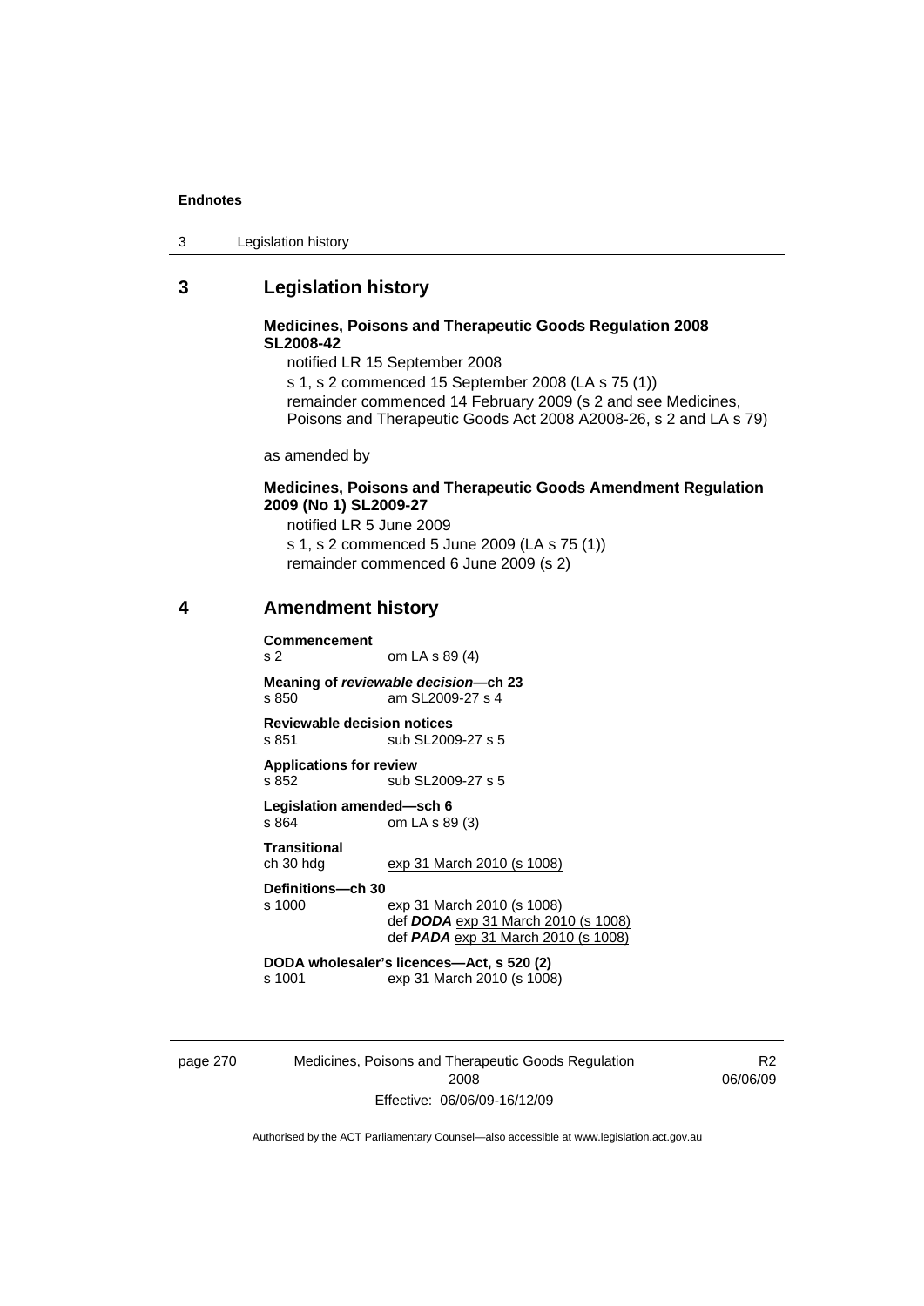## 3 Legislation history

**Medicines, Poisons and Therapeutic Goods Regulation 2008 SL2008-42**

notified LR 15 September 2008

s 1, s 2 commenced 15 September 2008 (LA s 75 (1))

remainder commenced 14 February 2009 (s 2 and see Medicines, Poisons and Therapeutic Goods Act 2008 A2008-26, s 2 and LA s 79)

as amended by

**Medicines, Poisons and Therapeutic Goods Amendment Regulation 2009 (No 1) SL2009-27**

notified LR 5 June 2009

s 1, s 2 commenced 5 June 2009 (LA s 75 (1))

remainder commenced 6 June 2009 (s 2)

## 4 Amendment history

**Commencement**
s 2 om LA s 89 (4)

**Meaning of *reviewable decision*—ch 23**
s 850 am SL2009-27 s 4

**Reviewable decision notices**
s 851 sub SL2009-27 s 5

**Applications for review**
s 852 sub SL2009-27 s 5

**Legislation amended—sch 6**
s 864 om LA s 89 (3)

**Transitional**
ch 30 hdg exp 31 March 2010 (s 1008)

**Definitions—ch 30**
s 1000 exp 31 March 2010 (s 1008)
def ***DODA*** exp 31 March 2010 (s 1008)
def ***PADA*** exp 31 March 2010 (s 1008)

**DODA wholesaler's licences—Act, s 520 (2)**
s 1001 exp 31 March 2010 (s 1008)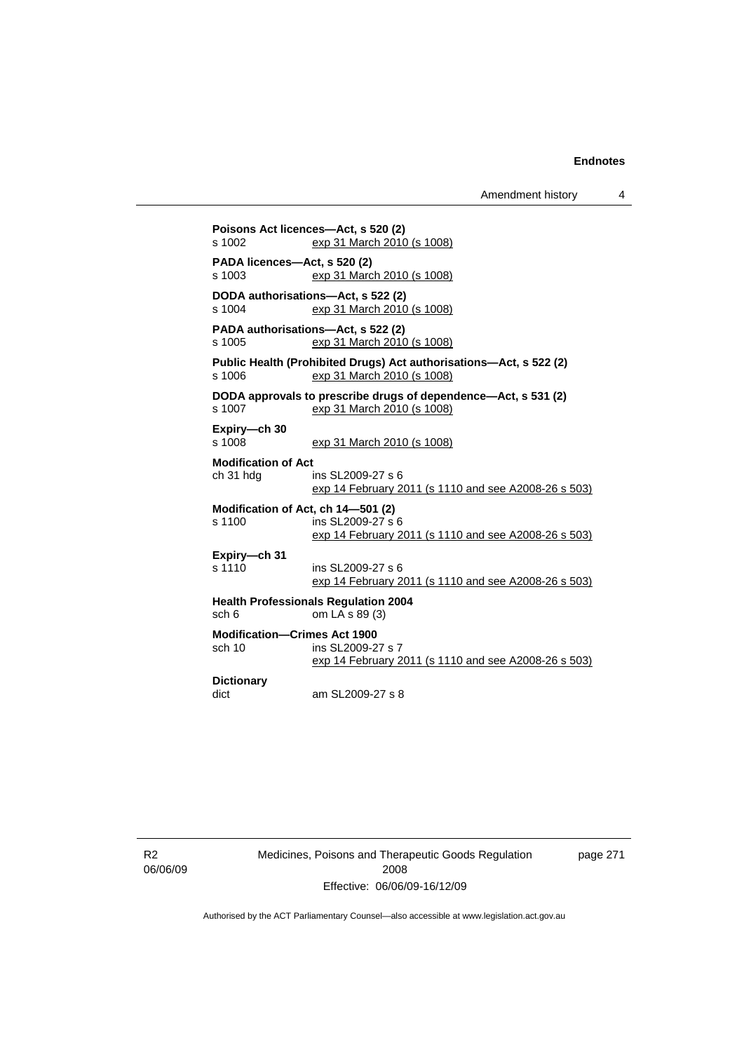**Poisons Act licences—Act, s 520 (2)**
s 1002 exp 31 March 2010 (s 1008)

**PADA licences—Act, s 520 (2)**
s 1003 exp 31 March 2010 (s 1008)

**DODA authorisations—Act, s 522 (2)**
s 1004 exp 31 March 2010 (s 1008)

**PADA authorisations—Act, s 522 (2)**
s 1005 exp 31 March 2010 (s 1008)

**Public Health (Prohibited Drugs) Act authorisations—Act, s 522 (2)**
s 1006 exp 31 March 2010 (s 1008)

**DODA approvals to prescribe drugs of dependence—Act, s 531 (2)**
s 1007 exp 31 March 2010 (s 1008)

**Expiry—ch 30**
s 1008 exp 31 March 2010 (s 1008)

**Modification of Act**
ch 31 hdg ins SL2009-27 s 6
exp 14 February 2011 (s 1110 and see A2008-26 s 503)

**Modification of Act, ch 14—501 (2)**
s 1100 ins SL2009-27 s 6
exp 14 February 2011 (s 1110 and see A2008-26 s 503)

**Expiry—ch 31**
s 1110 ins SL2009-27 s 6
exp 14 February 2011 (s 1110 and see A2008-26 s 503)

**Health Professionals Regulation 2004**
sch 6 om LA s 89 (3)

**Modification—Crimes Act 1900**
sch 10 ins SL2009-27 s 7
exp 14 February 2011 (s 1110 and see A2008-26 s 503)

**Dictionary**
dict am SL2009-27 s 8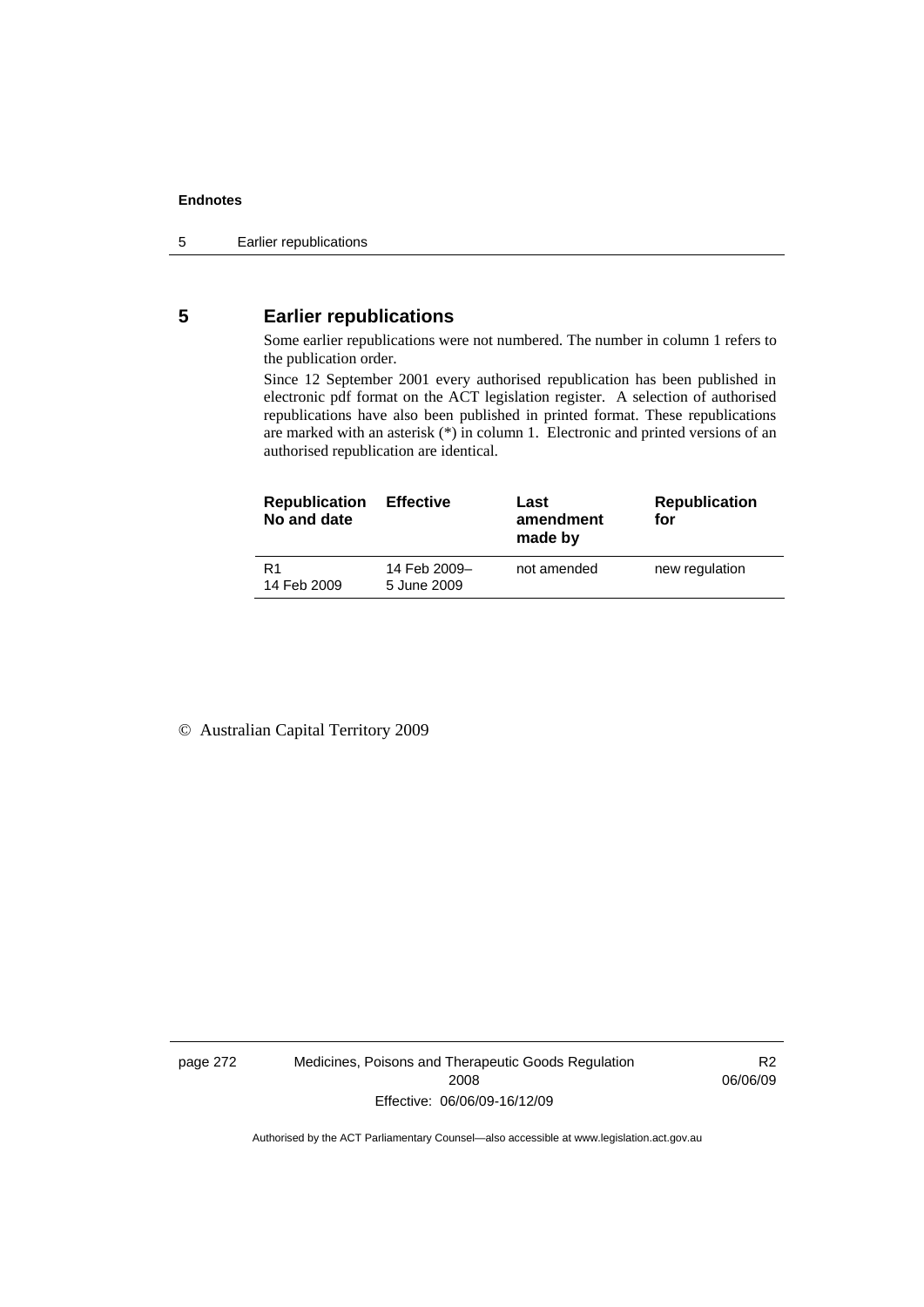## 5 Earlier republications

Some earlier republications were not numbered. The number in column 1 refers to the publication order.

Since 12 September 2001 every authorised republication has been published in electronic pdf format on the ACT legislation register. A selection of authorised republications have also been published in printed format. These republications are marked with an asterisk (*) in column 1. Electronic and printed versions of an authorised republication are identical.

| Republication No and date | Effective | Last amendment made by | Republication for |
|---|---|---|---|
| R1<br>14 Feb 2009 | 14 Feb 2009–<br>5 June 2009 | not amended | new regulation |

© Australian Capital Territory 2009